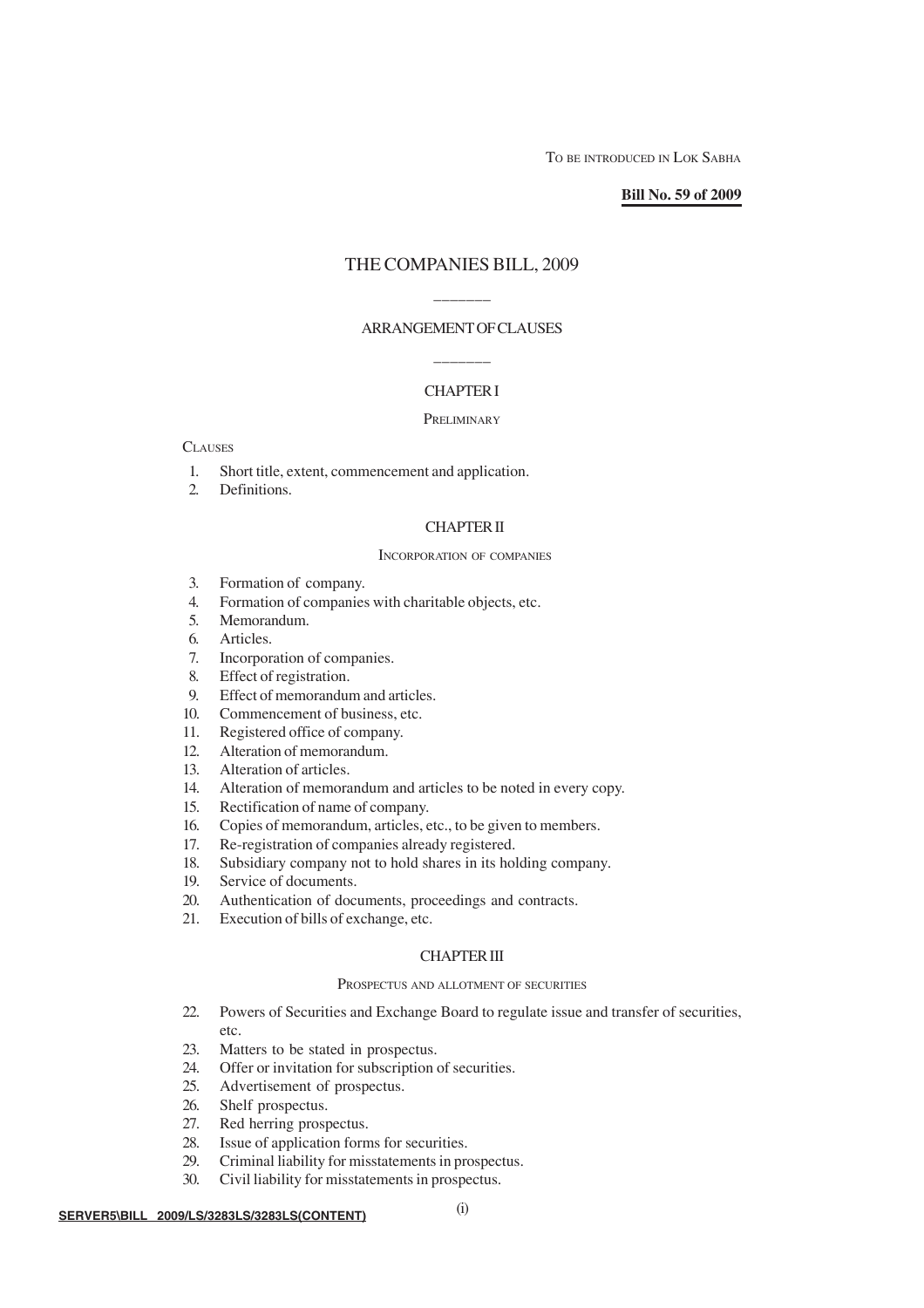TO BE INTRODUCED IN LOK SABHA

**Bill No. 59 of 2009**

# THE COMPANIES BILL, 2009

## ARRANGEMENT OF CLAUSES

### CHAPTER I

PRELIMINARY

CLAUSES

1. Short title, extent, commencement and application.
2. Definitions.

### CHAPTER II

INCORPORATION OF COMPANIES

3. Formation of company.
4. Formation of companies with charitable objects, etc.
5. Memorandum.
6. Articles.
7. Incorporation of companies.
8. Effect of registration.
9. Effect of memorandum and articles.
10. Commencement of business, etc.
11. Registered office of company.
12. Alteration of memorandum.
13. Alteration of articles.
14. Alteration of memorandum and articles to be noted in every copy.
15. Rectification of name of company.
16. Copies of memorandum, articles, etc., to be given to members.
17. Re-registration of companies already registered.
18. Subsidiary company not to hold shares in its holding company.
19. Service of documents.
20. Authentication of documents, proceedings and contracts.
21. Execution of bills of exchange, etc.

### CHAPTER III

PROSPECTUS AND ALLOTMENT OF SECURITIES

22. Powers of Securities and Exchange Board to regulate issue and transfer of securities, etc.
23. Matters to be stated in prospectus.
24. Offer or invitation for subscription of securities.
25. Advertisement of prospectus.
26. Shelf prospectus.
27. Red herring prospectus.
28. Issue of application forms for securities.
29. Criminal liability for misstatements in prospectus.
30. Civil liability for misstatements in prospectus.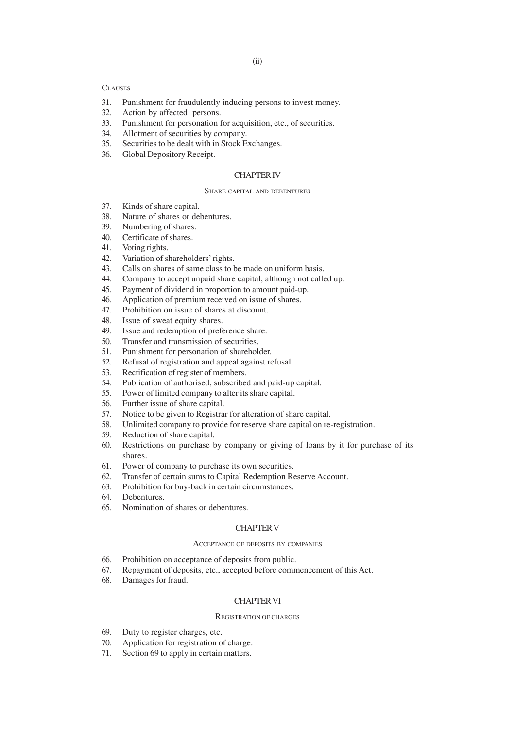CLAUSES

31. Punishment for fraudulently inducing persons to invest money.
32. Action by affected persons.
33. Punishment for personation for acquisition, etc., of securities.
34. Allotment of securities by company.
35. Securities to be dealt with in Stock Exchanges.
36. Global Depository Receipt.

## CHAPTER IV

### SHARE CAPITAL AND DEBENTURES

37. Kinds of share capital.
38. Nature of shares or debentures.
39. Numbering of shares.
40. Certificate of shares.
41. Voting rights.
42. Variation of shareholders' rights.
43. Calls on shares of same class to be made on uniform basis.
44. Company to accept unpaid share capital, although not called up.
45. Payment of dividend in proportion to amount paid-up.
46. Application of premium received on issue of shares.
47. Prohibition on issue of shares at discount.
48. Issue of sweat equity shares.
49. Issue and redemption of preference share.
50. Transfer and transmission of securities.
51. Punishment for personation of shareholder.
52. Refusal of registration and appeal against refusal.
53. Rectification of register of members.
54. Publication of authorised, subscribed and paid-up capital.
55. Power of limited company to alter its share capital.
56. Further issue of share capital.
57. Notice to be given to Registrar for alteration of share capital.
58. Unlimited company to provide for reserve share capital on re-registration.
59. Reduction of share capital.
60. Restrictions on purchase by company or giving of loans by it for purchase of its shares.
61. Power of company to purchase its own securities.
62. Transfer of certain sums to Capital Redemption Reserve Account.
63. Prohibition for buy-back in certain circumstances.
64. Debentures.
65. Nomination of shares or debentures.

## CHAPTER V

### ACCEPTANCE OF DEPOSITS BY COMPANIES

66. Prohibition on acceptance of deposits from public.
67. Repayment of deposits, etc., accepted before commencement of this Act.
68. Damages for fraud.

## CHAPTER VI

### REGISTRATION OF CHARGES

69. Duty to register charges, etc.
70. Application for registration of charge.
71. Section 69 to apply in certain matters.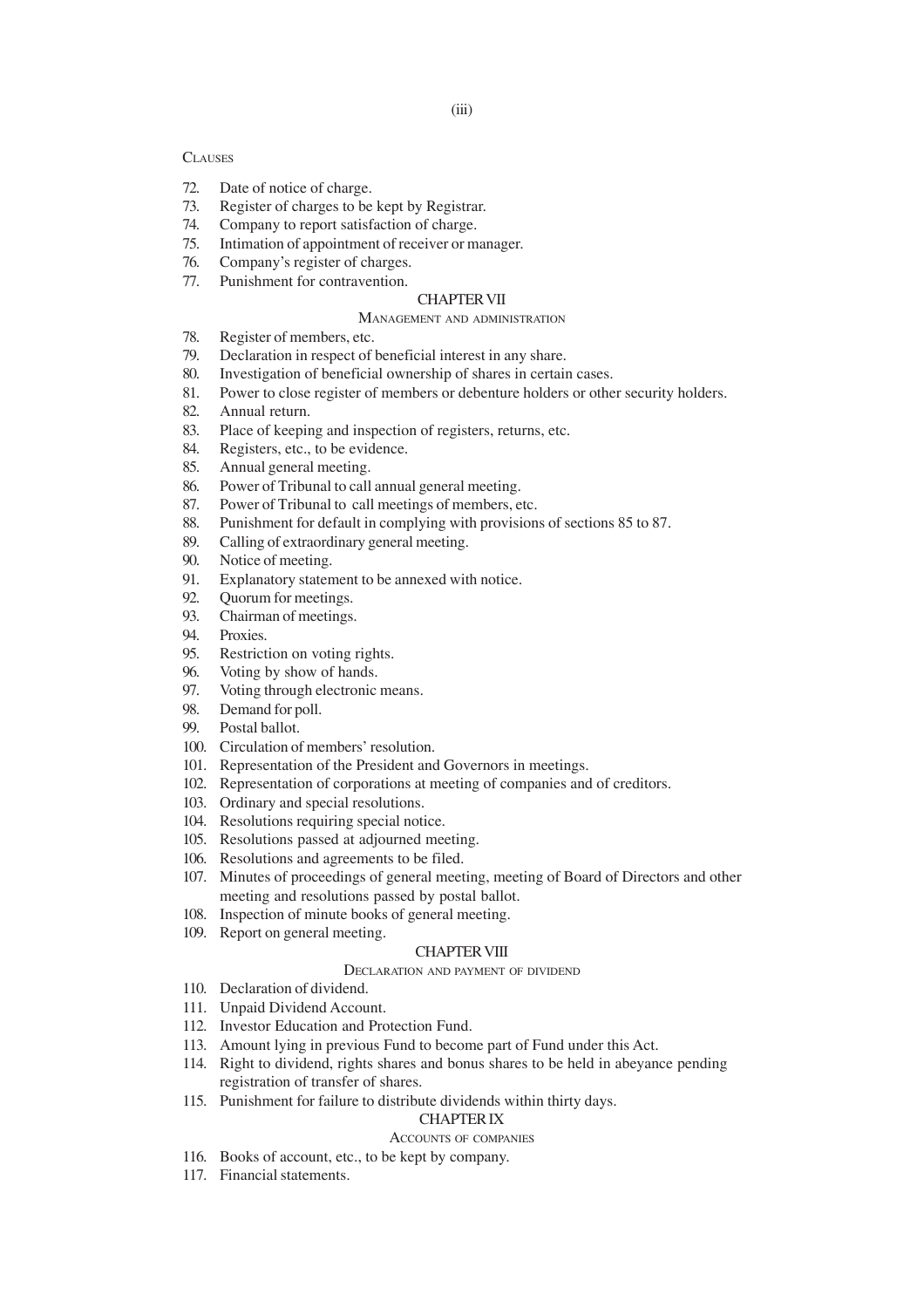CLAUSES

72. Date of notice of charge.
73. Register of charges to be kept by Registrar.
74. Company to report satisfaction of charge.
75. Intimation of appointment of receiver or manager.
76. Company's register of charges.
77. Punishment for contravention.

## CHAPTER VII

### MANAGEMENT AND ADMINISTRATION

78. Register of members, etc.
79. Declaration in respect of beneficial interest in any share.
80. Investigation of beneficial ownership of shares in certain cases.
81. Power to close register of members or debenture holders or other security holders.
82. Annual return.
83. Place of keeping and inspection of registers, returns, etc.
84. Registers, etc., to be evidence.
85. Annual general meeting.
86. Power of Tribunal to call annual general meeting.
87. Power of Tribunal to call meetings of members, etc.
88. Punishment for default in complying with provisions of sections 85 to 87.
89. Calling of extraordinary general meeting.
90. Notice of meeting.
91. Explanatory statement to be annexed with notice.
92. Quorum for meetings.
93. Chairman of meetings.
94. Proxies.
95. Restriction on voting rights.
96. Voting by show of hands.
97. Voting through electronic means.
98. Demand for poll.
99. Postal ballot.
100. Circulation of members' resolution.
101. Representation of the President and Governors in meetings.
102. Representation of corporations at meeting of companies and of creditors.
103. Ordinary and special resolutions.
104. Resolutions requiring special notice.
105. Resolutions passed at adjourned meeting.
106. Resolutions and agreements to be filed.
107. Minutes of proceedings of general meeting, meeting of Board of Directors and other meeting and resolutions passed by postal ballot.
108. Inspection of minute books of general meeting.
109. Report on general meeting.

## CHAPTER VIII

### DECLARATION AND PAYMENT OF DIVIDEND

110. Declaration of dividend.
111. Unpaid Dividend Account.
112. Investor Education and Protection Fund.
113. Amount lying in previous Fund to become part of Fund under this Act.
114. Right to dividend, rights shares and bonus shares to be held in abeyance pending registration of transfer of shares.
115. Punishment for failure to distribute dividends within thirty days.

## CHAPTER IX

### ACCOUNTS OF COMPANIES

116. Books of account, etc., to be kept by company.
117. Financial statements.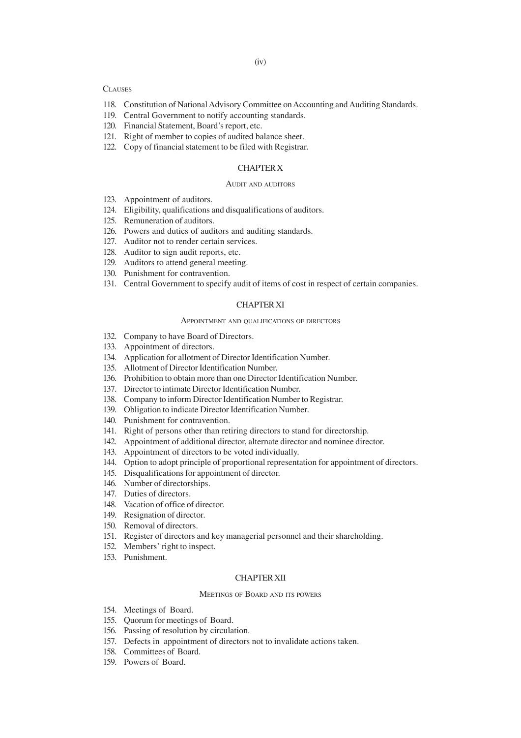CLAUSES

118. Constitution of National Advisory Committee on Accounting and Auditing Standards.
119. Central Government to notify accounting standards.
120. Financial Statement, Board's report, etc.
121. Right of member to copies of audited balance sheet.
122. Copy of financial statement to be filed with Registrar.

## CHAPTER X

### AUDIT AND AUDITORS

123. Appointment of auditors.
124. Eligibility, qualifications and disqualifications of auditors.
125. Remuneration of auditors.
126. Powers and duties of auditors and auditing standards.
127. Auditor not to render certain services.
128. Auditor to sign audit reports, etc.
129. Auditors to attend general meeting.
130. Punishment for contravention.
131. Central Government to specify audit of items of cost in respect of certain companies.

## CHAPTER XI

### APPOINTMENT AND QUALIFICATIONS OF DIRECTORS

132. Company to have Board of Directors.
133. Appointment of directors.
134. Application for allotment of Director Identification Number.
135. Allotment of Director Identification Number.
136. Prohibition to obtain more than one Director Identification Number.
137. Director to intimate Director Identification Number.
138. Company to inform Director Identification Number to Registrar.
139. Obligation to indicate Director Identification Number.
140. Punishment for contravention.
141. Right of persons other than retiring directors to stand for directorship.
142. Appointment of additional director, alternate director and nominee director.
143. Appointment of directors to be voted individually.
144. Option to adopt principle of proportional representation for appointment of directors.
145. Disqualifications for appointment of director.
146. Number of directorships.
147. Duties of directors.
148. Vacation of office of director.
149. Resignation of director.
150. Removal of directors.
151. Register of directors and key managerial personnel and their shareholding.
152. Members' right to inspect.
153. Punishment.

## CHAPTER XII

### MEETINGS OF BOARD AND ITS POWERS

154. Meetings of Board.
155. Quorum for meetings of Board.
156. Passing of resolution by circulation.
157. Defects in appointment of directors not to invalidate actions taken.
158. Committees of Board.
159. Powers of Board.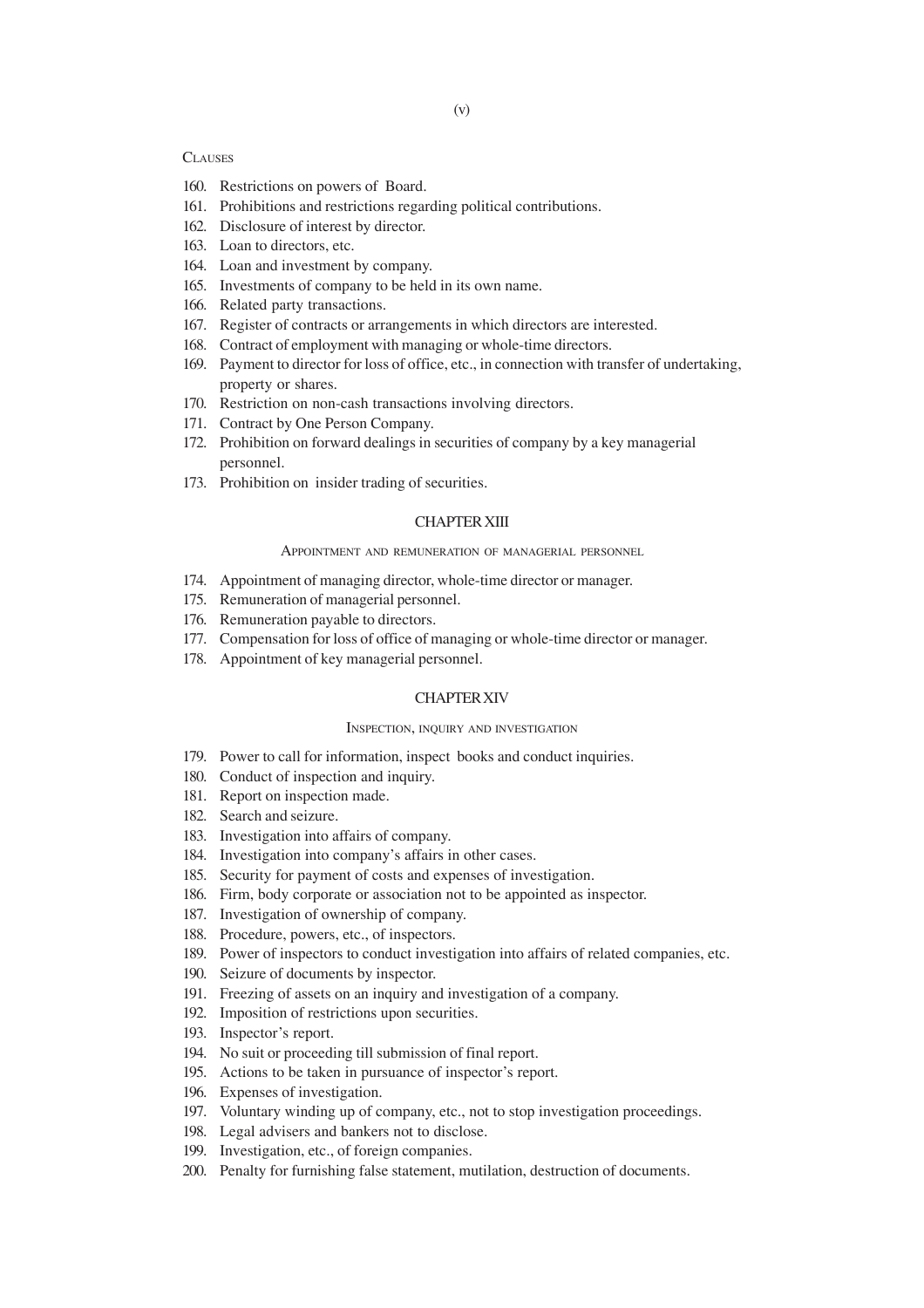CLAUSES

160. Restrictions on powers of Board.
161. Prohibitions and restrictions regarding political contributions.
162. Disclosure of interest by director.
163. Loan to directors, etc.
164. Loan and investment by company.
165. Investments of company to be held in its own name.
166. Related party transactions.
167. Register of contracts or arrangements in which directors are interested.
168. Contract of employment with managing or whole-time directors.
169. Payment to director for loss of office, etc., in connection with transfer of undertaking, property or shares.
170. Restriction on non-cash transactions involving directors.
171. Contract by One Person Company.
172. Prohibition on forward dealings in securities of company by a key managerial personnel.
173. Prohibition on insider trading of securities.

## CHAPTER XIII

### APPOINTMENT AND REMUNERATION OF MANAGERIAL PERSONNEL

174. Appointment of managing director, whole-time director or manager.
175. Remuneration of managerial personnel.
176. Remuneration payable to directors.
177. Compensation for loss of office of managing or whole-time director or manager.
178. Appointment of key managerial personnel.

## CHAPTER XIV

### INSPECTION, INQUIRY AND INVESTIGATION

179. Power to call for information, inspect books and conduct inquiries.
180. Conduct of inspection and inquiry.
181. Report on inspection made.
182. Search and seizure.
183. Investigation into affairs of company.
184. Investigation into company's affairs in other cases.
185. Security for payment of costs and expenses of investigation.
186. Firm, body corporate or association not to be appointed as inspector.
187. Investigation of ownership of company.
188. Procedure, powers, etc., of inspectors.
189. Power of inspectors to conduct investigation into affairs of related companies, etc.
190. Seizure of documents by inspector.
191. Freezing of assets on an inquiry and investigation of a company.
192. Imposition of restrictions upon securities.
193. Inspector's report.
194. No suit or proceeding till submission of final report.
195. Actions to be taken in pursuance of inspector's report.
196. Expenses of investigation.
197. Voluntary winding up of company, etc., not to stop investigation proceedings.
198. Legal advisers and bankers not to disclose.
199. Investigation, etc., of foreign companies.
200. Penalty for furnishing false statement, mutilation, destruction of documents.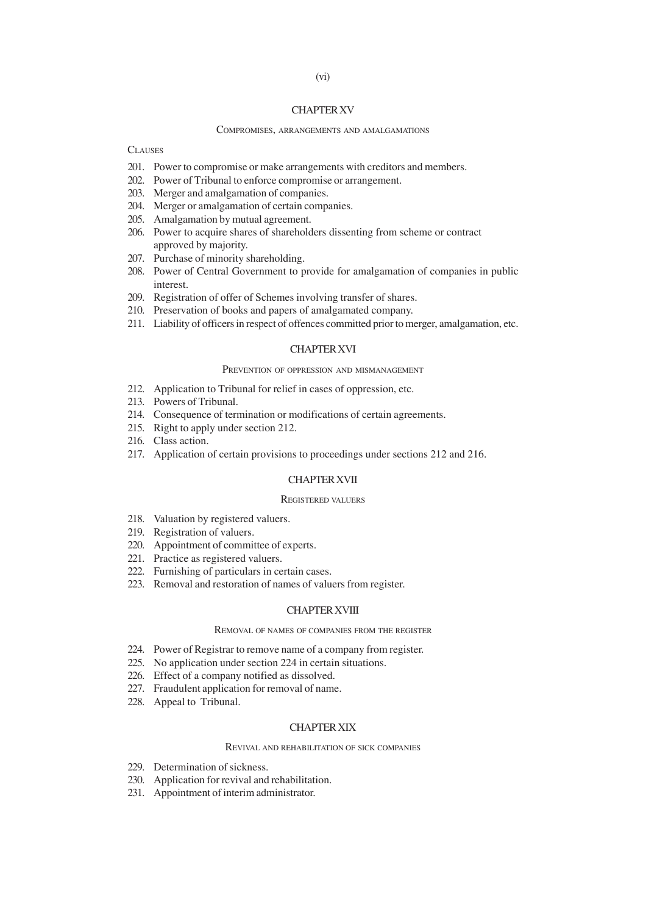## CHAPTER XV

### Compromises, arrangements and amalgamations

Clauses

201. Power to compromise or make arrangements with creditors and members.
202. Power of Tribunal to enforce compromise or arrangement.
203. Merger and amalgamation of companies.
204. Merger or amalgamation of certain companies.
205. Amalgamation by mutual agreement.
206. Power to acquire shares of shareholders dissenting from scheme or contract approved by majority.
207. Purchase of minority shareholding.
208. Power of Central Government to provide for amalgamation of companies in public interest.
209. Registration of offer of Schemes involving transfer of shares.
210. Preservation of books and papers of amalgamated company.
211. Liability of officers in respect of offences committed prior to merger, amalgamation, etc.

## CHAPTER XVI

### Prevention of oppression and mismanagement

212. Application to Tribunal for relief in cases of oppression, etc.
213. Powers of Tribunal.
214. Consequence of termination or modifications of certain agreements.
215. Right to apply under section 212.
216. Class action.
217. Application of certain provisions to proceedings under sections 212 and 216.

## CHAPTER XVII

### Registered valuers

218. Valuation by registered valuers.
219. Registration of valuers.
220. Appointment of committee of experts.
221. Practice as registered valuers.
222. Furnishing of particulars in certain cases.
223. Removal and restoration of names of valuers from register.

## CHAPTER XVIII

### Removal of names of companies from the register

224. Power of Registrar to remove name of a company from register.
225. No application under section 224 in certain situations.
226. Effect of a company notified as dissolved.
227. Fraudulent application for removal of name.
228. Appeal to Tribunal.

## CHAPTER XIX

### Revival and rehabilitation of sick companies

229. Determination of sickness.
230. Application for revival and rehabilitation.
231. Appointment of interim administrator.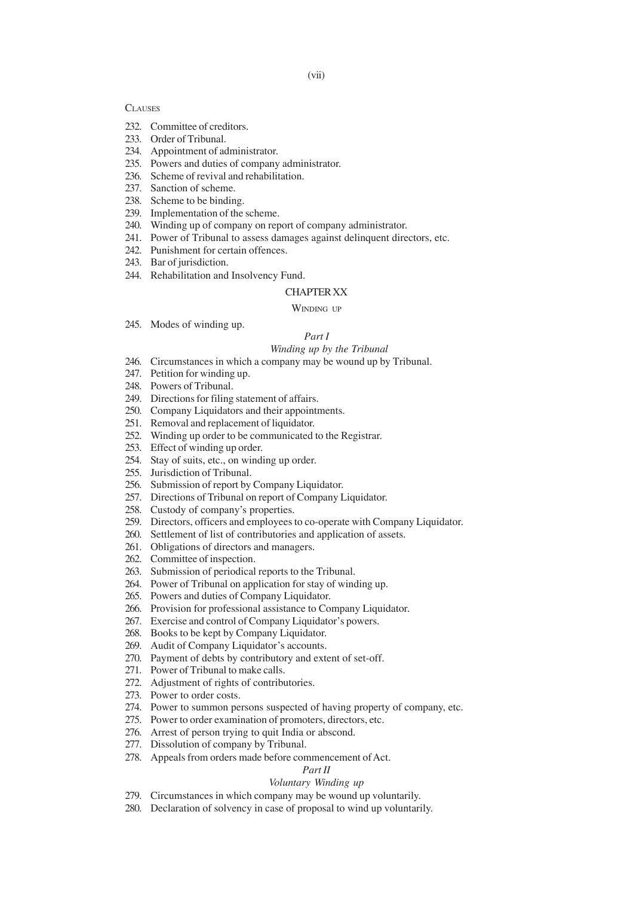CLAUSES

232. Committee of creditors.
233. Order of Tribunal.
234. Appointment of administrator.
235. Powers and duties of company administrator.
236. Scheme of revival and rehabilitation.
237. Sanction of scheme.
238. Scheme to be binding.
239. Implementation of the scheme.
240. Winding up of company on report of company administrator.
241. Power of Tribunal to assess damages against delinquent directors, etc.
242. Punishment for certain offences.
243. Bar of jurisdiction.
244. Rehabilitation and Insolvency Fund.

## CHAPTER XX

### WINDING UP

245. Modes of winding up.

#### *Part I*

#### *Winding up by the Tribunal*

246. Circumstances in which a company may be wound up by Tribunal.
247. Petition for winding up.
248. Powers of Tribunal.
249. Directions for filing statement of affairs.
250. Company Liquidators and their appointments.
251. Removal and replacement of liquidator.
252. Winding up order to be communicated to the Registrar.
253. Effect of winding up order.
254. Stay of suits, etc., on winding up order.
255. Jurisdiction of Tribunal.
256. Submission of report by Company Liquidator.
257. Directions of Tribunal on report of Company Liquidator.
258. Custody of company's properties.
259. Directors, officers and employees to co-operate with Company Liquidator.
260. Settlement of list of contributories and application of assets.
261. Obligations of directors and managers.
262. Committee of inspection.
263. Submission of periodical reports to the Tribunal.
264. Power of Tribunal on application for stay of winding up.
265. Powers and duties of Company Liquidator.
266. Provision for professional assistance to Company Liquidator.
267. Exercise and control of Company Liquidator's powers.
268. Books to be kept by Company Liquidator.
269. Audit of Company Liquidator's accounts.
270. Payment of debts by contributory and extent of set-off.
271. Power of Tribunal to make calls.
272. Adjustment of rights of contributories.
273. Power to order costs.
274. Power to summon persons suspected of having property of company, etc.
275. Power to order examination of promoters, directors, etc.
276. Arrest of person trying to quit India or abscond.
277. Dissolution of company by Tribunal.
278. Appeals from orders made before commencement of Act.

#### *Part II*

#### *Voluntary Winding up*

279. Circumstances in which company may be wound up voluntarily.
280. Declaration of solvency in case of proposal to wind up voluntarily.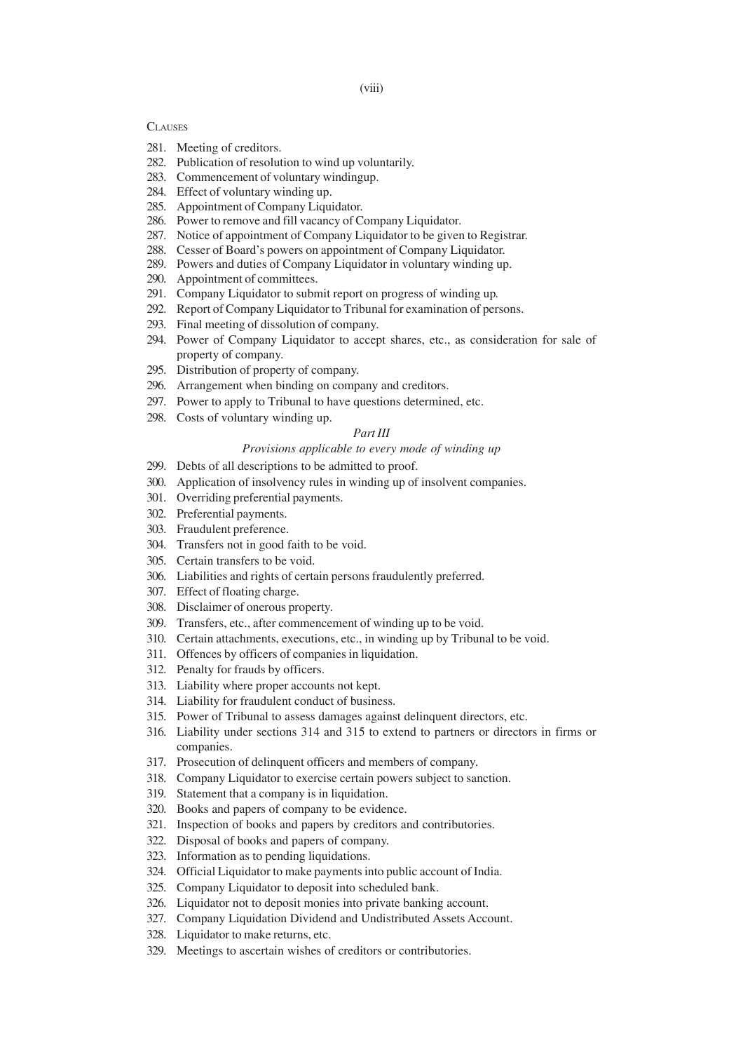CLAUSES

281. Meeting of creditors.
282. Publication of resolution to wind up voluntarily.
283. Commencement of voluntary windingup.
284. Effect of voluntary winding up.
285. Appointment of Company Liquidator.
286. Power to remove and fill vacancy of Company Liquidator.
287. Notice of appointment of Company Liquidator to be given to Registrar.
288. Cesser of Board's powers on appointment of Company Liquidator.
289. Powers and duties of Company Liquidator in voluntary winding up.
290. Appointment of committees.
291. Company Liquidator to submit report on progress of winding up.
292. Report of Company Liquidator to Tribunal for examination of persons.
293. Final meeting of dissolution of company.
294. Power of Company Liquidator to accept shares, etc., as consideration for sale of property of company.
295. Distribution of property of company.
296. Arrangement when binding on company and creditors.
297. Power to apply to Tribunal to have questions determined, etc.
298. Costs of voluntary winding up.

*Part III*

*Provisions applicable to every mode of winding up*

299. Debts of all descriptions to be admitted to proof.
300. Application of insolvency rules in winding up of insolvent companies.
301. Overriding preferential payments.
302. Preferential payments.
303. Fraudulent preference.
304. Transfers not in good faith to be void.
305. Certain transfers to be void.
306. Liabilities and rights of certain persons fraudulently preferred.
307. Effect of floating charge.
308. Disclaimer of onerous property.
309. Transfers, etc., after commencement of winding up to be void.
310. Certain attachments, executions, etc., in winding up by Tribunal to be void.
311. Offences by officers of companies in liquidation.
312. Penalty for frauds by officers.
313. Liability where proper accounts not kept.
314. Liability for fraudulent conduct of business.
315. Power of Tribunal to assess damages against delinquent directors, etc.
316. Liability under sections 314 and 315 to extend to partners or directors in firms or companies.
317. Prosecution of delinquent officers and members of company.
318. Company Liquidator to exercise certain powers subject to sanction.
319. Statement that a company is in liquidation.
320. Books and papers of company to be evidence.
321. Inspection of books and papers by creditors and contributories.
322. Disposal of books and papers of company.
323. Information as to pending liquidations.
324. Official Liquidator to make payments into public account of India.
325. Company Liquidator to deposit into scheduled bank.
326. Liquidator not to deposit monies into private banking account.
327. Company Liquidation Dividend and Undistributed Assets Account.
328. Liquidator to make returns, etc.
329. Meetings to ascertain wishes of creditors or contributories.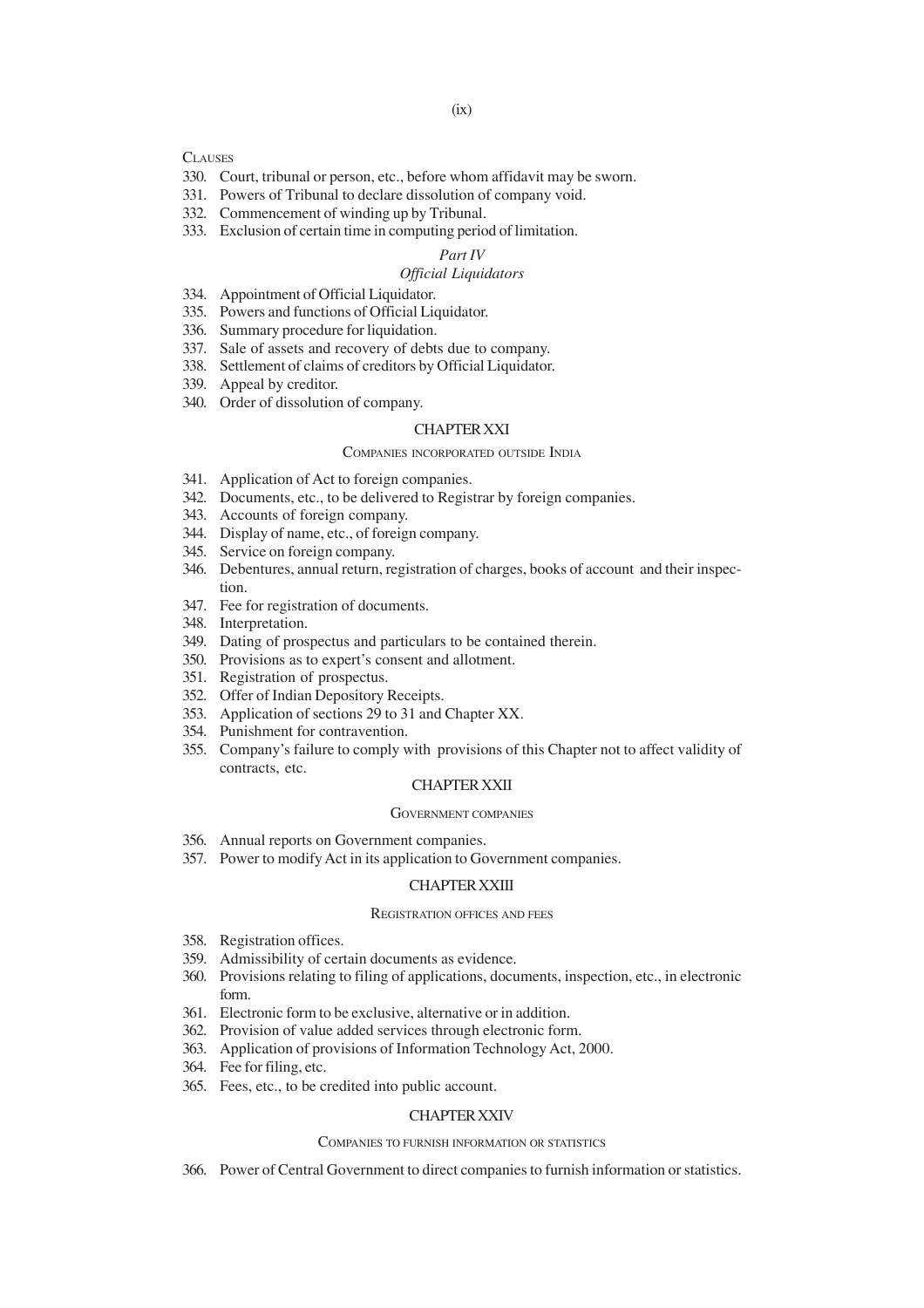CLAUSES

330. Court, tribunal or person, etc., before whom affidavit may be sworn.
331. Powers of Tribunal to declare dissolution of company void.
332. Commencement of winding up by Tribunal.
333. Exclusion of certain time in computing period of limitation.

*Part IV*

*Official Liquidators*

334. Appointment of Official Liquidator.
335. Powers and functions of Official Liquidator.
336. Summary procedure for liquidation.
337. Sale of assets and recovery of debts due to company.
338. Settlement of claims of creditors by Official Liquidator.
339. Appeal by creditor.
340. Order of dissolution of company.

## CHAPTER XXI

### COMPANIES INCORPORATED OUTSIDE INDIA

341. Application of Act to foreign companies.
342. Documents, etc., to be delivered to Registrar by foreign companies.
343. Accounts of foreign company.
344. Display of name, etc., of foreign company.
345. Service on foreign company.
346. Debentures, annual return, registration of charges, books of account and their inspection.
347. Fee for registration of documents.
348. Interpretation.
349. Dating of prospectus and particulars to be contained therein.
350. Provisions as to expert's consent and allotment.
351. Registration of prospectus.
352. Offer of Indian Depository Receipts.
353. Application of sections 29 to 31 and Chapter XX.
354. Punishment for contravention.
355. Company's failure to comply with provisions of this Chapter not to affect validity of contracts, etc.

## CHAPTER XXII

### GOVERNMENT COMPANIES

356. Annual reports on Government companies.
357. Power to modify Act in its application to Government companies.

## CHAPTER XXIII

### REGISTRATION OFFICES AND FEES

358. Registration offices.
359. Admissibility of certain documents as evidence.
360. Provisions relating to filing of applications, documents, inspection, etc., in electronic form.
361. Electronic form to be exclusive, alternative or in addition.
362. Provision of value added services through electronic form.
363. Application of provisions of Information Technology Act, 2000.
364. Fee for filing, etc.
365. Fees, etc., to be credited into public account.

## CHAPTER XXIV

### COMPANIES TO FURNISH INFORMATION OR STATISTICS

366. Power of Central Government to direct companies to furnish information or statistics.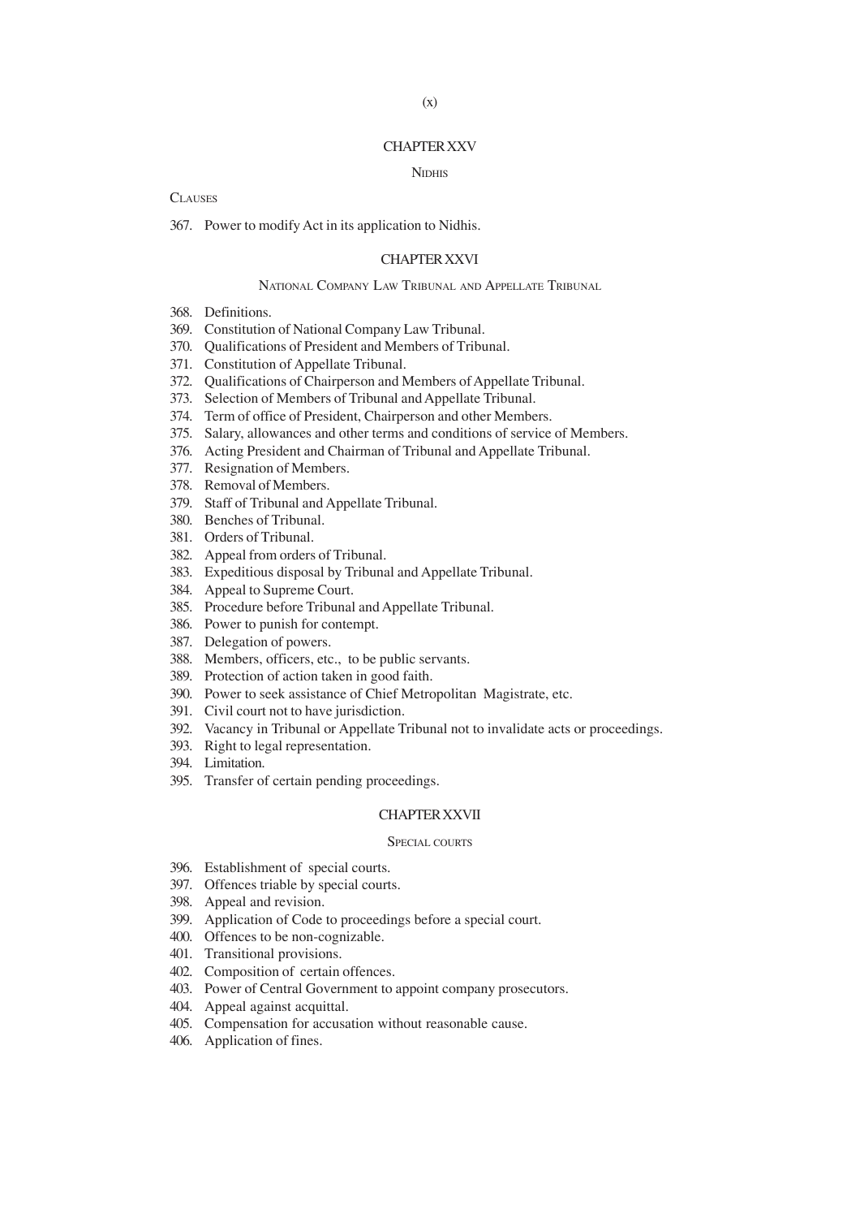## CHAPTER XXV

### NIDHIS

CLAUSES

367. Power to modify Act in its application to Nidhis.

## CHAPTER XXVI

### NATIONAL COMPANY LAW TRIBUNAL AND APPELLATE TRIBUNAL

368. Definitions.
369. Constitution of National Company Law Tribunal.
370. Qualifications of President and Members of Tribunal.
371. Constitution of Appellate Tribunal.
372. Qualifications of Chairperson and Members of Appellate Tribunal.
373. Selection of Members of Tribunal and Appellate Tribunal.
374. Term of office of President, Chairperson and other Members.
375. Salary, allowances and other terms and conditions of service of Members.
376. Acting President and Chairman of Tribunal and Appellate Tribunal.
377. Resignation of Members.
378. Removal of Members.
379. Staff of Tribunal and Appellate Tribunal.
380. Benches of Tribunal.
381. Orders of Tribunal.
382. Appeal from orders of Tribunal.
383. Expeditious disposal by Tribunal and Appellate Tribunal.
384. Appeal to Supreme Court.
385. Procedure before Tribunal and Appellate Tribunal.
386. Power to punish for contempt.
387. Delegation of powers.
388. Members, officers, etc., to be public servants.
389. Protection of action taken in good faith.
390. Power to seek assistance of Chief Metropolitan Magistrate, etc.
391. Civil court not to have jurisdiction.
392. Vacancy in Tribunal or Appellate Tribunal not to invalidate acts or proceedings.
393. Right to legal representation.
394. Limitation.
395. Transfer of certain pending proceedings.

## CHAPTER XXVII

### SPECIAL COURTS

396. Establishment of special courts.
397. Offences triable by special courts.
398. Appeal and revision.
399. Application of Code to proceedings before a special court.
400. Offences to be non-cognizable.
401. Transitional provisions.
402. Composition of certain offences.
403. Power of Central Government to appoint company prosecutors.
404. Appeal against acquittal.
405. Compensation for accusation without reasonable cause.
406. Application of fines.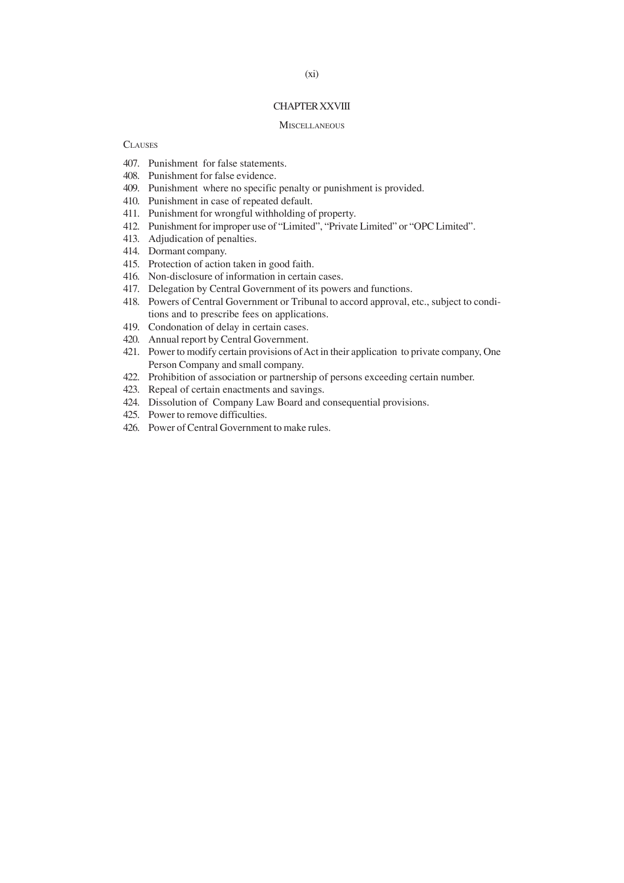## CHAPTER XXVIII

### MISCELLANEOUS

CLAUSES

407. Punishment for false statements.
408. Punishment for false evidence.
409. Punishment where no specific penalty or punishment is provided.
410. Punishment in case of repeated default.
411. Punishment for wrongful withholding of property.
412. Punishment for improper use of "Limited", "Private Limited" or "OPC Limited".
413. Adjudication of penalties.
414. Dormant company.
415. Protection of action taken in good faith.
416. Non-disclosure of information in certain cases.
417. Delegation by Central Government of its powers and functions.
418. Powers of Central Government or Tribunal to accord approval, etc., subject to conditions and to prescribe fees on applications.
419. Condonation of delay in certain cases.
420. Annual report by Central Government.
421. Power to modify certain provisions of Act in their application to private company, One Person Company and small company.
422. Prohibition of association or partnership of persons exceeding certain number.
423. Repeal of certain enactments and savings.
424. Dissolution of Company Law Board and consequential provisions.
425. Power to remove difficulties.
426. Power of Central Government to make rules.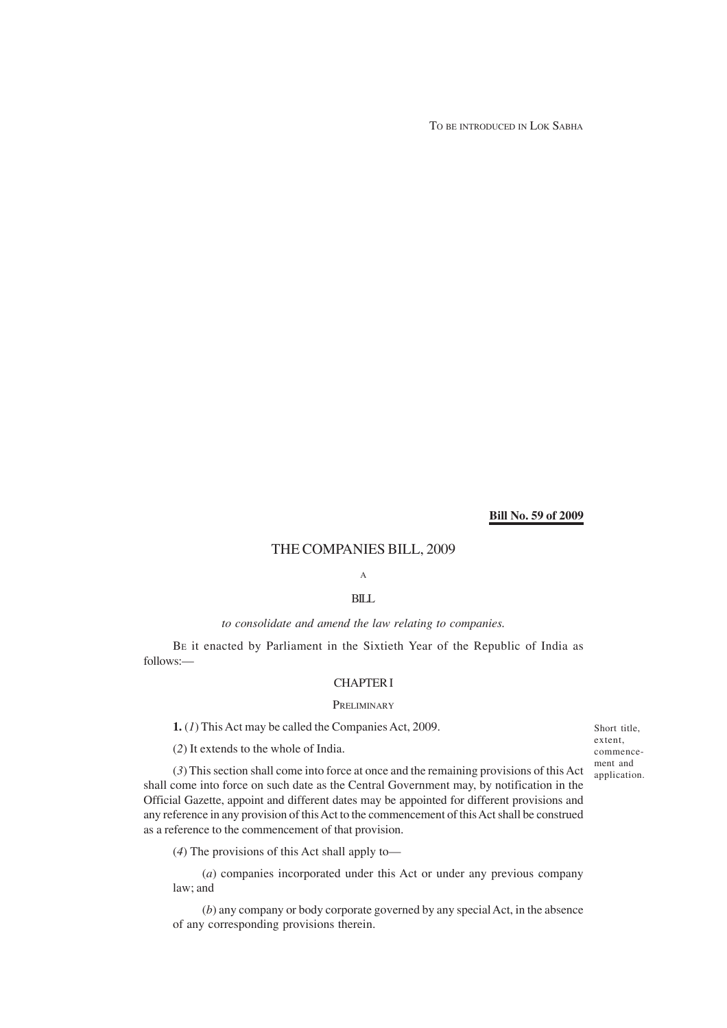TO BE INTRODUCED IN LOK SABHA

**Bill No. 59 of 2009**

# THE COMPANIES BILL, 2009

A

BILL

*to consolidate and amend the law relating to companies.*

BE it enacted by Parliament in the Sixtieth Year of the Republic of India as follows:—

## CHAPTER I

### PRELIMINARY

Short title, extent, commencement and application.

**1.** (*1*) This Act may be called the Companies Act, 2009.

(*2*) It extends to the whole of India.

(*3*) This section shall come into force at once and the remaining provisions of this Act shall come into force on such date as the Central Government may, by notification in the Official Gazette, appoint and different dates may be appointed for different provisions and any reference in any provision of this Act to the commencement of this Act shall be construed as a reference to the commencement of that provision.

(*4*) The provisions of this Act shall apply to—

(*a*) companies incorporated under this Act or under any previous company law; and

(*b*) any company or body corporate governed by any special Act, in the absence of any corresponding provisions therein.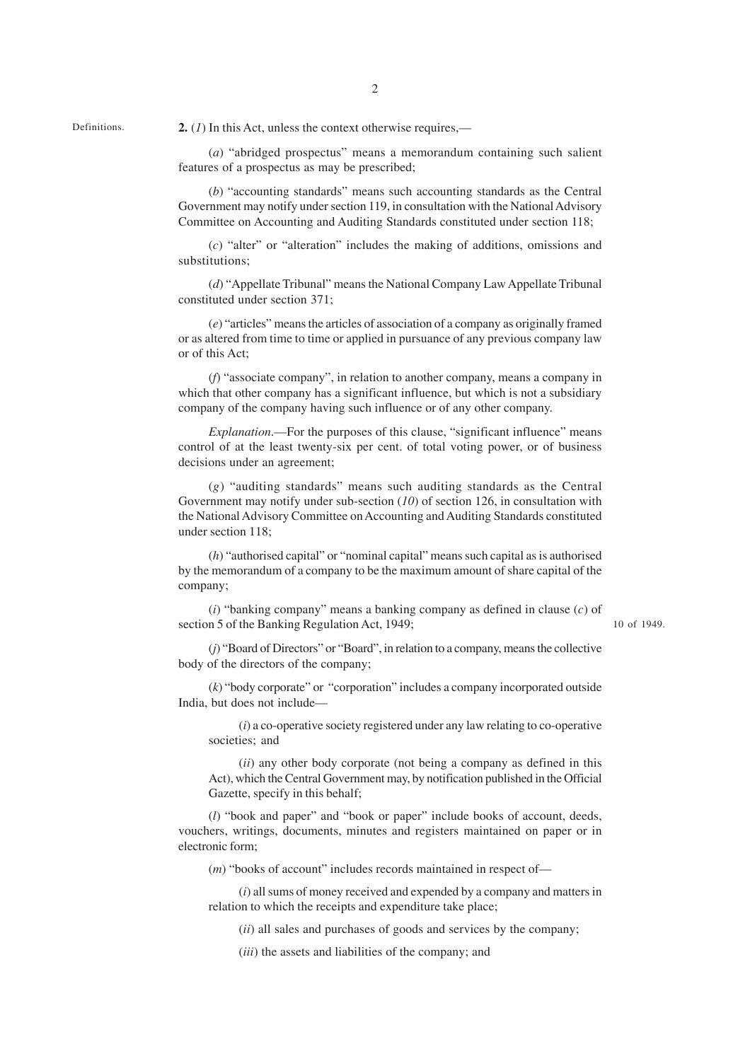Definitions.

**2.** (*1*) In this Act, unless the context otherwise requires,—

(*a*) "abridged prospectus" means a memorandum containing such salient features of a prospectus as may be prescribed;

(*b*) "accounting standards" means such accounting standards as the Central Government may notify under section 119, in consultation with the National Advisory Committee on Accounting and Auditing Standards constituted under section 118;

(*c*) "alter" or "alteration" includes the making of additions, omissions and substitutions;

(*d*) "Appellate Tribunal" means the National Company Law Appellate Tribunal constituted under section 371;

(*e*) "articles" means the articles of association of a company as originally framed or as altered from time to time or applied in pursuance of any previous company law or of this Act;

(*f*) "associate company", in relation to another company, means a company in which that other company has a significant influence, but which is not a subsidiary company of the company having such influence or of any other company.

*Explanation*.—For the purposes of this clause, "significant influence" means control of at the least twenty-six per cent. of total voting power, or of business decisions under an agreement;

(*g*) "auditing standards" means such auditing standards as the Central Government may notify under sub-section (*10*) of section 126, in consultation with the National Advisory Committee on Accounting and Auditing Standards constituted under section 118;

(*h*) "authorised capital" or "nominal capital" means such capital as is authorised by the memorandum of a company to be the maximum amount of share capital of the company;

(*i*) "banking company" means a banking company as defined in clause (*c*) of section 5 of the Banking Regulation Act, 1949;

10 of 1949.

(*j*) "Board of Directors" or "Board", in relation to a company, means the collective body of the directors of the company;

(*k*) "body corporate" or "corporation" includes a company incorporated outside India, but does not include—

(*i*) a co-operative society registered under any law relating to co-operative societies; and

(*ii*) any other body corporate (not being a company as defined in this Act), which the Central Government may, by notification published in the Official Gazette, specify in this behalf;

(*l*) "book and paper" and "book or paper" include books of account, deeds, vouchers, writings, documents, minutes and registers maintained on paper or in electronic form;

(*m*) "books of account" includes records maintained in respect of—

(*i*) all sums of money received and expended by a company and matters in relation to which the receipts and expenditure take place;

(*ii*) all sales and purchases of goods and services by the company;

(*iii*) the assets and liabilities of the company; and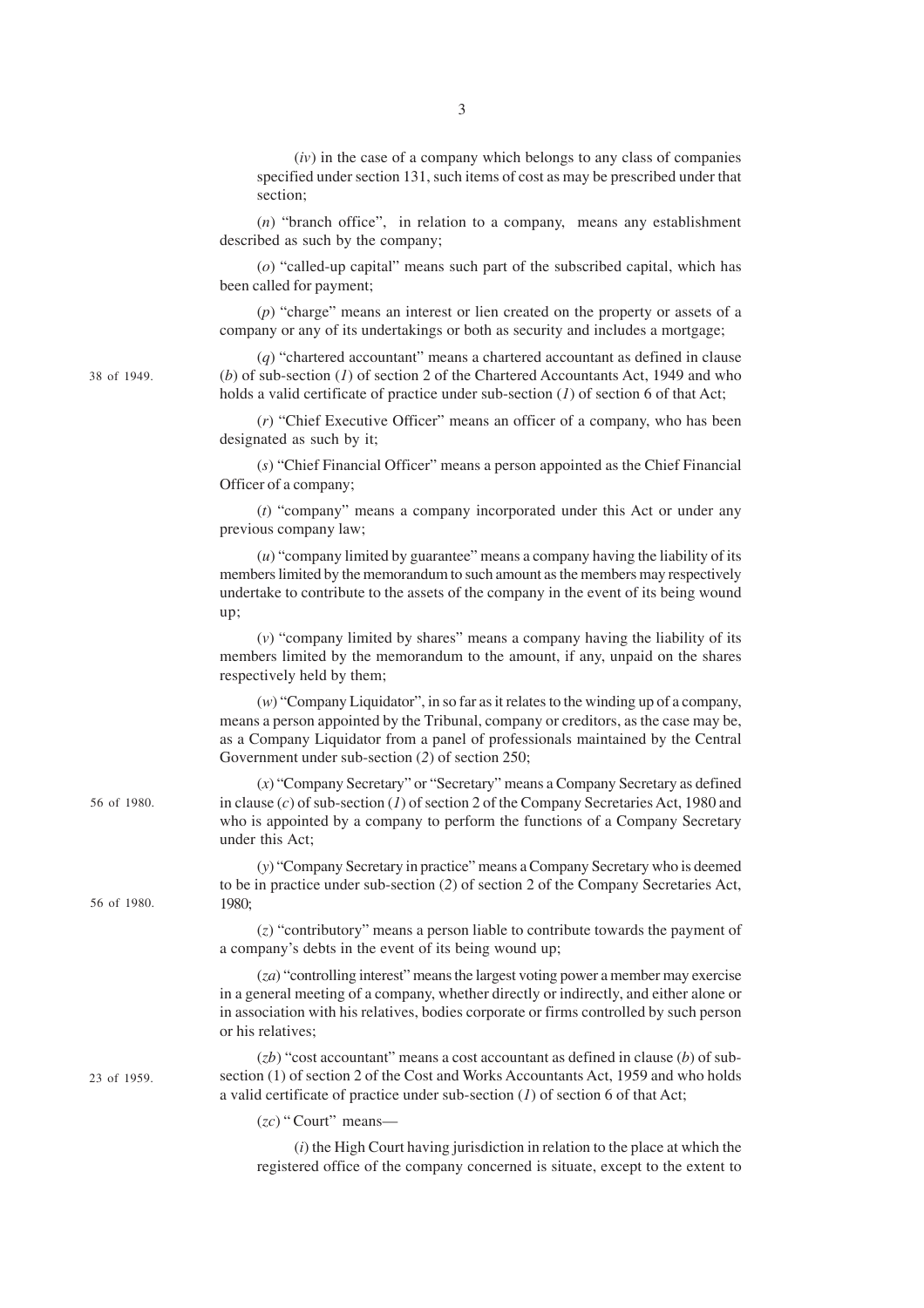(*iv*) in the case of a company which belongs to any class of companies specified under section 131, such items of cost as may be prescribed under that section;

(*n*) "branch office", in relation to a company, means any establishment described as such by the company;

(*o*) "called-up capital" means such part of the subscribed capital, which has been called for payment;

(*p*) "charge" means an interest or lien created on the property or assets of a company or any of its undertakings or both as security and includes a mortgage;

38 of 1949.

(*q*) "chartered accountant" means a chartered accountant as defined in clause (*b*) of sub-section (*1*) of section 2 of the Chartered Accountants Act, 1949 and who holds a valid certificate of practice under sub-section (*1*) of section 6 of that Act;

(*r*) "Chief Executive Officer" means an officer of a company, who has been designated as such by it;

(*s*) "Chief Financial Officer" means a person appointed as the Chief Financial Officer of a company;

(*t*) "company" means a company incorporated under this Act or under any previous company law;

(*u*) "company limited by guarantee" means a company having the liability of its members limited by the memorandum to such amount as the members may respectively undertake to contribute to the assets of the company in the event of its being wound up;

(*v*) "company limited by shares" means a company having the liability of its members limited by the memorandum to the amount, if any, unpaid on the shares respectively held by them;

(*w*) "Company Liquidator", in so far as it relates to the winding up of a company, means a person appointed by the Tribunal, company or creditors, as the case may be, as a Company Liquidator from a panel of professionals maintained by the Central Government under sub-section (*2*) of section 250;

56 of 1980.

(*x*) "Company Secretary" or "Secretary" means a Company Secretary as defined in clause (*c*) of sub-section (*1*) of section 2 of the Company Secretaries Act, 1980 and who is appointed by a company to perform the functions of a Company Secretary under this Act;

56 of 1980.

(*y*) "Company Secretary in practice" means a Company Secretary who is deemed to be in practice under sub-section (*2*) of section 2 of the Company Secretaries Act, 1980;

(*z*) "contributory" means a person liable to contribute towards the payment of a company's debts in the event of its being wound up;

(*za*) "controlling interest" means the largest voting power a member may exercise in a general meeting of a company, whether directly or indirectly, and either alone or in association with his relatives, bodies corporate or firms controlled by such person or his relatives;

23 of 1959.

(*zb*) "cost accountant" means a cost accountant as defined in clause (*b*) of sub-section (1) of section 2 of the Cost and Works Accountants Act, 1959 and who holds a valid certificate of practice under sub-section (*1*) of section 6 of that Act;

(*zc*) " Court" means—

(*i*) the High Court having jurisdiction in relation to the place at which the registered office of the company concerned is situate, except to the extent to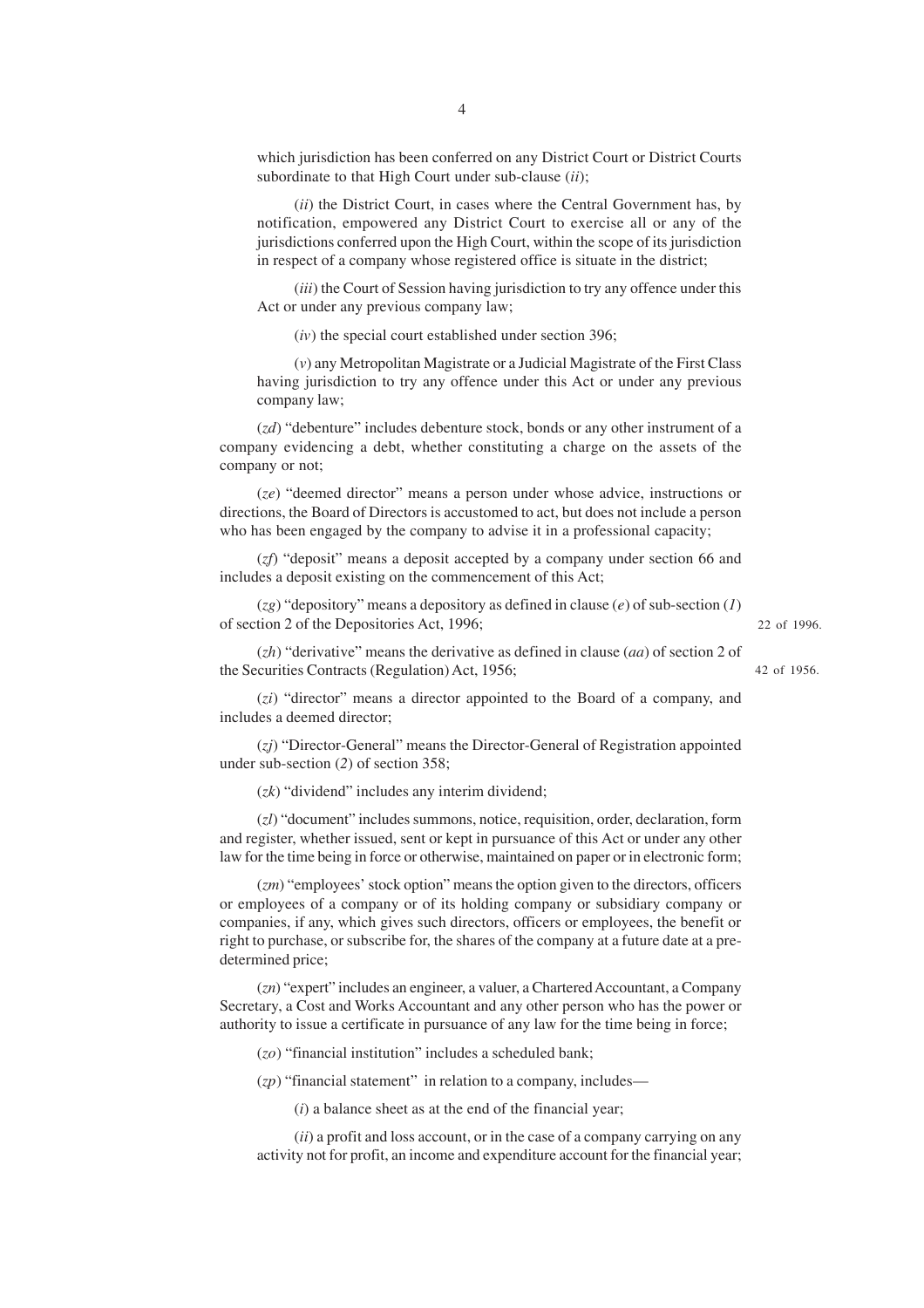which jurisdiction has been conferred on any District Court or District Courts subordinate to that High Court under sub-clause (*ii*);

(*ii*) the District Court, in cases where the Central Government has, by notification, empowered any District Court to exercise all or any of the jurisdictions conferred upon the High Court, within the scope of its jurisdiction in respect of a company whose registered office is situate in the district;

(*iii*) the Court of Session having jurisdiction to try any offence under this Act or under any previous company law;

(*iv*) the special court established under section 396;

(*v*) any Metropolitan Magistrate or a Judicial Magistrate of the First Class having jurisdiction to try any offence under this Act or under any previous company law;

(*zd*) "debenture" includes debenture stock, bonds or any other instrument of a company evidencing a debt, whether constituting a charge on the assets of the company or not;

(*ze*) "deemed director" means a person under whose advice, instructions or directions, the Board of Directors is accustomed to act, but does not include a person who has been engaged by the company to advise it in a professional capacity;

(*zf*) "deposit" means a deposit accepted by a company under section 66 and includes a deposit existing on the commencement of this Act;

(*zg*) "depository" means a depository as defined in clause (*e*) of sub-section (*1*) of section 2 of the Depositories Act, 1996; 22 of 1996.

(*zh*) "derivative" means the derivative as defined in clause (*aa*) of section 2 of the Securities Contracts (Regulation) Act, 1956; 42 of 1956.

(*zi*) "director" means a director appointed to the Board of a company, and includes a deemed director;

(*zj*) "Director-General" means the Director-General of Registration appointed under sub-section (*2*) of section 358;

(*zk*) "dividend" includes any interim dividend;

(*zl*) "document" includes summons, notice, requisition, order, declaration, form and register, whether issued, sent or kept in pursuance of this Act or under any other law for the time being in force or otherwise, maintained on paper or in electronic form;

(*zm*) "employees' stock option" means the option given to the directors, officers or employees of a company or of its holding company or subsidiary company or companies, if any, which gives such directors, officers or employees, the benefit or right to purchase, or subscribe for, the shares of the company at a future date at a pre-determined price;

(*zn*) "expert" includes an engineer, a valuer, a Chartered Accountant, a Company Secretary, a Cost and Works Accountant and any other person who has the power or authority to issue a certificate in pursuance of any law for the time being in force;

(*zo*) "financial institution" includes a scheduled bank;

(*zp*) "financial statement" in relation to a company, includes—

(*i*) a balance sheet as at the end of the financial year;

(*ii*) a profit and loss account, or in the case of a company carrying on any activity not for profit, an income and expenditure account for the financial year;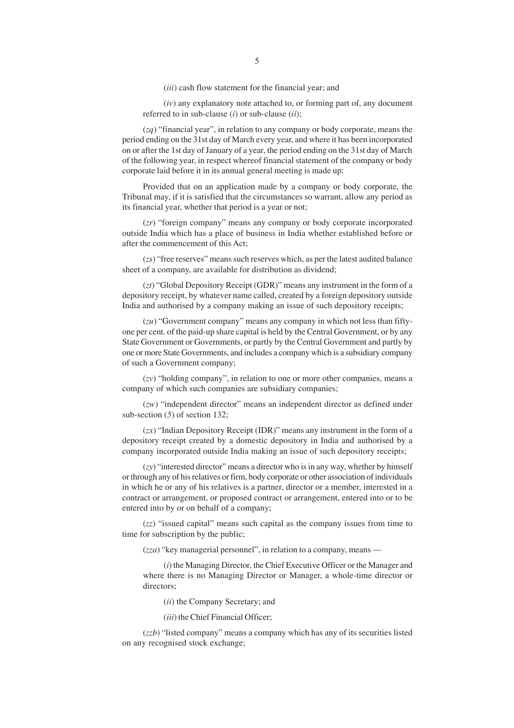(*iii*) cash flow statement for the financial year; and

(*iv*) any explanatory note attached to, or forming part of, any document referred to in sub-clause (*i*) or sub-clause (*ii*);

(*zq*) "financial year", in relation to any company or body corporate, means the period ending on the 31st day of March every year, and where it has been incorporated on or after the 1st day of January of a year, the period ending on the 31st day of March of the following year, in respect whereof financial statement of the company or body corporate laid before it in its annual general meeting is made up:

Provided that on an application made by a company or body corporate, the Tribunal may, if it is satisfied that the circumstances so warrant, allow any period as its financial year, whether that period is a year or not;

(*zr*) "foreign company" means any company or body corporate incorporated outside India which has a place of business in India whether established before or after the commencement of this Act;

(*zs*) "free reserves" means such reserves which, as per the latest audited balance sheet of a company, are available for distribution as dividend;

(*zt*) "Global Depository Receipt (GDR)" means any instrument in the form of a depository receipt, by whatever name called, created by a foreign depository outside India and authorised by a company making an issue of such depository receipts;

(*zu*) "Government company" means any company in which not less than fifty-one per cent. of the paid-up share capital is held by the Central Government, or by any State Government or Governments, or partly by the Central Government and partly by one or more State Governments, and includes a company which is a subsidiary company of such a Government company;

(*zv*) "holding company", in relation to one or more other companies, means a company of which such companies are subsidiary companies;

(*zw*) "independent director" means an independent director as defined under sub-section (*5*) of section 132;

(*zx*) "Indian Depository Receipt (IDR)" means any instrument in the form of a depository receipt created by a domestic depository in India and authorised by a company incorporated outside India making an issue of such depository receipts;

(*zy*) "interested director" means a director who is in any way, whether by himself or through any of his relatives or firm, body corporate or other association of individuals in which he or any of his relatives is a partner, director or a member, interested in a contract or arrangement, or proposed contract or arrangement, entered into or to be entered into by or on behalf of a company;

(*zz*) "issued capital" means such capital as the company issues from time to time for subscription by the public;

(*zza*) "key managerial personnel", in relation to a company, means —

(*i*) the Managing Director, the Chief Executive Officer or the Manager and where there is no Managing Director or Manager, a whole-time director or directors;

(*ii*) the Company Secretary; and

(*iii*) the Chief Financial Officer;

(*zzb*) "listed company" means a company which has any of its securities listed on any recognised stock exchange;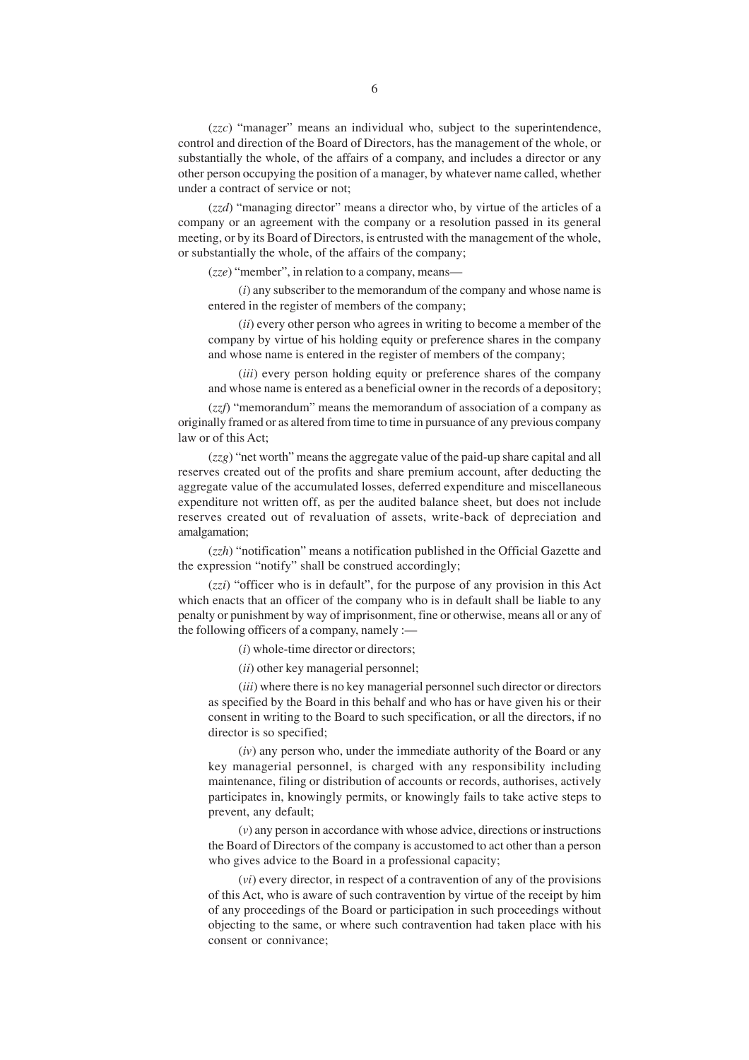(*zzc*) "manager" means an individual who, subject to the superintendence, control and direction of the Board of Directors, has the management of the whole, or substantially the whole, of the affairs of a company, and includes a director or any other person occupying the position of a manager, by whatever name called, whether under a contract of service or not;

(*zzd*) "managing director" means a director who, by virtue of the articles of a company or an agreement with the company or a resolution passed in its general meeting, or by its Board of Directors, is entrusted with the management of the whole, or substantially the whole, of the affairs of the company;

(*zze*) "member", in relation to a company, means—

(*i*) any subscriber to the memorandum of the company and whose name is entered in the register of members of the company;

(*ii*) every other person who agrees in writing to become a member of the company by virtue of his holding equity or preference shares in the company and whose name is entered in the register of members of the company;

(*iii*) every person holding equity or preference shares of the company and whose name is entered as a beneficial owner in the records of a depository;

(*zzf*) "memorandum" means the memorandum of association of a company as originally framed or as altered from time to time in pursuance of any previous company law or of this Act;

(*zzg*) "net worth" means the aggregate value of the paid-up share capital and all reserves created out of the profits and share premium account, after deducting the aggregate value of the accumulated losses, deferred expenditure and miscellaneous expenditure not written off, as per the audited balance sheet, but does not include reserves created out of revaluation of assets, write-back of depreciation and amalgamation;

(*zzh*) "notification" means a notification published in the Official Gazette and the expression "notify" shall be construed accordingly;

(*zzi*) "officer who is in default", for the purpose of any provision in this Act which enacts that an officer of the company who is in default shall be liable to any penalty or punishment by way of imprisonment, fine or otherwise, means all or any of the following officers of a company, namely :—

(*i*) whole-time director or directors;

(*ii*) other key managerial personnel;

(*iii*) where there is no key managerial personnel such director or directors as specified by the Board in this behalf and who has or have given his or their consent in writing to the Board to such specification, or all the directors, if no director is so specified;

(*iv*) any person who, under the immediate authority of the Board or any key managerial personnel, is charged with any responsibility including maintenance, filing or distribution of accounts or records, authorises, actively participates in, knowingly permits, or knowingly fails to take active steps to prevent, any default;

(*v*) any person in accordance with whose advice, directions or instructions the Board of Directors of the company is accustomed to act other than a person who gives advice to the Board in a professional capacity;

(*vi*) every director, in respect of a contravention of any of the provisions of this Act, who is aware of such contravention by virtue of the receipt by him of any proceedings of the Board or participation in such proceedings without objecting to the same, or where such contravention had taken place with his consent or connivance;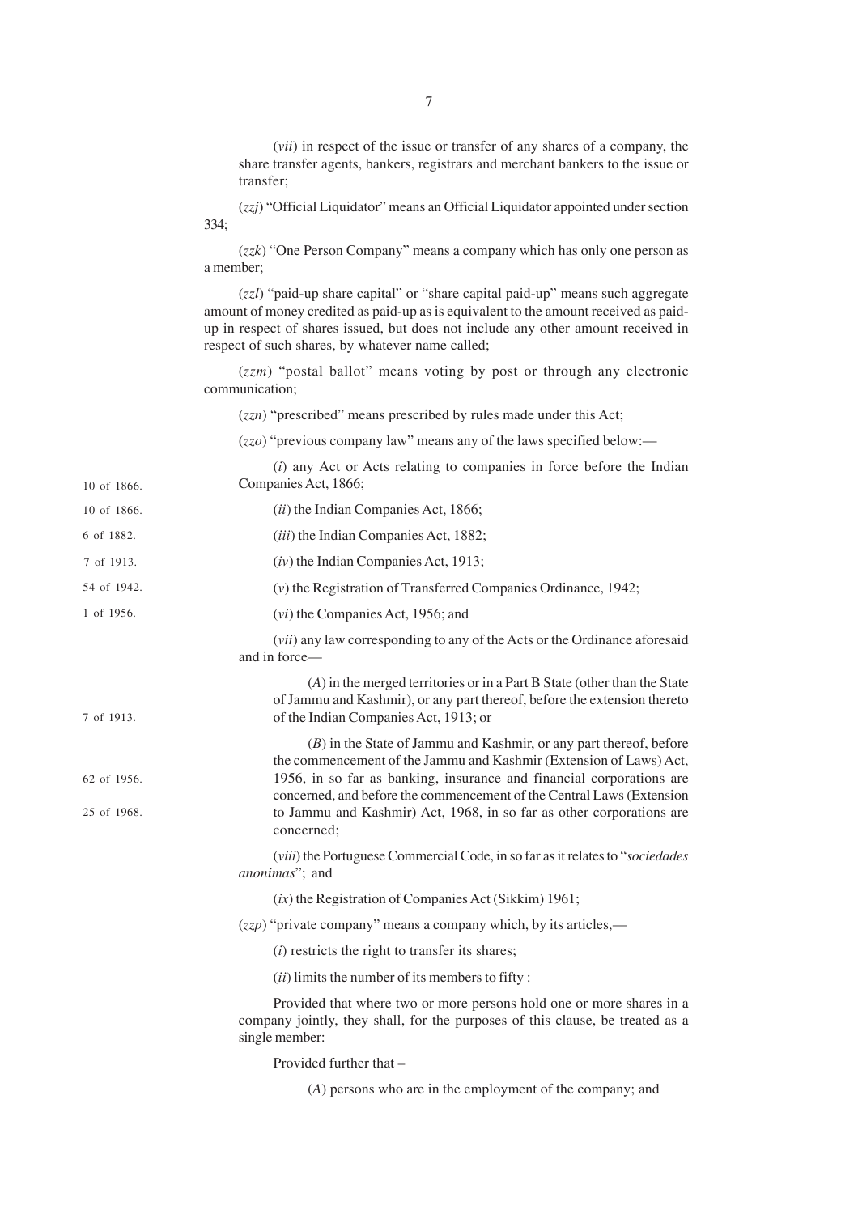(*vii*) in respect of the issue or transfer of any shares of a company, the share transfer agents, bankers, registrars and merchant bankers to the issue or transfer;

(*zzj*) "Official Liquidator" means an Official Liquidator appointed under section 334;

(*zzk*) "One Person Company" means a company which has only one person as a member;

(*zzl*) "paid-up share capital" or "share capital paid-up" means such aggregate amount of money credited as paid-up as is equivalent to the amount received as paid-up in respect of shares issued, but does not include any other amount received in respect of such shares, by whatever name called;

(*zzm*) "postal ballot" means voting by post or through any electronic communication;

(*zzn*) "prescribed" means prescribed by rules made under this Act;

(*zzo*) "previous company law" means any of the laws specified below:—

(*i*) any Act or Acts relating to companies in force before the Indian Companies Act, 1866; (10 of 1866.)

(*ii*) the Indian Companies Act, 1866; (10 of 1866.)

(*iii*) the Indian Companies Act, 1882; (6 of 1882.)

(*iv*) the Indian Companies Act, 1913; (7 of 1913.)

(*v*) the Registration of Transferred Companies Ordinance, 1942; (54 of 1942.)

(*vi*) the Companies Act, 1956; and (1 of 1956.)

(*vii*) any law corresponding to any of the Acts or the Ordinance aforesaid and in force—

(*A*) in the merged territories or in a Part B State (other than the State of Jammu and Kashmir), or any part thereof, before the extension thereto of the Indian Companies Act, 1913; or (7 of 1913.)

(*B*) in the State of Jammu and Kashmir, or any part thereof, before the commencement of the Jammu and Kashmir (Extension of Laws) Act, 1956, in so far as banking, insurance and financial corporations are concerned, and before the commencement of the Central Laws (Extension to Jammu and Kashmir) Act, 1968, in so far as other corporations are concerned; (62 of 1956.) (25 of 1968.)

(*viii*) the Portuguese Commercial Code, in so far as it relates to "*sociedades anonimas*"; and

(*ix*) the Registration of Companies Act (Sikkim) 1961;

(*zzp*) "private company" means a company which, by its articles,—

(*i*) restricts the right to transfer its shares;

(*ii*) limits the number of its members to fifty :

Provided that where two or more persons hold one or more shares in a company jointly, they shall, for the purposes of this clause, be treated as a single member:

Provided further that –

(*A*) persons who are in the employment of the company; and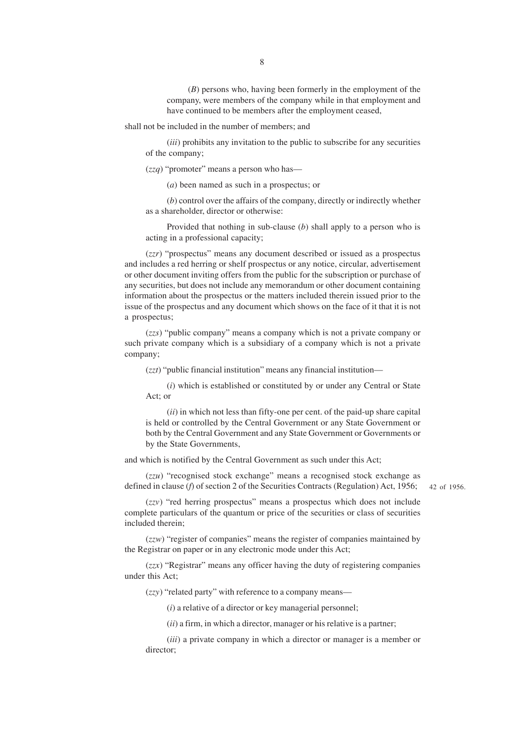(*B*) persons who, having been formerly in the employment of the company, were members of the company while in that employment and have continued to be members after the employment ceased,

shall not be included in the number of members; and

(*iii*) prohibits any invitation to the public to subscribe for any securities of the company;

(*zzq*) "promoter" means a person who has—

(*a*) been named as such in a prospectus; or

(*b*) control over the affairs of the company, directly or indirectly whether as a shareholder, director or otherwise:

Provided that nothing in sub-clause (*b*) shall apply to a person who is acting in a professional capacity;

(*zzr*) "prospectus" means any document described or issued as a prospectus and includes a red herring or shelf prospectus or any notice, circular, advertisement or other document inviting offers from the public for the subscription or purchase of any securities, but does not include any memorandum or other document containing information about the prospectus or the matters included therein issued prior to the issue of the prospectus and any document which shows on the face of it that it is not a prospectus;

(*zzs*) "public company" means a company which is not a private company or such private company which is a subsidiary of a company which is not a private company;

(*zzt*) "public financial institution" means any financial institution—

(*i*) which is established or constituted by or under any Central or State Act; or

(*ii*) in which not less than fifty-one per cent. of the paid-up share capital is held or controlled by the Central Government or any State Government or both by the Central Government and any State Government or Governments or by the State Governments,

and which is notified by the Central Government as such under this Act;

(*zzu*) "recognised stock exchange" means a recognised stock exchange as defined in clause (*f*) of section 2 of the Securities Contracts (Regulation) Act, 1956; 42 of 1956.

(*zzv*) "red herring prospectus" means a prospectus which does not include complete particulars of the quantum or price of the securities or class of securities included therein;

(*zzw*) "register of companies" means the register of companies maintained by the Registrar on paper or in any electronic mode under this Act;

(*zzx*) "Registrar" means any officer having the duty of registering companies under this Act;

(*zzy*) "related party" with reference to a company means—

(*i*) a relative of a director or key managerial personnel;

(*ii*) a firm, in which a director, manager or his relative is a partner;

(*iii*) a private company in which a director or manager is a member or director;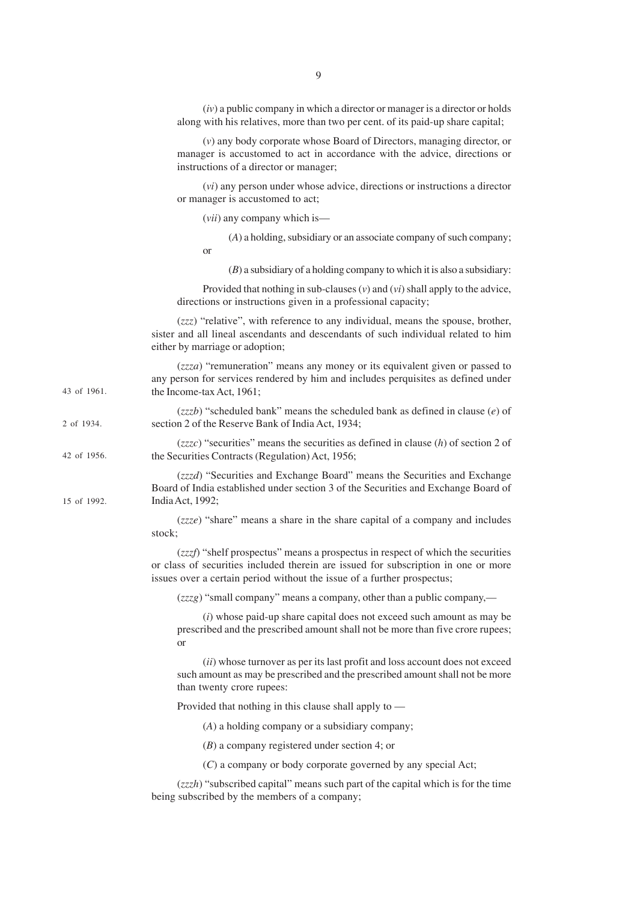(*iv*) a public company in which a director or manager is a director or holds along with his relatives, more than two per cent. of its paid-up share capital;

(*v*) any body corporate whose Board of Directors, managing director, or manager is accustomed to act in accordance with the advice, directions or instructions of a director or manager;

(*vi*) any person under whose advice, directions or instructions a director or manager is accustomed to act;

(*vii*) any company which is—

(*A*) a holding, subsidiary or an associate company of such company; or

(*B*) a subsidiary of a holding company to which it is also a subsidiary:

Provided that nothing in sub-clauses (*v*) and (*vi*) shall apply to the advice, directions or instructions given in a professional capacity;

(*zzz*) "relative", with reference to any individual, means the spouse, brother, sister and all lineal ascendants and descendants of such individual related to him either by marriage or adoption;

(*zzza*) "remuneration" means any money or its equivalent given or passed to any person for services rendered by him and includes perquisites as defined under the Income-tax Act, 1961; 43 of 1961.

(*zzzb*) "scheduled bank" means the scheduled bank as defined in clause (*e*) of section 2 of the Reserve Bank of India Act, 1934; 2 of 1934.

(*zzzc*) "securities" means the securities as defined in clause (*h*) of section 2 of the Securities Contracts (Regulation) Act, 1956; 42 of 1956.

(*zzzd*) "Securities and Exchange Board" means the Securities and Exchange Board of India established under section 3 of the Securities and Exchange Board of India Act, 1992; 15 of 1992.

(*zzze*) "share" means a share in the share capital of a company and includes stock;

(*zzzf*) "shelf prospectus" means a prospectus in respect of which the securities or class of securities included therein are issued for subscription in one or more issues over a certain period without the issue of a further prospectus;

(*zzzg*) "small company" means a company, other than a public company,—

(*i*) whose paid-up share capital does not exceed such amount as may be prescribed and the prescribed amount shall not be more than five crore rupees; or

(*ii*) whose turnover as per its last profit and loss account does not exceed such amount as may be prescribed and the prescribed amount shall not be more than twenty crore rupees:

Provided that nothing in this clause shall apply to —

(*A*) a holding company or a subsidiary company;

(*B*) a company registered under section 4; or

(*C*) a company or body corporate governed by any special Act;

(*zzzh*) "subscribed capital" means such part of the capital which is for the time being subscribed by the members of a company;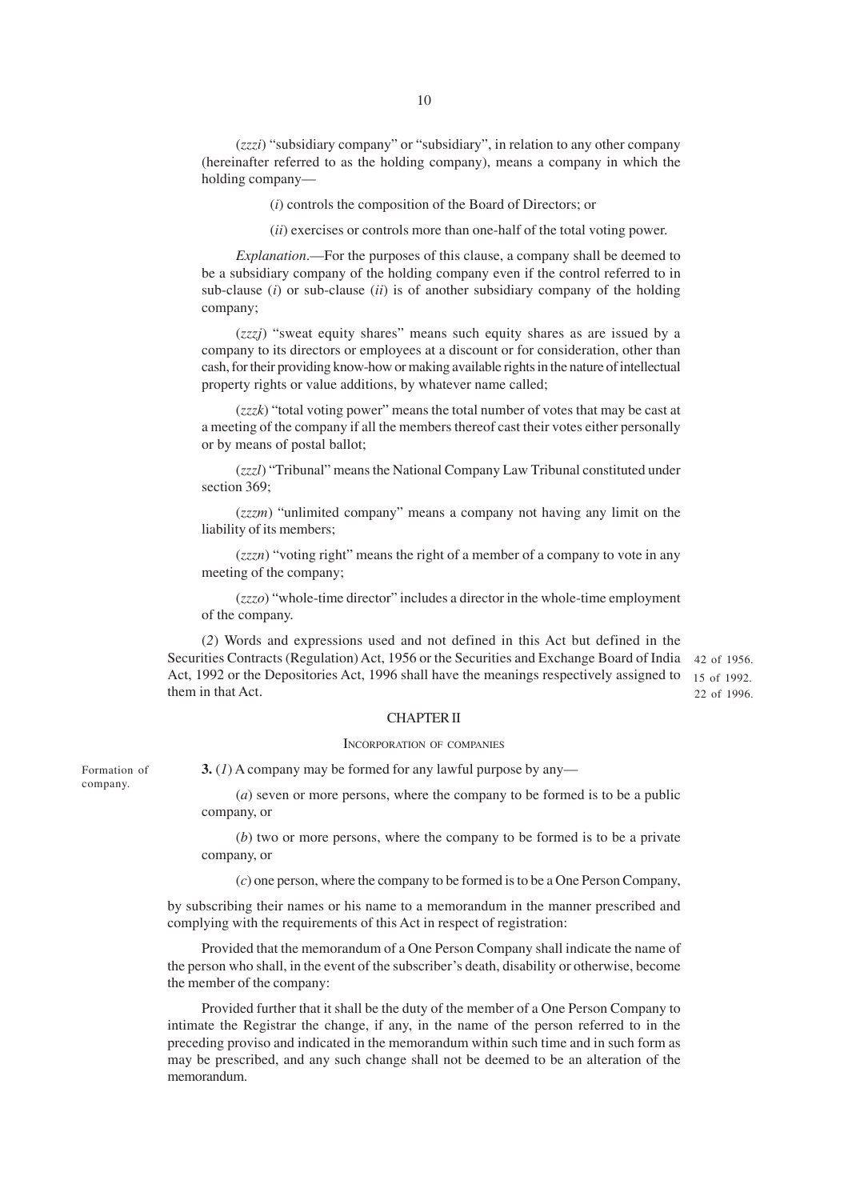(*zzzi*) "subsidiary company" or "subsidiary", in relation to any other company (hereinafter referred to as the holding company), means a company in which the holding company—

(*i*) controls the composition of the Board of Directors; or

(*ii*) exercises or controls more than one-half of the total voting power.

*Explanation*.—For the purposes of this clause, a company shall be deemed to be a subsidiary company of the holding company even if the control referred to in sub-clause (*i*) or sub-clause (*ii*) is of another subsidiary company of the holding company;

(*zzzj*) "sweat equity shares" means such equity shares as are issued by a company to its directors or employees at a discount or for consideration, other than cash, for their providing know-how or making available rights in the nature of intellectual property rights or value additions, by whatever name called;

(*zzzk*) "total voting power" means the total number of votes that may be cast at a meeting of the company if all the members thereof cast their votes either personally or by means of postal ballot;

(*zzzl*) "Tribunal" means the National Company Law Tribunal constituted under section 369;

(*zzzm*) "unlimited company" means a company not having any limit on the liability of its members;

(*zzzn*) "voting right" means the right of a member of a company to vote in any meeting of the company;

(*zzzo*) "whole-time director" includes a director in the whole-time employment of the company.

(*2*) Words and expressions used and not defined in this Act but defined in the Securities Contracts (Regulation) Act, 1956 or the Securities and Exchange Board of India Act, 1992 or the Depositories Act, 1996 shall have the meanings respectively assigned to them in that Act.

42 of 1956.
15 of 1992.
22 of 1996.

## CHAPTER II

### INCORPORATION OF COMPANIES

Formation of company.

**3.** (*1*) A company may be formed for any lawful purpose by any—

(*a*) seven or more persons, where the company to be formed is to be a public company, or

(*b*) two or more persons, where the company to be formed is to be a private company, or

(*c*) one person, where the company to be formed is to be a One Person Company,

by subscribing their names or his name to a memorandum in the manner prescribed and complying with the requirements of this Act in respect of registration:

Provided that the memorandum of a One Person Company shall indicate the name of the person who shall, in the event of the subscriber's death, disability or otherwise, become the member of the company:

Provided further that it shall be the duty of the member of a One Person Company to intimate the Registrar the change, if any, in the name of the person referred to in the preceding proviso and indicated in the memorandum within such time and in such form as may be prescribed, and any such change shall not be deemed to be an alteration of the memorandum.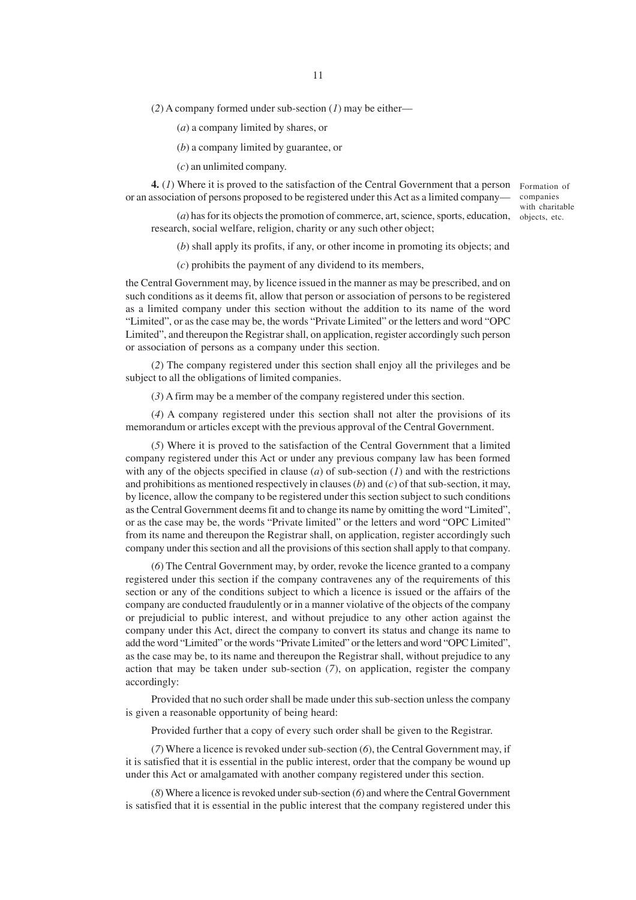(*2*) A company formed under sub-section (*1*) may be either—

(*a*) a company limited by shares, or

(*b*) a company limited by guarantee, or

(*c*) an unlimited company.

Formation of companies with charitable objects, etc.

**4.** (*1*) Where it is proved to the satisfaction of the Central Government that a person or an association of persons proposed to be registered under this Act as a limited company—

(*a*) has for its objects the promotion of commerce, art, science, sports, education, research, social welfare, religion, charity or any such other object;

(*b*) shall apply its profits, if any, or other income in promoting its objects; and

(*c*) prohibits the payment of any dividend to its members,

the Central Government may, by licence issued in the manner as may be prescribed, and on such conditions as it deems fit, allow that person or association of persons to be registered as a limited company under this section without the addition to its name of the word "Limited", or as the case may be, the words "Private Limited" or the letters and word "OPC Limited", and thereupon the Registrar shall, on application, register accordingly such person or association of persons as a company under this section.

(*2*) The company registered under this section shall enjoy all the privileges and be subject to all the obligations of limited companies.

(*3*) A firm may be a member of the company registered under this section.

(*4*) A company registered under this section shall not alter the provisions of its memorandum or articles except with the previous approval of the Central Government.

(*5*) Where it is proved to the satisfaction of the Central Government that a limited company registered under this Act or under any previous company law has been formed with any of the objects specified in clause (*a*) of sub-section (*1*) and with the restrictions and prohibitions as mentioned respectively in clauses (*b*) and (*c*) of that sub-section, it may, by licence, allow the company to be registered under this section subject to such conditions as the Central Government deems fit and to change its name by omitting the word "Limited", or as the case may be, the words "Private limited" or the letters and word "OPC Limited" from its name and thereupon the Registrar shall, on application, register accordingly such company under this section and all the provisions of this section shall apply to that company.

(*6*) The Central Government may, by order, revoke the licence granted to a company registered under this section if the company contravenes any of the requirements of this section or any of the conditions subject to which a licence is issued or the affairs of the company are conducted fraudulently or in a manner violative of the objects of the company or prejudicial to public interest, and without prejudice to any other action against the company under this Act, direct the company to convert its status and change its name to add the word "Limited" or the words "Private Limited" or the letters and word "OPC Limited", as the case may be, to its name and thereupon the Registrar shall, without prejudice to any action that may be taken under sub-section (*7*), on application, register the company accordingly:

Provided that no such order shall be made under this sub-section unless the company is given a reasonable opportunity of being heard:

Provided further that a copy of every such order shall be given to the Registrar.

(*7*) Where a licence is revoked under sub-section (*6*), the Central Government may, if it is satisfied that it is essential in the public interest, order that the company be wound up under this Act or amalgamated with another company registered under this section.

(*8*) Where a licence is revoked under sub-section (*6*) and where the Central Government is satisfied that it is essential in the public interest that the company registered under this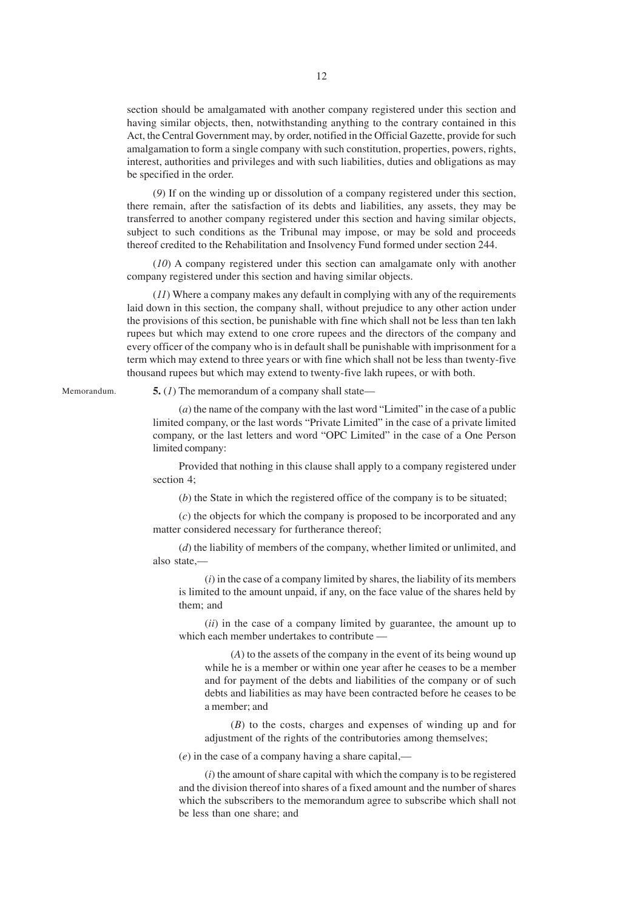section should be amalgamated with another company registered under this section and having similar objects, then, notwithstanding anything to the contrary contained in this Act, the Central Government may, by order, notified in the Official Gazette, provide for such amalgamation to form a single company with such constitution, properties, powers, rights, interest, authorities and privileges and with such liabilities, duties and obligations as may be specified in the order.

(*9*) If on the winding up or dissolution of a company registered under this section, there remain, after the satisfaction of its debts and liabilities, any assets, they may be transferred to another company registered under this section and having similar objects, subject to such conditions as the Tribunal may impose, or may be sold and proceeds thereof credited to the Rehabilitation and Insolvency Fund formed under section 244.

(*10*) A company registered under this section can amalgamate only with another company registered under this section and having similar objects.

(*11*) Where a company makes any default in complying with any of the requirements laid down in this section, the company shall, without prejudice to any other action under the provisions of this section, be punishable with fine which shall not be less than ten lakh rupees but which may extend to one crore rupees and the directors of the company and every officer of the company who is in default shall be punishable with imprisonment for a term which may extend to three years or with fine which shall not be less than twenty-five thousand rupees but which may extend to twenty-five lakh rupees, or with both.

Memorandum.

**5.** (*1*) The memorandum of a company shall state—

(*a*) the name of the company with the last word "Limited" in the case of a public limited company, or the last words "Private Limited" in the case of a private limited company, or the last letters and word "OPC Limited" in the case of a One Person limited company:

Provided that nothing in this clause shall apply to a company registered under section 4;

(*b*) the State in which the registered office of the company is to be situated;

(*c*) the objects for which the company is proposed to be incorporated and any matter considered necessary for furtherance thereof;

(*d*) the liability of members of the company, whether limited or unlimited, and also state,—

(*i*) in the case of a company limited by shares, the liability of its members is limited to the amount unpaid, if any, on the face value of the shares held by them; and

(*ii*) in the case of a company limited by guarantee, the amount up to which each member undertakes to contribute —

(*A*) to the assets of the company in the event of its being wound up while he is a member or within one year after he ceases to be a member and for payment of the debts and liabilities of the company or of such debts and liabilities as may have been contracted before he ceases to be a member; and

(*B*) to the costs, charges and expenses of winding up and for adjustment of the rights of the contributories among themselves;

(*e*) in the case of a company having a share capital,—

(*i*) the amount of share capital with which the company is to be registered and the division thereof into shares of a fixed amount and the number of shares which the subscribers to the memorandum agree to subscribe which shall not be less than one share; and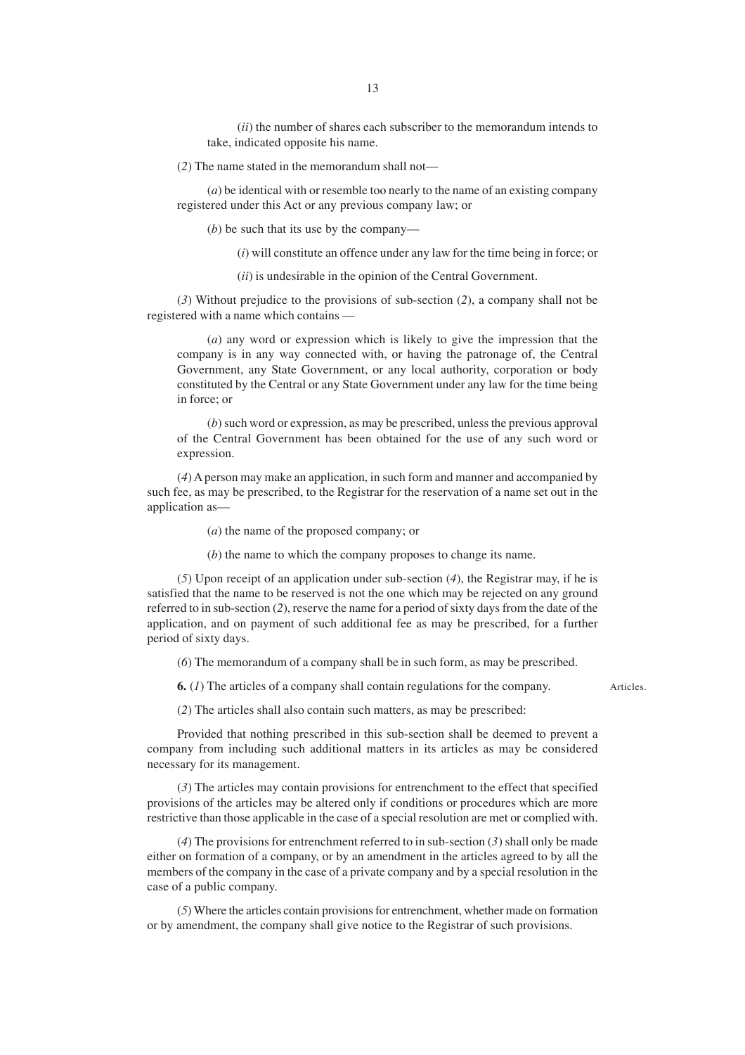(*ii*) the number of shares each subscriber to the memorandum intends to take, indicated opposite his name.

(*2*) The name stated in the memorandum shall not—

(*a*) be identical with or resemble too nearly to the name of an existing company registered under this Act or any previous company law; or

(*b*) be such that its use by the company—

(*i*) will constitute an offence under any law for the time being in force; or

(*ii*) is undesirable in the opinion of the Central Government.

(*3*) Without prejudice to the provisions of sub-section (*2*), a company shall not be registered with a name which contains —

(*a*) any word or expression which is likely to give the impression that the company is in any way connected with, or having the patronage of, the Central Government, any State Government, or any local authority, corporation or body constituted by the Central or any State Government under any law for the time being in force; or

(*b*) such word or expression, as may be prescribed, unless the previous approval of the Central Government has been obtained for the use of any such word or expression.

(*4*) A person may make an application, in such form and manner and accompanied by such fee, as may be prescribed, to the Registrar for the reservation of a name set out in the application as—

(*a*) the name of the proposed company; or

(*b*) the name to which the company proposes to change its name.

(*5*) Upon receipt of an application under sub-section (*4*), the Registrar may, if he is satisfied that the name to be reserved is not the one which may be rejected on any ground referred to in sub-section (*2*), reserve the name for a period of sixty days from the date of the application, and on payment of such additional fee as may be prescribed, for a further period of sixty days.

(*6*) The memorandum of a company shall be in such form, as may be prescribed.

Articles.

**6.** (*1*) The articles of a company shall contain regulations for the company.

(*2*) The articles shall also contain such matters, as may be prescribed:

Provided that nothing prescribed in this sub-section shall be deemed to prevent a company from including such additional matters in its articles as may be considered necessary for its management.

(*3*) The articles may contain provisions for entrenchment to the effect that specified provisions of the articles may be altered only if conditions or procedures which are more restrictive than those applicable in the case of a special resolution are met or complied with.

(*4*) The provisions for entrenchment referred to in sub-section (*3*) shall only be made either on formation of a company, or by an amendment in the articles agreed to by all the members of the company in the case of a private company and by a special resolution in the case of a public company.

(*5*) Where the articles contain provisions for entrenchment, whether made on formation or by amendment, the company shall give notice to the Registrar of such provisions.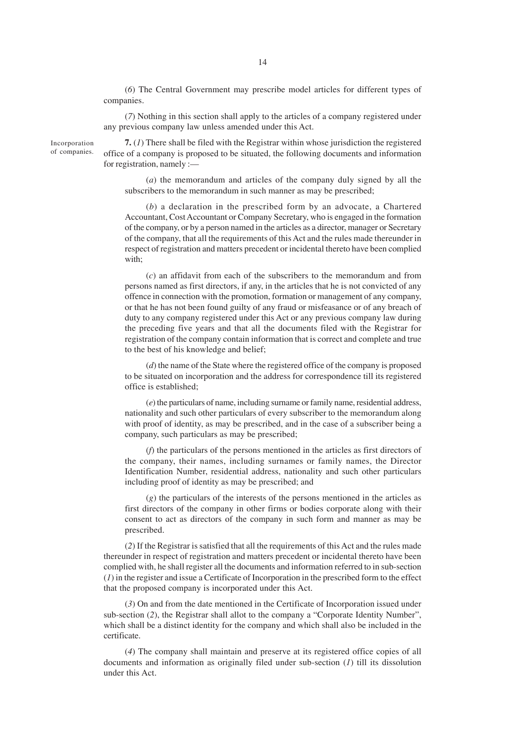(*6*) The Central Government may prescribe model articles for different types of companies.

(*7*) Nothing in this section shall apply to the articles of a company registered under any previous company law unless amended under this Act.

Incorporation of companies.

**7.** (*1*) There shall be filed with the Registrar within whose jurisdiction the registered office of a company is proposed to be situated, the following documents and information for registration, namely :—

(*a*) the memorandum and articles of the company duly signed by all the subscribers to the memorandum in such manner as may be prescribed;

(*b*) a declaration in the prescribed form by an advocate, a Chartered Accountant, Cost Accountant or Company Secretary, who is engaged in the formation of the company, or by a person named in the articles as a director, manager or Secretary of the company, that all the requirements of this Act and the rules made thereunder in respect of registration and matters precedent or incidental thereto have been complied with;

(*c*) an affidavit from each of the subscribers to the memorandum and from persons named as first directors, if any, in the articles that he is not convicted of any offence in connection with the promotion, formation or management of any company, or that he has not been found guilty of any fraud or misfeasance or of any breach of duty to any company registered under this Act or any previous company law during the preceding five years and that all the documents filed with the Registrar for registration of the company contain information that is correct and complete and true to the best of his knowledge and belief;

(*d*) the name of the State where the registered office of the company is proposed to be situated on incorporation and the address for correspondence till its registered office is established;

(*e*) the particulars of name, including surname or family name, residential address, nationality and such other particulars of every subscriber to the memorandum along with proof of identity, as may be prescribed, and in the case of a subscriber being a company, such particulars as may be prescribed;

(*f*) the particulars of the persons mentioned in the articles as first directors of the company, their names, including surnames or family names, the Director Identification Number, residential address, nationality and such other particulars including proof of identity as may be prescribed; and

(*g*) the particulars of the interests of the persons mentioned in the articles as first directors of the company in other firms or bodies corporate along with their consent to act as directors of the company in such form and manner as may be prescribed.

(*2*) If the Registrar is satisfied that all the requirements of this Act and the rules made thereunder in respect of registration and matters precedent or incidental thereto have been complied with, he shall register all the documents and information referred to in sub-section (*1*) in the register and issue a Certificate of Incorporation in the prescribed form to the effect that the proposed company is incorporated under this Act.

(*3*) On and from the date mentioned in the Certificate of Incorporation issued under sub-section (*2*), the Registrar shall allot to the company a "Corporate Identity Number", which shall be a distinct identity for the company and which shall also be included in the certificate.

(*4*) The company shall maintain and preserve at its registered office copies of all documents and information as originally filed under sub-section (*1*) till its dissolution under this Act.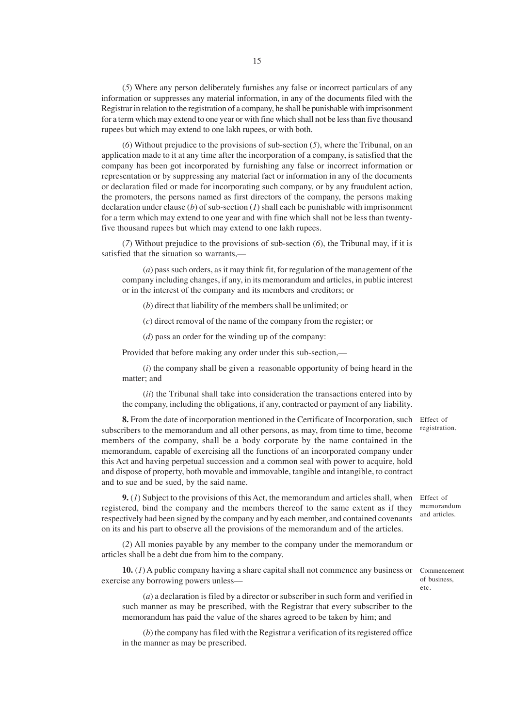(*5*) Where any person deliberately furnishes any false or incorrect particulars of any information or suppresses any material information, in any of the documents filed with the Registrar in relation to the registration of a company, he shall be punishable with imprisonment for a term which may extend to one year or with fine which shall not be less than five thousand rupees but which may extend to one lakh rupees, or with both.

(*6*) Without prejudice to the provisions of sub-section (*5*), where the Tribunal, on an application made to it at any time after the incorporation of a company, is satisfied that the company has been got incorporated by furnishing any false or incorrect information or representation or by suppressing any material fact or information in any of the documents or declaration filed or made for incorporating such company, or by any fraudulent action, the promoters, the persons named as first directors of the company, the persons making declaration under clause (*b*) of sub-section (*1*) shall each be punishable with imprisonment for a term which may extend to one year and with fine which shall not be less than twenty-five thousand rupees but which may extend to one lakh rupees.

(*7*) Without prejudice to the provisions of sub-section (*6*), the Tribunal may, if it is satisfied that the situation so warrants,—

(*a*) pass such orders, as it may think fit, for regulation of the management of the company including changes, if any, in its memorandum and articles, in public interest or in the interest of the company and its members and creditors; or

(*b*) direct that liability of the members shall be unlimited; or

(*c*) direct removal of the name of the company from the register; or

(*d*) pass an order for the winding up of the company:

Provided that before making any order under this sub-section,—

(*i*) the company shall be given a reasonable opportunity of being heard in the matter; and

(*ii*) the Tribunal shall take into consideration the transactions entered into by the company, including the obligations, if any, contracted or payment of any liability.

Effect of registration.

**8.** From the date of incorporation mentioned in the Certificate of Incorporation, such subscribers to the memorandum and all other persons, as may, from time to time, become members of the company, shall be a body corporate by the name contained in the memorandum, capable of exercising all the functions of an incorporated company under this Act and having perpetual succession and a common seal with power to acquire, hold and dispose of property, both movable and immovable, tangible and intangible, to contract and to sue and be sued, by the said name.

Effect of memorandum and articles.

**9.** (*1*) Subject to the provisions of this Act, the memorandum and articles shall, when registered, bind the company and the members thereof to the same extent as if they respectively had been signed by the company and by each member, and contained covenants on its and his part to observe all the provisions of the memorandum and of the articles.

(*2*) All monies payable by any member to the company under the memorandum or articles shall be a debt due from him to the company.

Commencement of business, etc.

**10.** (*1*) A public company having a share capital shall not commence any business or exercise any borrowing powers unless—

(*a*) a declaration is filed by a director or subscriber in such form and verified in such manner as may be prescribed, with the Registrar that every subscriber to the memorandum has paid the value of the shares agreed to be taken by him; and

(*b*) the company has filed with the Registrar a verification of its registered office in the manner as may be prescribed.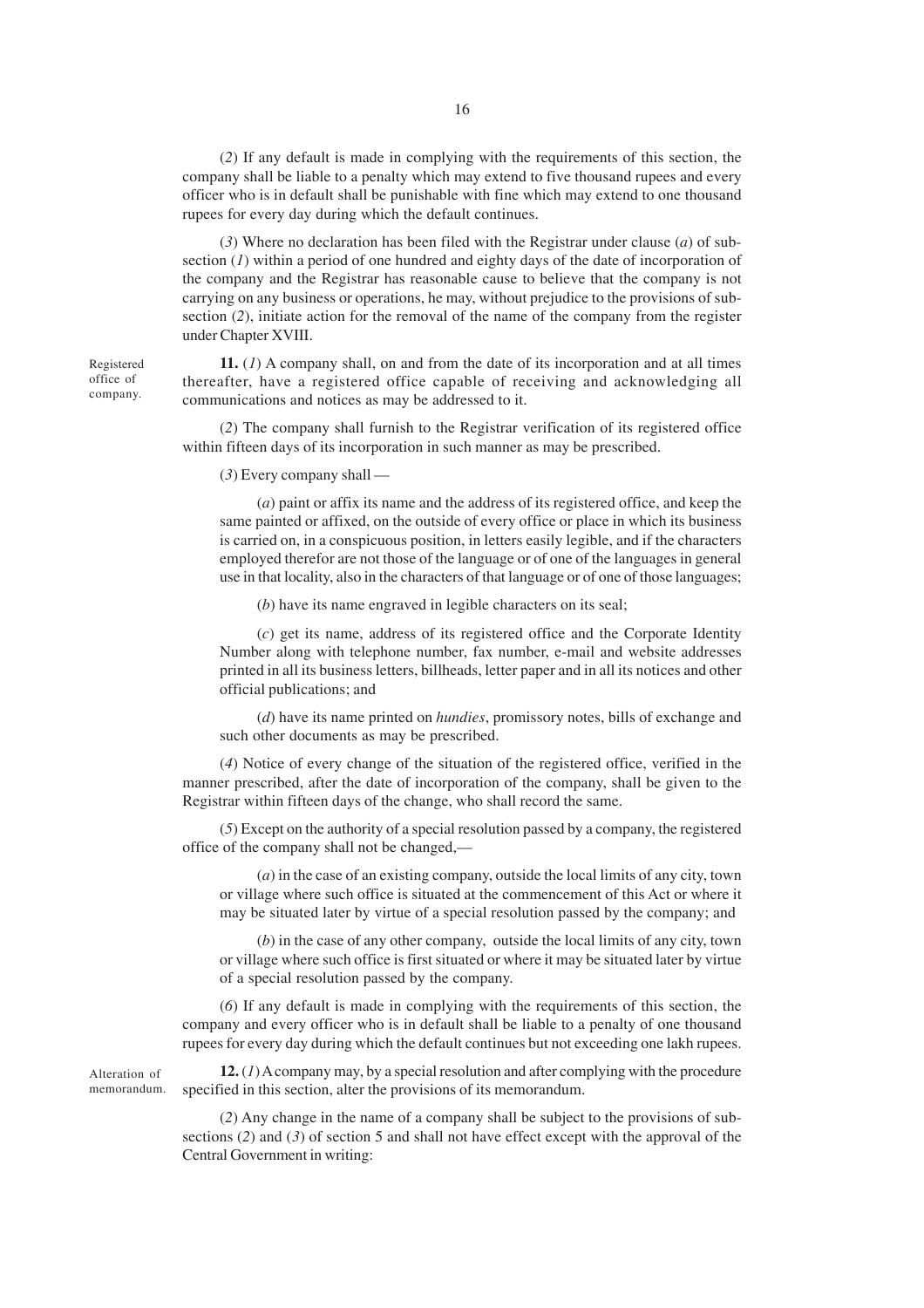(*2*) If any default is made in complying with the requirements of this section, the company shall be liable to a penalty which may extend to five thousand rupees and every officer who is in default shall be punishable with fine which may extend to one thousand rupees for every day during which the default continues.

(*3*) Where no declaration has been filed with the Registrar under clause (*a*) of sub-section (*1*) within a period of one hundred and eighty days of the date of incorporation of the company and the Registrar has reasonable cause to believe that the company is not carrying on any business or operations, he may, without prejudice to the provisions of sub-section (*2*), initiate action for the removal of the name of the company from the register under Chapter XVIII.

Registered office of company.

**11.** (*1*) A company shall, on and from the date of its incorporation and at all times thereafter, have a registered office capable of receiving and acknowledging all communications and notices as may be addressed to it.

(*2*) The company shall furnish to the Registrar verification of its registered office within fifteen days of its incorporation in such manner as may be prescribed.

(*3*) Every company shall —

(*a*) paint or affix its name and the address of its registered office, and keep the same painted or affixed, on the outside of every office or place in which its business is carried on, in a conspicuous position, in letters easily legible, and if the characters employed therefor are not those of the language or of one of the languages in general use in that locality, also in the characters of that language or of one of those languages;

(*b*) have its name engraved in legible characters on its seal;

(*c*) get its name, address of its registered office and the Corporate Identity Number along with telephone number, fax number, e-mail and website addresses printed in all its business letters, billheads, letter paper and in all its notices and other official publications; and

(*d*) have its name printed on *hundies*, promissory notes, bills of exchange and such other documents as may be prescribed.

(*4*) Notice of every change of the situation of the registered office, verified in the manner prescribed, after the date of incorporation of the company, shall be given to the Registrar within fifteen days of the change, who shall record the same.

(*5*) Except on the authority of a special resolution passed by a company, the registered office of the company shall not be changed,—

(*a*) in the case of an existing company, outside the local limits of any city, town or village where such office is situated at the commencement of this Act or where it may be situated later by virtue of a special resolution passed by the company; and

(*b*) in the case of any other company, outside the local limits of any city, town or village where such office is first situated or where it may be situated later by virtue of a special resolution passed by the company.

(*6*) If any default is made in complying with the requirements of this section, the company and every officer who is in default shall be liable to a penalty of one thousand rupees for every day during which the default continues but not exceeding one lakh rupees.

Alteration of memorandum.

**12.** (*1*) A company may, by a special resolution and after complying with the procedure specified in this section, alter the provisions of its memorandum.

(*2*) Any change in the name of a company shall be subject to the provisions of sub-sections (*2*) and (*3*) of section 5 and shall not have effect except with the approval of the Central Government in writing: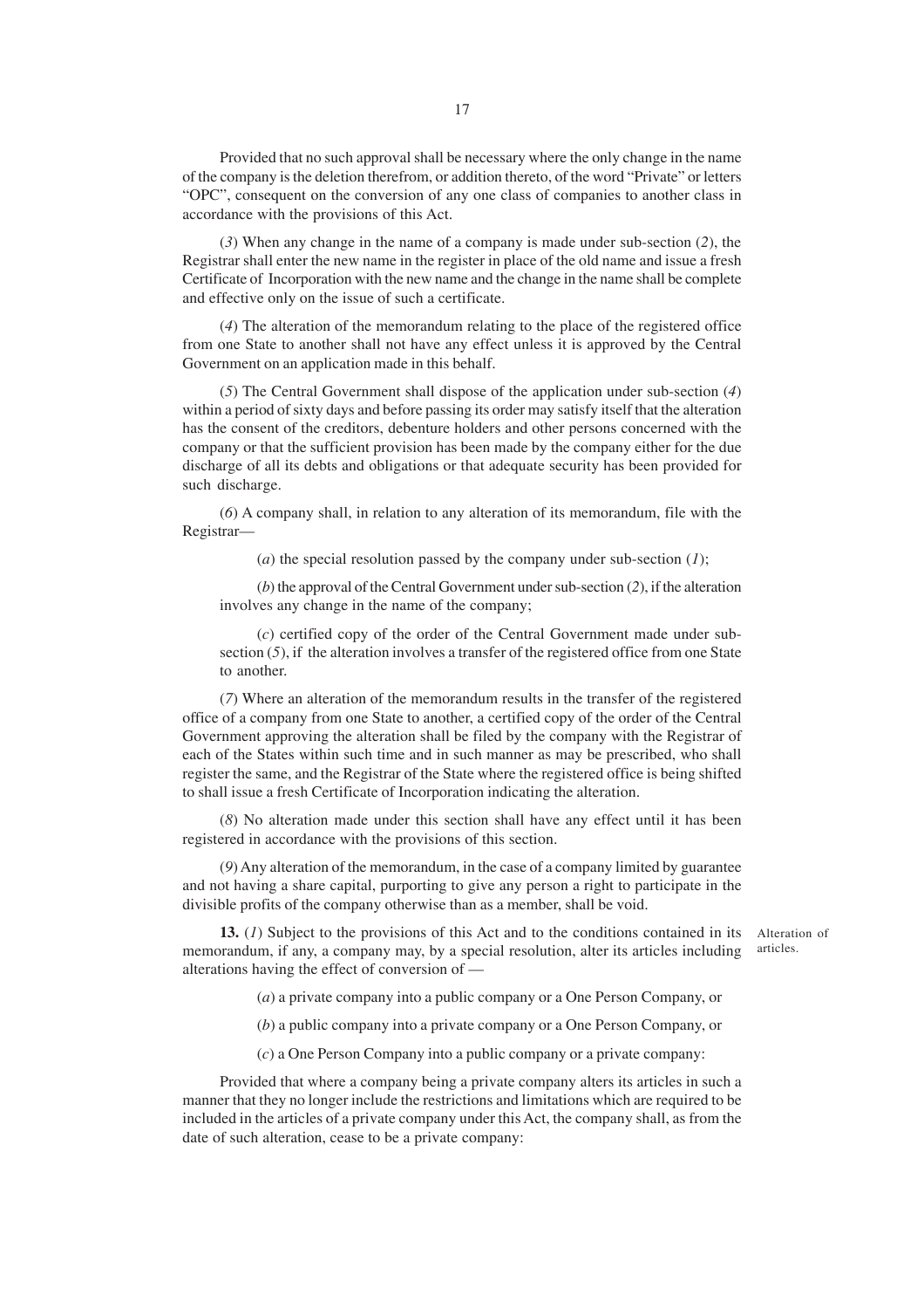Provided that no such approval shall be necessary where the only change in the name of the company is the deletion therefrom, or addition thereto, of the word "Private" or letters "OPC", consequent on the conversion of any one class of companies to another class in accordance with the provisions of this Act.

(*3*) When any change in the name of a company is made under sub-section (*2*), the Registrar shall enter the new name in the register in place of the old name and issue a fresh Certificate of Incorporation with the new name and the change in the name shall be complete and effective only on the issue of such a certificate.

(*4*) The alteration of the memorandum relating to the place of the registered office from one State to another shall not have any effect unless it is approved by the Central Government on an application made in this behalf.

(*5*) The Central Government shall dispose of the application under sub-section (*4*) within a period of sixty days and before passing its order may satisfy itself that the alteration has the consent of the creditors, debenture holders and other persons concerned with the company or that the sufficient provision has been made by the company either for the due discharge of all its debts and obligations or that adequate security has been provided for such discharge.

(*6*) A company shall, in relation to any alteration of its memorandum, file with the Registrar—

(*a*) the special resolution passed by the company under sub-section (*1*);

(*b*) the approval of the Central Government under sub-section (*2*), if the alteration involves any change in the name of the company;

(*c*) certified copy of the order of the Central Government made under sub-section (*5*), if the alteration involves a transfer of the registered office from one State to another.

(*7*) Where an alteration of the memorandum results in the transfer of the registered office of a company from one State to another, a certified copy of the order of the Central Government approving the alteration shall be filed by the company with the Registrar of each of the States within such time and in such manner as may be prescribed, who shall register the same, and the Registrar of the State where the registered office is being shifted to shall issue a fresh Certificate of Incorporation indicating the alteration.

(*8*) No alteration made under this section shall have any effect until it has been registered in accordance with the provisions of this section.

(*9*) Any alteration of the memorandum, in the case of a company limited by guarantee and not having a share capital, purporting to give any person a right to participate in the divisible profits of the company otherwise than as a member, shall be void.

Alteration of articles.

**13.** (*1*) Subject to the provisions of this Act and to the conditions contained in its memorandum, if any, a company may, by a special resolution, alter its articles including alterations having the effect of conversion of —

(*a*) a private company into a public company or a One Person Company, or

(*b*) a public company into a private company or a One Person Company, or

(*c*) a One Person Company into a public company or a private company:

Provided that where a company being a private company alters its articles in such a manner that they no longer include the restrictions and limitations which are required to be included in the articles of a private company under this Act, the company shall, as from the date of such alteration, cease to be a private company: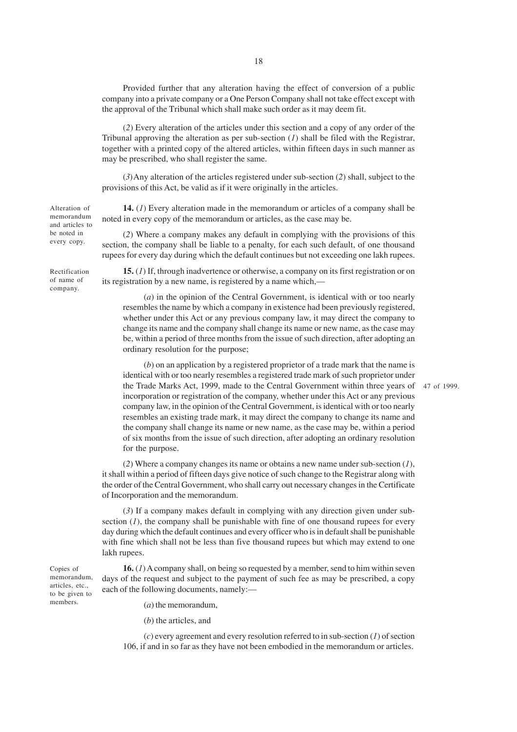Provided further that any alteration having the effect of conversion of a public company into a private company or a One Person Company shall not take effect except with the approval of the Tribunal which shall make such order as it may deem fit.

(*2*) Every alteration of the articles under this section and a copy of any order of the Tribunal approving the alteration as per sub-section (*1*) shall be filed with the Registrar, together with a printed copy of the altered articles, within fifteen days in such manner as may be prescribed, who shall register the same.

(*3*) Any alteration of the articles registered under sub-section (*2*) shall, subject to the provisions of this Act, be valid as if it were originally in the articles.

Alteration of memorandum and articles to be noted in every copy.

**14.** (*1*) Every alteration made in the memorandum or articles of a company shall be noted in every copy of the memorandum or articles, as the case may be.

(*2*) Where a company makes any default in complying with the provisions of this section, the company shall be liable to a penalty, for each such default, of one thousand rupees for every day during which the default continues but not exceeding one lakh rupees.

Rectification of name of company.

**15.** (*1*) If, through inadvertence or otherwise, a company on its first registration or on its registration by a new name, is registered by a name which,—

(*a*) in the opinion of the Central Government, is identical with or too nearly resembles the name by which a company in existence had been previously registered, whether under this Act or any previous company law, it may direct the company to change its name and the company shall change its name or new name, as the case may be, within a period of three months from the issue of such direction, after adopting an ordinary resolution for the purpose;

(*b*) on an application by a registered proprietor of a trade mark that the name is identical with or too nearly resembles a registered trade mark of such proprietor under the Trade Marks Act, 1999, made to the Central Government within three years of incorporation or registration of the company, whether under this Act or any previous company law, in the opinion of the Central Government, is identical with or too nearly resembles an existing trade mark, it may direct the company to change its name and the company shall change its name or new name, as the case may be, within a period of six months from the issue of such direction, after adopting an ordinary resolution for the purpose.

47 of 1999.

(*2*) Where a company changes its name or obtains a new name under sub-section (*1*), it shall within a period of fifteen days give notice of such change to the Registrar along with the order of the Central Government, who shall carry out necessary changes in the Certificate of Incorporation and the memorandum.

(*3*) If a company makes default in complying with any direction given under sub-section (*1*), the company shall be punishable with fine of one thousand rupees for every day during which the default continues and every officer who is in default shall be punishable with fine which shall not be less than five thousand rupees but which may extend to one lakh rupees.

Copies of memorandum, articles, etc., to be given to members.

**16.** (*1*) A company shall, on being so requested by a member, send to him within seven days of the request and subject to the payment of such fee as may be prescribed, a copy each of the following documents, namely:—

(*a*) the memorandum,

(*b*) the articles, and

(*c*) every agreement and every resolution referred to in sub-section (*1*) of section 106, if and in so far as they have not been embodied in the memorandum or articles.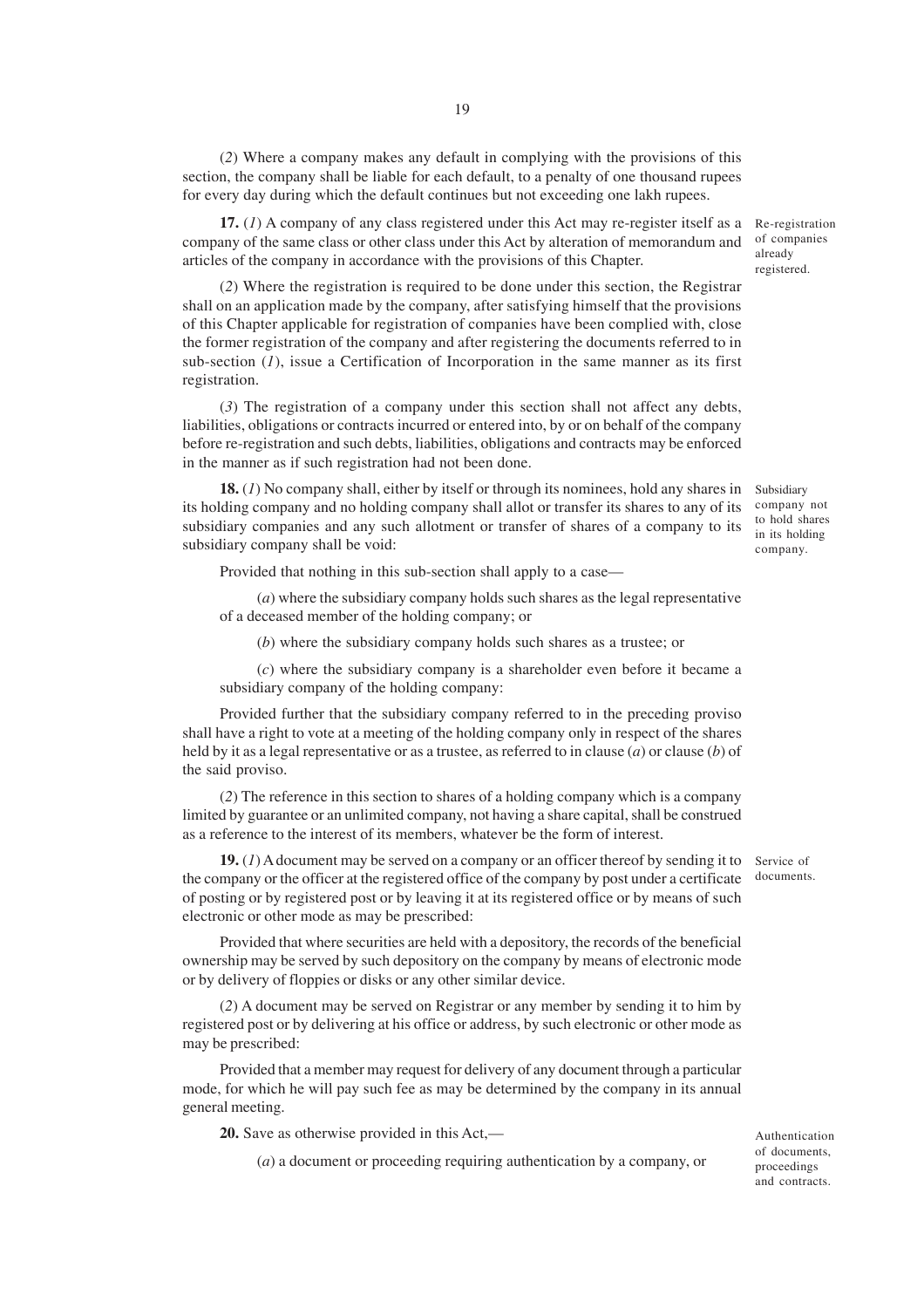(*2*) Where a company makes any default in complying with the provisions of this section, the company shall be liable for each default, to a penalty of one thousand rupees for every day during which the default continues but not exceeding one lakh rupees.

Re-registration of companies already registered.

**17.** (*1*) A company of any class registered under this Act may re-register itself as a company of the same class or other class under this Act by alteration of memorandum and articles of the company in accordance with the provisions of this Chapter.

(*2*) Where the registration is required to be done under this section, the Registrar shall on an application made by the company, after satisfying himself that the provisions of this Chapter applicable for registration of companies have been complied with, close the former registration of the company and after registering the documents referred to in sub-section (*1*), issue a Certification of Incorporation in the same manner as its first registration.

(*3*) The registration of a company under this section shall not affect any debts, liabilities, obligations or contracts incurred or entered into, by or on behalf of the company before re-registration and such debts, liabilities, obligations and contracts may be enforced in the manner as if such registration had not been done.

Subsidiary company not to hold shares in its holding company.

**18.** (*1*) No company shall, either by itself or through its nominees, hold any shares in its holding company and no holding company shall allot or transfer its shares to any of its subsidiary companies and any such allotment or transfer of shares of a company to its subsidiary company shall be void:

Provided that nothing in this sub-section shall apply to a case—

(*a*) where the subsidiary company holds such shares as the legal representative of a deceased member of the holding company; or

(*b*) where the subsidiary company holds such shares as a trustee; or

(*c*) where the subsidiary company is a shareholder even before it became a subsidiary company of the holding company:

Provided further that the subsidiary company referred to in the preceding proviso shall have a right to vote at a meeting of the holding company only in respect of the shares held by it as a legal representative or as a trustee, as referred to in clause (*a*) or clause (*b*) of the said proviso.

(*2*) The reference in this section to shares of a holding company which is a company limited by guarantee or an unlimited company, not having a share capital, shall be construed as a reference to the interest of its members, whatever be the form of interest.

Service of documents.

**19.** (*1*) A document may be served on a company or an officer thereof by sending it to the company or the officer at the registered office of the company by post under a certificate of posting or by registered post or by leaving it at its registered office or by means of such electronic or other mode as may be prescribed:

Provided that where securities are held with a depository, the records of the beneficial ownership may be served by such depository on the company by means of electronic mode or by delivery of floppies or disks or any other similar device.

(*2*) A document may be served on Registrar or any member by sending it to him by registered post or by delivering at his office or address, by such electronic or other mode as may be prescribed:

Provided that a member may request for delivery of any document through a particular mode, for which he will pay such fee as may be determined by the company in its annual general meeting.

Authentication of documents, proceedings and contracts.

**20.** Save as otherwise provided in this Act,—

(*a*) a document or proceeding requiring authentication by a company, or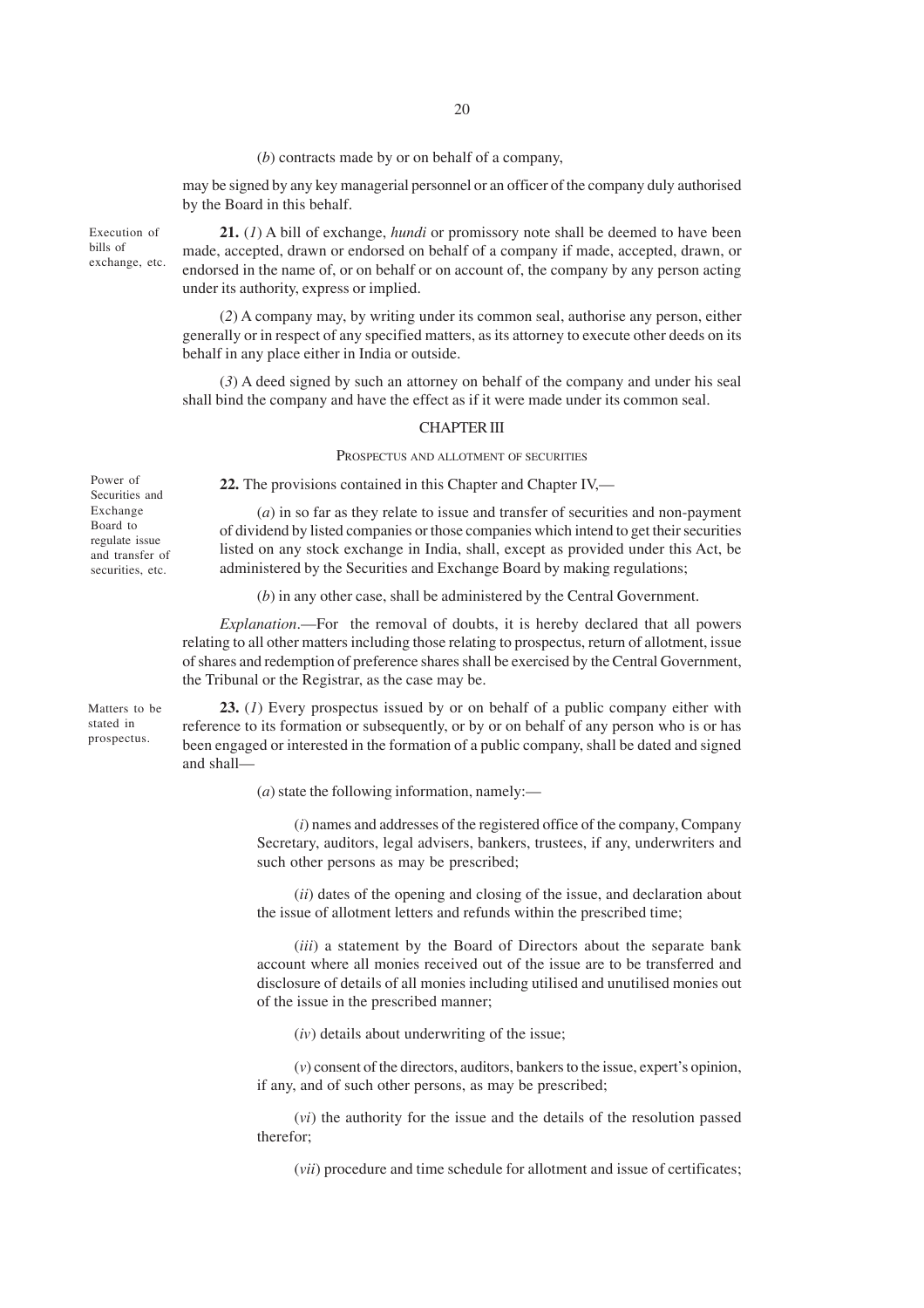(*b*) contracts made by or on behalf of a company,

may be signed by any key managerial personnel or an officer of the company duly authorised by the Board in this behalf.

Execution of bills of exchange, etc.

**21.** (*1*) A bill of exchange, *hundi* or promissory note shall be deemed to have been made, accepted, drawn or endorsed on behalf of a company if made, accepted, drawn, or endorsed in the name of, or on behalf or on account of, the company by any person acting under its authority, express or implied.

(*2*) A company may, by writing under its common seal, authorise any person, either generally or in respect of any specified matters, as its attorney to execute other deeds on its behalf in any place either in India or outside.

(*3*) A deed signed by such an attorney on behalf of the company and under his seal shall bind the company and have the effect as if it were made under its common seal.

## CHAPTER III

### PROSPECTUS AND ALLOTMENT OF SECURITIES

Power of Securities and Exchange Board to regulate issue and transfer of securities, etc.

**22.** The provisions contained in this Chapter and Chapter IV,—

(*a*) in so far as they relate to issue and transfer of securities and non-payment of dividend by listed companies or those companies which intend to get their securities listed on any stock exchange in India, shall, except as provided under this Act, be administered by the Securities and Exchange Board by making regulations;

(*b*) in any other case, shall be administered by the Central Government.

*Explanation*.—For the removal of doubts, it is hereby declared that all powers relating to all other matters including those relating to prospectus, return of allotment, issue of shares and redemption of preference shares shall be exercised by the Central Government, the Tribunal or the Registrar, as the case may be.

Matters to be stated in prospectus.

**23.** (*1*) Every prospectus issued by or on behalf of a public company either with reference to its formation or subsequently, or by or on behalf of any person who is or has been engaged or interested in the formation of a public company, shall be dated and signed and shall—

(*a*) state the following information, namely:—

(*i*) names and addresses of the registered office of the company, Company Secretary, auditors, legal advisers, bankers, trustees, if any, underwriters and such other persons as may be prescribed;

(*ii*) dates of the opening and closing of the issue, and declaration about the issue of allotment letters and refunds within the prescribed time;

(*iii*) a statement by the Board of Directors about the separate bank account where all monies received out of the issue are to be transferred and disclosure of details of all monies including utilised and unutilised monies out of the issue in the prescribed manner;

(*iv*) details about underwriting of the issue;

(*v*) consent of the directors, auditors, bankers to the issue, expert's opinion, if any, and of such other persons, as may be prescribed;

(*vi*) the authority for the issue and the details of the resolution passed therefor;

(*vii*) procedure and time schedule for allotment and issue of certificates;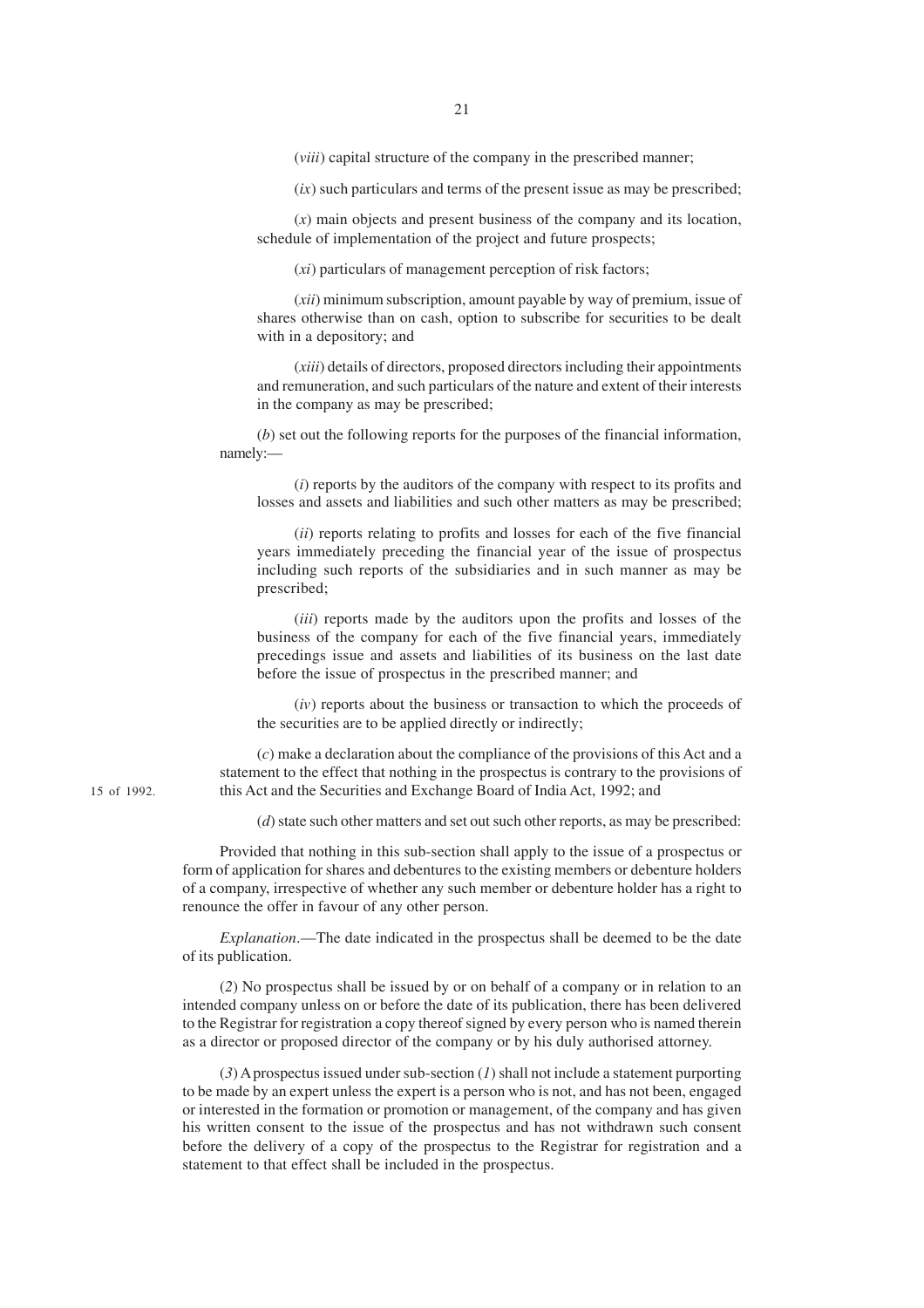(*viii*) capital structure of the company in the prescribed manner;

(*ix*) such particulars and terms of the present issue as may be prescribed;

(*x*) main objects and present business of the company and its location, schedule of implementation of the project and future prospects;

(*xi*) particulars of management perception of risk factors;

(*xii*) minimum subscription, amount payable by way of premium, issue of shares otherwise than on cash, option to subscribe for securities to be dealt with in a depository; and

(*xiii*) details of directors, proposed directors including their appointments and remuneration, and such particulars of the nature and extent of their interests in the company as may be prescribed;

(*b*) set out the following reports for the purposes of the financial information, namely:—

(*i*) reports by the auditors of the company with respect to its profits and losses and assets and liabilities and such other matters as may be prescribed;

(*ii*) reports relating to profits and losses for each of the five financial years immediately preceding the financial year of the issue of prospectus including such reports of the subsidiaries and in such manner as may be prescribed;

(*iii*) reports made by the auditors upon the profits and losses of the business of the company for each of the five financial years, immediately precedings issue and assets and liabilities of its business on the last date before the issue of prospectus in the prescribed manner; and

(*iv*) reports about the business or transaction to which the proceeds of the securities are to be applied directly or indirectly;

(*c*) make a declaration about the compliance of the provisions of this Act and a statement to the effect that nothing in the prospectus is contrary to the provisions of this Act and the Securities and Exchange Board of India Act, 1992; and

15 of 1992.

(*d*) state such other matters and set out such other reports, as may be prescribed:

Provided that nothing in this sub-section shall apply to the issue of a prospectus or form of application for shares and debentures to the existing members or debenture holders of a company, irrespective of whether any such member or debenture holder has a right to renounce the offer in favour of any other person.

*Explanation*.—The date indicated in the prospectus shall be deemed to be the date of its publication.

(*2*) No prospectus shall be issued by or on behalf of a company or in relation to an intended company unless on or before the date of its publication, there has been delivered to the Registrar for registration a copy thereof signed by every person who is named therein as a director or proposed director of the company or by his duly authorised attorney.

(*3*) A prospectus issued under sub-section (*1*) shall not include a statement purporting to be made by an expert unless the expert is a person who is not, and has not been, engaged or interested in the formation or promotion or management, of the company and has given his written consent to the issue of the prospectus and has not withdrawn such consent before the delivery of a copy of the prospectus to the Registrar for registration and a statement to that effect shall be included in the prospectus.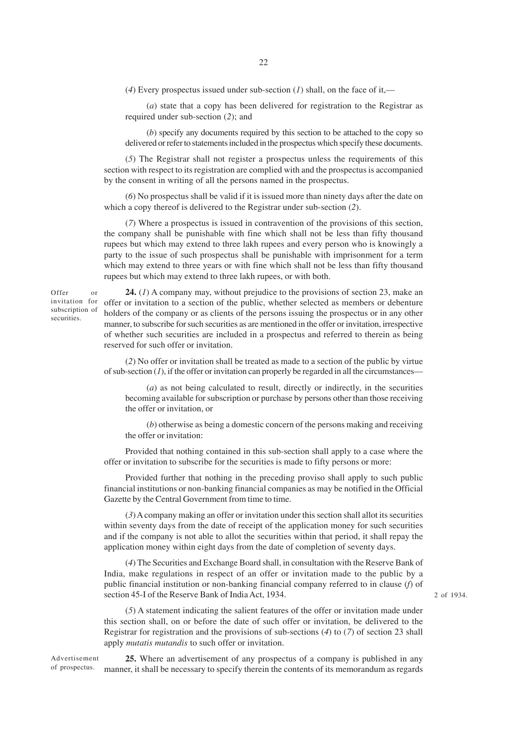(*4*) Every prospectus issued under sub-section (*1*) shall, on the face of it,—

(*a*) state that a copy has been delivered for registration to the Registrar as required under sub-section (*2*); and

(*b*) specify any documents required by this section to be attached to the copy so delivered or refer to statements included in the prospectus which specify these documents.

(*5*) The Registrar shall not register a prospectus unless the requirements of this section with respect to its registration are complied with and the prospectus is accompanied by the consent in writing of all the persons named in the prospectus.

(*6*) No prospectus shall be valid if it is issued more than ninety days after the date on which a copy thereof is delivered to the Registrar under sub-section (*2*).

(*7*) Where a prospectus is issued in contravention of the provisions of this section, the company shall be punishable with fine which shall not be less than fifty thousand rupees but which may extend to three lakh rupees and every person who is knowingly a party to the issue of such prospectus shall be punishable with imprisonment for a term which may extend to three years or with fine which shall not be less than fifty thousand rupees but which may extend to three lakh rupees, or with both.

Offer or invitation for subscription of securities.

**24.** (*1*) A company may, without prejudice to the provisions of section 23, make an offer or invitation to a section of the public, whether selected as members or debenture holders of the company or as clients of the persons issuing the prospectus or in any other manner, to subscribe for such securities as are mentioned in the offer or invitation, irrespective of whether such securities are included in a prospectus and referred to therein as being reserved for such offer or invitation.

(*2*) No offer or invitation shall be treated as made to a section of the public by virtue of sub-section (*1*), if the offer or invitation can properly be regarded in all the circumstances—

(*a*) as not being calculated to result, directly or indirectly, in the securities becoming available for subscription or purchase by persons other than those receiving the offer or invitation, or

(*b*) otherwise as being a domestic concern of the persons making and receiving the offer or invitation:

Provided that nothing contained in this sub-section shall apply to a case where the offer or invitation to subscribe for the securities is made to fifty persons or more:

Provided further that nothing in the preceding proviso shall apply to such public financial institutions or non-banking financial companies as may be notified in the Official Gazette by the Central Government from time to time.

(*3*) A company making an offer or invitation under this section shall allot its securities within seventy days from the date of receipt of the application money for such securities and if the company is not able to allot the securities within that period, it shall repay the application money within eight days from the date of completion of seventy days.

(*4*) The Securities and Exchange Board shall, in consultation with the Reserve Bank of India, make regulations in respect of an offer or invitation made to the public by a public financial institution or non-banking financial company referred to in clause (*f*) of section 45-I of the Reserve Bank of India Act, 1934.

2 of 1934.

(*5*) A statement indicating the salient features of the offer or invitation made under this section shall, on or before the date of such offer or invitation, be delivered to the Registrar for registration and the provisions of sub-sections (*4*) to (*7*) of section 23 shall apply *mutatis mutandis* to such offer or invitation.

Advertisement of prospectus.

**25.** Where an advertisement of any prospectus of a company is published in any manner, it shall be necessary to specify therein the contents of its memorandum as regards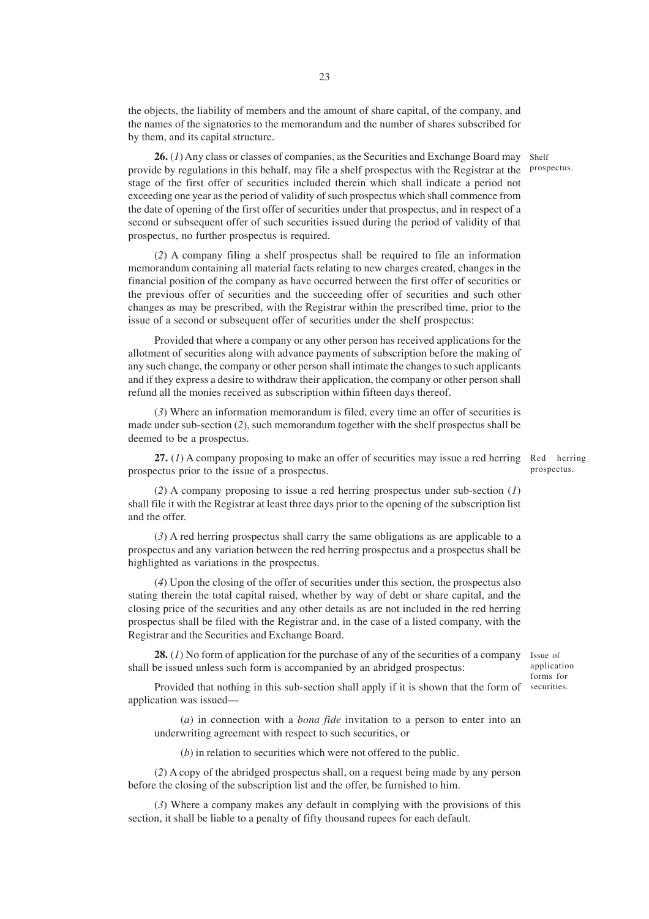the objects, the liability of members and the amount of share capital, of the company, and the names of the signatories to the memorandum and the number of shares subscribed for by them, and its capital structure.

Shelf prospectus.

**26.** (*1*) Any class or classes of companies, as the Securities and Exchange Board may provide by regulations in this behalf, may file a shelf prospectus with the Registrar at the stage of the first offer of securities included therein which shall indicate a period not exceeding one year as the period of validity of such prospectus which shall commence from the date of opening of the first offer of securities under that prospectus, and in respect of a second or subsequent offer of such securities issued during the period of validity of that prospectus, no further prospectus is required.

(*2*) A company filing a shelf prospectus shall be required to file an information memorandum containing all material facts relating to new charges created, changes in the financial position of the company as have occurred between the first offer of securities or the previous offer of securities and the succeeding offer of securities and such other changes as may be prescribed, with the Registrar within the prescribed time, prior to the issue of a second or subsequent offer of securities under the shelf prospectus:

Provided that where a company or any other person has received applications for the allotment of securities along with advance payments of subscription before the making of any such change, the company or other person shall intimate the changes to such applicants and if they express a desire to withdraw their application, the company or other person shall refund all the monies received as subscription within fifteen days thereof.

(*3*) Where an information memorandum is filed, every time an offer of securities is made under sub-section (*2*), such memorandum together with the shelf prospectus shall be deemed to be a prospectus.

Red herring prospectus.

**27.** (*1*) A company proposing to make an offer of securities may issue a red herring prospectus prior to the issue of a prospectus.

(*2*) A company proposing to issue a red herring prospectus under sub-section (*1*) shall file it with the Registrar at least three days prior to the opening of the subscription list and the offer.

(*3*) A red herring prospectus shall carry the same obligations as are applicable to a prospectus and any variation between the red herring prospectus and a prospectus shall be highlighted as variations in the prospectus.

(*4*) Upon the closing of the offer of securities under this section, the prospectus also stating therein the total capital raised, whether by way of debt or share capital, and the closing price of the securities and any other details as are not included in the red herring prospectus shall be filed with the Registrar and, in the case of a listed company, with the Registrar and the Securities and Exchange Board.

Issue of application forms for securities.

**28.** (*1*) No form of application for the purchase of any of the securities of a company shall be issued unless such form is accompanied by an abridged prospectus:

Provided that nothing in this sub-section shall apply if it is shown that the form of application was issued—

(*a*) in connection with a *bona fide* invitation to a person to enter into an underwriting agreement with respect to such securities, or

(*b*) in relation to securities which were not offered to the public.

(*2*) A copy of the abridged prospectus shall, on a request being made by any person before the closing of the subscription list and the offer, be furnished to him.

(*3*) Where a company makes any default in complying with the provisions of this section, it shall be liable to a penalty of fifty thousand rupees for each default.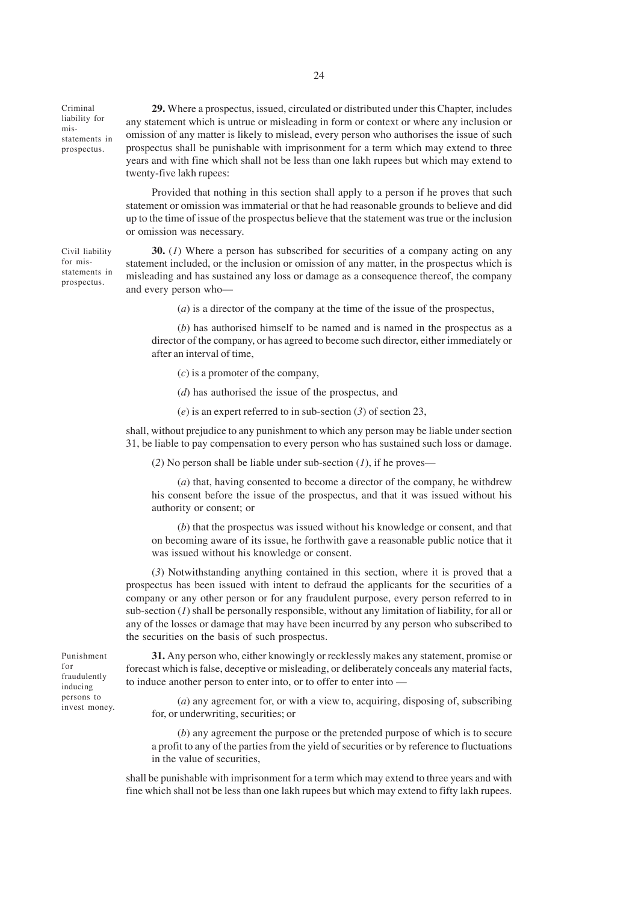**Criminal liability for mis-statements in prospectus.**

**29.** Where a prospectus, issued, circulated or distributed under this Chapter, includes any statement which is untrue or misleading in form or context or where any inclusion or omission of any matter is likely to mislead, every person who authorises the issue of such prospectus shall be punishable with imprisonment for a term which may extend to three years and with fine which shall not be less than one lakh rupees but which may extend to twenty-five lakh rupees:

Provided that nothing in this section shall apply to a person if he proves that such statement or omission was immaterial or that he had reasonable grounds to believe and did up to the time of issue of the prospectus believe that the statement was true or the inclusion or omission was necessary.

**Civil liability for mis-statements in prospectus.**

**30.** (*1*) Where a person has subscribed for securities of a company acting on any statement included, or the inclusion or omission of any matter, in the prospectus which is misleading and has sustained any loss or damage as a consequence thereof, the company and every person who—

(*a*) is a director of the company at the time of the issue of the prospectus,

(*b*) has authorised himself to be named and is named in the prospectus as a director of the company, or has agreed to become such director, either immediately or after an interval of time,

(*c*) is a promoter of the company,

(*d*) has authorised the issue of the prospectus, and

(*e*) is an expert referred to in sub-section (*3*) of section 23,

shall, without prejudice to any punishment to which any person may be liable under section 31, be liable to pay compensation to every person who has sustained such loss or damage.

(*2*) No person shall be liable under sub-section (*1*), if he proves—

(*a*) that, having consented to become a director of the company, he withdrew his consent before the issue of the prospectus, and that it was issued without his authority or consent; or

(*b*) that the prospectus was issued without his knowledge or consent, and that on becoming aware of its issue, he forthwith gave a reasonable public notice that it was issued without his knowledge or consent.

(*3*) Notwithstanding anything contained in this section, where it is proved that a prospectus has been issued with intent to defraud the applicants for the securities of a company or any other person or for any fraudulent purpose, every person referred to in sub-section (*1*) shall be personally responsible, without any limitation of liability, for all or any of the losses or damage that may have been incurred by any person who subscribed to the securities on the basis of such prospectus.

**Punishment for fraudulently inducing persons to invest money.**

**31.** Any person who, either knowingly or recklessly makes any statement, promise or forecast which is false, deceptive or misleading, or deliberately conceals any material facts, to induce another person to enter into, or to offer to enter into —

(*a*) any agreement for, or with a view to, acquiring, disposing of, subscribing for, or underwriting, securities; or

(*b*) any agreement the purpose or the pretended purpose of which is to secure a profit to any of the parties from the yield of securities or by reference to fluctuations in the value of securities,

shall be punishable with imprisonment for a term which may extend to three years and with fine which shall not be less than one lakh rupees but which may extend to fifty lakh rupees.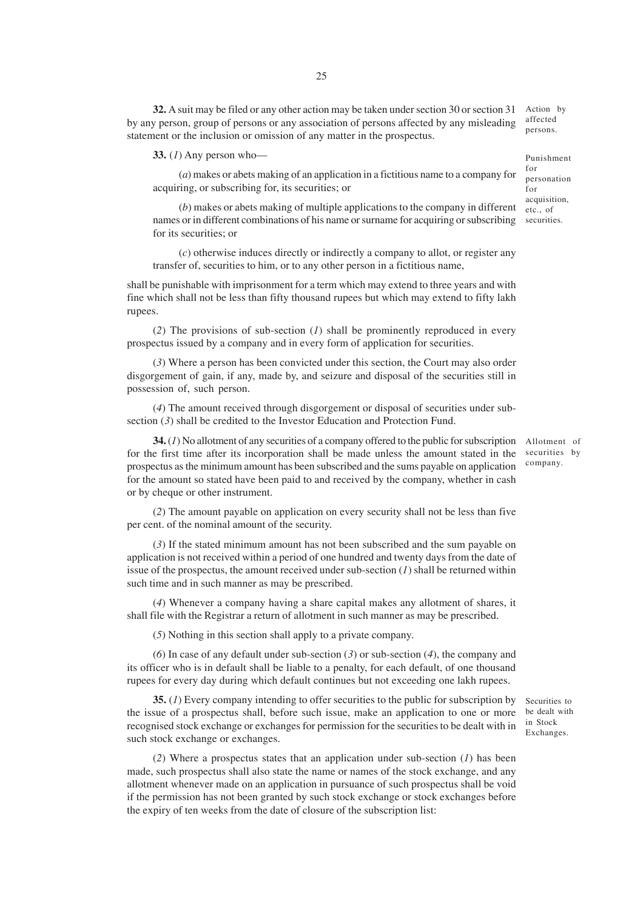**32.** A suit may be filed or any other action may be taken under section 30 or section 31 by any person, group of persons or any association of persons affected by any misleading statement or the inclusion or omission of any matter in the prospectus.

*Action by affected persons.*

**33.** (*1*) Any person who—

*Punishment for personation for acquisition, etc., of securities.*

(*a*) makes or abets making of an application in a fictitious name to a company for acquiring, or subscribing for, its securities; or

(*b*) makes or abets making of multiple applications to the company in different names or in different combinations of his name or surname for acquiring or subscribing for its securities; or

(*c*) otherwise induces directly or indirectly a company to allot, or register any transfer of, securities to him, or to any other person in a fictitious name,

shall be punishable with imprisonment for a term which may extend to three years and with fine which shall not be less than fifty thousand rupees but which may extend to fifty lakh rupees.

(*2*) The provisions of sub-section (*1*) shall be prominently reproduced in every prospectus issued by a company and in every form of application for securities.

(*3*) Where a person has been convicted under this section, the Court may also order disgorgement of gain, if any, made by, and seizure and disposal of the securities still in possession of, such person.

(*4*) The amount received through disgorgement or disposal of securities under sub-section (*3*) shall be credited to the Investor Education and Protection Fund.

**34.** (*1*) No allotment of any securities of a company offered to the public for subscription for the first time after its incorporation shall be made unless the amount stated in the prospectus as the minimum amount has been subscribed and the sums payable on application for the amount so stated have been paid to and received by the company, whether in cash or by cheque or other instrument.

*Allotment of securities by company.*

(*2*) The amount payable on application on every security shall not be less than five per cent. of the nominal amount of the security.

(*3*) If the stated minimum amount has not been subscribed and the sum payable on application is not received within a period of one hundred and twenty days from the date of issue of the prospectus, the amount received under sub-section (*1*) shall be returned within such time and in such manner as may be prescribed.

(*4*) Whenever a company having a share capital makes any allotment of shares, it shall file with the Registrar a return of allotment in such manner as may be prescribed.

(*5*) Nothing in this section shall apply to a private company.

(*6*) In case of any default under sub-section (*3*) or sub-section (*4*), the company and its officer who is in default shall be liable to a penalty, for each default, of one thousand rupees for every day during which default continues but not exceeding one lakh rupees.

**35.** (*1*) Every company intending to offer securities to the public for subscription by the issue of a prospectus shall, before such issue, make an application to one or more recognised stock exchange or exchanges for permission for the securities to be dealt with in such stock exchange or exchanges.

*Securities to be dealt with in Stock Exchanges.*

(*2*) Where a prospectus states that an application under sub-section (*1*) has been made, such prospectus shall also state the name or names of the stock exchange, and any allotment whenever made on an application in pursuance of such prospectus shall be void if the permission has not been granted by such stock exchange or stock exchanges before the expiry of ten weeks from the date of closure of the subscription list: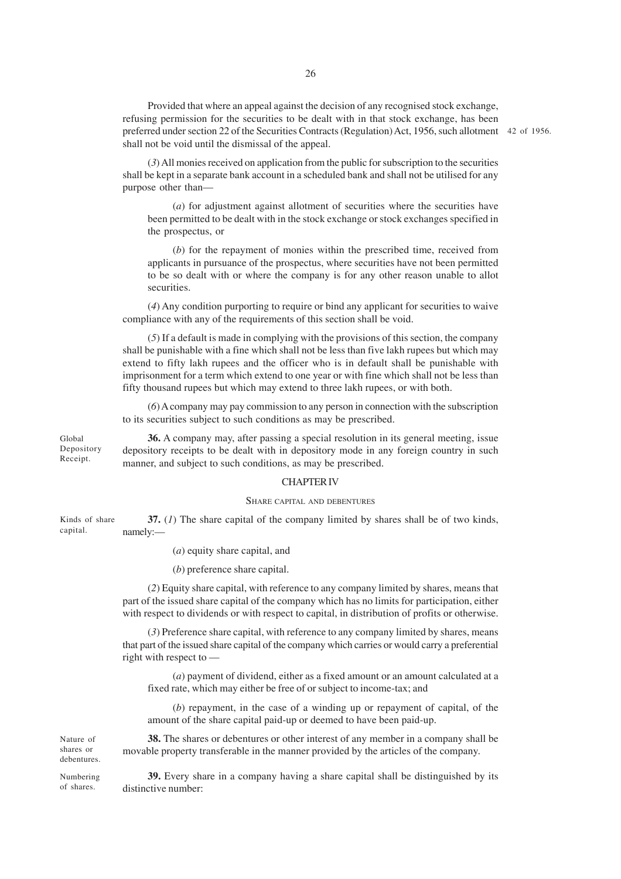Provided that where an appeal against the decision of any recognised stock exchange, refusing permission for the securities to be dealt with in that stock exchange, has been preferred under section 22 of the Securities Contracts (Regulation) Act, 1956, such allotment shall not be void until the dismissal of the appeal.

42 of 1956.

(*3*) All monies received on application from the public for subscription to the securities shall be kept in a separate bank account in a scheduled bank and shall not be utilised for any purpose other than—

(*a*) for adjustment against allotment of securities where the securities have been permitted to be dealt with in the stock exchange or stock exchanges specified in the prospectus, or

(*b*) for the repayment of monies within the prescribed time, received from applicants in pursuance of the prospectus, where securities have not been permitted to be so dealt with or where the company is for any other reason unable to allot securities.

(*4*) Any condition purporting to require or bind any applicant for securities to waive compliance with any of the requirements of this section shall be void.

(*5*) If a default is made in complying with the provisions of this section, the company shall be punishable with a fine which shall not be less than five lakh rupees but which may extend to fifty lakh rupees and the officer who is in default shall be punishable with imprisonment for a term which extend to one year or with fine which shall not be less than fifty thousand rupees but which may extend to three lakh rupees, or with both.

(*6*) A company may pay commission to any person in connection with the subscription to its securities subject to such conditions as may be prescribed.

Global Depository Receipt.

**36.** A company may, after passing a special resolution in its general meeting, issue depository receipts to be dealt with in depository mode in any foreign country in such manner, and subject to such conditions, as may be prescribed.

## CHAPTER IV

### SHARE CAPITAL AND DEBENTURES

Kinds of share capital.

**37.** (*1*) The share capital of the company limited by shares shall be of two kinds, namely:—

(*a*) equity share capital, and

(*b*) preference share capital.

(*2*) Equity share capital, with reference to any company limited by shares, means that part of the issued share capital of the company which has no limits for participation, either with respect to dividends or with respect to capital, in distribution of profits or otherwise.

(*3*) Preference share capital, with reference to any company limited by shares, means that part of the issued share capital of the company which carries or would carry a preferential right with respect to —

(*a*) payment of dividend, either as a fixed amount or an amount calculated at a fixed rate, which may either be free of or subject to income-tax; and

(*b*) repayment, in the case of a winding up or repayment of capital, of the amount of the share capital paid-up or deemed to have been paid-up.

Nature of shares or debentures.

**38.** The shares or debentures or other interest of any member in a company shall be movable property transferable in the manner provided by the articles of the company.

Numbering of shares.

**39.** Every share in a company having a share capital shall be distinguished by its distinctive number: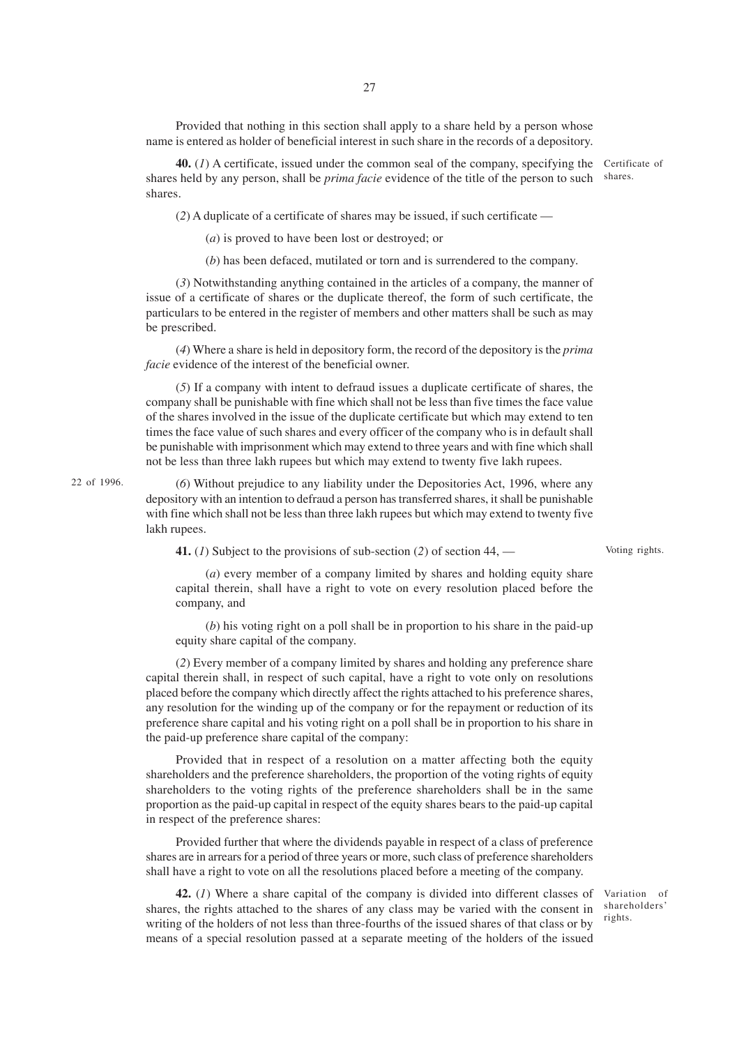Provided that nothing in this section shall apply to a share held by a person whose name is entered as holder of beneficial interest in such share in the records of a depository.

Certificate of shares.

**40.** (*1*) A certificate, issued under the common seal of the company, specifying the shares held by any person, shall be *prima facie* evidence of the title of the person to such shares.

(*2*) A duplicate of a certificate of shares may be issued, if such certificate —

(*a*) is proved to have been lost or destroyed; or

(*b*) has been defaced, mutilated or torn and is surrendered to the company.

(*3*) Notwithstanding anything contained in the articles of a company, the manner of issue of a certificate of shares or the duplicate thereof, the form of such certificate, the particulars to be entered in the register of members and other matters shall be such as may be prescribed.

(*4*) Where a share is held in depository form, the record of the depository is the *prima facie* evidence of the interest of the beneficial owner.

(*5*) If a company with intent to defraud issues a duplicate certificate of shares, the company shall be punishable with fine which shall not be less than five times the face value of the shares involved in the issue of the duplicate certificate but which may extend to ten times the face value of such shares and every officer of the company who is in default shall be punishable with imprisonment which may extend to three years and with fine which shall not be less than three lakh rupees but which may extend to twenty five lakh rupees.

22 of 1996.

(*6*) Without prejudice to any liability under the Depositories Act, 1996, where any depository with an intention to defraud a person has transferred shares, it shall be punishable with fine which shall not be less than three lakh rupees but which may extend to twenty five lakh rupees.

Voting rights.

**41.** (*1*) Subject to the provisions of sub-section (*2*) of section 44, —

(*a*) every member of a company limited by shares and holding equity share capital therein, shall have a right to vote on every resolution placed before the company, and

(*b*) his voting right on a poll shall be in proportion to his share in the paid-up equity share capital of the company.

(*2*) Every member of a company limited by shares and holding any preference share capital therein shall, in respect of such capital, have a right to vote only on resolutions placed before the company which directly affect the rights attached to his preference shares, any resolution for the winding up of the company or for the repayment or reduction of its preference share capital and his voting right on a poll shall be in proportion to his share in the paid-up preference share capital of the company:

Provided that in respect of a resolution on a matter affecting both the equity shareholders and the preference shareholders, the proportion of the voting rights of equity shareholders to the voting rights of the preference shareholders shall be in the same proportion as the paid-up capital in respect of the equity shares bears to the paid-up capital in respect of the preference shares:

Provided further that where the dividends payable in respect of a class of preference shares are in arrears for a period of three years or more, such class of preference shareholders shall have a right to vote on all the resolutions placed before a meeting of the company.

Variation of shareholders' rights.

**42.** (*1*) Where a share capital of the company is divided into different classes of shares, the rights attached to the shares of any class may be varied with the consent in writing of the holders of not less than three-fourths of the issued shares of that class or by means of a special resolution passed at a separate meeting of the holders of the issued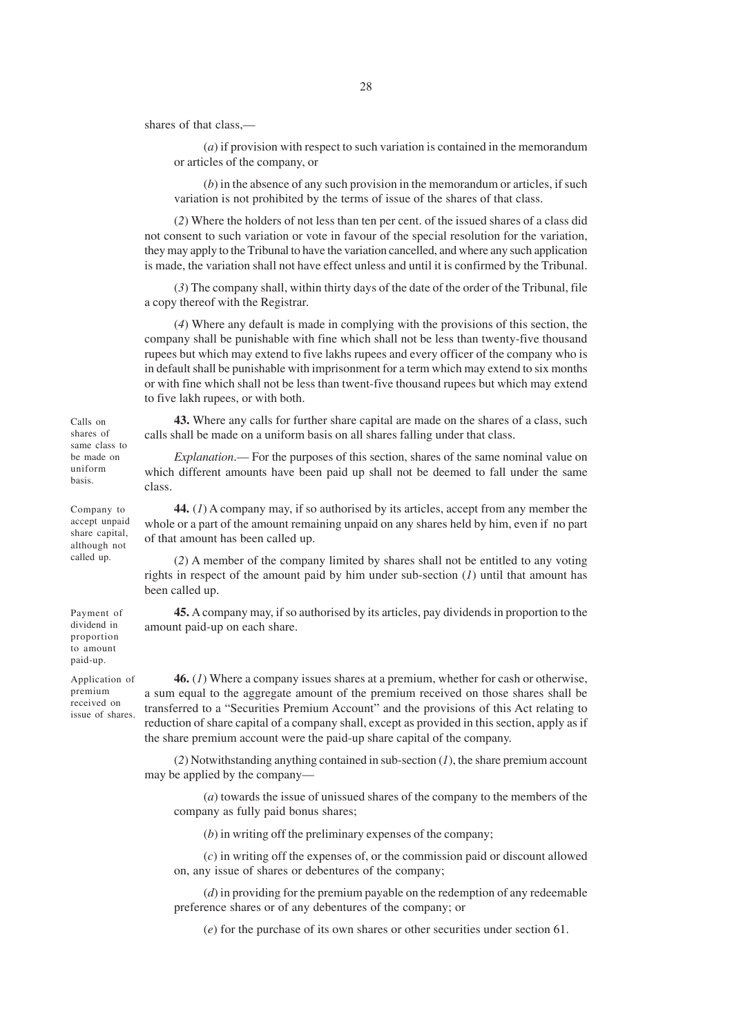shares of that class,—

(*a*) if provision with respect to such variation is contained in the memorandum or articles of the company, or

(*b*) in the absence of any such provision in the memorandum or articles, if such variation is not prohibited by the terms of issue of the shares of that class.

(*2*) Where the holders of not less than ten per cent. of the issued shares of a class did not consent to such variation or vote in favour of the special resolution for the variation, they may apply to the Tribunal to have the variation cancelled, and where any such application is made, the variation shall not have effect unless and until it is confirmed by the Tribunal.

(*3*) The company shall, within thirty days of the date of the order of the Tribunal, file a copy thereof with the Registrar.

(*4*) Where any default is made in complying with the provisions of this section, the company shall be punishable with fine which shall not be less than twenty-five thousand rupees but which may extend to five lakhs rupees and every officer of the company who is in default shall be punishable with imprisonment for a term which may extend to six months or with fine which shall not be less than twent-five thousand rupees but which may extend to five lakh rupees, or with both.

Calls on shares of same class to be made on uniform basis.

**43.** Where any calls for further share capital are made on the shares of a class, such calls shall be made on a uniform basis on all shares falling under that class.

*Explanation*.— For the purposes of this section, shares of the same nominal value on which different amounts have been paid up shall not be deemed to fall under the same class.

Company to accept unpaid share capital, although not called up.

**44.** (*1*) A company may, if so authorised by its articles, accept from any member the whole or a part of the amount remaining unpaid on any shares held by him, even if no part of that amount has been called up.

(*2*) A member of the company limited by shares shall not be entitled to any voting rights in respect of the amount paid by him under sub-section (*1*) until that amount has been called up.

Payment of dividend in proportion to amount paid-up.

**45.** A company may, if so authorised by its articles, pay dividends in proportion to the amount paid-up on each share.

Application of premium received on issue of shares.

**46.** (*1*) Where a company issues shares at a premium, whether for cash or otherwise, a sum equal to the aggregate amount of the premium received on those shares shall be transferred to a "Securities Premium Account" and the provisions of this Act relating to reduction of share capital of a company shall, except as provided in this section, apply as if the share premium account were the paid-up share capital of the company.

(*2*) Notwithstanding anything contained in sub-section (*1*), the share premium account may be applied by the company—

(*a*) towards the issue of unissued shares of the company to the members of the company as fully paid bonus shares;

(*b*) in writing off the preliminary expenses of the company;

(*c*) in writing off the expenses of, or the commission paid or discount allowed on, any issue of shares or debentures of the company;

(*d*) in providing for the premium payable on the redemption of any redeemable preference shares or of any debentures of the company; or

(*e*) for the purchase of its own shares or other securities under section 61.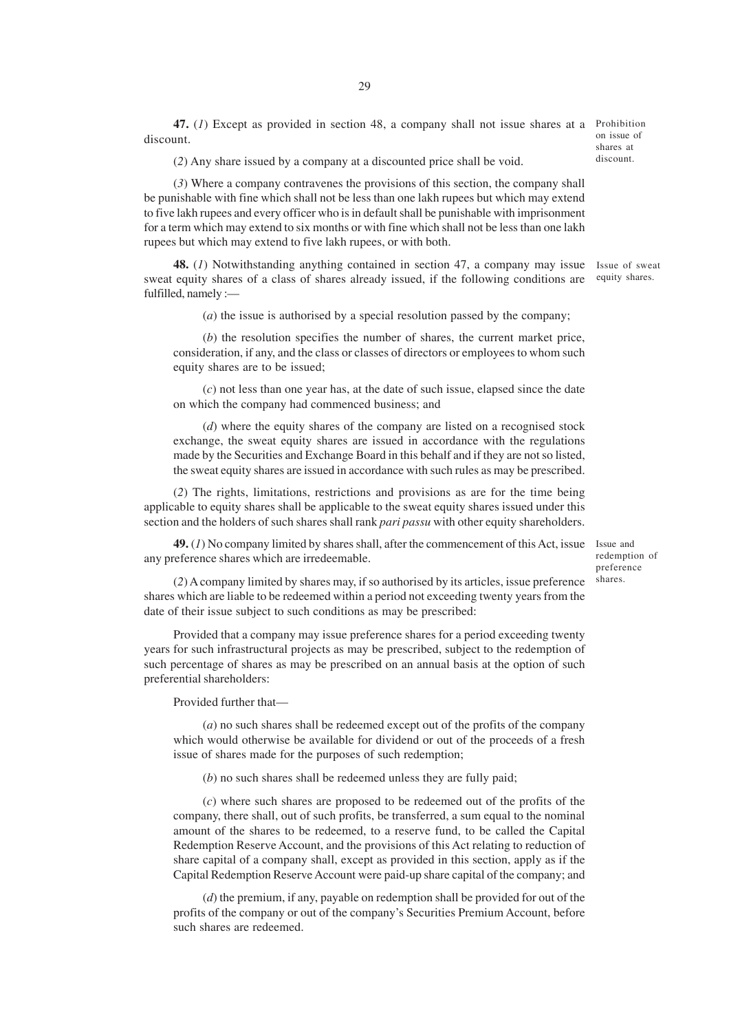**47.** (*1*) Except as provided in section 48, a company shall not issue shares at a discount.

Prohibition on issue of shares at discount.

(*2*) Any share issued by a company at a discounted price shall be void.

(*3*) Where a company contravenes the provisions of this section, the company shall be punishable with fine which shall not be less than one lakh rupees but which may extend to five lakh rupees and every officer who is in default shall be punishable with imprisonment for a term which may extend to six months or with fine which shall not be less than one lakh rupees but which may extend to five lakh rupees, or with both.

**48.** (*1*) Notwithstanding anything contained in section 47, a company may issue sweat equity shares of a class of shares already issued, if the following conditions are fulfilled, namely :—

Issue of sweat equity shares.

(*a*) the issue is authorised by a special resolution passed by the company;

(*b*) the resolution specifies the number of shares, the current market price, consideration, if any, and the class or classes of directors or employees to whom such equity shares are to be issued;

(*c*) not less than one year has, at the date of such issue, elapsed since the date on which the company had commenced business; and

(*d*) where the equity shares of the company are listed on a recognised stock exchange, the sweat equity shares are issued in accordance with the regulations made by the Securities and Exchange Board in this behalf and if they are not so listed, the sweat equity shares are issued in accordance with such rules as may be prescribed.

(*2*) The rights, limitations, restrictions and provisions as are for the time being applicable to equity shares shall be applicable to the sweat equity shares issued under this section and the holders of such shares shall rank *pari passu* with other equity shareholders.

**49.** (*1*) No company limited by shares shall, after the commencement of this Act, issue any preference shares which are irredeemable.

Issue and redemption of preference shares.

(*2*) A company limited by shares may, if so authorised by its articles, issue preference shares which are liable to be redeemed within a period not exceeding twenty years from the date of their issue subject to such conditions as may be prescribed:

Provided that a company may issue preference shares for a period exceeding twenty years for such infrastructural projects as may be prescribed, subject to the redemption of such percentage of shares as may be prescribed on an annual basis at the option of such preferential shareholders:

Provided further that—

(*a*) no such shares shall be redeemed except out of the profits of the company which would otherwise be available for dividend or out of the proceeds of a fresh issue of shares made for the purposes of such redemption;

(*b*) no such shares shall be redeemed unless they are fully paid;

(*c*) where such shares are proposed to be redeemed out of the profits of the company, there shall, out of such profits, be transferred, a sum equal to the nominal amount of the shares to be redeemed, to a reserve fund, to be called the Capital Redemption Reserve Account, and the provisions of this Act relating to reduction of share capital of a company shall, except as provided in this section, apply as if the Capital Redemption Reserve Account were paid-up share capital of the company; and

(*d*) the premium, if any, payable on redemption shall be provided for out of the profits of the company or out of the company's Securities Premium Account, before such shares are redeemed.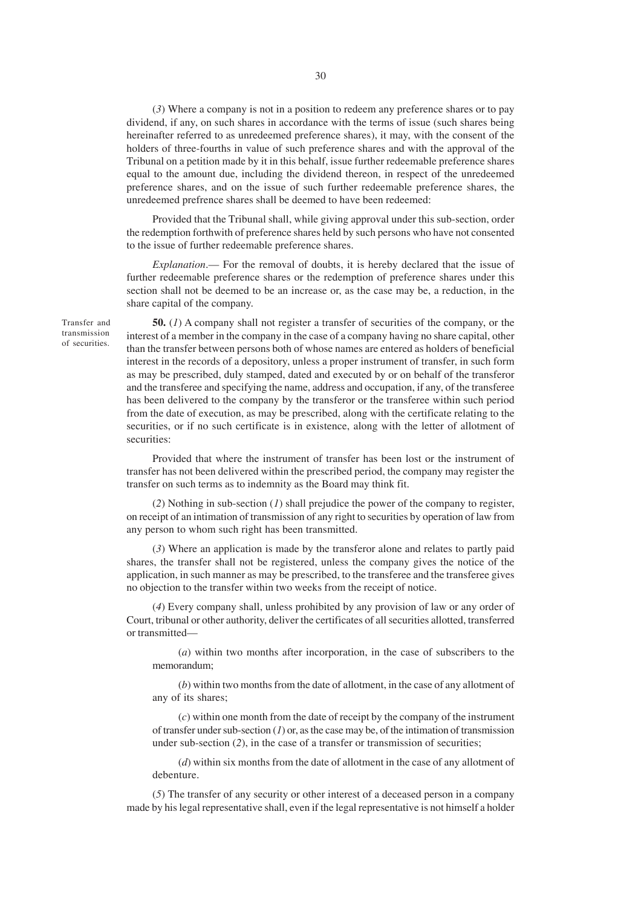(*3*) Where a company is not in a position to redeem any preference shares or to pay dividend, if any, on such shares in accordance with the terms of issue (such shares being hereinafter referred to as unredeemed preference shares), it may, with the consent of the holders of three-fourths in value of such preference shares and with the approval of the Tribunal on a petition made by it in this behalf, issue further redeemable preference shares equal to the amount due, including the dividend thereon, in respect of the unredeemed preference shares, and on the issue of such further redeemable preference shares, the unredeemed prefrence shares shall be deemed to have been redeemed:

Provided that the Tribunal shall, while giving approval under this sub-section, order the redemption forthwith of preference shares held by such persons who have not consented to the issue of further redeemable preference shares.

*Explanation*.— For the removal of doubts, it is hereby declared that the issue of further redeemable preference shares or the redemption of preference shares under this section shall not be deemed to be an increase or, as the case may be, a reduction, in the share capital of the company.

Transfer and transmission of securities.

**50.** (*1*) A company shall not register a transfer of securities of the company, or the interest of a member in the company in the case of a company having no share capital, other than the transfer between persons both of whose names are entered as holders of beneficial interest in the records of a depository, unless a proper instrument of transfer, in such form as may be prescribed, duly stamped, dated and executed by or on behalf of the transferor and the transferee and specifying the name, address and occupation, if any, of the transferee has been delivered to the company by the transferor or the transferee within such period from the date of execution, as may be prescribed, along with the certificate relating to the securities, or if no such certificate is in existence, along with the letter of allotment of securities:

Provided that where the instrument of transfer has been lost or the instrument of transfer has not been delivered within the prescribed period, the company may register the transfer on such terms as to indemnity as the Board may think fit.

(*2*) Nothing in sub-section (*1*) shall prejudice the power of the company to register, on receipt of an intimation of transmission of any right to securities by operation of law from any person to whom such right has been transmitted.

(*3*) Where an application is made by the transferor alone and relates to partly paid shares, the transfer shall not be registered, unless the company gives the notice of the application, in such manner as may be prescribed, to the transferee and the transferee gives no objection to the transfer within two weeks from the receipt of notice.

(*4*) Every company shall, unless prohibited by any provision of law or any order of Court, tribunal or other authority, deliver the certificates of all securities allotted, transferred or transmitted—

(*a*) within two months after incorporation, in the case of subscribers to the memorandum;

(*b*) within two months from the date of allotment, in the case of any allotment of any of its shares;

(*c*) within one month from the date of receipt by the company of the instrument of transfer under sub-section (*1*) or, as the case may be, of the intimation of transmission under sub-section (*2*), in the case of a transfer or transmission of securities;

(*d*) within six months from the date of allotment in the case of any allotment of debenture.

(*5*) The transfer of any security or other interest of a deceased person in a company made by his legal representative shall, even if the legal representative is not himself a holder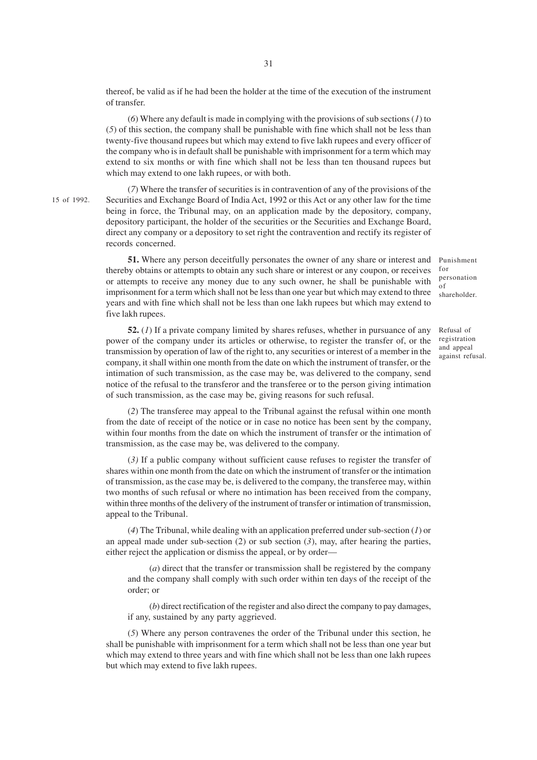thereof, be valid as if he had been the holder at the time of the execution of the instrument of transfer.

(*6*) Where any default is made in complying with the provisions of sub sections (*1*) to (*5*) of this section, the company shall be punishable with fine which shall not be less than twenty-five thousand rupees but which may extend to five lakh rupees and every officer of the company who is in default shall be punishable with imprisonment for a term which may extend to six months or with fine which shall not be less than ten thousand rupees but which may extend to one lakh rupees, or with both.

(*7*) Where the transfer of securities is in contravention of any of the provisions of the Securities and Exchange Board of India Act, 1992 (15 of 1992) or this Act or any other law for the time being in force, the Tribunal may, on an application made by the depository, company, depository participant, the holder of the securities or the Securities and Exchange Board, direct any company or a depository to set right the contravention and rectify its register of records concerned.

**Punishment for personation of shareholder.**

**51.** Where any person deceitfully personates the owner of any share or interest and thereby obtains or attempts to obtain any such share or interest or any coupon, or receives or attempts to receive any money due to any such owner, he shall be punishable with imprisonment for a term which shall not be less than one year but which may extend to three years and with fine which shall not be less than one lakh rupees but which may extend to five lakh rupees.

**Refusal of registration and appeal against refusal.**

**52.** (*1*) If a private company limited by shares refuses, whether in pursuance of any power of the company under its articles or otherwise, to register the transfer of, or the transmission by operation of law of the right to, any securities or interest of a member in the company, it shall within one month from the date on which the instrument of transfer, or the intimation of such transmission, as the case may be, was delivered to the company, send notice of the refusal to the transferor and the transferee or to the person giving intimation of such transmission, as the case may be, giving reasons for such refusal.

(*2*) The transferee may appeal to the Tribunal against the refusal within one month from the date of receipt of the notice or in case no notice has been sent by the company, within four months from the date on which the instrument of transfer or the intimation of transmission, as the case may be, was delivered to the company.

(*3)* If a public company without sufficient cause refuses to register the transfer of shares within one month from the date on which the instrument of transfer or the intimation of transmission, as the case may be, is delivered to the company, the transferee may, within two months of such refusal or where no intimation has been received from the company, within three months of the delivery of the instrument of transfer or intimation of transmission, appeal to the Tribunal.

(*4*) The Tribunal, while dealing with an application preferred under sub-section (*1*) or an appeal made under sub-section (2) or sub section (*3*), may, after hearing the parties, either reject the application or dismiss the appeal, or by order—

(*a*) direct that the transfer or transmission shall be registered by the company and the company shall comply with such order within ten days of the receipt of the order; or

(*b*) direct rectification of the register and also direct the company to pay damages, if any, sustained by any party aggrieved.

(*5*) Where any person contravenes the order of the Tribunal under this section, he shall be punishable with imprisonment for a term which shall not be less than one year but which may extend to three years and with fine which shall not be less than one lakh rupees but which may extend to five lakh rupees.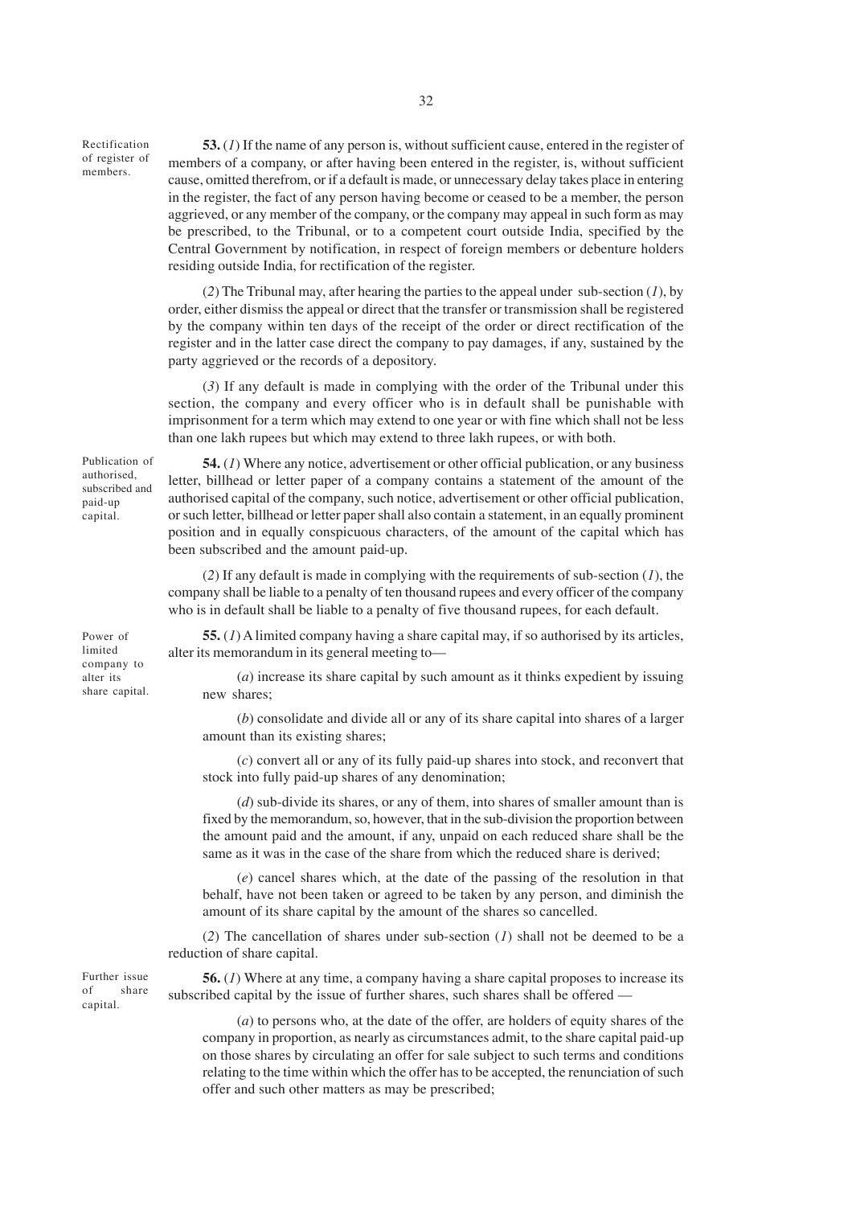*Rectification of register of members.*

**53.** (*1*) If the name of any person is, without sufficient cause, entered in the register of members of a company, or after having been entered in the register, is, without sufficient cause, omitted therefrom, or if a default is made, or unnecessary delay takes place in entering in the register, the fact of any person having become or ceased to be a member, the person aggrieved, or any member of the company, or the company may appeal in such form as may be prescribed, to the Tribunal, or to a competent court outside India, specified by the Central Government by notification, in respect of foreign members or debenture holders residing outside India, for rectification of the register.

(*2*) The Tribunal may, after hearing the parties to the appeal under sub-section (*1*), by order, either dismiss the appeal or direct that the transfer or transmission shall be registered by the company within ten days of the receipt of the order or direct rectification of the register and in the latter case direct the company to pay damages, if any, sustained by the party aggrieved or the records of a depository.

(*3*) If any default is made in complying with the order of the Tribunal under this section, the company and every officer who is in default shall be punishable with imprisonment for a term which may extend to one year or with fine which shall not be less than one lakh rupees but which may extend to three lakh rupees, or with both.

*Publication of authorised, subscribed and paid-up capital.*

**54.** (*1*) Where any notice, advertisement or other official publication, or any business letter, billhead or letter paper of a company contains a statement of the amount of the authorised capital of the company, such notice, advertisement or other official publication, or such letter, billhead or letter paper shall also contain a statement, in an equally prominent position and in equally conspicuous characters, of the amount of the capital which has been subscribed and the amount paid-up.

(*2*) If any default is made in complying with the requirements of sub-section (*1*), the company shall be liable to a penalty of ten thousand rupees and every officer of the company who is in default shall be liable to a penalty of five thousand rupees, for each default.

*Power of limited company to alter its share capital.*

**55.** (*1*) A limited company having a share capital may, if so authorised by its articles, alter its memorandum in its general meeting to—

(*a*) increase its share capital by such amount as it thinks expedient by issuing new shares;

(*b*) consolidate and divide all or any of its share capital into shares of a larger amount than its existing shares;

(*c*) convert all or any of its fully paid-up shares into stock, and reconvert that stock into fully paid-up shares of any denomination;

(*d*) sub-divide its shares, or any of them, into shares of smaller amount than is fixed by the memorandum, so, however, that in the sub-division the proportion between the amount paid and the amount, if any, unpaid on each reduced share shall be the same as it was in the case of the share from which the reduced share is derived;

(*e*) cancel shares which, at the date of the passing of the resolution in that behalf, have not been taken or agreed to be taken by any person, and diminish the amount of its share capital by the amount of the shares so cancelled.

(*2*) The cancellation of shares under sub-section (*1*) shall not be deemed to be a reduction of share capital.

*Further issue of share capital.*

**56.** (*1*) Where at any time, a company having a share capital proposes to increase its subscribed capital by the issue of further shares, such shares shall be offered —

(*a*) to persons who, at the date of the offer, are holders of equity shares of the company in proportion, as nearly as circumstances admit, to the share capital paid-up on those shares by circulating an offer for sale subject to such terms and conditions relating to the time within which the offer has to be accepted, the renunciation of such offer and such other matters as may be prescribed;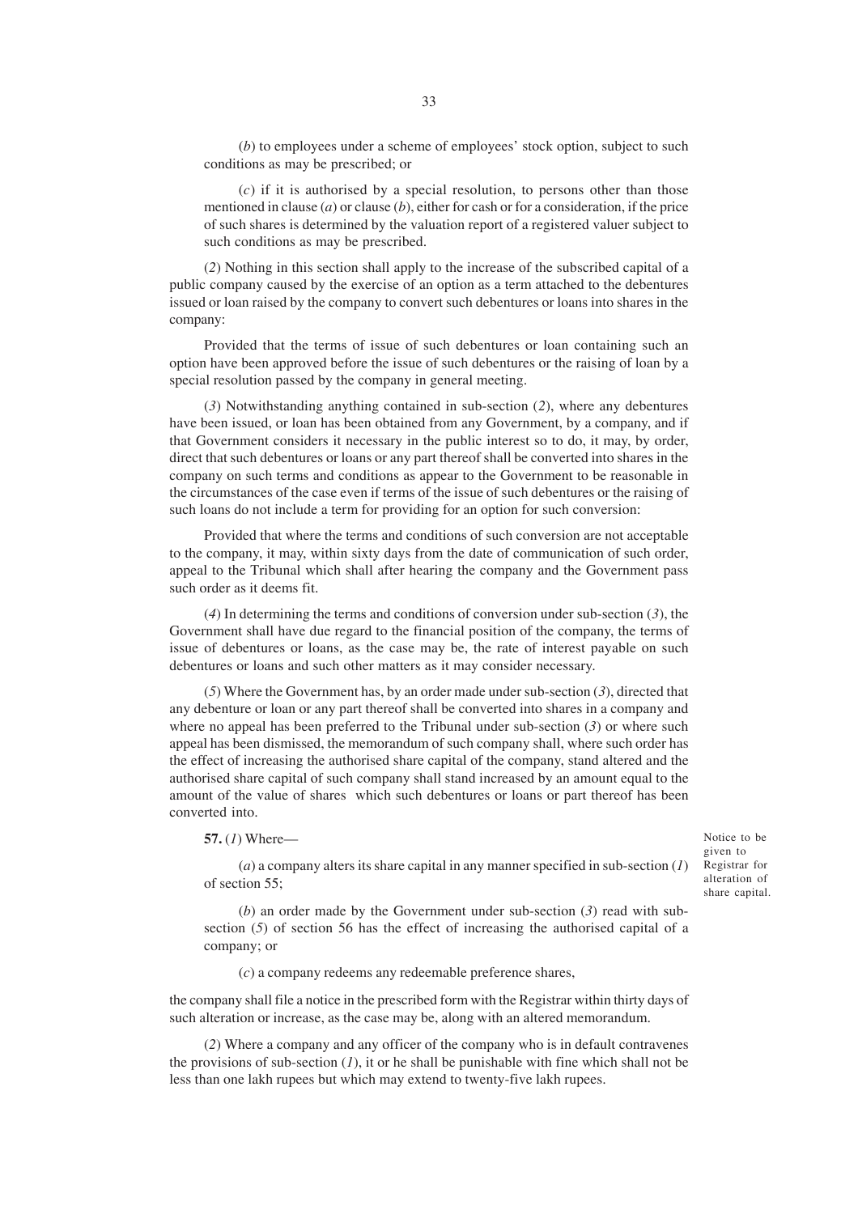(*b*) to employees under a scheme of employees' stock option, subject to such conditions as may be prescribed; or

(*c*) if it is authorised by a special resolution, to persons other than those mentioned in clause (*a*) or clause (*b*), either for cash or for a consideration, if the price of such shares is determined by the valuation report of a registered valuer subject to such conditions as may be prescribed.

(*2*) Nothing in this section shall apply to the increase of the subscribed capital of a public company caused by the exercise of an option as a term attached to the debentures issued or loan raised by the company to convert such debentures or loans into shares in the company:

Provided that the terms of issue of such debentures or loan containing such an option have been approved before the issue of such debentures or the raising of loan by a special resolution passed by the company in general meeting.

(*3*) Notwithstanding anything contained in sub-section (*2*), where any debentures have been issued, or loan has been obtained from any Government, by a company, and if that Government considers it necessary in the public interest so to do, it may, by order, direct that such debentures or loans or any part thereof shall be converted into shares in the company on such terms and conditions as appear to the Government to be reasonable in the circumstances of the case even if terms of the issue of such debentures or the raising of such loans do not include a term for providing for an option for such conversion:

Provided that where the terms and conditions of such conversion are not acceptable to the company, it may, within sixty days from the date of communication of such order, appeal to the Tribunal which shall after hearing the company and the Government pass such order as it deems fit.

(*4*) In determining the terms and conditions of conversion under sub-section (*3*), the Government shall have due regard to the financial position of the company, the terms of issue of debentures or loans, as the case may be, the rate of interest payable on such debentures or loans and such other matters as it may consider necessary.

(*5*) Where the Government has, by an order made under sub-section (*3*), directed that any debenture or loan or any part thereof shall be converted into shares in a company and where no appeal has been preferred to the Tribunal under sub-section (*3*) or where such appeal has been dismissed, the memorandum of such company shall, where such order has the effect of increasing the authorised share capital of the company, stand altered and the authorised share capital of such company shall stand increased by an amount equal to the amount of the value of shares which such debentures or loans or part thereof has been converted into.

Notice to be given to Registrar for alteration of share capital.

**57.** (*1*) Where—

(*a*) a company alters its share capital in any manner specified in sub-section (*1*) of section 55;

(*b*) an order made by the Government under sub-section (*3*) read with sub-section (*5*) of section 56 has the effect of increasing the authorised capital of a company; or

(*c*) a company redeems any redeemable preference shares,

the company shall file a notice in the prescribed form with the Registrar within thirty days of such alteration or increase, as the case may be, along with an altered memorandum.

(*2*) Where a company and any officer of the company who is in default contravenes the provisions of sub-section (*1*), it or he shall be punishable with fine which shall not be less than one lakh rupees but which may extend to twenty-five lakh rupees.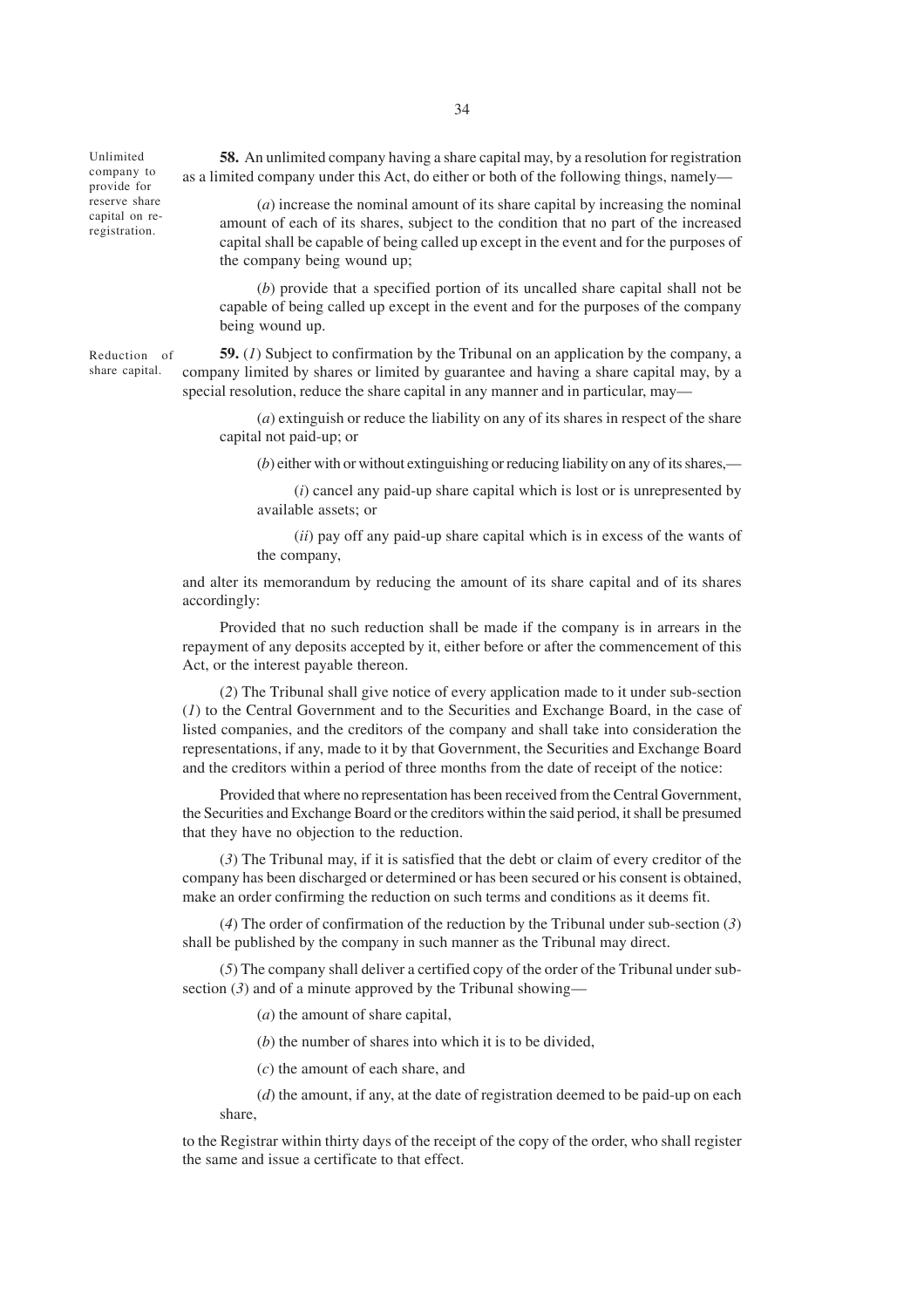Unlimited company to provide for reserve share capital on re-registration.

**58.** An unlimited company having a share capital may, by a resolution for registration as a limited company under this Act, do either or both of the following things, namely—

(*a*) increase the nominal amount of its share capital by increasing the nominal amount of each of its shares, subject to the condition that no part of the increased capital shall be capable of being called up except in the event and for the purposes of the company being wound up;

(*b*) provide that a specified portion of its uncalled share capital shall not be capable of being called up except in the event and for the purposes of the company being wound up.

Reduction of share capital.

**59.** (*1*) Subject to confirmation by the Tribunal on an application by the company, a company limited by shares or limited by guarantee and having a share capital may, by a special resolution, reduce the share capital in any manner and in particular, may—

(*a*) extinguish or reduce the liability on any of its shares in respect of the share capital not paid-up; or

(*b*) either with or without extinguishing or reducing liability on any of its shares,—

(*i*) cancel any paid-up share capital which is lost or is unrepresented by available assets; or

(*ii*) pay off any paid-up share capital which is in excess of the wants of the company,

and alter its memorandum by reducing the amount of its share capital and of its shares accordingly:

Provided that no such reduction shall be made if the company is in arrears in the repayment of any deposits accepted by it, either before or after the commencement of this Act, or the interest payable thereon.

(*2*) The Tribunal shall give notice of every application made to it under sub-section (*1*) to the Central Government and to the Securities and Exchange Board, in the case of listed companies, and the creditors of the company and shall take into consideration the representations, if any, made to it by that Government, the Securities and Exchange Board and the creditors within a period of three months from the date of receipt of the notice:

Provided that where no representation has been received from the Central Government, the Securities and Exchange Board or the creditors within the said period, it shall be presumed that they have no objection to the reduction.

(*3*) The Tribunal may, if it is satisfied that the debt or claim of every creditor of the company has been discharged or determined or has been secured or his consent is obtained, make an order confirming the reduction on such terms and conditions as it deems fit.

(*4*) The order of confirmation of the reduction by the Tribunal under sub-section (*3*) shall be published by the company in such manner as the Tribunal may direct.

(*5*) The company shall deliver a certified copy of the order of the Tribunal under sub-section (*3*) and of a minute approved by the Tribunal showing—

(*a*) the amount of share capital,

(*b*) the number of shares into which it is to be divided,

(*c*) the amount of each share, and

(*d*) the amount, if any, at the date of registration deemed to be paid-up on each share,

to the Registrar within thirty days of the receipt of the copy of the order, who shall register the same and issue a certificate to that effect.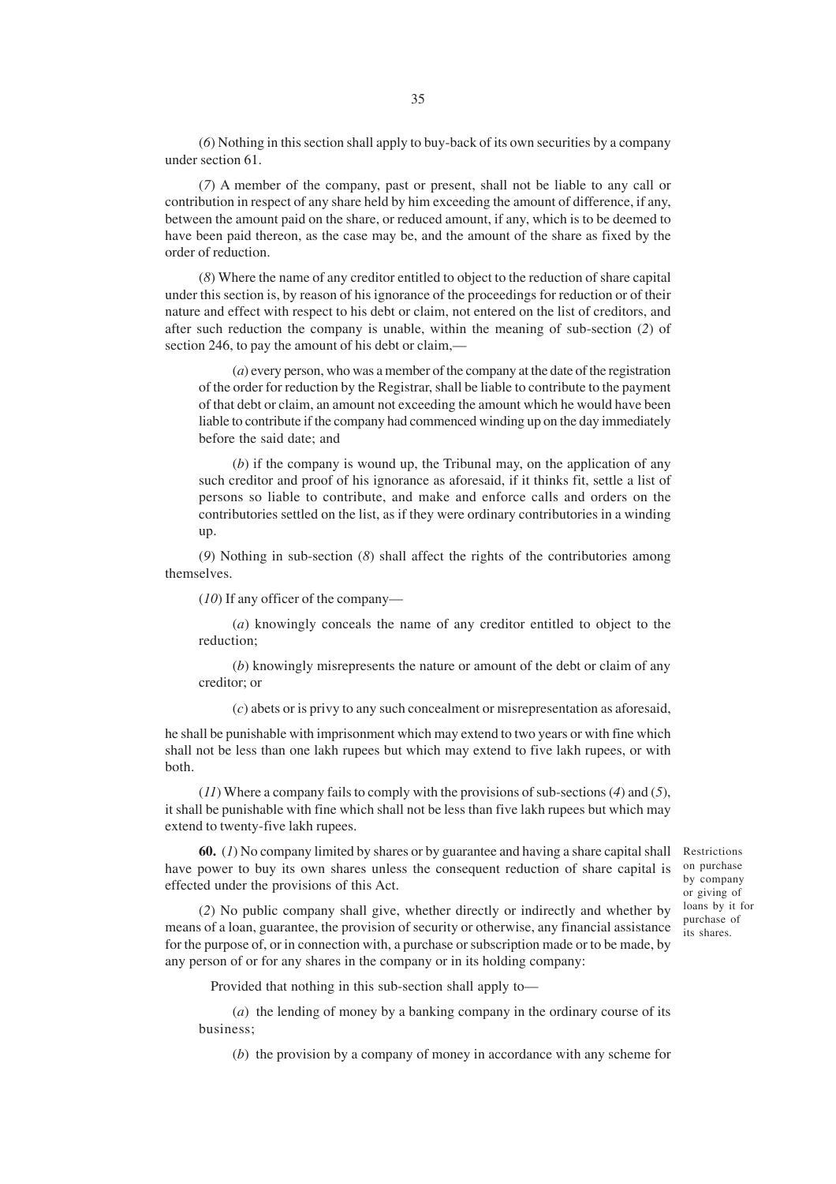(*6*) Nothing in this section shall apply to buy-back of its own securities by a company under section 61.

(*7*) A member of the company, past or present, shall not be liable to any call or contribution in respect of any share held by him exceeding the amount of difference, if any, between the amount paid on the share, or reduced amount, if any, which is to be deemed to have been paid thereon, as the case may be, and the amount of the share as fixed by the order of reduction.

(*8*) Where the name of any creditor entitled to object to the reduction of share capital under this section is, by reason of his ignorance of the proceedings for reduction or of their nature and effect with respect to his debt or claim, not entered on the list of creditors, and after such reduction the company is unable, within the meaning of sub-section (*2*) of section 246, to pay the amount of his debt or claim,—

(*a*) every person, who was a member of the company at the date of the registration of the order for reduction by the Registrar, shall be liable to contribute to the payment of that debt or claim, an amount not exceeding the amount which he would have been liable to contribute if the company had commenced winding up on the day immediately before the said date; and

(*b*) if the company is wound up, the Tribunal may, on the application of any such creditor and proof of his ignorance as aforesaid, if it thinks fit, settle a list of persons so liable to contribute, and make and enforce calls and orders on the contributories settled on the list, as if they were ordinary contributories in a winding up.

(*9*) Nothing in sub-section (*8*) shall affect the rights of the contributories among themselves.

(*10*) If any officer of the company—

(*a*) knowingly conceals the name of any creditor entitled to object to the reduction;

(*b*) knowingly misrepresents the nature or amount of the debt or claim of any creditor; or

(*c*) abets or is privy to any such concealment or misrepresentation as aforesaid,

he shall be punishable with imprisonment which may extend to two years or with fine which shall not be less than one lakh rupees but which may extend to five lakh rupees, or with both.

(*11*) Where a company fails to comply with the provisions of sub-sections (*4*) and (*5*), it shall be punishable with fine which shall not be less than five lakh rupees but which may extend to twenty-five lakh rupees.

Restrictions on purchase by company or giving of loans by it for purchase of its shares.

**60.** (*1*) No company limited by shares or by guarantee and having a share capital shall have power to buy its own shares unless the consequent reduction of share capital is effected under the provisions of this Act.

(*2*) No public company shall give, whether directly or indirectly and whether by means of a loan, guarantee, the provision of security or otherwise, any financial assistance for the purpose of, or in connection with, a purchase or subscription made or to be made, by any person of or for any shares in the company or in its holding company:

Provided that nothing in this sub-section shall apply to—

(*a*) the lending of money by a banking company in the ordinary course of its business;

(*b*) the provision by a company of money in accordance with any scheme for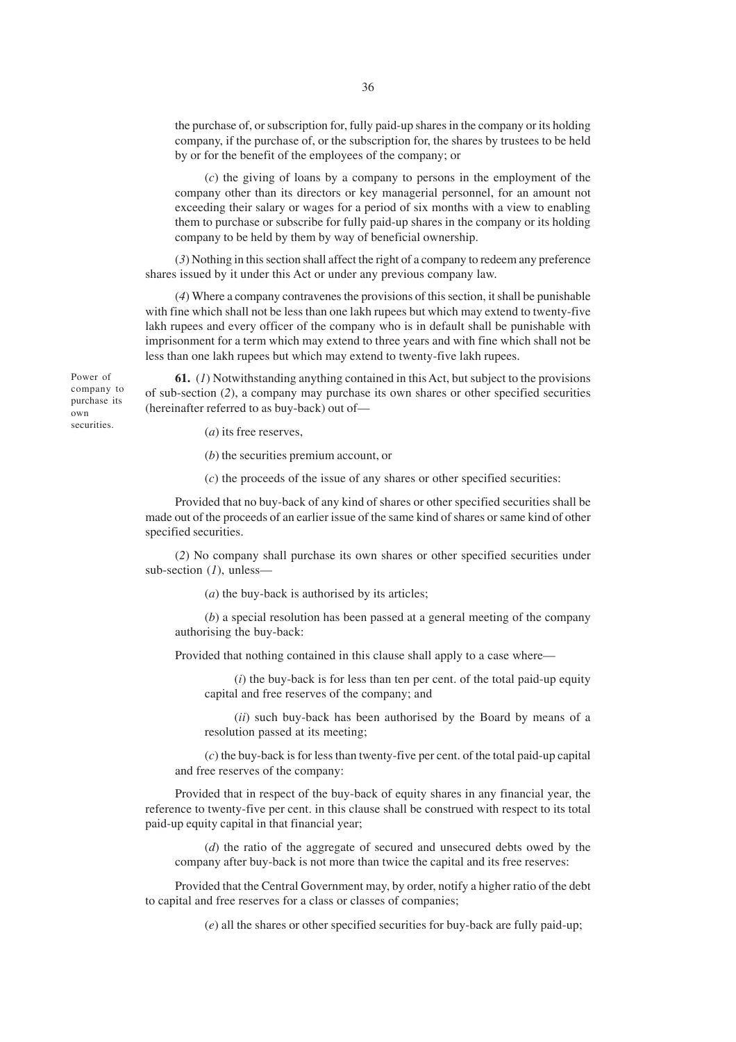the purchase of, or subscription for, fully paid-up shares in the company or its holding company, if the purchase of, or the subscription for, the shares by trustees to be held by or for the benefit of the employees of the company; or

(*c*) the giving of loans by a company to persons in the employment of the company other than its directors or key managerial personnel, for an amount not exceeding their salary or wages for a period of six months with a view to enabling them to purchase or subscribe for fully paid-up shares in the company or its holding company to be held by them by way of beneficial ownership.

(*3*) Nothing in this section shall affect the right of a company to redeem any preference shares issued by it under this Act or under any previous company law.

(*4*) Where a company contravenes the provisions of this section, it shall be punishable with fine which shall not be less than one lakh rupees but which may extend to twenty-five lakh rupees and every officer of the company who is in default shall be punishable with imprisonment for a term which may extend to three years and with fine which shall not be less than one lakh rupees but which may extend to twenty-five lakh rupees.

Power of company to purchase its own securities.

**61.** (*1*) Notwithstanding anything contained in this Act, but subject to the provisions of sub-section (*2*), a company may purchase its own shares or other specified securities (hereinafter referred to as buy-back) out of—

(*a*) its free reserves,

(*b*) the securities premium account, or

(*c*) the proceeds of the issue of any shares or other specified securities:

Provided that no buy-back of any kind of shares or other specified securities shall be made out of the proceeds of an earlier issue of the same kind of shares or same kind of other specified securities.

(*2*) No company shall purchase its own shares or other specified securities under sub-section (*1*), unless—

(*a*) the buy-back is authorised by its articles;

(*b*) a special resolution has been passed at a general meeting of the company authorising the buy-back:

Provided that nothing contained in this clause shall apply to a case where—

(*i*) the buy-back is for less than ten per cent. of the total paid-up equity capital and free reserves of the company; and

(*ii*) such buy-back has been authorised by the Board by means of a resolution passed at its meeting;

(*c*) the buy-back is for less than twenty-five per cent. of the total paid-up capital and free reserves of the company:

Provided that in respect of the buy-back of equity shares in any financial year, the reference to twenty-five per cent. in this clause shall be construed with respect to its total paid-up equity capital in that financial year;

(*d*) the ratio of the aggregate of secured and unsecured debts owed by the company after buy-back is not more than twice the capital and its free reserves:

Provided that the Central Government may, by order, notify a higher ratio of the debt to capital and free reserves for a class or classes of companies;

(*e*) all the shares or other specified securities for buy-back are fully paid-up;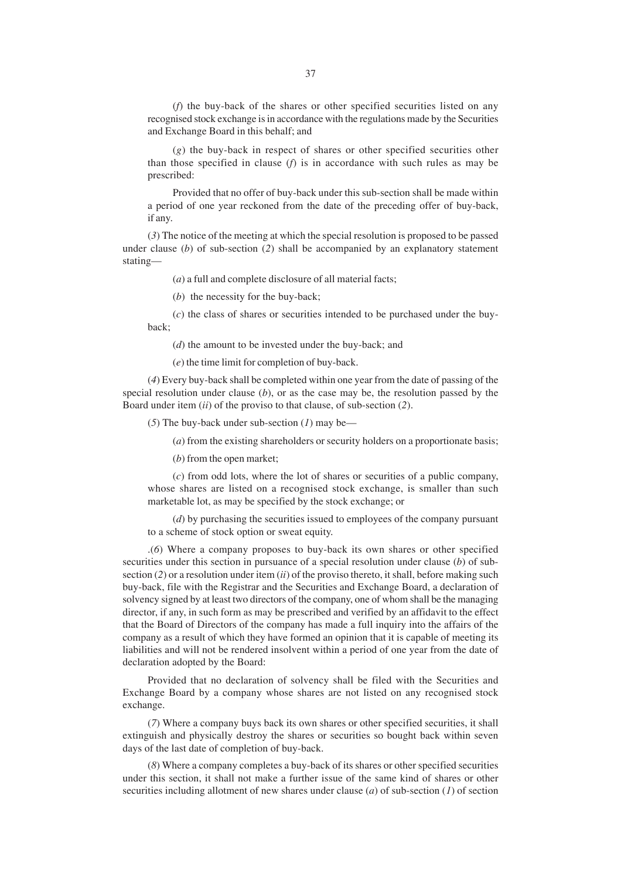(*f*) the buy-back of the shares or other specified securities listed on any recognised stock exchange is in accordance with the regulations made by the Securities and Exchange Board in this behalf; and

(*g*) the buy-back in respect of shares or other specified securities other than those specified in clause (*f*) is in accordance with such rules as may be prescribed:

Provided that no offer of buy-back under this sub-section shall be made within a period of one year reckoned from the date of the preceding offer of buy-back, if any.

(*3*) The notice of the meeting at which the special resolution is proposed to be passed under clause (*b*) of sub-section (*2*) shall be accompanied by an explanatory statement stating—

(*a*) a full and complete disclosure of all material facts;

(*b*) the necessity for the buy-back;

(*c*) the class of shares or securities intended to be purchased under the buy-back;

(*d*) the amount to be invested under the buy-back; and

(*e*) the time limit for completion of buy-back.

(*4*) Every buy-back shall be completed within one year from the date of passing of the special resolution under clause (*b*), or as the case may be, the resolution passed by the Board under item (*ii*) of the proviso to that clause, of sub-section (*2*).

(*5*) The buy-back under sub-section (*1*) may be—

(*a*) from the existing shareholders or security holders on a proportionate basis;

(*b*) from the open market;

(*c*) from odd lots, where the lot of shares or securities of a public company, whose shares are listed on a recognised stock exchange, is smaller than such marketable lot, as may be specified by the stock exchange; or

(*d*) by purchasing the securities issued to employees of the company pursuant to a scheme of stock option or sweat equity.

.(*6*) Where a company proposes to buy-back its own shares or other specified securities under this section in pursuance of a special resolution under clause (*b*) of sub-section (*2*) or a resolution under item (*ii*) of the proviso thereto, it shall, before making such buy-back, file with the Registrar and the Securities and Exchange Board, a declaration of solvency signed by at least two directors of the company, one of whom shall be the managing director, if any, in such form as may be prescribed and verified by an affidavit to the effect that the Board of Directors of the company has made a full inquiry into the affairs of the company as a result of which they have formed an opinion that it is capable of meeting its liabilities and will not be rendered insolvent within a period of one year from the date of declaration adopted by the Board:

Provided that no declaration of solvency shall be filed with the Securities and Exchange Board by a company whose shares are not listed on any recognised stock exchange.

(*7*) Where a company buys back its own shares or other specified securities, it shall extinguish and physically destroy the shares or securities so bought back within seven days of the last date of completion of buy-back.

(*8*) Where a company completes a buy-back of its shares or other specified securities under this section, it shall not make a further issue of the same kind of shares or other securities including allotment of new shares under clause (*a*) of sub-section (*1*) of section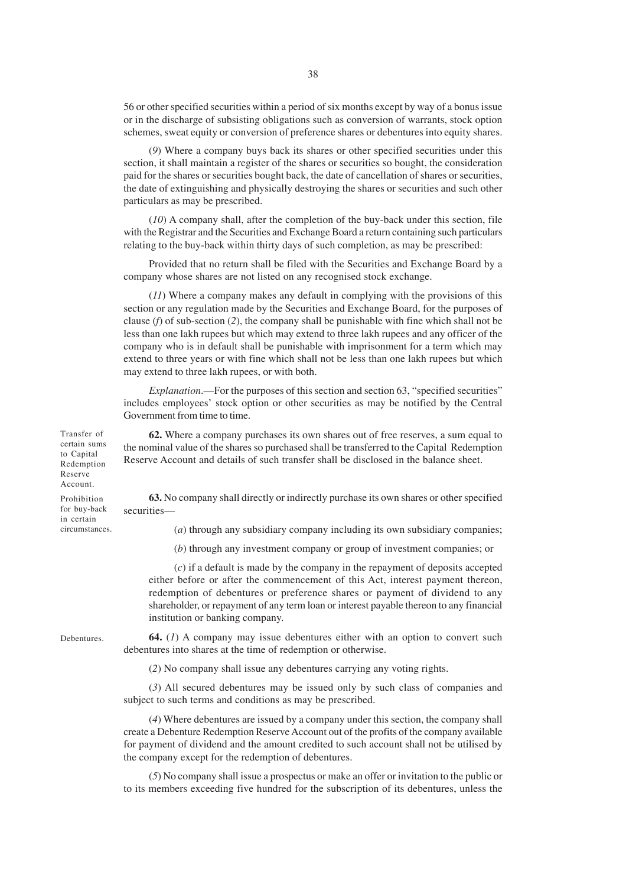56 or other specified securities within a period of six months except by way of a bonus issue or in the discharge of subsisting obligations such as conversion of warrants, stock option schemes, sweat equity or conversion of preference shares or debentures into equity shares.

(*9*) Where a company buys back its shares or other specified securities under this section, it shall maintain a register of the shares or securities so bought, the consideration paid for the shares or securities bought back, the date of cancellation of shares or securities, the date of extinguishing and physically destroying the shares or securities and such other particulars as may be prescribed.

(*10*) A company shall, after the completion of the buy-back under this section, file with the Registrar and the Securities and Exchange Board a return containing such particulars relating to the buy-back within thirty days of such completion, as may be prescribed:

Provided that no return shall be filed with the Securities and Exchange Board by a company whose shares are not listed on any recognised stock exchange.

(*11*) Where a company makes any default in complying with the provisions of this section or any regulation made by the Securities and Exchange Board, for the purposes of clause (*f*) of sub-section (*2*), the company shall be punishable with fine which shall not be less than one lakh rupees but which may extend to three lakh rupees and any officer of the company who is in default shall be punishable with imprisonment for a term which may extend to three years or with fine which shall not be less than one lakh rupees but which may extend to three lakh rupees, or with both.

*Explanation*.—For the purposes of this section and section 63, "specified securities" includes employees' stock option or other securities as may be notified by the Central Government from time to time.

*Transfer of certain sums to Capital Redemption Reserve Account.*

**62.** Where a company purchases its own shares out of free reserves, a sum equal to the nominal value of the shares so purchased shall be transferred to the Capital Redemption Reserve Account and details of such transfer shall be disclosed in the balance sheet.

*Prohibition for buy-back in certain circumstances.*

**63.** No company shall directly or indirectly purchase its own shares or other specified securities—

(*a*) through any subsidiary company including its own subsidiary companies;

(*b*) through any investment company or group of investment companies; or

(*c*) if a default is made by the company in the repayment of deposits accepted either before or after the commencement of this Act, interest payment thereon, redemption of debentures or preference shares or payment of dividend to any shareholder, or repayment of any term loan or interest payable thereon to any financial institution or banking company.

*Debentures.*

**64.** (*1*) A company may issue debentures either with an option to convert such debentures into shares at the time of redemption or otherwise.

(*2*) No company shall issue any debentures carrying any voting rights.

(*3*) All secured debentures may be issued only by such class of companies and subject to such terms and conditions as may be prescribed.

(*4*) Where debentures are issued by a company under this section, the company shall create a Debenture Redemption Reserve Account out of the profits of the company available for payment of dividend and the amount credited to such account shall not be utilised by the company except for the redemption of debentures.

(*5*) No company shall issue a prospectus or make an offer or invitation to the public or to its members exceeding five hundred for the subscription of its debentures, unless the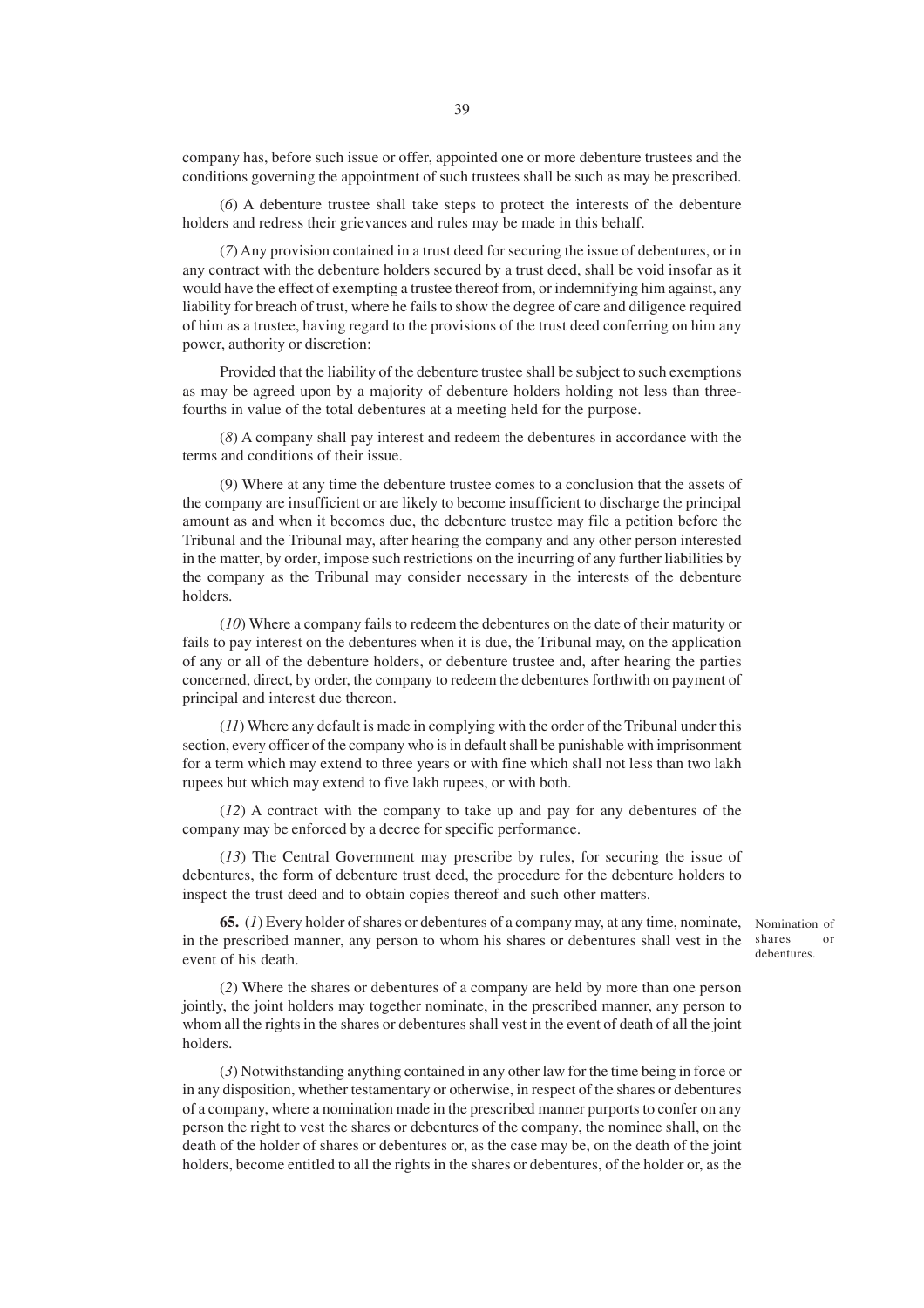company has, before such issue or offer, appointed one or more debenture trustees and the conditions governing the appointment of such trustees shall be such as may be prescribed.

(*6*) A debenture trustee shall take steps to protect the interests of the debenture holders and redress their grievances and rules may be made in this behalf.

(*7*) Any provision contained in a trust deed for securing the issue of debentures, or in any contract with the debenture holders secured by a trust deed, shall be void insofar as it would have the effect of exempting a trustee thereof from, or indemnifying him against, any liability for breach of trust, where he fails to show the degree of care and diligence required of him as a trustee, having regard to the provisions of the trust deed conferring on him any power, authority or discretion:

Provided that the liability of the debenture trustee shall be subject to such exemptions as may be agreed upon by a majority of debenture holders holding not less than three-fourths in value of the total debentures at a meeting held for the purpose.

(*8*) A company shall pay interest and redeem the debentures in accordance with the terms and conditions of their issue.

(9) Where at any time the debenture trustee comes to a conclusion that the assets of the company are insufficient or are likely to become insufficient to discharge the principal amount as and when it becomes due, the debenture trustee may file a petition before the Tribunal and the Tribunal may, after hearing the company and any other person interested in the matter, by order, impose such restrictions on the incurring of any further liabilities by the company as the Tribunal may consider necessary in the interests of the debenture holders.

(*10*) Where a company fails to redeem the debentures on the date of their maturity or fails to pay interest on the debentures when it is due, the Tribunal may, on the application of any or all of the debenture holders, or debenture trustee and, after hearing the parties concerned, direct, by order, the company to redeem the debentures forthwith on payment of principal and interest due thereon.

(*11*) Where any default is made in complying with the order of the Tribunal under this section, every officer of the company who is in default shall be punishable with imprisonment for a term which may extend to three years or with fine which shall not less than two lakh rupees but which may extend to five lakh rupees, or with both.

(*12*) A contract with the company to take up and pay for any debentures of the company may be enforced by a decree for specific performance.

(*13*) The Central Government may prescribe by rules, for securing the issue of debentures, the form of debenture trust deed, the procedure for the debenture holders to inspect the trust deed and to obtain copies thereof and such other matters.

Nomination of shares or debentures.

**65.** (*1*) Every holder of shares or debentures of a company may, at any time, nominate, in the prescribed manner, any person to whom his shares or debentures shall vest in the event of his death.

(*2*) Where the shares or debentures of a company are held by more than one person jointly, the joint holders may together nominate, in the prescribed manner, any person to whom all the rights in the shares or debentures shall vest in the event of death of all the joint holders.

(*3*) Notwithstanding anything contained in any other law for the time being in force or in any disposition, whether testamentary or otherwise, in respect of the shares or debentures of a company, where a nomination made in the prescribed manner purports to confer on any person the right to vest the shares or debentures of the company, the nominee shall, on the death of the holder of shares or debentures or, as the case may be, on the death of the joint holders, become entitled to all the rights in the shares or debentures, of the holder or, as the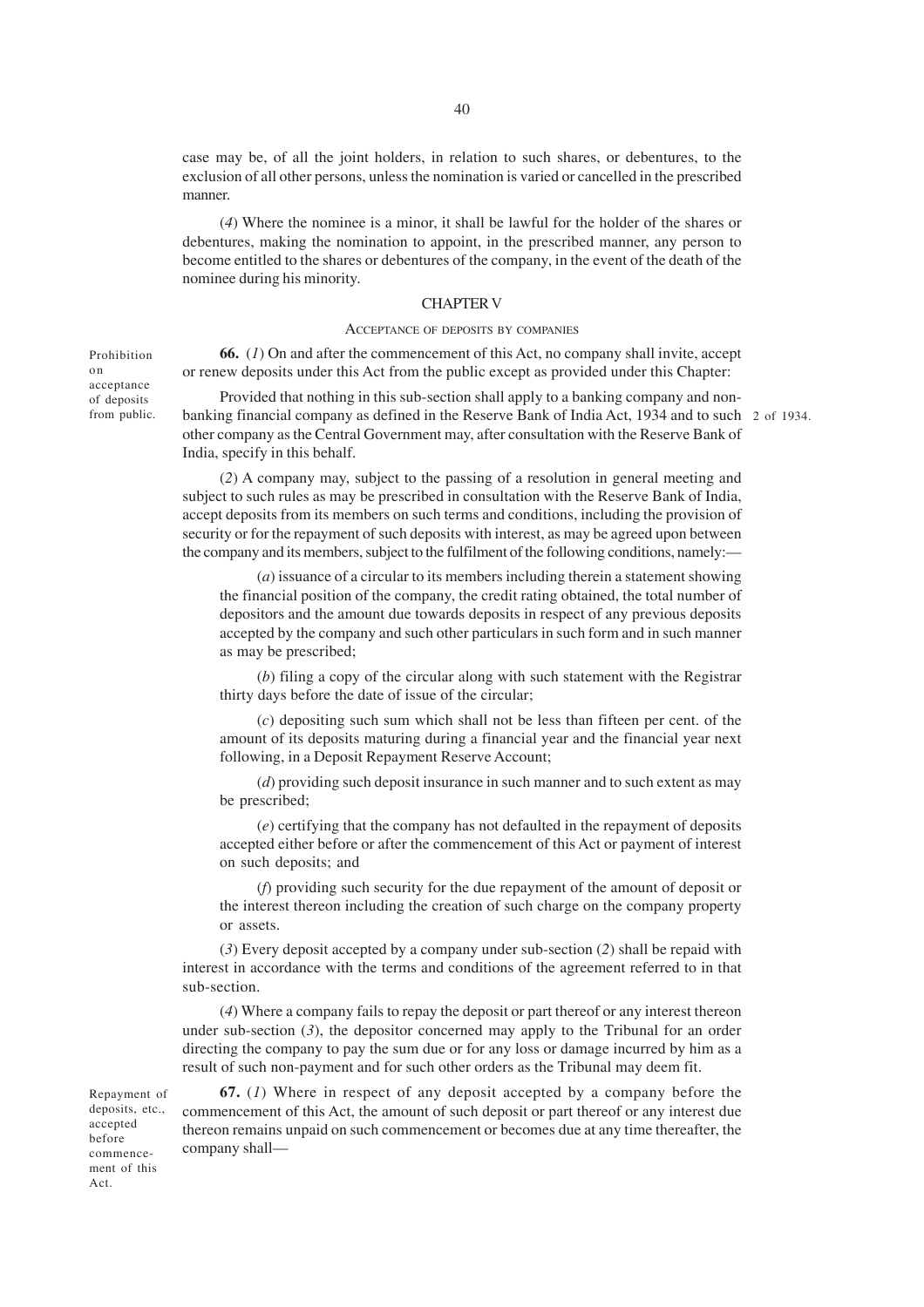case may be, of all the joint holders, in relation to such shares, or debentures, to the exclusion of all other persons, unless the nomination is varied or cancelled in the prescribed manner.

(*4*) Where the nominee is a minor, it shall be lawful for the holder of the shares or debentures, making the nomination to appoint, in the prescribed manner, any person to become entitled to the shares or debentures of the company, in the event of the death of the nominee during his minority.

## CHAPTER V

### ACCEPTANCE OF DEPOSITS BY COMPANIES

Prohibition on acceptance of deposits from public.

**66.** (*1*) On and after the commencement of this Act, no company shall invite, accept or renew deposits under this Act from the public except as provided under this Chapter:

Provided that nothing in this sub-section shall apply to a banking company and non-banking financial company as defined in the Reserve Bank of India Act, 1934 and to such other company as the Central Government may, after consultation with the Reserve Bank of India, specify in this behalf.

2 of 1934.

(*2*) A company may, subject to the passing of a resolution in general meeting and subject to such rules as may be prescribed in consultation with the Reserve Bank of India, accept deposits from its members on such terms and conditions, including the provision of security or for the repayment of such deposits with interest, as may be agreed upon between the company and its members, subject to the fulfilment of the following conditions, namely:—

(*a*) issuance of a circular to its members including therein a statement showing the financial position of the company, the credit rating obtained, the total number of depositors and the amount due towards deposits in respect of any previous deposits accepted by the company and such other particulars in such form and in such manner as may be prescribed;

(*b*) filing a copy of the circular along with such statement with the Registrar thirty days before the date of issue of the circular;

(*c*) depositing such sum which shall not be less than fifteen per cent. of the amount of its deposits maturing during a financial year and the financial year next following, in a Deposit Repayment Reserve Account;

(*d*) providing such deposit insurance in such manner and to such extent as may be prescribed;

(*e*) certifying that the company has not defaulted in the repayment of deposits accepted either before or after the commencement of this Act or payment of interest on such deposits; and

(*f*) providing such security for the due repayment of the amount of deposit or the interest thereon including the creation of such charge on the company property or assets.

(*3*) Every deposit accepted by a company under sub-section (*2*) shall be repaid with interest in accordance with the terms and conditions of the agreement referred to in that sub-section.

(*4*) Where a company fails to repay the deposit or part thereof or any interest thereon under sub-section (*3*), the depositor concerned may apply to the Tribunal for an order directing the company to pay the sum due or for any loss or damage incurred by him as a result of such non-payment and for such other orders as the Tribunal may deem fit.

Repayment of deposits, etc., accepted before commencement of this Act.

**67.** (*1*) Where in respect of any deposit accepted by a company before the commencement of this Act, the amount of such deposit or part thereof or any interest due thereon remains unpaid on such commencement or becomes due at any time thereafter, the company shall—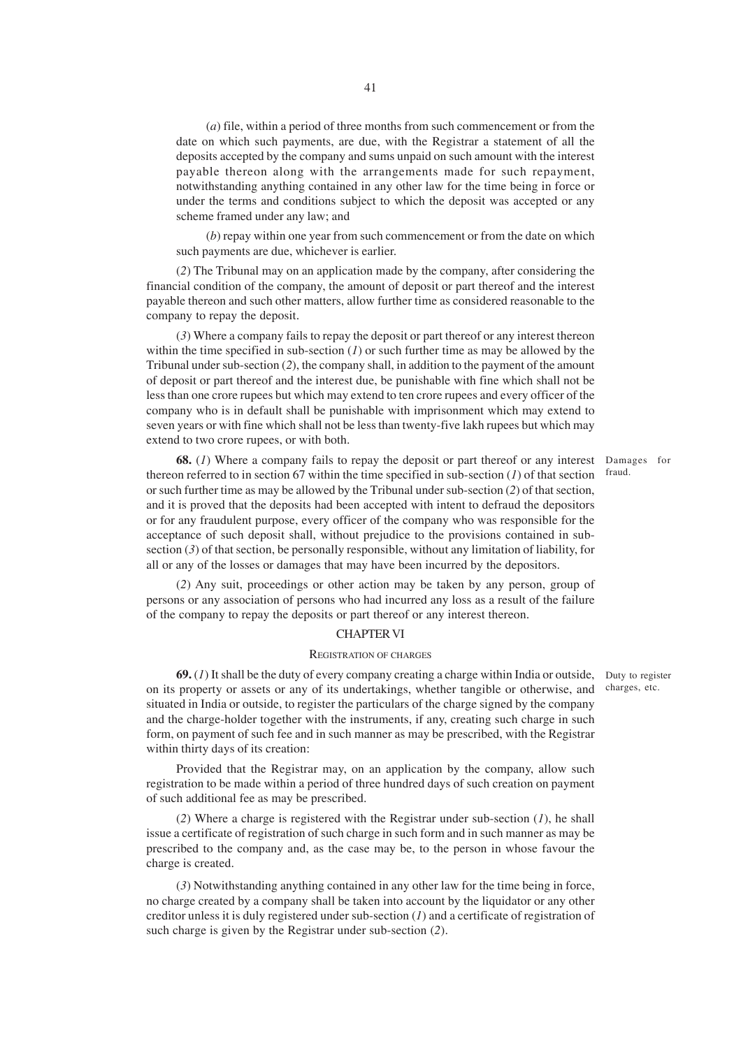(*a*) file, within a period of three months from such commencement or from the date on which such payments, are due, with the Registrar a statement of all the deposits accepted by the company and sums unpaid on such amount with the interest payable thereon along with the arrangements made for such repayment, notwithstanding anything contained in any other law for the time being in force or under the terms and conditions subject to which the deposit was accepted or any scheme framed under any law; and

(*b*) repay within one year from such commencement or from the date on which such payments are due, whichever is earlier.

(*2*) The Tribunal may on an application made by the company, after considering the financial condition of the company, the amount of deposit or part thereof and the interest payable thereon and such other matters, allow further time as considered reasonable to the company to repay the deposit.

(*3*) Where a company fails to repay the deposit or part thereof or any interest thereon within the time specified in sub-section (*1*) or such further time as may be allowed by the Tribunal under sub-section (*2*), the company shall, in addition to the payment of the amount of deposit or part thereof and the interest due, be punishable with fine which shall not be less than one crore rupees but which may extend to ten crore rupees and every officer of the company who is in default shall be punishable with imprisonment which may extend to seven years or with fine which shall not be less than twenty-five lakh rupees but which may extend to two crore rupees, or with both.

Damages for fraud.

**68.** (*1*) Where a company fails to repay the deposit or part thereof or any interest thereon referred to in section 67 within the time specified in sub-section (*1*) of that section or such further time as may be allowed by the Tribunal under sub-section (*2*) of that section, and it is proved that the deposits had been accepted with intent to defraud the depositors or for any fraudulent purpose, every officer of the company who was responsible for the acceptance of such deposit shall, without prejudice to the provisions contained in sub-section (*3*) of that section, be personally responsible, without any limitation of liability, for all or any of the losses or damages that may have been incurred by the depositors.

(*2*) Any suit, proceedings or other action may be taken by any person, group of persons or any association of persons who had incurred any loss as a result of the failure of the company to repay the deposits or part thereof or any interest thereon.

## CHAPTER VI

### REGISTRATION OF CHARGES

Duty to register charges, etc.

**69.** (*1*) It shall be the duty of every company creating a charge within India or outside, on its property or assets or any of its undertakings, whether tangible or otherwise, and situated in India or outside, to register the particulars of the charge signed by the company and the charge-holder together with the instruments, if any, creating such charge in such form, on payment of such fee and in such manner as may be prescribed, with the Registrar within thirty days of its creation:

Provided that the Registrar may, on an application by the company, allow such registration to be made within a period of three hundred days of such creation on payment of such additional fee as may be prescribed.

(*2*) Where a charge is registered with the Registrar under sub-section (*1*), he shall issue a certificate of registration of such charge in such form and in such manner as may be prescribed to the company and, as the case may be, to the person in whose favour the charge is created.

(*3*) Notwithstanding anything contained in any other law for the time being in force, no charge created by a company shall be taken into account by the liquidator or any other creditor unless it is duly registered under sub-section (*1*) and a certificate of registration of such charge is given by the Registrar under sub-section (*2*).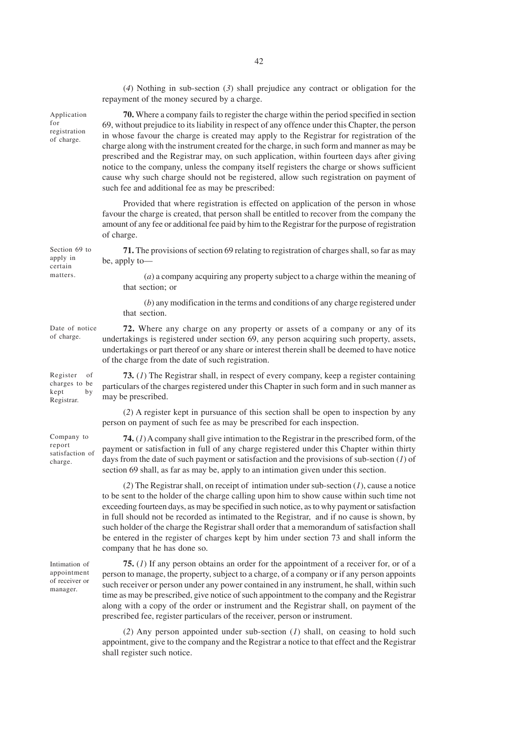(*4*) Nothing in sub-section (*3*) shall prejudice any contract or obligation for the repayment of the money secured by a charge.

Application for registration of charge.

**70.** Where a company fails to register the charge within the period specified in section 69, without prejudice to its liability in respect of any offence under this Chapter, the person in whose favour the charge is created may apply to the Registrar for registration of the charge along with the instrument created for the charge, in such form and manner as may be prescribed and the Registrar may, on such application, within fourteen days after giving notice to the company, unless the company itself registers the charge or shows sufficient cause why such charge should not be registered, allow such registration on payment of such fee and additional fee as may be prescribed:

Provided that where registration is effected on application of the person in whose favour the charge is created, that person shall be entitled to recover from the company the amount of any fee or additional fee paid by him to the Registrar for the purpose of registration of charge.

Section 69 to apply in certain matters.

**71.** The provisions of section 69 relating to registration of charges shall, so far as may be, apply to—

(*a*) a company acquiring any property subject to a charge within the meaning of that section; or

(*b*) any modification in the terms and conditions of any charge registered under that section.

Date of notice of charge.

**72.** Where any charge on any property or assets of a company or any of its undertakings is registered under section 69, any person acquiring such property, assets, undertakings or part thereof or any share or interest therein shall be deemed to have notice of the charge from the date of such registration.

Register of charges to be kept by Registrar.

**73.** (*1*) The Registrar shall, in respect of every company, keep a register containing particulars of the charges registered under this Chapter in such form and in such manner as may be prescribed.

(*2*) A register kept in pursuance of this section shall be open to inspection by any person on payment of such fee as may be prescribed for each inspection.

Company to report satisfaction of charge.

**74.** (*1*) A company shall give intimation to the Registrar in the prescribed form, of the payment or satisfaction in full of any charge registered under this Chapter within thirty days from the date of such payment or satisfaction and the provisions of sub-section (*1*) of section 69 shall, as far as may be, apply to an intimation given under this section.

(*2*) The Registrar shall, on receipt of intimation under sub-section (*1*), cause a notice to be sent to the holder of the charge calling upon him to show cause within such time not exceeding fourteen days, as may be specified in such notice, as to why payment or satisfaction in full should not be recorded as intimated to the Registrar, and if no cause is shown, by such holder of the charge the Registrar shall order that a memorandum of satisfaction shall be entered in the register of charges kept by him under section 73 and shall inform the company that he has done so.

Intimation of appointment of receiver or manager.

**75.** (*1*) If any person obtains an order for the appointment of a receiver for, or of a person to manage, the property, subject to a charge, of a company or if any person appoints such receiver or person under any power contained in any instrument, he shall, within such time as may be prescribed, give notice of such appointment to the company and the Registrar along with a copy of the order or instrument and the Registrar shall, on payment of the prescribed fee, register particulars of the receiver, person or instrument.

(*2*) Any person appointed under sub-section (*1*) shall, on ceasing to hold such appointment, give to the company and the Registrar a notice to that effect and the Registrar shall register such notice.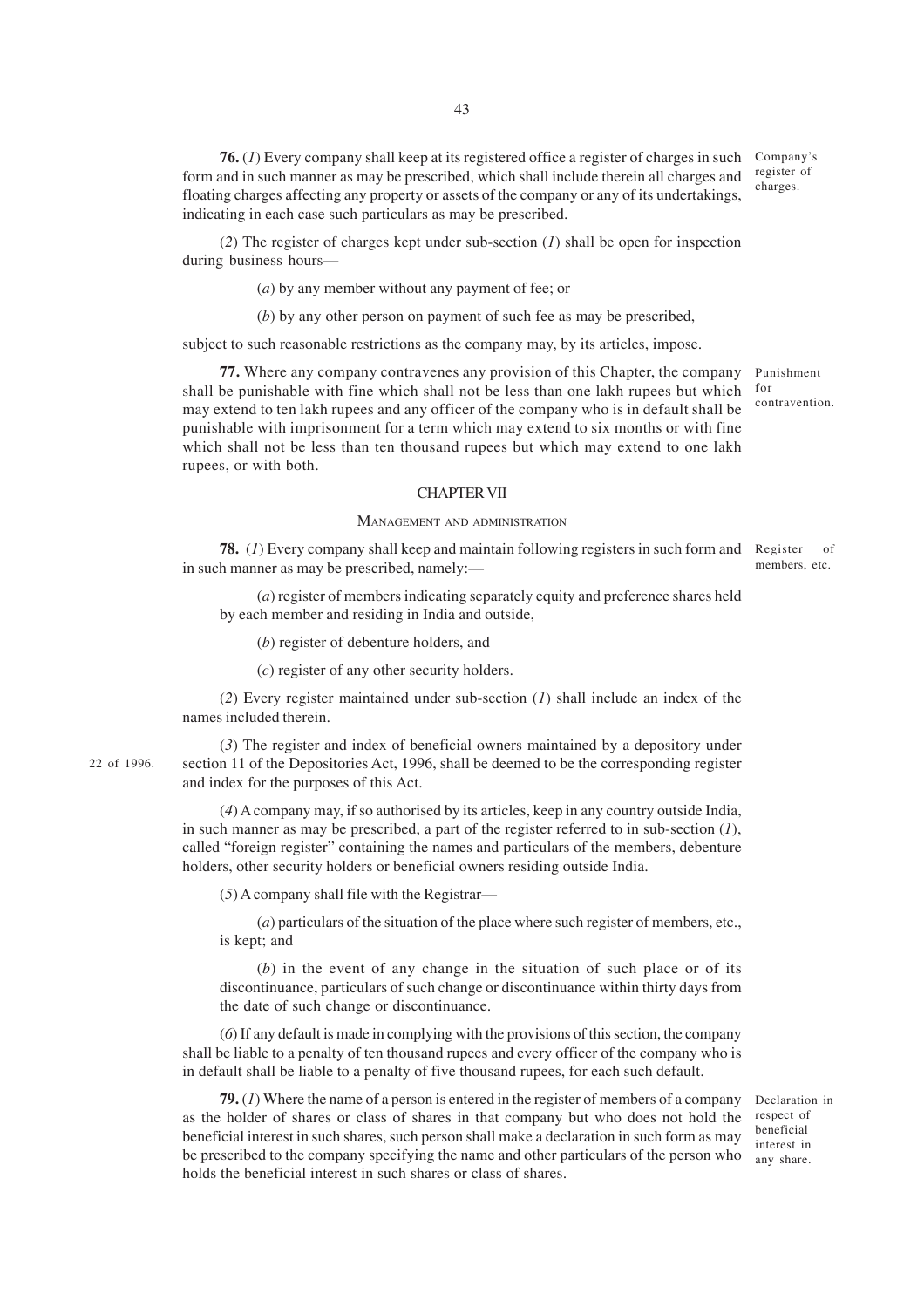**76.** (*1*) Every company shall keep at its registered office a register of charges in such form and in such manner as may be prescribed, which shall include therein all charges and floating charges affecting any property or assets of the company or any of its undertakings, indicating in each case such particulars as may be prescribed.

Company's register of charges.

(*2*) The register of charges kept under sub-section (*1*) shall be open for inspection during business hours—

(*a*) by any member without any payment of fee; or

(*b*) by any other person on payment of such fee as may be prescribed,

subject to such reasonable restrictions as the company may, by its articles, impose.

**77.** Where any company contravenes any provision of this Chapter, the company shall be punishable with fine which shall not be less than one lakh rupees but which may extend to ten lakh rupees and any officer of the company who is in default shall be punishable with imprisonment for a term which may extend to six months or with fine which shall not be less than ten thousand rupees but which may extend to one lakh rupees, or with both.

Punishment for contravention.

## CHAPTER VII

### MANAGEMENT AND ADMINISTRATION

**78.** (*1*) Every company shall keep and maintain following registers in such form and in such manner as may be prescribed, namely:—

Register of members, etc.

(*a*) register of members indicating separately equity and preference shares held by each member and residing in India and outside,

(*b*) register of debenture holders, and

(*c*) register of any other security holders.

(*2*) Every register maintained under sub-section (*1*) shall include an index of the names included therein.

(*3*) The register and index of beneficial owners maintained by a depository under section 11 of the Depositories Act, 1996, shall be deemed to be the corresponding register and index for the purposes of this Act.

22 of 1996.

(*4*) A company may, if so authorised by its articles, keep in any country outside India, in such manner as may be prescribed, a part of the register referred to in sub-section (*1*), called "foreign register" containing the names and particulars of the members, debenture holders, other security holders or beneficial owners residing outside India.

(*5*) A company shall file with the Registrar—

(*a*) particulars of the situation of the place where such register of members, etc., is kept; and

(*b*) in the event of any change in the situation of such place or of its discontinuance, particulars of such change or discontinuance within thirty days from the date of such change or discontinuance.

(*6*) If any default is made in complying with the provisions of this section, the company shall be liable to a penalty of ten thousand rupees and every officer of the company who is in default shall be liable to a penalty of five thousand rupees, for each such default.

**79.** (*1*) Where the name of a person is entered in the register of members of a company as the holder of shares or class of shares in that company but who does not hold the beneficial interest in such shares, such person shall make a declaration in such form as may be prescribed to the company specifying the name and other particulars of the person who holds the beneficial interest in such shares or class of shares.

Declaration in respect of beneficial interest in any share.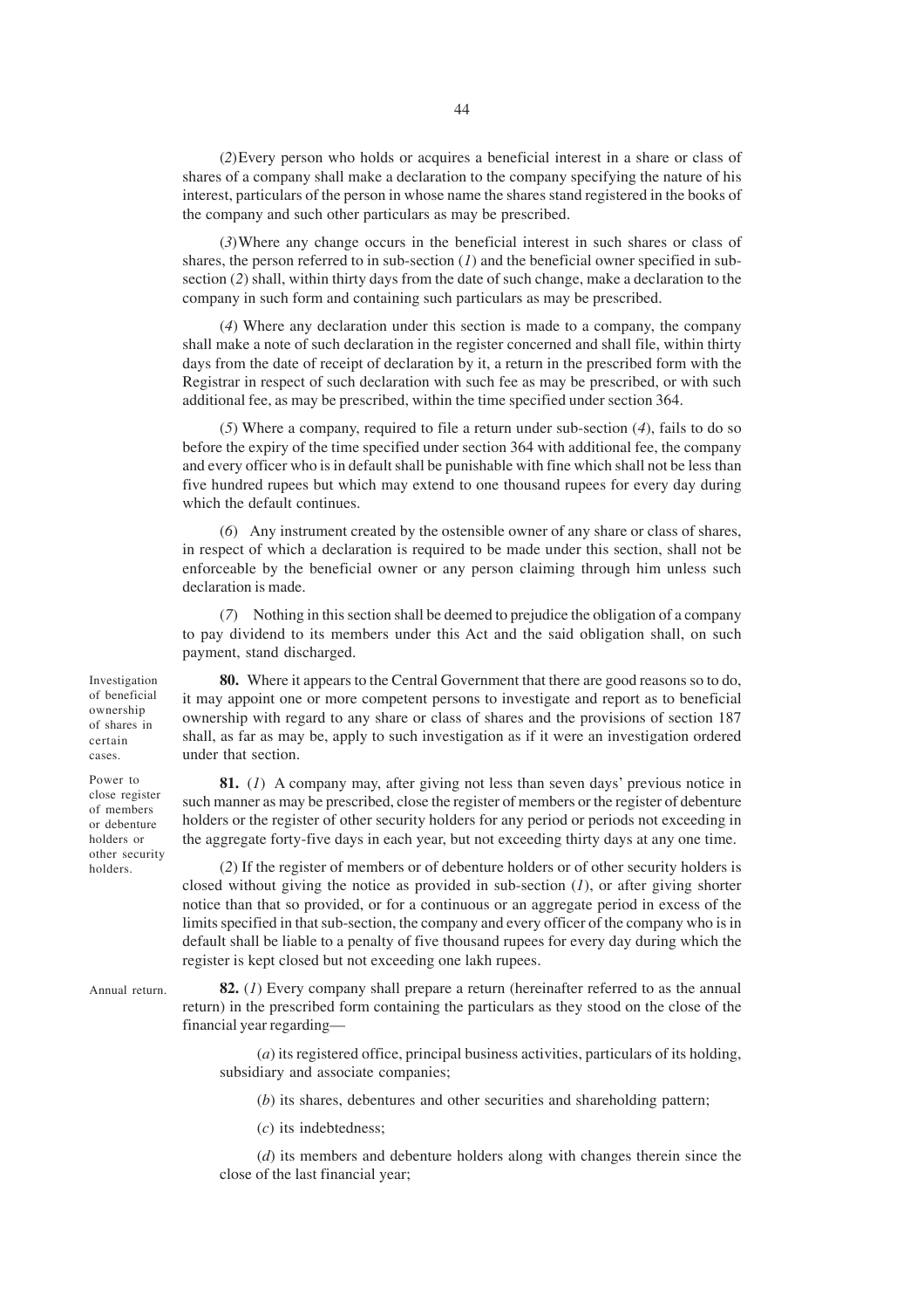(*2*) Every person who holds or acquires a beneficial interest in a share or class of shares of a company shall make a declaration to the company specifying the nature of his interest, particulars of the person in whose name the shares stand registered in the books of the company and such other particulars as may be prescribed.

(*3*) Where any change occurs in the beneficial interest in such shares or class of shares, the person referred to in sub-section (*1*) and the beneficial owner specified in sub-section (*2*) shall, within thirty days from the date of such change, make a declaration to the company in such form and containing such particulars as may be prescribed.

(*4*) Where any declaration under this section is made to a company, the company shall make a note of such declaration in the register concerned and shall file, within thirty days from the date of receipt of declaration by it, a return in the prescribed form with the Registrar in respect of such declaration with such fee as may be prescribed, or with such additional fee, as may be prescribed, within the time specified under section 364.

(*5*) Where a company, required to file a return under sub-section (*4*), fails to do so before the expiry of the time specified under section 364 with additional fee, the company and every officer who is in default shall be punishable with fine which shall not be less than five hundred rupees but which may extend to one thousand rupees for every day during which the default continues.

(*6*) Any instrument created by the ostensible owner of any share or class of shares, in respect of which a declaration is required to be made under this section, shall not be enforceable by the beneficial owner or any person claiming through him unless such declaration is made.

(*7*) Nothing in this section shall be deemed to prejudice the obligation of a company to pay dividend to its members under this Act and the said obligation shall, on such payment, stand discharged.

*Investigation of beneficial ownership of shares in certain cases.*

**80.** Where it appears to the Central Government that there are good reasons so to do, it may appoint one or more competent persons to investigate and report as to beneficial ownership with regard to any share or class of shares and the provisions of section 187 shall, as far as may be, apply to such investigation as if it were an investigation ordered under that section.

*Power to close register of members or debenture holders or other security holders.*

**81.** (*1*) A company may, after giving not less than seven days' previous notice in such manner as may be prescribed, close the register of members or the register of debenture holders or the register of other security holders for any period or periods not exceeding in the aggregate forty-five days in each year, but not exceeding thirty days at any one time.

(*2*) If the register of members or of debenture holders or of other security holders is closed without giving the notice as provided in sub-section (*1*), or after giving shorter notice than that so provided, or for a continuous or an aggregate period in excess of the limits specified in that sub-section, the company and every officer of the company who is in default shall be liable to a penalty of five thousand rupees for every day during which the register is kept closed but not exceeding one lakh rupees.

*Annual return.*

**82.** (*1*) Every company shall prepare a return (hereinafter referred to as the annual return) in the prescribed form containing the particulars as they stood on the close of the financial year regarding—

(*a*) its registered office, principal business activities, particulars of its holding, subsidiary and associate companies;

(*b*) its shares, debentures and other securities and shareholding pattern;

(*c*) its indebtedness;

(*d*) its members and debenture holders along with changes therein since the close of the last financial year;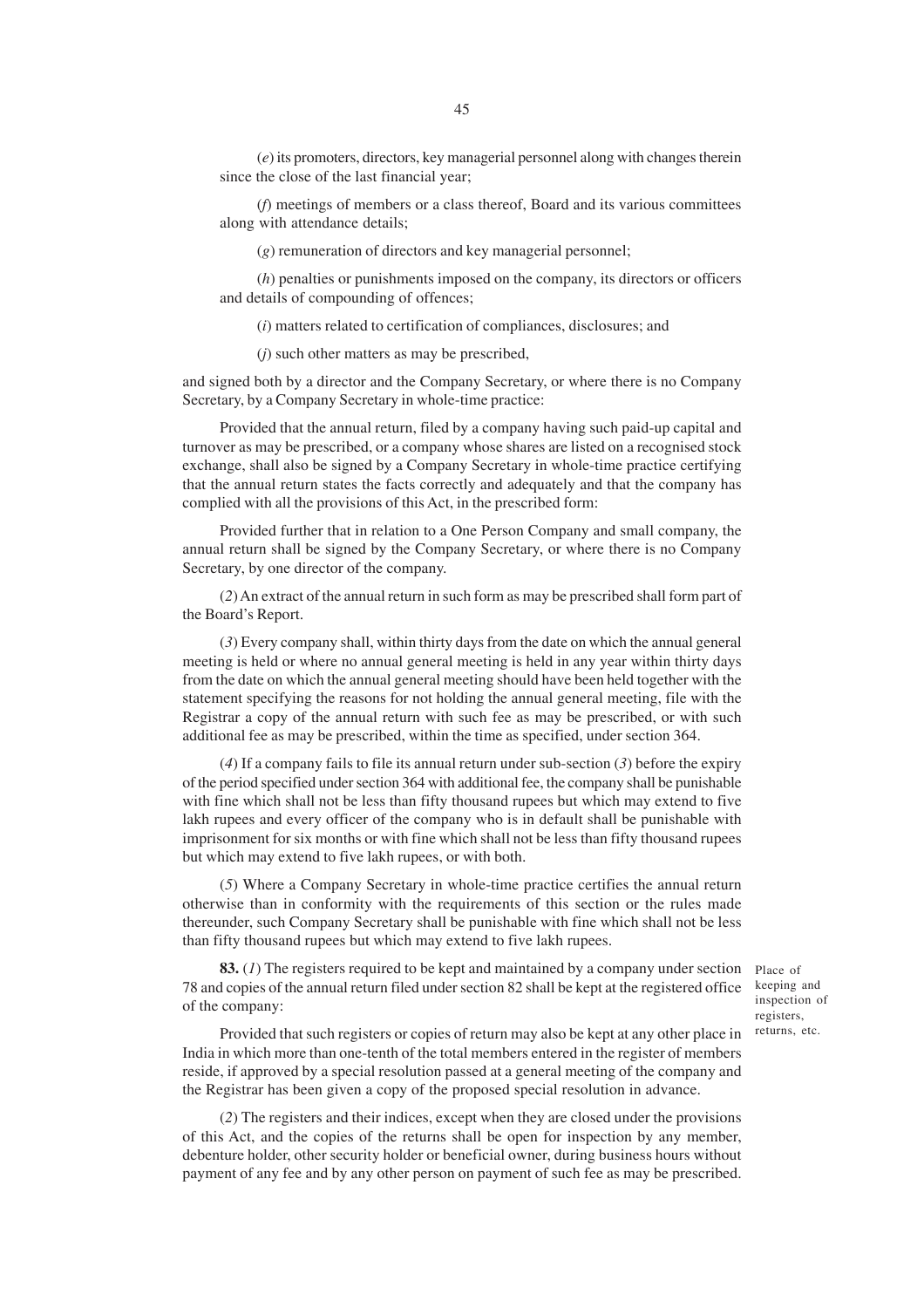(*e*) its promoters, directors, key managerial personnel along with changes therein since the close of the last financial year;

(*f*) meetings of members or a class thereof, Board and its various committees along with attendance details;

(*g*) remuneration of directors and key managerial personnel;

(*h*) penalties or punishments imposed on the company, its directors or officers and details of compounding of offences;

(*i*) matters related to certification of compliances, disclosures; and

(*j*) such other matters as may be prescribed,

and signed both by a director and the Company Secretary, or where there is no Company Secretary, by a Company Secretary in whole-time practice:

Provided that the annual return, filed by a company having such paid-up capital and turnover as may be prescribed, or a company whose shares are listed on a recognised stock exchange, shall also be signed by a Company Secretary in whole-time practice certifying that the annual return states the facts correctly and adequately and that the company has complied with all the provisions of this Act, in the prescribed form:

Provided further that in relation to a One Person Company and small company, the annual return shall be signed by the Company Secretary, or where there is no Company Secretary, by one director of the company.

(*2*) An extract of the annual return in such form as may be prescribed shall form part of the Board's Report.

(*3*) Every company shall, within thirty days from the date on which the annual general meeting is held or where no annual general meeting is held in any year within thirty days from the date on which the annual general meeting should have been held together with the statement specifying the reasons for not holding the annual general meeting, file with the Registrar a copy of the annual return with such fee as may be prescribed, or with such additional fee as may be prescribed, within the time as specified, under section 364.

(*4*) If a company fails to file its annual return under sub-section (*3*) before the expiry of the period specified under section 364 with additional fee, the company shall be punishable with fine which shall not be less than fifty thousand rupees but which may extend to five lakh rupees and every officer of the company who is in default shall be punishable with imprisonment for six months or with fine which shall not be less than fifty thousand rupees but which may extend to five lakh rupees, or with both.

(*5*) Where a Company Secretary in whole-time practice certifies the annual return otherwise than in conformity with the requirements of this section or the rules made thereunder, such Company Secretary shall be punishable with fine which shall not be less than fifty thousand rupees but which may extend to five lakh rupees.

*Place of keeping and inspection of registers, returns, etc.*

**83.** (*1*) The registers required to be kept and maintained by a company under section 78 and copies of the annual return filed under section 82 shall be kept at the registered office of the company:

Provided that such registers or copies of return may also be kept at any other place in India in which more than one-tenth of the total members entered in the register of members reside, if approved by a special resolution passed at a general meeting of the company and the Registrar has been given a copy of the proposed special resolution in advance.

(*2*) The registers and their indices, except when they are closed under the provisions of this Act, and the copies of the returns shall be open for inspection by any member, debenture holder, other security holder or beneficial owner, during business hours without payment of any fee and by any other person on payment of such fee as may be prescribed.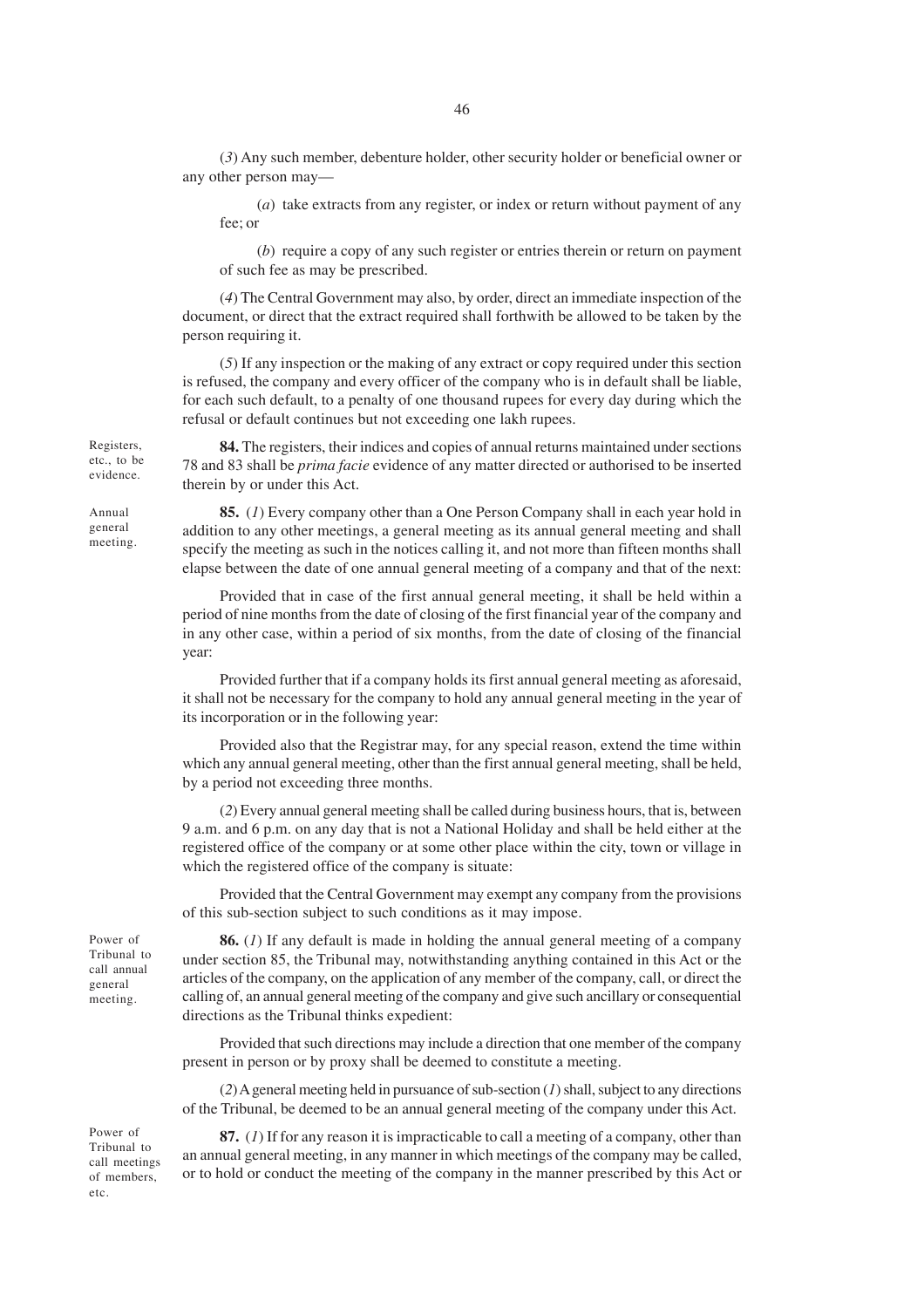(*3*) Any such member, debenture holder, other security holder or beneficial owner or any other person may—

(*a*) take extracts from any register, or index or return without payment of any fee; or

(*b*) require a copy of any such register or entries therein or return on payment of such fee as may be prescribed.

(*4*) The Central Government may also, by order, direct an immediate inspection of the document, or direct that the extract required shall forthwith be allowed to be taken by the person requiring it.

(*5*) If any inspection or the making of any extract or copy required under this section is refused, the company and every officer of the company who is in default shall be liable, for each such default, to a penalty of one thousand rupees for every day during which the refusal or default continues but not exceeding one lakh rupees.

Registers, etc., to be evidence.

**84.** The registers, their indices and copies of annual returns maintained under sections 78 and 83 shall be *prima facie* evidence of any matter directed or authorised to be inserted therein by or under this Act.

Annual general meeting.

**85.** (*1*) Every company other than a One Person Company shall in each year hold in addition to any other meetings, a general meeting as its annual general meeting and shall specify the meeting as such in the notices calling it, and not more than fifteen months shall elapse between the date of one annual general meeting of a company and that of the next:

Provided that in case of the first annual general meeting, it shall be held within a period of nine months from the date of closing of the first financial year of the company and in any other case, within a period of six months, from the date of closing of the financial year:

Provided further that if a company holds its first annual general meeting as aforesaid, it shall not be necessary for the company to hold any annual general meeting in the year of its incorporation or in the following year:

Provided also that the Registrar may, for any special reason, extend the time within which any annual general meeting, other than the first annual general meeting, shall be held, by a period not exceeding three months.

(*2*) Every annual general meeting shall be called during business hours, that is, between 9 a.m. and 6 p.m. on any day that is not a National Holiday and shall be held either at the registered office of the company or at some other place within the city, town or village in which the registered office of the company is situate:

Provided that the Central Government may exempt any company from the provisions of this sub-section subject to such conditions as it may impose.

Power of Tribunal to call annual general meeting.

**86.** (*1*) If any default is made in holding the annual general meeting of a company under section 85, the Tribunal may, notwithstanding anything contained in this Act or the articles of the company, on the application of any member of the company, call, or direct the calling of, an annual general meeting of the company and give such ancillary or consequential directions as the Tribunal thinks expedient:

Provided that such directions may include a direction that one member of the company present in person or by proxy shall be deemed to constitute a meeting.

(*2*) A general meeting held in pursuance of sub-section (*1*) shall, subject to any directions of the Tribunal, be deemed to be an annual general meeting of the company under this Act.

Power of Tribunal to call meetings of members, etc.

**87.** (*1*) If for any reason it is impracticable to call a meeting of a company, other than an annual general meeting, in any manner in which meetings of the company may be called, or to hold or conduct the meeting of the company in the manner prescribed by this Act or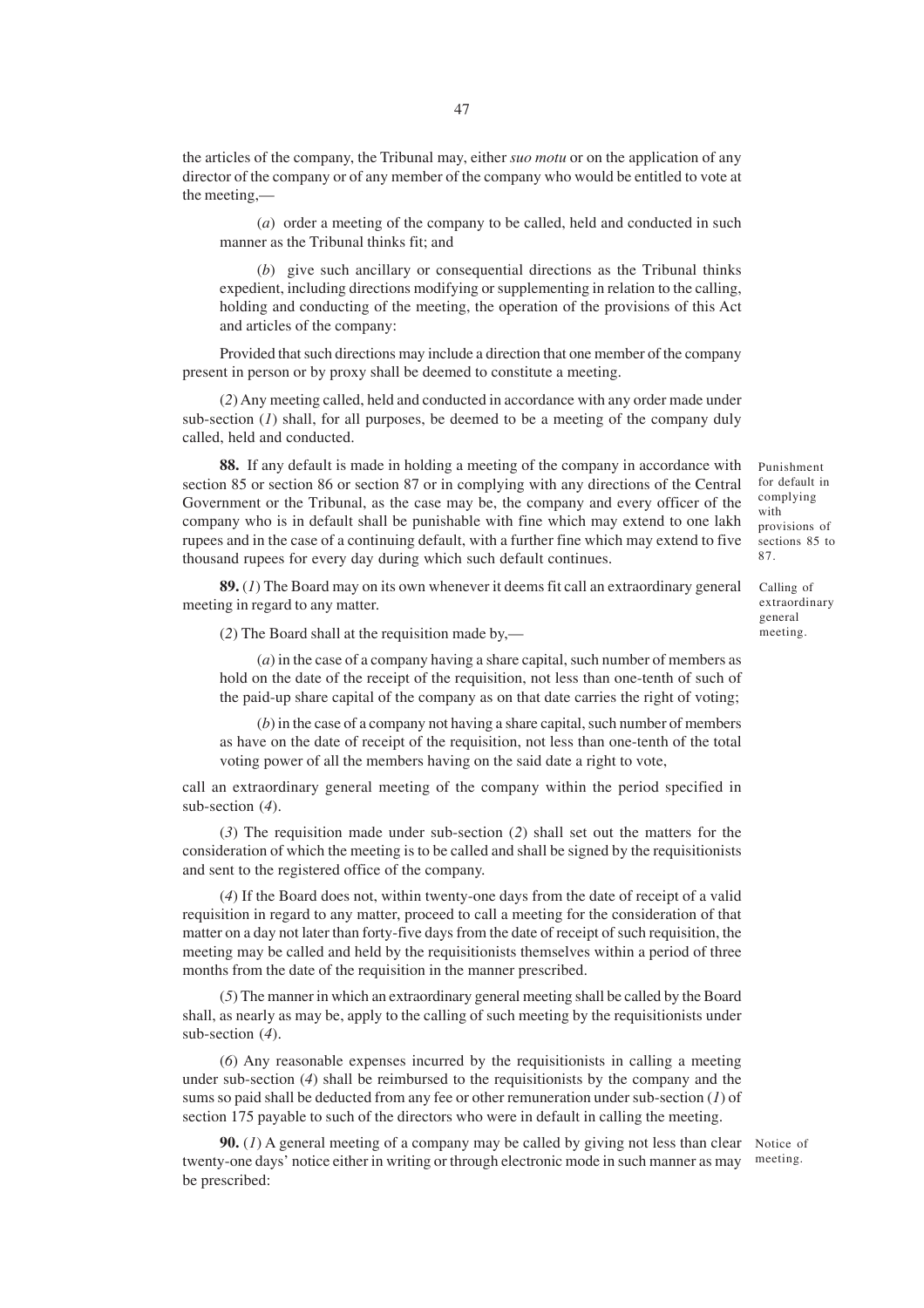the articles of the company, the Tribunal may, either *suo motu* or on the application of any director of the company or of any member of the company who would be entitled to vote at the meeting,—

(*a*) order a meeting of the company to be called, held and conducted in such manner as the Tribunal thinks fit; and

(*b*) give such ancillary or consequential directions as the Tribunal thinks expedient, including directions modifying or supplementing in relation to the calling, holding and conducting of the meeting, the operation of the provisions of this Act and articles of the company:

Provided that such directions may include a direction that one member of the company present in person or by proxy shall be deemed to constitute a meeting.

(*2*) Any meeting called, held and conducted in accordance with any order made under sub-section (*1*) shall, for all purposes, be deemed to be a meeting of the company duly called, held and conducted.

*Punishment for default in complying with provisions of sections 85 to 87.*

**88.** If any default is made in holding a meeting of the company in accordance with section 85 or section 86 or section 87 or in complying with any directions of the Central Government or the Tribunal, as the case may be, the company and every officer of the company who is in default shall be punishable with fine which may extend to one lakh rupees and in the case of a continuing default, with a further fine which may extend to five thousand rupees for every day during which such default continues.

*Calling of extraordinary general meeting.*

**89.** (*1*) The Board may on its own whenever it deems fit call an extraordinary general meeting in regard to any matter.

(*2*) The Board shall at the requisition made by,—

(*a*) in the case of a company having a share capital, such number of members as hold on the date of the receipt of the requisition, not less than one-tenth of such of the paid-up share capital of the company as on that date carries the right of voting;

(*b*) in the case of a company not having a share capital, such number of members as have on the date of receipt of the requisition, not less than one-tenth of the total voting power of all the members having on the said date a right to vote,

call an extraordinary general meeting of the company within the period specified in sub-section (*4*).

(*3*) The requisition made under sub-section (*2*) shall set out the matters for the consideration of which the meeting is to be called and shall be signed by the requisitionists and sent to the registered office of the company.

(*4*) If the Board does not, within twenty-one days from the date of receipt of a valid requisition in regard to any matter, proceed to call a meeting for the consideration of that matter on a day not later than forty-five days from the date of receipt of such requisition, the meeting may be called and held by the requisitionists themselves within a period of three months from the date of the requisition in the manner prescribed.

(*5*) The manner in which an extraordinary general meeting shall be called by the Board shall, as nearly as may be, apply to the calling of such meeting by the requisitionists under sub-section (*4*).

(*6*) Any reasonable expenses incurred by the requisitionists in calling a meeting under sub-section (*4*) shall be reimbursed to the requisitionists by the company and the sums so paid shall be deducted from any fee or other remuneration under sub-section (*1*) of section 175 payable to such of the directors who were in default in calling the meeting.

*Notice of meeting.*

**90.** (*1*) A general meeting of a company may be called by giving not less than clear twenty-one days' notice either in writing or through electronic mode in such manner as may be prescribed: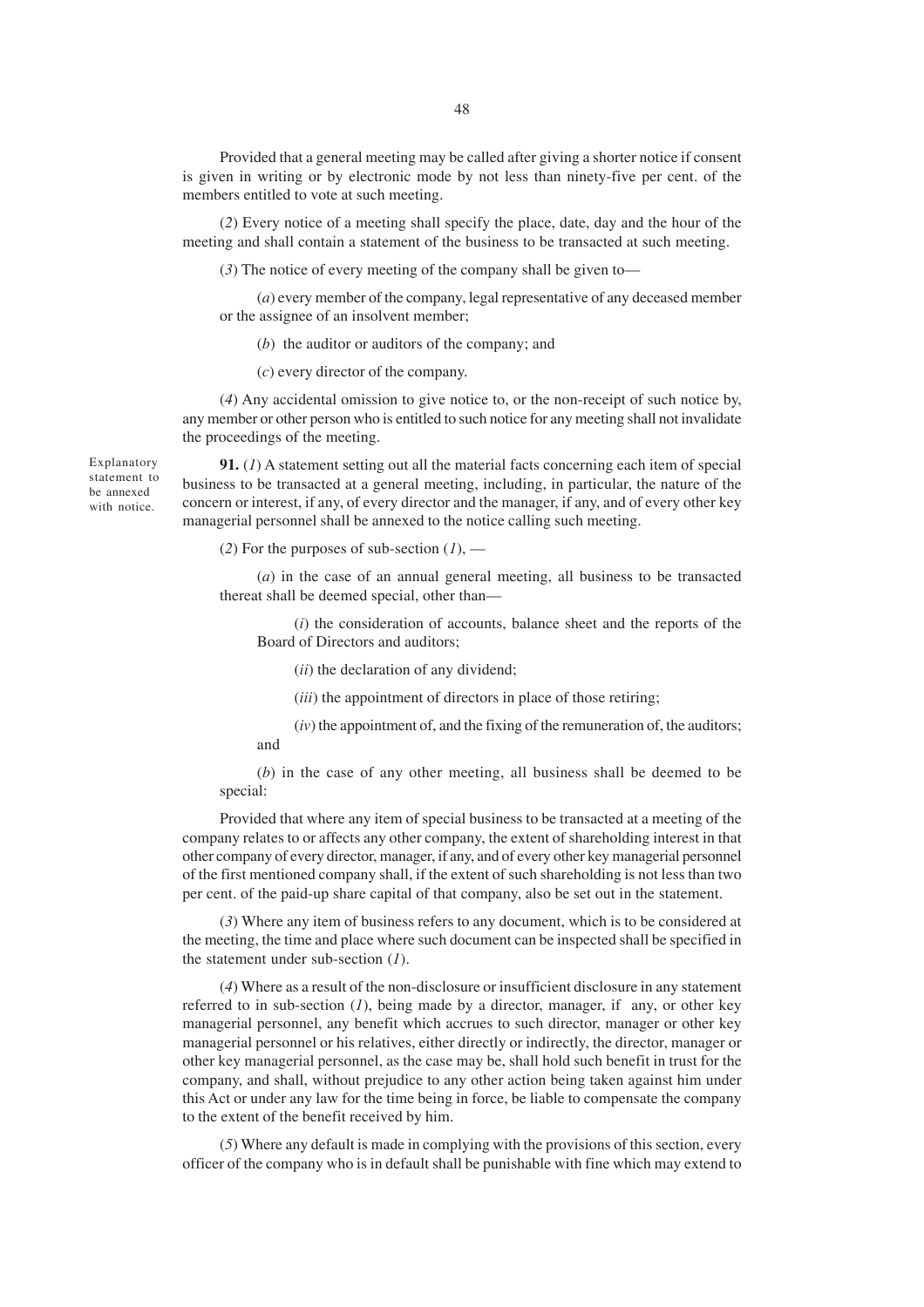Provided that a general meeting may be called after giving a shorter notice if consent is given in writing or by electronic mode by not less than ninety-five per cent. of the members entitled to vote at such meeting.

(*2*) Every notice of a meeting shall specify the place, date, day and the hour of the meeting and shall contain a statement of the business to be transacted at such meeting.

(*3*) The notice of every meeting of the company shall be given to—

(*a*) every member of the company, legal representative of any deceased member or the assignee of an insolvent member;

(*b*) the auditor or auditors of the company; and

(*c*) every director of the company.

(*4*) Any accidental omission to give notice to, or the non-receipt of such notice by, any member or other person who is entitled to such notice for any meeting shall not invalidate the proceedings of the meeting.

Explanatory statement to be annexed with notice.

**91.** (*1*) A statement setting out all the material facts concerning each item of special business to be transacted at a general meeting, including, in particular, the nature of the concern or interest, if any, of every director and the manager, if any, and of every other key managerial personnel shall be annexed to the notice calling such meeting.

(*2*) For the purposes of sub-section (*1*), —

(*a*) in the case of an annual general meeting, all business to be transacted thereat shall be deemed special, other than—

(*i*) the consideration of accounts, balance sheet and the reports of the Board of Directors and auditors;

(*ii*) the declaration of any dividend;

(*iii*) the appointment of directors in place of those retiring;

(*iv*) the appointment of, and the fixing of the remuneration of, the auditors; and

(*b*) in the case of any other meeting, all business shall be deemed to be special:

Provided that where any item of special business to be transacted at a meeting of the company relates to or affects any other company, the extent of shareholding interest in that other company of every director, manager, if any, and of every other key managerial personnel of the first mentioned company shall, if the extent of such shareholding is not less than two per cent. of the paid-up share capital of that company, also be set out in the statement.

(*3*) Where any item of business refers to any document, which is to be considered at the meeting, the time and place where such document can be inspected shall be specified in the statement under sub-section (*1*).

(*4*) Where as a result of the non-disclosure or insufficient disclosure in any statement referred to in sub-section (*1*), being made by a director, manager, if any, or other key managerial personnel, any benefit which accrues to such director, manager or other key managerial personnel or his relatives, either directly or indirectly, the director, manager or other key managerial personnel, as the case may be, shall hold such benefit in trust for the company, and shall, without prejudice to any other action being taken against him under this Act or under any law for the time being in force, be liable to compensate the company to the extent of the benefit received by him.

(*5*) Where any default is made in complying with the provisions of this section, every officer of the company who is in default shall be punishable with fine which may extend to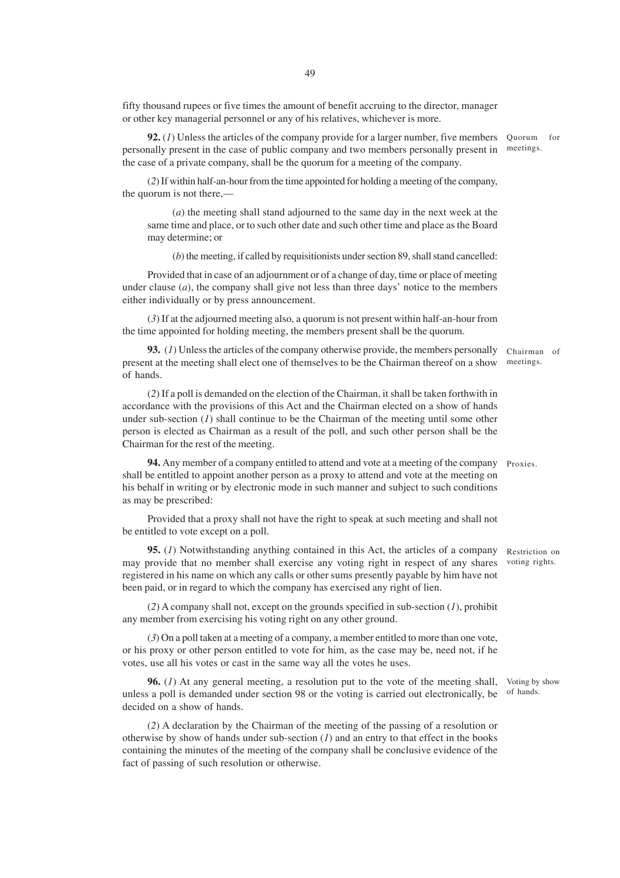fifty thousand rupees or five times the amount of benefit accruing to the director, manager or other key managerial personnel or any of his relatives, whichever is more.

**92.** (*1*) Unless the articles of the company provide for a larger number, five members personally present in the case of public company and two members personally present in the case of a private company, shall be the quorum for a meeting of the company.

Quorum for meetings.

(*2*) If within half-an-hour from the time appointed for holding a meeting of the company, the quorum is not there,—

(*a*) the meeting shall stand adjourned to the same day in the next week at the same time and place, or to such other date and such other time and place as the Board may determine; or

(*b*) the meeting, if called by requisitionists under section 89, shall stand cancelled:

Provided that in case of an adjournment or of a change of day, time or place of meeting under clause (*a*), the company shall give not less than three days' notice to the members either individually or by press announcement.

(*3*) If at the adjourned meeting also, a quorum is not present within half-an-hour from the time appointed for holding meeting, the members present shall be the quorum.

**93.** (*1*) Unless the articles of the company otherwise provide, the members personally present at the meeting shall elect one of themselves to be the Chairman thereof on a show of hands.

Chairman of meetings.

(*2*) If a poll is demanded on the election of the Chairman, it shall be taken forthwith in accordance with the provisions of this Act and the Chairman elected on a show of hands under sub-section (*1*) shall continue to be the Chairman of the meeting until some other person is elected as Chairman as a result of the poll, and such other person shall be the Chairman for the rest of the meeting.

**94.** Any member of a company entitled to attend and vote at a meeting of the company shall be entitled to appoint another person as a proxy to attend and vote at the meeting on his behalf in writing or by electronic mode in such manner and subject to such conditions as may be prescribed:

Proxies.

Provided that a proxy shall not have the right to speak at such meeting and shall not be entitled to vote except on a poll.

**95.** (*1*) Notwithstanding anything contained in this Act, the articles of a company may provide that no member shall exercise any voting right in respect of any shares registered in his name on which any calls or other sums presently payable by him have not been paid, or in regard to which the company has exercised any right of lien.

Restriction on voting rights.

(*2*) A company shall not, except on the grounds specified in sub-section (*1*), prohibit any member from exercising his voting right on any other ground.

(*3*) On a poll taken at a meeting of a company, a member entitled to more than one vote, or his proxy or other person entitled to vote for him, as the case may be, need not, if he votes, use all his votes or cast in the same way all the votes he uses.

**96.** (*1*) At any general meeting, a resolution put to the vote of the meeting shall, unless a poll is demanded under section 98 or the voting is carried out electronically, be decided on a show of hands.

Voting by show of hands.

(*2*) A declaration by the Chairman of the meeting of the passing of a resolution or otherwise by show of hands under sub-section (*1*) and an entry to that effect in the books containing the minutes of the meeting of the company shall be conclusive evidence of the fact of passing of such resolution or otherwise.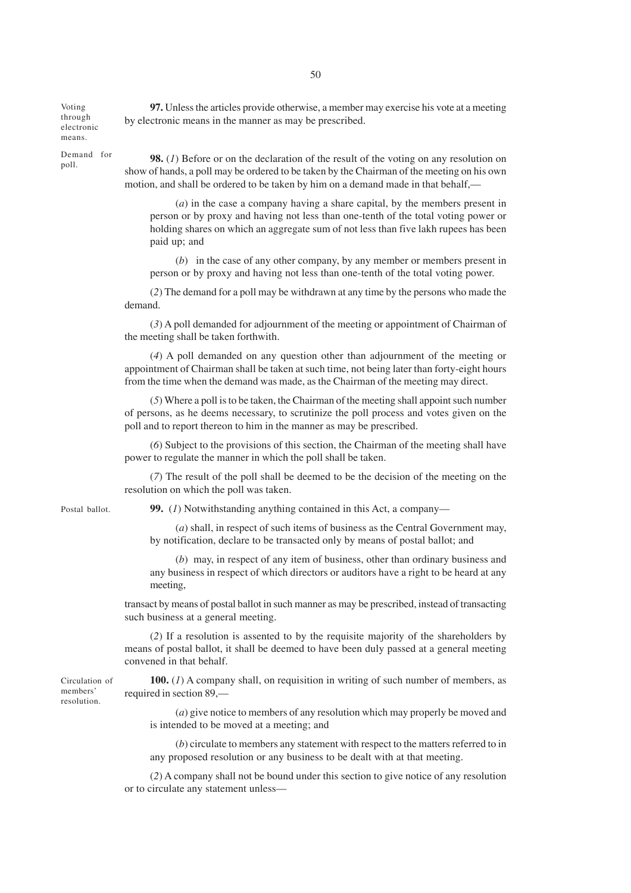Voting through electronic means.

**97.** Unless the articles provide otherwise, a member may exercise his vote at a meeting by electronic means in the manner as may be prescribed.

Demand for poll.

**98.** (*1*) Before or on the declaration of the result of the voting on any resolution on show of hands, a poll may be ordered to be taken by the Chairman of the meeting on his own motion, and shall be ordered to be taken by him on a demand made in that behalf,—

(*a*) in the case a company having a share capital, by the members present in person or by proxy and having not less than one-tenth of the total voting power or holding shares on which an aggregate sum of not less than five lakh rupees has been paid up; and

(*b*) in the case of any other company, by any member or members present in person or by proxy and having not less than one-tenth of the total voting power.

(*2*) The demand for a poll may be withdrawn at any time by the persons who made the demand.

(*3*) A poll demanded for adjournment of the meeting or appointment of Chairman of the meeting shall be taken forthwith.

(*4*) A poll demanded on any question other than adjournment of the meeting or appointment of Chairman shall be taken at such time, not being later than forty-eight hours from the time when the demand was made, as the Chairman of the meeting may direct.

(*5*) Where a poll is to be taken, the Chairman of the meeting shall appoint such number of persons, as he deems necessary, to scrutinize the poll process and votes given on the poll and to report thereon to him in the manner as may be prescribed.

(*6*) Subject to the provisions of this section, the Chairman of the meeting shall have power to regulate the manner in which the poll shall be taken.

(*7*) The result of the poll shall be deemed to be the decision of the meeting on the resolution on which the poll was taken.

Postal ballot.

**99.** (*1*) Notwithstanding anything contained in this Act, a company—

(*a*) shall, in respect of such items of business as the Central Government may, by notification, declare to be transacted only by means of postal ballot; and

(*b*) may, in respect of any item of business, other than ordinary business and any business in respect of which directors or auditors have a right to be heard at any meeting,

transact by means of postal ballot in such manner as may be prescribed, instead of transacting such business at a general meeting.

(*2*) If a resolution is assented to by the requisite majority of the shareholders by means of postal ballot, it shall be deemed to have been duly passed at a general meeting convened in that behalf.

Circulation of members' resolution.

**100.** (*1*) A company shall, on requisition in writing of such number of members, as required in section 89,—

(*a*) give notice to members of any resolution which may properly be moved and is intended to be moved at a meeting; and

(*b*) circulate to members any statement with respect to the matters referred to in any proposed resolution or any business to be dealt with at that meeting.

(*2*) A company shall not be bound under this section to give notice of any resolution or to circulate any statement unless—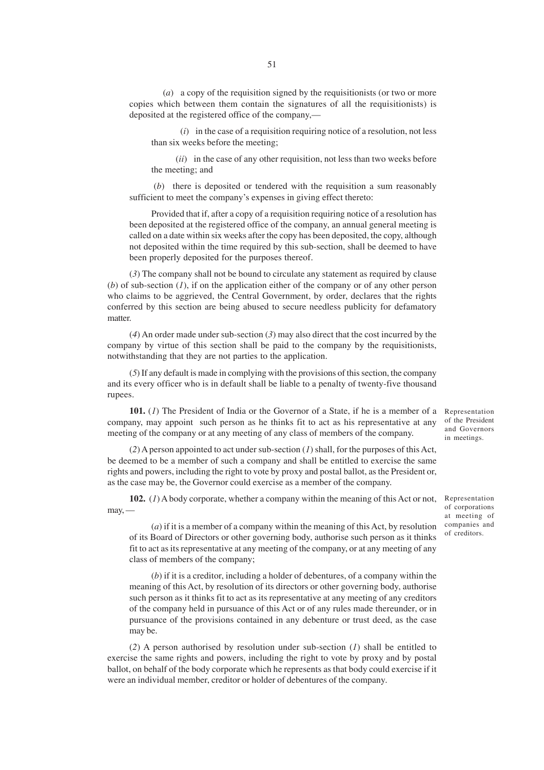(*a*) a copy of the requisition signed by the requisitionists (or two or more copies which between them contain the signatures of all the requisitionists) is deposited at the registered office of the company,—

(*i*) in the case of a requisition requiring notice of a resolution, not less than six weeks before the meeting;

(*ii*) in the case of any other requisition, not less than two weeks before the meeting; and

(*b*) there is deposited or tendered with the requisition a sum reasonably sufficient to meet the company's expenses in giving effect thereto:

Provided that if, after a copy of a requisition requiring notice of a resolution has been deposited at the registered office of the company, an annual general meeting is called on a date within six weeks after the copy has been deposited, the copy, although not deposited within the time required by this sub-section, shall be deemed to have been properly deposited for the purposes thereof.

(*3*) The company shall not be bound to circulate any statement as required by clause (*b*) of sub-section (*1*), if on the application either of the company or of any other person who claims to be aggrieved, the Central Government, by order, declares that the rights conferred by this section are being abused to secure needless publicity for defamatory matter.

(*4*) An order made under sub-section (*3*) may also direct that the cost incurred by the company by virtue of this section shall be paid to the company by the requisitionists, notwithstanding that they are not parties to the application.

(*5*) If any default is made in complying with the provisions of this section, the company and its every officer who is in default shall be liable to a penalty of twenty-five thousand rupees.

*Representation of the President and Governors in meetings.*

**101.** (*1*) The President of India or the Governor of a State, if he is a member of a company, may appoint such person as he thinks fit to act as his representative at any meeting of the company or at any meeting of any class of members of the company.

(*2*) A person appointed to act under sub-section (*1*) shall, for the purposes of this Act, be deemed to be a member of such a company and shall be entitled to exercise the same rights and powers, including the right to vote by proxy and postal ballot, as the President or, as the case may be, the Governor could exercise as a member of the company.

*Representation of corporations at meeting of companies and of creditors.*

**102.** (*1*) A body corporate, whether a company within the meaning of this Act or not, may,—

(*a*) if it is a member of a company within the meaning of this Act, by resolution of its Board of Directors or other governing body, authorise such person as it thinks fit to act as its representative at any meeting of the company, or at any meeting of any class of members of the company;

(*b*) if it is a creditor, including a holder of debentures, of a company within the meaning of this Act, by resolution of its directors or other governing body, authorise such person as it thinks fit to act as its representative at any meeting of any creditors of the company held in pursuance of this Act or of any rules made thereunder, or in pursuance of the provisions contained in any debenture or trust deed, as the case may be.

(*2*) A person authorised by resolution under sub-section (*1*) shall be entitled to exercise the same rights and powers, including the right to vote by proxy and by postal ballot, on behalf of the body corporate which he represents as that body could exercise if it were an individual member, creditor or holder of debentures of the company.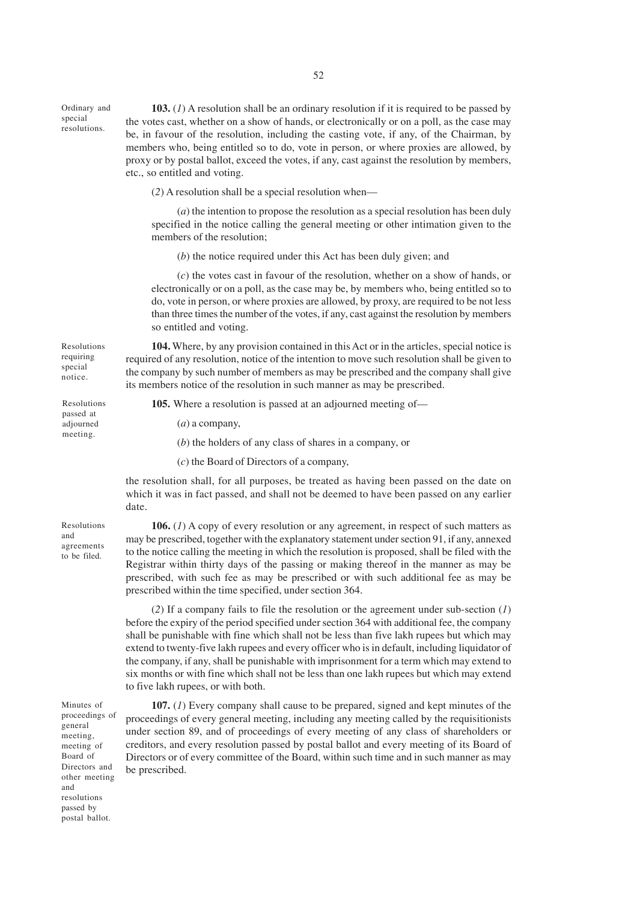Ordinary and special resolutions.

**103.** (*1*) A resolution shall be an ordinary resolution if it is required to be passed by the votes cast, whether on a show of hands, or electronically or on a poll, as the case may be, in favour of the resolution, including the casting vote, if any, of the Chairman, by members who, being entitled so to do, vote in person, or where proxies are allowed, by proxy or by postal ballot, exceed the votes, if any, cast against the resolution by members, etc., so entitled and voting.

(*2*) A resolution shall be a special resolution when—

(*a*) the intention to propose the resolution as a special resolution has been duly specified in the notice calling the general meeting or other intimation given to the members of the resolution;

(*b*) the notice required under this Act has been duly given; and

(*c*) the votes cast in favour of the resolution, whether on a show of hands, or electronically or on a poll, as the case may be, by members who, being entitled so to do, vote in person, or where proxies are allowed, by proxy, are required to be not less than three times the number of the votes, if any, cast against the resolution by members so entitled and voting.

Resolutions requiring special notice.

**104.** Where, by any provision contained in this Act or in the articles, special notice is required of any resolution, notice of the intention to move such resolution shall be given to the company by such number of members as may be prescribed and the company shall give its members notice of the resolution in such manner as may be prescribed.

Resolutions passed at adjourned meeting.

**105.** Where a resolution is passed at an adjourned meeting of—

(*a*) a company,

(*b*) the holders of any class of shares in a company, or

(*c*) the Board of Directors of a company,

the resolution shall, for all purposes, be treated as having been passed on the date on which it was in fact passed, and shall not be deemed to have been passed on any earlier date.

Resolutions and agreements to be filed.

**106.** (*1*) A copy of every resolution or any agreement, in respect of such matters as may be prescribed, together with the explanatory statement under section 91, if any, annexed to the notice calling the meeting in which the resolution is proposed, shall be filed with the Registrar within thirty days of the passing or making thereof in the manner as may be prescribed, with such fee as may be prescribed or with such additional fee as may be prescribed within the time specified, under section 364.

(*2*) If a company fails to file the resolution or the agreement under sub-section (*1*) before the expiry of the period specified under section 364 with additional fee, the company shall be punishable with fine which shall not be less than five lakh rupees but which may extend to twenty-five lakh rupees and every officer who is in default, including liquidator of the company, if any, shall be punishable with imprisonment for a term which may extend to six months or with fine which shall not be less than one lakh rupees but which may extend to five lakh rupees, or with both.

Minutes of proceedings of general meeting, meeting of Board of Directors and other meeting and resolutions passed by postal ballot.

**107.** (*1*) Every company shall cause to be prepared, signed and kept minutes of the proceedings of every general meeting, including any meeting called by the requisitionists under section 89, and of proceedings of every meeting of any class of shareholders or creditors, and every resolution passed by postal ballot and every meeting of its Board of Directors or of every committee of the Board, within such time and in such manner as may be prescribed.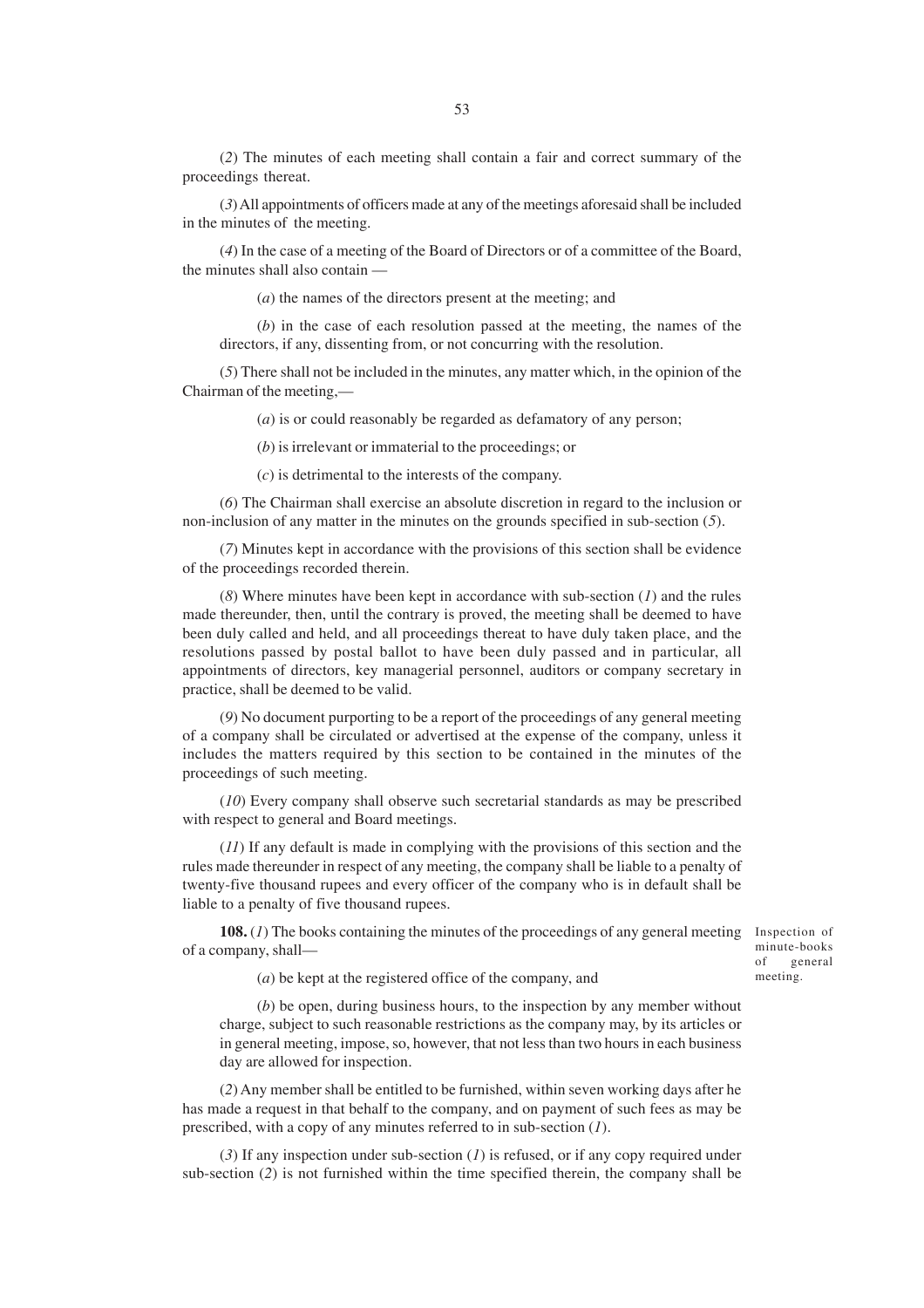(*2*) The minutes of each meeting shall contain a fair and correct summary of the proceedings thereat.

(*3*) All appointments of officers made at any of the meetings aforesaid shall be included in the minutes of the meeting.

(*4*) In the case of a meeting of the Board of Directors or of a committee of the Board, the minutes shall also contain —

(*a*) the names of the directors present at the meeting; and

(*b*) in the case of each resolution passed at the meeting, the names of the directors, if any, dissenting from, or not concurring with the resolution.

(*5*) There shall not be included in the minutes, any matter which, in the opinion of the Chairman of the meeting,—

(*a*) is or could reasonably be regarded as defamatory of any person;

(*b*) is irrelevant or immaterial to the proceedings; or

(*c*) is detrimental to the interests of the company.

(*6*) The Chairman shall exercise an absolute discretion in regard to the inclusion or non-inclusion of any matter in the minutes on the grounds specified in sub-section (*5*).

(*7*) Minutes kept in accordance with the provisions of this section shall be evidence of the proceedings recorded therein.

(*8*) Where minutes have been kept in accordance with sub-section (*1*) and the rules made thereunder, then, until the contrary is proved, the meeting shall be deemed to have been duly called and held, and all proceedings thereat to have duly taken place, and the resolutions passed by postal ballot to have been duly passed and in particular, all appointments of directors, key managerial personnel, auditors or company secretary in practice, shall be deemed to be valid.

(*9*) No document purporting to be a report of the proceedings of any general meeting of a company shall be circulated or advertised at the expense of the company, unless it includes the matters required by this section to be contained in the minutes of the proceedings of such meeting.

(*10*) Every company shall observe such secretarial standards as may be prescribed with respect to general and Board meetings.

(*11*) If any default is made in complying with the provisions of this section and the rules made thereunder in respect of any meeting, the company shall be liable to a penalty of twenty-five thousand rupees and every officer of the company who is in default shall be liable to a penalty of five thousand rupees.

Inspection of minute-books of general meeting.

**108.** (*1*) The books containing the minutes of the proceedings of any general meeting of a company, shall—

(*a*) be kept at the registered office of the company, and

(*b*) be open, during business hours, to the inspection by any member without charge, subject to such reasonable restrictions as the company may, by its articles or in general meeting, impose, so, however, that not less than two hours in each business day are allowed for inspection.

(*2*) Any member shall be entitled to be furnished, within seven working days after he has made a request in that behalf to the company, and on payment of such fees as may be prescribed, with a copy of any minutes referred to in sub-section (*1*).

(*3*) If any inspection under sub-section (*1*) is refused, or if any copy required under sub-section (*2*) is not furnished within the time specified therein, the company shall be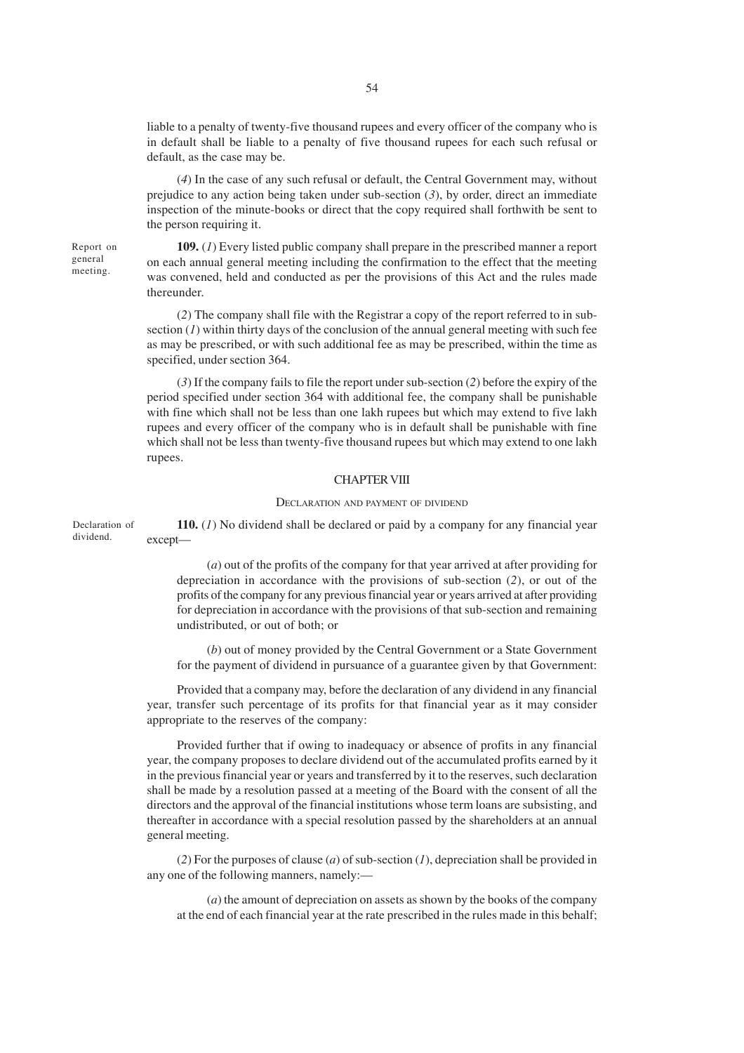liable to a penalty of twenty-five thousand rupees and every officer of the company who is in default shall be liable to a penalty of five thousand rupees for each such refusal or default, as the case may be.

(*4*) In the case of any such refusal or default, the Central Government may, without prejudice to any action being taken under sub-section (*3*), by order, direct an immediate inspection of the minute-books or direct that the copy required shall forthwith be sent to the person requiring it.

Report on general meeting.

**109.** (*1*) Every listed public company shall prepare in the prescribed manner a report on each annual general meeting including the confirmation to the effect that the meeting was convened, held and conducted as per the provisions of this Act and the rules made thereunder.

(*2*) The company shall file with the Registrar a copy of the report referred to in sub-section (*1*) within thirty days of the conclusion of the annual general meeting with such fee as may be prescribed, or with such additional fee as may be prescribed, within the time as specified, under section 364.

(*3*) If the company fails to file the report under sub-section (*2*) before the expiry of the period specified under section 364 with additional fee, the company shall be punishable with fine which shall not be less than one lakh rupees but which may extend to five lakh rupees and every officer of the company who is in default shall be punishable with fine which shall not be less than twenty-five thousand rupees but which may extend to one lakh rupees.

## CHAPTER VIII

### DECLARATION AND PAYMENT OF DIVIDEND

Declaration of dividend.

**110.** (*1*) No dividend shall be declared or paid by a company for any financial year except—

(*a*) out of the profits of the company for that year arrived at after providing for depreciation in accordance with the provisions of sub-section (*2*), or out of the profits of the company for any previous financial year or years arrived at after providing for depreciation in accordance with the provisions of that sub-section and remaining undistributed, or out of both; or

(*b*) out of money provided by the Central Government or a State Government for the payment of dividend in pursuance of a guarantee given by that Government:

Provided that a company may, before the declaration of any dividend in any financial year, transfer such percentage of its profits for that financial year as it may consider appropriate to the reserves of the company:

Provided further that if owing to inadequacy or absence of profits in any financial year, the company proposes to declare dividend out of the accumulated profits earned by it in the previous financial year or years and transferred by it to the reserves, such declaration shall be made by a resolution passed at a meeting of the Board with the consent of all the directors and the approval of the financial institutions whose term loans are subsisting, and thereafter in accordance with a special resolution passed by the shareholders at an annual general meeting.

(*2*) For the purposes of clause (*a*) of sub-section (*1*), depreciation shall be provided in any one of the following manners, namely:—

(*a*) the amount of depreciation on assets as shown by the books of the company at the end of each financial year at the rate prescribed in the rules made in this behalf;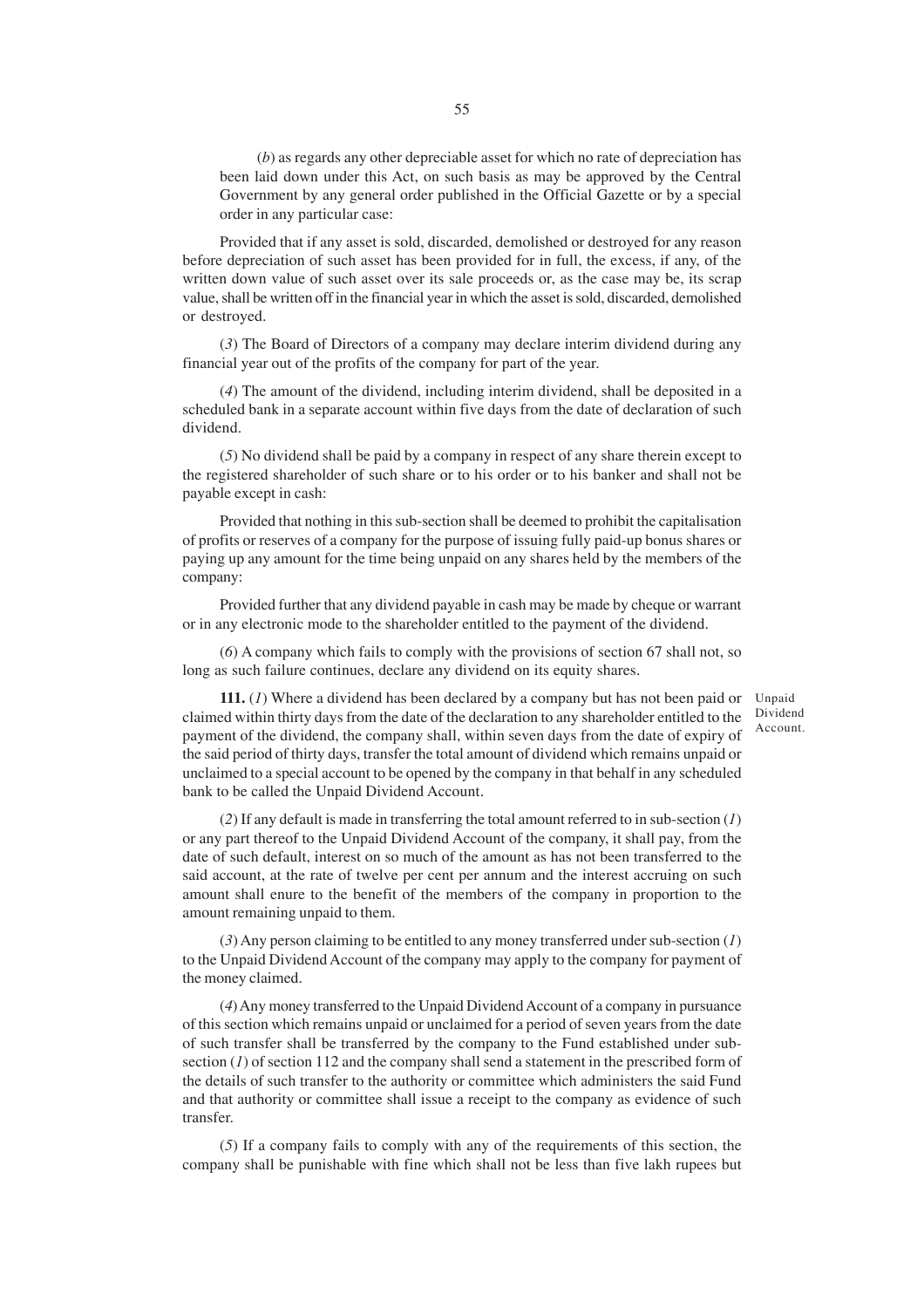(*b*) as regards any other depreciable asset for which no rate of depreciation has been laid down under this Act, on such basis as may be approved by the Central Government by any general order published in the Official Gazette or by a special order in any particular case:

Provided that if any asset is sold, discarded, demolished or destroyed for any reason before depreciation of such asset has been provided for in full, the excess, if any, of the written down value of such asset over its sale proceeds or, as the case may be, its scrap value, shall be written off in the financial year in which the asset is sold, discarded, demolished or destroyed.

(*3*) The Board of Directors of a company may declare interim dividend during any financial year out of the profits of the company for part of the year.

(*4*) The amount of the dividend, including interim dividend, shall be deposited in a scheduled bank in a separate account within five days from the date of declaration of such dividend.

(*5*) No dividend shall be paid by a company in respect of any share therein except to the registered shareholder of such share or to his order or to his banker and shall not be payable except in cash:

Provided that nothing in this sub-section shall be deemed to prohibit the capitalisation of profits or reserves of a company for the purpose of issuing fully paid-up bonus shares or paying up any amount for the time being unpaid on any shares held by the members of the company:

Provided further that any dividend payable in cash may be made by cheque or warrant or in any electronic mode to the shareholder entitled to the payment of the dividend.

(*6*) A company which fails to comply with the provisions of section 67 shall not, so long as such failure continues, declare any dividend on its equity shares.

Unpaid Dividend Account.

**111.** (*1*) Where a dividend has been declared by a company but has not been paid or claimed within thirty days from the date of the declaration to any shareholder entitled to the payment of the dividend, the company shall, within seven days from the date of expiry of the said period of thirty days, transfer the total amount of dividend which remains unpaid or unclaimed to a special account to be opened by the company in that behalf in any scheduled bank to be called the Unpaid Dividend Account.

(*2*) If any default is made in transferring the total amount referred to in sub-section (*1*) or any part thereof to the Unpaid Dividend Account of the company, it shall pay, from the date of such default, interest on so much of the amount as has not been transferred to the said account, at the rate of twelve per cent per annum and the interest accruing on such amount shall enure to the benefit of the members of the company in proportion to the amount remaining unpaid to them.

(*3*) Any person claiming to be entitled to any money transferred under sub-section (*1*) to the Unpaid Dividend Account of the company may apply to the company for payment of the money claimed.

(*4*) Any money transferred to the Unpaid Dividend Account of a company in pursuance of this section which remains unpaid or unclaimed for a period of seven years from the date of such transfer shall be transferred by the company to the Fund established under sub-section (*1*) of section 112 and the company shall send a statement in the prescribed form of the details of such transfer to the authority or committee which administers the said Fund and that authority or committee shall issue a receipt to the company as evidence of such transfer.

(*5*) If a company fails to comply with any of the requirements of this section, the company shall be punishable with fine which shall not be less than five lakh rupees but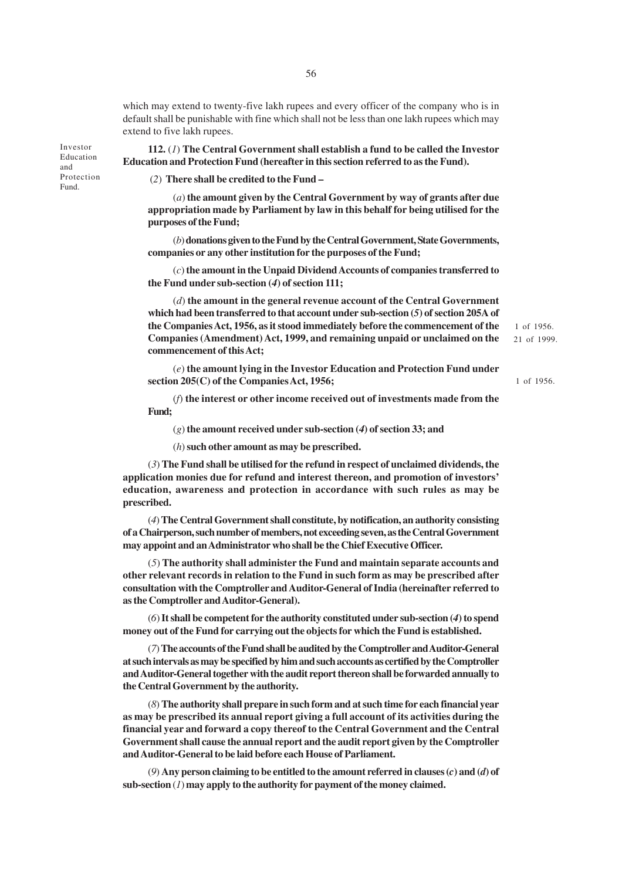which may extend to twenty-five lakh rupees and every officer of the company who is in default shall be punishable with fine which shall not be less than one lakh rupees which may extend to five lakh rupees.

Investor Education and Protection Fund.

**112.** (*1*) **The Central Government shall establish a fund to be called the Investor Education and Protection Fund (hereafter in this section referred to as the Fund).**

(*2*) **There shall be credited to the Fund –**

(*a*) **the amount given by the Central Government by way of grants after due appropriation made by Parliament by law in this behalf for being utilised for the purposes of the Fund;**

(*b*) **donations given to the Fund by the Central Government, State Governments, companies or any other institution for the purposes of the Fund;**

(*c*) **the amount in the Unpaid Dividend Accounts of companies transferred to the Fund under sub-section (*4*) of section 111;**

(*d*) **the amount in the general revenue account of the Central Government which had been transferred to that account under sub-section (*5*) of section 205A of the Companies Act, 1956, as it stood immediately before the commencement of the Companies (Amendment) Act, 1999, and remaining unpaid or unclaimed on the commencement of this Act;**

1 of 1956.
21 of 1999.

(*e*) **the amount lying in the Investor Education and Protection Fund under section 205(C) of the Companies Act, 1956;**

1 of 1956.

(*f*) **the interest or other income received out of investments made from the Fund;**

(*g*) **the amount received under sub-section (*4*) of section 33; and**

(*h*) **such other amount as may be prescribed.**

(*3*) **The Fund shall be utilised for the refund in respect of unclaimed dividends, the application monies due for refund and interest thereon, and promotion of investors' education, awareness and protection in accordance with such rules as may be prescribed.**

(*4*) **The Central Government shall constitute, by notification, an authority consisting of a Chairperson, such number of members, not exceeding seven, as the Central Government may appoint and an Administrator who shall be the Chief Executive Officer.**

(*5*) **The authority shall administer the Fund and maintain separate accounts and other relevant records in relation to the Fund in such form as may be prescribed after consultation with the Comptroller and Auditor-General of India (hereinafter referred to as the Comptroller and Auditor-General).**

(*6*) **It shall be competent for the authority constituted under sub-section (*4*) to spend money out of the Fund for carrying out the objects for which the Fund is established.**

(*7*) **The accounts of the Fund shall be audited by the Comptroller and Auditor-General at such intervals as may be specified by him and such accounts as certified by the Comptroller and Auditor-General together with the audit report thereon shall be forwarded annually to the Central Government by the authority.**

(*8*) **The authority shall prepare in such form and at such time for each financial year as may be prescribed its annual report giving a full account of its activities during the financial year and forward a copy thereof to the Central Government and the Central Government shall cause the annual report and the audit report given by the Comptroller and Auditor-General to be laid before each House of Parliament.**

(*9*) **Any person claiming to be entitled to the amount referred in clauses (*c*) and (*d*) of sub-section (*1*) may apply to the authority for payment of the money claimed.**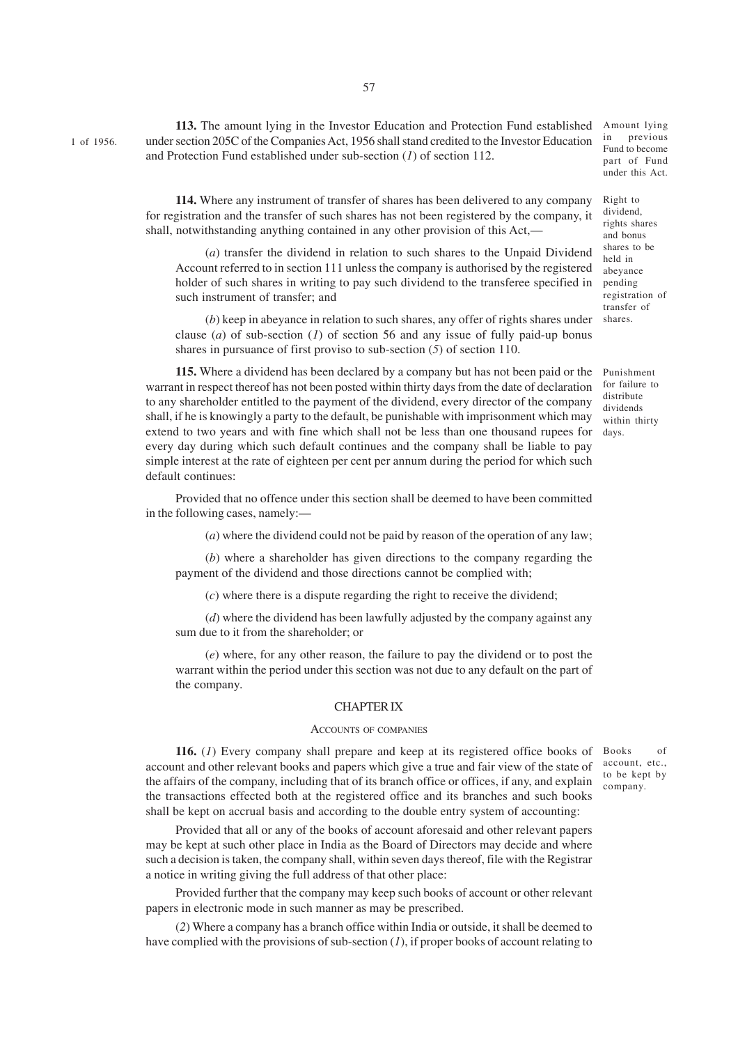1 of 1956.

**113.** The amount lying in the Investor Education and Protection Fund established under section 205C of the Companies Act, 1956 shall stand credited to the Investor Education and Protection Fund established under sub-section (*1*) of section 112.

Amount lying in previous Fund to become part of Fund under this Act.

**114.** Where any instrument of transfer of shares has been delivered to any company for registration and the transfer of such shares has not been registered by the company, it shall, notwithstanding anything contained in any other provision of this Act,—

Right to dividend, rights shares and bonus shares to be held in abeyance pending registration of transfer of shares.

(*a*) transfer the dividend in relation to such shares to the Unpaid Dividend Account referred to in section 111 unless the company is authorised by the registered holder of such shares in writing to pay such dividend to the transferee specified in such instrument of transfer; and

(*b*) keep in abeyance in relation to such shares, any offer of rights shares under clause (*a*) of sub-section (*1*) of section 56 and any issue of fully paid-up bonus shares in pursuance of first proviso to sub-section (*5*) of section 110.

**115.** Where a dividend has been declared by a company but has not been paid or the warrant in respect thereof has not been posted within thirty days from the date of declaration to any shareholder entitled to the payment of the dividend, every director of the company shall, if he is knowingly a party to the default, be punishable with imprisonment which may extend to two years and with fine which shall not be less than one thousand rupees for every day during which such default continues and the company shall be liable to pay simple interest at the rate of eighteen per cent per annum during the period for which such default continues:

Punishment for failure to distribute dividends within thirty days.

Provided that no offence under this section shall be deemed to have been committed in the following cases, namely:—

(*a*) where the dividend could not be paid by reason of the operation of any law;

(*b*) where a shareholder has given directions to the company regarding the payment of the dividend and those directions cannot be complied with;

(*c*) where there is a dispute regarding the right to receive the dividend;

(*d*) where the dividend has been lawfully adjusted by the company against any sum due to it from the shareholder; or

(*e*) where, for any other reason, the failure to pay the dividend or to post the warrant within the period under this section was not due to any default on the part of the company.

## CHAPTER IX

### ACCOUNTS OF COMPANIES

**116.** (*1*) Every company shall prepare and keep at its registered office books of account and other relevant books and papers which give a true and fair view of the state of the affairs of the company, including that of its branch office or offices, if any, and explain the transactions effected both at the registered office and its branches and such books shall be kept on accrual basis and according to the double entry system of accounting:

Books of account, etc., to be kept by company.

Provided that all or any of the books of account aforesaid and other relevant papers may be kept at such other place in India as the Board of Directors may decide and where such a decision is taken, the company shall, within seven days thereof, file with the Registrar a notice in writing giving the full address of that other place:

Provided further that the company may keep such books of account or other relevant papers in electronic mode in such manner as may be prescribed.

(*2*) Where a company has a branch office within India or outside, it shall be deemed to have complied with the provisions of sub-section (*1*), if proper books of account relating to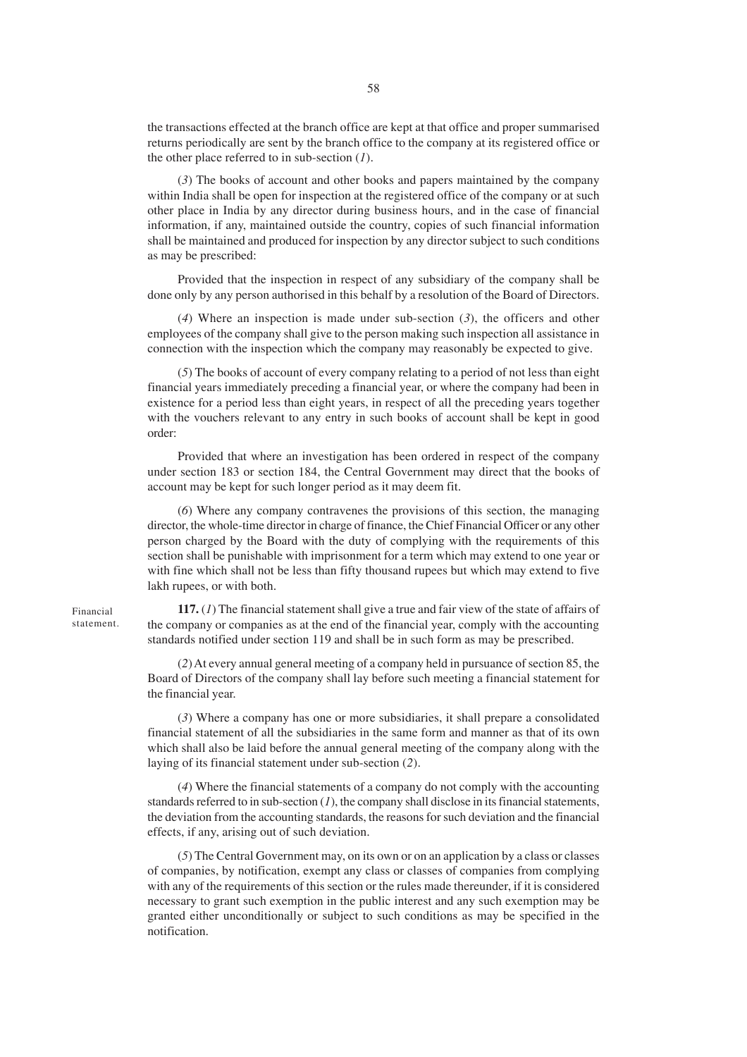the transactions effected at the branch office are kept at that office and proper summarised returns periodically are sent by the branch office to the company at its registered office or the other place referred to in sub-section (*1*).

(*3*) The books of account and other books and papers maintained by the company within India shall be open for inspection at the registered office of the company or at such other place in India by any director during business hours, and in the case of financial information, if any, maintained outside the country, copies of such financial information shall be maintained and produced for inspection by any director subject to such conditions as may be prescribed:

Provided that the inspection in respect of any subsidiary of the company shall be done only by any person authorised in this behalf by a resolution of the Board of Directors.

(*4*) Where an inspection is made under sub-section (*3*), the officers and other employees of the company shall give to the person making such inspection all assistance in connection with the inspection which the company may reasonably be expected to give.

(*5*) The books of account of every company relating to a period of not less than eight financial years immediately preceding a financial year, or where the company had been in existence for a period less than eight years, in respect of all the preceding years together with the vouchers relevant to any entry in such books of account shall be kept in good order:

Provided that where an investigation has been ordered in respect of the company under section 183 or section 184, the Central Government may direct that the books of account may be kept for such longer period as it may deem fit.

(*6*) Where any company contravenes the provisions of this section, the managing director, the whole-time director in charge of finance, the Chief Financial Officer or any other person charged by the Board with the duty of complying with the requirements of this section shall be punishable with imprisonment for a term which may extend to one year or with fine which shall not be less than fifty thousand rupees but which may extend to five lakh rupees, or with both.

Financial statement.

**117.** (*1*) The financial statement shall give a true and fair view of the state of affairs of the company or companies as at the end of the financial year, comply with the accounting standards notified under section 119 and shall be in such form as may be prescribed.

(*2*) At every annual general meeting of a company held in pursuance of section 85, the Board of Directors of the company shall lay before such meeting a financial statement for the financial year.

(*3*) Where a company has one or more subsidiaries, it shall prepare a consolidated financial statement of all the subsidiaries in the same form and manner as that of its own which shall also be laid before the annual general meeting of the company along with the laying of its financial statement under sub-section (*2*).

(*4*) Where the financial statements of a company do not comply with the accounting standards referred to in sub-section (*1*), the company shall disclose in its financial statements, the deviation from the accounting standards, the reasons for such deviation and the financial effects, if any, arising out of such deviation.

(*5*) The Central Government may, on its own or on an application by a class or classes of companies, by notification, exempt any class or classes of companies from complying with any of the requirements of this section or the rules made thereunder, if it is considered necessary to grant such exemption in the public interest and any such exemption may be granted either unconditionally or subject to such conditions as may be specified in the notification.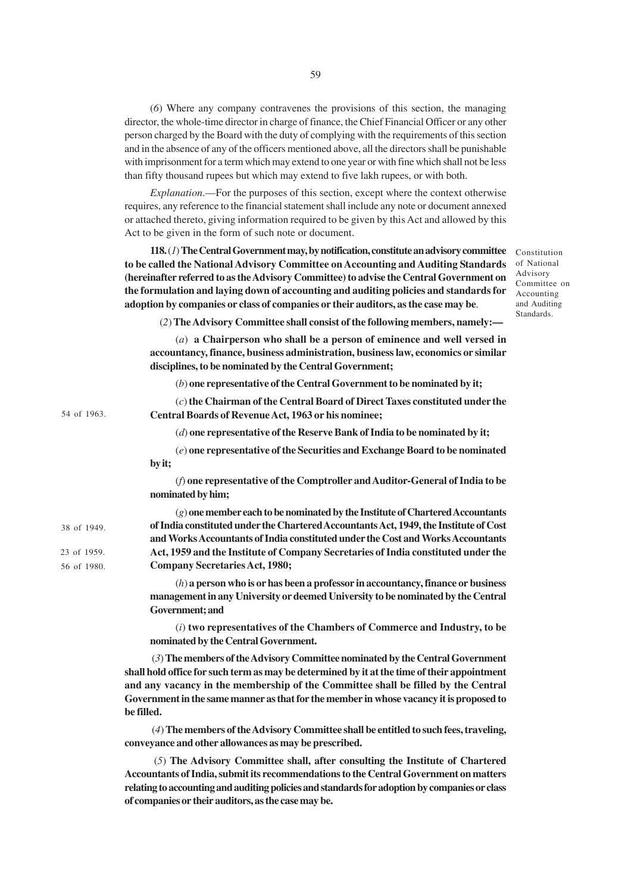(*6*) Where any company contravenes the provisions of this section, the managing director, the whole-time director in charge of finance, the Chief Financial Officer or any other person charged by the Board with the duty of complying with the requirements of this section and in the absence of any of the officers mentioned above, all the directors shall be punishable with imprisonment for a term which may extend to one year or with fine which shall not be less than fifty thousand rupees but which may extend to five lakh rupees, or with both.

*Explanation*.—For the purposes of this section, except where the context otherwise requires, any reference to the financial statement shall include any note or document annexed or attached thereto, giving information required to be given by this Act and allowed by this Act to be given in the form of such note or document.

Constitution of National Advisory Committee on Accounting and Auditing Standards.

**118.** (*1*) **The Central Government may, by notification, constitute an advisory committee to be called the National Advisory Committee on Accounting and Auditing Standards (hereinafter referred to as the Advisory Committee) to advise the Central Government on the formulation and laying down of accounting and auditing policies and standards for adoption by companies or class of companies or their auditors, as the case may be**.

(*2*) **The Advisory Committee shall consist of the following members, namely:—**

(*a*) **a Chairperson who shall be a person of eminence and well versed in accountancy, finance, business administration, business law, economics or similar disciplines, to be nominated by the Central Government;**

(*b*) **one representative of the Central Government to be nominated by it;**

(*c*) **the Chairman of the Central Board of Direct Taxes constituted under the Central Boards of Revenue Act, 1963 or his nominee;** (54 of 1963.)

(*d*) **one representative of the Reserve Bank of India to be nominated by it;**

(*e*) **one representative of the Securities and Exchange Board to be nominated by it;**

(*f*) **one representative of the Comptroller and Auditor-General of India to be nominated by him;**

(*g*) **one member each to be nominated by the Institute of Chartered Accountants of India constituted under the Chartered Accountants Act, 1949, the Institute of Cost and Works Accountants of India constituted under the Cost and Works Accountants Act, 1959 and the Institute of Company Secretaries of India constituted under the Company Secretaries Act, 1980;** (38 of 1949. 23 of 1959. 56 of 1980.)

(*h*) **a person who is or has been a professor in accountancy, finance or business management in any University or deemed University to be nominated by the Central Government; and**

(*i*) **two representatives of the Chambers of Commerce and Industry, to be nominated by the Central Government.**

(*3*) **The members of the Advisory Committee nominated by the Central Government shall hold office for such term as may be determined by it at the time of their appointment and any vacancy in the membership of the Committee shall be filled by the Central Government in the same manner as that for the member in whose vacancy it is proposed to be filled.**

(*4*) **The members of the Advisory Committee shall be entitled to such fees, traveling, conveyance and other allowances as may be prescribed.**

(*5*) **The Advisory Committee shall, after consulting the Institute of Chartered Accountants of India, submit its recommendations to the Central Government on matters relating to accounting and auditing policies and standards for adoption by companies or class of companies or their auditors, as the case may be.**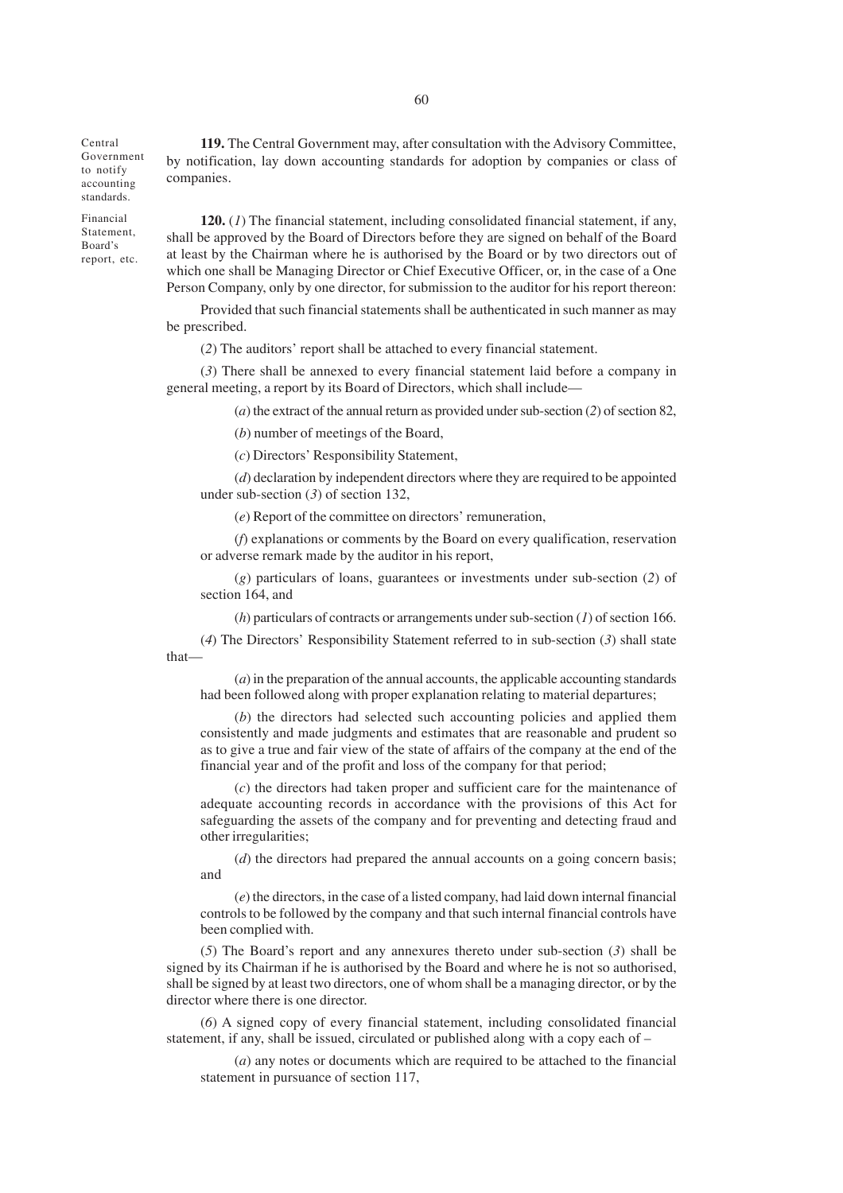Central Government to notify accounting standards.

**119.** The Central Government may, after consultation with the Advisory Committee, by notification, lay down accounting standards for adoption by companies or class of companies.

Financial Statement, Board's report, etc.

**120.** (*1*) The financial statement, including consolidated financial statement, if any, shall be approved by the Board of Directors before they are signed on behalf of the Board at least by the Chairman where he is authorised by the Board or by two directors out of which one shall be Managing Director or Chief Executive Officer, or, in the case of a One Person Company, only by one director, for submission to the auditor for his report thereon:

Provided that such financial statements shall be authenticated in such manner as may be prescribed.

(*2*) The auditors' report shall be attached to every financial statement.

(*3*) There shall be annexed to every financial statement laid before a company in general meeting, a report by its Board of Directors, which shall include—

(*a*) the extract of the annual return as provided under sub-section (*2*) of section 82,

(*b*) number of meetings of the Board,

(*c*) Directors' Responsibility Statement,

(*d*) declaration by independent directors where they are required to be appointed under sub-section (*3*) of section 132,

(*e*) Report of the committee on directors' remuneration,

(*f*) explanations or comments by the Board on every qualification, reservation or adverse remark made by the auditor in his report,

(*g*) particulars of loans, guarantees or investments under sub-section (*2*) of section 164, and

(*h*) particulars of contracts or arrangements under sub-section (*1*) of section 166.

(*4*) The Directors' Responsibility Statement referred to in sub-section (*3*) shall state that—

(*a*) in the preparation of the annual accounts, the applicable accounting standards had been followed along with proper explanation relating to material departures;

(*b*) the directors had selected such accounting policies and applied them consistently and made judgments and estimates that are reasonable and prudent so as to give a true and fair view of the state of affairs of the company at the end of the financial year and of the profit and loss of the company for that period;

(*c*) the directors had taken proper and sufficient care for the maintenance of adequate accounting records in accordance with the provisions of this Act for safeguarding the assets of the company and for preventing and detecting fraud and other irregularities;

(*d*) the directors had prepared the annual accounts on a going concern basis; and

(*e*) the directors, in the case of a listed company, had laid down internal financial controls to be followed by the company and that such internal financial controls have been complied with.

(*5*) The Board's report and any annexures thereto under sub-section (*3*) shall be signed by its Chairman if he is authorised by the Board and where he is not so authorised, shall be signed by at least two directors, one of whom shall be a managing director, or by the director where there is one director.

(*6*) A signed copy of every financial statement, including consolidated financial statement, if any, shall be issued, circulated or published along with a copy each of –

(*a*) any notes or documents which are required to be attached to the financial statement in pursuance of section 117,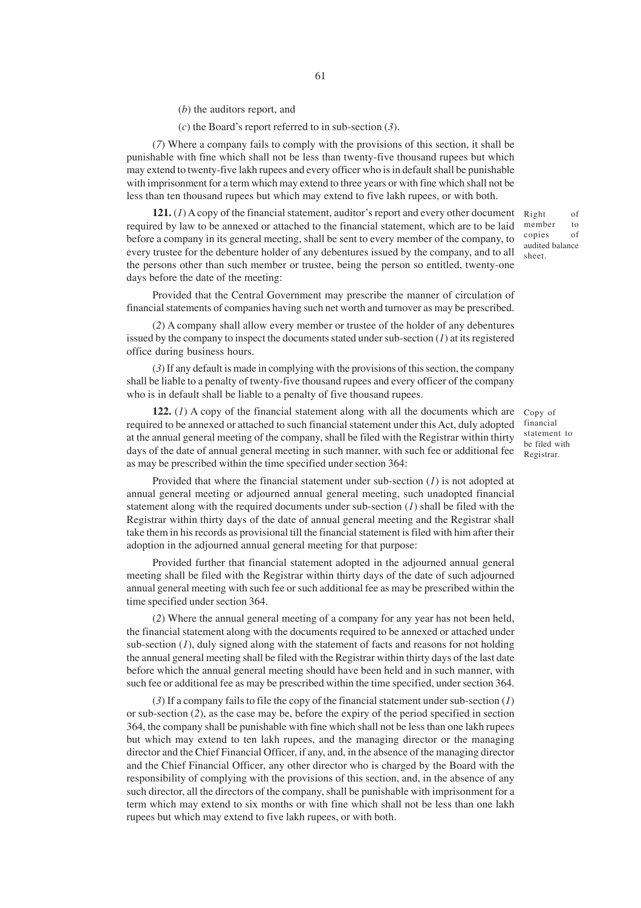(*b*) the auditors report, and

(*c*) the Board's report referred to in sub-section (*3*).

(*7*) Where a company fails to comply with the provisions of this section, it shall be punishable with fine which shall not be less than twenty-five thousand rupees but which may extend to twenty-five lakh rupees and every officer who is in default shall be punishable with imprisonment for a term which may extend to three years or with fine which shall not be less than ten thousand rupees but which may extend to five lakh rupees, or with both.

*Right of member to copies of audited balance sheet.*

**121.** (*1*) A copy of the financial statement, auditor's report and every other document required by law to be annexed or attached to the financial statement, which are to be laid before a company in its general meeting, shall be sent to every member of the company, to every trustee for the debenture holder of any debentures issued by the company, and to all the persons other than such member or trustee, being the person so entitled, twenty-one days before the date of the meeting:

Provided that the Central Government may prescribe the manner of circulation of financial statements of companies having such net worth and turnover as may be prescribed.

(*2*) A company shall allow every member or trustee of the holder of any debentures issued by the company to inspect the documents stated under sub-section (*1*) at its registered office during business hours.

(*3*) If any default is made in complying with the provisions of this section, the company shall be liable to a penalty of twenty-five thousand rupees and every officer of the company who is in default shall be liable to a penalty of five thousand rupees.

*Copy of financial statement to be filed with Registrar.*

**122.** (*1*) A copy of the financial statement along with all the documents which are required to be annexed or attached to such financial statement under this Act, duly adopted at the annual general meeting of the company, shall be filed with the Registrar within thirty days of the date of annual general meeting in such manner, with such fee or additional fee as may be prescribed within the time specified under section 364:

Provided that where the financial statement under sub-section (*1*) is not adopted at annual general meeting or adjourned annual general meeting, such unadopted financial statement along with the required documents under sub-section (*1*) shall be filed with the Registrar within thirty days of the date of annual general meeting and the Registrar shall take them in his records as provisional till the financial statement is filed with him after their adoption in the adjourned annual general meeting for that purpose:

Provided further that financial statement adopted in the adjourned annual general meeting shall be filed with the Registrar within thirty days of the date of such adjourned annual general meeting with such fee or such additional fee as may be prescribed within the time specified under section 364.

(*2*) Where the annual general meeting of a company for any year has not been held, the financial statement along with the documents required to be annexed or attached under sub-section (*1*), duly signed along with the statement of facts and reasons for not holding the annual general meeting shall be filed with the Registrar within thirty days of the last date before which the annual general meeting should have been held and in such manner, with such fee or additional fee as may be prescribed within the time specified, under section 364.

(*3*) If a company fails to file the copy of the financial statement under sub-section (*1*) or sub-section (*2*), as the case may be, before the expiry of the period specified in section 364, the company shall be punishable with fine which shall not be less than one lakh rupees but which may extend to ten lakh rupees, and the managing director or the managing director and the Chief Financial Officer, if any, and, in the absence of the managing director and the Chief Financial Officer, any other director who is charged by the Board with the responsibility of complying with the provisions of this section, and, in the absence of any such director, all the directors of the company, shall be punishable with imprisonment for a term which may extend to six months or with fine which shall not be less than one lakh rupees but which may extend to five lakh rupees, or with both.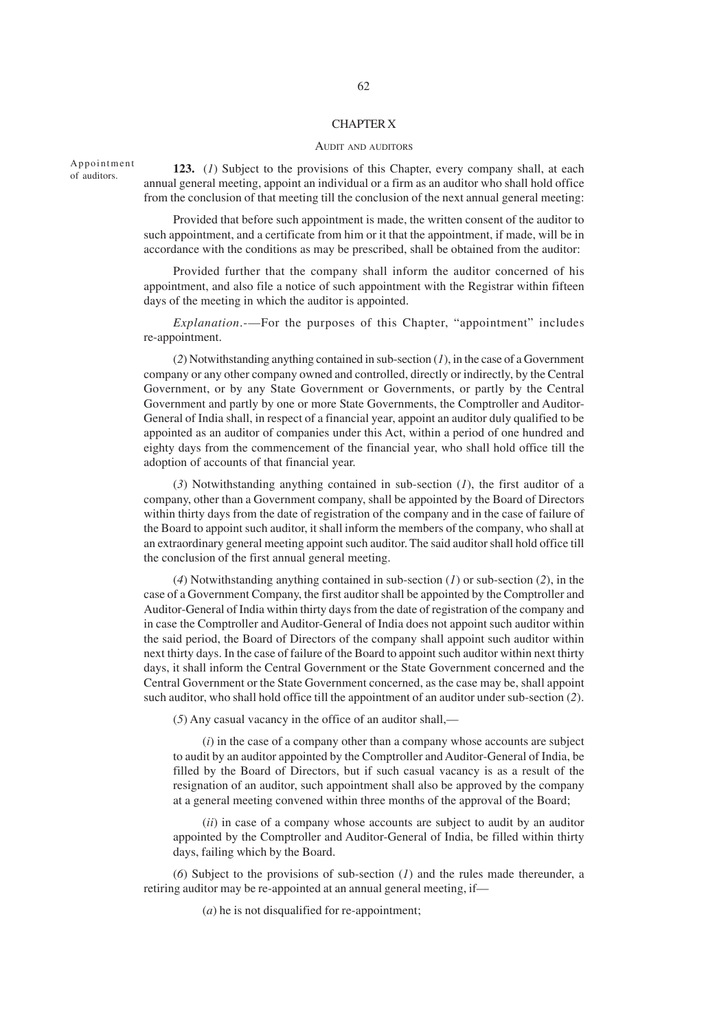# CHAPTER X

## AUDIT AND AUDITORS

Appointment of auditors.

**123.** (*1*) Subject to the provisions of this Chapter, every company shall, at each annual general meeting, appoint an individual or a firm as an auditor who shall hold office from the conclusion of that meeting till the conclusion of the next annual general meeting:

Provided that before such appointment is made, the written consent of the auditor to such appointment, and a certificate from him or it that the appointment, if made, will be in accordance with the conditions as may be prescribed, shall be obtained from the auditor:

Provided further that the company shall inform the auditor concerned of his appointment, and also file a notice of such appointment with the Registrar within fifteen days of the meeting in which the auditor is appointed.

*Explanation*.-—For the purposes of this Chapter, "appointment" includes re-appointment.

(*2*) Notwithstanding anything contained in sub-section (*1*), in the case of a Government company or any other company owned and controlled, directly or indirectly, by the Central Government, or by any State Government or Governments, or partly by the Central Government and partly by one or more State Governments, the Comptroller and Auditor-General of India shall, in respect of a financial year, appoint an auditor duly qualified to be appointed as an auditor of companies under this Act, within a period of one hundred and eighty days from the commencement of the financial year, who shall hold office till the adoption of accounts of that financial year.

(*3*) Notwithstanding anything contained in sub-section (*1*), the first auditor of a company, other than a Government company, shall be appointed by the Board of Directors within thirty days from the date of registration of the company and in the case of failure of the Board to appoint such auditor, it shall inform the members of the company, who shall at an extraordinary general meeting appoint such auditor. The said auditor shall hold office till the conclusion of the first annual general meeting.

(*4*) Notwithstanding anything contained in sub-section (*1*) or sub-section (*2*), in the case of a Government Company, the first auditor shall be appointed by the Comptroller and Auditor-General of India within thirty days from the date of registration of the company and in case the Comptroller and Auditor-General of India does not appoint such auditor within the said period, the Board of Directors of the company shall appoint such auditor within next thirty days. In the case of failure of the Board to appoint such auditor within next thirty days, it shall inform the Central Government or the State Government concerned and the Central Government or the State Government concerned, as the case may be, shall appoint such auditor, who shall hold office till the appointment of an auditor under sub-section (*2*).

(*5*) Any casual vacancy in the office of an auditor shall,—

(*i*) in the case of a company other than a company whose accounts are subject to audit by an auditor appointed by the Comptroller and Auditor-General of India, be filled by the Board of Directors, but if such casual vacancy is as a result of the resignation of an auditor, such appointment shall also be approved by the company at a general meeting convened within three months of the approval of the Board;

(*ii*) in case of a company whose accounts are subject to audit by an auditor appointed by the Comptroller and Auditor-General of India, be filled within thirty days, failing which by the Board.

(*6*) Subject to the provisions of sub-section (*1*) and the rules made thereunder, a retiring auditor may be re-appointed at an annual general meeting, if—

(*a*) he is not disqualified for re-appointment;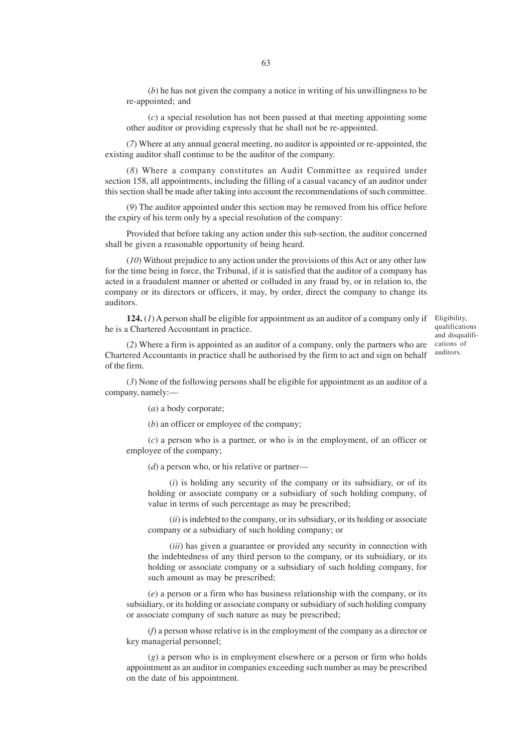(*b*) he has not given the company a notice in writing of his unwillingness to be re-appointed; and

(*c*) a special resolution has not been passed at that meeting appointing some other auditor or providing expressly that he shall not be re-appointed.

(*7*) Where at any annual general meeting, no auditor is appointed or re-appointed, the existing auditor shall continue to be the auditor of the company.

(*8*) Where a company constitutes an Audit Committee as required under section 158, all appointments, including the filling of a casual vacancy of an auditor under this section shall be made after taking into account the recommendations of such committee.

(*9*) The auditor appointed under this section may be removed from his office before the expiry of his term only by a special resolution of the company:

Provided that before taking any action under this sub-section, the auditor concerned shall be given a reasonable opportunity of being heard.

(*10*) Without prejudice to any action under the provisions of this Act or any other law for the time being in force, the Tribunal, if it is satisfied that the auditor of a company has acted in a fraudulent manner or abetted or colluded in any fraud by, or in relation to, the company or its directors or officers, it may, by order, direct the company to change its auditors.

Eligibility, qualifications and disqualifications of auditors.

**124.** (*1*) A person shall be eligible for appointment as an auditor of a company only if he is a Chartered Accountant in practice.

(*2*) Where a firm is appointed as an auditor of a company, only the partners who are Chartered Accountants in practice shall be authorised by the firm to act and sign on behalf of the firm.

(*3*) None of the following persons shall be eligible for appointment as an auditor of a company, namely:—

(*a*) a body corporate;

(*b*) an officer or employee of the company;

(*c*) a person who is a partner, or who is in the employment, of an officer or employee of the company;

(*d*) a person who, or his relative or partner—

(*i*) is holding any security of the company or its subsidiary, or of its holding or associate company or a subsidiary of such holding company, of value in terms of such percentage as may be prescribed;

(*ii*) is indebted to the company, or its subsidiary, or its holding or associate company or a subsidiary of such holding company; or

(*iii*) has given a guarantee or provided any security in connection with the indebtedness of any third person to the company, or its subsidiary, or its holding or associate company or a subsidiary of such holding company, for such amount as may be prescribed;

(*e*) a person or a firm who has business relationship with the company, or its subsidiary, or its holding or associate company or subsidiary of such holding company or associate company of such nature as may be prescribed;

(*f*) a person whose relative is in the employment of the company as a director or key managerial personnel;

(*g*) a person who is in employment elsewhere or a person or firm who holds appointment as an auditor in companies exceeding such number as may be prescribed on the date of his appointment.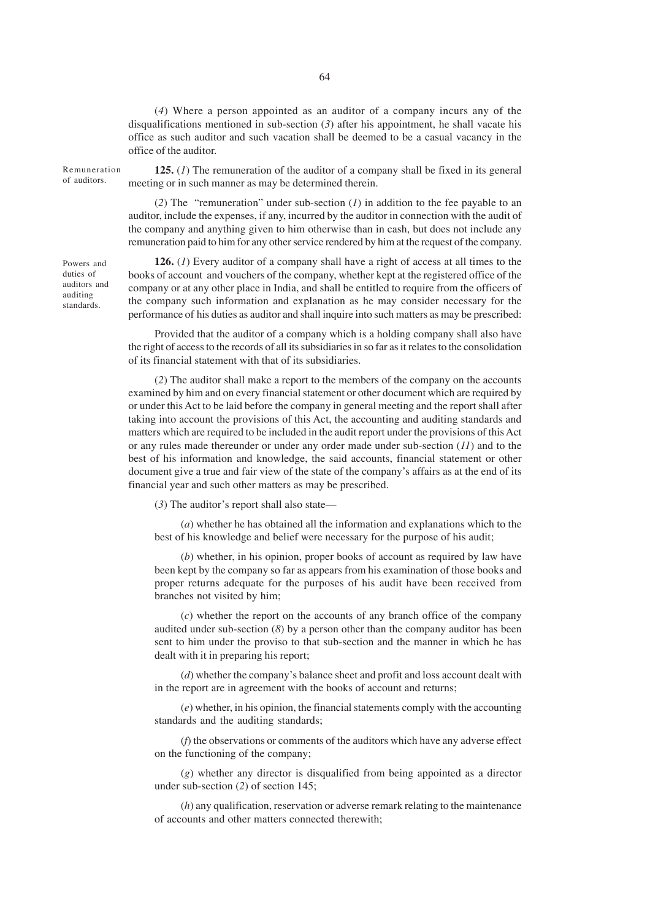(*4*) Where a person appointed as an auditor of a company incurs any of the disqualifications mentioned in sub-section (*3*) after his appointment, he shall vacate his office as such auditor and such vacation shall be deemed to be a casual vacancy in the office of the auditor.

Remuneration of auditors.

**125.** (*1*) The remuneration of the auditor of a company shall be fixed in its general meeting or in such manner as may be determined therein.

(*2*) The "remuneration" under sub-section (*1*) in addition to the fee payable to an auditor, include the expenses, if any, incurred by the auditor in connection with the audit of the company and anything given to him otherwise than in cash, but does not include any remuneration paid to him for any other service rendered by him at the request of the company.

Powers and duties of auditors and auditing standards.

**126.** (*1*) Every auditor of a company shall have a right of access at all times to the books of account and vouchers of the company, whether kept at the registered office of the company or at any other place in India, and shall be entitled to require from the officers of the company such information and explanation as he may consider necessary for the performance of his duties as auditor and shall inquire into such matters as may be prescribed:

Provided that the auditor of a company which is a holding company shall also have the right of access to the records of all its subsidiaries in so far as it relates to the consolidation of its financial statement with that of its subsidiaries.

(*2*) The auditor shall make a report to the members of the company on the accounts examined by him and on every financial statement or other document which are required by or under this Act to be laid before the company in general meeting and the report shall after taking into account the provisions of this Act, the accounting and auditing standards and matters which are required to be included in the audit report under the provisions of this Act or any rules made thereunder or under any order made under sub-section (*11*) and to the best of his information and knowledge, the said accounts, financial statement or other document give a true and fair view of the state of the company's affairs as at the end of its financial year and such other matters as may be prescribed.

(*3*) The auditor's report shall also state—

(*a*) whether he has obtained all the information and explanations which to the best of his knowledge and belief were necessary for the purpose of his audit;

(*b*) whether, in his opinion, proper books of account as required by law have been kept by the company so far as appears from his examination of those books and proper returns adequate for the purposes of his audit have been received from branches not visited by him;

(*c*) whether the report on the accounts of any branch office of the company audited under sub-section (*8*) by a person other than the company auditor has been sent to him under the proviso to that sub-section and the manner in which he has dealt with it in preparing his report;

(*d*) whether the company's balance sheet and profit and loss account dealt with in the report are in agreement with the books of account and returns;

(*e*) whether, in his opinion, the financial statements comply with the accounting standards and the auditing standards;

(*f*) the observations or comments of the auditors which have any adverse effect on the functioning of the company;

(*g*) whether any director is disqualified from being appointed as a director under sub-section (*2*) of section 145;

(*h*) any qualification, reservation or adverse remark relating to the maintenance of accounts and other matters connected therewith;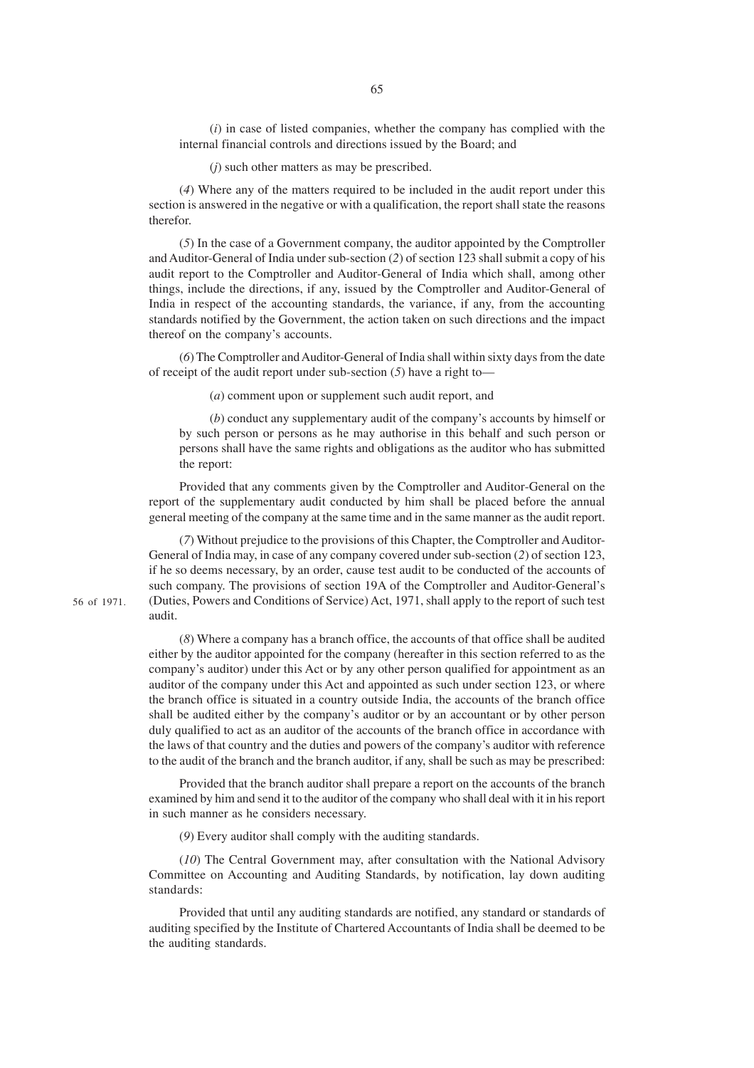(*i*) in case of listed companies, whether the company has complied with the internal financial controls and directions issued by the Board; and

(*j*) such other matters as may be prescribed.

(*4*) Where any of the matters required to be included in the audit report under this section is answered in the negative or with a qualification, the report shall state the reasons therefor.

(*5*) In the case of a Government company, the auditor appointed by the Comptroller and Auditor-General of India under sub-section (*2*) of section 123 shall submit a copy of his audit report to the Comptroller and Auditor-General of India which shall, among other things, include the directions, if any, issued by the Comptroller and Auditor-General of India in respect of the accounting standards, the variance, if any, from the accounting standards notified by the Government, the action taken on such directions and the impact thereof on the company's accounts.

(*6*) The Comptroller and Auditor-General of India shall within sixty days from the date of receipt of the audit report under sub-section (*5*) have a right to—

(*a*) comment upon or supplement such audit report, and

(*b*) conduct any supplementary audit of the company's accounts by himself or by such person or persons as he may authorise in this behalf and such person or persons shall have the same rights and obligations as the auditor who has submitted the report:

Provided that any comments given by the Comptroller and Auditor-General on the report of the supplementary audit conducted by him shall be placed before the annual general meeting of the company at the same time and in the same manner as the audit report.

(*7*) Without prejudice to the provisions of this Chapter, the Comptroller and Auditor-General of India may, in case of any company covered under sub-section (*2*) of section 123, if he so deems necessary, by an order, cause test audit to be conducted of the accounts of such company. The provisions of section 19A of the Comptroller and Auditor-General's (Duties, Powers and Conditions of Service) Act, 1971, shall apply to the report of such test audit.

56 of 1971.

(*8*) Where a company has a branch office, the accounts of that office shall be audited either by the auditor appointed for the company (hereafter in this section referred to as the company's auditor) under this Act or by any other person qualified for appointment as an auditor of the company under this Act and appointed as such under section 123, or where the branch office is situated in a country outside India, the accounts of the branch office shall be audited either by the company's auditor or by an accountant or by other person duly qualified to act as an auditor of the accounts of the branch office in accordance with the laws of that country and the duties and powers of the company's auditor with reference to the audit of the branch and the branch auditor, if any, shall be such as may be prescribed:

Provided that the branch auditor shall prepare a report on the accounts of the branch examined by him and send it to the auditor of the company who shall deal with it in his report in such manner as he considers necessary.

(*9*) Every auditor shall comply with the auditing standards.

(*10*) The Central Government may, after consultation with the National Advisory Committee on Accounting and Auditing Standards, by notification, lay down auditing standards:

Provided that until any auditing standards are notified, any standard or standards of auditing specified by the Institute of Chartered Accountants of India shall be deemed to be the auditing standards.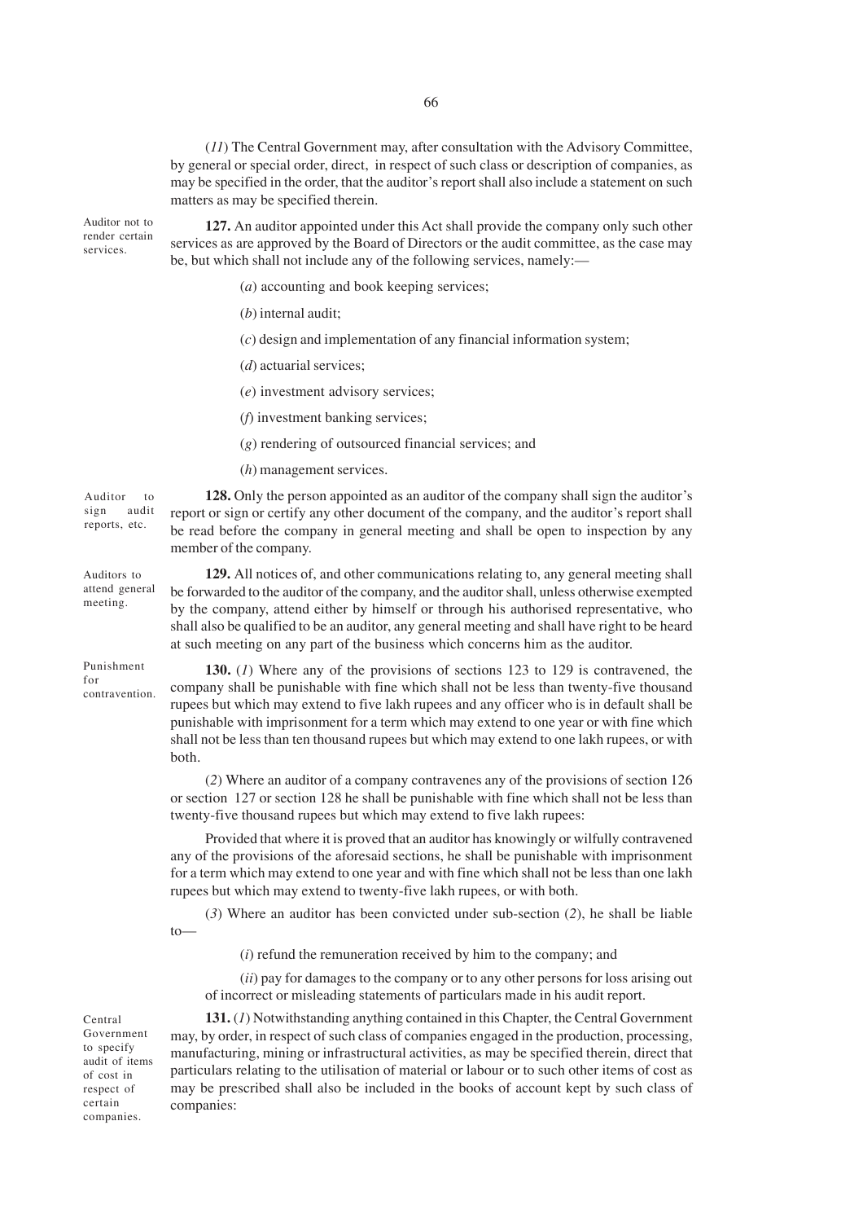(*11*) The Central Government may, after consultation with the Advisory Committee, by general or special order, direct, in respect of such class or description of companies, as may be specified in the order, that the auditor's report shall also include a statement on such matters as may be specified therein.

Auditor not to render certain services.

**127.** An auditor appointed under this Act shall provide the company only such other services as are approved by the Board of Directors or the audit committee, as the case may be, but which shall not include any of the following services, namely:—

(*a*) accounting and book keeping services;

(*b*) internal audit;

(*c*) design and implementation of any financial information system;

(*d*) actuarial services;

(*e*) investment advisory services;

(*f*) investment banking services;

(*g*) rendering of outsourced financial services; and

(*h*) management services.

Auditor to sign audit reports, etc.

**128.** Only the person appointed as an auditor of the company shall sign the auditor's report or sign or certify any other document of the company, and the auditor's report shall be read before the company in general meeting and shall be open to inspection by any member of the company.

Auditors to attend general meeting.

**129.** All notices of, and other communications relating to, any general meeting shall be forwarded to the auditor of the company, and the auditor shall, unless otherwise exempted by the company, attend either by himself or through his authorised representative, who shall also be qualified to be an auditor, any general meeting and shall have right to be heard at such meeting on any part of the business which concerns him as the auditor.

Punishment for contravention.

**130.** (*1*) Where any of the provisions of sections 123 to 129 is contravened, the company shall be punishable with fine which shall not be less than twenty-five thousand rupees but which may extend to five lakh rupees and any officer who is in default shall be punishable with imprisonment for a term which may extend to one year or with fine which shall not be less than ten thousand rupees but which may extend to one lakh rupees, or with both.

(*2*) Where an auditor of a company contravenes any of the provisions of section 126 or section 127 or section 128 he shall be punishable with fine which shall not be less than twenty-five thousand rupees but which may extend to five lakh rupees:

Provided that where it is proved that an auditor has knowingly or wilfully contravened any of the provisions of the aforesaid sections, he shall be punishable with imprisonment for a term which may extend to one year and with fine which shall not be less than one lakh rupees but which may extend to twenty-five lakh rupees, or with both.

(*3*) Where an auditor has been convicted under sub-section (*2*), he shall be liable to—

(*i*) refund the remuneration received by him to the company; and

(*ii*) pay for damages to the company or to any other persons for loss arising out of incorrect or misleading statements of particulars made in his audit report.

Central Government to specify audit of items of cost in respect of certain companies.

**131.** (*1*) Notwithstanding anything contained in this Chapter, the Central Government may, by order, in respect of such class of companies engaged in the production, processing, manufacturing, mining or infrastructural activities, as may be specified therein, direct that particulars relating to the utilisation of material or labour or to such other items of cost as may be prescribed shall also be included in the books of account kept by such class of companies: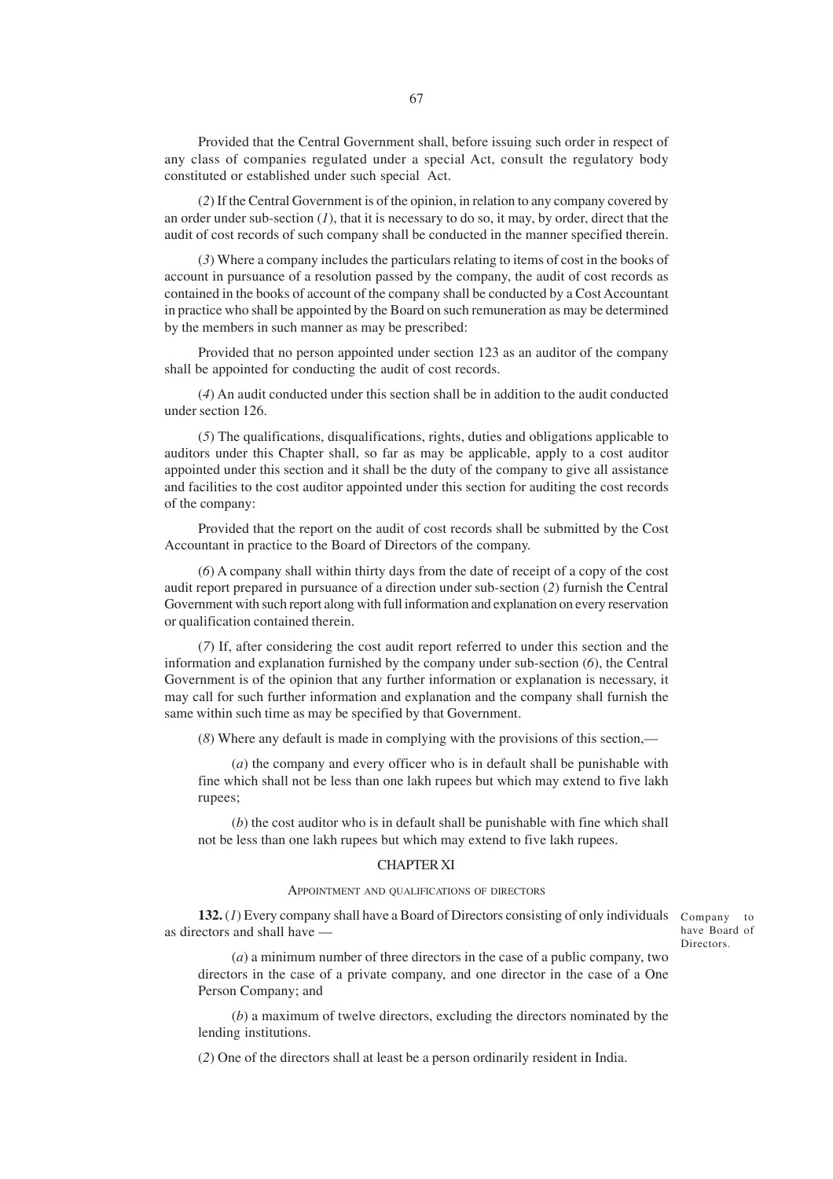Provided that the Central Government shall, before issuing such order in respect of any class of companies regulated under a special Act, consult the regulatory body constituted or established under such special Act.

(*2*) If the Central Government is of the opinion, in relation to any company covered by an order under sub-section (*1*), that it is necessary to do so, it may, by order, direct that the audit of cost records of such company shall be conducted in the manner specified therein.

(*3*) Where a company includes the particulars relating to items of cost in the books of account in pursuance of a resolution passed by the company, the audit of cost records as contained in the books of account of the company shall be conducted by a Cost Accountant in practice who shall be appointed by the Board on such remuneration as may be determined by the members in such manner as may be prescribed:

Provided that no person appointed under section 123 as an auditor of the company shall be appointed for conducting the audit of cost records.

(*4*) An audit conducted under this section shall be in addition to the audit conducted under section 126.

(*5*) The qualifications, disqualifications, rights, duties and obligations applicable to auditors under this Chapter shall, so far as may be applicable, apply to a cost auditor appointed under this section and it shall be the duty of the company to give all assistance and facilities to the cost auditor appointed under this section for auditing the cost records of the company:

Provided that the report on the audit of cost records shall be submitted by the Cost Accountant in practice to the Board of Directors of the company.

(*6*) A company shall within thirty days from the date of receipt of a copy of the cost audit report prepared in pursuance of a direction under sub-section (*2*) furnish the Central Government with such report along with full information and explanation on every reservation or qualification contained therein.

(*7*) If, after considering the cost audit report referred to under this section and the information and explanation furnished by the company under sub-section (*6*), the Central Government is of the opinion that any further information or explanation is necessary, it may call for such further information and explanation and the company shall furnish the same within such time as may be specified by that Government.

(*8*) Where any default is made in complying with the provisions of this section,—

(*a*) the company and every officer who is in default shall be punishable with fine which shall not be less than one lakh rupees but which may extend to five lakh rupees;

(*b*) the cost auditor who is in default shall be punishable with fine which shall not be less than one lakh rupees but which may extend to five lakh rupees.

## CHAPTER XI

### APPOINTMENT AND QUALIFICATIONS OF DIRECTORS

*Company to have Board of Directors.*

**132.** (*1*) Every company shall have a Board of Directors consisting of only individuals as directors and shall have —

(*a*) a minimum number of three directors in the case of a public company, two directors in the case of a private company, and one director in the case of a One Person Company; and

(*b*) a maximum of twelve directors, excluding the directors nominated by the lending institutions.

(*2*) One of the directors shall at least be a person ordinarily resident in India.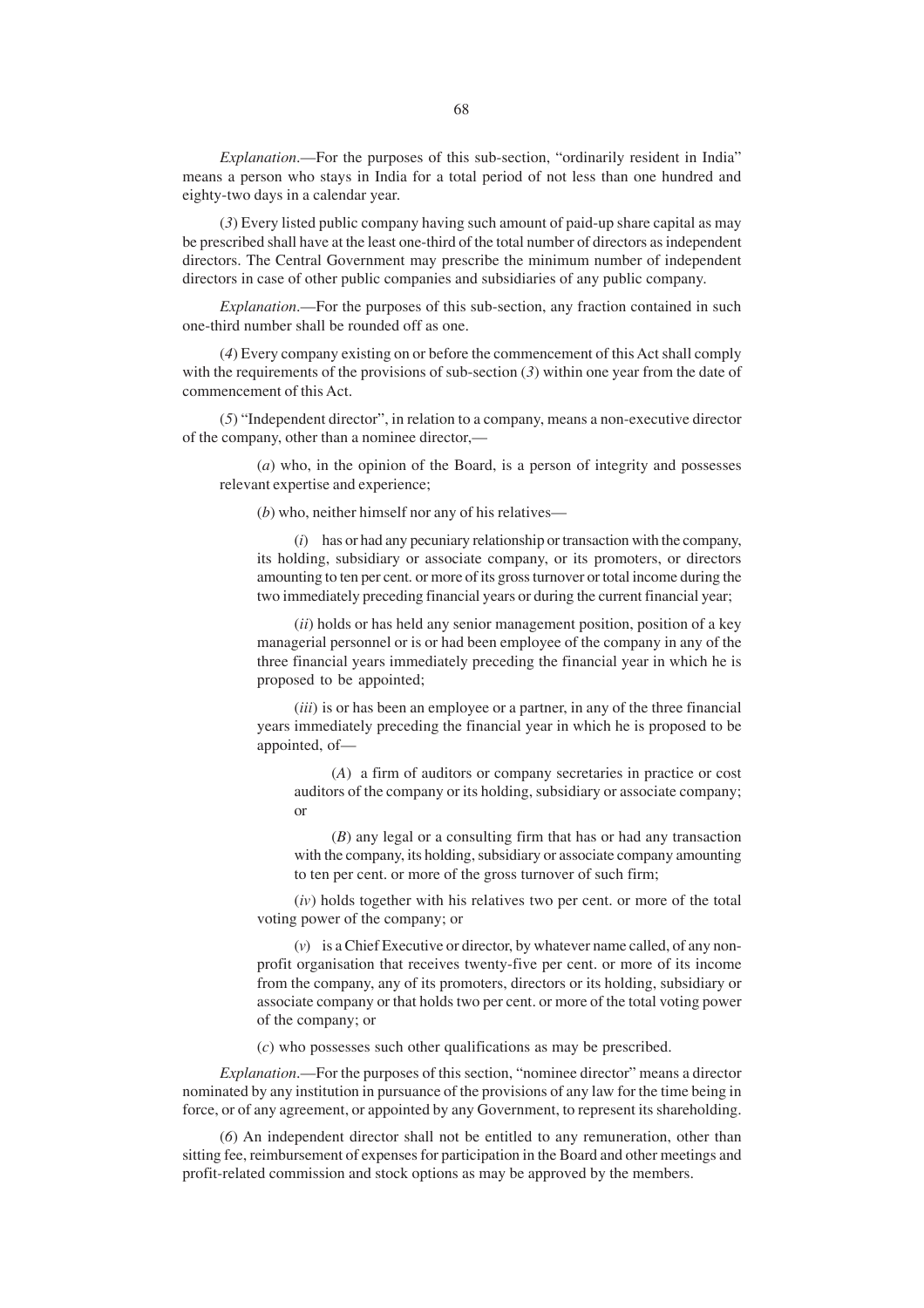*Explanation*.—For the purposes of this sub-section, "ordinarily resident in India" means a person who stays in India for a total period of not less than one hundred and eighty-two days in a calendar year.

(*3*) Every listed public company having such amount of paid-up share capital as may be prescribed shall have at the least one-third of the total number of directors as independent directors. The Central Government may prescribe the minimum number of independent directors in case of other public companies and subsidiaries of any public company.

*Explanation*.—For the purposes of this sub-section, any fraction contained in such one-third number shall be rounded off as one.

(*4*) Every company existing on or before the commencement of this Act shall comply with the requirements of the provisions of sub-section (*3*) within one year from the date of commencement of this Act.

(*5*) "Independent director", in relation to a company, means a non-executive director of the company, other than a nominee director,—

(*a*) who, in the opinion of the Board, is a person of integrity and possesses relevant expertise and experience;

(*b*) who, neither himself nor any of his relatives—

(*i*) has or had any pecuniary relationship or transaction with the company, its holding, subsidiary or associate company, or its promoters, or directors amounting to ten per cent. or more of its gross turnover or total income during the two immediately preceding financial years or during the current financial year;

(*ii*) holds or has held any senior management position, position of a key managerial personnel or is or had been employee of the company in any of the three financial years immediately preceding the financial year in which he is proposed to be appointed;

(*iii*) is or has been an employee or a partner, in any of the three financial years immediately preceding the financial year in which he is proposed to be appointed, of—

(*A*) a firm of auditors or company secretaries in practice or cost auditors of the company or its holding, subsidiary or associate company; or

(*B*) any legal or a consulting firm that has or had any transaction with the company, its holding, subsidiary or associate company amounting to ten per cent. or more of the gross turnover of such firm;

(*iv*) holds together with his relatives two per cent. or more of the total voting power of the company; or

(*v*) is a Chief Executive or director, by whatever name called, of any non-profit organisation that receives twenty-five per cent. or more of its income from the company, any of its promoters, directors or its holding, subsidiary or associate company or that holds two per cent. or more of the total voting power of the company; or

(*c*) who possesses such other qualifications as may be prescribed.

*Explanation*.—For the purposes of this section, "nominee director" means a director nominated by any institution in pursuance of the provisions of any law for the time being in force, or of any agreement, or appointed by any Government, to represent its shareholding.

(*6*) An independent director shall not be entitled to any remuneration, other than sitting fee, reimbursement of expenses for participation in the Board and other meetings and profit-related commission and stock options as may be approved by the members.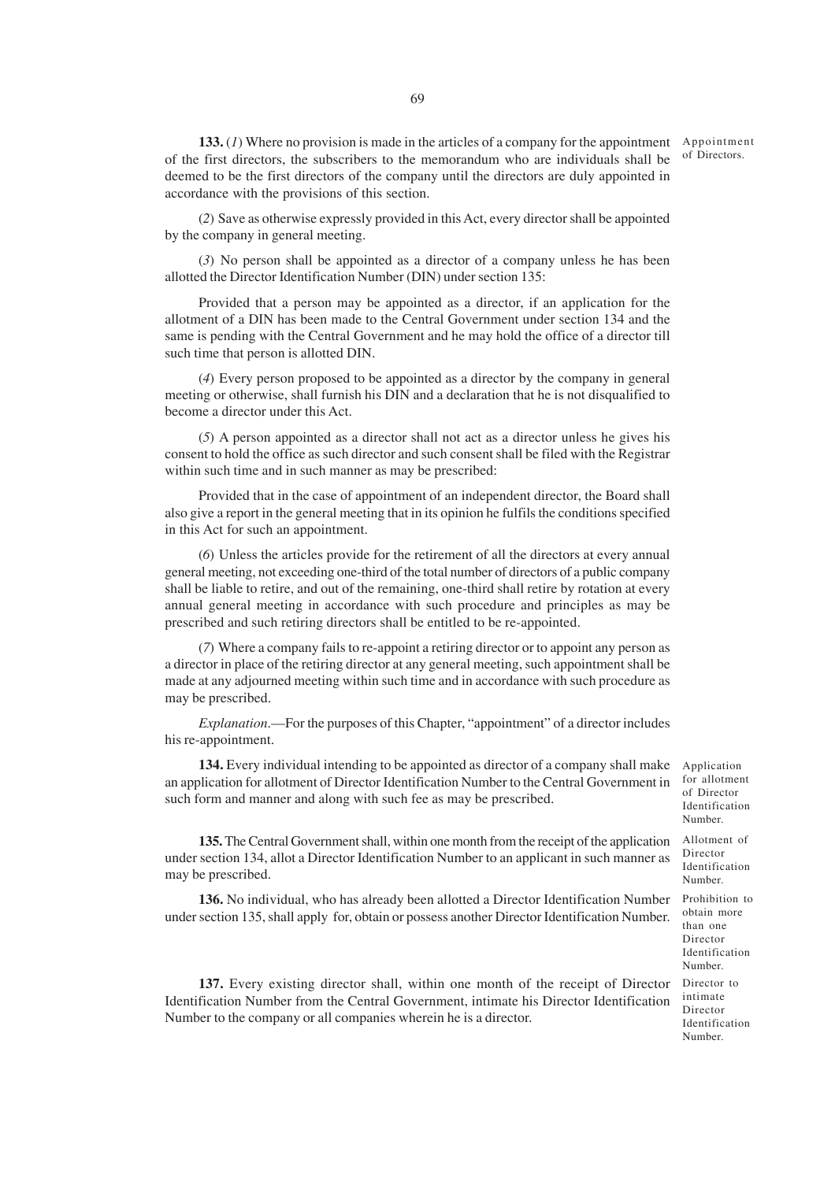**133.** (*1*) Where no provision is made in the articles of a company for the appointment of the first directors, the subscribers to the memorandum who are individuals shall be deemed to be the first directors of the company until the directors are duly appointed in accordance with the provisions of this section.

Appointment of Directors.

(*2*) Save as otherwise expressly provided in this Act, every director shall be appointed by the company in general meeting.

(*3*) No person shall be appointed as a director of a company unless he has been allotted the Director Identification Number (DIN) under section 135:

Provided that a person may be appointed as a director, if an application for the allotment of a DIN has been made to the Central Government under section 134 and the same is pending with the Central Government and he may hold the office of a director till such time that person is allotted DIN.

(*4*) Every person proposed to be appointed as a director by the company in general meeting or otherwise, shall furnish his DIN and a declaration that he is not disqualified to become a director under this Act.

(*5*) A person appointed as a director shall not act as a director unless he gives his consent to hold the office as such director and such consent shall be filed with the Registrar within such time and in such manner as may be prescribed:

Provided that in the case of appointment of an independent director, the Board shall also give a report in the general meeting that in its opinion he fulfils the conditions specified in this Act for such an appointment.

(*6*) Unless the articles provide for the retirement of all the directors at every annual general meeting, not exceeding one-third of the total number of directors of a public company shall be liable to retire, and out of the remaining, one-third shall retire by rotation at every annual general meeting in accordance with such procedure and principles as may be prescribed and such retiring directors shall be entitled to be re-appointed.

(*7*) Where a company fails to re-appoint a retiring director or to appoint any person as a director in place of the retiring director at any general meeting, such appointment shall be made at any adjourned meeting within such time and in accordance with such procedure as may be prescribed.

*Explanation*.—For the purposes of this Chapter, "appointment" of a director includes his re-appointment.

**134.** Every individual intending to be appointed as director of a company shall make an application for allotment of Director Identification Number to the Central Government in such form and manner and along with such fee as may be prescribed.

Application for allotment of Director Identification Number.

**135.** The Central Government shall, within one month from the receipt of the application under section 134, allot a Director Identification Number to an applicant in such manner as may be prescribed.

Allotment of Director Identification Number.

**136.** No individual, who has already been allotted a Director Identification Number under section 135, shall apply for, obtain or possess another Director Identification Number.

Prohibition to obtain more than one Director Identification Number.

**137.** Every existing director shall, within one month of the receipt of Director Identification Number from the Central Government, intimate his Director Identification Number to the company or all companies wherein he is a director.

Director to intimate Director Identification Number.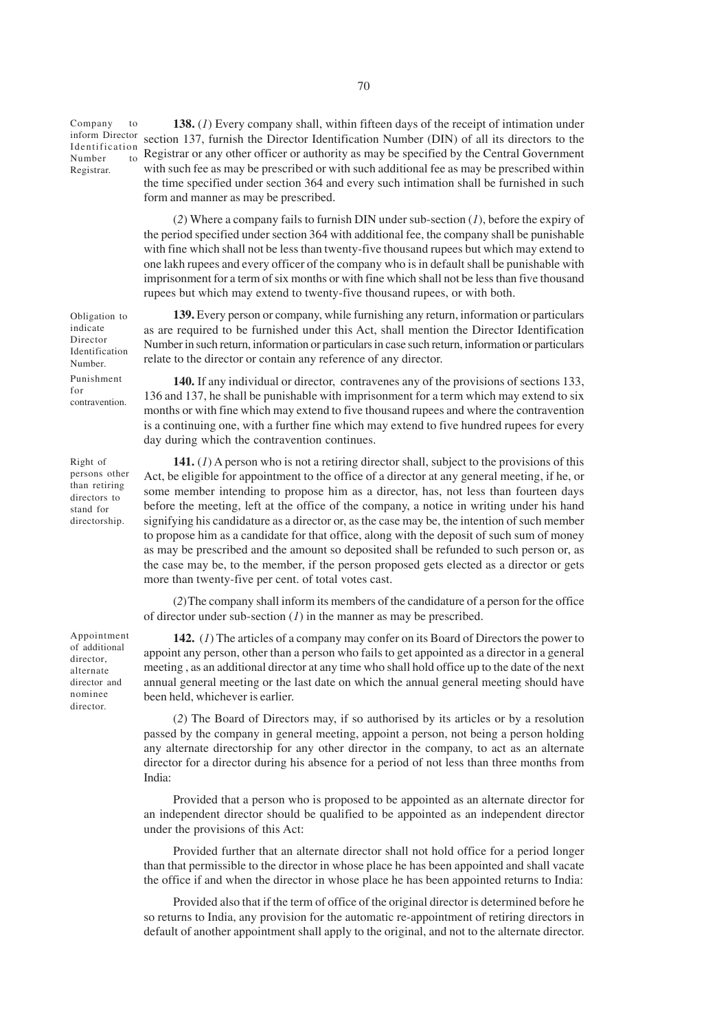**Company to inform Director Identification Number to Registrar.**

**138.** (*1*) Every company shall, within fifteen days of the receipt of intimation under section 137, furnish the Director Identification Number (DIN) of all its directors to the Registrar or any other officer or authority as may be specified by the Central Government with such fee as may be prescribed or with such additional fee as may be prescribed within the time specified under section 364 and every such intimation shall be furnished in such form and manner as may be prescribed.

(*2*) Where a company fails to furnish DIN under sub-section (*1*), before the expiry of the period specified under section 364 with additional fee, the company shall be punishable with fine which shall not be less than twenty-five thousand rupees but which may extend to one lakh rupees and every officer of the company who is in default shall be punishable with imprisonment for a term of six months or with fine which shall not be less than five thousand rupees but which may extend to twenty-five thousand rupees, or with both.

**Obligation to indicate Director Identification Number.**

**139.** Every person or company, while furnishing any return, information or particulars as are required to be furnished under this Act, shall mention the Director Identification Number in such return, information or particulars in case such return, information or particulars relate to the director or contain any reference of any director.

**Punishment for contravention.**

**140.** If any individual or director, contravenes any of the provisions of sections 133, 136 and 137, he shall be punishable with imprisonment for a term which may extend to six months or with fine which may extend to five thousand rupees and where the contravention is a continuing one, with a further fine which may extend to five hundred rupees for every day during which the contravention continues.

**Right of persons other than retiring directors to stand for directorship.**

**141.** (*1*) A person who is not a retiring director shall, subject to the provisions of this Act, be eligible for appointment to the office of a director at any general meeting, if he, or some member intending to propose him as a director, has, not less than fourteen days before the meeting, left at the office of the company, a notice in writing under his hand signifying his candidature as a director or, as the case may be, the intention of such member to propose him as a candidate for that office, along with the deposit of such sum of money as may be prescribed and the amount so deposited shall be refunded to such person or, as the case may be, to the member, if the person proposed gets elected as a director or gets more than twenty-five per cent. of total votes cast.

(*2*) The company shall inform its members of the candidature of a person for the office of director under sub-section (*1*) in the manner as may be prescribed.

**Appointment of additional director, alternate director and nominee director.**

**142.** (*1*) The articles of a company may confer on its Board of Directors the power to appoint any person, other than a person who fails to get appointed as a director in a general meeting , as an additional director at any time who shall hold office up to the date of the next annual general meeting or the last date on which the annual general meeting should have been held, whichever is earlier.

(*2*) The Board of Directors may, if so authorised by its articles or by a resolution passed by the company in general meeting, appoint a person, not being a person holding any alternate directorship for any other director in the company, to act as an alternate director for a director during his absence for a period of not less than three months from India:

Provided that a person who is proposed to be appointed as an alternate director for an independent director should be qualified to be appointed as an independent director under the provisions of this Act:

Provided further that an alternate director shall not hold office for a period longer than that permissible to the director in whose place he has been appointed and shall vacate the office if and when the director in whose place he has been appointed returns to India:

Provided also that if the term of office of the original director is determined before he so returns to India, any provision for the automatic re-appointment of retiring directors in default of another appointment shall apply to the original, and not to the alternate director.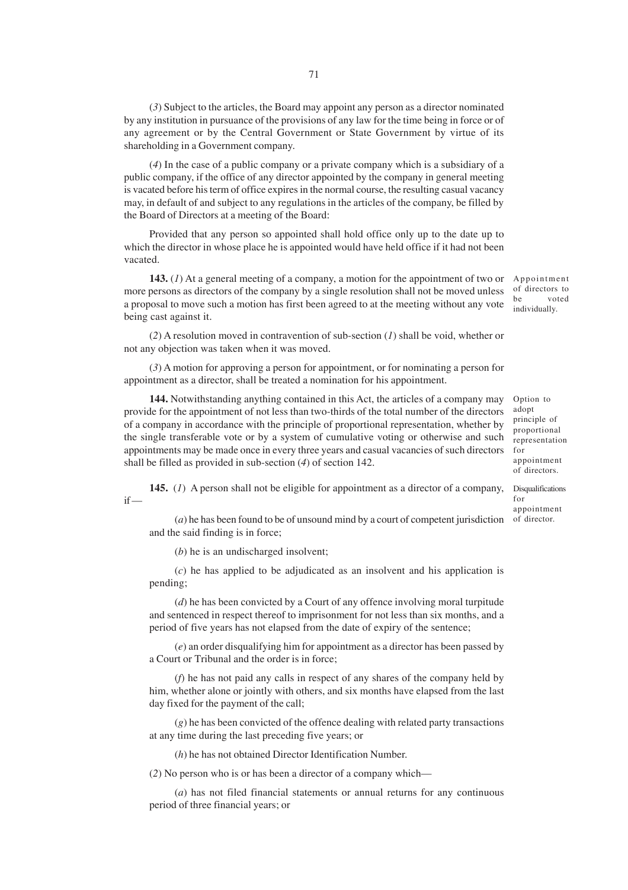(*3*) Subject to the articles, the Board may appoint any person as a director nominated by any institution in pursuance of the provisions of any law for the time being in force or of any agreement or by the Central Government or State Government by virtue of its shareholding in a Government company.

(*4*) In the case of a public company or a private company which is a subsidiary of a public company, if the office of any director appointed by the company in general meeting is vacated before his term of office expires in the normal course, the resulting casual vacancy may, in default of and subject to any regulations in the articles of the company, be filled by the Board of Directors at a meeting of the Board:

Provided that any person so appointed shall hold office only up to the date up to which the director in whose place he is appointed would have held office if it had not been vacated.

*Appointment of directors to be voted individually.*

**143.** (*1*) At a general meeting of a company, a motion for the appointment of two or more persons as directors of the company by a single resolution shall not be moved unless a proposal to move such a motion has first been agreed to at the meeting without any vote being cast against it.

(*2*) A resolution moved in contravention of sub-section (*1*) shall be void, whether or not any objection was taken when it was moved.

(*3*) A motion for approving a person for appointment, or for nominating a person for appointment as a director, shall be treated a nomination for his appointment.

*Option to adopt principle of proportional representation for appointment of directors.*

**144.** Notwithstanding anything contained in this Act, the articles of a company may provide for the appointment of not less than two-thirds of the total number of the directors of a company in accordance with the principle of proportional representation, whether by the single transferable vote or by a system of cumulative voting or otherwise and such appointments may be made once in every three years and casual vacancies of such directors shall be filled as provided in sub-section (*4*) of section 142.

*Disqualifications for appointment of director.*

**145.** (*1*) A person shall not be eligible for appointment as a director of a company, if —

(*a*) he has been found to be of unsound mind by a court of competent jurisdiction and the said finding is in force;

(*b*) he is an undischarged insolvent;

(*c*) he has applied to be adjudicated as an insolvent and his application is pending;

(*d*) he has been convicted by a Court of any offence involving moral turpitude and sentenced in respect thereof to imprisonment for not less than six months, and a period of five years has not elapsed from the date of expiry of the sentence;

(*e*) an order disqualifying him for appointment as a director has been passed by a Court or Tribunal and the order is in force;

(*f*) he has not paid any calls in respect of any shares of the company held by him, whether alone or jointly with others, and six months have elapsed from the last day fixed for the payment of the call;

(*g*) he has been convicted of the offence dealing with related party transactions at any time during the last preceding five years; or

(*h*) he has not obtained Director Identification Number.

(*2*) No person who is or has been a director of a company which—

(*a*) has not filed financial statements or annual returns for any continuous period of three financial years; or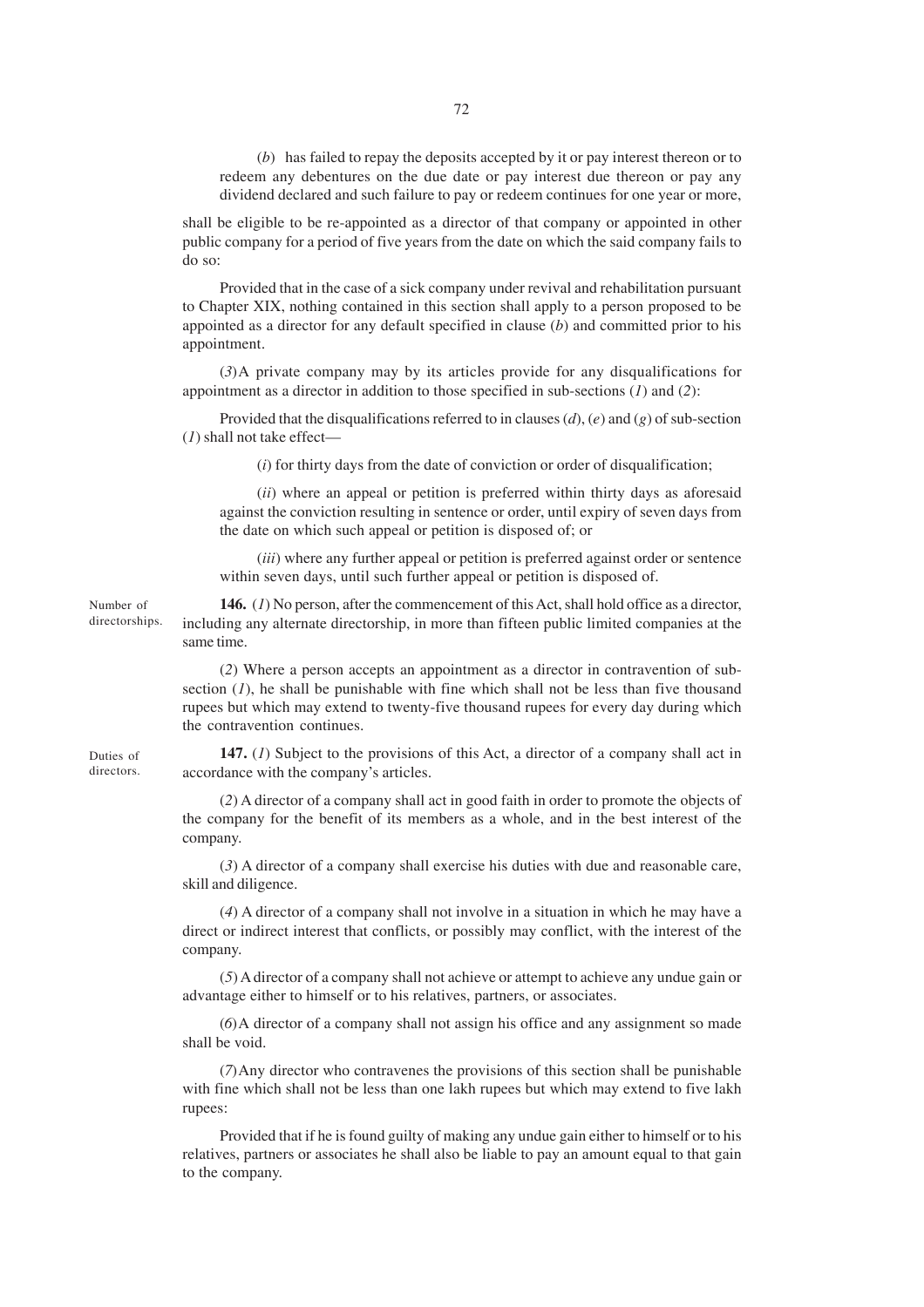(*b*) has failed to repay the deposits accepted by it or pay interest thereon or to redeem any debentures on the due date or pay interest due thereon or pay any dividend declared and such failure to pay or redeem continues for one year or more,

shall be eligible to be re-appointed as a director of that company or appointed in other public company for a period of five years from the date on which the said company fails to do so:

Provided that in the case of a sick company under revival and rehabilitation pursuant to Chapter XIX, nothing contained in this section shall apply to a person proposed to be appointed as a director for any default specified in clause (*b*) and committed prior to his appointment.

(*3*) A private company may by its articles provide for any disqualifications for appointment as a director in addition to those specified in sub-sections (*1*) and (*2*):

Provided that the disqualifications referred to in clauses (*d*), (*e*) and (*g*) of sub-section (*1*) shall not take effect—

(*i*) for thirty days from the date of conviction or order of disqualification;

(*ii*) where an appeal or petition is preferred within thirty days as aforesaid against the conviction resulting in sentence or order, until expiry of seven days from the date on which such appeal or petition is disposed of; or

(*iii*) where any further appeal or petition is preferred against order or sentence within seven days, until such further appeal or petition is disposed of.

Number of directorships.

**146.** (*1*) No person, after the commencement of this Act, shall hold office as a director, including any alternate directorship, in more than fifteen public limited companies at the same time.

(*2*) Where a person accepts an appointment as a director in contravention of sub-section (*1*), he shall be punishable with fine which shall not be less than five thousand rupees but which may extend to twenty-five thousand rupees for every day during which the contravention continues.

Duties of directors.

**147.** (*1*) Subject to the provisions of this Act, a director of a company shall act in accordance with the company's articles.

(*2*) A director of a company shall act in good faith in order to promote the objects of the company for the benefit of its members as a whole, and in the best interest of the company.

(*3*) A director of a company shall exercise his duties with due and reasonable care, skill and diligence.

(*4*) A director of a company shall not involve in a situation in which he may have a direct or indirect interest that conflicts, or possibly may conflict, with the interest of the company.

(*5*) A director of a company shall not achieve or attempt to achieve any undue gain or advantage either to himself or to his relatives, partners, or associates.

(*6*) A director of a company shall not assign his office and any assignment so made shall be void.

(*7*) Any director who contravenes the provisions of this section shall be punishable with fine which shall not be less than one lakh rupees but which may extend to five lakh rupees:

Provided that if he is found guilty of making any undue gain either to himself or to his relatives, partners or associates he shall also be liable to pay an amount equal to that gain to the company.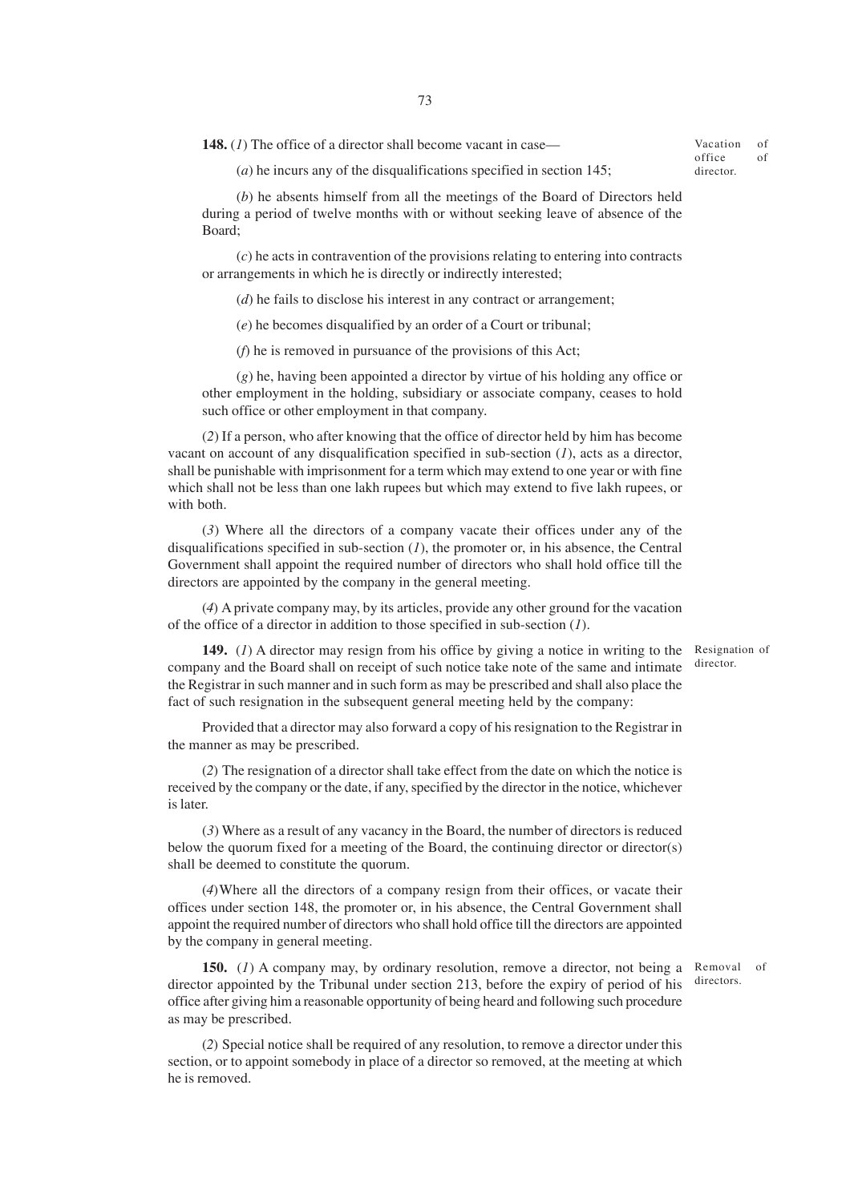**148.** (*1*) The office of a director shall become vacant in case—

Vacation of office of director.

(*a*) he incurs any of the disqualifications specified in section 145;

(*b*) he absents himself from all the meetings of the Board of Directors held during a period of twelve months with or without seeking leave of absence of the Board;

(*c*) he acts in contravention of the provisions relating to entering into contracts or arrangements in which he is directly or indirectly interested;

(*d*) he fails to disclose his interest in any contract or arrangement;

(*e*) he becomes disqualified by an order of a Court or tribunal;

(*f*) he is removed in pursuance of the provisions of this Act;

(*g*) he, having been appointed a director by virtue of his holding any office or other employment in the holding, subsidiary or associate company, ceases to hold such office or other employment in that company.

(*2*) If a person, who after knowing that the office of director held by him has become vacant on account of any disqualification specified in sub-section (*1*), acts as a director, shall be punishable with imprisonment for a term which may extend to one year or with fine which shall not be less than one lakh rupees but which may extend to five lakh rupees, or with both.

(*3*) Where all the directors of a company vacate their offices under any of the disqualifications specified in sub-section (*1*), the promoter or, in his absence, the Central Government shall appoint the required number of directors who shall hold office till the directors are appointed by the company in the general meeting.

(*4*) A private company may, by its articles, provide any other ground for the vacation of the office of a director in addition to those specified in sub-section (*1*).

**149.** (*1*) A director may resign from his office by giving a notice in writing to the company and the Board shall on receipt of such notice take note of the same and intimate the Registrar in such manner and in such form as may be prescribed and shall also place the fact of such resignation in the subsequent general meeting held by the company:

Resignation of director.

Provided that a director may also forward a copy of his resignation to the Registrar in the manner as may be prescribed.

(*2*) The resignation of a director shall take effect from the date on which the notice is received by the company or the date, if any, specified by the director in the notice, whichever is later.

(*3*) Where as a result of any vacancy in the Board, the number of directors is reduced below the quorum fixed for a meeting of the Board, the continuing director or director(s) shall be deemed to constitute the quorum.

(*4*) Where all the directors of a company resign from their offices, or vacate their offices under section 148, the promoter or, in his absence, the Central Government shall appoint the required number of directors who shall hold office till the directors are appointed by the company in general meeting.

**150.** (*1*) A company may, by ordinary resolution, remove a director, not being a director appointed by the Tribunal under section 213, before the expiry of period of his office after giving him a reasonable opportunity of being heard and following such procedure as may be prescribed.

Removal of directors.

(*2*) Special notice shall be required of any resolution, to remove a director under this section, or to appoint somebody in place of a director so removed, at the meeting at which he is removed.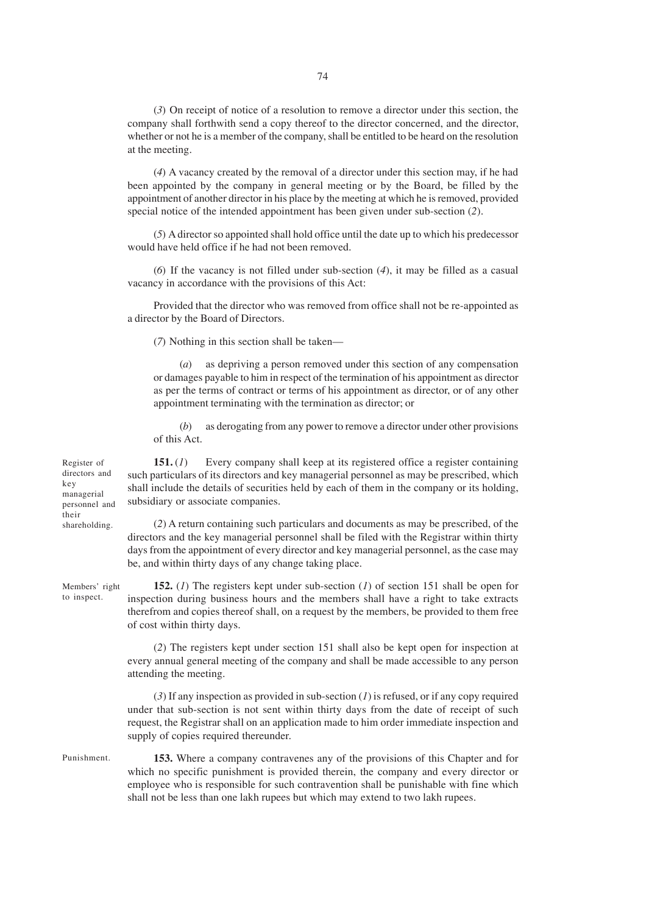(*3*) On receipt of notice of a resolution to remove a director under this section, the company shall forthwith send a copy thereof to the director concerned, and the director, whether or not he is a member of the company, shall be entitled to be heard on the resolution at the meeting.

(*4*) A vacancy created by the removal of a director under this section may, if he had been appointed by the company in general meeting or by the Board, be filled by the appointment of another director in his place by the meeting at which he is removed, provided special notice of the intended appointment has been given under sub-section (*2*).

(*5*) A director so appointed shall hold office until the date up to which his predecessor would have held office if he had not been removed.

(*6*) If the vacancy is not filled under sub-section (*4*), it may be filled as a casual vacancy in accordance with the provisions of this Act:

Provided that the director who was removed from office shall not be re-appointed as a director by the Board of Directors.

(*7*) Nothing in this section shall be taken—

(*a*) as depriving a person removed under this section of any compensation or damages payable to him in respect of the termination of his appointment as director as per the terms of contract or terms of his appointment as director, or of any other appointment terminating with the termination as director; or

(*b*) as derogating from any power to remove a director under other provisions of this Act.

Register of directors and key managerial personnel and their shareholding.

**151.** (*1*) Every company shall keep at its registered office a register containing such particulars of its directors and key managerial personnel as may be prescribed, which shall include the details of securities held by each of them in the company or its holding, subsidiary or associate companies.

(*2*) A return containing such particulars and documents as may be prescribed, of the directors and the key managerial personnel shall be filed with the Registrar within thirty days from the appointment of every director and key managerial personnel, as the case may be, and within thirty days of any change taking place.

Members' right to inspect.

**152.** (*1*) The registers kept under sub-section (*1*) of section 151 shall be open for inspection during business hours and the members shall have a right to take extracts therefrom and copies thereof shall, on a request by the members, be provided to them free of cost within thirty days.

(*2*) The registers kept under section 151 shall also be kept open for inspection at every annual general meeting of the company and shall be made accessible to any person attending the meeting.

(*3*) If any inspection as provided in sub-section (*1*) is refused, or if any copy required under that sub-section is not sent within thirty days from the date of receipt of such request, the Registrar shall on an application made to him order immediate inspection and supply of copies required thereunder.

Punishment.

**153.** Where a company contravenes any of the provisions of this Chapter and for which no specific punishment is provided therein, the company and every director or employee who is responsible for such contravention shall be punishable with fine which shall not be less than one lakh rupees but which may extend to two lakh rupees.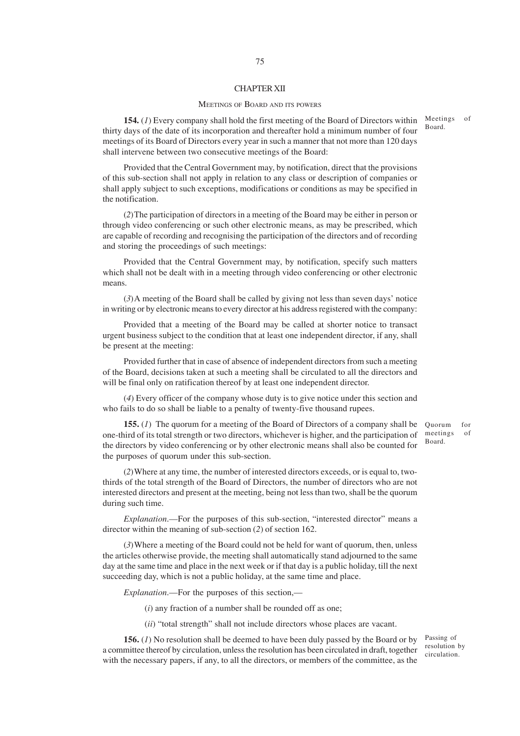## CHAPTER XII

### MEETINGS OF BOARD AND ITS POWERS

Meetings of Board.

**154.** (*1*) Every company shall hold the first meeting of the Board of Directors within thirty days of the date of its incorporation and thereafter hold a minimum number of four meetings of its Board of Directors every year in such a manner that not more than 120 days shall intervene between two consecutive meetings of the Board:

Provided that the Central Government may, by notification, direct that the provisions of this sub-section shall not apply in relation to any class or description of companies or shall apply subject to such exceptions, modifications or conditions as may be specified in the notification.

(*2*) The participation of directors in a meeting of the Board may be either in person or through video conferencing or such other electronic means, as may be prescribed, which are capable of recording and recognising the participation of the directors and of recording and storing the proceedings of such meetings:

Provided that the Central Government may, by notification, specify such matters which shall not be dealt with in a meeting through video conferencing or other electronic means.

(*3*) A meeting of the Board shall be called by giving not less than seven days' notice in writing or by electronic means to every director at his address registered with the company:

Provided that a meeting of the Board may be called at shorter notice to transact urgent business subject to the condition that at least one independent director, if any, shall be present at the meeting:

Provided further that in case of absence of independent directors from such a meeting of the Board, decisions taken at such a meeting shall be circulated to all the directors and will be final only on ratification thereof by at least one independent director.

(*4*) Every officer of the company whose duty is to give notice under this section and who fails to do so shall be liable to a penalty of twenty-five thousand rupees.

Quorum for meetings of Board.

**155.** (*1*) The quorum for a meeting of the Board of Directors of a company shall be one-third of its total strength or two directors, whichever is higher, and the participation of the directors by video conferencing or by other electronic means shall also be counted for the purposes of quorum under this sub-section.

(*2*) Where at any time, the number of interested directors exceeds, or is equal to, two-thirds of the total strength of the Board of Directors, the number of directors who are not interested directors and present at the meeting, being not less than two, shall be the quorum during such time.

*Explanation*.—For the purposes of this sub-section, "interested director" means a director within the meaning of sub-section (*2*) of section 162.

(*3*) Where a meeting of the Board could not be held for want of quorum, then, unless the articles otherwise provide, the meeting shall automatically stand adjourned to the same day at the same time and place in the next week or if that day is a public holiday, till the next succeeding day, which is not a public holiday, at the same time and place.

*Explanation*.—For the purposes of this section,—

(*i*) any fraction of a number shall be rounded off as one;

(*ii*) "total strength" shall not include directors whose places are vacant.

Passing of resolution by circulation.

**156.** (*1*) No resolution shall be deemed to have been duly passed by the Board or by a committee thereof by circulation, unless the resolution has been circulated in draft, together with the necessary papers, if any, to all the directors, or members of the committee, as the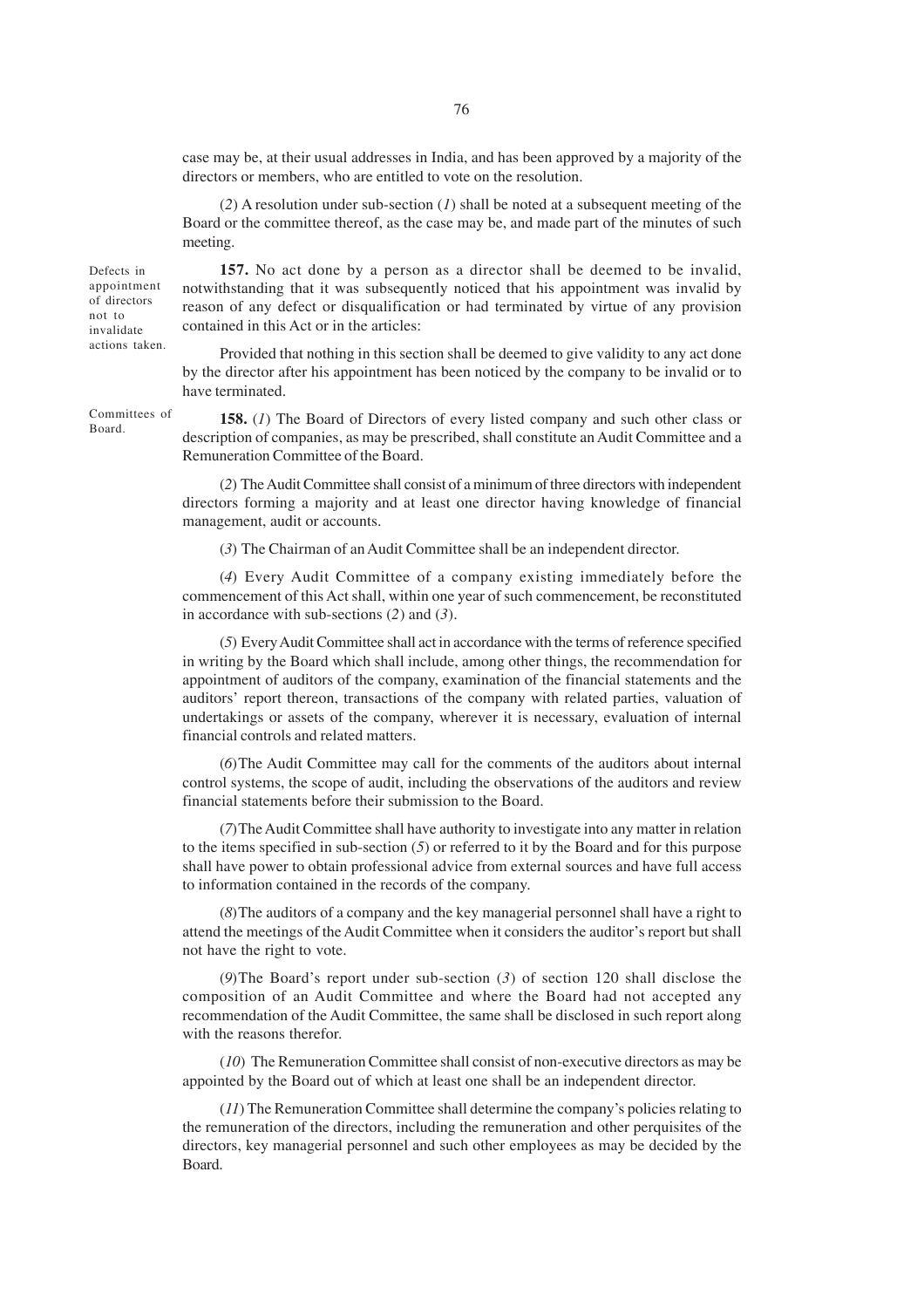case may be, at their usual addresses in India, and has been approved by a majority of the directors or members, who are entitled to vote on the resolution.

(*2*) A resolution under sub-section (*1*) shall be noted at a subsequent meeting of the Board or the committee thereof, as the case may be, and made part of the minutes of such meeting.

Defects in appointment of directors not to invalidate actions taken.

**157.** No act done by a person as a director shall be deemed to be invalid, notwithstanding that it was subsequently noticed that his appointment was invalid by reason of any defect or disqualification or had terminated by virtue of any provision contained in this Act or in the articles:

Provided that nothing in this section shall be deemed to give validity to any act done by the director after his appointment has been noticed by the company to be invalid or to have terminated.

Committees of Board.

**158.** (*1*) The Board of Directors of every listed company and such other class or description of companies, as may be prescribed, shall constitute an Audit Committee and a Remuneration Committee of the Board.

(*2*) The Audit Committee shall consist of a minimum of three directors with independent directors forming a majority and at least one director having knowledge of financial management, audit or accounts.

(*3*) The Chairman of an Audit Committee shall be an independent director.

(*4*) Every Audit Committee of a company existing immediately before the commencement of this Act shall, within one year of such commencement, be reconstituted in accordance with sub-sections (*2*) and (*3*).

(*5*) Every Audit Committee shall act in accordance with the terms of reference specified in writing by the Board which shall include, among other things, the recommendation for appointment of auditors of the company, examination of the financial statements and the auditors' report thereon, transactions of the company with related parties, valuation of undertakings or assets of the company, wherever it is necessary, evaluation of internal financial controls and related matters.

(*6*) The Audit Committee may call for the comments of the auditors about internal control systems, the scope of audit, including the observations of the auditors and review financial statements before their submission to the Board.

(*7*) The Audit Committee shall have authority to investigate into any matter in relation to the items specified in sub-section (*5*) or referred to it by the Board and for this purpose shall have power to obtain professional advice from external sources and have full access to information contained in the records of the company.

(*8*) The auditors of a company and the key managerial personnel shall have a right to attend the meetings of the Audit Committee when it considers the auditor's report but shall not have the right to vote.

(*9*) The Board's report under sub-section (*3*) of section 120 shall disclose the composition of an Audit Committee and where the Board had not accepted any recommendation of the Audit Committee, the same shall be disclosed in such report along with the reasons therefor.

(*10*) The Remuneration Committee shall consist of non-executive directors as may be appointed by the Board out of which at least one shall be an independent director.

(*11*) The Remuneration Committee shall determine the company's policies relating to the remuneration of the directors, including the remuneration and other perquisites of the directors, key managerial personnel and such other employees as may be decided by the Board.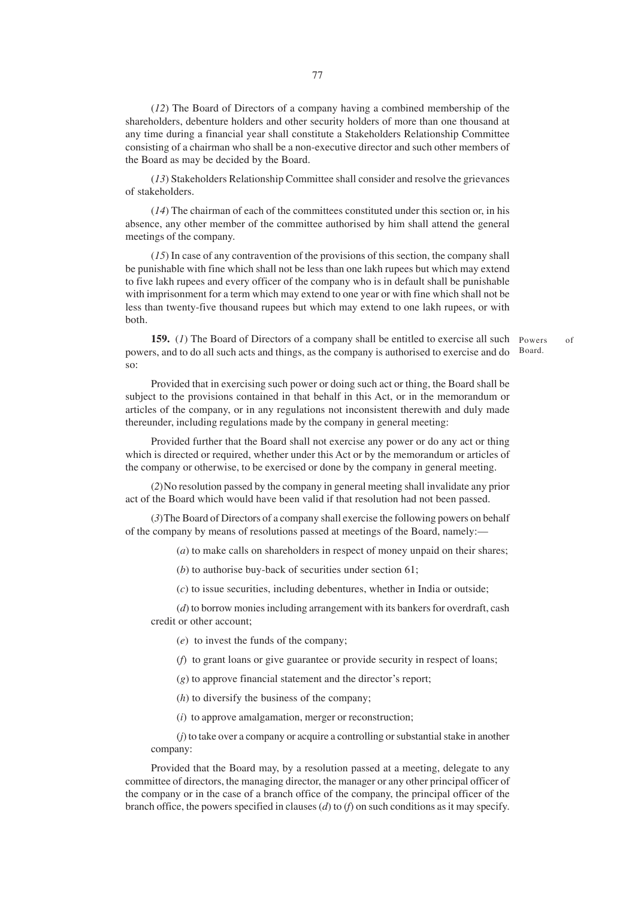(*12*) The Board of Directors of a company having a combined membership of the shareholders, debenture holders and other security holders of more than one thousand at any time during a financial year shall constitute a Stakeholders Relationship Committee consisting of a chairman who shall be a non-executive director and such other members of the Board as may be decided by the Board.

(*13*) Stakeholders Relationship Committee shall consider and resolve the grievances of stakeholders.

(*14*) The chairman of each of the committees constituted under this section or, in his absence, any other member of the committee authorised by him shall attend the general meetings of the company.

(*15*) In case of any contravention of the provisions of this section, the company shall be punishable with fine which shall not be less than one lakh rupees but which may extend to five lakh rupees and every officer of the company who is in default shall be punishable with imprisonment for a term which may extend to one year or with fine which shall not be less than twenty-five thousand rupees but which may extend to one lakh rupees, or with both.

Powers of Board.

**159.** (*1*) The Board of Directors of a company shall be entitled to exercise all such powers, and to do all such acts and things, as the company is authorised to exercise and do so:

Provided that in exercising such power or doing such act or thing, the Board shall be subject to the provisions contained in that behalf in this Act, or in the memorandum or articles of the company, or in any regulations not inconsistent therewith and duly made thereunder, including regulations made by the company in general meeting:

Provided further that the Board shall not exercise any power or do any act or thing which is directed or required, whether under this Act or by the memorandum or articles of the company or otherwise, to be exercised or done by the company in general meeting.

(*2*) No resolution passed by the company in general meeting shall invalidate any prior act of the Board which would have been valid if that resolution had not been passed.

(*3*) The Board of Directors of a company shall exercise the following powers on behalf of the company by means of resolutions passed at meetings of the Board, namely:—

(*a*) to make calls on shareholders in respect of money unpaid on their shares;

(*b*) to authorise buy-back of securities under section 61;

(*c*) to issue securities, including debentures, whether in India or outside;

(*d*) to borrow monies including arrangement with its bankers for overdraft, cash credit or other account;

(*e*) to invest the funds of the company;

(*f*) to grant loans or give guarantee or provide security in respect of loans;

(*g*) to approve financial statement and the director's report;

(*h*) to diversify the business of the company;

(*i*) to approve amalgamation, merger or reconstruction;

(*j*) to take over a company or acquire a controlling or substantial stake in another company:

Provided that the Board may, by a resolution passed at a meeting, delegate to any committee of directors, the managing director, the manager or any other principal officer of the company or in the case of a branch office of the company, the principal officer of the branch office, the powers specified in clauses (*d*) to (*f*) on such conditions as it may specify.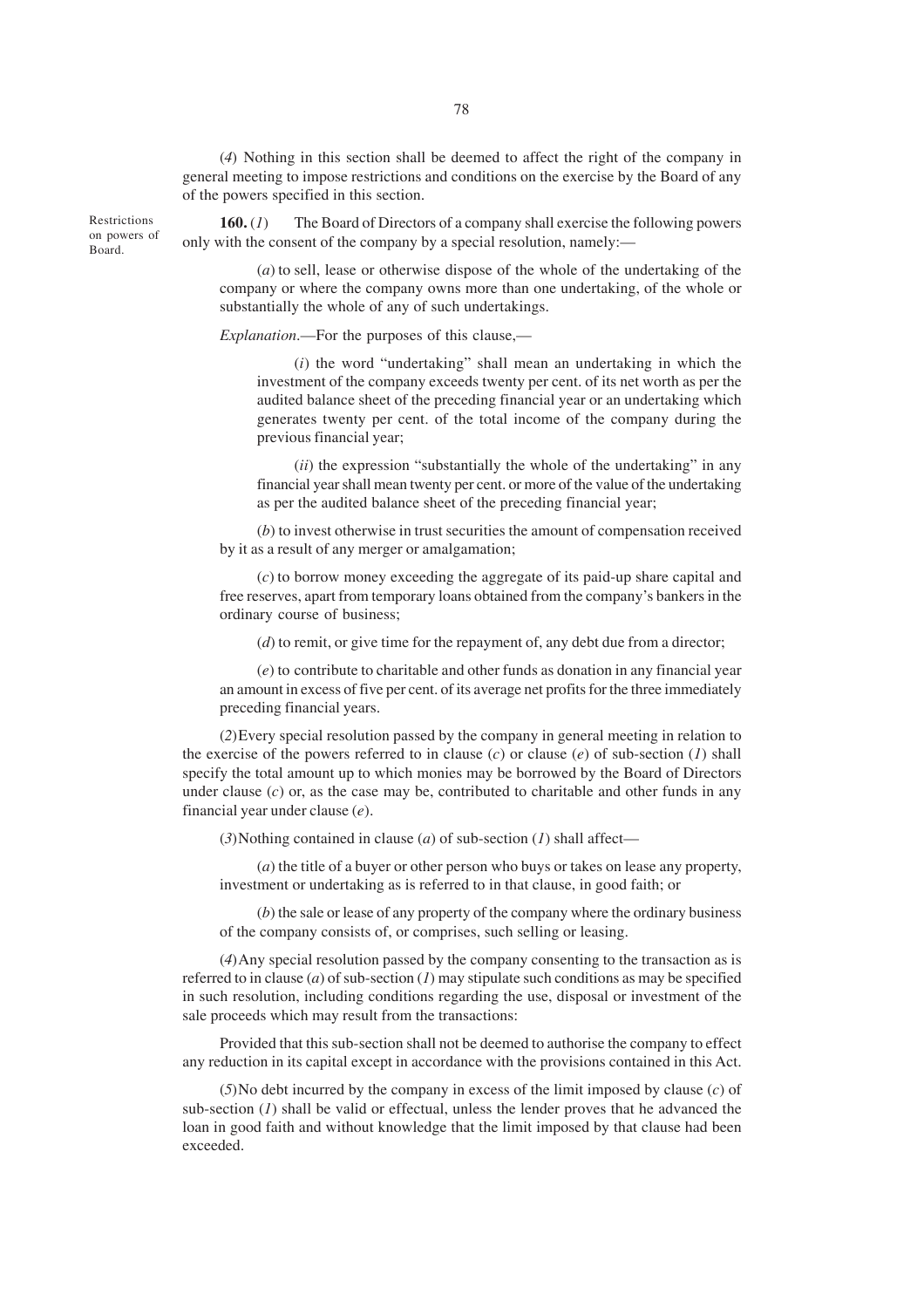(*4*) Nothing in this section shall be deemed to affect the right of the company in general meeting to impose restrictions and conditions on the exercise by the Board of any of the powers specified in this section.

Restrictions on powers of Board.

**160.** (*1*) The Board of Directors of a company shall exercise the following powers only with the consent of the company by a special resolution, namely:—

(*a*) to sell, lease or otherwise dispose of the whole of the undertaking of the company or where the company owns more than one undertaking, of the whole or substantially the whole of any of such undertakings.

*Explanation*.—For the purposes of this clause,—

(*i*) the word "undertaking" shall mean an undertaking in which the investment of the company exceeds twenty per cent. of its net worth as per the audited balance sheet of the preceding financial year or an undertaking which generates twenty per cent. of the total income of the company during the previous financial year;

(*ii*) the expression "substantially the whole of the undertaking" in any financial year shall mean twenty per cent. or more of the value of the undertaking as per the audited balance sheet of the preceding financial year;

(*b*) to invest otherwise in trust securities the amount of compensation received by it as a result of any merger or amalgamation;

(*c*) to borrow money exceeding the aggregate of its paid-up share capital and free reserves, apart from temporary loans obtained from the company's bankers in the ordinary course of business;

(*d*) to remit, or give time for the repayment of, any debt due from a director;

(*e*) to contribute to charitable and other funds as donation in any financial year an amount in excess of five per cent. of its average net profits for the three immediately preceding financial years.

(*2*) Every special resolution passed by the company in general meeting in relation to the exercise of the powers referred to in clause (*c*) or clause (*e*) of sub-section (*1*) shall specify the total amount up to which monies may be borrowed by the Board of Directors under clause (*c*) or, as the case may be, contributed to charitable and other funds in any financial year under clause (*e*).

(*3*) Nothing contained in clause (*a*) of sub-section (*1*) shall affect—

(*a*) the title of a buyer or other person who buys or takes on lease any property, investment or undertaking as is referred to in that clause, in good faith; or

(*b*) the sale or lease of any property of the company where the ordinary business of the company consists of, or comprises, such selling or leasing.

(*4*) Any special resolution passed by the company consenting to the transaction as is referred to in clause (*a*) of sub-section (*1*) may stipulate such conditions as may be specified in such resolution, including conditions regarding the use, disposal or investment of the sale proceeds which may result from the transactions:

Provided that this sub-section shall not be deemed to authorise the company to effect any reduction in its capital except in accordance with the provisions contained in this Act.

(*5*) No debt incurred by the company in excess of the limit imposed by clause (*c*) of sub-section (*1*) shall be valid or effectual, unless the lender proves that he advanced the loan in good faith and without knowledge that the limit imposed by that clause had been exceeded.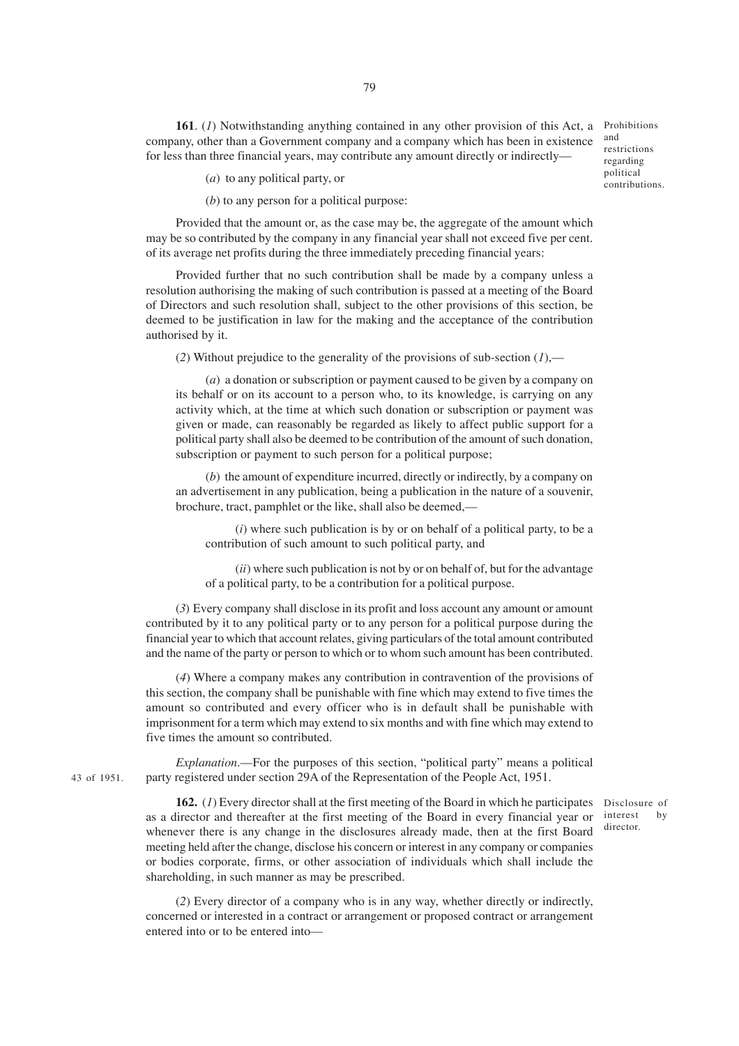**161.** (*1*) Notwithstanding anything contained in any other provision of this Act, a company, other than a Government company and a company which has been in existence for less than three financial years, may contribute any amount directly or indirectly—

Prohibitions and restrictions regarding political contributions.

(*a*) to any political party, or

(*b*) to any person for a political purpose:

Provided that the amount or, as the case may be, the aggregate of the amount which may be so contributed by the company in any financial year shall not exceed five per cent. of its average net profits during the three immediately preceding financial years:

Provided further that no such contribution shall be made by a company unless a resolution authorising the making of such contribution is passed at a meeting of the Board of Directors and such resolution shall, subject to the other provisions of this section, be deemed to be justification in law for the making and the acceptance of the contribution authorised by it.

(*2*) Without prejudice to the generality of the provisions of sub-section (*1*),—

(*a*) a donation or subscription or payment caused to be given by a company on its behalf or on its account to a person who, to its knowledge, is carrying on any activity which, at the time at which such donation or subscription or payment was given or made, can reasonably be regarded as likely to affect public support for a political party shall also be deemed to be contribution of the amount of such donation, subscription or payment to such person for a political purpose;

(*b*) the amount of expenditure incurred, directly or indirectly, by a company on an advertisement in any publication, being a publication in the nature of a souvenir, brochure, tract, pamphlet or the like, shall also be deemed,—

(*i*) where such publication is by or on behalf of a political party, to be a contribution of such amount to such political party, and

(*ii*) where such publication is not by or on behalf of, but for the advantage of a political party, to be a contribution for a political purpose.

(*3*) Every company shall disclose in its profit and loss account any amount or amount contributed by it to any political party or to any person for a political purpose during the financial year to which that account relates, giving particulars of the total amount contributed and the name of the party or person to which or to whom such amount has been contributed.

(*4*) Where a company makes any contribution in contravention of the provisions of this section, the company shall be punishable with fine which may extend to five times the amount so contributed and every officer who is in default shall be punishable with imprisonment for a term which may extend to six months and with fine which may extend to five times the amount so contributed.

*Explanation*.—For the purposes of this section, "political party" means a political party registered under section 29A of the Representation of the People Act, 1951.

43 of 1951.

**162.** (*1*) Every director shall at the first meeting of the Board in which he participates as a director and thereafter at the first meeting of the Board in every financial year or whenever there is any change in the disclosures already made, then at the first Board meeting held after the change, disclose his concern or interest in any company or companies or bodies corporate, firms, or other association of individuals which shall include the shareholding, in such manner as may be prescribed.

Disclosure of interest by director.

(*2*) Every director of a company who is in any way, whether directly or indirectly, concerned or interested in a contract or arrangement or proposed contract or arrangement entered into or to be entered into—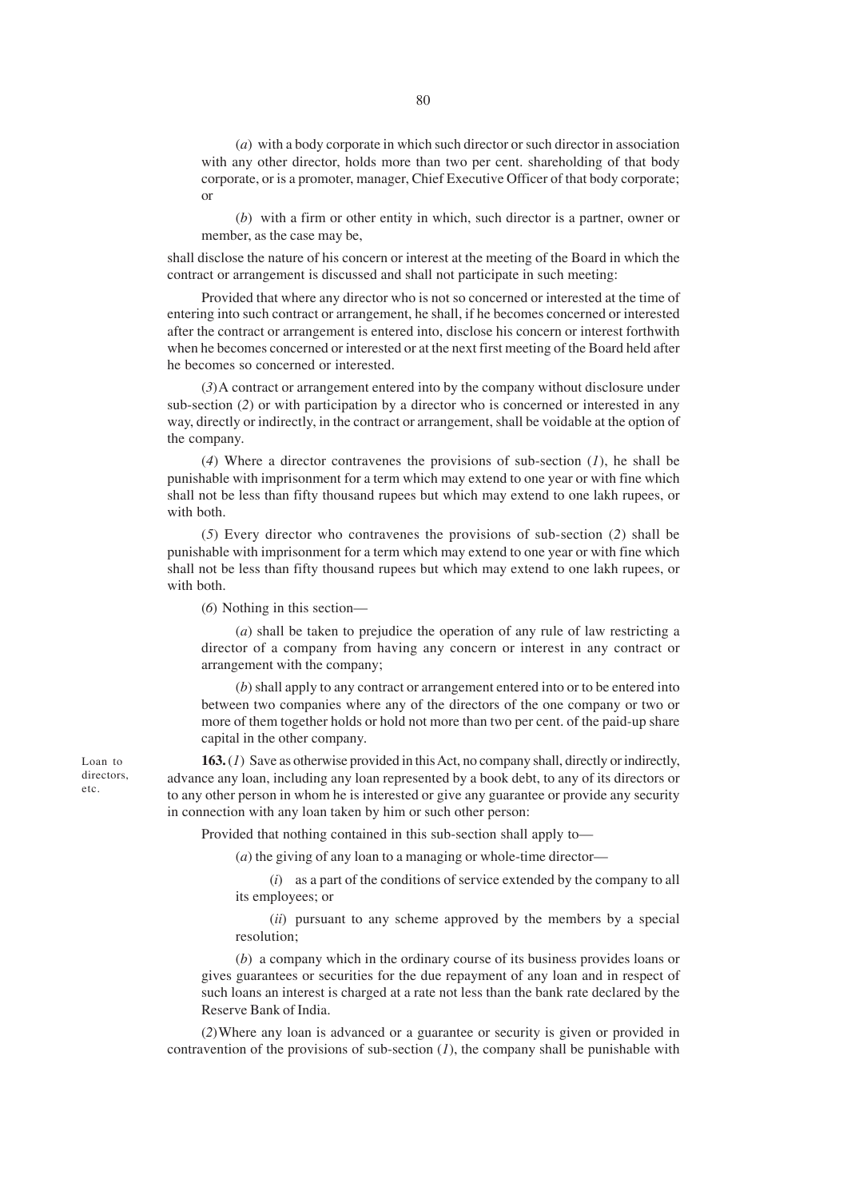(*a*) with a body corporate in which such director or such director in association with any other director, holds more than two per cent. shareholding of that body corporate, or is a promoter, manager, Chief Executive Officer of that body corporate; or

(*b*) with a firm or other entity in which, such director is a partner, owner or member, as the case may be,

shall disclose the nature of his concern or interest at the meeting of the Board in which the contract or arrangement is discussed and shall not participate in such meeting:

Provided that where any director who is not so concerned or interested at the time of entering into such contract or arrangement, he shall, if he becomes concerned or interested after the contract or arrangement is entered into, disclose his concern or interest forthwith when he becomes concerned or interested or at the next first meeting of the Board held after he becomes so concerned or interested.

(*3*) A contract or arrangement entered into by the company without disclosure under sub-section (*2*) or with participation by a director who is concerned or interested in any way, directly or indirectly, in the contract or arrangement, shall be voidable at the option of the company.

(*4*) Where a director contravenes the provisions of sub-section (*1*), he shall be punishable with imprisonment for a term which may extend to one year or with fine which shall not be less than fifty thousand rupees but which may extend to one lakh rupees, or with both.

(*5*) Every director who contravenes the provisions of sub-section (*2*) shall be punishable with imprisonment for a term which may extend to one year or with fine which shall not be less than fifty thousand rupees but which may extend to one lakh rupees, or with both.

(*6*) Nothing in this section—

(*a*) shall be taken to prejudice the operation of any rule of law restricting a director of a company from having any concern or interest in any contract or arrangement with the company;

(*b*) shall apply to any contract or arrangement entered into or to be entered into between two companies where any of the directors of the one company or two or more of them together holds or hold not more than two per cent. of the paid-up share capital in the other company.

Loan to directors, etc.

**163.** (*1*) Save as otherwise provided in this Act, no company shall, directly or indirectly, advance any loan, including any loan represented by a book debt, to any of its directors or to any other person in whom he is interested or give any guarantee or provide any security in connection with any loan taken by him or such other person:

Provided that nothing contained in this sub-section shall apply to—

(*a*) the giving of any loan to a managing or whole-time director—

(*i*) as a part of the conditions of service extended by the company to all its employees; or

(*ii*) pursuant to any scheme approved by the members by a special resolution;

(*b*) a company which in the ordinary course of its business provides loans or gives guarantees or securities for the due repayment of any loan and in respect of such loans an interest is charged at a rate not less than the bank rate declared by the Reserve Bank of India.

(*2*) Where any loan is advanced or a guarantee or security is given or provided in contravention of the provisions of sub-section (*1*), the company shall be punishable with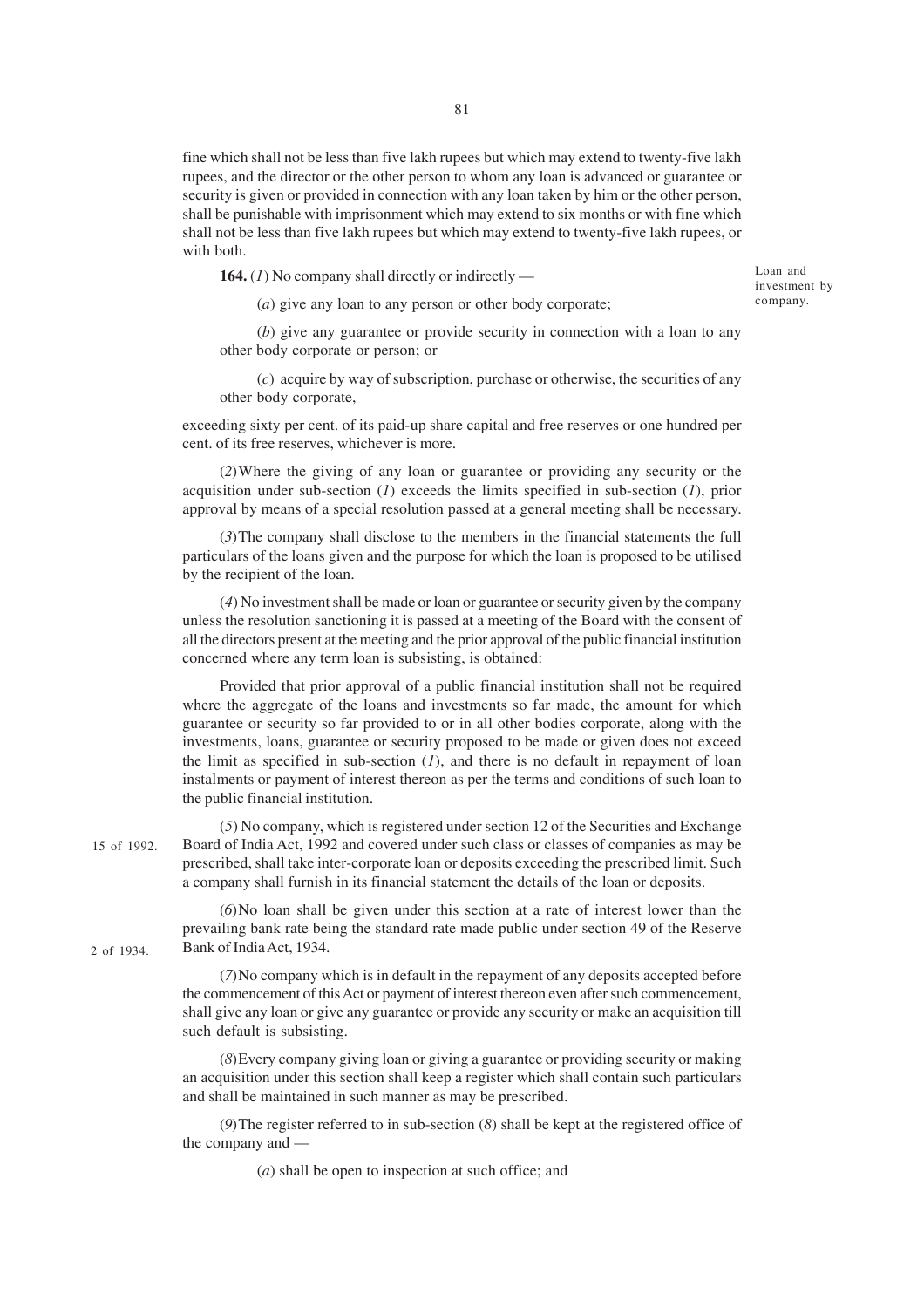fine which shall not be less than five lakh rupees but which may extend to twenty-five lakh rupees, and the director or the other person to whom any loan is advanced or guarantee or security is given or provided in connection with any loan taken by him or the other person, shall be punishable with imprisonment which may extend to six months or with fine which shall not be less than five lakh rupees but which may extend to twenty-five lakh rupees, or with both.

*Loan and investment by company.*

**164.** (*1*) No company shall directly or indirectly —

(*a*) give any loan to any person or other body corporate;

(*b*) give any guarantee or provide security in connection with a loan to any other body corporate or person; or

(*c*) acquire by way of subscription, purchase or otherwise, the securities of any other body corporate,

exceeding sixty per cent. of its paid-up share capital and free reserves or one hundred per cent. of its free reserves, whichever is more.

(*2*) Where the giving of any loan or guarantee or providing any security or the acquisition under sub-section (*1*) exceeds the limits specified in sub-section (*1*), prior approval by means of a special resolution passed at a general meeting shall be necessary.

(*3*) The company shall disclose to the members in the financial statements the full particulars of the loans given and the purpose for which the loan is proposed to be utilised by the recipient of the loan.

(*4*) No investment shall be made or loan or guarantee or security given by the company unless the resolution sanctioning it is passed at a meeting of the Board with the consent of all the directors present at the meeting and the prior approval of the public financial institution concerned where any term loan is subsisting, is obtained:

Provided that prior approval of a public financial institution shall not be required where the aggregate of the loans and investments so far made, the amount for which guarantee or security so far provided to or in all other bodies corporate, along with the investments, loans, guarantee or security proposed to be made or given does not exceed the limit as specified in sub-section (*1*), and there is no default in repayment of loan instalments or payment of interest thereon as per the terms and conditions of such loan to the public financial institution.

*15 of 1992.*

(*5*) No company, which is registered under section 12 of the Securities and Exchange Board of India Act, 1992 and covered under such class or classes of companies as may be prescribed, shall take inter-corporate loan or deposits exceeding the prescribed limit. Such a company shall furnish in its financial statement the details of the loan or deposits.

*2 of 1934.*

(*6*) No loan shall be given under this section at a rate of interest lower than the prevailing bank rate being the standard rate made public under section 49 of the Reserve Bank of India Act, 1934.

(*7*) No company which is in default in the repayment of any deposits accepted before the commencement of this Act or payment of interest thereon even after such commencement, shall give any loan or give any guarantee or provide any security or make an acquisition till such default is subsisting.

(*8*) Every company giving loan or giving a guarantee or providing security or making an acquisition under this section shall keep a register which shall contain such particulars and shall be maintained in such manner as may be prescribed.

(*9*) The register referred to in sub-section (*8*) shall be kept at the registered office of the company and —

(*a*) shall be open to inspection at such office; and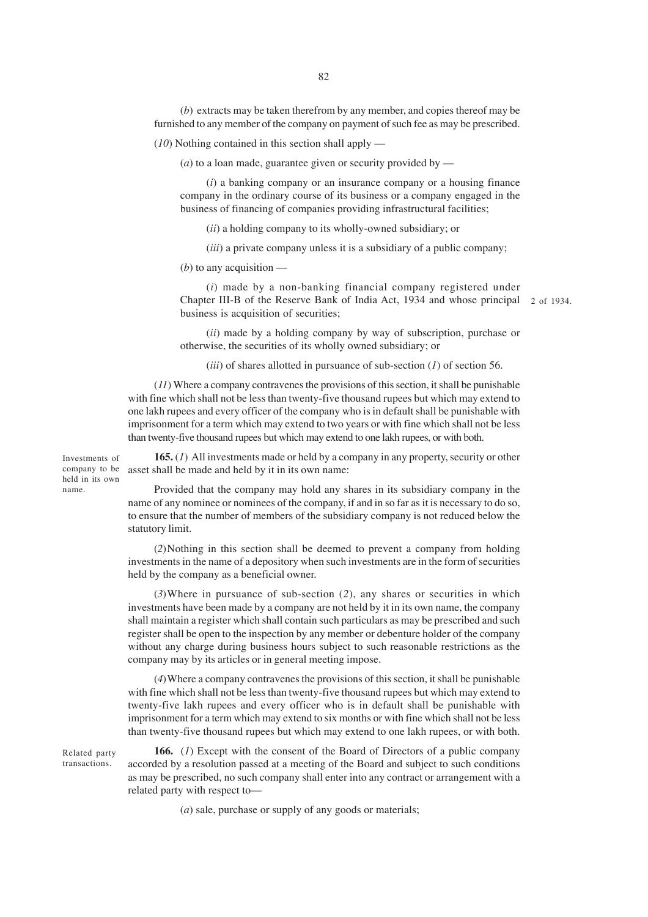(*b*) extracts may be taken therefrom by any member, and copies thereof may be furnished to any member of the company on payment of such fee as may be prescribed.

(*10*) Nothing contained in this section shall apply —

(*a*) to a loan made, guarantee given or security provided by —

(*i*) a banking company or an insurance company or a housing finance company in the ordinary course of its business or a company engaged in the business of financing of companies providing infrastructural facilities;

(*ii*) a holding company to its wholly-owned subsidiary; or

(*iii*) a private company unless it is a subsidiary of a public company;

(*b*) to any acquisition —

(*i*) made by a non-banking financial company registered under Chapter III-B of the Reserve Bank of India Act, 1934 and whose principal business is acquisition of securities; 2 of 1934.

(*ii*) made by a holding company by way of subscription, purchase or otherwise, the securities of its wholly owned subsidiary; or

(*iii*) of shares allotted in pursuance of sub-section (*1*) of section 56.

(*11*) Where a company contravenes the provisions of this section, it shall be punishable with fine which shall not be less than twenty-five thousand rupees but which may extend to one lakh rupees and every officer of the company who is in default shall be punishable with imprisonment for a term which may extend to two years or with fine which shall not be less than twenty-five thousand rupees but which may extend to one lakh rupees, or with both.

Investments of company to be held in its own name.

**165.** (*1*) All investments made or held by a company in any property, security or other asset shall be made and held by it in its own name:

Provided that the company may hold any shares in its subsidiary company in the name of any nominee or nominees of the company, if and in so far as it is necessary to do so, to ensure that the number of members of the subsidiary company is not reduced below the statutory limit.

(*2*) Nothing in this section shall be deemed to prevent a company from holding investments in the name of a depository when such investments are in the form of securities held by the company as a beneficial owner.

(*3*) Where in pursuance of sub-section (*2*), any shares or securities in which investments have been made by a company are not held by it in its own name, the company shall maintain a register which shall contain such particulars as may be prescribed and such register shall be open to the inspection by any member or debenture holder of the company without any charge during business hours subject to such reasonable restrictions as the company may by its articles or in general meeting impose.

(*4*) Where a company contravenes the provisions of this section, it shall be punishable with fine which shall not be less than twenty-five thousand rupees but which may extend to twenty-five lakh rupees and every officer who is in default shall be punishable with imprisonment for a term which may extend to six months or with fine which shall not be less than twenty-five thousand rupees but which may extend to one lakh rupees, or with both.

Related party transactions.

**166.** (*1*) Except with the consent of the Board of Directors of a public company accorded by a resolution passed at a meeting of the Board and subject to such conditions as may be prescribed, no such company shall enter into any contract or arrangement with a related party with respect to—

(*a*) sale, purchase or supply of any goods or materials;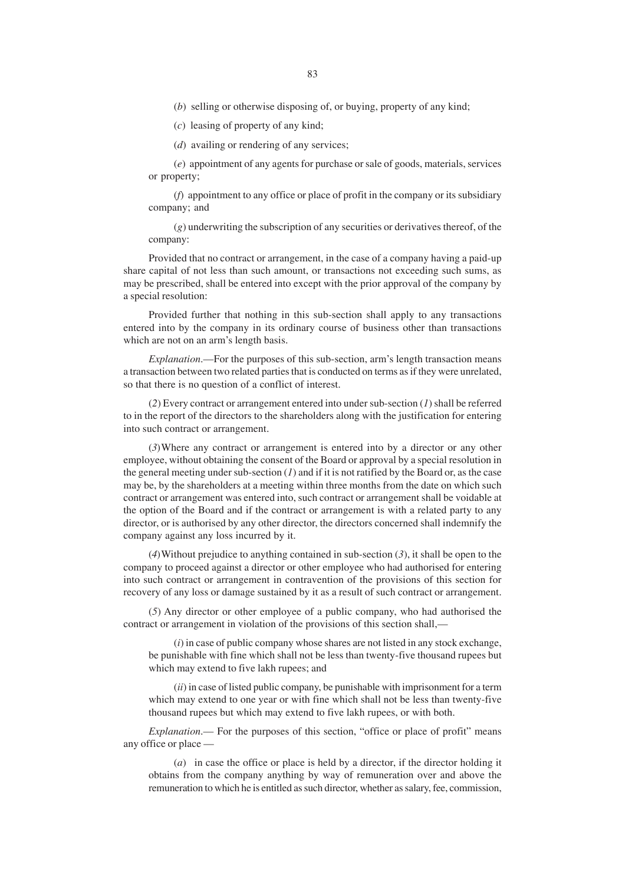(*b*) selling or otherwise disposing of, or buying, property of any kind;

(*c*) leasing of property of any kind;

(*d*) availing or rendering of any services;

(*e*) appointment of any agents for purchase or sale of goods, materials, services or property;

(*f*) appointment to any office or place of profit in the company or its subsidiary company; and

(*g*) underwriting the subscription of any securities or derivatives thereof, of the company:

Provided that no contract or arrangement, in the case of a company having a paid-up share capital of not less than such amount, or transactions not exceeding such sums, as may be prescribed, shall be entered into except with the prior approval of the company by a special resolution:

Provided further that nothing in this sub-section shall apply to any transactions entered into by the company in its ordinary course of business other than transactions which are not on an arm's length basis.

*Explanation*.—For the purposes of this sub-section, arm's length transaction means a transaction between two related parties that is conducted on terms as if they were unrelated, so that there is no question of a conflict of interest.

(*2*) Every contract or arrangement entered into under sub-section (*1*) shall be referred to in the report of the directors to the shareholders along with the justification for entering into such contract or arrangement.

(*3*) Where any contract or arrangement is entered into by a director or any other employee, without obtaining the consent of the Board or approval by a special resolution in the general meeting under sub-section (*1*) and if it is not ratified by the Board or, as the case may be, by the shareholders at a meeting within three months from the date on which such contract or arrangement was entered into, such contract or arrangement shall be voidable at the option of the Board and if the contract or arrangement is with a related party to any director, or is authorised by any other director, the directors concerned shall indemnify the company against any loss incurred by it.

(*4*) Without prejudice to anything contained in sub-section (*3*), it shall be open to the company to proceed against a director or other employee who had authorised for entering into such contract or arrangement in contravention of the provisions of this section for recovery of any loss or damage sustained by it as a result of such contract or arrangement.

(*5*) Any director or other employee of a public company, who had authorised the contract or arrangement in violation of the provisions of this section shall,—

(*i*) in case of public company whose shares are not listed in any stock exchange, be punishable with fine which shall not be less than twenty-five thousand rupees but which may extend to five lakh rupees; and

(*ii*) in case of listed public company, be punishable with imprisonment for a term which may extend to one year or with fine which shall not be less than twenty-five thousand rupees but which may extend to five lakh rupees, or with both.

*Explanation*.— For the purposes of this section, "office or place of profit" means any office or place —

(*a*) in case the office or place is held by a director, if the director holding it obtains from the company anything by way of remuneration over and above the remuneration to which he is entitled as such director, whether as salary, fee, commission,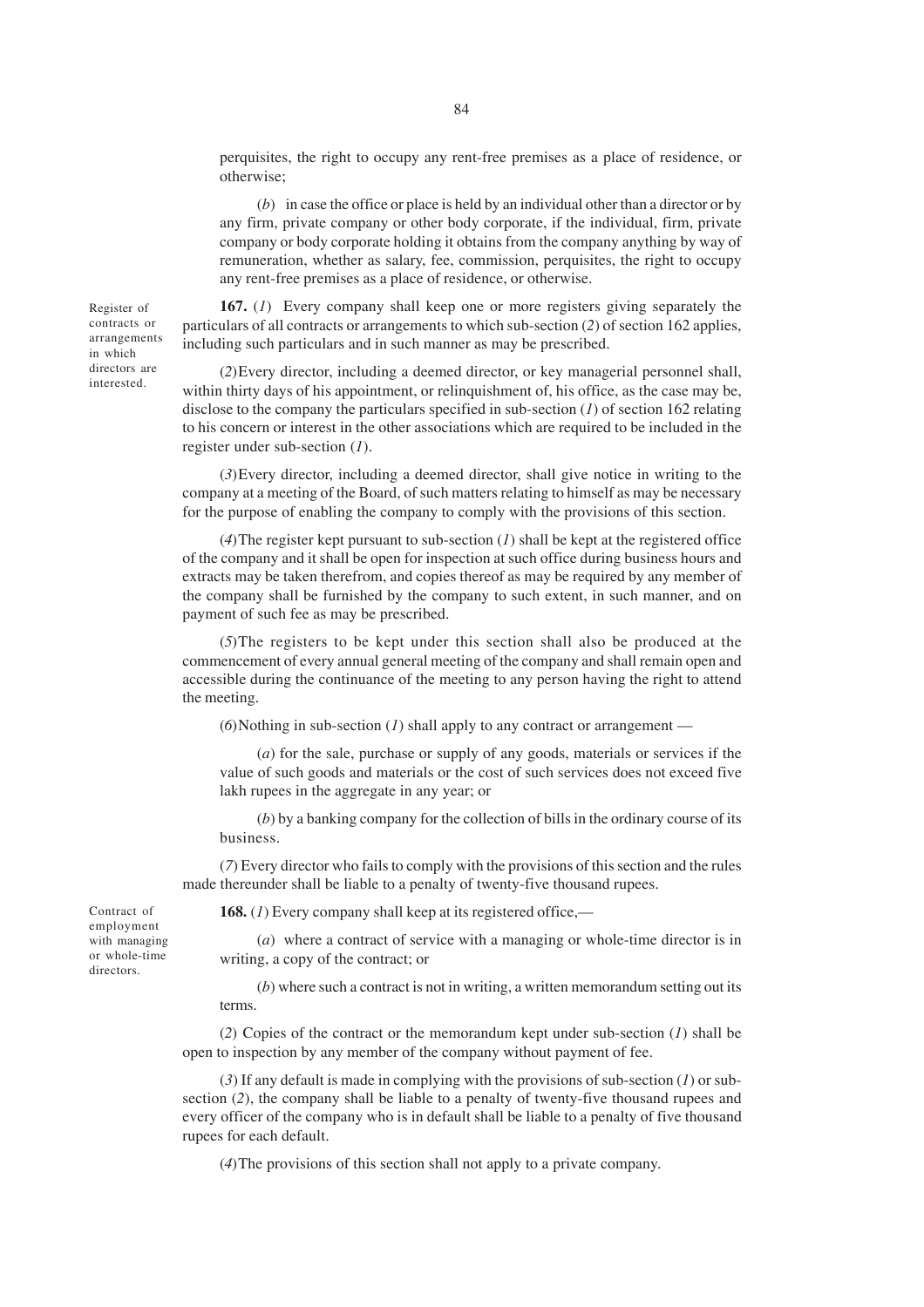perquisites, the right to occupy any rent-free premises as a place of residence, or otherwise;

(*b*) in case the office or place is held by an individual other than a director or by any firm, private company or other body corporate, if the individual, firm, private company or body corporate holding it obtains from the company anything by way of remuneration, whether as salary, fee, commission, perquisites, the right to occupy any rent-free premises as a place of residence, or otherwise.

Register of contracts or arrangements in which directors are interested.

**167.** (*1*) Every company shall keep one or more registers giving separately the particulars of all contracts or arrangements to which sub-section (*2*) of section 162 applies, including such particulars and in such manner as may be prescribed.

(*2*) Every director, including a deemed director, or key managerial personnel shall, within thirty days of his appointment, or relinquishment of, his office, as the case may be, disclose to the company the particulars specified in sub-section (*1*) of section 162 relating to his concern or interest in the other associations which are required to be included in the register under sub-section (*1*).

(*3*) Every director, including a deemed director, shall give notice in writing to the company at a meeting of the Board, of such matters relating to himself as may be necessary for the purpose of enabling the company to comply with the provisions of this section.

(*4*) The register kept pursuant to sub-section (*1*) shall be kept at the registered office of the company and it shall be open for inspection at such office during business hours and extracts may be taken therefrom, and copies thereof as may be required by any member of the company shall be furnished by the company to such extent, in such manner, and on payment of such fee as may be prescribed.

(*5*) The registers to be kept under this section shall also be produced at the commencement of every annual general meeting of the company and shall remain open and accessible during the continuance of the meeting to any person having the right to attend the meeting.

(*6*) Nothing in sub-section (*1*) shall apply to any contract or arrangement —

(*a*) for the sale, purchase or supply of any goods, materials or services if the value of such goods and materials or the cost of such services does not exceed five lakh rupees in the aggregate in any year; or

(*b*) by a banking company for the collection of bills in the ordinary course of its business.

(*7*) Every director who fails to comply with the provisions of this section and the rules made thereunder shall be liable to a penalty of twenty-five thousand rupees.

Contract of employment with managing or whole-time directors.

**168.** (*1*) Every company shall keep at its registered office,—

(*a*) where a contract of service with a managing or whole-time director is in writing, a copy of the contract; or

(*b*) where such a contract is not in writing, a written memorandum setting out its terms.

(*2*) Copies of the contract or the memorandum kept under sub-section (*1*) shall be open to inspection by any member of the company without payment of fee.

(*3*) If any default is made in complying with the provisions of sub-section (*1*) or sub-section (*2*), the company shall be liable to a penalty of twenty-five thousand rupees and every officer of the company who is in default shall be liable to a penalty of five thousand rupees for each default.

(*4*) The provisions of this section shall not apply to a private company.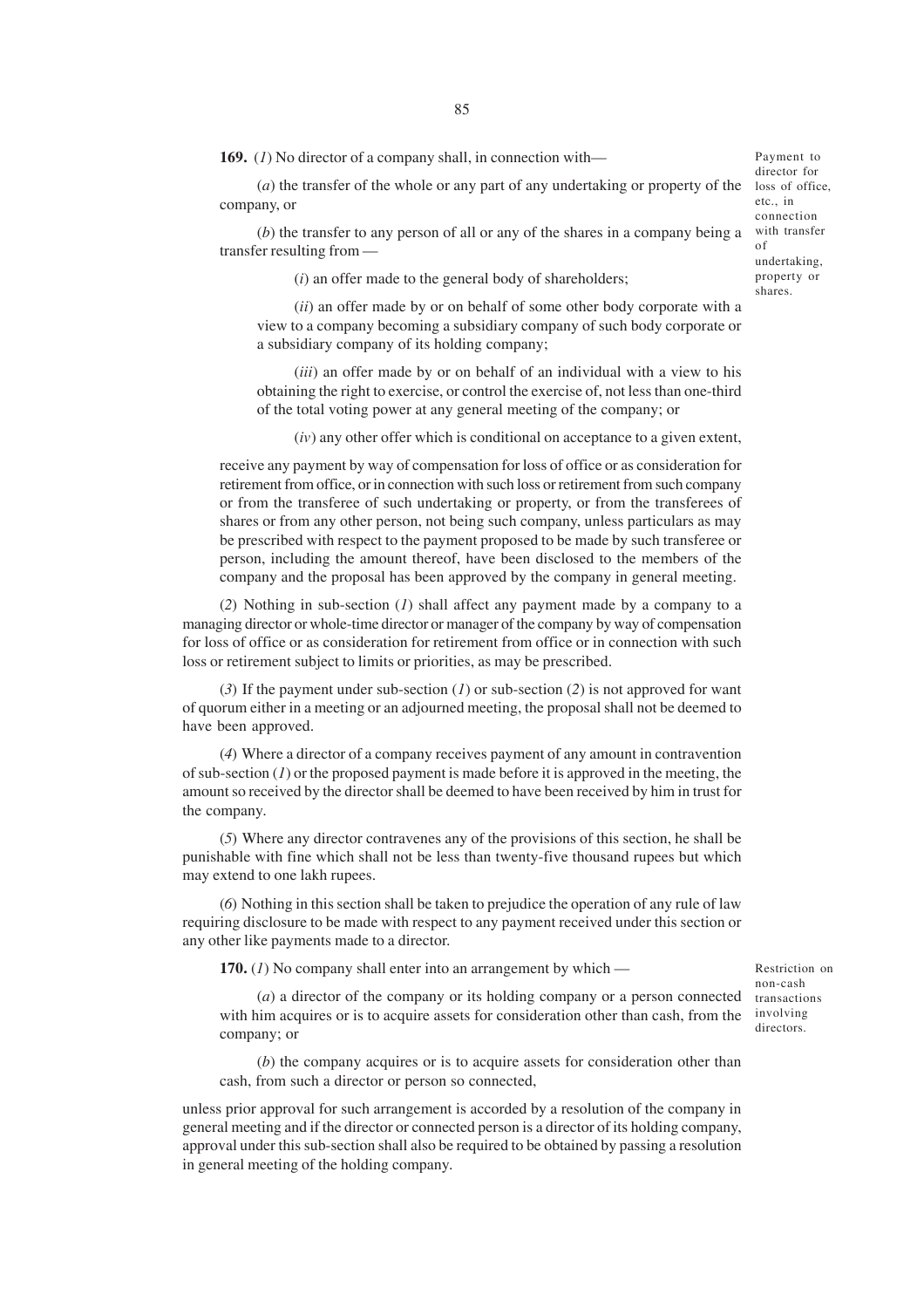**169.** (*1*) No director of a company shall, in connection with—

*Payment to director for loss of office, etc., in connection with transfer of undertaking, property or shares.*

(*a*) the transfer of the whole or any part of any undertaking or property of the company, or

(*b*) the transfer to any person of all or any of the shares in a company being a transfer resulting from —

(*i*) an offer made to the general body of shareholders;

(*ii*) an offer made by or on behalf of some other body corporate with a view to a company becoming a subsidiary company of such body corporate or a subsidiary company of its holding company;

(*iii*) an offer made by or on behalf of an individual with a view to his obtaining the right to exercise, or control the exercise of, not less than one-third of the total voting power at any general meeting of the company; or

(*iv*) any other offer which is conditional on acceptance to a given extent,

receive any payment by way of compensation for loss of office or as consideration for retirement from office, or in connection with such loss or retirement from such company or from the transferee of such undertaking or property, or from the transferees of shares or from any other person, not being such company, unless particulars as may be prescribed with respect to the payment proposed to be made by such transferee or person, including the amount thereof, have been disclosed to the members of the company and the proposal has been approved by the company in general meeting.

(*2*) Nothing in sub-section (*1*) shall affect any payment made by a company to a managing director or whole-time director or manager of the company by way of compensation for loss of office or as consideration for retirement from office or in connection with such loss or retirement subject to limits or priorities, as may be prescribed.

(*3*) If the payment under sub-section (*1*) or sub-section (*2*) is not approved for want of quorum either in a meeting or an adjourned meeting, the proposal shall not be deemed to have been approved.

(*4*) Where a director of a company receives payment of any amount in contravention of sub-section (*1*) or the proposed payment is made before it is approved in the meeting, the amount so received by the director shall be deemed to have been received by him in trust for the company.

(*5*) Where any director contravenes any of the provisions of this section, he shall be punishable with fine which shall not be less than twenty-five thousand rupees but which may extend to one lakh rupees.

(*6*) Nothing in this section shall be taken to prejudice the operation of any rule of law requiring disclosure to be made with respect to any payment received under this section or any other like payments made to a director.

**170.** (*1*) No company shall enter into an arrangement by which —

*Restriction on non-cash transactions involving directors.*

(*a*) a director of the company or its holding company or a person connected with him acquires or is to acquire assets for consideration other than cash, from the company; or

(*b*) the company acquires or is to acquire assets for consideration other than cash, from such a director or person so connected,

unless prior approval for such arrangement is accorded by a resolution of the company in general meeting and if the director or connected person is a director of its holding company, approval under this sub-section shall also be required to be obtained by passing a resolution in general meeting of the holding company.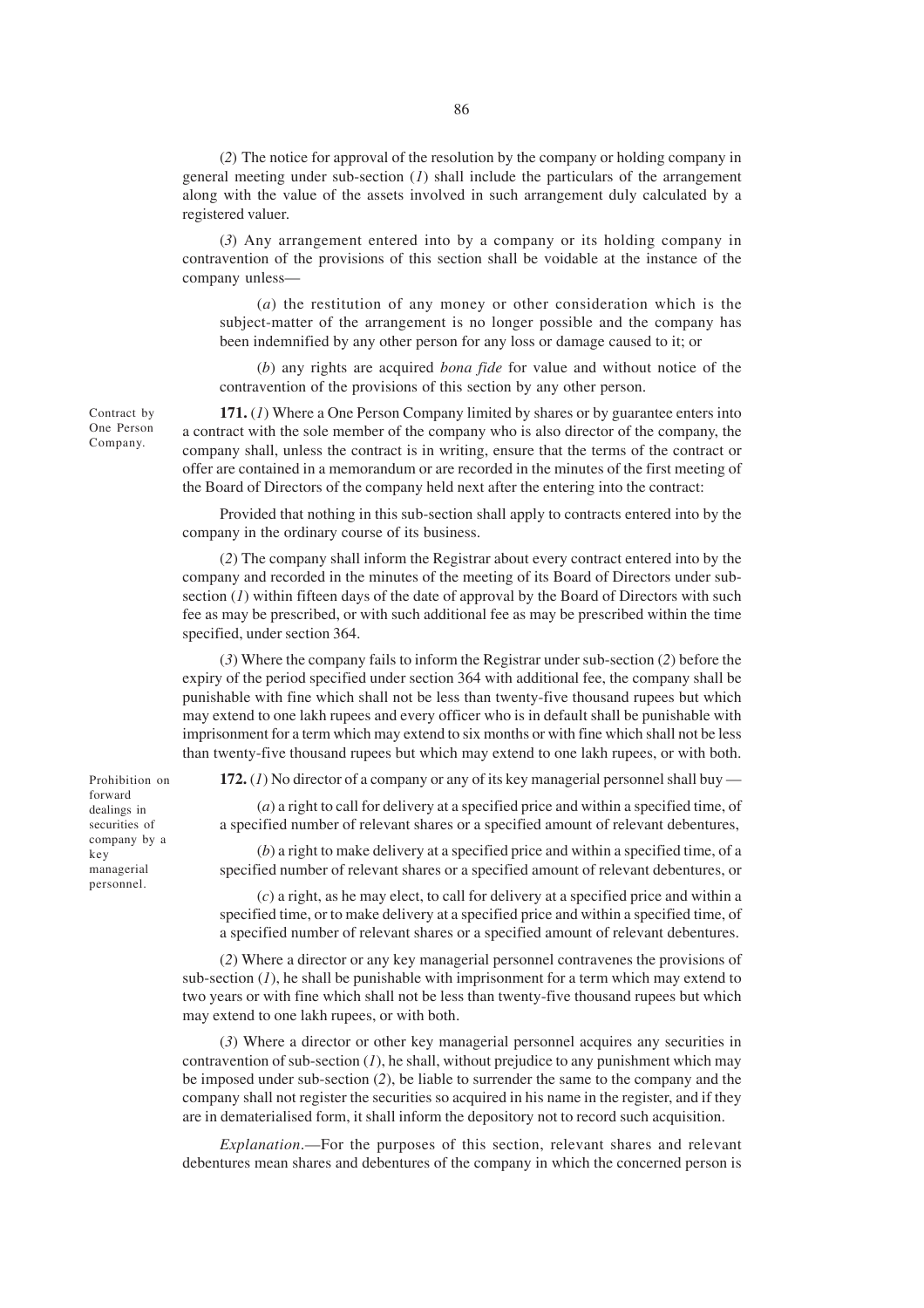(2) The notice for approval of the resolution by the company or holding company in general meeting under sub-section (*1*) shall include the particulars of the arrangement along with the value of the assets involved in such arrangement duly calculated by a registered valuer.

(3) Any arrangement entered into by a company or its holding company in contravention of the provisions of this section shall be voidable at the instance of the company unless—

(*a*) the restitution of any money or other consideration which is the subject-matter of the arrangement is no longer possible and the company has been indemnified by any other person for any loss or damage caused to it; or

(*b*) any rights are acquired *bona fide* for value and without notice of the contravention of the provisions of this section by any other person.

Contract by One Person Company.

**171.** (*1*) Where a One Person Company limited by shares or by guarantee enters into a contract with the sole member of the company who is also director of the company, the company shall, unless the contract is in writing, ensure that the terms of the contract or offer are contained in a memorandum or are recorded in the minutes of the first meeting of the Board of Directors of the company held next after the entering into the contract:

Provided that nothing in this sub-section shall apply to contracts entered into by the company in the ordinary course of its business.

(2) The company shall inform the Registrar about every contract entered into by the company and recorded in the minutes of the meeting of its Board of Directors under sub-section (*1*) within fifteen days of the date of approval by the Board of Directors with such fee as may be prescribed, or with such additional fee as may be prescribed within the time specified, under section 364.

(3) Where the company fails to inform the Registrar under sub-section (2) before the expiry of the period specified under section 364 with additional fee, the company shall be punishable with fine which shall not be less than twenty-five thousand rupees but which may extend to one lakh rupees and every officer who is in default shall be punishable with imprisonment for a term which may extend to six months or with fine which shall not be less than twenty-five thousand rupees but which may extend to one lakh rupees, or with both.

Prohibition on forward dealings in securities of company by a key managerial personnel.

**172.** (*1*) No director of a company or any of its key managerial personnel shall buy —

(*a*) a right to call for delivery at a specified price and within a specified time, of a specified number of relevant shares or a specified amount of relevant debentures,

(*b*) a right to make delivery at a specified price and within a specified time, of a specified number of relevant shares or a specified amount of relevant debentures, or

(*c*) a right, as he may elect, to call for delivery at a specified price and within a specified time, or to make delivery at a specified price and within a specified time, of a specified number of relevant shares or a specified amount of relevant debentures.

(2) Where a director or any key managerial personnel contravenes the provisions of sub-section (*1*), he shall be punishable with imprisonment for a term which may extend to two years or with fine which shall not be less than twenty-five thousand rupees but which may extend to one lakh rupees, or with both.

(3) Where a director or other key managerial personnel acquires any securities in contravention of sub-section (*1*), he shall, without prejudice to any punishment which may be imposed under sub-section (2), be liable to surrender the same to the company and the company shall not register the securities so acquired in his name in the register, and if they are in dematerialised form, it shall inform the depository not to record such acquisition.

*Explanation*.—For the purposes of this section, relevant shares and relevant debentures mean shares and debentures of the company in which the concerned person is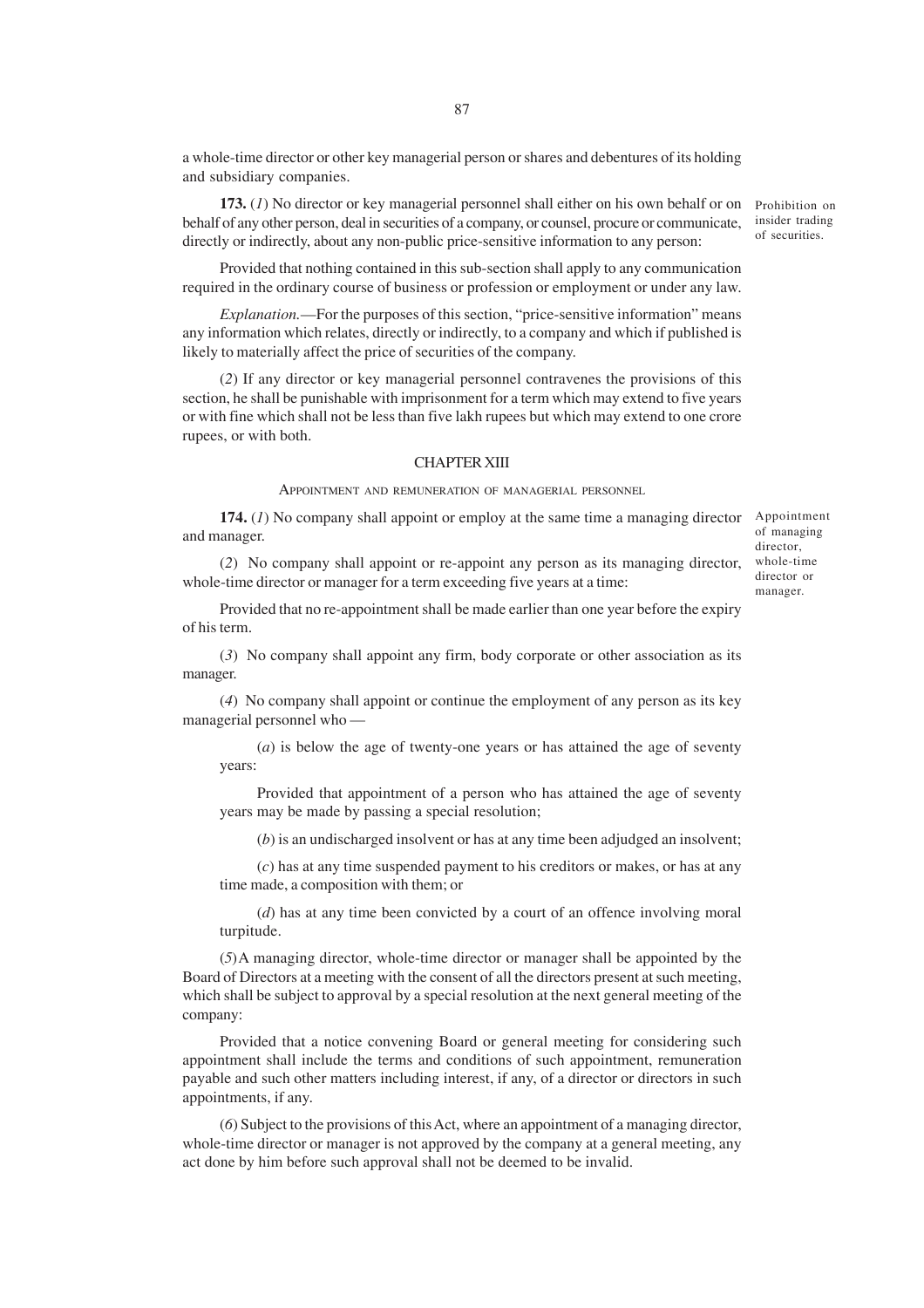a whole-time director or other key managerial person or shares and debentures of its holding and subsidiary companies.

Prohibition on insider trading of securities.

**173.** (*1*) No director or key managerial personnel shall either on his own behalf or on behalf of any other person, deal in securities of a company, or counsel, procure or communicate, directly or indirectly, about any non-public price-sensitive information to any person:

Provided that nothing contained in this sub-section shall apply to any communication required in the ordinary course of business or profession or employment or under any law.

*Explanation.*—For the purposes of this section, "price-sensitive information" means any information which relates, directly or indirectly, to a company and which if published is likely to materially affect the price of securities of the company.

(*2*) If any director or key managerial personnel contravenes the provisions of this section, he shall be punishable with imprisonment for a term which may extend to five years or with fine which shall not be less than five lakh rupees but which may extend to one crore rupees, or with both.

## CHAPTER XIII

### APPOINTMENT AND REMUNERATION OF MANAGERIAL PERSONNEL

Appointment of managing director, whole-time director or manager.

**174.** (*1*) No company shall appoint or employ at the same time a managing director and manager.

(*2*) No company shall appoint or re-appoint any person as its managing director, whole-time director or manager for a term exceeding five years at a time:

Provided that no re-appointment shall be made earlier than one year before the expiry of his term.

(*3*) No company shall appoint any firm, body corporate or other association as its manager.

(*4*) No company shall appoint or continue the employment of any person as its key managerial personnel who —

(*a*) is below the age of twenty-one years or has attained the age of seventy years:

Provided that appointment of a person who has attained the age of seventy years may be made by passing a special resolution;

(*b*) is an undischarged insolvent or has at any time been adjudged an insolvent;

(*c*) has at any time suspended payment to his creditors or makes, or has at any time made, a composition with them; or

(*d*) has at any time been convicted by a court of an offence involving moral turpitude.

(*5*) A managing director, whole-time director or manager shall be appointed by the Board of Directors at a meeting with the consent of all the directors present at such meeting, which shall be subject to approval by a special resolution at the next general meeting of the company:

Provided that a notice convening Board or general meeting for considering such appointment shall include the terms and conditions of such appointment, remuneration payable and such other matters including interest, if any, of a director or directors in such appointments, if any.

(*6*) Subject to the provisions of this Act, where an appointment of a managing director, whole-time director or manager is not approved by the company at a general meeting, any act done by him before such approval shall not be deemed to be invalid.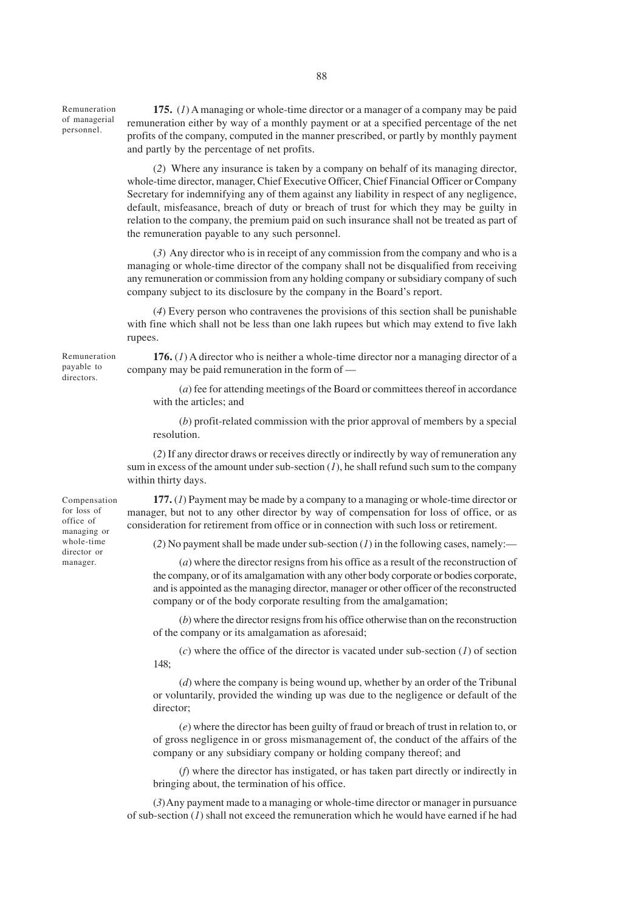**Remuneration of managerial personnel.**

**175.** (*1*) A managing or whole-time director or a manager of a company may be paid remuneration either by way of a monthly payment or at a specified percentage of the net profits of the company, computed in the manner prescribed, or partly by monthly payment and partly by the percentage of net profits.

(*2*) Where any insurance is taken by a company on behalf of its managing director, whole-time director, manager, Chief Executive Officer, Chief Financial Officer or Company Secretary for indemnifying any of them against any liability in respect of any negligence, default, misfeasance, breach of duty or breach of trust for which they may be guilty in relation to the company, the premium paid on such insurance shall not be treated as part of the remuneration payable to any such personnel.

(*3*) Any director who is in receipt of any commission from the company and who is a managing or whole-time director of the company shall not be disqualified from receiving any remuneration or commission from any holding company or subsidiary company of such company subject to its disclosure by the company in the Board's report.

(*4*) Every person who contravenes the provisions of this section shall be punishable with fine which shall not be less than one lakh rupees but which may extend to five lakh rupees.

**Remuneration payable to directors.**

**176.** (*1*) A director who is neither a whole-time director nor a managing director of a company may be paid remuneration in the form of —

(*a*) fee for attending meetings of the Board or committees thereof in accordance with the articles; and

(*b*) profit-related commission with the prior approval of members by a special resolution.

(*2*) If any director draws or receives directly or indirectly by way of remuneration any sum in excess of the amount under sub-section (*1*), he shall refund such sum to the company within thirty days.

**Compensation for loss of office of managing or whole-time director or manager.**

**177.** (*1*) Payment may be made by a company to a managing or whole-time director or manager, but not to any other director by way of compensation for loss of office, or as consideration for retirement from office or in connection with such loss or retirement.

(*2*) No payment shall be made under sub-section (*1*) in the following cases, namely:—

(*a*) where the director resigns from his office as a result of the reconstruction of the company, or of its amalgamation with any other body corporate or bodies corporate, and is appointed as the managing director, manager or other officer of the reconstructed company or of the body corporate resulting from the amalgamation;

(*b*) where the director resigns from his office otherwise than on the reconstruction of the company or its amalgamation as aforesaid;

(*c*) where the office of the director is vacated under sub-section (*1*) of section 148;

(*d*) where the company is being wound up, whether by an order of the Tribunal or voluntarily, provided the winding up was due to the negligence or default of the director;

(*e*) where the director has been guilty of fraud or breach of trust in relation to, or of gross negligence in or gross mismanagement of, the conduct of the affairs of the company or any subsidiary company or holding company thereof; and

(*f*) where the director has instigated, or has taken part directly or indirectly in bringing about, the termination of his office.

(*3*) Any payment made to a managing or whole-time director or manager in pursuance of sub-section (*1*) shall not exceed the remuneration which he would have earned if he had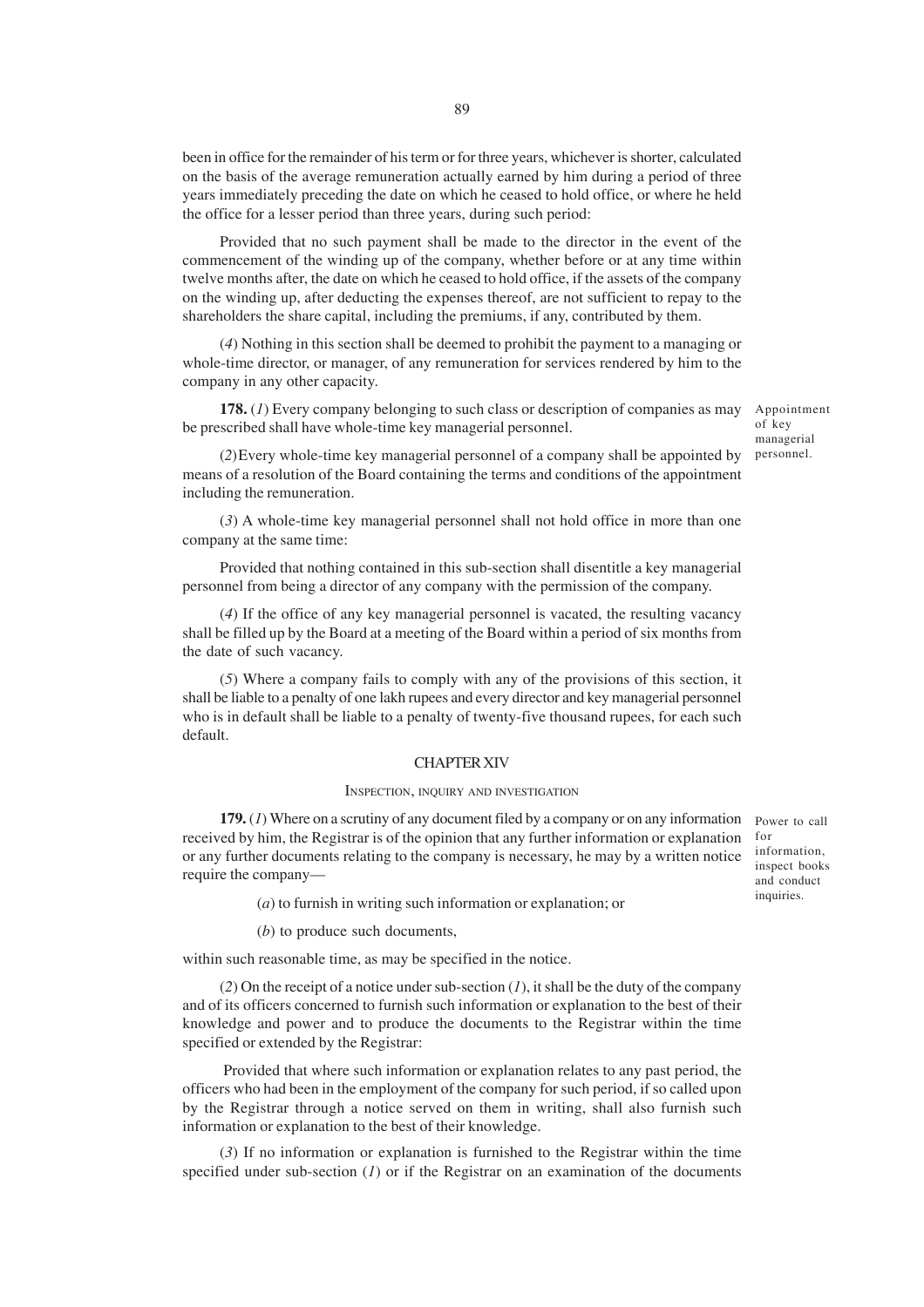been in office for the remainder of his term or for three years, whichever is shorter, calculated on the basis of the average remuneration actually earned by him during a period of three years immediately preceding the date on which he ceased to hold office, or where he held the office for a lesser period than three years, during such period:

Provided that no such payment shall be made to the director in the event of the commencement of the winding up of the company, whether before or at any time within twelve months after, the date on which he ceased to hold office, if the assets of the company on the winding up, after deducting the expenses thereof, are not sufficient to repay to the shareholders the share capital, including the premiums, if any, contributed by them.

(*4*) Nothing in this section shall be deemed to prohibit the payment to a managing or whole-time director, or manager, of any remuneration for services rendered by him to the company in any other capacity.

Appointment of key managerial personnel.

**178.** (*1*) Every company belonging to such class or description of companies as may be prescribed shall have whole-time key managerial personnel.

(*2*) Every whole-time key managerial personnel of a company shall be appointed by means of a resolution of the Board containing the terms and conditions of the appointment including the remuneration.

(*3*) A whole-time key managerial personnel shall not hold office in more than one company at the same time:

Provided that nothing contained in this sub-section shall disentitle a key managerial personnel from being a director of any company with the permission of the company.

(*4*) If the office of any key managerial personnel is vacated, the resulting vacancy shall be filled up by the Board at a meeting of the Board within a period of six months from the date of such vacancy.

(*5*) Where a company fails to comply with any of the provisions of this section, it shall be liable to a penalty of one lakh rupees and every director and key managerial personnel who is in default shall be liable to a penalty of twenty-five thousand rupees, for each such default.

## CHAPTER XIV

### INSPECTION, INQUIRY AND INVESTIGATION

Power to call for information, inspect books and conduct inquiries.

**179.** (*1*) Where on a scrutiny of any document filed by a company or on any information received by him, the Registrar is of the opinion that any further information or explanation or any further documents relating to the company is necessary, he may by a written notice require the company—

(*a*) to furnish in writing such information or explanation; or

(*b*) to produce such documents,

within such reasonable time, as may be specified in the notice.

(*2*) On the receipt of a notice under sub-section (*1*), it shall be the duty of the company and of its officers concerned to furnish such information or explanation to the best of their knowledge and power and to produce the documents to the Registrar within the time specified or extended by the Registrar:

Provided that where such information or explanation relates to any past period, the officers who had been in the employment of the company for such period, if so called upon by the Registrar through a notice served on them in writing, shall also furnish such information or explanation to the best of their knowledge.

(*3*) If no information or explanation is furnished to the Registrar within the time specified under sub-section (*1*) or if the Registrar on an examination of the documents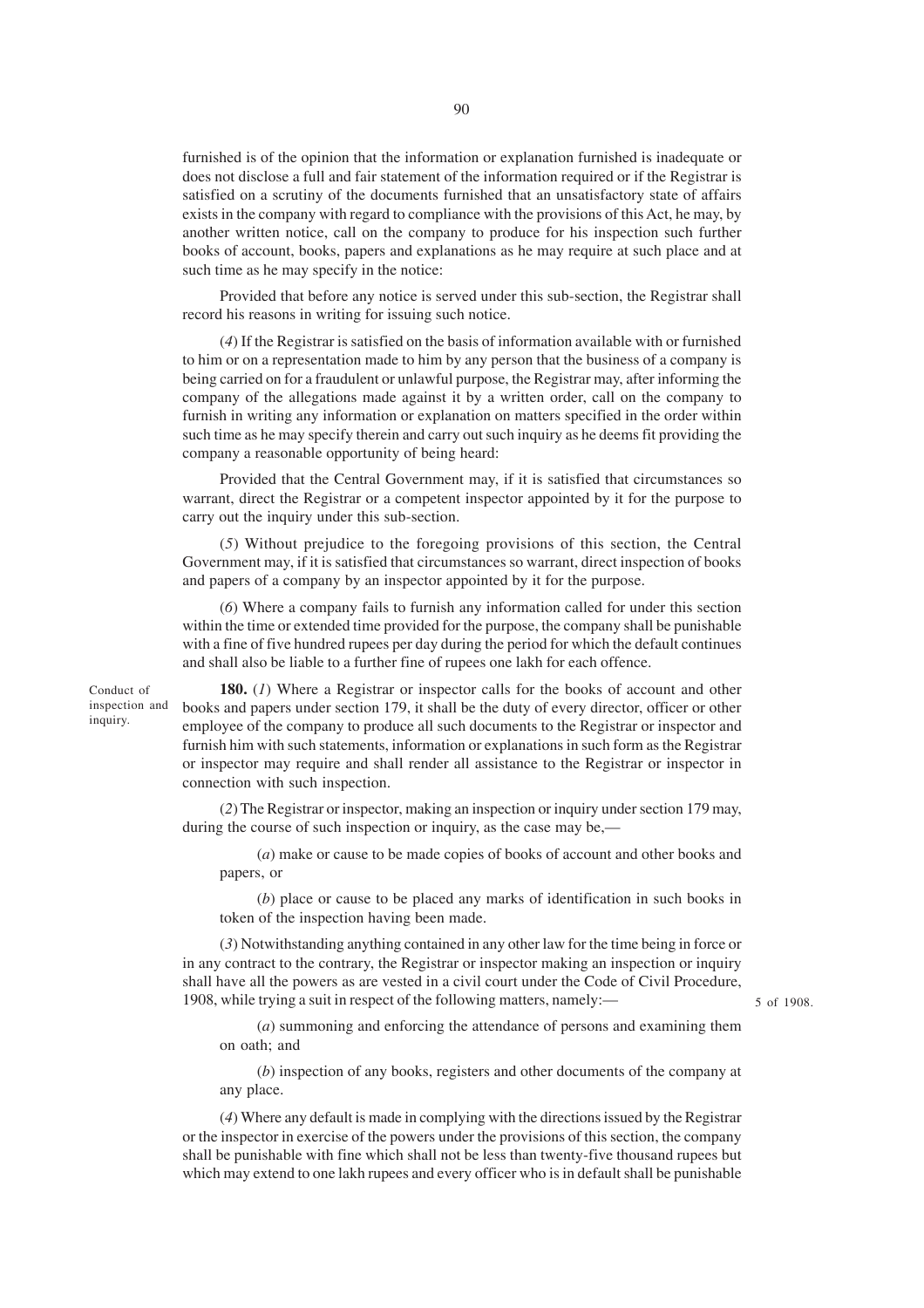furnished is of the opinion that the information or explanation furnished is inadequate or does not disclose a full and fair statement of the information required or if the Registrar is satisfied on a scrutiny of the documents furnished that an unsatisfactory state of affairs exists in the company with regard to compliance with the provisions of this Act, he may, by another written notice, call on the company to produce for his inspection such further books of account, books, papers and explanations as he may require at such place and at such time as he may specify in the notice:

Provided that before any notice is served under this sub-section, the Registrar shall record his reasons in writing for issuing such notice.

(*4*) If the Registrar is satisfied on the basis of information available with or furnished to him or on a representation made to him by any person that the business of a company is being carried on for a fraudulent or unlawful purpose, the Registrar may, after informing the company of the allegations made against it by a written order, call on the company to furnish in writing any information or explanation on matters specified in the order within such time as he may specify therein and carry out such inquiry as he deems fit providing the company a reasonable opportunity of being heard:

Provided that the Central Government may, if it is satisfied that circumstances so warrant, direct the Registrar or a competent inspector appointed by it for the purpose to carry out the inquiry under this sub-section.

(*5*) Without prejudice to the foregoing provisions of this section, the Central Government may, if it is satisfied that circumstances so warrant, direct inspection of books and papers of a company by an inspector appointed by it for the purpose.

(*6*) Where a company fails to furnish any information called for under this section within the time or extended time provided for the purpose, the company shall be punishable with a fine of five hundred rupees per day during the period for which the default continues and shall also be liable to a further fine of rupees one lakh for each offence.

Conduct of inspection and inquiry.

**180.** (*1*) Where a Registrar or inspector calls for the books of account and other books and papers under section 179, it shall be the duty of every director, officer or other employee of the company to produce all such documents to the Registrar or inspector and furnish him with such statements, information or explanations in such form as the Registrar or inspector may require and shall render all assistance to the Registrar or inspector in connection with such inspection.

(*2*) The Registrar or inspector, making an inspection or inquiry under section 179 may, during the course of such inspection or inquiry, as the case may be,—

(*a*) make or cause to be made copies of books of account and other books and papers, or

(*b*) place or cause to be placed any marks of identification in such books in token of the inspection having been made.

(*3*) Notwithstanding anything contained in any other law for the time being in force or in any contract to the contrary, the Registrar or inspector making an inspection or inquiry shall have all the powers as are vested in a civil court under the Code of Civil Procedure, 1908, while trying a suit in respect of the following matters, namely:—

5 of 1908.

(*a*) summoning and enforcing the attendance of persons and examining them on oath; and

(*b*) inspection of any books, registers and other documents of the company at any place.

(*4*) Where any default is made in complying with the directions issued by the Registrar or the inspector in exercise of the powers under the provisions of this section, the company shall be punishable with fine which shall not be less than twenty-five thousand rupees but which may extend to one lakh rupees and every officer who is in default shall be punishable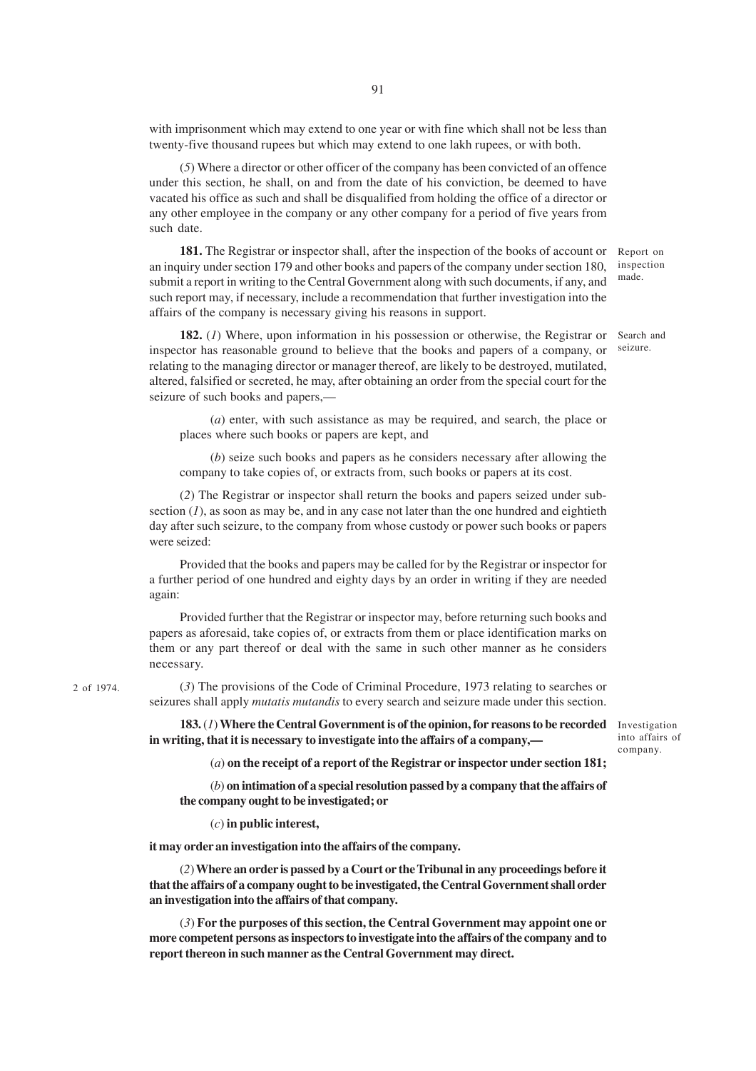with imprisonment which may extend to one year or with fine which shall not be less than twenty-five thousand rupees but which may extend to one lakh rupees, or with both.

(*5*) Where a director or other officer of the company has been convicted of an offence under this section, he shall, on and from the date of his conviction, be deemed to have vacated his office as such and shall be disqualified from holding the office of a director or any other employee in the company or any other company for a period of five years from such date.

Report on inspection made.

**181.** The Registrar or inspector shall, after the inspection of the books of account or an inquiry under section 179 and other books and papers of the company under section 180, submit a report in writing to the Central Government along with such documents, if any, and such report may, if necessary, include a recommendation that further investigation into the affairs of the company is necessary giving his reasons in support.

Search and seizure.

**182.** (*1*) Where, upon information in his possession or otherwise, the Registrar or inspector has reasonable ground to believe that the books and papers of a company, or relating to the managing director or manager thereof, are likely to be destroyed, mutilated, altered, falsified or secreted, he may, after obtaining an order from the special court for the seizure of such books and papers,—

(*a*) enter, with such assistance as may be required, and search, the place or places where such books or papers are kept, and

(*b*) seize such books and papers as he considers necessary after allowing the company to take copies of, or extracts from, such books or papers at its cost.

(*2*) The Registrar or inspector shall return the books and papers seized under sub-section (*1*), as soon as may be, and in any case not later than the one hundred and eightieth day after such seizure, to the company from whose custody or power such books or papers were seized:

Provided that the books and papers may be called for by the Registrar or inspector for a further period of one hundred and eighty days by an order in writing if they are needed again:

Provided further that the Registrar or inspector may, before returning such books and papers as aforesaid, take copies of, or extracts from them or place identification marks on them or any part thereof or deal with the same in such other manner as he considers necessary.

2 of 1974.

(*3*) The provisions of the Code of Criminal Procedure, 1973 relating to searches or seizures shall apply *mutatis mutandis* to every search and seizure made under this section.

Investigation into affairs of company.

**183.** (*1*) **Where the Central Government is of the opinion, for reasons to be recorded in writing, that it is necessary to investigate into the affairs of a company,—**

(*a*) **on the receipt of a report of the Registrar or inspector under section 181;**

(*b*) **on intimation of a special resolution passed by a company that the affairs of the company ought to be investigated; or**

(*c*) **in public interest,**

**it may order an investigation into the affairs of the company.**

(*2*) **Where an order is passed by a Court or the Tribunal in any proceedings before it that the affairs of a company ought to be investigated, the Central Government shall order an investigation into the affairs of that company.**

(*3*) **For the purposes of this section, the Central Government may appoint one or more competent persons as inspectors to investigate into the affairs of the company and to report thereon in such manner as the Central Government may direct.**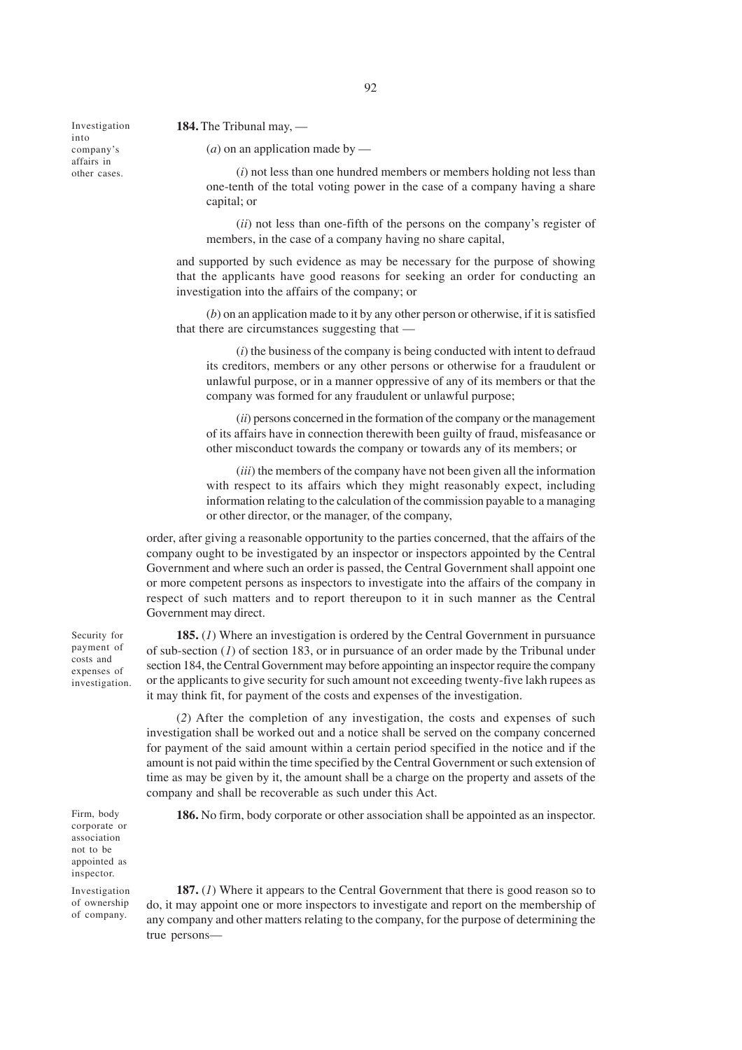**184.** The Tribunal may, —

*Investigation into company's affairs in other cases.*

(*a*) on an application made by —

(*i*) not less than one hundred members or members holding not less than one-tenth of the total voting power in the case of a company having a share capital; or

(*ii*) not less than one-fifth of the persons on the company's register of members, in the case of a company having no share capital,

and supported by such evidence as may be necessary for the purpose of showing that the applicants have good reasons for seeking an order for conducting an investigation into the affairs of the company; or

(*b*) on an application made to it by any other person or otherwise, if it is satisfied that there are circumstances suggesting that —

(*i*) the business of the company is being conducted with intent to defraud its creditors, members or any other persons or otherwise for a fraudulent or unlawful purpose, or in a manner oppressive of any of its members or that the company was formed for any fraudulent or unlawful purpose;

(*ii*) persons concerned in the formation of the company or the management of its affairs have in connection therewith been guilty of fraud, misfeasance or other misconduct towards the company or towards any of its members; or

(*iii*) the members of the company have not been given all the information with respect to its affairs which they might reasonably expect, including information relating to the calculation of the commission payable to a managing or other director, or the manager, of the company,

order, after giving a reasonable opportunity to the parties concerned, that the affairs of the company ought to be investigated by an inspector or inspectors appointed by the Central Government and where such an order is passed, the Central Government shall appoint one or more competent persons as inspectors to investigate into the affairs of the company in respect of such matters and to report thereupon to it in such manner as the Central Government may direct.

*Security for payment of costs and expenses of investigation.*

**185.** (*1*) Where an investigation is ordered by the Central Government in pursuance of sub-section (*1*) of section 183, or in pursuance of an order made by the Tribunal under section 184, the Central Government may before appointing an inspector require the company or the applicants to give security for such amount not exceeding twenty-five lakh rupees as it may think fit, for payment of the costs and expenses of the investigation.

(*2*) After the completion of any investigation, the costs and expenses of such investigation shall be worked out and a notice shall be served on the company concerned for payment of the said amount within a certain period specified in the notice and if the amount is not paid within the time specified by the Central Government or such extension of time as may be given by it, the amount shall be a charge on the property and assets of the company and shall be recoverable as such under this Act.

*Firm, body corporate or association not to be appointed as inspector.*

**186.** No firm, body corporate or other association shall be appointed as an inspector.

*Investigation of ownership of company.*

**187.** (*1*) Where it appears to the Central Government that there is good reason so to do, it may appoint one or more inspectors to investigate and report on the membership of any company and other matters relating to the company, for the purpose of determining the true persons—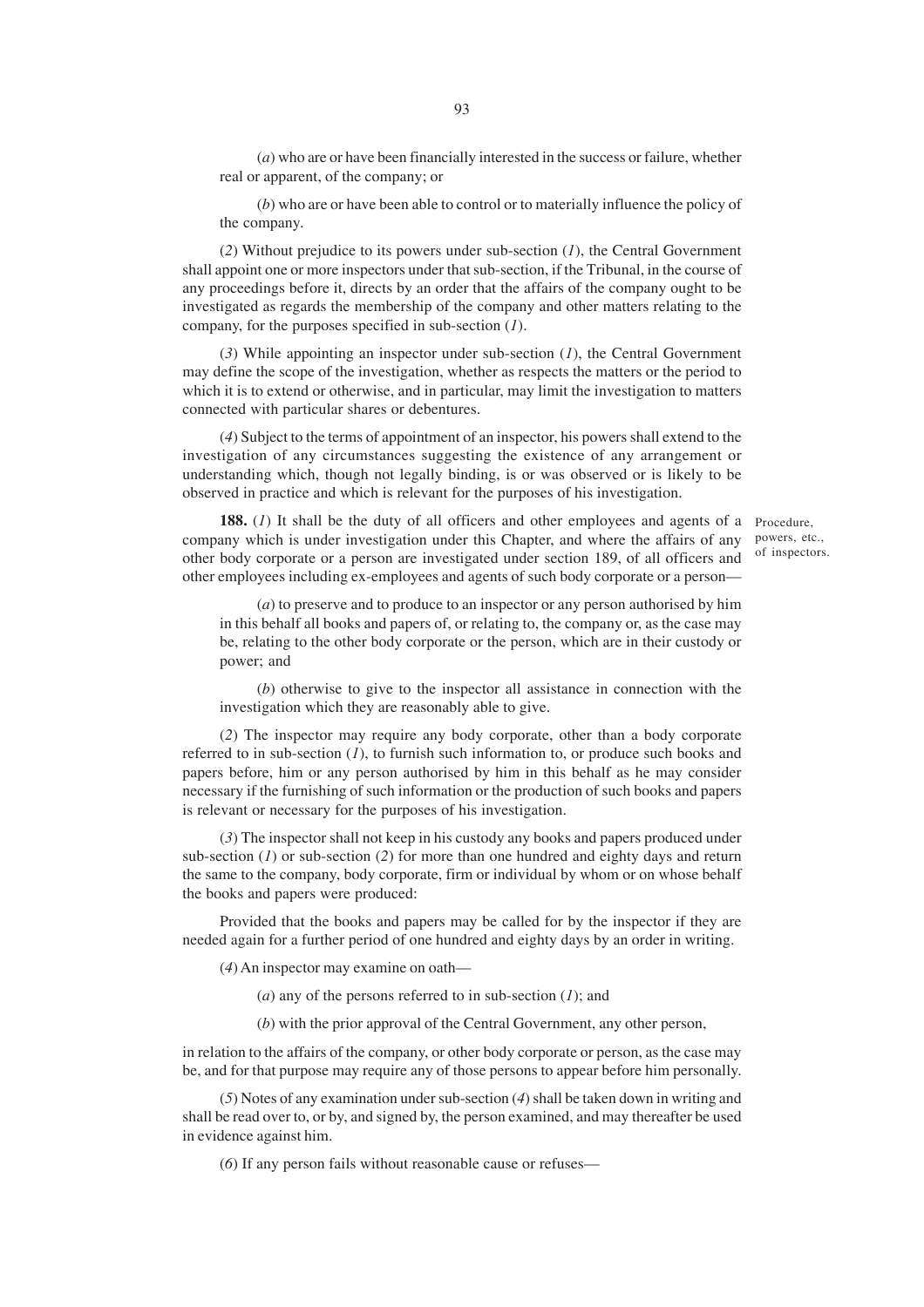(*a*) who are or have been financially interested in the success or failure, whether real or apparent, of the company; or

(*b*) who are or have been able to control or to materially influence the policy of the company.

(*2*) Without prejudice to its powers under sub-section (*1*), the Central Government shall appoint one or more inspectors under that sub-section, if the Tribunal, in the course of any proceedings before it, directs by an order that the affairs of the company ought to be investigated as regards the membership of the company and other matters relating to the company, for the purposes specified in sub-section (*1*).

(*3*) While appointing an inspector under sub-section (*1*), the Central Government may define the scope of the investigation, whether as respects the matters or the period to which it is to extend or otherwise, and in particular, may limit the investigation to matters connected with particular shares or debentures.

(*4*) Subject to the terms of appointment of an inspector, his powers shall extend to the investigation of any circumstances suggesting the existence of any arrangement or understanding which, though not legally binding, is or was observed or is likely to be observed in practice and which is relevant for the purposes of his investigation.

Procedure, powers, etc., of inspectors.

**188.** (*1*) It shall be the duty of all officers and other employees and agents of a company which is under investigation under this Chapter, and where the affairs of any other body corporate or a person are investigated under section 189, of all officers and other employees including ex-employees and agents of such body corporate or a person—

(*a*) to preserve and to produce to an inspector or any person authorised by him in this behalf all books and papers of, or relating to, the company or, as the case may be, relating to the other body corporate or the person, which are in their custody or power; and

(*b*) otherwise to give to the inspector all assistance in connection with the investigation which they are reasonably able to give.

(*2*) The inspector may require any body corporate, other than a body corporate referred to in sub-section (*1*), to furnish such information to, or produce such books and papers before, him or any person authorised by him in this behalf as he may consider necessary if the furnishing of such information or the production of such books and papers is relevant or necessary for the purposes of his investigation.

(*3*) The inspector shall not keep in his custody any books and papers produced under sub-section (*1*) or sub-section (*2*) for more than one hundred and eighty days and return the same to the company, body corporate, firm or individual by whom or on whose behalf the books and papers were produced:

Provided that the books and papers may be called for by the inspector if they are needed again for a further period of one hundred and eighty days by an order in writing.

(*4*) An inspector may examine on oath—

(*a*) any of the persons referred to in sub-section (*1*); and

(*b*) with the prior approval of the Central Government, any other person,

in relation to the affairs of the company, or other body corporate or person, as the case may be, and for that purpose may require any of those persons to appear before him personally.

(*5*) Notes of any examination under sub-section (*4*) shall be taken down in writing and shall be read over to, or by, and signed by, the person examined, and may thereafter be used in evidence against him.

(*6*) If any person fails without reasonable cause or refuses—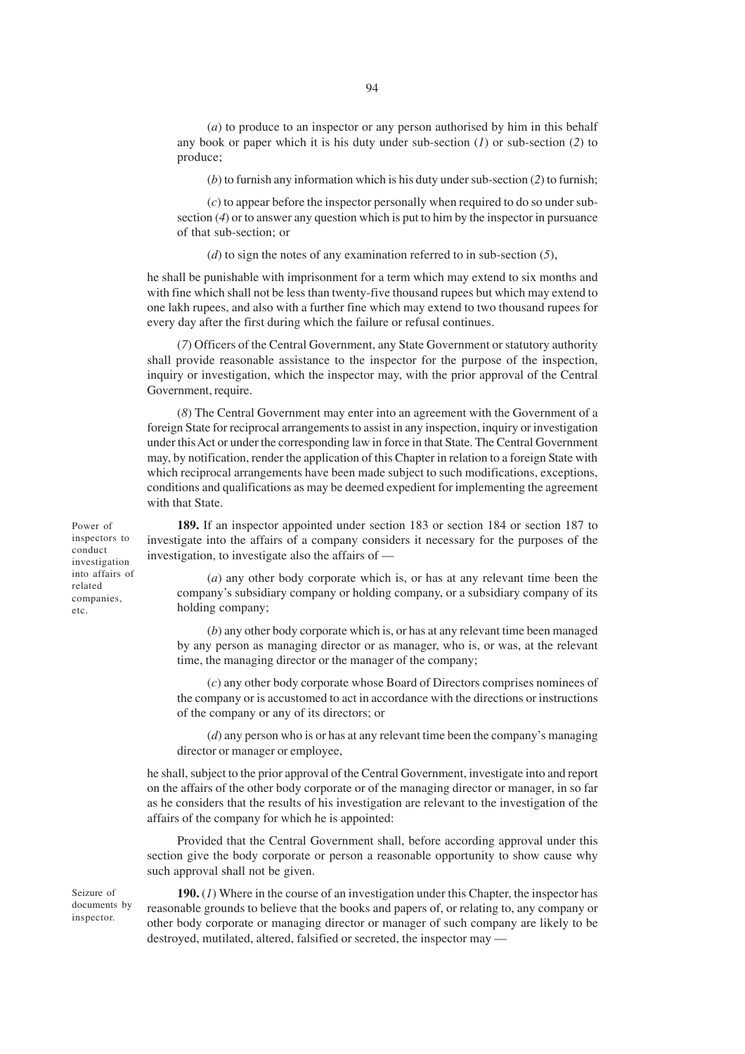(*a*) to produce to an inspector or any person authorised by him in this behalf any book or paper which it is his duty under sub-section (*1*) or sub-section (*2*) to produce;

(*b*) to furnish any information which is his duty under sub-section (*2*) to furnish;

(*c*) to appear before the inspector personally when required to do so under sub-section (*4*) or to answer any question which is put to him by the inspector in pursuance of that sub-section; or

(*d*) to sign the notes of any examination referred to in sub-section (*5*),

he shall be punishable with imprisonment for a term which may extend to six months and with fine which shall not be less than twenty-five thousand rupees but which may extend to one lakh rupees, and also with a further fine which may extend to two thousand rupees for every day after the first during which the failure or refusal continues.

(*7*) Officers of the Central Government, any State Government or statutory authority shall provide reasonable assistance to the inspector for the purpose of the inspection, inquiry or investigation, which the inspector may, with the prior approval of the Central Government, require.

(*8*) The Central Government may enter into an agreement with the Government of a foreign State for reciprocal arrangements to assist in any inspection, inquiry or investigation under this Act or under the corresponding law in force in that State. The Central Government may, by notification, render the application of this Chapter in relation to a foreign State with which reciprocal arrangements have been made subject to such modifications, exceptions, conditions and qualifications as may be deemed expedient for implementing the agreement with that State.

Power of inspectors to conduct investigation into affairs of related companies, etc.

**189.** If an inspector appointed under section 183 or section 184 or section 187 to investigate into the affairs of a company considers it necessary for the purposes of the investigation, to investigate also the affairs of —

(*a*) any other body corporate which is, or has at any relevant time been the company's subsidiary company or holding company, or a subsidiary company of its holding company;

(*b*) any other body corporate which is, or has at any relevant time been managed by any person as managing director or as manager, who is, or was, at the relevant time, the managing director or the manager of the company;

(*c*) any other body corporate whose Board of Directors comprises nominees of the company or is accustomed to act in accordance with the directions or instructions of the company or any of its directors; or

(*d*) any person who is or has at any relevant time been the company's managing director or manager or employee,

he shall, subject to the prior approval of the Central Government, investigate into and report on the affairs of the other body corporate or of the managing director or manager, in so far as he considers that the results of his investigation are relevant to the investigation of the affairs of the company for which he is appointed:

Provided that the Central Government shall, before according approval under this section give the body corporate or person a reasonable opportunity to show cause why such approval shall not be given.

Seizure of documents by inspector.

**190.** (*1*) Where in the course of an investigation under this Chapter, the inspector has reasonable grounds to believe that the books and papers of, or relating to, any company or other body corporate or managing director or manager of such company are likely to be destroyed, mutilated, altered, falsified or secreted, the inspector may —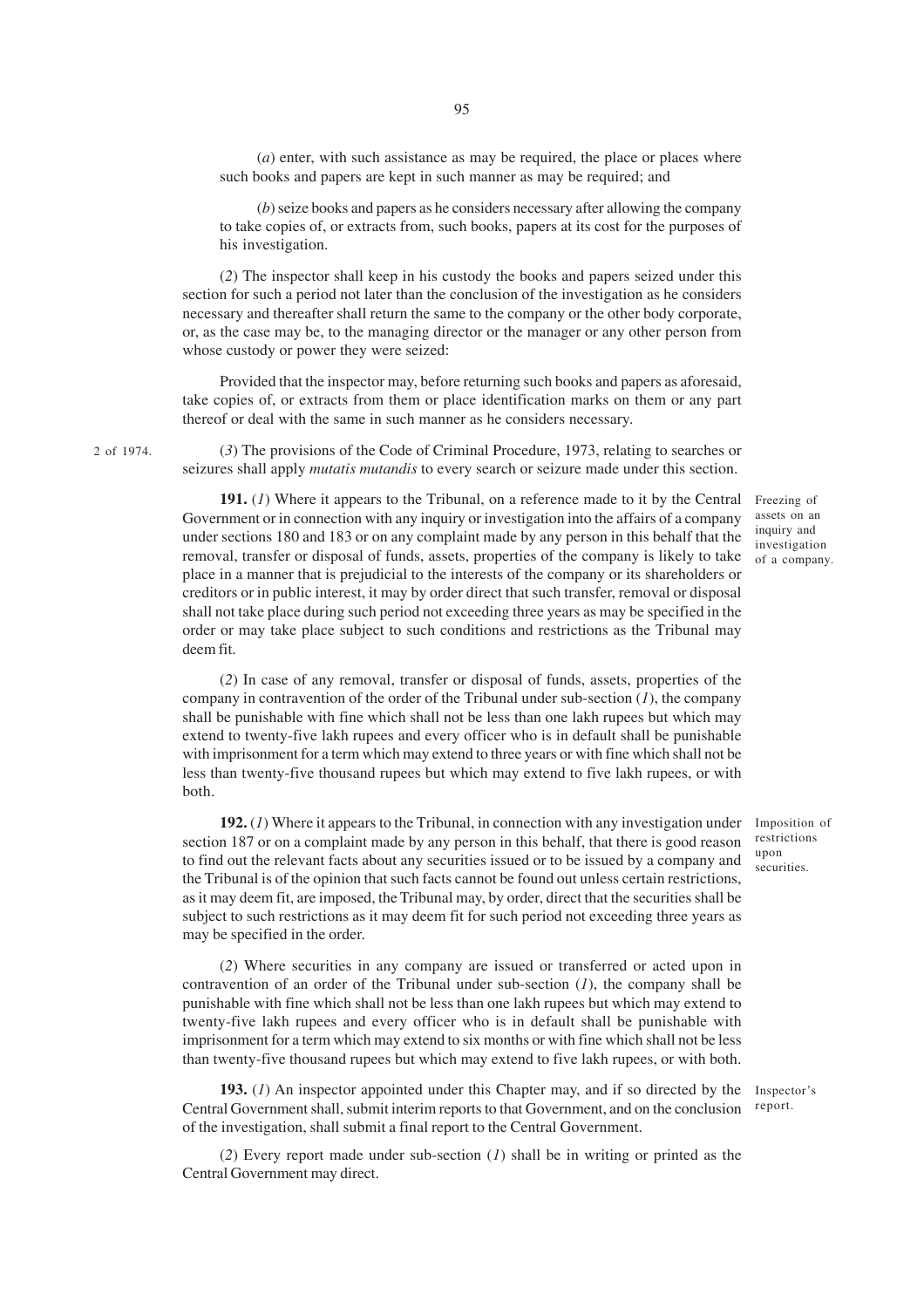(*a*) enter, with such assistance as may be required, the place or places where such books and papers are kept in such manner as may be required; and

(*b*) seize books and papers as he considers necessary after allowing the company to take copies of, or extracts from, such books, papers at its cost for the purposes of his investigation.

(*2*) The inspector shall keep in his custody the books and papers seized under this section for such a period not later than the conclusion of the investigation as he considers necessary and thereafter shall return the same to the company or the other body corporate, or, as the case may be, to the managing director or the manager or any other person from whose custody or power they were seized:

Provided that the inspector may, before returning such books and papers as aforesaid, take copies of, or extracts from them or place identification marks on them or any part thereof or deal with the same in such manner as he considers necessary.

2 of 1974.

(*3*) The provisions of the Code of Criminal Procedure, 1973, relating to searches or seizures shall apply *mutatis mutandis* to every search or seizure made under this section.

Freezing of assets on an inquiry and investigation of a company.

**191.** (*1*) Where it appears to the Tribunal, on a reference made to it by the Central Government or in connection with any inquiry or investigation into the affairs of a company under sections 180 and 183 or on any complaint made by any person in this behalf that the removal, transfer or disposal of funds, assets, properties of the company is likely to take place in a manner that is prejudicial to the interests of the company or its shareholders or creditors or in public interest, it may by order direct that such transfer, removal or disposal shall not take place during such period not exceeding three years as may be specified in the order or may take place subject to such conditions and restrictions as the Tribunal may deem fit.

(*2*) In case of any removal, transfer or disposal of funds, assets, properties of the company in contravention of the order of the Tribunal under sub-section (*1*), the company shall be punishable with fine which shall not be less than one lakh rupees but which may extend to twenty-five lakh rupees and every officer who is in default shall be punishable with imprisonment for a term which may extend to three years or with fine which shall not be less than twenty-five thousand rupees but which may extend to five lakh rupees, or with both.

Imposition of restrictions upon securities.

**192.** (*1*) Where it appears to the Tribunal, in connection with any investigation under section 187 or on a complaint made by any person in this behalf, that there is good reason to find out the relevant facts about any securities issued or to be issued by a company and the Tribunal is of the opinion that such facts cannot be found out unless certain restrictions, as it may deem fit, are imposed, the Tribunal may, by order, direct that the securities shall be subject to such restrictions as it may deem fit for such period not exceeding three years as may be specified in the order.

(*2*) Where securities in any company are issued or transferred or acted upon in contravention of an order of the Tribunal under sub-section (*1*), the company shall be punishable with fine which shall not be less than one lakh rupees but which may extend to twenty-five lakh rupees and every officer who is in default shall be punishable with imprisonment for a term which may extend to six months or with fine which shall not be less than twenty-five thousand rupees but which may extend to five lakh rupees, or with both.

Inspector's report.

**193.** (*1*) An inspector appointed under this Chapter may, and if so directed by the Central Government shall, submit interim reports to that Government, and on the conclusion of the investigation, shall submit a final report to the Central Government.

(*2*) Every report made under sub-section (*1*) shall be in writing or printed as the Central Government may direct.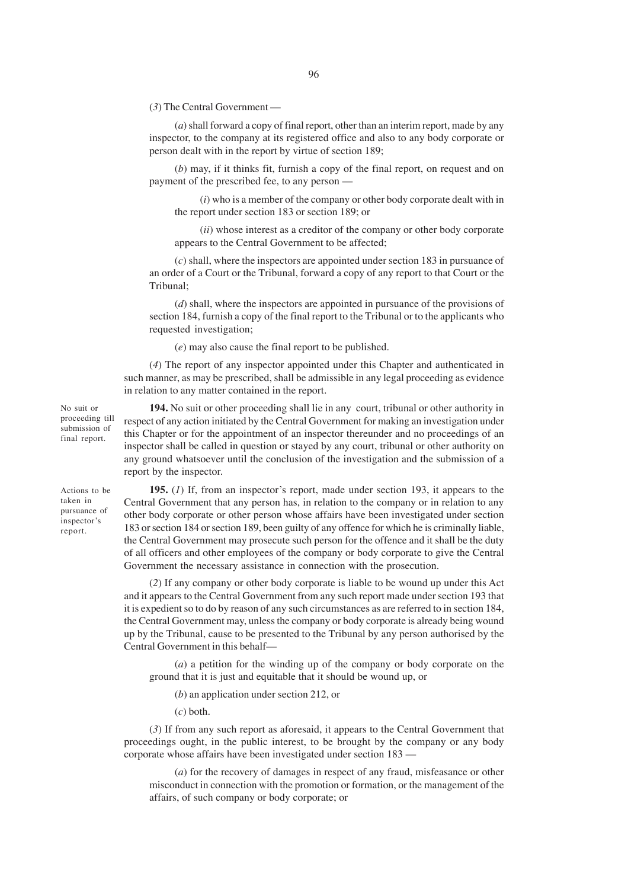(3) The Central Government —

(a) shall forward a copy of final report, other than an interim report, made by any inspector, to the company at its registered office and also to any body corporate or person dealt with in the report by virtue of section 189;

(b) may, if it thinks fit, furnish a copy of the final report, on request and on payment of the prescribed fee, to any person —

(i) who is a member of the company or other body corporate dealt with in the report under section 183 or section 189; or

(ii) whose interest as a creditor of the company or other body corporate appears to the Central Government to be affected;

(c) shall, where the inspectors are appointed under section 183 in pursuance of an order of a Court or the Tribunal, forward a copy of any report to that Court or the Tribunal;

(d) shall, where the inspectors are appointed in pursuance of the provisions of section 184, furnish a copy of the final report to the Tribunal or to the applicants who requested investigation;

(e) may also cause the final report to be published.

(4) The report of any inspector appointed under this Chapter and authenticated in such manner, as may be prescribed, shall be admissible in any legal proceeding as evidence in relation to any matter contained in the report.

*No suit or proceeding till submission of final report.*

**194.** No suit or other proceeding shall lie in any court, tribunal or other authority in respect of any action initiated by the Central Government for making an investigation under this Chapter or for the appointment of an inspector thereunder and no proceedings of an inspector shall be called in question or stayed by any court, tribunal or other authority on any ground whatsoever until the conclusion of the investigation and the submission of a report by the inspector.

*Actions to be taken in pursuance of inspector's report.*

**195.** (1) If, from an inspector's report, made under section 193, it appears to the Central Government that any person has, in relation to the company or in relation to any other body corporate or other person whose affairs have been investigated under section 183 or section 184 or section 189, been guilty of any offence for which he is criminally liable, the Central Government may prosecute such person for the offence and it shall be the duty of all officers and other employees of the company or body corporate to give the Central Government the necessary assistance in connection with the prosecution.

(2) If any company or other body corporate is liable to be wound up under this Act and it appears to the Central Government from any such report made under section 193 that it is expedient so to do by reason of any such circumstances as are referred to in section 184, the Central Government may, unless the company or body corporate is already being wound up by the Tribunal, cause to be presented to the Tribunal by any person authorised by the Central Government in this behalf—

(a) a petition for the winding up of the company or body corporate on the ground that it is just and equitable that it should be wound up, or

(b) an application under section 212, or

(c) both.

(3) If from any such report as aforesaid, it appears to the Central Government that proceedings ought, in the public interest, to be brought by the company or any body corporate whose affairs have been investigated under section 183 —

(a) for the recovery of damages in respect of any fraud, misfeasance or other misconduct in connection with the promotion or formation, or the management of the affairs, of such company or body corporate; or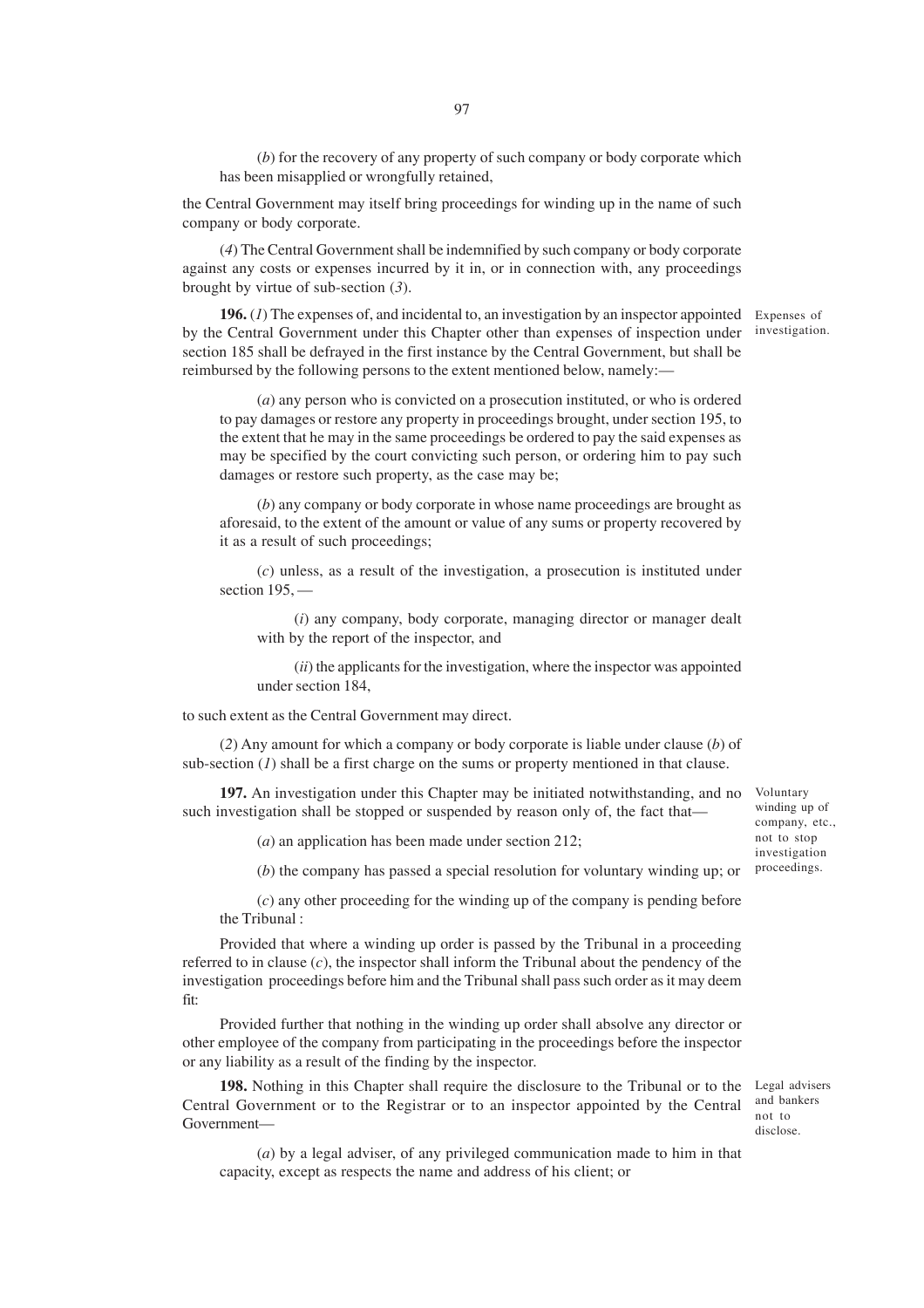(*b*) for the recovery of any property of such company or body corporate which has been misapplied or wrongfully retained,

the Central Government may itself bring proceedings for winding up in the name of such company or body corporate.

(*4*) The Central Government shall be indemnified by such company or body corporate against any costs or expenses incurred by it in, or in connection with, any proceedings brought by virtue of sub-section (*3*).

Expenses of investigation.

**196.** (*1*) The expenses of, and incidental to, an investigation by an inspector appointed by the Central Government under this Chapter other than expenses of inspection under section 185 shall be defrayed in the first instance by the Central Government, but shall be reimbursed by the following persons to the extent mentioned below, namely:—

(*a*) any person who is convicted on a prosecution instituted, or who is ordered to pay damages or restore any property in proceedings brought, under section 195, to the extent that he may in the same proceedings be ordered to pay the said expenses as may be specified by the court convicting such person, or ordering him to pay such damages or restore such property, as the case may be;

(*b*) any company or body corporate in whose name proceedings are brought as aforesaid, to the extent of the amount or value of any sums or property recovered by it as a result of such proceedings;

(*c*) unless, as a result of the investigation, a prosecution is instituted under section 195, —

(*i*) any company, body corporate, managing director or manager dealt with by the report of the inspector, and

(*ii*) the applicants for the investigation, where the inspector was appointed under section 184,

to such extent as the Central Government may direct.

(*2*) Any amount for which a company or body corporate is liable under clause (*b*) of sub-section (*1*) shall be a first charge on the sums or property mentioned in that clause.

Voluntary winding up of company, etc., not to stop investigation proceedings.

**197.** An investigation under this Chapter may be initiated notwithstanding, and no such investigation shall be stopped or suspended by reason only of, the fact that—

(*a*) an application has been made under section 212;

(*b*) the company has passed a special resolution for voluntary winding up; or

(*c*) any other proceeding for the winding up of the company is pending before the Tribunal :

Provided that where a winding up order is passed by the Tribunal in a proceeding referred to in clause (*c*), the inspector shall inform the Tribunal about the pendency of the investigation proceedings before him and the Tribunal shall pass such order as it may deem fit:

Provided further that nothing in the winding up order shall absolve any director or other employee of the company from participating in the proceedings before the inspector or any liability as a result of the finding by the inspector.

Legal advisers and bankers not to disclose.

**198.** Nothing in this Chapter shall require the disclosure to the Tribunal or to the Central Government or to the Registrar or to an inspector appointed by the Central Government—

(*a*) by a legal adviser, of any privileged communication made to him in that capacity, except as respects the name and address of his client; or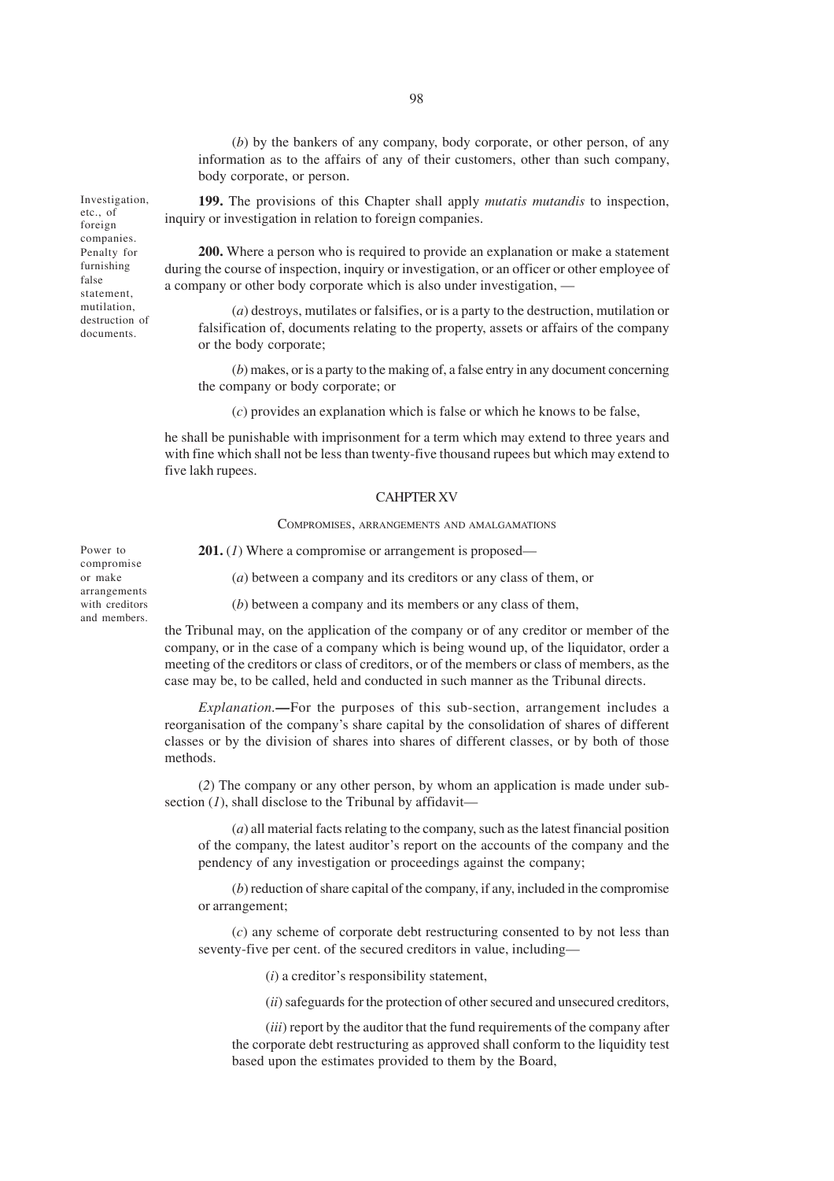(*b*) by the bankers of any company, body corporate, or other person, of any information as to the affairs of any of their customers, other than such company, body corporate, or person.

Investigation, etc., of foreign companies.

**199.** The provisions of this Chapter shall apply *mutatis mutandis* to inspection, inquiry or investigation in relation to foreign companies.

Penalty for furnishing false statement, mutilation, destruction of documents.

**200.** Where a person who is required to provide an explanation or make a statement during the course of inspection, inquiry or investigation, or an officer or other employee of a company or other body corporate which is also under investigation, —

(*a*) destroys, mutilates or falsifies, or is a party to the destruction, mutilation or falsification of, documents relating to the property, assets or affairs of the company or the body corporate;

(*b*) makes, or is a party to the making of, a false entry in any document concerning the company or body corporate; or

(*c*) provides an explanation which is false or which he knows to be false,

he shall be punishable with imprisonment for a term which may extend to three years and with fine which shall not be less than twenty-five thousand rupees but which may extend to five lakh rupees.

## CAHPTER XV

### COMPROMISES, ARRANGEMENTS AND AMALGAMATIONS

Power to compromise or make arrangements with creditors and members.

**201.** (*1*) Where a compromise or arrangement is proposed—

(*a*) between a company and its creditors or any class of them, or

(*b*) between a company and its members or any class of them,

the Tribunal may, on the application of the company or of any creditor or member of the company, or in the case of a company which is being wound up, of the liquidator, order a meeting of the creditors or class of creditors, or of the members or class of members, as the case may be, to be called, held and conducted in such manner as the Tribunal directs.

*Explanation.*—For the purposes of this sub-section, arrangement includes a reorganisation of the company's share capital by the consolidation of shares of different classes or by the division of shares into shares of different classes, or by both of those methods.

(*2*) The company or any other person, by whom an application is made under sub-section (*1*), shall disclose to the Tribunal by affidavit—

(*a*) all material facts relating to the company, such as the latest financial position of the company, the latest auditor's report on the accounts of the company and the pendency of any investigation or proceedings against the company;

(*b*) reduction of share capital of the company, if any, included in the compromise or arrangement;

(*c*) any scheme of corporate debt restructuring consented to by not less than seventy-five per cent. of the secured creditors in value, including—

(*i*) a creditor's responsibility statement,

(*ii*) safeguards for the protection of other secured and unsecured creditors,

(*iii*) report by the auditor that the fund requirements of the company after the corporate debt restructuring as approved shall conform to the liquidity test based upon the estimates provided to them by the Board,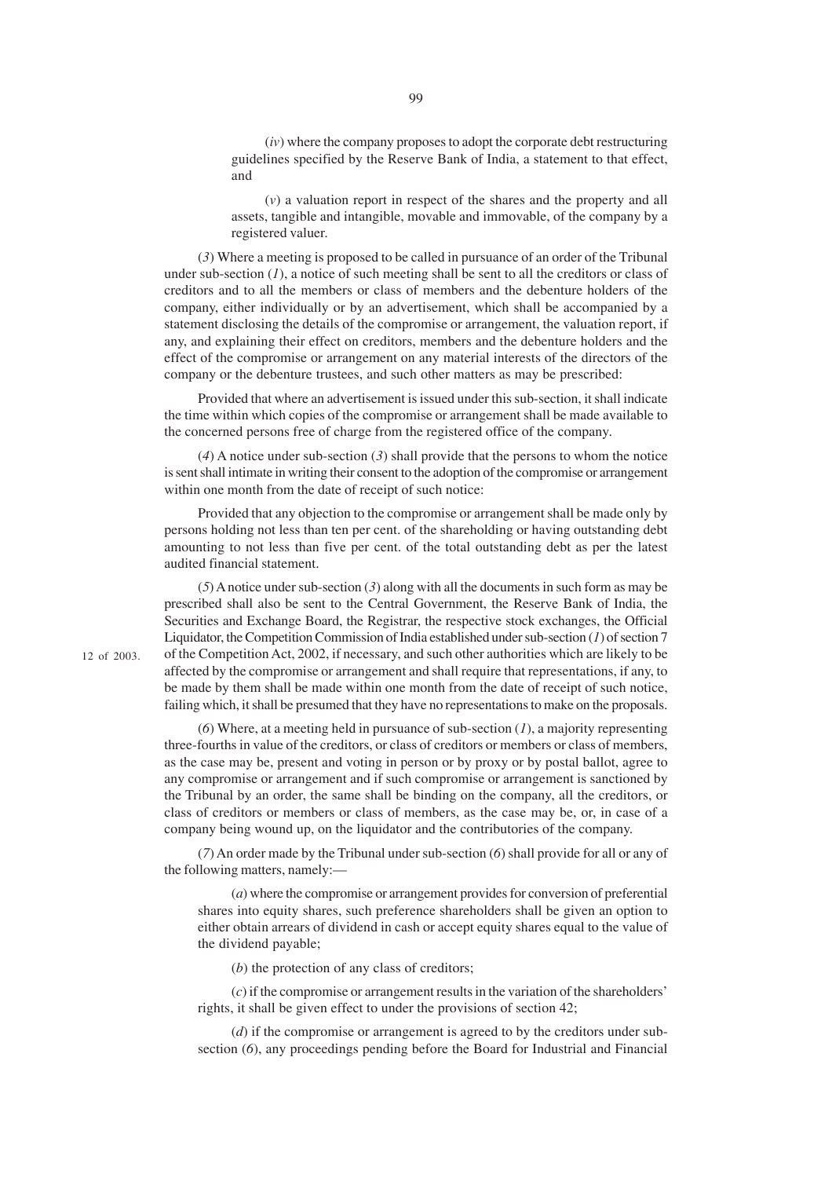(*iv*) where the company proposes to adopt the corporate debt restructuring guidelines specified by the Reserve Bank of India, a statement to that effect, and

(*v*) a valuation report in respect of the shares and the property and all assets, tangible and intangible, movable and immovable, of the company by a registered valuer.

(*3*) Where a meeting is proposed to be called in pursuance of an order of the Tribunal under sub-section (*1*), a notice of such meeting shall be sent to all the creditors or class of creditors and to all the members or class of members and the debenture holders of the company, either individually or by an advertisement, which shall be accompanied by a statement disclosing the details of the compromise or arrangement, the valuation report, if any, and explaining their effect on creditors, members and the debenture holders and the effect of the compromise or arrangement on any material interests of the directors of the company or the debenture trustees, and such other matters as may be prescribed:

Provided that where an advertisement is issued under this sub-section, it shall indicate the time within which copies of the compromise or arrangement shall be made available to the concerned persons free of charge from the registered office of the company.

(*4*) A notice under sub-section (*3*) shall provide that the persons to whom the notice is sent shall intimate in writing their consent to the adoption of the compromise or arrangement within one month from the date of receipt of such notice:

Provided that any objection to the compromise or arrangement shall be made only by persons holding not less than ten per cent. of the shareholding or having outstanding debt amounting to not less than five per cent. of the total outstanding debt as per the latest audited financial statement.

(*5*) A notice under sub-section (*3*) along with all the documents in such form as may be prescribed shall also be sent to the Central Government, the Reserve Bank of India, the Securities and Exchange Board, the Registrar, the respective stock exchanges, the Official Liquidator, the Competition Commission of India established under sub-section (*1*) of section 7 of the Competition Act, 2002, if necessary, and such other authorities which are likely to be affected by the compromise or arrangement and shall require that representations, if any, to be made by them shall be made within one month from the date of receipt of such notice, failing which, it shall be presumed that they have no representations to make on the proposals.

12 of 2003.

(*6*) Where, at a meeting held in pursuance of sub-section (*1*), a majority representing three-fourths in value of the creditors, or class of creditors or members or class of members, as the case may be, present and voting in person or by proxy or by postal ballot, agree to any compromise or arrangement and if such compromise or arrangement is sanctioned by the Tribunal by an order, the same shall be binding on the company, all the creditors, or class of creditors or members or class of members, as the case may be, or, in case of a company being wound up, on the liquidator and the contributories of the company.

(*7*) An order made by the Tribunal under sub-section (*6*) shall provide for all or any of the following matters, namely:—

(*a*) where the compromise or arrangement provides for conversion of preferential shares into equity shares, such preference shareholders shall be given an option to either obtain arrears of dividend in cash or accept equity shares equal to the value of the dividend payable;

(*b*) the protection of any class of creditors;

(*c*) if the compromise or arrangement results in the variation of the shareholders' rights, it shall be given effect to under the provisions of section 42;

(*d*) if the compromise or arrangement is agreed to by the creditors under sub-section (*6*), any proceedings pending before the Board for Industrial and Financial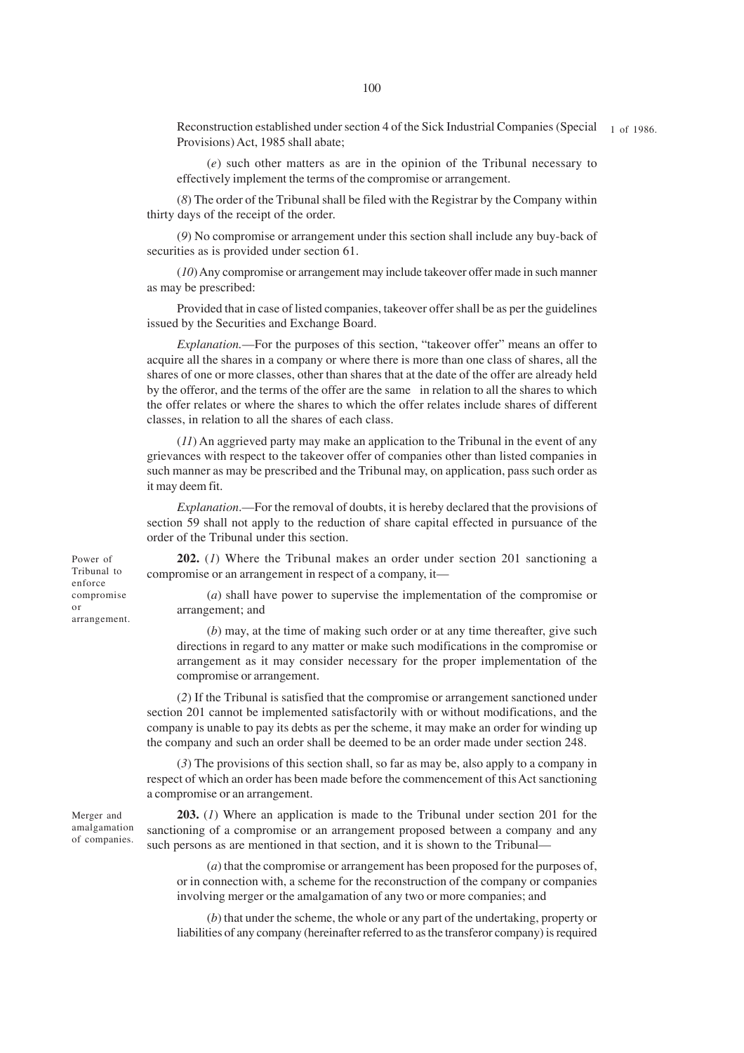Reconstruction established under section 4 of the Sick Industrial Companies (Special Provisions) Act, 1985 shall abate; 1 of 1986.

(*e*) such other matters as are in the opinion of the Tribunal necessary to effectively implement the terms of the compromise or arrangement.

(*8*) The order of the Tribunal shall be filed with the Registrar by the Company within thirty days of the receipt of the order.

(*9*) No compromise or arrangement under this section shall include any buy-back of securities as is provided under section 61.

(*10*) Any compromise or arrangement may include takeover offer made in such manner as may be prescribed:

Provided that in case of listed companies, takeover offer shall be as per the guidelines issued by the Securities and Exchange Board.

*Explanation.*—For the purposes of this section, "takeover offer" means an offer to acquire all the shares in a company or where there is more than one class of shares, all the shares of one or more classes, other than shares that at the date of the offer are already held by the offeror, and the terms of the offer are the same in relation to all the shares to which the offer relates or where the shares to which the offer relates include shares of different classes, in relation to all the shares of each class.

(*11*) An aggrieved party may make an application to the Tribunal in the event of any grievances with respect to the takeover offer of companies other than listed companies in such manner as may be prescribed and the Tribunal may, on application, pass such order as it may deem fit.

*Explanation*.—For the removal of doubts, it is hereby declared that the provisions of section 59 shall not apply to the reduction of share capital effected in pursuance of the order of the Tribunal under this section.

Power of Tribunal to enforce compromise or arrangement.

**202.** (*1*) Where the Tribunal makes an order under section 201 sanctioning a compromise or an arrangement in respect of a company, it—

(*a*) shall have power to supervise the implementation of the compromise or arrangement; and

(*b*) may, at the time of making such order or at any time thereafter, give such directions in regard to any matter or make such modifications in the compromise or arrangement as it may consider necessary for the proper implementation of the compromise or arrangement.

(*2*) If the Tribunal is satisfied that the compromise or arrangement sanctioned under section 201 cannot be implemented satisfactorily with or without modifications, and the company is unable to pay its debts as per the scheme, it may make an order for winding up the company and such an order shall be deemed to be an order made under section 248.

(*3*) The provisions of this section shall, so far as may be, also apply to a company in respect of which an order has been made before the commencement of this Act sanctioning a compromise or an arrangement.

Merger and amalgamation of companies.

**203.** (*1*) Where an application is made to the Tribunal under section 201 for the sanctioning of a compromise or an arrangement proposed between a company and any such persons as are mentioned in that section, and it is shown to the Tribunal—

(*a*) that the compromise or arrangement has been proposed for the purposes of, or in connection with, a scheme for the reconstruction of the company or companies involving merger or the amalgamation of any two or more companies; and

(*b*) that under the scheme, the whole or any part of the undertaking, property or liabilities of any company (hereinafter referred to as the transferor company) is required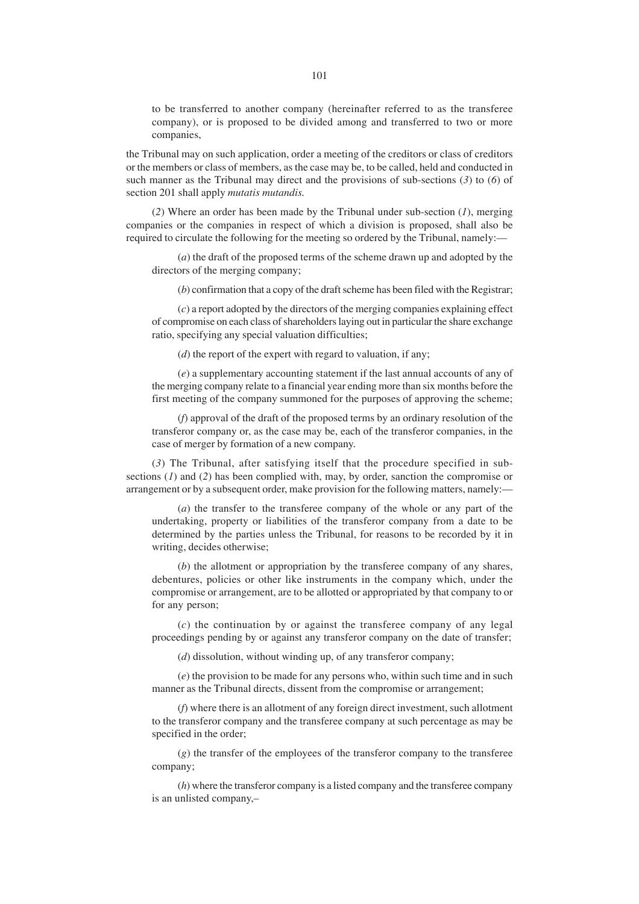to be transferred to another company (hereinafter referred to as the transferee company), or is proposed to be divided among and transferred to two or more companies,

the Tribunal may on such application, order a meeting of the creditors or class of creditors or the members or class of members, as the case may be, to be called, held and conducted in such manner as the Tribunal may direct and the provisions of sub-sections (*3*) to (*6*) of section 201 shall apply *mutatis mutandis.*

(*2*) Where an order has been made by the Tribunal under sub-section (*1*), merging companies or the companies in respect of which a division is proposed, shall also be required to circulate the following for the meeting so ordered by the Tribunal, namely:—

(*a*) the draft of the proposed terms of the scheme drawn up and adopted by the directors of the merging company;

(*b*) confirmation that a copy of the draft scheme has been filed with the Registrar;

(*c*) a report adopted by the directors of the merging companies explaining effect of compromise on each class of shareholders laying out in particular the share exchange ratio, specifying any special valuation difficulties;

(*d*) the report of the expert with regard to valuation, if any;

(*e*) a supplementary accounting statement if the last annual accounts of any of the merging company relate to a financial year ending more than six months before the first meeting of the company summoned for the purposes of approving the scheme;

(*f*) approval of the draft of the proposed terms by an ordinary resolution of the transferor company or, as the case may be, each of the transferor companies, in the case of merger by formation of a new company.

(*3*) The Tribunal, after satisfying itself that the procedure specified in sub-sections (*1*) and (*2*) has been complied with, may, by order, sanction the compromise or arrangement or by a subsequent order, make provision for the following matters, namely:—

(*a*) the transfer to the transferee company of the whole or any part of the undertaking, property or liabilities of the transferor company from a date to be determined by the parties unless the Tribunal, for reasons to be recorded by it in writing, decides otherwise;

(*b*) the allotment or appropriation by the transferee company of any shares, debentures, policies or other like instruments in the company which, under the compromise or arrangement, are to be allotted or appropriated by that company to or for any person;

(*c*) the continuation by or against the transferee company of any legal proceedings pending by or against any transferor company on the date of transfer;

(*d*) dissolution, without winding up, of any transferor company;

(*e*) the provision to be made for any persons who, within such time and in such manner as the Tribunal directs, dissent from the compromise or arrangement;

(*f*) where there is an allotment of any foreign direct investment, such allotment to the transferor company and the transferee company at such percentage as may be specified in the order;

(*g*) the transfer of the employees of the transferor company to the transferee company;

(*h*) where the transferor company is a listed company and the transferee company is an unlisted company,–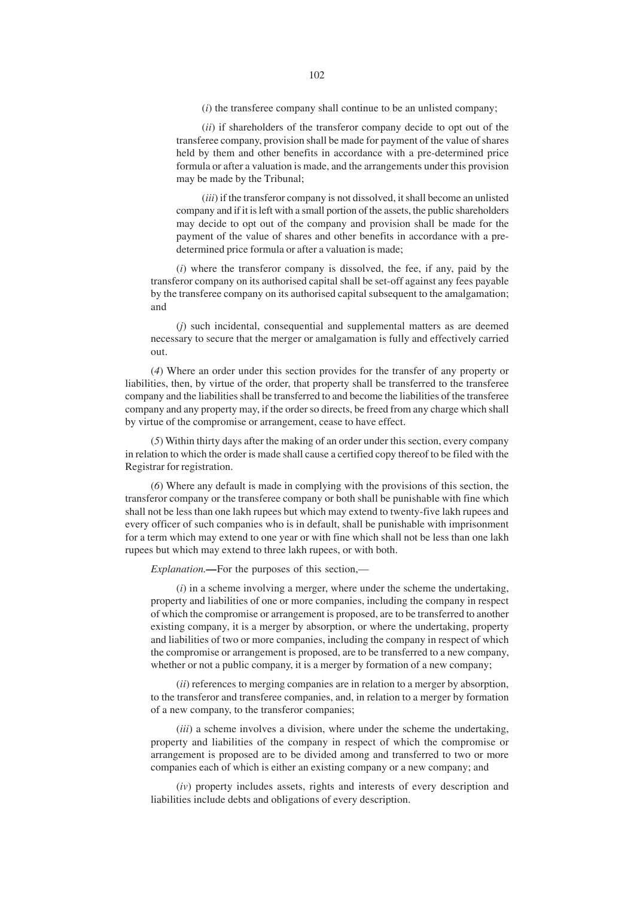(*i*) the transferee company shall continue to be an unlisted company;

(*ii*) if shareholders of the transferor company decide to opt out of the transferee company, provision shall be made for payment of the value of shares held by them and other benefits in accordance with a pre-determined price formula or after a valuation is made, and the arrangements under this provision may be made by the Tribunal;

(*iii*) if the transferor company is not dissolved, it shall become an unlisted company and if it is left with a small portion of the assets, the public shareholders may decide to opt out of the company and provision shall be made for the payment of the value of shares and other benefits in accordance with a pre-determined price formula or after a valuation is made;

(*i*) where the transferor company is dissolved, the fee, if any, paid by the transferor company on its authorised capital shall be set-off against any fees payable by the transferee company on its authorised capital subsequent to the amalgamation; and

(*j*) such incidental, consequential and supplemental matters as are deemed necessary to secure that the merger or amalgamation is fully and effectively carried out.

(*4*) Where an order under this section provides for the transfer of any property or liabilities, then, by virtue of the order, that property shall be transferred to the transferee company and the liabilities shall be transferred to and become the liabilities of the transferee company and any property may, if the order so directs, be freed from any charge which shall by virtue of the compromise or arrangement, cease to have effect.

(*5*) Within thirty days after the making of an order under this section, every company in relation to which the order is made shall cause a certified copy thereof to be filed with the Registrar for registration.

(*6*) Where any default is made in complying with the provisions of this section, the transferor company or the transferee company or both shall be punishable with fine which shall not be less than one lakh rupees but which may extend to twenty-five lakh rupees and every officer of such companies who is in default, shall be punishable with imprisonment for a term which may extend to one year or with fine which shall not be less than one lakh rupees but which may extend to three lakh rupees, or with both.

*Explanation.*—For the purposes of this section,—

(*i*) in a scheme involving a merger, where under the scheme the undertaking, property and liabilities of one or more companies, including the company in respect of which the compromise or arrangement is proposed, are to be transferred to another existing company, it is a merger by absorption, or where the undertaking, property and liabilities of two or more companies, including the company in respect of which the compromise or arrangement is proposed, are to be transferred to a new company, whether or not a public company, it is a merger by formation of a new company;

(*ii*) references to merging companies are in relation to a merger by absorption, to the transferor and transferee companies, and, in relation to a merger by formation of a new company, to the transferor companies;

(*iii*) a scheme involves a division, where under the scheme the undertaking, property and liabilities of the company in respect of which the compromise or arrangement is proposed are to be divided among and transferred to two or more companies each of which is either an existing company or a new company; and

(*iv*) property includes assets, rights and interests of every description and liabilities include debts and obligations of every description.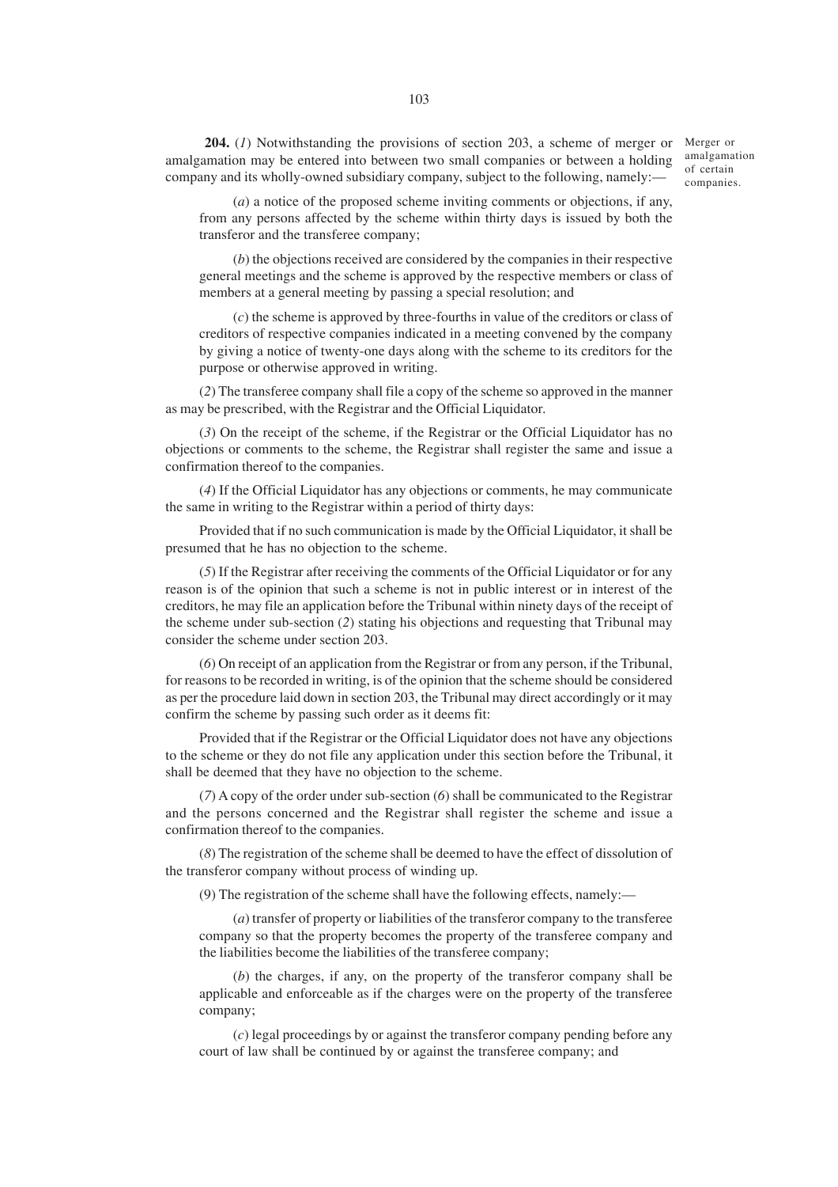**204.** (*1*) Notwithstanding the provisions of section 203, a scheme of merger or amalgamation may be entered into between two small companies or between a holding company and its wholly-owned subsidiary company, subject to the following, namely:—

Merger or amalgamation of certain companies.

(*a*) a notice of the proposed scheme inviting comments or objections, if any, from any persons affected by the scheme within thirty days is issued by both the transferor and the transferee company;

(*b*) the objections received are considered by the companies in their respective general meetings and the scheme is approved by the respective members or class of members at a general meeting by passing a special resolution; and

(*c*) the scheme is approved by three-fourths in value of the creditors or class of creditors of respective companies indicated in a meeting convened by the company by giving a notice of twenty-one days along with the scheme to its creditors for the purpose or otherwise approved in writing.

(*2*) The transferee company shall file a copy of the scheme so approved in the manner as may be prescribed, with the Registrar and the Official Liquidator.

(*3*) On the receipt of the scheme, if the Registrar or the Official Liquidator has no objections or comments to the scheme, the Registrar shall register the same and issue a confirmation thereof to the companies.

(*4*) If the Official Liquidator has any objections or comments, he may communicate the same in writing to the Registrar within a period of thirty days:

Provided that if no such communication is made by the Official Liquidator, it shall be presumed that he has no objection to the scheme.

(*5*) If the Registrar after receiving the comments of the Official Liquidator or for any reason is of the opinion that such a scheme is not in public interest or in interest of the creditors, he may file an application before the Tribunal within ninety days of the receipt of the scheme under sub-section (*2*) stating his objections and requesting that Tribunal may consider the scheme under section 203.

(*6*) On receipt of an application from the Registrar or from any person, if the Tribunal, for reasons to be recorded in writing, is of the opinion that the scheme should be considered as per the procedure laid down in section 203, the Tribunal may direct accordingly or it may confirm the scheme by passing such order as it deems fit:

Provided that if the Registrar or the Official Liquidator does not have any objections to the scheme or they do not file any application under this section before the Tribunal, it shall be deemed that they have no objection to the scheme.

(*7*) A copy of the order under sub-section (*6*) shall be communicated to the Registrar and the persons concerned and the Registrar shall register the scheme and issue a confirmation thereof to the companies.

(*8*) The registration of the scheme shall be deemed to have the effect of dissolution of the transferor company without process of winding up.

(9) The registration of the scheme shall have the following effects, namely:—

(*a*) transfer of property or liabilities of the transferor company to the transferee company so that the property becomes the property of the transferee company and the liabilities become the liabilities of the transferee company;

(*b*) the charges, if any, on the property of the transferor company shall be applicable and enforceable as if the charges were on the property of the transferee company;

(*c*) legal proceedings by or against the transferor company pending before any court of law shall be continued by or against the transferee company; and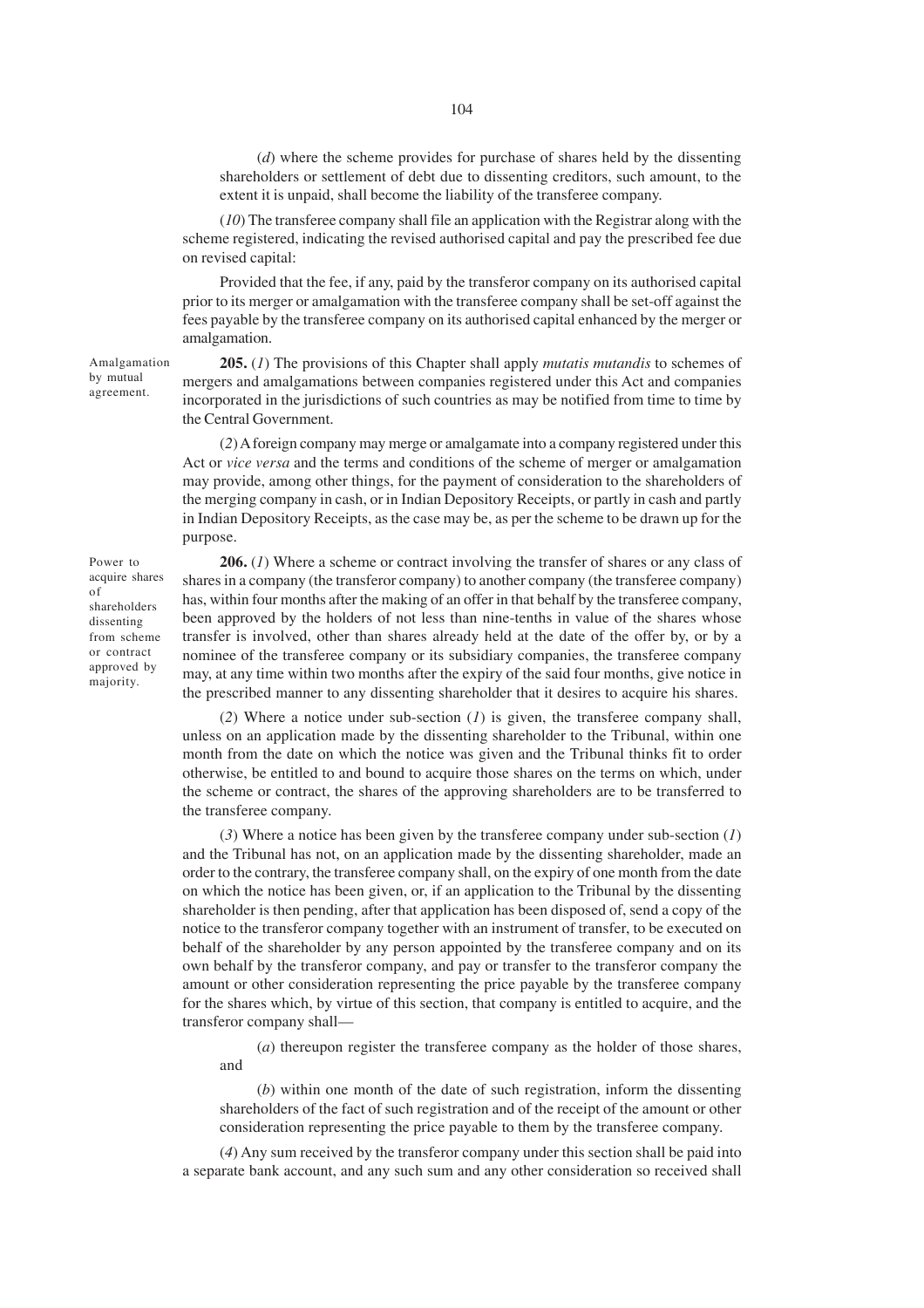(*d*) where the scheme provides for purchase of shares held by the dissenting shareholders or settlement of debt due to dissenting creditors, such amount, to the extent it is unpaid, shall become the liability of the transferee company.

(*10*) The transferee company shall file an application with the Registrar along with the scheme registered, indicating the revised authorised capital and pay the prescribed fee due on revised capital:

Provided that the fee, if any, paid by the transferor company on its authorised capital prior to its merger or amalgamation with the transferee company shall be set-off against the fees payable by the transferee company on its authorised capital enhanced by the merger or amalgamation.

Amalgamation by mutual agreement.

**205.** (*1*) The provisions of this Chapter shall apply *mutatis mutandis* to schemes of mergers and amalgamations between companies registered under this Act and companies incorporated in the jurisdictions of such countries as may be notified from time to time by the Central Government.

(*2*) A foreign company may merge or amalgamate into a company registered under this Act or *vice versa* and the terms and conditions of the scheme of merger or amalgamation may provide, among other things, for the payment of consideration to the shareholders of the merging company in cash, or in Indian Depository Receipts, or partly in cash and partly in Indian Depository Receipts, as the case may be, as per the scheme to be drawn up for the purpose.

Power to acquire shares of shareholders dissenting from scheme or contract approved by majority.

**206.** (*1*) Where a scheme or contract involving the transfer of shares or any class of shares in a company (the transferor company) to another company (the transferee company) has, within four months after the making of an offer in that behalf by the transferee company, been approved by the holders of not less than nine-tenths in value of the shares whose transfer is involved, other than shares already held at the date of the offer by, or by a nominee of the transferee company or its subsidiary companies, the transferee company may, at any time within two months after the expiry of the said four months, give notice in the prescribed manner to any dissenting shareholder that it desires to acquire his shares.

(*2*) Where a notice under sub-section (*1*) is given, the transferee company shall, unless on an application made by the dissenting shareholder to the Tribunal, within one month from the date on which the notice was given and the Tribunal thinks fit to order otherwise, be entitled to and bound to acquire those shares on the terms on which, under the scheme or contract, the shares of the approving shareholders are to be transferred to the transferee company.

(*3*) Where a notice has been given by the transferee company under sub-section (*1*) and the Tribunal has not, on an application made by the dissenting shareholder, made an order to the contrary, the transferee company shall, on the expiry of one month from the date on which the notice has been given, or, if an application to the Tribunal by the dissenting shareholder is then pending, after that application has been disposed of, send a copy of the notice to the transferor company together with an instrument of transfer, to be executed on behalf of the shareholder by any person appointed by the transferee company and on its own behalf by the transferor company, and pay or transfer to the transferor company the amount or other consideration representing the price payable by the transferee company for the shares which, by virtue of this section, that company is entitled to acquire, and the transferor company shall—

(*a*) thereupon register the transferee company as the holder of those shares, and

(*b*) within one month of the date of such registration, inform the dissenting shareholders of the fact of such registration and of the receipt of the amount or other consideration representing the price payable to them by the transferee company.

(*4*) Any sum received by the transferor company under this section shall be paid into a separate bank account, and any such sum and any other consideration so received shall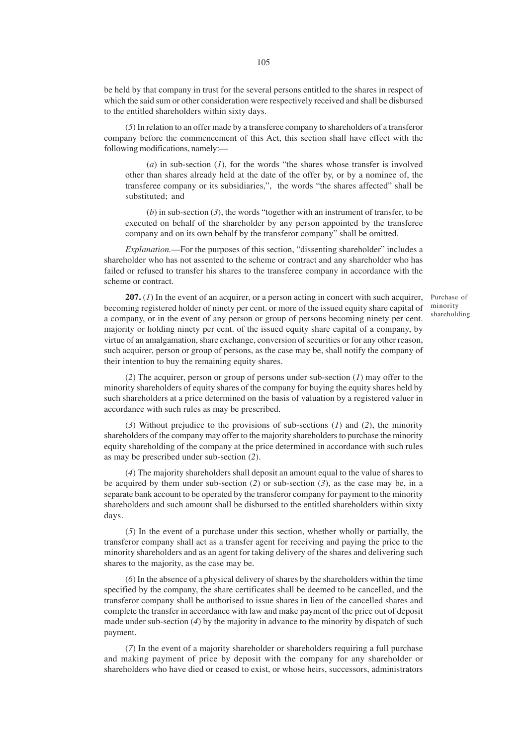be held by that company in trust for the several persons entitled to the shares in respect of which the said sum or other consideration were respectively received and shall be disbursed to the entitled shareholders within sixty days.

(*5*) In relation to an offer made by a transferee company to shareholders of a transferor company before the commencement of this Act, this section shall have effect with the following modifications, namely:—

(*a*) in sub-section (*1*), for the words "the shares whose transfer is involved other than shares already held at the date of the offer by, or by a nominee of, the transferee company or its subsidiaries,", the words "the shares affected" shall be substituted; and

(*b*) in sub-section (*3*), the words "together with an instrument of transfer, to be executed on behalf of the shareholder by any person appointed by the transferee company and on its own behalf by the transferor company" shall be omitted.

*Explanation.*—For the purposes of this section, "dissenting shareholder" includes a shareholder who has not assented to the scheme or contract and any shareholder who has failed or refused to transfer his shares to the transferee company in accordance with the scheme or contract.

Purchase of minority shareholding.

**207.** (*1*) In the event of an acquirer, or a person acting in concert with such acquirer, becoming registered holder of ninety per cent. or more of the issued equity share capital of a company, or in the event of any person or group of persons becoming ninety per cent. majority or holding ninety per cent. of the issued equity share capital of a company, by virtue of an amalgamation, share exchange, conversion of securities or for any other reason, such acquirer, person or group of persons, as the case may be, shall notify the company of their intention to buy the remaining equity shares.

(*2*) The acquirer, person or group of persons under sub-section (*1*) may offer to the minority shareholders of equity shares of the company for buying the equity shares held by such shareholders at a price determined on the basis of valuation by a registered valuer in accordance with such rules as may be prescribed.

(*3*) Without prejudice to the provisions of sub-sections (*1*) and (*2*), the minority shareholders of the company may offer to the majority shareholders to purchase the minority equity shareholding of the company at the price determined in accordance with such rules as may be prescribed under sub-section (*2*).

(*4*) The majority shareholders shall deposit an amount equal to the value of shares to be acquired by them under sub-section (*2*) or sub-section (*3*), as the case may be, in a separate bank account to be operated by the transferor company for payment to the minority shareholders and such amount shall be disbursed to the entitled shareholders within sixty days.

(*5*) In the event of a purchase under this section, whether wholly or partially, the transferor company shall act as a transfer agent for receiving and paying the price to the minority shareholders and as an agent for taking delivery of the shares and delivering such shares to the majority, as the case may be.

(*6*) In the absence of a physical delivery of shares by the shareholders within the time specified by the company, the share certificates shall be deemed to be cancelled, and the transferor company shall be authorised to issue shares in lieu of the cancelled shares and complete the transfer in accordance with law and make payment of the price out of deposit made under sub-section (*4*) by the majority in advance to the minority by dispatch of such payment.

(*7*) In the event of a majority shareholder or shareholders requiring a full purchase and making payment of price by deposit with the company for any shareholder or shareholders who have died or ceased to exist, or whose heirs, successors, administrators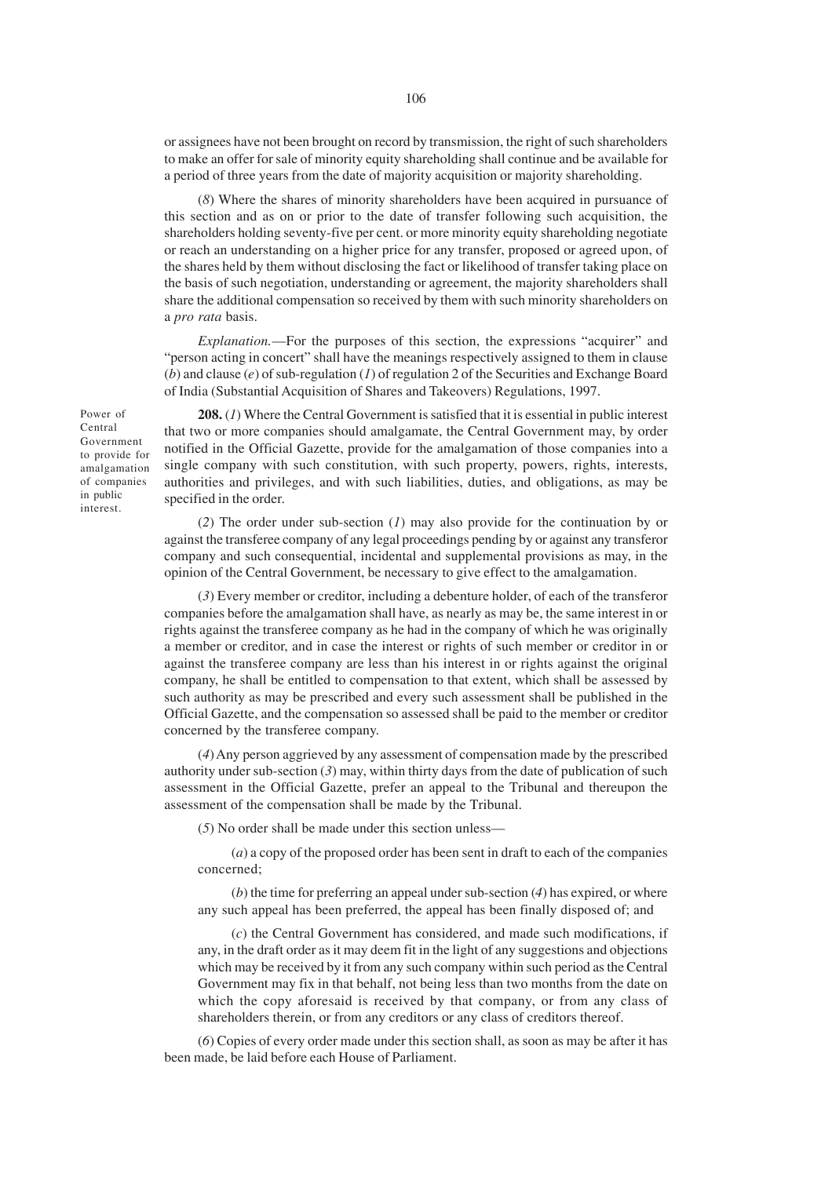or assignees have not been brought on record by transmission, the right of such shareholders to make an offer for sale of minority equity shareholding shall continue and be available for a period of three years from the date of majority acquisition or majority shareholding.

(*8*) Where the shares of minority shareholders have been acquired in pursuance of this section and as on or prior to the date of transfer following such acquisition, the shareholders holding seventy-five per cent. or more minority equity shareholding negotiate or reach an understanding on a higher price for any transfer, proposed or agreed upon, of the shares held by them without disclosing the fact or likelihood of transfer taking place on the basis of such negotiation, understanding or agreement, the majority shareholders shall share the additional compensation so received by them with such minority shareholders on a *pro rata* basis.

*Explanation.*—For the purposes of this section, the expressions "acquirer" and "person acting in concert" shall have the meanings respectively assigned to them in clause (*b*) and clause (*e*) of sub-regulation (*1*) of regulation 2 of the Securities and Exchange Board of India (Substantial Acquisition of Shares and Takeovers) Regulations, 1997.

Power of Central Government to provide for amalgamation of companies in public interest.

**208.** (*1*) Where the Central Government is satisfied that it is essential in public interest that two or more companies should amalgamate, the Central Government may, by order notified in the Official Gazette, provide for the amalgamation of those companies into a single company with such constitution, with such property, powers, rights, interests, authorities and privileges, and with such liabilities, duties, and obligations, as may be specified in the order.

(*2*) The order under sub-section (*1*) may also provide for the continuation by or against the transferee company of any legal proceedings pending by or against any transferor company and such consequential, incidental and supplemental provisions as may, in the opinion of the Central Government, be necessary to give effect to the amalgamation.

(*3*) Every member or creditor, including a debenture holder, of each of the transferor companies before the amalgamation shall have, as nearly as may be, the same interest in or rights against the transferee company as he had in the company of which he was originally a member or creditor, and in case the interest or rights of such member or creditor in or against the transferee company are less than his interest in or rights against the original company, he shall be entitled to compensation to that extent, which shall be assessed by such authority as may be prescribed and every such assessment shall be published in the Official Gazette, and the compensation so assessed shall be paid to the member or creditor concerned by the transferee company.

(*4*) Any person aggrieved by any assessment of compensation made by the prescribed authority under sub-section (*3*) may, within thirty days from the date of publication of such assessment in the Official Gazette, prefer an appeal to the Tribunal and thereupon the assessment of the compensation shall be made by the Tribunal.

(*5*) No order shall be made under this section unless—

(*a*) a copy of the proposed order has been sent in draft to each of the companies concerned;

(*b*) the time for preferring an appeal under sub-section (*4*) has expired, or where any such appeal has been preferred, the appeal has been finally disposed of; and

(*c*) the Central Government has considered, and made such modifications, if any, in the draft order as it may deem fit in the light of any suggestions and objections which may be received by it from any such company within such period as the Central Government may fix in that behalf, not being less than two months from the date on which the copy aforesaid is received by that company, or from any class of shareholders therein, or from any creditors or any class of creditors thereof.

(*6*) Copies of every order made under this section, as soon as may be after it has been made, be laid before each House of Parliament.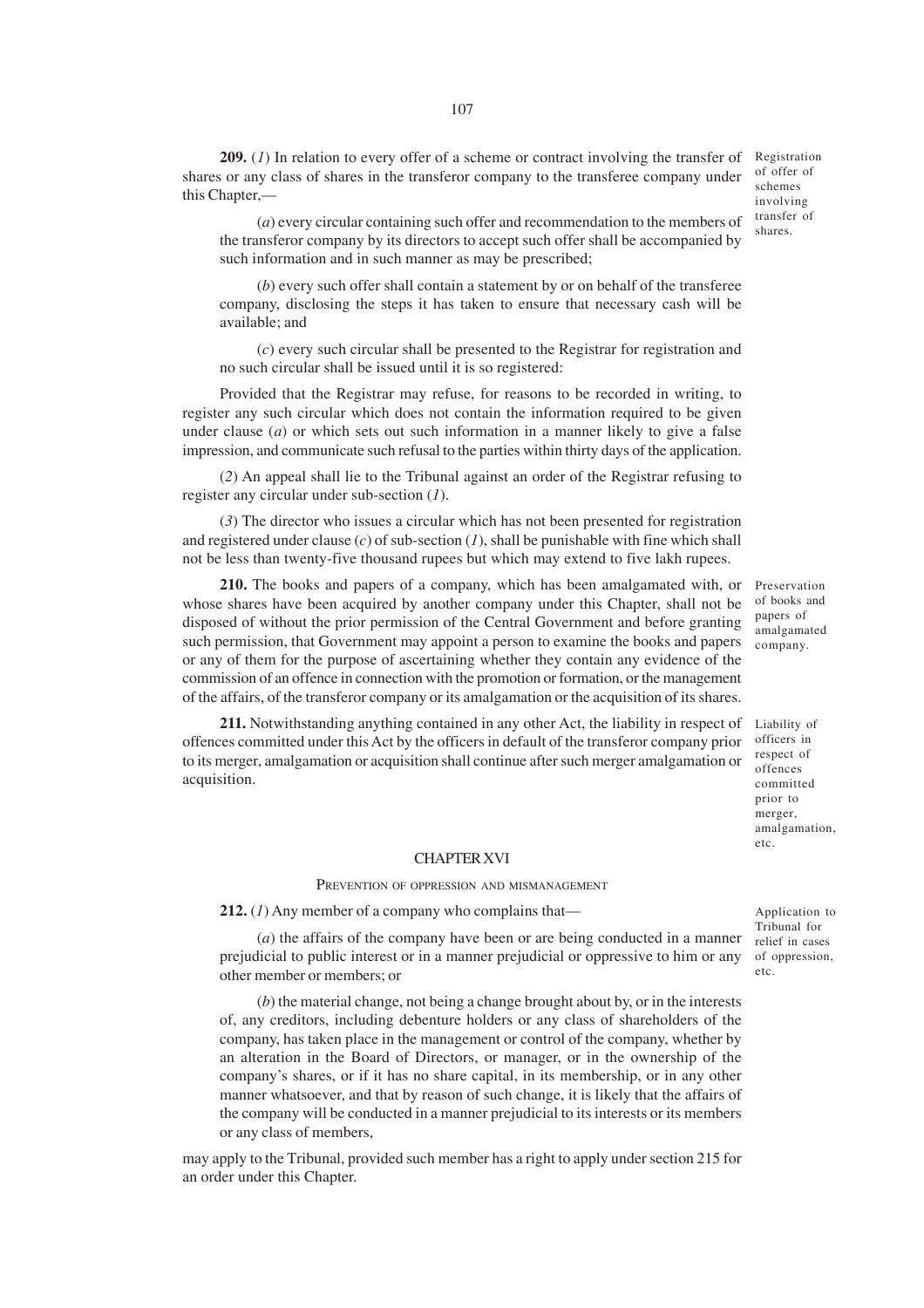**209.** (*1*) In relation to every offer of a scheme or contract involving the transfer of shares or any class of shares in the transferor company to the transferee company under this Chapter,—

Registration of offer of schemes involving transfer of shares.

(*a*) every circular containing such offer and recommendation to the members of the transferor company by its directors to accept such offer shall be accompanied by such information and in such manner as may be prescribed;

(*b*) every such offer shall contain a statement by or on behalf of the transferee company, disclosing the steps it has taken to ensure that necessary cash will be available; and

(*c*) every such circular shall be presented to the Registrar for registration and no such circular shall be issued until it is so registered:

Provided that the Registrar may refuse, for reasons to be recorded in writing, to register any such circular which does not contain the information required to be given under clause (*a*) or which sets out such information in a manner likely to give a false impression, and communicate such refusal to the parties within thirty days of the application.

(*2*) An appeal shall lie to the Tribunal against an order of the Registrar refusing to register any circular under sub-section (*1*).

(*3*) The director who issues a circular which has not been presented for registration and registered under clause (*c*) of sub-section (*1*), shall be punishable with fine which shall not be less than twenty-five thousand rupees but which may extend to five lakh rupees.

Preservation of books and papers of amalgamated company.

**210.** The books and papers of a company, which has been amalgamated with, or whose shares have been acquired by another company under this Chapter, shall not be disposed of without the prior permission of the Central Government and before granting such permission, that Government may appoint a person to examine the books and papers or any of them for the purpose of ascertaining whether they contain any evidence of the commission of an offence in connection with the promotion or formation, or the management of the affairs, of the transferor company or its amalgamation or the acquisition of its shares.

Liability of officers in respect of offences committed prior to merger, amalgamation, etc.

**211.** Notwithstanding anything contained in any other Act, the liability in respect of offences committed under this Act by the officers in default of the transferor company prior to its merger, amalgamation or acquisition shall continue after such merger amalgamation or acquisition.

## CHAPTER XVI

### PREVENTION OF OPPRESSION AND MISMANAGEMENT

Application to Tribunal for relief in cases of oppression, etc.

**212.** (*1*) Any member of a company who complains that—

(*a*) the affairs of the company have been or are being conducted in a manner prejudicial to public interest or in a manner prejudicial or oppressive to him or any other member or members; or

(*b*) the material change, not being a change brought about by, or in the interests of, any creditors, including debenture holders or any class of shareholders of the company, has taken place in the management or control of the company, whether by an alteration in the Board of Directors, or manager, or in the ownership of the company's shares, or if it has no share capital, in its membership, or in any other manner whatsoever, and that by reason of such change, it is likely that the affairs of the company will be conducted in a manner prejudicial to its interests or its members or any class of members,

may apply to the Tribunal, provided such member has a right to apply under section 215 for an order under this Chapter.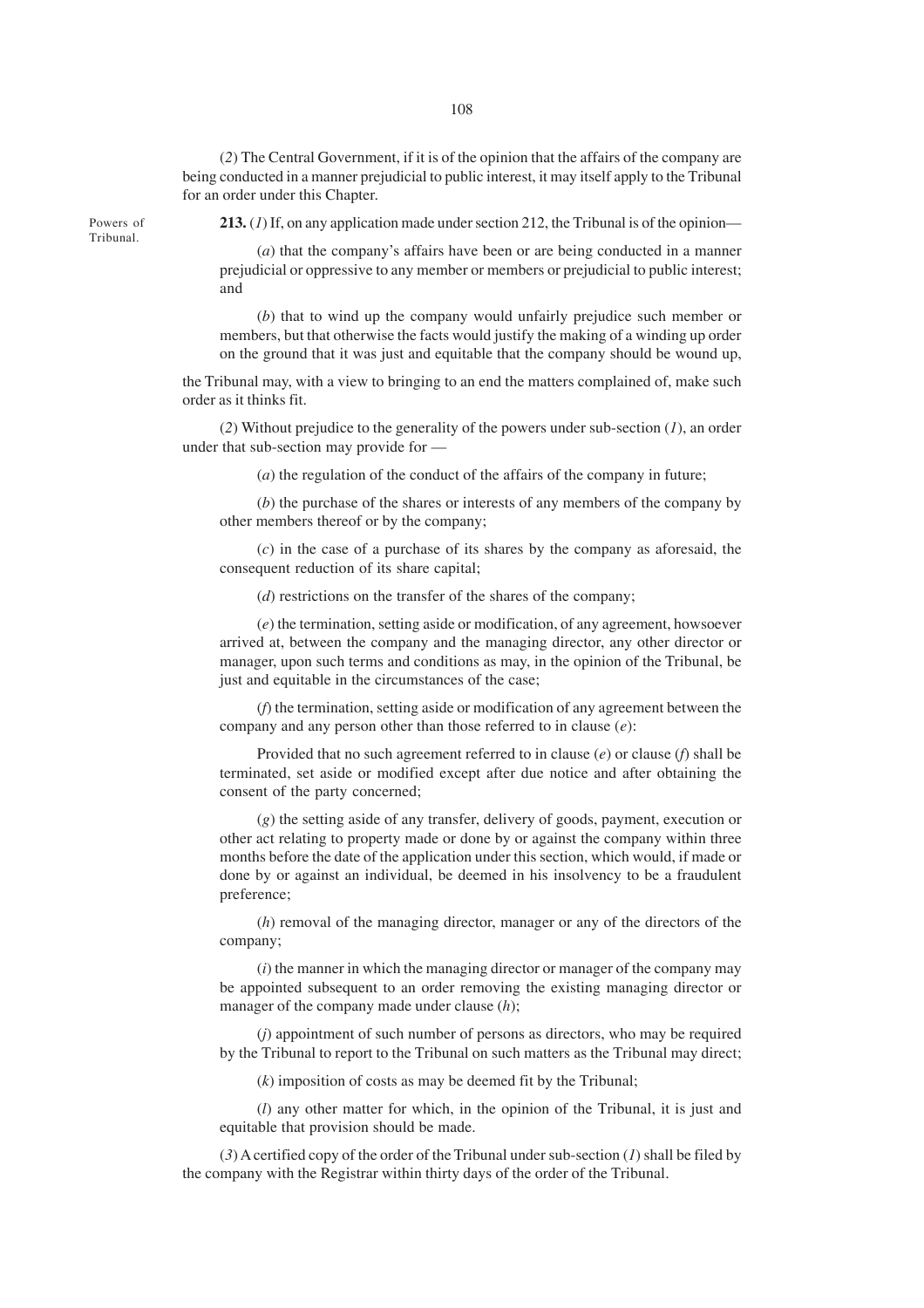(*2*) The Central Government, if it is of the opinion that the affairs of the company are being conducted in a manner prejudicial to public interest, it may itself apply to the Tribunal for an order under this Chapter.

Powers of Tribunal.

**213.** (*1*) If, on any application made under section 212, the Tribunal is of the opinion—

(*a*) that the company's affairs have been or are being conducted in a manner prejudicial or oppressive to any member or members or prejudicial to public interest; and

(*b*) that to wind up the company would unfairly prejudice such member or members, but that otherwise the facts would justify the making of a winding up order on the ground that it was just and equitable that the company should be wound up,

the Tribunal may, with a view to bringing to an end the matters complained of, make such order as it thinks fit.

(*2*) Without prejudice to the generality of the powers under sub-section (*1*), an order under that sub-section may provide for —

(*a*) the regulation of the conduct of the affairs of the company in future;

(*b*) the purchase of the shares or interests of any members of the company by other members thereof or by the company;

(*c*) in the case of a purchase of its shares by the company as aforesaid, the consequent reduction of its share capital;

(*d*) restrictions on the transfer of the shares of the company;

(*e*) the termination, setting aside or modification, of any agreement, howsoever arrived at, between the company and the managing director, any other director or manager, upon such terms and conditions as may, in the opinion of the Tribunal, be just and equitable in the circumstances of the case;

(*f*) the termination, setting aside or modification of any agreement between the company and any person other than those referred to in clause (*e*):

Provided that no such agreement referred to in clause (*e*) or clause (*f*) shall be terminated, set aside or modified except after due notice and after obtaining the consent of the party concerned;

(*g*) the setting aside of any transfer, delivery of goods, payment, execution or other act relating to property made or done by or against the company within three months before the date of the application under this section, which would, if made or done by or against an individual, be deemed in his insolvency to be a fraudulent preference;

(*h*) removal of the managing director, manager or any of the directors of the company;

(*i*) the manner in which the managing director or manager of the company may be appointed subsequent to an order removing the existing managing director or manager of the company made under clause (*h*);

(*j*) appointment of such number of persons as directors, who may be required by the Tribunal to report to the Tribunal on such matters as the Tribunal may direct;

(*k*) imposition of costs as may be deemed fit by the Tribunal;

(*l*) any other matter for which, in the opinion of the Tribunal, it is just and equitable that provision should be made.

(*3*) A certified copy of the order of the Tribunal under sub-section (*1*) shall be filed by the company with the Registrar within thirty days of the order of the Tribunal.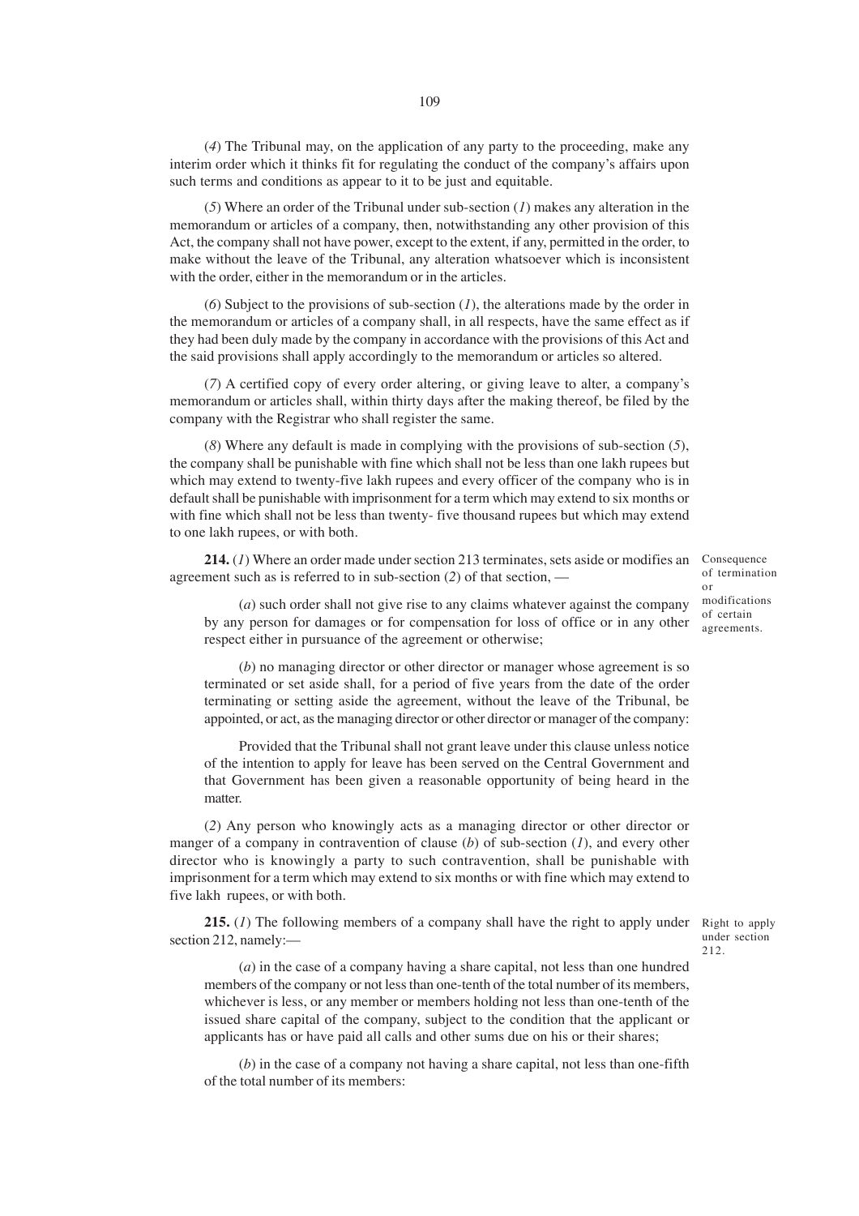(*4*) The Tribunal may, on the application of any party to the proceeding, make any interim order which it thinks fit for regulating the conduct of the company's affairs upon such terms and conditions as appear to it to be just and equitable.

(*5*) Where an order of the Tribunal under sub-section (*1*) makes any alteration in the memorandum or articles of a company, then, notwithstanding any other provision of this Act, the company shall not have power, except to the extent, if any, permitted in the order, to make without the leave of the Tribunal, any alteration whatsoever which is inconsistent with the order, either in the memorandum or in the articles.

(*6*) Subject to the provisions of sub-section (*1*), the alterations made by the order in the memorandum or articles of a company shall, in all respects, have the same effect as if they had been duly made by the company in accordance with the provisions of this Act and the said provisions shall apply accordingly to the memorandum or articles so altered.

(*7*) A certified copy of every order altering, or giving leave to alter, a company's memorandum or articles shall, within thirty days after the making thereof, be filed by the company with the Registrar who shall register the same.

(*8*) Where any default is made in complying with the provisions of sub-section (*5*), the company shall be punishable with fine which shall not be less than one lakh rupees but which may extend to twenty-five lakh rupees and every officer of the company who is in default shall be punishable with imprisonment for a term which may extend to six months or with fine which shall not be less than twenty- five thousand rupees but which may extend to one lakh rupees, or with both.

Consequence of termination or modifications of certain agreements.

**214.** (*1*) Where an order made under section 213 terminates, sets aside or modifies an agreement such as is referred to in sub-section (*2*) of that section, —

(*a*) such order shall not give rise to any claims whatever against the company by any person for damages or for compensation for loss of office or in any other respect either in pursuance of the agreement or otherwise;

(*b*) no managing director or other director or manager whose agreement is so terminated or set aside shall, for a period of five years from the date of the order terminating or setting aside the agreement, without the leave of the Tribunal, be appointed, or act, as the managing director or other director or manager of the company:

Provided that the Tribunal shall not grant leave under this clause unless notice of the intention to apply for leave has been served on the Central Government and that Government has been given a reasonable opportunity of being heard in the matter.

(*2*) Any person who knowingly acts as a managing director or other director or manger of a company in contravention of clause (*b*) of sub-section (*1*), and every other director who is knowingly a party to such contravention, shall be punishable with imprisonment for a term which may extend to six months or with fine which may extend to five lakh rupees, or with both.

Right to apply under section 212.

**215.** (*1*) The following members of a company shall have the right to apply under section 212, namely:—

(*a*) in the case of a company having a share capital, not less than one hundred members of the company or not less than one-tenth of the total number of its members, whichever is less, or any member or members holding not less than one-tenth of the issued share capital of the company, subject to the condition that the applicant or applicants has or have paid all calls and other sums due on his or their shares;

(*b*) in the case of a company not having a share capital, not less than one-fifth of the total number of its members: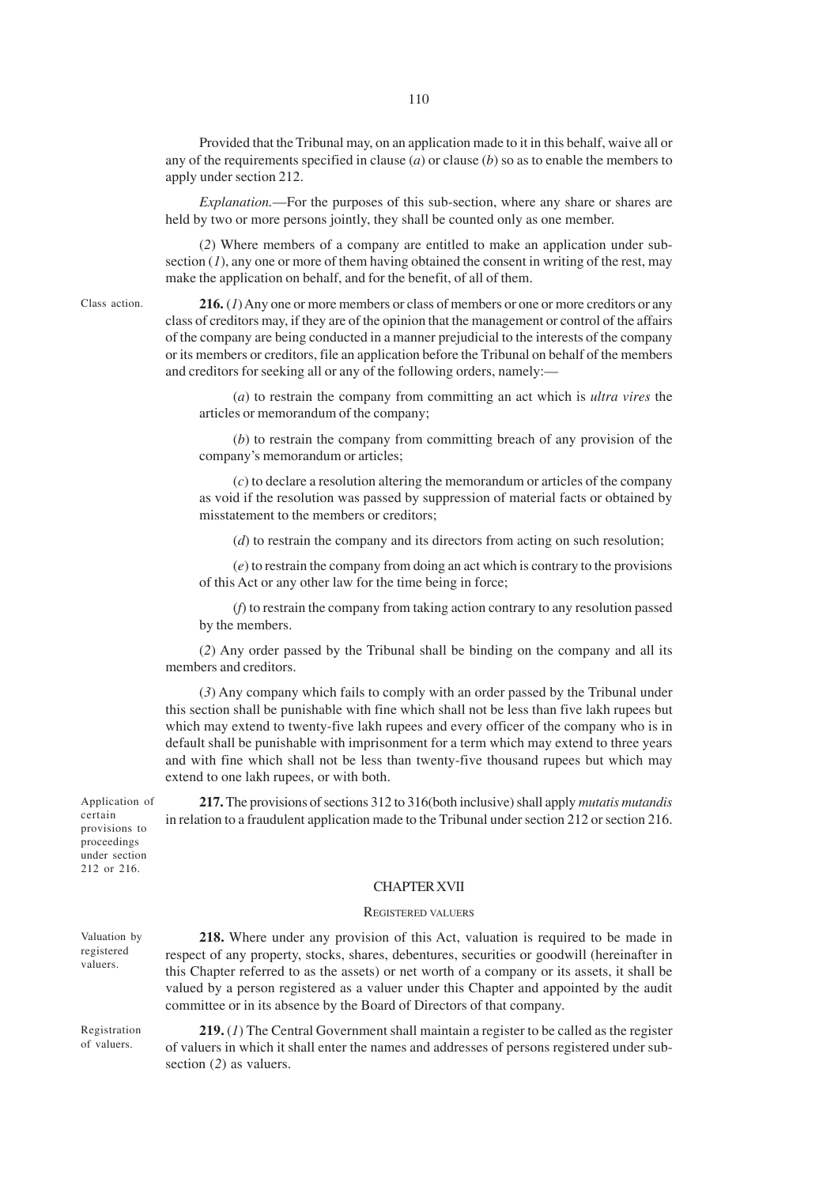Provided that the Tribunal may, on an application made to it in this behalf, waive all or any of the requirements specified in clause (*a*) or clause (*b*) so as to enable the members to apply under section 212.

*Explanation.*—For the purposes of this sub-section, where any share or shares are held by two or more persons jointly, they shall be counted only as one member.

(*2*) Where members of a company are entitled to make an application under sub-section (*1*), any one or more of them having obtained the consent in writing of the rest, may make the application on behalf, and for the benefit, of all of them.

Class action.

**216.** (*1*) Any one or more members or class of members or one or more creditors or any class of creditors may, if they are of the opinion that the management or control of the affairs of the company are being conducted in a manner prejudicial to the interests of the company or its members or creditors, file an application before the Tribunal on behalf of the members and creditors for seeking all or any of the following orders, namely:—

(*a*) to restrain the company from committing an act which is *ultra vires* the articles or memorandum of the company;

(*b*) to restrain the company from committing breach of any provision of the company's memorandum or articles;

(*c*) to declare a resolution altering the memorandum or articles of the company as void if the resolution was passed by suppression of material facts or obtained by misstatement to the members or creditors;

(*d*) to restrain the company and its directors from acting on such resolution;

(*e*) to restrain the company from doing an act which is contrary to the provisions of this Act or any other law for the time being in force;

(*f*) to restrain the company from taking action contrary to any resolution passed by the members.

(*2*) Any order passed by the Tribunal shall be binding on the company and all its members and creditors.

(*3*) Any company which fails to comply with an order passed by the Tribunal under this section shall be punishable with fine which shall not be less than five lakh rupees but which may extend to twenty-five lakh rupees and every officer of the company who is in default shall be punishable with imprisonment for a term which may extend to three years and with fine which shall not be less than twenty-five thousand rupees but which may extend to one lakh rupees, or with both.

Application of certain provisions to proceedings under section 212 or 216.

**217.** The provisions of sections 312 to 316(both inclusive) shall apply *mutatis mutandis* in relation to a fraudulent application made to the Tribunal under section 212 or section 216.

## CHAPTER XVII

### REGISTERED VALUERS

Valuation by registered valuers.

**218.** Where under any provision of this Act, valuation is required to be made in respect of any property, stocks, shares, debentures, securities or goodwill (hereinafter in this Chapter referred to as the assets) or net worth of a company or its assets, it shall be valued by a person registered as a valuer under this Chapter and appointed by the audit committee or in its absence by the Board of Directors of that company.

Registration of valuers.

**219.** (*1*) The Central Government shall maintain a register to be called as the register of valuers in which it shall enter the names and addresses of persons registered under sub-section (*2*) as valuers.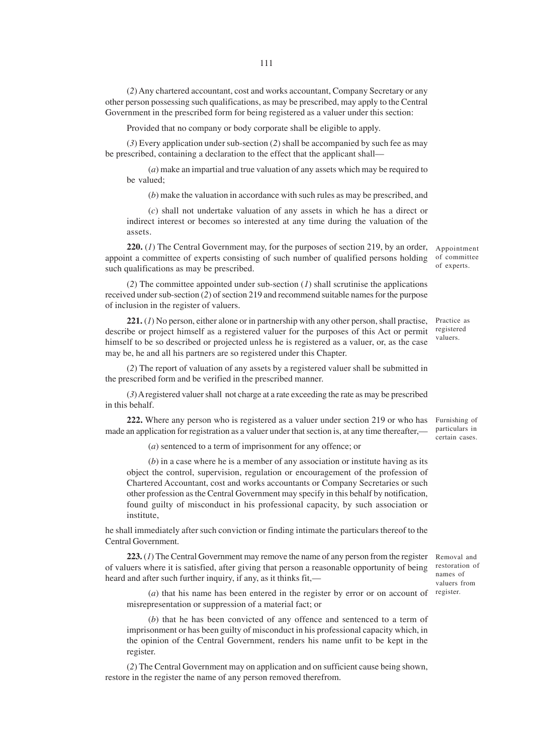(*2*) Any chartered accountant, cost and works accountant, Company Secretary or any other person possessing such qualifications, as may be prescribed, may apply to the Central Government in the prescribed form for being registered as a valuer under this section:

Provided that no company or body corporate shall be eligible to apply.

(*3*) Every application under sub-section (*2*) shall be accompanied by such fee as may be prescribed, containing a declaration to the effect that the applicant shall—

(*a*) make an impartial and true valuation of any assets which may be required to be valued;

(*b*) make the valuation in accordance with such rules as may be prescribed, and

(*c*) shall not undertake valuation of any assets in which he has a direct or indirect interest or becomes so interested at any time during the valuation of the assets.

Appointment of committee of experts.

**220.** (*1*) The Central Government may, for the purposes of section 219, by an order, appoint a committee of experts consisting of such number of qualified persons holding such qualifications as may be prescribed.

(*2*) The committee appointed under sub-section (*1*) shall scrutinise the applications received under sub-section (*2*) of section 219 and recommend suitable names for the purpose of inclusion in the register of valuers.

Practice as registered valuers.

**221.** (*1*) No person, either alone or in partnership with any other person, shall practise, describe or project himself as a registered valuer for the purposes of this Act or permit himself to be so described or projected unless he is registered as a valuer, or, as the case may be, he and all his partners are so registered under this Chapter.

(*2*) The report of valuation of any assets by a registered valuer shall be submitted in the prescribed form and be verified in the prescribed manner.

(*3*) A registered valuer shall not charge at a rate exceeding the rate as may be prescribed in this behalf.

Furnishing of particulars in certain cases.

**222.** Where any person who is registered as a valuer under section 219 or who has made an application for registration as a valuer under that section is, at any time thereafter,—

(*a*) sentenced to a term of imprisonment for any offence; or

(*b*) in a case where he is a member of any association or institute having as its object the control, supervision, regulation or encouragement of the profession of Chartered Accountant, cost and works accountants or Company Secretaries or such other profession as the Central Government may specify in this behalf by notification, found guilty of misconduct in his professional capacity, by such association or institute,

he shall immediately after such conviction or finding intimate the particulars thereof to the Central Government.

Removal and restoration of names of valuers from register.

**223.** (*1*) The Central Government may remove the name of any person from the register of valuers where it is satisfied, after giving that person a reasonable opportunity of being heard and after such further inquiry, if any, as it thinks fit,—

(*a*) that his name has been entered in the register by error or on account of misrepresentation or suppression of a material fact; or

(*b*) that he has been convicted of any offence and sentenced to a term of imprisonment or has been guilty of misconduct in his professional capacity which, in the opinion of the Central Government, renders his name unfit to be kept in the register.

(*2*) The Central Government may on application and on sufficient cause being shown, restore in the register the name of any person removed therefrom.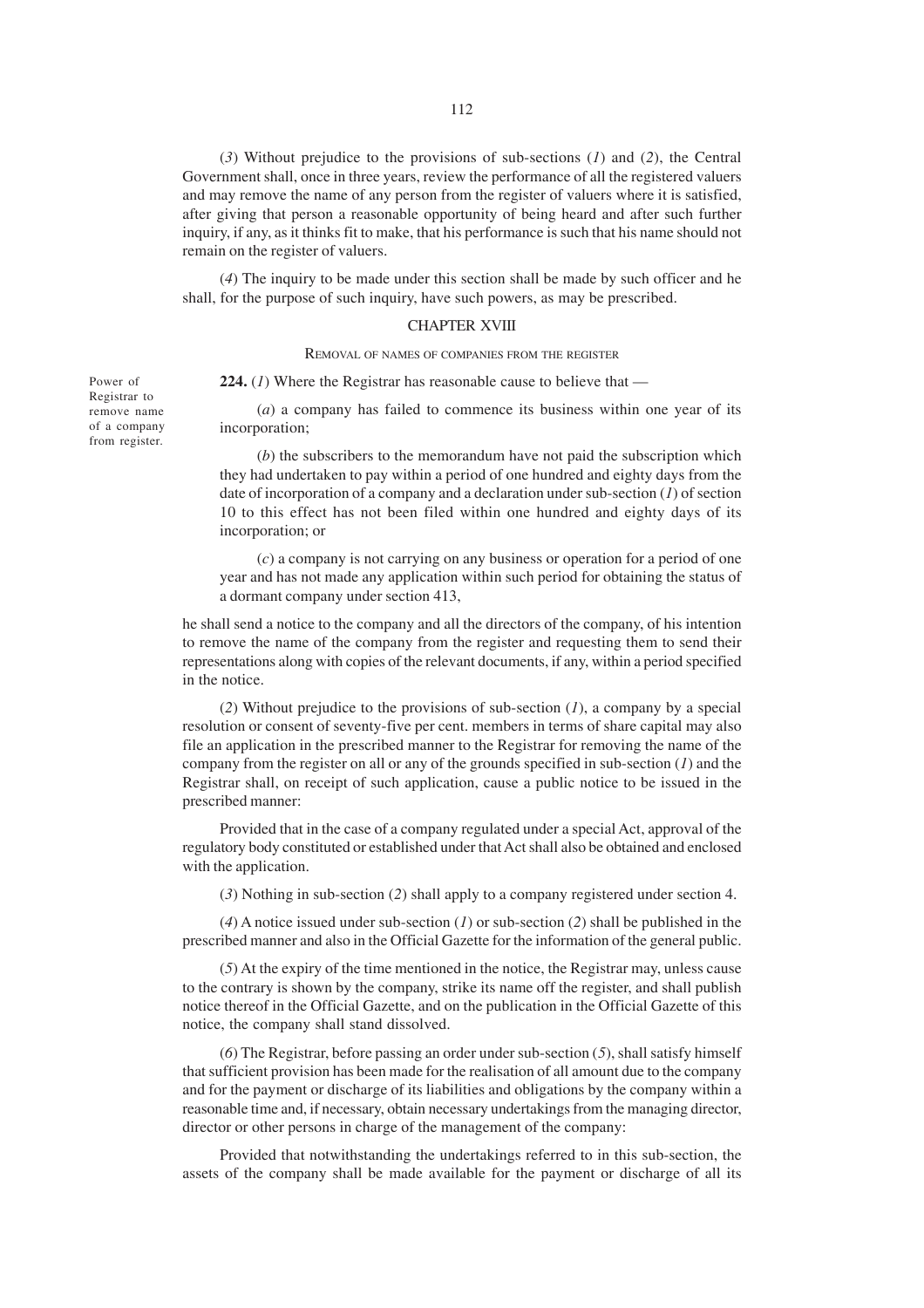(*3*) Without prejudice to the provisions of sub-sections (*1*) and (*2*), the Central Government shall, once in three years, review the performance of all the registered valuers and may remove the name of any person from the register of valuers where it is satisfied, after giving that person a reasonable opportunity of being heard and after such further inquiry, if any, as it thinks fit to make, that his performance is such that his name should not remain on the register of valuers.

(*4*) The inquiry to be made under this section shall be made by such officer and he shall, for the purpose of such inquiry, have such powers, as may be prescribed.

## CHAPTER XVIII

### REMOVAL OF NAMES OF COMPANIES FROM THE REGISTER

*Power of Registrar to remove name of a company from register.*

**224.** (*1*) Where the Registrar has reasonable cause to believe that —

(*a*) a company has failed to commence its business within one year of its incorporation;

(*b*) the subscribers to the memorandum have not paid the subscription which they had undertaken to pay within a period of one hundred and eighty days from the date of incorporation of a company and a declaration under sub-section (*1*) of section 10 to this effect has not been filed within one hundred and eighty days of its incorporation; or

(*c*) a company is not carrying on any business or operation for a period of one year and has not made any application within such period for obtaining the status of a dormant company under section 413,

he shall send a notice to the company and all the directors of the company, of his intention to remove the name of the company from the register and requesting them to send their representations along with copies of the relevant documents, if any, within a period specified in the notice.

(*2*) Without prejudice to the provisions of sub-section (*1*), a company by a special resolution or consent of seventy-five per cent. members in terms of share capital may also file an application in the prescribed manner to the Registrar for removing the name of the company from the register on all or any of the grounds specified in sub-section (*1*) and the Registrar shall, on receipt of such application, cause a public notice to be issued in the prescribed manner:

Provided that in the case of a company regulated under a special Act, approval of the regulatory body constituted or established under that Act shall also be obtained and enclosed with the application.

(*3*) Nothing in sub-section (*2*) shall apply to a company registered under section 4.

(*4*) A notice issued under sub-section (*1*) or sub-section (*2*) shall be published in the prescribed manner and also in the Official Gazette for the information of the general public.

(*5*) At the expiry of the time mentioned in the notice, the Registrar may, unless cause to the contrary is shown by the company, strike its name off the register, and shall publish notice thereof in the Official Gazette, and on the publication in the Official Gazette of this notice, the company shall stand dissolved.

(*6*) The Registrar, before passing an order under sub-section (*5*), shall satisfy himself that sufficient provision has been made for the realisation of all amount due to the company and for the payment or discharge of its liabilities and obligations by the company within a reasonable time and, if necessary, obtain necessary undertakings from the managing director, director or other persons in charge of the management of the company:

Provided that notwithstanding the undertakings referred to in this sub-section, the assets of the company shall be made available for the payment or discharge of all its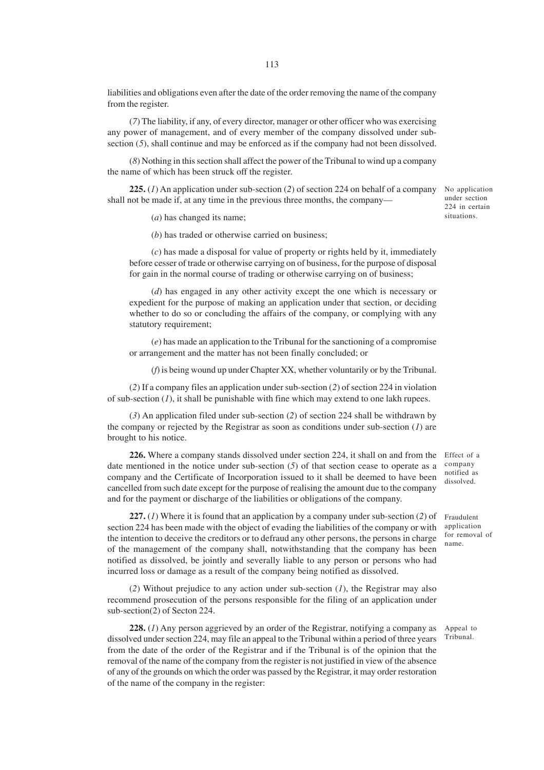liabilities and obligations even after the date of the order removing the name of the company from the register.

(*7*) The liability, if any, of every director, manager or other officer who was exercising any power of management, and of every member of the company dissolved under sub-section (*5*), shall continue and may be enforced as if the company had not been dissolved.

(*8*) Nothing in this section shall affect the power of the Tribunal to wind up a company the name of which has been struck off the register.

*No application under section 224 in certain situations.*

**225.** (*1*) An application under sub-section (*2*) of section 224 on behalf of a company shall not be made if, at any time in the previous three months, the company—

(*a*) has changed its name;

(*b*) has traded or otherwise carried on business;

(*c*) has made a disposal for value of property or rights held by it, immediately before cesser of trade or otherwise carrying on of business, for the purpose of disposal for gain in the normal course of trading or otherwise carrying on of business;

(*d*) has engaged in any other activity except the one which is necessary or expedient for the purpose of making an application under that section, or deciding whether to do so or concluding the affairs of the company, or complying with any statutory requirement;

(*e*) has made an application to the Tribunal for the sanctioning of a compromise or arrangement and the matter has not been finally concluded; or

(*f*) is being wound up under Chapter XX, whether voluntarily or by the Tribunal.

(*2*) If a company files an application under sub-section (*2*) of section 224 in violation of sub-section (*1*), it shall be punishable with fine which may extend to one lakh rupees.

(*3*) An application filed under sub-section (*2*) of section 224 shall be withdrawn by the company or rejected by the Registrar as soon as conditions under sub-section (*1*) are brought to his notice.

*Effect of a company notified as dissolved.*

**226.** Where a company stands dissolved under section 224, it shall on and from the date mentioned in the notice under sub-section (*5*) of that section cease to operate as a company and the Certificate of Incorporation issued to it shall be deemed to have been cancelled from such date except for the purpose of realising the amount due to the company and for the payment or discharge of the liabilities or obligations of the company.

*Fraudulent application for removal of name.*

**227.** (*1*) Where it is found that an application by a company under sub-section (*2*) of section 224 has been made with the object of evading the liabilities of the company or with the intention to deceive the creditors or to defraud any other persons, the persons in charge of the management of the company shall, notwithstanding that the company has been notified as dissolved, be jointly and severally liable to any person or persons who had incurred loss or damage as a result of the company being notified as dissolved.

(*2*) Without prejudice to any action under sub-section (*1*), the Registrar may also recommend prosecution of the persons responsible for the filing of an application under sub-section(2) of Secton 224.

*Appeal to Tribunal.*

**228.** (*1*) Any person aggrieved by an order of the Registrar, notifying a company as dissolved under section 224, may file an appeal to the Tribunal within a period of three years from the date of the order of the Registrar and if the Tribunal is of the opinion that the removal of the name of the company from the register is not justified in view of the absence of any of the grounds on which the order was passed by the Registrar, it may order restoration of the name of the company in the register: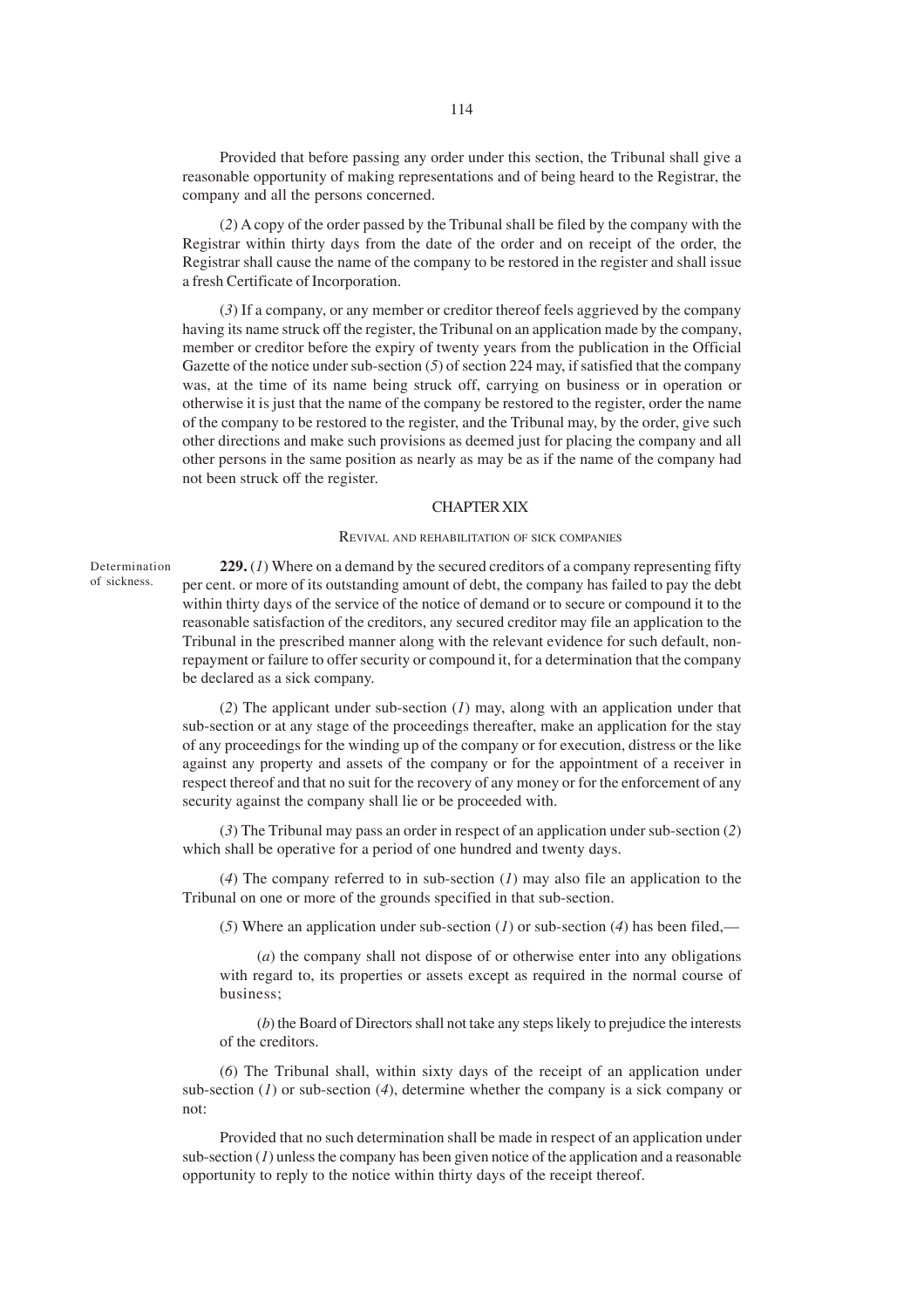Provided that before passing any order under this section, the Tribunal shall give a reasonable opportunity of making representations and of being heard to the Registrar, the company and all the persons concerned.

(*2*) A copy of the order passed by the Tribunal shall be filed by the company with the Registrar within thirty days from the date of the order and on receipt of the order, the Registrar shall cause the name of the company to be restored in the register and shall issue a fresh Certificate of Incorporation.

(*3*) If a company, or any member or creditor thereof feels aggrieved by the company having its name struck off the register, the Tribunal on an application made by the company, member or creditor before the expiry of twenty years from the publication in the Official Gazette of the notice under sub-section (*5*) of section 224 may, if satisfied that the company was, at the time of its name being struck off, carrying on business or in operation or otherwise it is just that the name of the company be restored to the register, order the name of the company to be restored to the register, and the Tribunal may, by the order, give such other directions and make such provisions as deemed just for placing the company and all other persons in the same position as nearly as may be as if the name of the company had not been struck off the register.

## CHAPTER XIX

### REVIVAL AND REHABILITATION OF SICK COMPANIES

Determination of sickness.

**229.** (*1*) Where on a demand by the secured creditors of a company representing fifty per cent. or more of its outstanding amount of debt, the company has failed to pay the debt within thirty days of the service of the notice of demand or to secure or compound it to the reasonable satisfaction of the creditors, any secured creditor may file an application to the Tribunal in the prescribed manner along with the relevant evidence for such default, non-repayment or failure to offer security or compound it, for a determination that the company be declared as a sick company.

(*2*) The applicant under sub-section (*1*) may, along with an application under that sub-section or at any stage of the proceedings thereafter, make an application for the stay of any proceedings for the winding up of the company or for execution, distress or the like against any property and assets of the company or for the appointment of a receiver in respect thereof and that no suit for the recovery of any money or for the enforcement of any security against the company shall lie or be proceeded with.

(*3*) The Tribunal may pass an order in respect of an application under sub-section (*2*) which shall be operative for a period of one hundred and twenty days.

(*4*) The company referred to in sub-section (*1*) may also file an application to the Tribunal on one or more of the grounds specified in that sub-section.

(*5*) Where an application under sub-section (*1*) or sub-section (*4*) has been filed,—

(*a*) the company shall not dispose of or otherwise enter into any obligations with regard to, its properties or assets except as required in the normal course of business;

(*b*) the Board of Directors shall not take any steps likely to prejudice the interests of the creditors.

(*6*) The Tribunal shall, within sixty days of the receipt of an application under sub-section (*1*) or sub-section (*4*), determine whether the company is a sick company or not:

Provided that no such determination shall be made in respect of an application under sub-section (*1*) unless the company has been given notice of the application and a reasonable opportunity to reply to the notice within thirty days of the receipt thereof.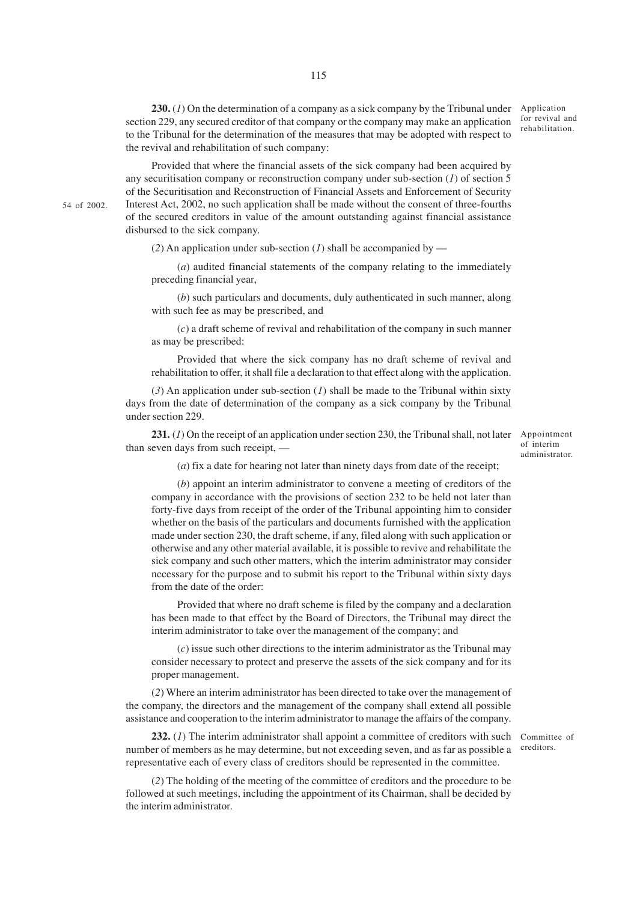**230.** (*1*) On the determination of a company as a sick company by the Tribunal under section 229, any secured creditor of that company or the company may make an application to the Tribunal for the determination of the measures that may be adopted with respect to the revival and rehabilitation of such company:

Application for revival and rehabilitation.

Provided that where the financial assets of the sick company had been acquired by any securitisation company or reconstruction company under sub-section (*1*) of section 5 of the Securitisation and Reconstruction of Financial Assets and Enforcement of Security Interest Act, 2002, no such application shall be made without the consent of three-fourths of the secured creditors in value of the amount outstanding against financial assistance disbursed to the sick company.

54 of 2002.

(*2*) An application under sub-section (*1*) shall be accompanied by —

(*a*) audited financial statements of the company relating to the immediately preceding financial year,

(*b*) such particulars and documents, duly authenticated in such manner, along with such fee as may be prescribed, and

(*c*) a draft scheme of revival and rehabilitation of the company in such manner as may be prescribed:

Provided that where the sick company has no draft scheme of revival and rehabilitation to offer, it shall file a declaration to that effect along with the application.

(*3*) An application under sub-section (*1*) shall be made to the Tribunal within sixty days from the date of determination of the company as a sick company by the Tribunal under section 229.

**231.** (*1*) On the receipt of an application under section 230, the Tribunal shall, not later than seven days from such receipt, —

Appointment of interim administrator.

(*a*) fix a date for hearing not later than ninety days from date of the receipt;

(*b*) appoint an interim administrator to convene a meeting of creditors of the company in accordance with the provisions of section 232 to be held not later than forty-five days from receipt of the order of the Tribunal appointing him to consider whether on the basis of the particulars and documents furnished with the application made under section 230, the draft scheme, if any, filed along with such application or otherwise and any other material available, it is possible to revive and rehabilitate the sick company and such other matters, which the interim administrator may consider necessary for the purpose and to submit his report to the Tribunal within sixty days from the date of the order:

Provided that where no draft scheme is filed by the company and a declaration has been made to that effect by the Board of Directors, the Tribunal may direct the interim administrator to take over the management of the company; and

(*c*) issue such other directions to the interim administrator as the Tribunal may consider necessary to protect and preserve the assets of the sick company and for its proper management.

(*2*) Where an interim administrator has been directed to take over the management of the company, the directors and the management of the company shall extend all possible assistance and cooperation to the interim administrator to manage the affairs of the company.

**232.** (*1*) The interim administrator shall appoint a committee of creditors with such number of members as he may determine, but not exceeding seven, and as far as possible a representative each of every class of creditors should be represented in the committee.

Committee of creditors.

(*2*) The holding of the meeting of the committee of creditors and the procedure to be followed at such meetings, including the appointment of its Chairman, shall be decided by the interim administrator.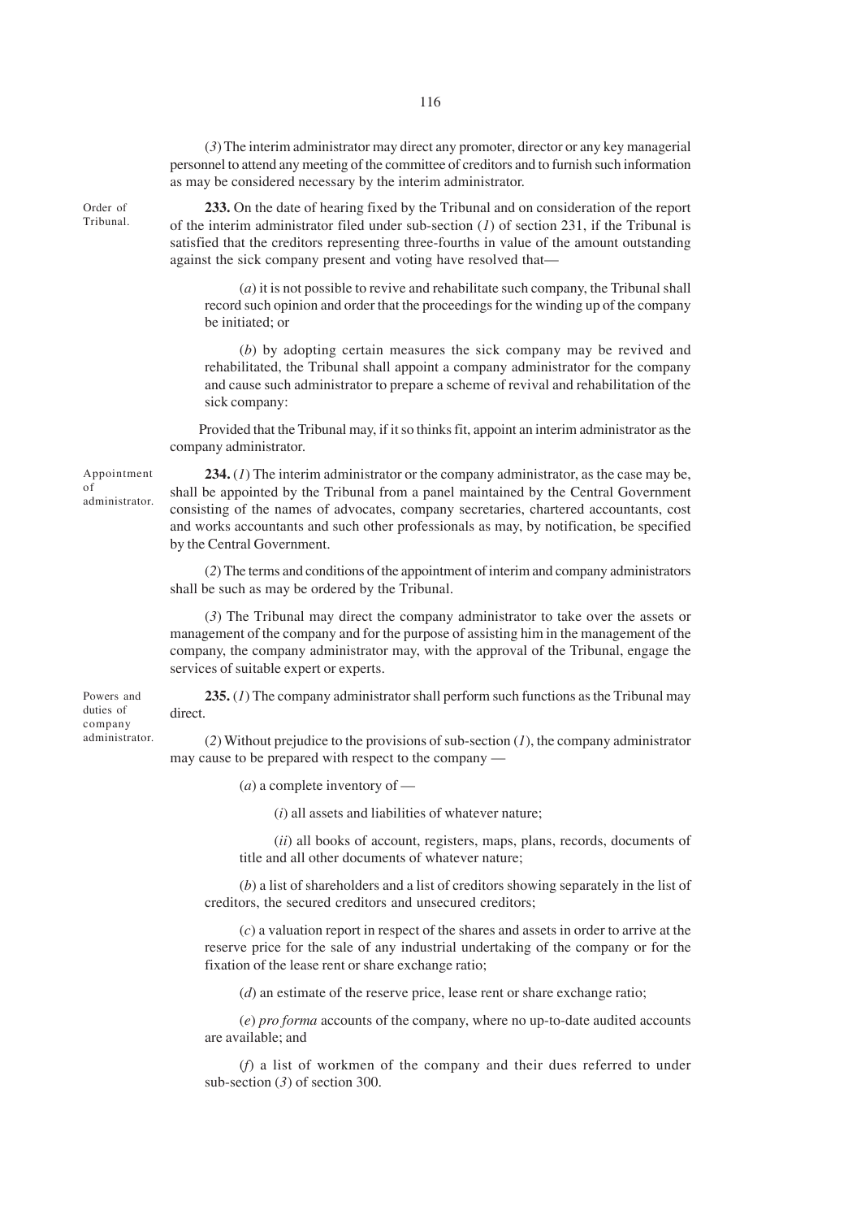(*3*) The interim administrator may direct any promoter, director or any key managerial personnel to attend any meeting of the committee of creditors and to furnish such information as may be considered necessary by the interim administrator.

Order of Tribunal.

**233.** On the date of hearing fixed by the Tribunal and on consideration of the report of the interim administrator filed under sub-section (*1*) of section 231, if the Tribunal is satisfied that the creditors representing three-fourths in value of the amount outstanding against the sick company present and voting have resolved that—

(*a*) it is not possible to revive and rehabilitate such company, the Tribunal shall record such opinion and order that the proceedings for the winding up of the company be initiated; or

(*b*) by adopting certain measures the sick company may be revived and rehabilitated, the Tribunal shall appoint a company administrator for the company and cause such administrator to prepare a scheme of revival and rehabilitation of the sick company:

Provided that the Tribunal may, if it so thinks fit, appoint an interim administrator as the company administrator.

Appointment of administrator.

**234.** (*1*) The interim administrator or the company administrator, as the case may be, shall be appointed by the Tribunal from a panel maintained by the Central Government consisting of the names of advocates, company secretaries, chartered accountants, cost and works accountants and such other professionals as may, by notification, be specified by the Central Government.

(*2*) The terms and conditions of the appointment of interim and company administrators shall be such as may be ordered by the Tribunal.

(*3*) The Tribunal may direct the company administrator to take over the assets or management of the company and for the purpose of assisting him in the management of the company, the company administrator may, with the approval of the Tribunal, engage the services of suitable expert or experts.

Powers and duties of company administrator.

**235.** (*1*) The company administrator shall perform such functions as the Tribunal may direct.

(*2*) Without prejudice to the provisions of sub-section (*1*), the company administrator may cause to be prepared with respect to the company —

(*a*) a complete inventory of —

(*i*) all assets and liabilities of whatever nature;

(*ii*) all books of account, registers, maps, plans, records, documents of title and all other documents of whatever nature;

(*b*) a list of shareholders and a list of creditors showing separately in the list of creditors, the secured creditors and unsecured creditors;

(*c*) a valuation report in respect of the shares and assets in order to arrive at the reserve price for the sale of any industrial undertaking of the company or for the fixation of the lease rent or share exchange ratio;

(*d*) an estimate of the reserve price, lease rent or share exchange ratio;

(*e*) *pro forma* accounts of the company, where no up-to-date audited accounts are available; and

(*f*) a list of workmen of the company and their dues referred to under sub-section (*3*) of section 300.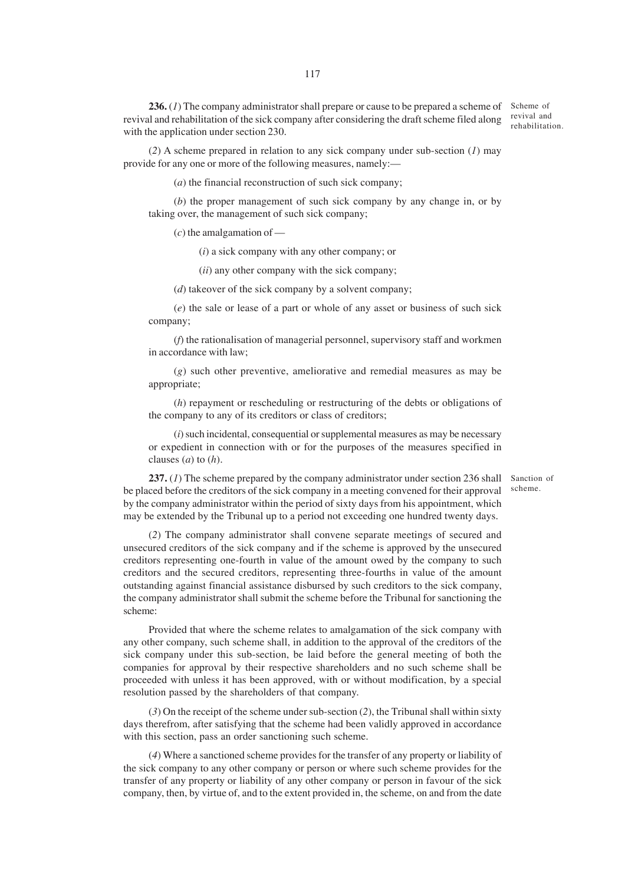**236.** (*1*) The company administrator shall prepare or cause to be prepared a scheme of revival and rehabilitation of the sick company after considering the draft scheme filed along with the application under section 230.

Scheme of revival and rehabilitation.

(*2*) A scheme prepared in relation to any sick company under sub-section (*1*) may provide for any one or more of the following measures, namely:—

(*a*) the financial reconstruction of such sick company;

(*b*) the proper management of such sick company by any change in, or by taking over, the management of such sick company;

(*c*) the amalgamation of —

(*i*) a sick company with any other company; or

(*ii*) any other company with the sick company;

(*d*) takeover of the sick company by a solvent company;

(*e*) the sale or lease of a part or whole of any asset or business of such sick company;

(*f*) the rationalisation of managerial personnel, supervisory staff and workmen in accordance with law;

(*g*) such other preventive, ameliorative and remedial measures as may be appropriate;

(*h*) repayment or rescheduling or restructuring of the debts or obligations of the company to any of its creditors or class of creditors;

(*i*) such incidental, consequential or supplemental measures as may be necessary or expedient in connection with or for the purposes of the measures specified in clauses (*a*) to (*h*).

**237.** (*1*) The scheme prepared by the company administrator under section 236 shall be placed before the creditors of the sick company in a meeting convened for their approval by the company administrator within the period of sixty days from his appointment, which may be extended by the Tribunal up to a period not exceeding one hundred twenty days.

Sanction of scheme.

(*2*) The company administrator shall convene separate meetings of secured and unsecured creditors of the sick company and if the scheme is approved by the unsecured creditors representing one-fourth in value of the amount owed by the company to such creditors and the secured creditors, representing three-fourths in value of the amount outstanding against financial assistance disbursed by such creditors to the sick company, the company administrator shall submit the scheme before the Tribunal for sanctioning the scheme:

Provided that where the scheme relates to amalgamation of the sick company with any other company, such scheme shall, in addition to the approval of the creditors of the sick company under this sub-section, be laid before the general meeting of both the companies for approval by their respective shareholders and no such scheme shall be proceeded with unless it has been approved, with or without modification, by a special resolution passed by the shareholders of that company.

(*3*) On the receipt of the scheme under sub-section (*2*), the Tribunal shall within sixty days therefrom, after satisfying that the scheme had been validly approved in accordance with this section, pass an order sanctioning such scheme.

(*4*) Where a sanctioned scheme provides for the transfer of any property or liability of the sick company to any other company or person or where such scheme provides for the transfer of any property or liability of any other company or person in favour of the sick company, then, by virtue of, and to the extent provided in, the scheme, on and from the date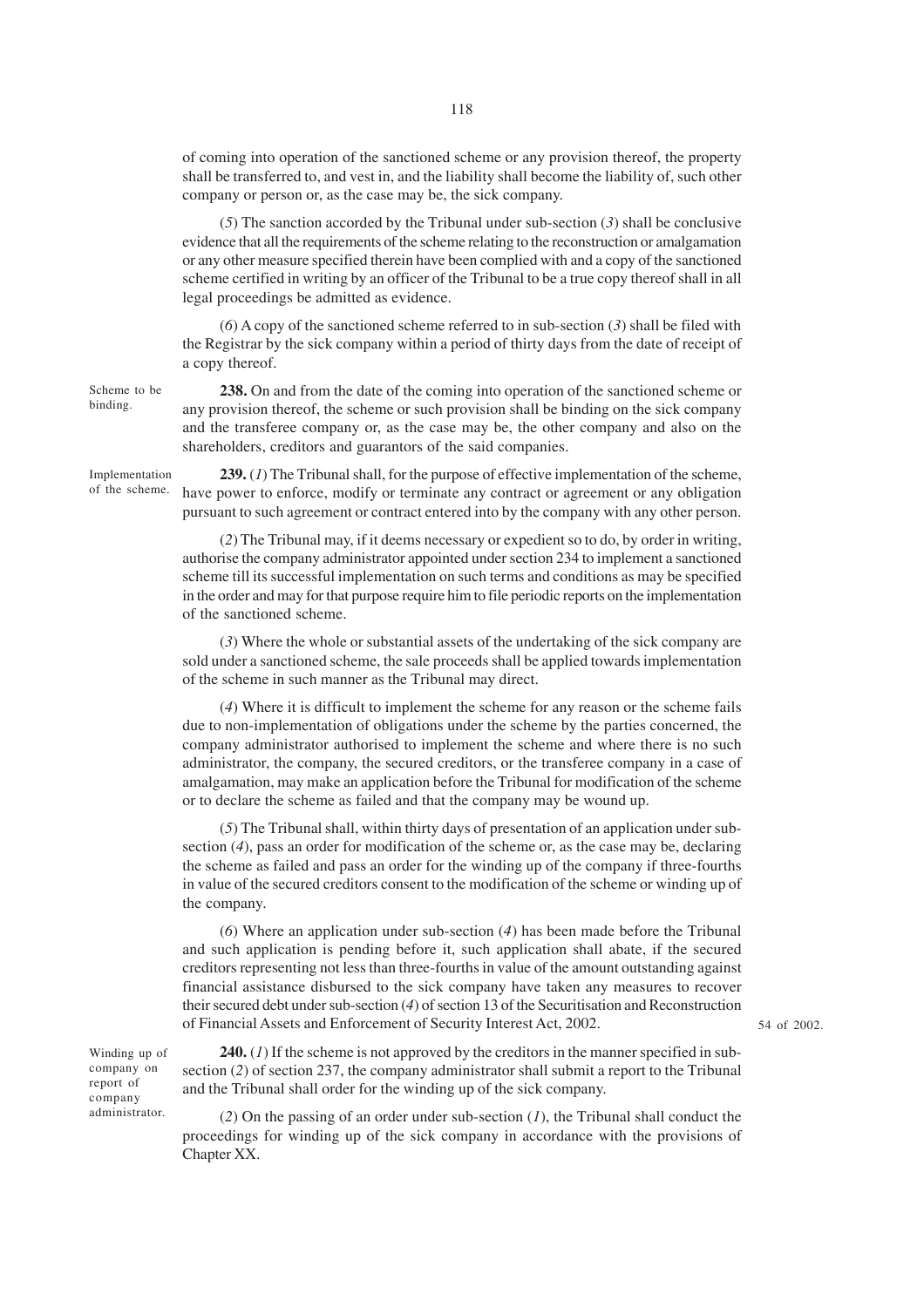of coming into operation of the sanctioned scheme or any provision thereof, the property shall be transferred to, and vest in, and the liability shall become the liability of, such other company or person or, as the case may be, the sick company.

(*5*) The sanction accorded by the Tribunal under sub-section (*3*) shall be conclusive evidence that all the requirements of the scheme relating to the reconstruction or amalgamation or any other measure specified therein have been complied with and a copy of the sanctioned scheme certified in writing by an officer of the Tribunal to be a true copy thereof shall in all legal proceedings be admitted as evidence.

(*6*) A copy of the sanctioned scheme referred to in sub-section (*3*) shall be filed with the Registrar by the sick company within a period of thirty days from the date of receipt of a copy thereof.

Scheme to be binding.

**238.** On and from the date of the coming into operation of the sanctioned scheme or any provision thereof, the scheme or such provision shall be binding on the sick company and the transferee company or, as the case may be, the other company and also on the shareholders, creditors and guarantors of the said companies.

Implementation of the scheme.

**239.** (*1*) The Tribunal shall, for the purpose of effective implementation of the scheme, have power to enforce, modify or terminate any contract or agreement or any obligation pursuant to such agreement or contract entered into by the company with any other person.

(*2*) The Tribunal may, if it deems necessary or expedient so to do, by order in writing, authorise the company administrator appointed under section 234 to implement a sanctioned scheme till its successful implementation on such terms and conditions as may be specified in the order and may for that purpose require him to file periodic reports on the implementation of the sanctioned scheme.

(*3*) Where the whole or substantial assets of the undertaking of the sick company are sold under a sanctioned scheme, the sale proceeds shall be applied towards implementation of the scheme in such manner as the Tribunal may direct.

(*4*) Where it is difficult to implement the scheme for any reason or the scheme fails due to non-implementation of obligations under the scheme by the parties concerned, the company administrator authorised to implement the scheme and where there is no such administrator, the company, the secured creditors, or the transferee company in a case of amalgamation, may make an application before the Tribunal for modification of the scheme or to declare the scheme as failed and that the company may be wound up.

(*5*) The Tribunal shall, within thirty days of presentation of an application under sub-section (*4*), pass an order for modification of the scheme or, as the case may be, declaring the scheme as failed and pass an order for the winding up of the company if three-fourths in value of the secured creditors consent to the modification of the scheme or winding up of the company.

(*6*) Where an application under sub-section (*4*) has been made before the Tribunal and such application is pending before it, such application shall abate, if the secured creditors representing not less than three-fourths in value of the amount outstanding against financial assistance disbursed to the sick company have taken any measures to recover their secured debt under sub-section (*4*) of section 13 of the Securitisation and Reconstruction of Financial Assets and Enforcement of Security Interest Act, 2002.

54 of 2002.

Winding up of company on report of company administrator.

**240.** (*1*) If the scheme is not approved by the creditors in the manner specified in sub-section (*2*) of section 237, the company administrator shall submit a report to the Tribunal and the Tribunal shall order for the winding up of the sick company.

(*2*) On the passing of an order under sub-section (*1*), the Tribunal shall conduct the proceedings for winding up of the sick company in accordance with the provisions of Chapter XX.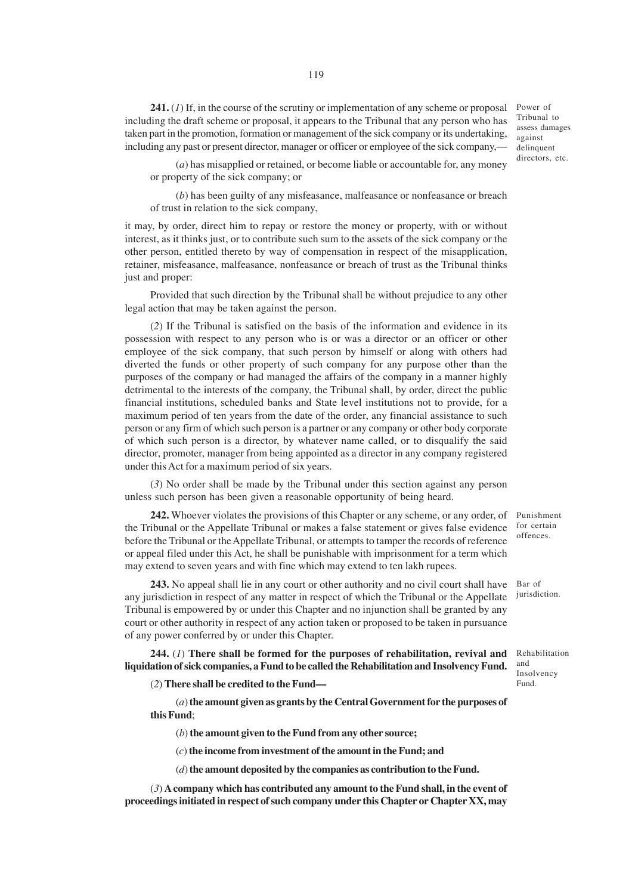**241.** (*1*) If, in the course of the scrutiny or implementation of any scheme or proposal including the draft scheme or proposal, it appears to the Tribunal that any person who has taken part in the promotion, formation or management of the sick company or its undertaking, including any past or present director, manager or officer or employee of the sick company,—

Power of Tribunal to assess damages against delinquent directors, etc.

(*a*) has misapplied or retained, or become liable or accountable for, any money or property of the sick company; or

(*b*) has been guilty of any misfeasance, malfeasance or nonfeasance or breach of trust in relation to the sick company,

it may, by order, direct him to repay or restore the money or property, with or without interest, as it thinks just, or to contribute such sum to the assets of the sick company or the other person, entitled thereto by way of compensation in respect of the misapplication, retainer, misfeasance, malfeasance, nonfeasance or breach of trust as the Tribunal thinks just and proper:

Provided that such direction by the Tribunal shall be without prejudice to any other legal action that may be taken against the person.

(*2*) If the Tribunal is satisfied on the basis of the information and evidence in its possession with respect to any person who is or was a director or an officer or other employee of the sick company, that such person by himself or along with others had diverted the funds or other property of such company for any purpose other than the purposes of the company or had managed the affairs of the company in a manner highly detrimental to the interests of the company, the Tribunal shall, by order, direct the public financial institutions, scheduled banks and State level institutions not to provide, for a maximum period of ten years from the date of the order, any financial assistance to such person or any firm of which such person is a partner or any company or other body corporate of which such person is a director, by whatever name called, or to disqualify the said director, promoter, manager from being appointed as a director in any company registered under this Act for a maximum period of six years.

(*3*) No order shall be made by the Tribunal under this section against any person unless such person has been given a reasonable opportunity of being heard.

**242.** Whoever violates the provisions of this Chapter or any scheme, or any order, of the Tribunal or the Appellate Tribunal or makes a false statement or gives false evidence before the Tribunal or the Appellate Tribunal, or attempts to tamper the records of reference or appeal filed under this Act, he shall be punishable with imprisonment for a term which may extend to seven years and with fine which may extend to ten lakh rupees.

Punishment for certain offences.

**243.** No appeal shall lie in any court or other authority and no civil court shall have any jurisdiction in respect of any matter in respect of which the Tribunal or the Appellate Tribunal is empowered by or under this Chapter and no injunction shall be granted by any court or other authority in respect of any action taken or proposed to be taken in pursuance of any power conferred by or under this Chapter.

Bar of jurisdiction.

**244.** (*1*) **There shall be formed for the purposes of rehabilitation, revival and liquidation of sick companies, a Fund to be called the Rehabilitation and Insolvency Fund.**

Rehabilitation and Insolvency Fund.

(*2*) **There shall be credited to the Fund—**

(*a*) **the amount given as grants by the Central Government for the purposes of this Fund**;

(*b*) **the amount given to the Fund from any other source;**

(*c*) **the income from investment of the amount in the Fund; and**

(*d*) **the amount deposited by the companies as contribution to the Fund.**

(*3*) **A company which has contributed any amount to the Fund shall, in the event of proceedings initiated in respect of such company under this Chapter or Chapter XX, may**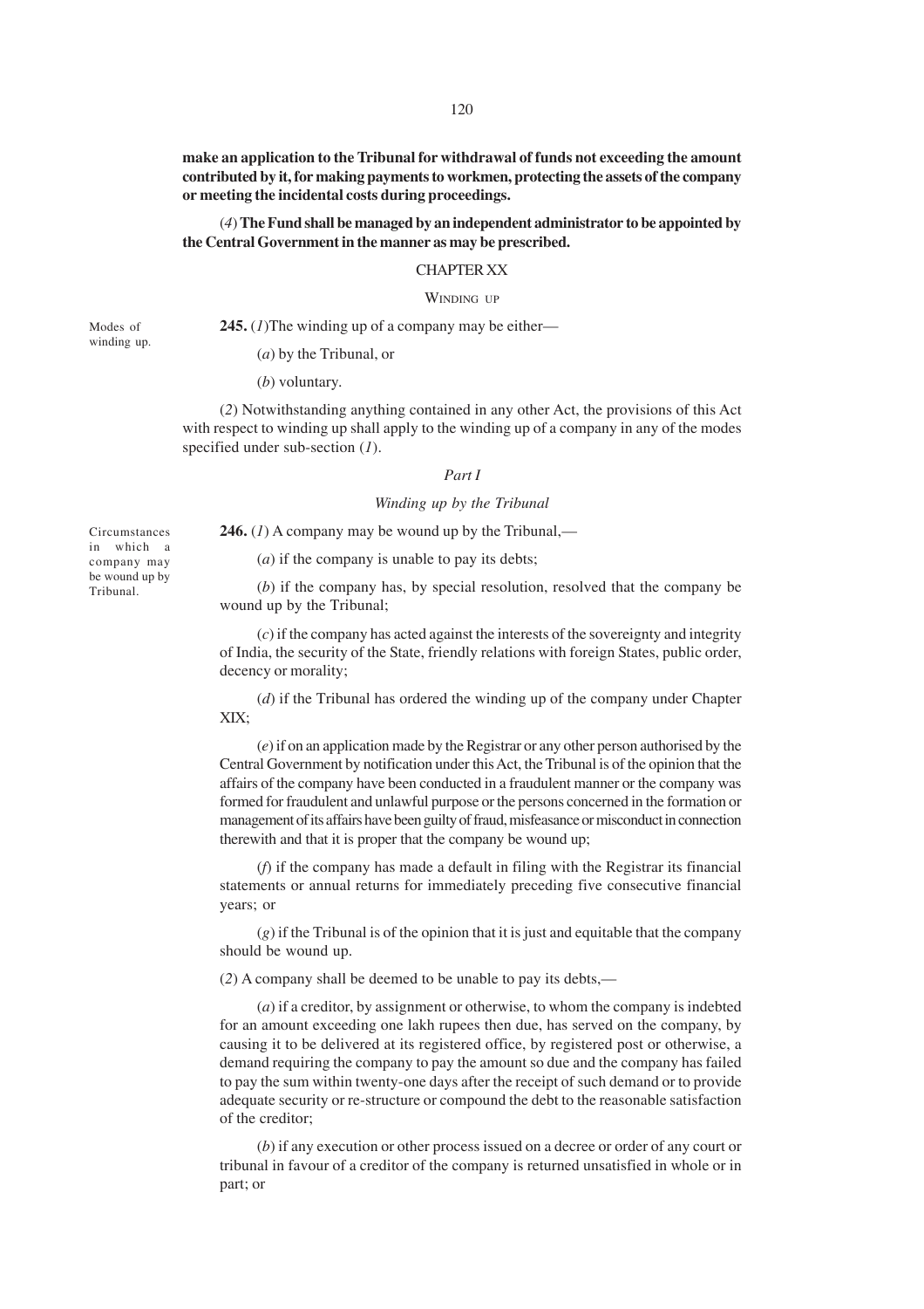**make an application to the Tribunal for withdrawal of funds not exceeding the amount contributed by it, for making payments to workmen, protecting the assets of the company or meeting the incidental costs during proceedings.**

(*4*) **The Fund shall be managed by an independent administrator to be appointed by the Central Government in the manner as may be prescribed.**

## CHAPTER XX

### WINDING UP

Modes of winding up.

**245.** (*1*) The winding up of a company may be either—

(*a*) by the Tribunal, or

(*b*) voluntary.

(*2*) Notwithstanding anything contained in any other Act, the provisions of this Act with respect to winding up shall apply to the winding up of a company in any of the modes specified under sub-section (*1*).

### *Part I*

### *Winding up by the Tribunal*

Circumstances in which a company may be wound up by Tribunal.

**246.** (*1*) A company may be wound up by the Tribunal,—

(*a*) if the company is unable to pay its debts;

(*b*) if the company has, by special resolution, resolved that the company be wound up by the Tribunal;

(*c*) if the company has acted against the interests of the sovereignty and integrity of India, the security of the State, friendly relations with foreign States, public order, decency or morality;

(*d*) if the Tribunal has ordered the winding up of the company under Chapter XIX;

(*e*) if on an application made by the Registrar or any other person authorised by the Central Government by notification under this Act, the Tribunal is of the opinion that the affairs of the company have been conducted in a fraudulent manner or the company was formed for fraudulent and unlawful purpose or the persons concerned in the formation or management of its affairs have been guilty of fraud, misfeasance or misconduct in connection therewith and that it is proper that the company be wound up;

(*f*) if the company has made a default in filing with the Registrar its financial statements or annual returns for immediately preceding five consecutive financial years; or

(*g*) if the Tribunal is of the opinion that it is just and equitable that the company should be wound up.

(*2*) A company shall be deemed to be unable to pay its debts,—

(*a*) if a creditor, by assignment or otherwise, to whom the company is indebted for an amount exceeding one lakh rupees then due, has served on the company, by causing it to be delivered at its registered office, by registered post or otherwise, a demand requiring the company to pay the amount so due and the company has failed to pay the sum within twenty-one days after the receipt of such demand or to provide adequate security or re-structure or compound the debt to the reasonable satisfaction of the creditor;

(*b*) if any execution or other process issued on a decree or order of any court or tribunal in favour of a creditor of the company is returned unsatisfied in whole or in part; or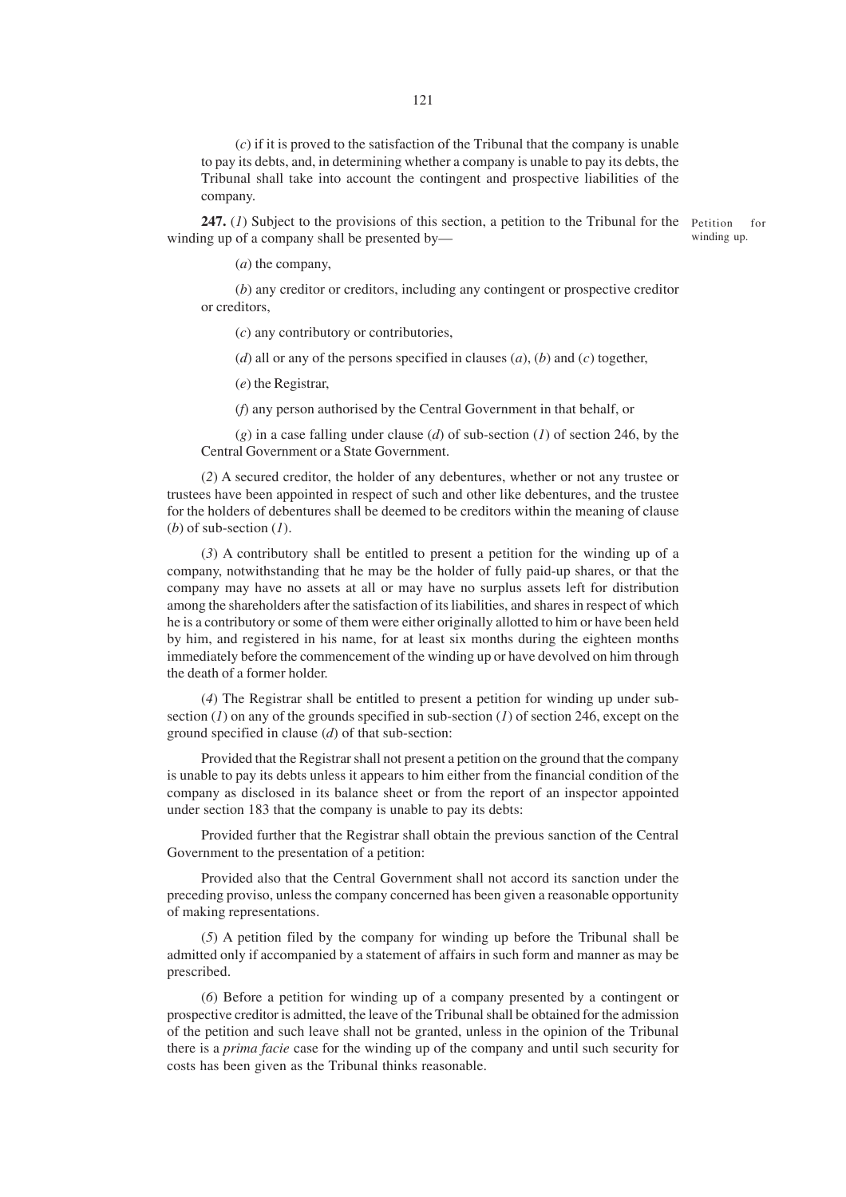(*c*) if it is proved to the satisfaction of the Tribunal that the company is unable to pay its debts, and, in determining whether a company is unable to pay its debts, the Tribunal shall take into account the contingent and prospective liabilities of the company.

Petition for winding up.

**247.** (*1*) Subject to the provisions of this section, a petition to the Tribunal for the winding up of a company shall be presented by—

(*a*) the company,

(*b*) any creditor or creditors, including any contingent or prospective creditor or creditors,

(*c*) any contributory or contributories,

(*d*) all or any of the persons specified in clauses (*a*), (*b*) and (*c*) together,

(*e*) the Registrar,

(*f*) any person authorised by the Central Government in that behalf, or

(*g*) in a case falling under clause (*d*) of sub-section (*1*) of section 246, by the Central Government or a State Government.

(*2*) A secured creditor, the holder of any debentures, whether or not any trustee or trustees have been appointed in respect of such and other like debentures, and the trustee for the holders of debentures shall be deemed to be creditors within the meaning of clause (*b*) of sub-section (*1*).

(*3*) A contributory shall be entitled to present a petition for the winding up of a company, notwithstanding that he may be the holder of fully paid-up shares, or that the company may have no assets at all or may have no surplus assets left for distribution among the shareholders after the satisfaction of its liabilities, and shares in respect of which he is a contributory or some of them were either originally allotted to him or have been held by him, and registered in his name, for at least six months during the eighteen months immediately before the commencement of the winding up or have devolved on him through the death of a former holder.

(*4*) The Registrar shall be entitled to present a petition for winding up under sub-section (*1*) on any of the grounds specified in sub-section (*1*) of section 246, except on the ground specified in clause (*d*) of that sub-section:

Provided that the Registrar shall not present a petition on the ground that the company is unable to pay its debts unless it appears to him either from the financial condition of the company as disclosed in its balance sheet or from the report of an inspector appointed under section 183 that the company is unable to pay its debts:

Provided further that the Registrar shall obtain the previous sanction of the Central Government to the presentation of a petition:

Provided also that the Central Government shall not accord its sanction under the preceding proviso, unless the company concerned has been given a reasonable opportunity of making representations.

(*5*) A petition filed by the company for winding up before the Tribunal shall be admitted only if accompanied by a statement of affairs in such form and manner as may be prescribed.

(*6*) Before a petition for winding up of a company presented by a contingent or prospective creditor is admitted, the leave of the Tribunal shall be obtained for the admission of the petition and such leave shall not be granted, unless in the opinion of the Tribunal there is a *prima facie* case for the winding up of the company and until such security for costs has been given as the Tribunal thinks reasonable.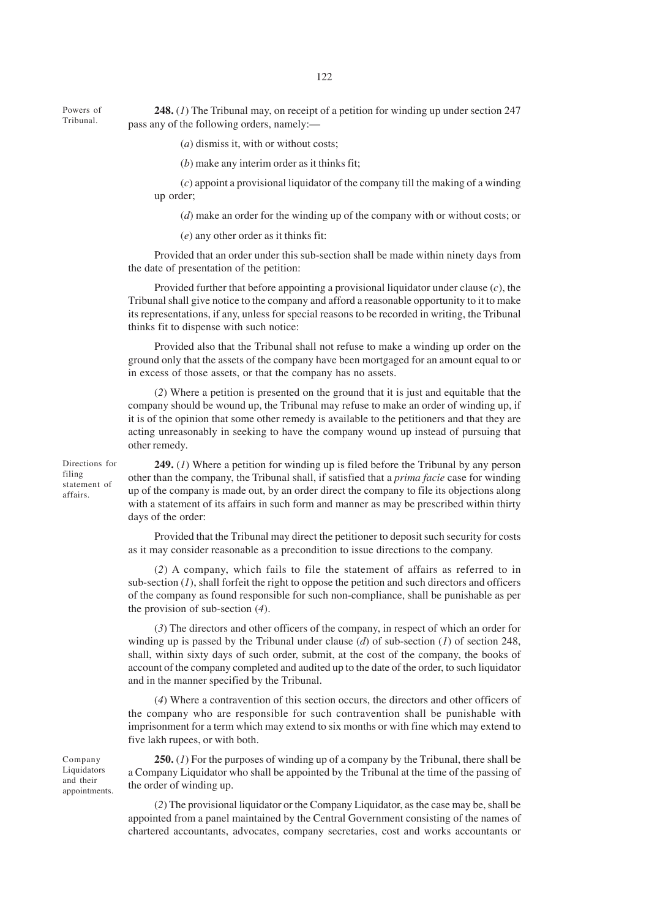**248.** (*1*) The Tribunal may, on receipt of a petition for winding up under section 247 pass any of the following orders, namely:—

*Powers of Tribunal.*

(*a*) dismiss it, with or without costs;

(*b*) make any interim order as it thinks fit;

(*c*) appoint a provisional liquidator of the company till the making of a winding up order;

(*d*) make an order for the winding up of the company with or without costs; or

(*e*) any other order as it thinks fit:

Provided that an order under this sub-section shall be made within ninety days from the date of presentation of the petition:

Provided further that before appointing a provisional liquidator under clause (*c*), the Tribunal shall give notice to the company and afford a reasonable opportunity to it to make its representations, if any, unless for special reasons to be recorded in writing, the Tribunal thinks fit to dispense with such notice:

Provided also that the Tribunal shall not refuse to make a winding up order on the ground only that the assets of the company have been mortgaged for an amount equal to or in excess of those assets, or that the company has no assets.

(*2*) Where a petition is presented on the ground that it is just and equitable that the company should be wound up, the Tribunal may refuse to make an order of winding up, if it is of the opinion that some other remedy is available to the petitioners and that they are acting unreasonably in seeking to have the company wound up instead of pursuing that other remedy.

*Directions for filing statement of affairs.*

**249.** (*1*) Where a petition for winding up is filed before the Tribunal by any person other than the company, the Tribunal shall, if satisfied that a *prima facie* case for winding up of the company is made out, by an order direct the company to file its objections along with a statement of its affairs in such form and manner as may be prescribed within thirty days of the order:

Provided that the Tribunal may direct the petitioner to deposit such security for costs as it may consider reasonable as a precondition to issue directions to the company.

(*2*) A company, which fails to file the statement of affairs as referred to in sub-section (*1*), shall forfeit the right to oppose the petition and such directors and officers of the company as found responsible for such non-compliance, shall be punishable as per the provision of sub-section (*4*).

(*3*) The directors and other officers of the company, in respect of which an order for winding up is passed by the Tribunal under clause (*d*) of sub-section (*1*) of section 248, shall, within sixty days of such order, submit, at the cost of the company, the books of account of the company completed and audited up to the date of the order, to such liquidator and in the manner specified by the Tribunal.

(*4*) Where a contravention of this section occurs, the directors and other officers of the company who are responsible for such contravention shall be punishable with imprisonment for a term which may extend to six months or with fine which may extend to five lakh rupees, or with both.

*Company Liquidators and their appointments.*

**250.** (*1*) For the purposes of winding up of a company by the Tribunal, there shall be a Company Liquidator who shall be appointed by the Tribunal at the time of the passing of the order of winding up.

(*2*) The provisional liquidator or the Company Liquidator, as the case may be, shall be appointed from a panel maintained by the Central Government consisting of the names of chartered accountants, advocates, company secretaries, cost and works accountants or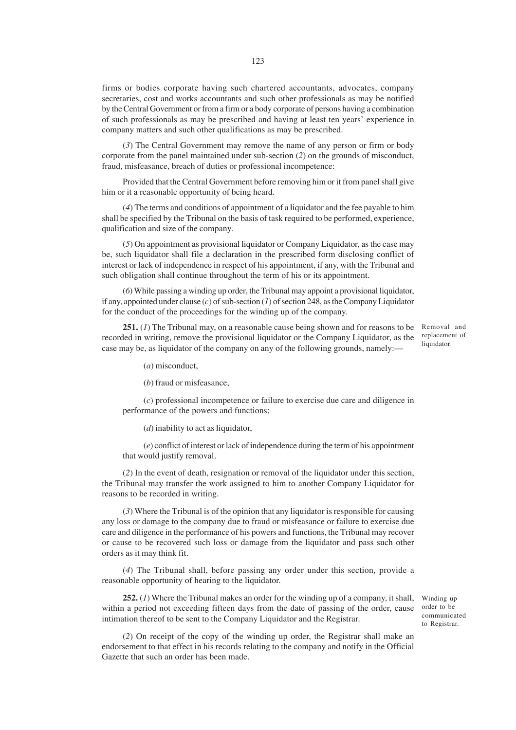firms or bodies corporate having such chartered accountants, advocates, company secretaries, cost and works accountants and such other professionals as may be notified by the Central Government or from a firm or a body corporate of persons having a combination of such professionals as may be prescribed and having at least ten years' experience in company matters and such other qualifications as may be prescribed.

(*3*) The Central Government may remove the name of any person or firm or body corporate from the panel maintained under sub-section (*2*) on the grounds of misconduct, fraud, misfeasance, breach of duties or professional incompetence:

Provided that the Central Government before removing him or it from panel shall give him or it a reasonable opportunity of being heard.

(*4*) The terms and conditions of appointment of a liquidator and the fee payable to him shall be specified by the Tribunal on the basis of task required to be performed, experience, qualification and size of the company.

(*5*) On appointment as provisional liquidator or Company Liquidator, as the case may be, such liquidator shall file a declaration in the prescribed form disclosing conflict of interest or lack of independence in respect of his appointment, if any, with the Tribunal and such obligation shall continue throughout the term of his or its appointment.

(*6*) While passing a winding up order, the Tribunal may appoint a provisional liquidator, if any, appointed under clause (*c*) of sub-section (*1*) of section 248, as the Company Liquidator for the conduct of the proceedings for the winding up of the company.

Removal and replacement of liquidator.

**251.** (*1*) The Tribunal may, on a reasonable cause being shown and for reasons to be recorded in writing, remove the provisional liquidator or the Company Liquidator, as the case may be, as liquidator of the company on any of the following grounds, namely:—

(*a*) misconduct,

(*b*) fraud or misfeasance,

(*c*) professional incompetence or failure to exercise due care and diligence in performance of the powers and functions;

(*d*) inability to act as liquidator,

(*e*) conflict of interest or lack of independence during the term of his appointment that would justify removal.

(*2*) In the event of death, resignation or removal of the liquidator under this section, the Tribunal may transfer the work assigned to him to another Company Liquidator for reasons to be recorded in writing.

(*3*) Where the Tribunal is of the opinion that any liquidator is responsible for causing any loss or damage to the company due to fraud or misfeasance or failure to exercise due care and diligence in the performance of his powers and functions, the Tribunal may recover or cause to be recovered such loss or damage from the liquidator and pass such other orders as it may think fit.

(*4*) The Tribunal shall, before passing any order under this section, provide a reasonable opportunity of hearing to the liquidator.

Winding up order to be communicated to Registrar.

**252.** (*1*) Where the Tribunal makes an order for the winding up of a company, it shall, within a period not exceeding fifteen days from the date of passing of the order, cause intimation thereof to be sent to the Company Liquidator and the Registrar.

(*2*) On receipt of the copy of the winding up order, the Registrar shall make an endorsement to that effect in his records relating to the company and notify in the Official Gazette that such an order has been made.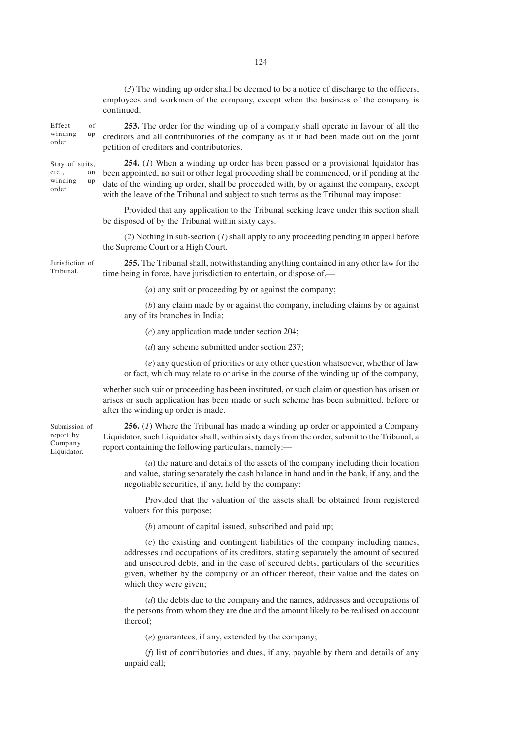(*3*) The winding up order shall be deemed to be a notice of discharge to the officers, employees and workmen of the company, except when the business of the company is continued.

Effect of winding up order.

**253.** The order for the winding up of a company shall operate in favour of all the creditors and all contributories of the company as if it had been made out on the joint petition of creditors and contributories.

Stay of suits, etc., on winding up order.

**254.** (*1*) When a winding up order has been passed or a provisional lquidator has been appointed, no suit or other legal proceeding shall be commenced, or if pending at the date of the winding up order, shall be proceeded with, by or against the company, except with the leave of the Tribunal and subject to such terms as the Tribunal may impose:

Provided that any application to the Tribunal seeking leave under this section shall be disposed of by the Tribunal within sixty days.

(*2*) Nothing in sub-section (*1*) shall apply to any proceeding pending in appeal before the Supreme Court or a High Court.

Jurisdiction of Tribunal.

**255.** The Tribunal shall, notwithstanding anything contained in any other law for the time being in force, have jurisdiction to entertain, or dispose of,—

(*a*) any suit or proceeding by or against the company;

(*b*) any claim made by or against the company, including claims by or against any of its branches in India;

(*c*) any application made under section 204;

(*d*) any scheme submitted under section 237;

(*e*) any question of priorities or any other question whatsoever, whether of law or fact, which may relate to or arise in the course of the winding up of the company,

whether such suit or proceeding has been instituted, or such claim or question has arisen or arises or such application has been made or such scheme has been submitted, before or after the winding up order is made.

Submission of report by Company Liquidator.

**256.** (*1*) Where the Tribunal has made a winding up order or appointed a Company Liquidator, such Liquidator shall, within sixty days from the order, submit to the Tribunal, a report containing the following particulars, namely:—

(*a*) the nature and details of the assets of the company including their location and value, stating separately the cash balance in hand and in the bank, if any, and the negotiable securities, if any, held by the company:

Provided that the valuation of the assets shall be obtained from registered valuers for this purpose;

(*b*) amount of capital issued, subscribed and paid up;

(*c*) the existing and contingent liabilities of the company including names, addresses and occupations of its creditors, stating separately the amount of secured and unsecured debts, and in the case of secured debts, particulars of the securities given, whether by the company or an officer thereof, their value and the dates on which they were given;

(*d*) the debts due to the company and the names, addresses and occupations of the persons from whom they are due and the amount likely to be realised on account thereof;

(*e*) guarantees, if any, extended by the company;

(*f*) list of contributories and dues, if any, payable by them and details of any unpaid call;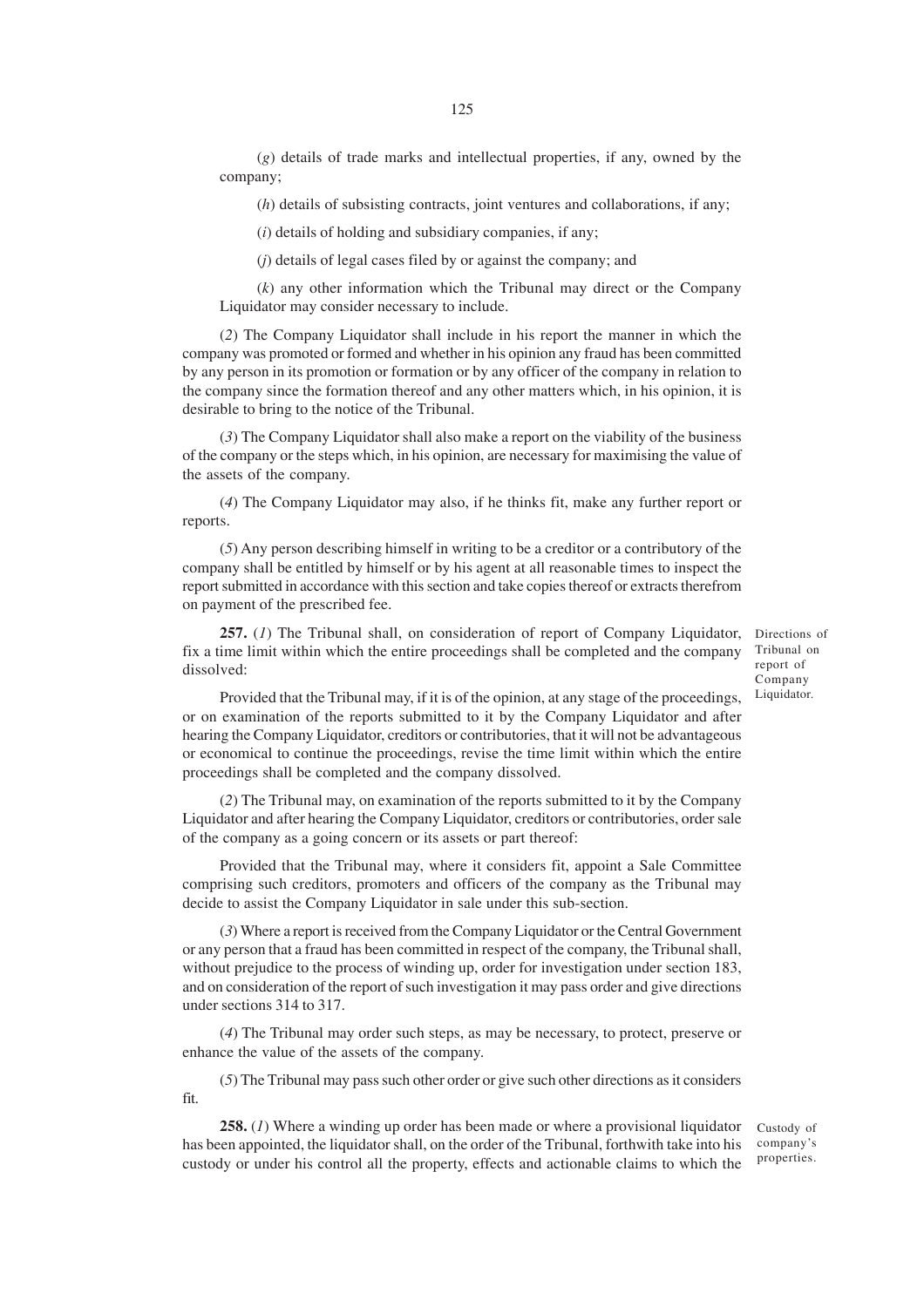(*g*) details of trade marks and intellectual properties, if any, owned by the company;

(*h*) details of subsisting contracts, joint ventures and collaborations, if any;

(*i*) details of holding and subsidiary companies, if any;

(*j*) details of legal cases filed by or against the company; and

(*k*) any other information which the Tribunal may direct or the Company Liquidator may consider necessary to include.

(*2*) The Company Liquidator shall include in his report the manner in which the company was promoted or formed and whether in his opinion any fraud has been committed by any person in its promotion or formation or by any officer of the company in relation to the company since the formation thereof and any other matters which, in his opinion, it is desirable to bring to the notice of the Tribunal.

(*3*) The Company Liquidator shall also make a report on the viability of the business of the company or the steps which, in his opinion, are necessary for maximising the value of the assets of the company.

(*4*) The Company Liquidator may also, if he thinks fit, make any further report or reports.

(*5*) Any person describing himself in writing to be a creditor or a contributory of the company shall be entitled by himself or by his agent at all reasonable times to inspect the report submitted in accordance with this section and take copies thereof or extracts therefrom on payment of the prescribed fee.

Directions of Tribunal on report of Company Liquidator.

**257.** (*1*) The Tribunal shall, on consideration of report of Company Liquidator, fix a time limit within which the entire proceedings shall be completed and the company dissolved:

Provided that the Tribunal may, if it is of the opinion, at any stage of the proceedings, or on examination of the reports submitted to it by the Company Liquidator and after hearing the Company Liquidator, creditors or contributories, that it will not be advantageous or economical to continue the proceedings, revise the time limit within which the entire proceedings shall be completed and the company dissolved.

(*2*) The Tribunal may, on examination of the reports submitted to it by the Company Liquidator and after hearing the Company Liquidator, creditors or contributories, order sale of the company as a going concern or its assets or part thereof:

Provided that the Tribunal may, where it considers fit, appoint a Sale Committee comprising such creditors, promoters and officers of the company as the Tribunal may decide to assist the Company Liquidator in sale under this sub-section.

(*3*) Where a report is received from the Company Liquidator or the Central Government or any person that a fraud has been committed in respect of the company, the Tribunal shall, without prejudice to the process of winding up, order for investigation under section 183, and on consideration of the report of such investigation it may pass order and give directions under sections 314 to 317.

(*4*) The Tribunal may order such steps, as may be necessary, to protect, preserve or enhance the value of the assets of the company.

(*5*) The Tribunal may pass such other order or give such other directions as it considers fit.

Custody of company's properties.

**258.** (*1*) Where a winding up order has been made or where a provisional liquidator has been appointed, the liquidator shall, on the order of the Tribunal, forthwith take into his custody or under his control all the property, effects and actionable claims to which the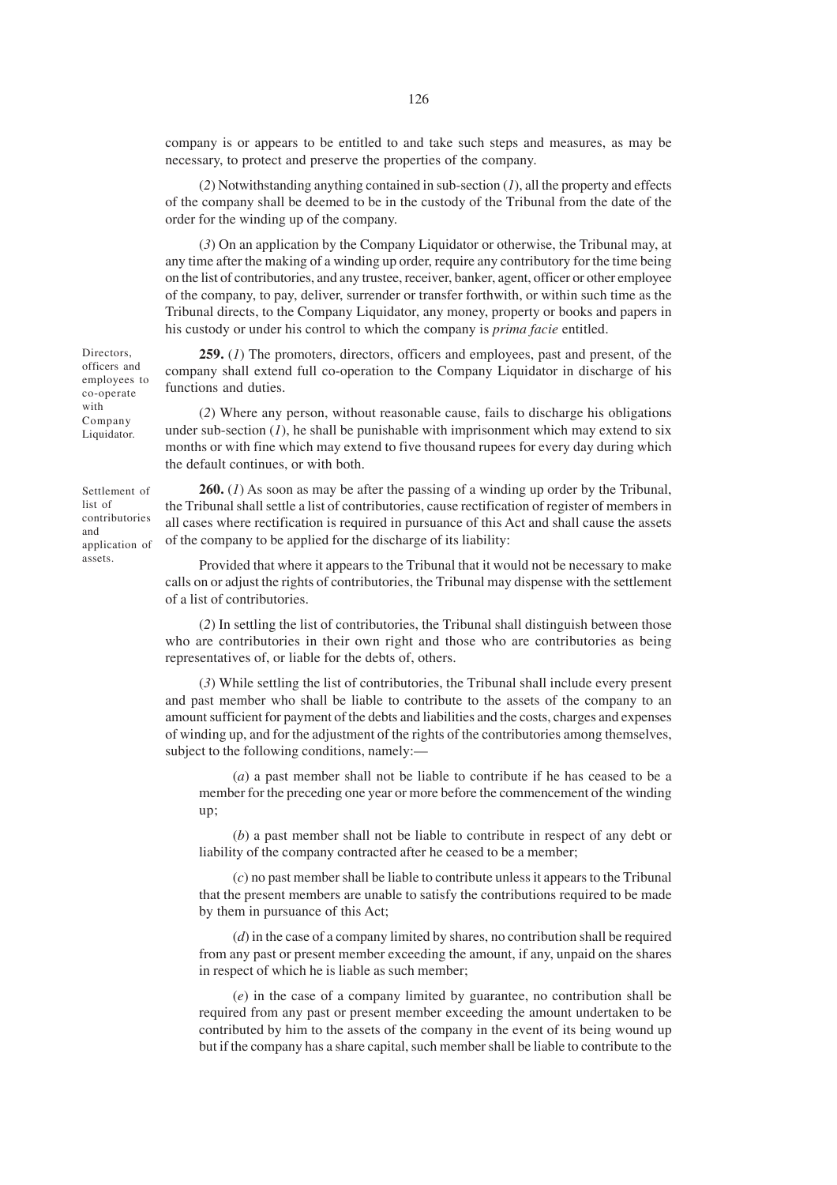company is or appears to be entitled to and take such steps and measures, as may be necessary, to protect and preserve the properties of the company.

(*2*) Notwithstanding anything contained in sub-section (*1*), all the property and effects of the company shall be deemed to be in the custody of the Tribunal from the date of the order for the winding up of the company.

(*3*) On an application by the Company Liquidator or otherwise, the Tribunal may, at any time after the making of a winding up order, require any contributory for the time being on the list of contributories, and any trustee, receiver, banker, agent, officer or other employee of the company, to pay, deliver, surrender or transfer forthwith, or within such time as the Tribunal directs, to the Company Liquidator, any money, property or books and papers in his custody or under his control to which the company is *prima facie* entitled.

Directors, officers and employees to co-operate with Company Liquidator.

**259.** (*1*) The promoters, directors, officers and employees, past and present, of the company shall extend full co-operation to the Company Liquidator in discharge of his functions and duties.

(*2*) Where any person, without reasonable cause, fails to discharge his obligations under sub-section (*1*), he shall be punishable with imprisonment which may extend to six months or with fine which may extend to five thousand rupees for every day during which the default continues, or with both.

Settlement of list of contributories and application of assets.

**260.** (*1*) As soon as may be after the passing of a winding up order by the Tribunal, the Tribunal shall settle a list of contributories, cause rectification of register of members in all cases where rectification is required in pursuance of this Act and shall cause the assets of the company to be applied for the discharge of its liability:

Provided that where it appears to the Tribunal that it would not be necessary to make calls on or adjust the rights of contributories, the Tribunal may dispense with the settlement of a list of contributories.

(*2*) In settling the list of contributories, the Tribunal shall distinguish between those who are contributories in their own right and those who are contributories as being representatives of, or liable for the debts of, others.

(*3*) While settling the list of contributories, the Tribunal shall include every present and past member who shall be liable to contribute to the assets of the company to an amount sufficient for payment of the debts and liabilities and the costs, charges and expenses of winding up, and for the adjustment of the rights of the contributories among themselves, subject to the following conditions, namely:—

(*a*) a past member shall not be liable to contribute if he has ceased to be a member for the preceding one year or more before the commencement of the winding up;

(*b*) a past member shall not be liable to contribute in respect of any debt or liability of the company contracted after he ceased to be a member;

(*c*) no past member shall be liable to contribute unless it appears to the Tribunal that the present members are unable to satisfy the contributions required to be made by them in pursuance of this Act;

(*d*) in the case of a company limited by shares, no contribution shall be required from any past or present member exceeding the amount, if any, unpaid on the shares in respect of which he is liable as such member;

(*e*) in the case of a company limited by guarantee, no contribution shall be required from any past or present member exceeding the amount undertaken to be contributed by him to the assets of the company in the event of its being wound up but if the company has a share capital, such member shall be liable to contribute to the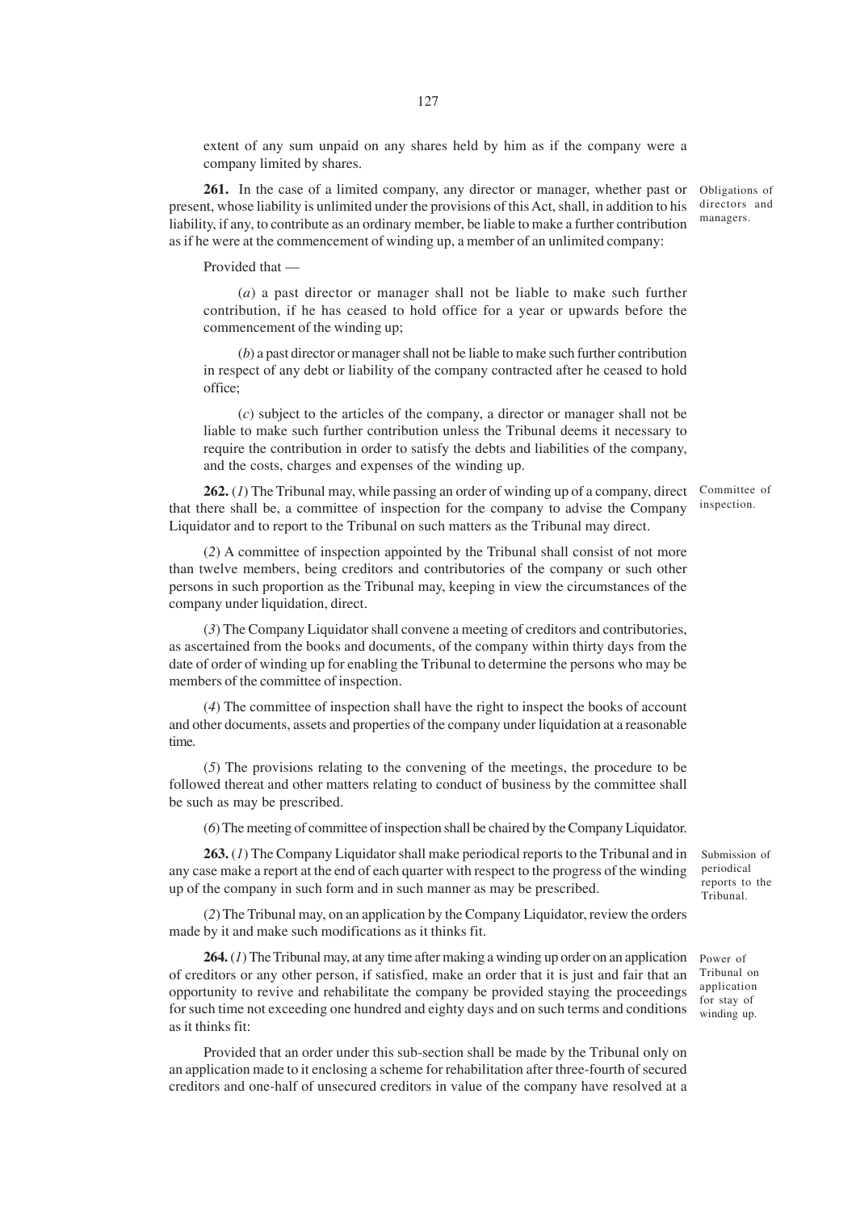extent of any sum unpaid on any shares held by him as if the company were a company limited by shares.

**261.** In the case of a limited company, any director or manager, whether past or present, whose liability is unlimited under the provisions of this Act, shall, in addition to his liability, if any, to contribute as an ordinary member, be liable to make a further contribution as if he were at the commencement of winding up, a member of an unlimited company:

Obligations of directors and managers.

Provided that —

(*a*) a past director or manager shall not be liable to make such further contribution, if he has ceased to hold office for a year or upwards before the commencement of the winding up;

(*b*) a past director or manager shall not be liable to make such further contribution in respect of any debt or liability of the company contracted after he ceased to hold office;

(*c*) subject to the articles of the company, a director or manager shall not be liable to make such further contribution unless the Tribunal deems it necessary to require the contribution in order to satisfy the debts and liabilities of the company, and the costs, charges and expenses of the winding up.

**262.** (*1*) The Tribunal may, while passing an order of winding up of a company, direct that there shall be, a committee of inspection for the company to advise the Company Liquidator and to report to the Tribunal on such matters as the Tribunal may direct.

Committee of inspection.

(*2*) A committee of inspection appointed by the Tribunal shall consist of not more than twelve members, being creditors and contributories of the company or such other persons in such proportion as the Tribunal may, keeping in view the circumstances of the company under liquidation, direct.

(*3*) The Company Liquidator shall convene a meeting of creditors and contributories, as ascertained from the books and documents, of the company within thirty days from the date of order of winding up for enabling the Tribunal to determine the persons who may be members of the committee of inspection.

(*4*) The committee of inspection shall have the right to inspect the books of account and other documents, assets and properties of the company under liquidation at a reasonable time.

(*5*) The provisions relating to the convening of the meetings, the procedure to be followed thereat and other matters relating to conduct of business by the committee shall be such as may be prescribed.

(*6*) The meeting of committee of inspection shall be chaired by the Company Liquidator.

**263.** (*1*) The Company Liquidator shall make periodical reports to the Tribunal and in any case make a report at the end of each quarter with respect to the progress of the winding up of the company in such form and in such manner as may be prescribed.

Submission of periodical reports to the Tribunal.

(*2*) The Tribunal may, on an application by the Company Liquidator, review the orders made by it and make such modifications as it thinks fit.

**264.** (*1*) The Tribunal may, at any time after making a winding up order on an application of creditors or any other person, if satisfied, make an order that it is just and fair that an opportunity to revive and rehabilitate the company be provided staying the proceedings for such time not exceeding one hundred and eighty days and on such terms and conditions as it thinks fit:

Power of Tribunal on application for stay of winding up.

Provided that an order under this sub-section shall be made by the Tribunal only on an application made to it enclosing a scheme for rehabilitation after three-fourth of secured creditors and one-half of unsecured creditors in value of the company have resolved at a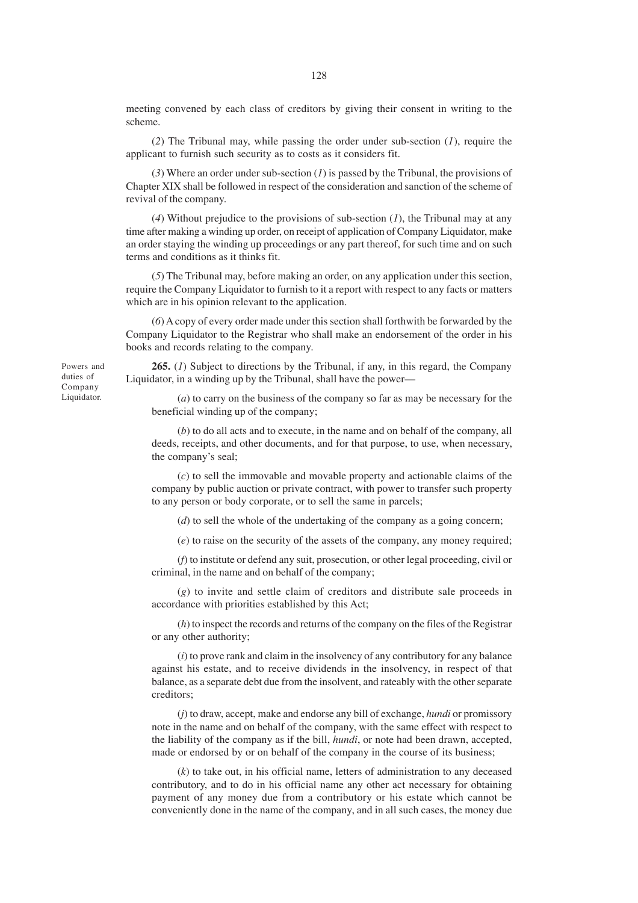meeting convened by each class of creditors by giving their consent in writing to the scheme.

(*2*) The Tribunal may, while passing the order under sub-section (*1*), require the applicant to furnish such security as to costs as it considers fit.

(*3*) Where an order under sub-section (*1*) is passed by the Tribunal, the provisions of Chapter XIX shall be followed in respect of the consideration and sanction of the scheme of revival of the company.

(*4*) Without prejudice to the provisions of sub-section (*1*), the Tribunal may at any time after making a winding up order, on receipt of application of Company Liquidator, make an order staying the winding up proceedings or any part thereof, for such time and on such terms and conditions as it thinks fit.

(*5*) The Tribunal may, before making an order, on any application under this section, require the Company Liquidator to furnish to it a report with respect to any facts or matters which are in his opinion relevant to the application.

(*6*) A copy of every order made under this section shall forthwith be forwarded by the Company Liquidator to the Registrar who shall make an endorsement of the order in his books and records relating to the company.

Powers and duties of Company Liquidator.

**265.** (*1*) Subject to directions by the Tribunal, if any, in this regard, the Company Liquidator, in a winding up by the Tribunal, shall have the power—

(*a*) to carry on the business of the company so far as may be necessary for the beneficial winding up of the company;

(*b*) to do all acts and to execute, in the name and on behalf of the company, all deeds, receipts, and other documents, and for that purpose, to use, when necessary, the company's seal;

(*c*) to sell the immovable and movable property and actionable claims of the company by public auction or private contract, with power to transfer such property to any person or body corporate, or to sell the same in parcels;

(*d*) to sell the whole of the undertaking of the company as a going concern;

(*e*) to raise on the security of the assets of the company, any money required;

(*f*) to institute or defend any suit, prosecution, or other legal proceeding, civil or criminal, in the name and on behalf of the company;

(*g*) to invite and settle claim of creditors and distribute sale proceeds in accordance with priorities established by this Act;

(*h*) to inspect the records and returns of the company on the files of the Registrar or any other authority;

(*i*) to prove rank and claim in the insolvency of any contributory for any balance against his estate, and to receive dividends in the insolvency, in respect of that balance, as a separate debt due from the insolvent, and rateably with the other separate creditors;

(*j*) to draw, accept, make and endorse any bill of exchange, *hundi* or promissory note in the name and on behalf of the company, with the same effect with respect to the liability of the company as if the bill, *hundi*, or note had been drawn, accepted, made or endorsed by or on behalf of the company in the course of its business;

(*k*) to take out, in his official name, letters of administration to any deceased contributory, and to do in his official name any other act necessary for obtaining payment of any money due from a contributory or his estate which cannot be conveniently done in the name of the company, and in all such cases, the money due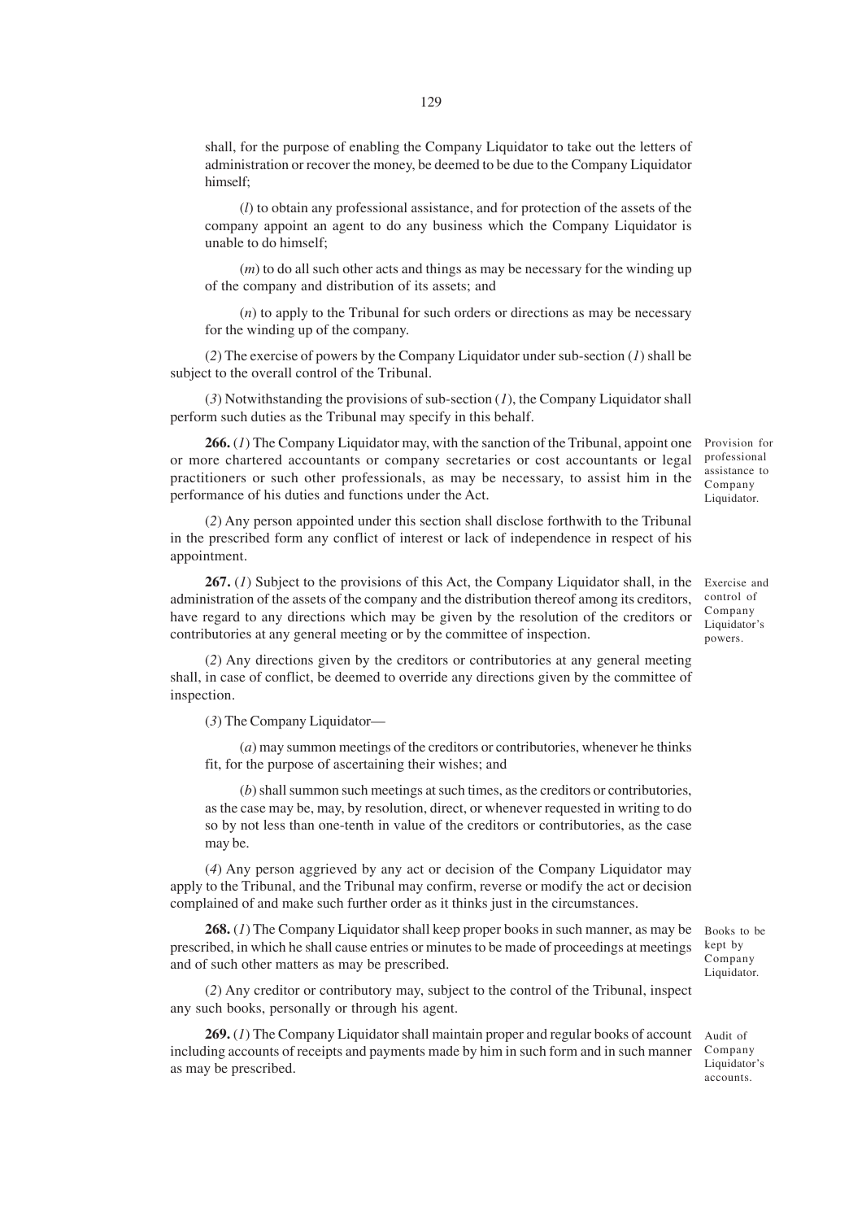shall, for the purpose of enabling the Company Liquidator to take out the letters of administration or recover the money, be deemed to be due to the Company Liquidator himself;

(*l*) to obtain any professional assistance, and for protection of the assets of the company appoint an agent to do any business which the Company Liquidator is unable to do himself;

(*m*) to do all such other acts and things as may be necessary for the winding up of the company and distribution of its assets; and

(*n*) to apply to the Tribunal for such orders or directions as may be necessary for the winding up of the company.

(*2*) The exercise of powers by the Company Liquidator under sub-section (*1*) shall be subject to the overall control of the Tribunal.

(*3*) Notwithstanding the provisions of sub-section (*1*), the Company Liquidator shall perform such duties as the Tribunal may specify in this behalf.

*Provision for professional assistance to Company Liquidator.*

**266.** (*1*) The Company Liquidator may, with the sanction of the Tribunal, appoint one or more chartered accountants or company secretaries or cost accountants or legal practitioners or such other professionals, as may be necessary, to assist him in the performance of his duties and functions under the Act.

(*2*) Any person appointed under this section shall disclose forthwith to the Tribunal in the prescribed form any conflict of interest or lack of independence in respect of his appointment.

*Exercise and control of Company Liquidator's powers.*

**267.** (*1*) Subject to the provisions of this Act, the Company Liquidator shall, in the administration of the assets of the company and the distribution thereof among its creditors, have regard to any directions which may be given by the resolution of the creditors or contributories at any general meeting or by the committee of inspection.

(*2*) Any directions given by the creditors or contributories at any general meeting shall, in case of conflict, be deemed to override any directions given by the committee of inspection.

(*3*) The Company Liquidator—

(*a*) may summon meetings of the creditors or contributories, whenever he thinks fit, for the purpose of ascertaining their wishes; and

(*b*) shall summon such meetings at such times, as the creditors or contributories, as the case may be, may, by resolution, direct, or whenever requested in writing to do so by not less than one-tenth in value of the creditors or contributories, as the case may be.

(*4*) Any person aggrieved by any act or decision of the Company Liquidator may apply to the Tribunal, and the Tribunal may confirm, reverse or modify the act or decision complained of and make such further order as it thinks just in the circumstances.

*Books to be kept by Company Liquidator.*

**268.** (*1*) The Company Liquidator shall keep proper books in such manner, as may be prescribed, in which he shall cause entries or minutes to be made of proceedings at meetings and of such other matters as may be prescribed.

(*2*) Any creditor or contributory may, subject to the control of the Tribunal, inspect any such books, personally or through his agent.

*Audit of Company Liquidator's accounts.*

**269.** (*1*) The Company Liquidator shall maintain proper and regular books of account including accounts of receipts and payments made by him in such form and in such manner as may be prescribed.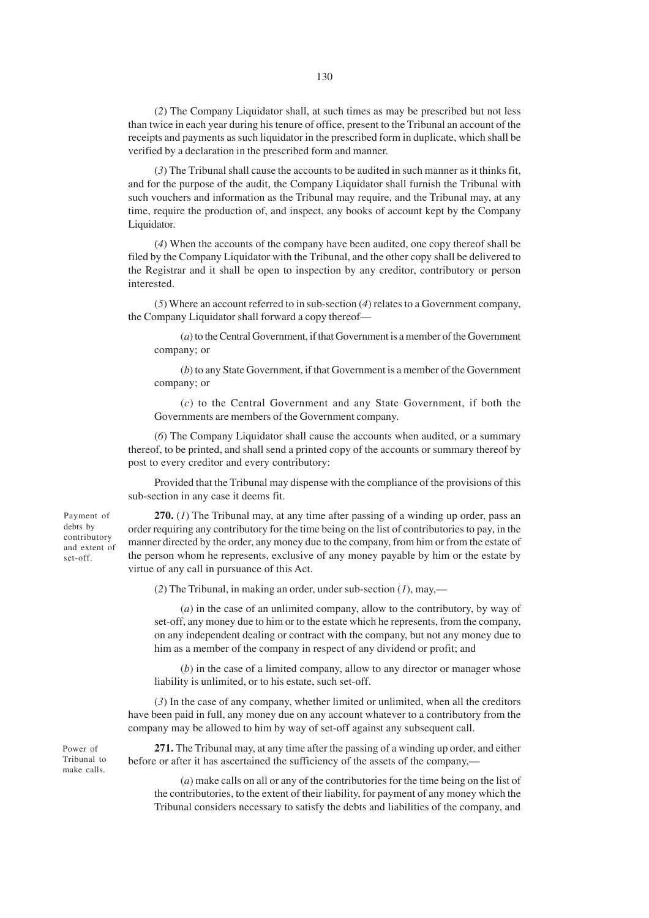(*2*) The Company Liquidator shall, at such times as may be prescribed but not less than twice in each year during his tenure of office, present to the Tribunal an account of the receipts and payments as such liquidator in the prescribed form in duplicate, which shall be verified by a declaration in the prescribed form and manner.

(*3*) The Tribunal shall cause the accounts to be audited in such manner as it thinks fit, and for the purpose of the audit, the Company Liquidator shall furnish the Tribunal with such vouchers and information as the Tribunal may require, and the Tribunal may, at any time, require the production of, and inspect, any books of account kept by the Company Liquidator.

(*4*) When the accounts of the company have been audited, one copy thereof shall be filed by the Company Liquidator with the Tribunal, and the other copy shall be delivered to the Registrar and it shall be open to inspection by any creditor, contributory or person interested.

(*5*) Where an account referred to in sub-section (*4*) relates to a Government company, the Company Liquidator shall forward a copy thereof—

(*a*) to the Central Government, if that Government is a member of the Government company; or

(*b*) to any State Government, if that Government is a member of the Government company; or

(*c*) to the Central Government and any State Government, if both the Governments are members of the Government company.

(*6*) The Company Liquidator shall cause the accounts when audited, or a summary thereof, to be printed, and shall send a printed copy of the accounts or summary thereof by post to every creditor and every contributory:

Provided that the Tribunal may dispense with the compliance of the provisions of this sub-section in any case it deems fit.

Payment of debts by contributory and extent of set-off.

**270.** (*1*) The Tribunal may, at any time after passing of a winding up order, pass an order requiring any contributory for the time being on the list of contributories to pay, in the manner directed by the order, any money due to the company, from him or from the estate of the person whom he represents, exclusive of any money payable by him or the estate by virtue of any call in pursuance of this Act.

(*2*) The Tribunal, in making an order, under sub-section (*1*), may,—

(*a*) in the case of an unlimited company, allow to the contributory, by way of set-off, any money due to him or to the estate which he represents, from the company, on any independent dealing or contract with the company, but not any money due to him as a member of the company in respect of any dividend or profit; and

(*b*) in the case of a limited company, allow to any director or manager whose liability is unlimited, or to his estate, such set-off.

(*3*) In the case of any company, whether limited or unlimited, when all the creditors have been paid in full, any money due on any account whatever to a contributory from the company may be allowed to him by way of set-off against any subsequent call.

Power of Tribunal to make calls.

**271.** The Tribunal may, at any time after the passing of a winding up order, and either before or after it has ascertained the sufficiency of the assets of the company,—

(*a*) make calls on all or any of the contributories for the time being on the list of the contributories, to the extent of their liability, for payment of any money which the Tribunal considers necessary to satisfy the debts and liabilities of the company, and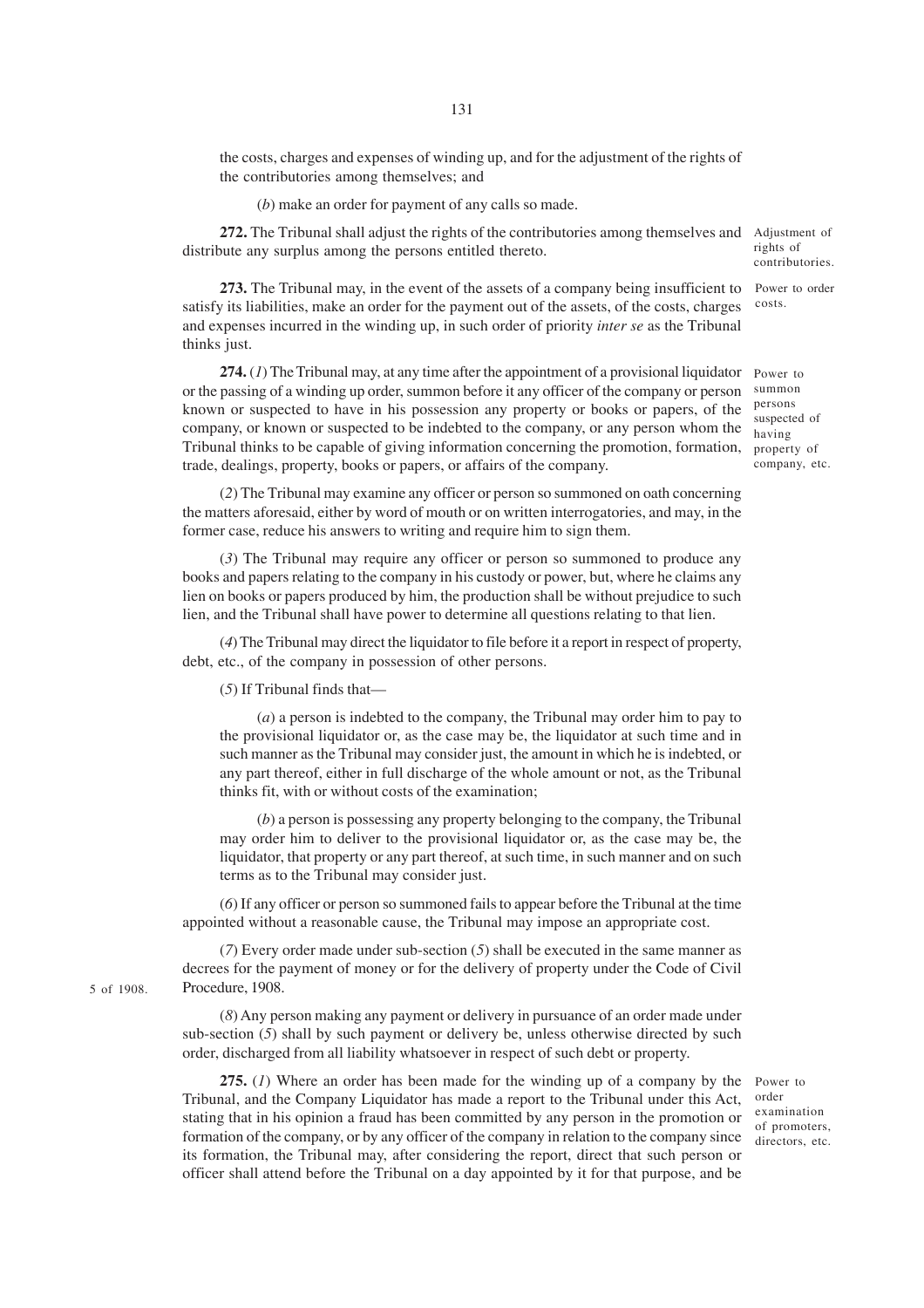the costs, charges and expenses of winding up, and for the adjustment of the rights of the contributories among themselves; and

(*b*) make an order for payment of any calls so made.

Adjustment of rights of contributories.

**272.** The Tribunal shall adjust the rights of the contributories among themselves and distribute any surplus among the persons entitled thereto.

Power to order costs.

**273.** The Tribunal may, in the event of the assets of a company being insufficient to satisfy its liabilities, make an order for the payment out of the assets, of the costs, charges and expenses incurred in the winding up, in such order of priority *inter se* as the Tribunal thinks just.

Power to summon persons suspected of having property of company, etc.

**274.** (*1*) The Tribunal may, at any time after the appointment of a provisional liquidator or the passing of a winding up order, summon before it any officer of the company or person known or suspected to have in his possession any property or books or papers, of the company, or known or suspected to be indebted to the company, or any person whom the Tribunal thinks to be capable of giving information concerning the promotion, formation, trade, dealings, property, books or papers, or affairs of the company.

(*2*) The Tribunal may examine any officer or person so summoned on oath concerning the matters aforesaid, either by word of mouth or on written interrogatories, and may, in the former case, reduce his answers to writing and require him to sign them.

(*3*) The Tribunal may require any officer or person so summoned to produce any books and papers relating to the company in his custody or power, but, where he claims any lien on books or papers produced by him, the production shall be without prejudice to such lien, and the Tribunal shall have power to determine all questions relating to that lien.

(*4*) The Tribunal may direct the liquidator to file before it a report in respect of property, debt, etc., of the company in possession of other persons.

(*5*) If Tribunal finds that—

(*a*) a person is indebted to the company, the Tribunal may order him to pay to the provisional liquidator or, as the case may be, the liquidator at such time and in such manner as the Tribunal may consider just, the amount in which he is indebted, or any part thereof, either in full discharge of the whole amount or not, as the Tribunal thinks fit, with or without costs of the examination;

(*b*) a person is possessing any property belonging to the company, the Tribunal may order him to deliver to the provisional liquidator or, as the case may be, the liquidator, that property or any part thereof, at such time, in such manner and on such terms as to the Tribunal may consider just.

(*6*) If any officer or person so summoned fails to appear before the Tribunal at the time appointed without a reasonable cause, the Tribunal may impose an appropriate cost.

(*7*) Every order made under sub-section (*5*) shall be executed in the same manner as decrees for the payment of money or for the delivery of property under the Code of Civil Procedure, 1908.

5 of 1908.

(*8*) Any person making any payment or delivery in pursuance of an order made under sub-section (*5*) shall by such payment or delivery be, unless otherwise directed by such order, discharged from all liability whatsoever in respect of such debt or property.

Power to order examination of promoters, directors, etc.

**275.** (*1*) Where an order has been made for the winding up of a company by the Tribunal, and the Company Liquidator has made a report to the Tribunal under this Act, stating that in his opinion a fraud has been committed by any person in the promotion or formation of the company, or by any officer of the company in relation to the company since its formation, the Tribunal may, after considering the report, direct that such person or officer shall attend before the Tribunal on a day appointed by it for that purpose, and be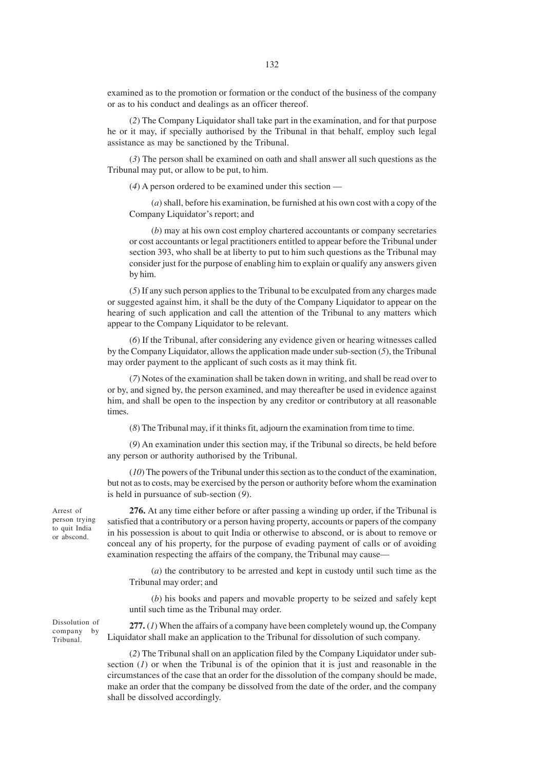examined as to the promotion or formation or the conduct of the business of the company or as to his conduct and dealings as an officer thereof.

(*2*) The Company Liquidator shall take part in the examination, and for that purpose he or it may, if specially authorised by the Tribunal in that behalf, employ such legal assistance as may be sanctioned by the Tribunal.

(*3*) The person shall be examined on oath and shall answer all such questions as the Tribunal may put, or allow to be put, to him.

(*4*) A person ordered to be examined under this section —

(*a*) shall, before his examination, be furnished at his own cost with a copy of the Company Liquidator's report; and

(*b*) may at his own cost employ chartered accountants or company secretaries or cost accountants or legal practitioners entitled to appear before the Tribunal under section 393, who shall be at liberty to put to him such questions as the Tribunal may consider just for the purpose of enabling him to explain or qualify any answers given by him.

(*5*) If any such person applies to the Tribunal to be exculpated from any charges made or suggested against him, it shall be the duty of the Company Liquidator to appear on the hearing of such application and call the attention of the Tribunal to any matters which appear to the Company Liquidator to be relevant.

(*6*) If the Tribunal, after considering any evidence given or hearing witnesses called by the Company Liquidator, allows the application made under sub-section (*5*), the Tribunal may order payment to the applicant of such costs as it may think fit.

(*7*) Notes of the examination shall be taken down in writing, and shall be read over to or by, and signed by, the person examined, and may thereafter be used in evidence against him, and shall be open to the inspection by any creditor or contributory at all reasonable times.

(*8*) The Tribunal may, if it thinks fit, adjourn the examination from time to time.

(*9*) An examination under this section may, if the Tribunal so directs, be held before any person or authority authorised by the Tribunal.

(*10*) The powers of the Tribunal under this section as to the conduct of the examination, but not as to costs, may be exercised by the person or authority before whom the examination is held in pursuance of sub-section (*9*).

Arrest of person trying to quit India or abscond.

**276.** At any time either before or after passing a winding up order, if the Tribunal is satisfied that a contributory or a person having property, accounts or papers of the company in his possession is about to quit India or otherwise to abscond, or is about to remove or conceal any of his property, for the purpose of evading payment of calls or of avoiding examination respecting the affairs of the company, the Tribunal may cause—

(*a*) the contributory to be arrested and kept in custody until such time as the Tribunal may order; and

(*b*) his books and papers and movable property to be seized and safely kept until such time as the Tribunal may order.

Dissolution of company by Tribunal.

**277.** (*1*) When the affairs of a company have been completely wound up, the Company Liquidator shall make an application to the Tribunal for dissolution of such company.

(*2*) The Tribunal shall on an application filed by the Company Liquidator under sub-section (*1*) or when the Tribunal is of the opinion that it is just and reasonable in the circumstances of the case that an order for the dissolution of the company should be made, make an order that the company be dissolved from the date of the order, and the company shall be dissolved accordingly.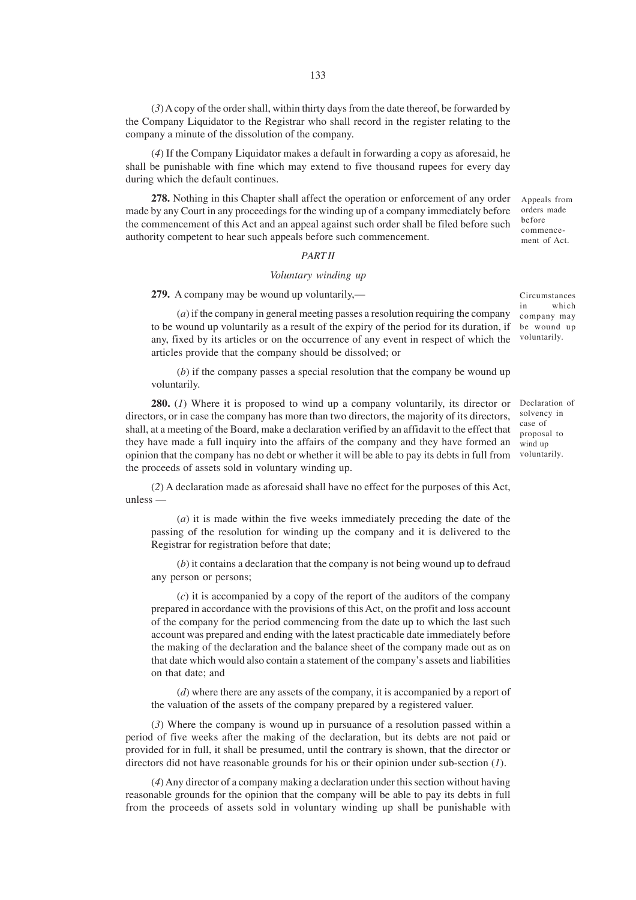(*3*) A copy of the order shall, within thirty days from the date thereof, be forwarded by the Company Liquidator to the Registrar who shall record in the register relating to the company a minute of the dissolution of the company.

(*4*) If the Company Liquidator makes a default in forwarding a copy as aforesaid, he shall be punishable with fine which may extend to five thousand rupees for every day during which the default continues.

Appeals from orders made before commencement of Act.

**278.** Nothing in this Chapter shall affect the operation or enforcement of any order made by any Court in any proceedings for the winding up of a company immediately before the commencement of this Act and an appeal against such order shall be filed before such authority competent to hear such appeals before such commencement.

## *PART II*

### *Voluntary winding up*

Circumstances in which company may be wound up voluntarily.

**279.** A company may be wound up voluntarily,—

(*a*) if the company in general meeting passes a resolution requiring the company to be wound up voluntarily as a result of the expiry of the period for its duration, if any, fixed by its articles or on the occurrence of any event in respect of which the articles provide that the company should be dissolved; or

(*b*) if the company passes a special resolution that the company be wound up voluntarily.

Declaration of solvency in case of proposal to wind up voluntarily.

**280.** (*1*) Where it is proposed to wind up a company voluntarily, its director or directors, or in case the company has more than two directors, the majority of its directors, shall, at a meeting of the Board, make a declaration verified by an affidavit to the effect that they have made a full inquiry into the affairs of the company and they have formed an opinion that the company has no debt or whether it will be able to pay its debts in full from the proceeds of assets sold in voluntary winding up.

(*2*) A declaration made as aforesaid shall have no effect for the purposes of this Act, unless —

(*a*) it is made within the five weeks immediately preceding the date of the passing of the resolution for winding up the company and it is delivered to the Registrar for registration before that date;

(*b*) it contains a declaration that the company is not being wound up to defraud any person or persons;

(*c*) it is accompanied by a copy of the report of the auditors of the company prepared in accordance with the provisions of this Act, on the profit and loss account of the company for the period commencing from the date up to which the last such account was prepared and ending with the latest practicable date immediately before the making of the declaration and the balance sheet of the company made out as on that date which would also contain a statement of the company's assets and liabilities on that date; and

(*d*) where there are any assets of the company, it is accompanied by a report of the valuation of the assets of the company prepared by a registered valuer.

(*3*) Where the company is wound up in pursuance of a resolution passed within a period of five weeks after the making of the declaration, but its debts are not paid or provided for in full, it shall be presumed, until the contrary is shown, that the director or directors did not have reasonable grounds for his or their opinion under sub-section (*1*).

(*4*) Any director of a company making a declaration under this section without having reasonable grounds for the opinion that the company will be able to pay its debts in full from the proceeds of assets sold in voluntary winding up shall be punishable with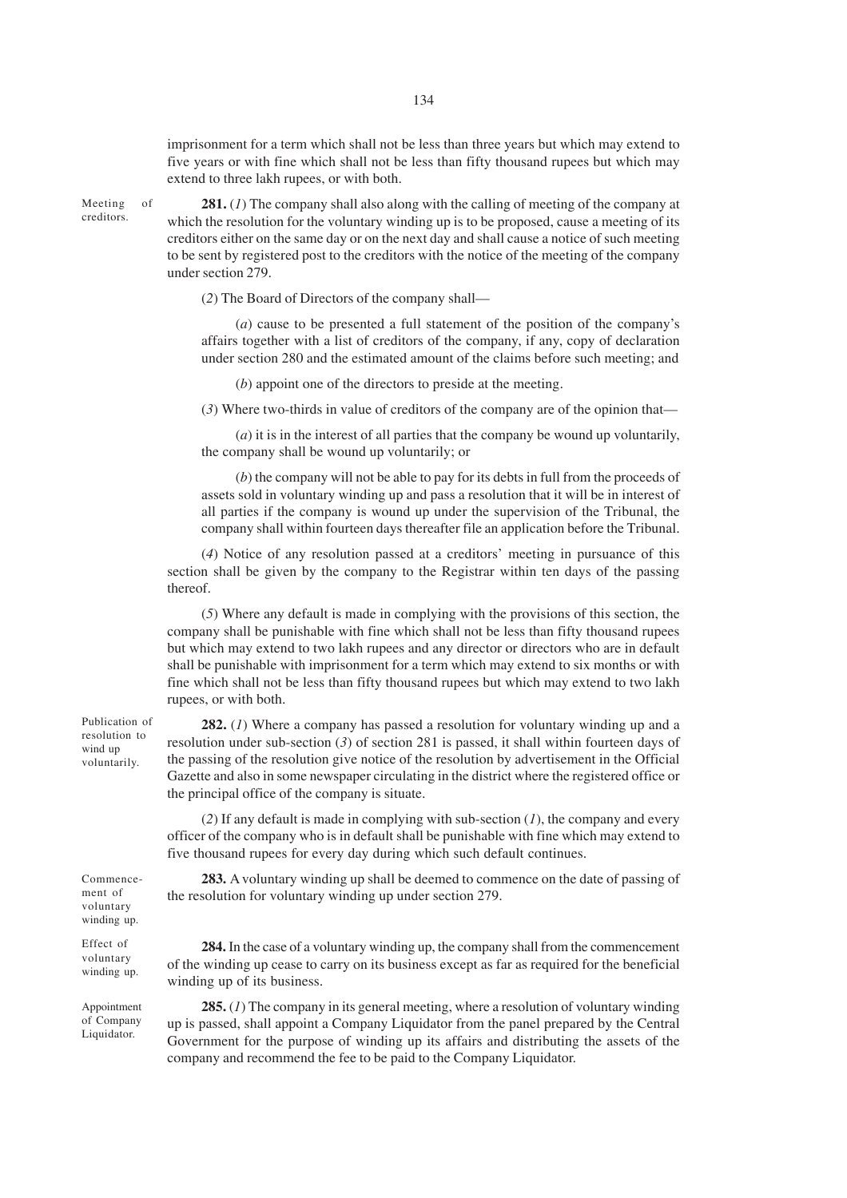imprisonment for a term which shall not be less than three years but which may extend to five years or with fine which shall not be less than fifty thousand rupees but which may extend to three lakh rupees, or with both.

Meeting of creditors.

**281.** (*1*) The company shall also along with the calling of meeting of the company at which the resolution for the voluntary winding up is to be proposed, cause a meeting of its creditors either on the same day or on the next day and shall cause a notice of such meeting to be sent by registered post to the creditors with the notice of the meeting of the company under section 279.

(*2*) The Board of Directors of the company shall—

(*a*) cause to be presented a full statement of the position of the company's affairs together with a list of creditors of the company, if any, copy of declaration under section 280 and the estimated amount of the claims before such meeting; and

(*b*) appoint one of the directors to preside at the meeting.

(*3*) Where two-thirds in value of creditors of the company are of the opinion that—

(*a*) it is in the interest of all parties that the company be wound up voluntarily, the company shall be wound up voluntarily; or

(*b*) the company will not be able to pay for its debts in full from the proceeds of assets sold in voluntary winding up and pass a resolution that it will be in interest of all parties if the company is wound up under the supervision of the Tribunal, the company shall within fourteen days thereafter file an application before the Tribunal.

(*4*) Notice of any resolution passed at a creditors' meeting in pursuance of this section shall be given by the company to the Registrar within ten days of the passing thereof.

(*5*) Where any default is made in complying with the provisions of this section, the company shall be punishable with fine which shall not be less than fifty thousand rupees but which may extend to two lakh rupees and any director or directors who are in default shall be punishable with imprisonment for a term which may extend to six months or with fine which shall not be less than fifty thousand rupees but which may extend to two lakh rupees, or with both.

Publication of resolution to wind up voluntarily.

**282.** (*1*) Where a company has passed a resolution for voluntary winding up and a resolution under sub-section (*3*) of section 281 is passed, it shall within fourteen days of the passing of the resolution give notice of the resolution by advertisement in the Official Gazette and also in some newspaper circulating in the district where the registered office or the principal office of the company is situate.

(*2*) If any default is made in complying with sub-section (*1*), the company and every officer of the company who is in default shall be punishable with fine which may extend to five thousand rupees for every day during which such default continues.

Commencement of voluntary winding up.

**283.** A voluntary winding up shall be deemed to commence on the date of passing of the resolution for voluntary winding up under section 279.

Effect of voluntary winding up.

**284.** In the case of a voluntary winding up, the company shall from the commencement of the winding up cease to carry on its business except as far as required for the beneficial winding up of its business.

Appointment of Company Liquidator.

**285.** (*1*) The company in its general meeting, where a resolution of voluntary winding up is passed, shall appoint a Company Liquidator from the panel prepared by the Central Government for the purpose of winding up its affairs and distributing the assets of the company and recommend the fee to be paid to the Company Liquidator.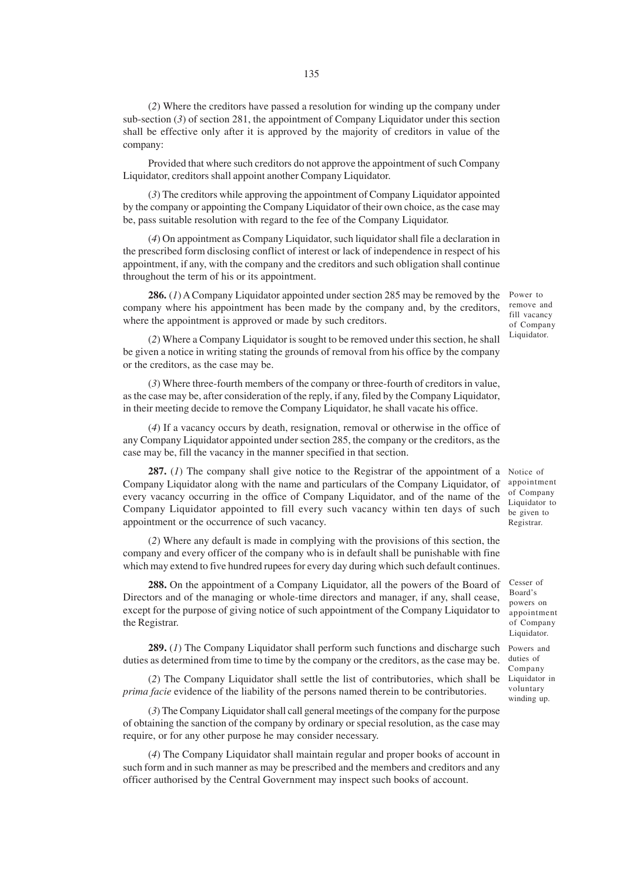(*2*) Where the creditors have passed a resolution for winding up the company under sub-section (*3*) of section 281, the appointment of Company Liquidator under this section shall be effective only after it is approved by the majority of creditors in value of the company:

Provided that where such creditors do not approve the appointment of such Company Liquidator, creditors shall appoint another Company Liquidator.

(*3*) The creditors while approving the appointment of Company Liquidator appointed by the company or appointing the Company Liquidator of their own choice, as the case may be, pass suitable resolution with regard to the fee of the Company Liquidator.

(*4*) On appointment as Company Liquidator, such liquidator shall file a declaration in the prescribed form disclosing conflict of interest or lack of independence in respect of his appointment, if any, with the company and the creditors and such obligation shall continue throughout the term of his or its appointment.

Power to remove and fill vacancy of Company Liquidator.

**286.** (*1*) A Company Liquidator appointed under section 285 may be removed by the company where his appointment has been made by the company and, by the creditors, where the appointment is approved or made by such creditors.

(*2*) Where a Company Liquidator is sought to be removed under this section, he shall be given a notice in writing stating the grounds of removal from his office by the company or the creditors, as the case may be.

(*3*) Where three-fourth members of the company or three-fourth of creditors in value, as the case may be, after consideration of the reply, if any, filed by the Company Liquidator, in their meeting decide to remove the Company Liquidator, he shall vacate his office.

(*4*) If a vacancy occurs by death, resignation, removal or otherwise in the office of any Company Liquidator appointed under section 285, the company or the creditors, as the case may be, fill the vacancy in the manner specified in that section.

Notice of appointment of Company Liquidator to be given to Registrar.

**287.** (*1*) The company shall give notice to the Registrar of the appointment of a Company Liquidator along with the name and particulars of the Company Liquidator, of every vacancy occurring in the office of Company Liquidator, and of the name of the Company Liquidator appointed to fill every such vacancy within ten days of such appointment or the occurrence of such vacancy.

(*2*) Where any default is made in complying with the provisions of this section, the company and every officer of the company who is in default shall be punishable with fine which may extend to five hundred rupees for every day during which such default continues.

Cesser of Board's powers on appointment of Company Liquidator.

**288.** On the appointment of a Company Liquidator, all the powers of the Board of Directors and of the managing or whole-time directors and manager, if any, shall cease, except for the purpose of giving notice of such appointment of the Company Liquidator to the Registrar.

Powers and duties of Company Liquidator in voluntary winding up.

**289.** (*1*) The Company Liquidator shall perform such functions and discharge such duties as determined from time to time by the company or the creditors, as the case may be.

(*2*) The Company Liquidator shall settle the list of contributories, which shall be *prima facie* evidence of the liability of the persons named therein to be contributories.

(*3*) The Company Liquidator shall call general meetings of the company for the purpose of obtaining the sanction of the company by ordinary or special resolution, as the case may require, or for any other purpose he may consider necessary.

(*4*) The Company Liquidator shall maintain regular and proper books of account in such form and in such manner as may be prescribed and the members and creditors and any officer authorised by the Central Government may inspect such books of account.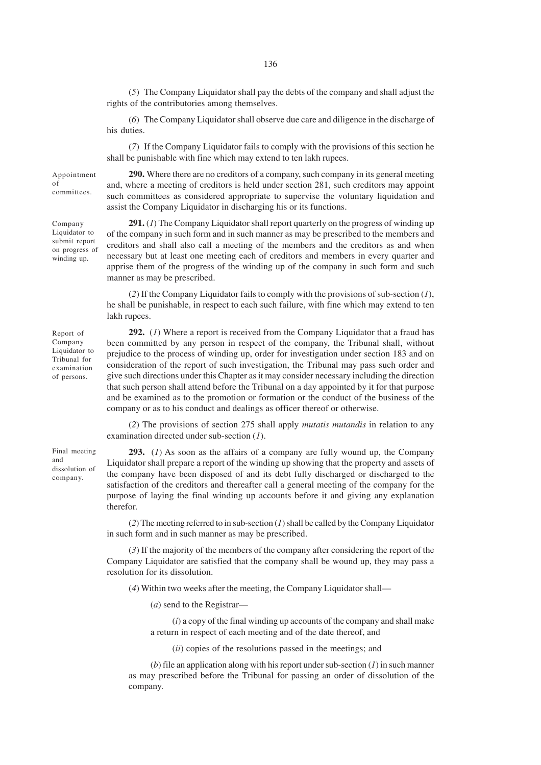(*5*) The Company Liquidator shall pay the debts of the company and shall adjust the rights of the contributories among themselves.

(*6*) The Company Liquidator shall observe due care and diligence in the discharge of his duties.

(*7*) If the Company Liquidator fails to comply with the provisions of this section he shall be punishable with fine which may extend to ten lakh rupees.

Appointment of committees.

**290.** Where there are no creditors of a company, such company in its general meeting and, where a meeting of creditors is held under section 281, such creditors may appoint such committees as considered appropriate to supervise the voluntary liquidation and assist the Company Liquidator in discharging his or its functions.

Company Liquidator to submit report on progress of winding up.

**291.** (*1*) The Company Liquidator shall report quarterly on the progress of winding up of the company in such form and in such manner as may be prescribed to the members and creditors and shall also call a meeting of the members and the creditors as and when necessary but at least one meeting each of creditors and members in every quarter and apprise them of the progress of the winding up of the company in such form and such manner as may be prescribed.

(*2*) If the Company Liquidator fails to comply with the provisions of sub-section (*1*), he shall be punishable, in respect to each such failure, with fine which may extend to ten lakh rupees.

Report of Company Liquidator to Tribunal for examination of persons.

**292.** (*1*) Where a report is received from the Company Liquidator that a fraud has been committed by any person in respect of the company, the Tribunal shall, without prejudice to the process of winding up, order for investigation under section 183 and on consideration of the report of such investigation, the Tribunal may pass such order and give such directions under this Chapter as it may consider necessary including the direction that such person shall attend before the Tribunal on a day appointed by it for that purpose and be examined as to the promotion or formation or the conduct of the business of the company or as to his conduct and dealings as officer thereof or otherwise.

(*2*) The provisions of section 275 shall apply *mutatis mutandis* in relation to any examination directed under sub-section (*1*).

Final meeting and dissolution of company.

**293.** (*1*) As soon as the affairs of a company are fully wound up, the Company Liquidator shall prepare a report of the winding up showing that the property and assets of the company have been disposed of and its debt fully discharged or discharged to the satisfaction of the creditors and thereafter call a general meeting of the company for the purpose of laying the final winding up accounts before it and giving any explanation therefor.

(*2*) The meeting referred to in sub-section (*1*) shall be called by the Company Liquidator in such form and in such manner as may be prescribed.

(*3*) If the majority of the members of the company after considering the report of the Company Liquidator are satisfied that the company shall be wound up, they may pass a resolution for its dissolution.

(*4*) Within two weeks after the meeting, the Company Liquidator shall—

(*a*) send to the Registrar—

(*i*) a copy of the final winding up accounts of the company and shall make a return in respect of each meeting and of the date thereof, and

(*ii*) copies of the resolutions passed in the meetings; and

(*b*) file an application along with his report under sub-section (*1*) in such manner as may prescribed before the Tribunal for passing an order of dissolution of the company.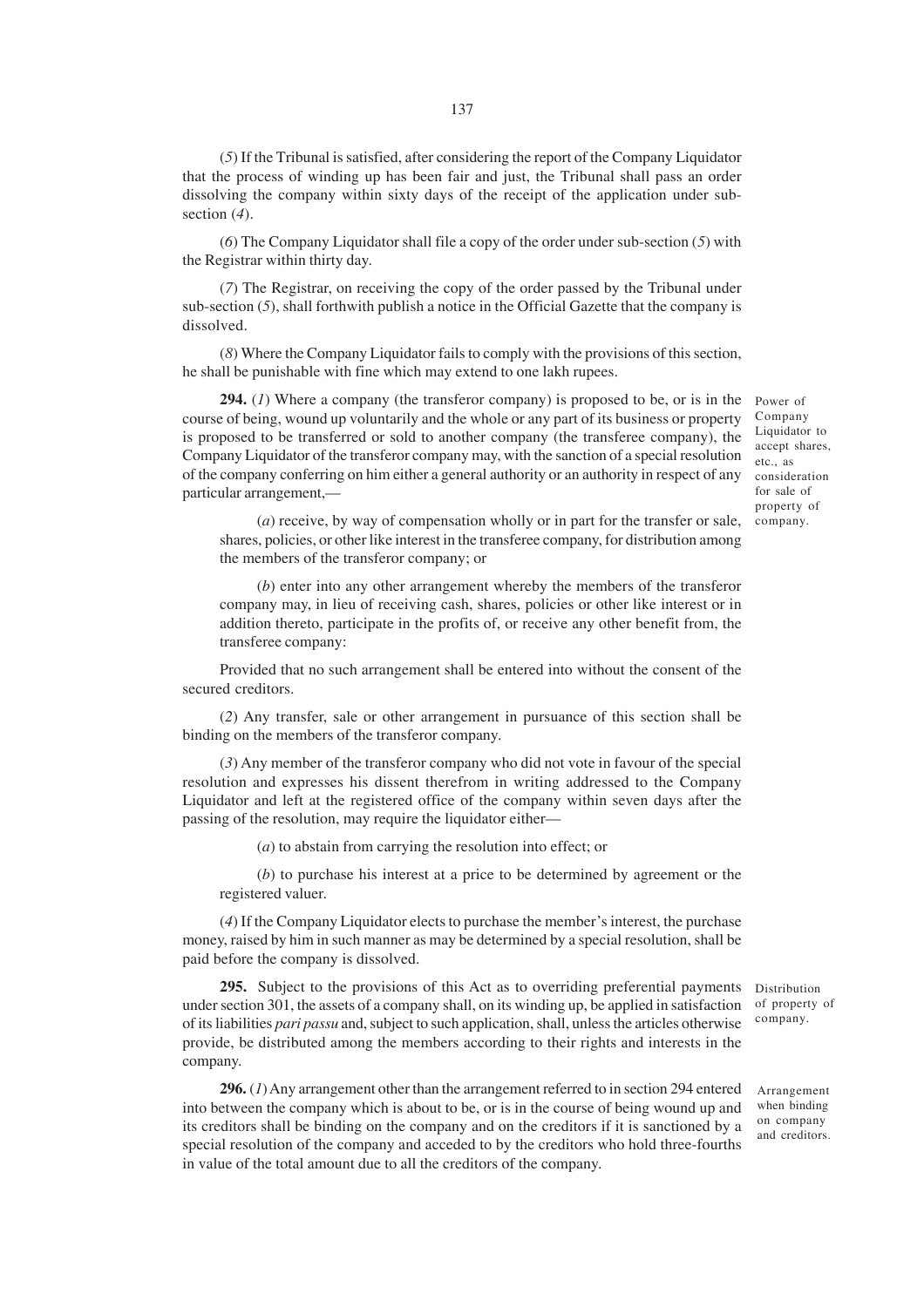(*5*) If the Tribunal is satisfied, after considering the report of the Company Liquidator that the process of winding up has been fair and just, the Tribunal shall pass an order dissolving the company within sixty days of the receipt of the application under sub-section (*4*).

(*6*) The Company Liquidator shall file a copy of the order under sub-section (*5*) with the Registrar within thirty day.

(*7*) The Registrar, on receiving the copy of the order passed by the Tribunal under sub-section (*5*), shall forthwith publish a notice in the Official Gazette that the company is dissolved.

(*8*) Where the Company Liquidator fails to comply with the provisions of this section, he shall be punishable with fine which may extend to one lakh rupees.

*Power of Company Liquidator to accept shares, etc., as consideration for sale of property of company.*

**294.** (*1*) Where a company (the transferor company) is proposed to be, or is in the course of being, wound up voluntarily and the whole or any part of its business or property is proposed to be transferred or sold to another company (the transferee company), the Company Liquidator of the transferor company may, with the sanction of a special resolution of the company conferring on him either a general authority or an authority in respect of any particular arrangement,—

(*a*) receive, by way of compensation wholly or in part for the transfer or sale, shares, policies, or other like interest in the transferee company, for distribution among the members of the transferor company; or

(*b*) enter into any other arrangement whereby the members of the transferor company may, in lieu of receiving cash, shares, policies or other like interest or in addition thereto, participate in the profits of, or receive any other benefit from, the transferee company:

Provided that no such arrangement shall be entered into without the consent of the secured creditors.

(*2*) Any transfer, sale or other arrangement in pursuance of this section shall be binding on the members of the transferor company.

(*3*) Any member of the transferor company who did not vote in favour of the special resolution and expresses his dissent therefrom in writing addressed to the Company Liquidator and left at the registered office of the company within seven days after the passing of the resolution, may require the liquidator either—

(*a*) to abstain from carrying the resolution into effect; or

(*b*) to purchase his interest at a price to be determined by agreement or the registered valuer.

(*4*) If the Company Liquidator elects to purchase the member's interest, the purchase money, raised by him in such manner as may be determined by a special resolution, shall be paid before the company is dissolved.

*Distribution of property of company.*

**295.** Subject to the provisions of this Act as to overriding preferential payments under section 301, the assets of a company shall, on its winding up, be applied in satisfaction of its liabilities *pari passu* and, subject to such application, shall, unless the articles otherwise provide, be distributed among the members according to their rights and interests in the company.

*Arrangement when binding on company and creditors.*

**296.** (*1*) Any arrangement other than the arrangement referred to in section 294 entered into between the company which is about to be, or is in the course of being wound up and its creditors shall be binding on the company and on the creditors if it is sanctioned by a special resolution of the company and acceded to by the creditors who hold three-fourths in value of the total amount due to all the creditors of the company.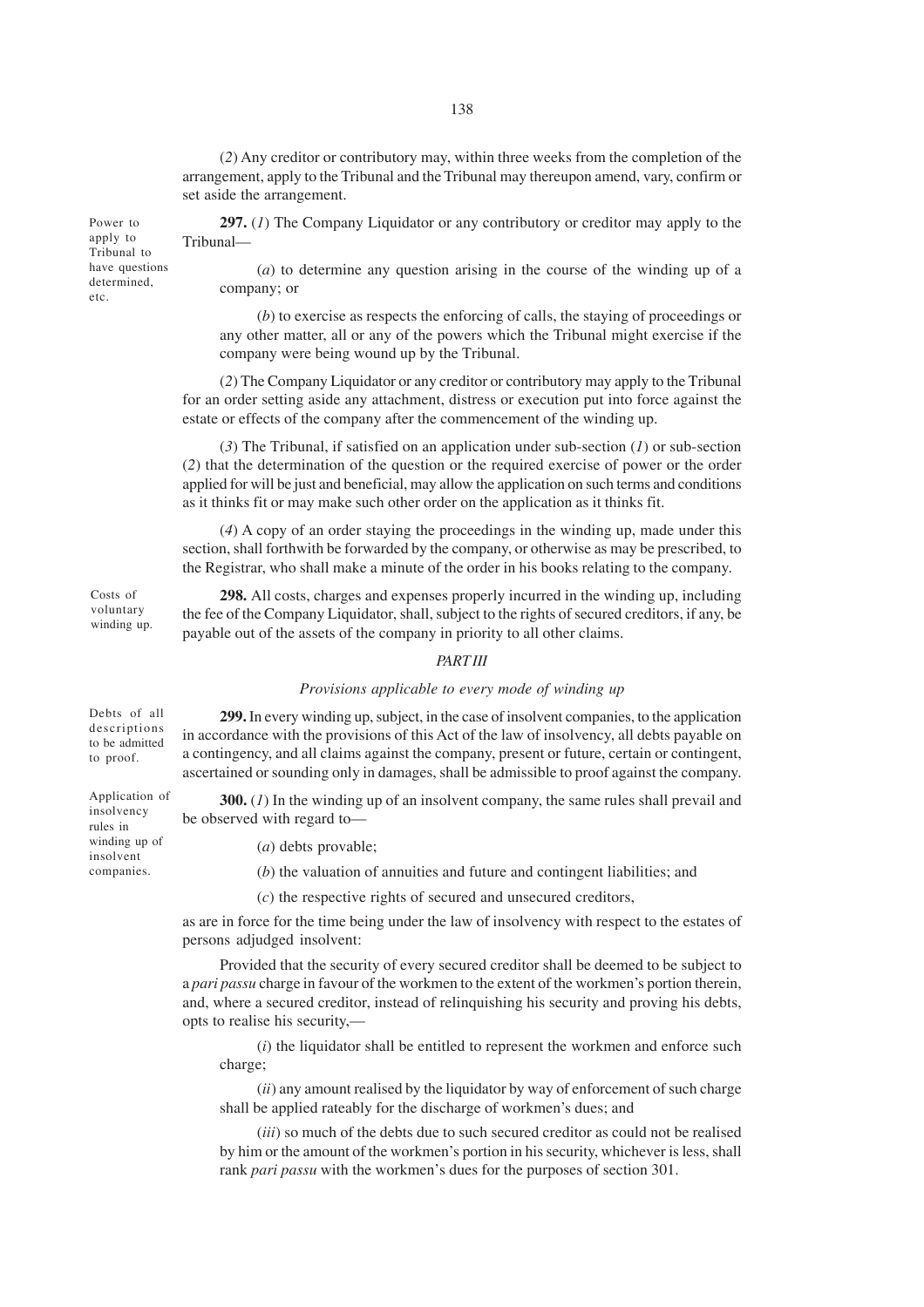(*2*) Any creditor or contributory may, within three weeks from the completion of the arrangement, apply to the Tribunal and the Tribunal may thereupon amend, vary, confirm or set aside the arrangement.

Power to apply to Tribunal to have questions determined, etc.

**297.** (*1*) The Company Liquidator or any contributory or creditor may apply to the Tribunal—

(*a*) to determine any question arising in the course of the winding up of a company; or

(*b*) to exercise as respects the enforcing of calls, the staying of proceedings or any other matter, all or any of the powers which the Tribunal might exercise if the company were being wound up by the Tribunal.

(*2*) The Company Liquidator or any creditor or contributory may apply to the Tribunal for an order setting aside any attachment, distress or execution put into force against the estate or effects of the company after the commencement of the winding up.

(*3*) The Tribunal, if satisfied on an application under sub-section (*1*) or sub-section (*2*) that the determination of the question or the required exercise of power or the order applied for will be just and beneficial, may allow the application on such terms and conditions as it thinks fit or may make such other order on the application as it thinks fit.

(*4*) A copy of an order staying the proceedings in the winding up, made under this section, shall forthwith be forwarded by the company, or otherwise as may be prescribed, to the Registrar, who shall make a minute of the order in his books relating to the company.

Costs of voluntary winding up.

**298.** All costs, charges and expenses properly incurred in the winding up, including the fee of the Company Liquidator, shall, subject to the rights of secured creditors, if any, be payable out of the assets of the company in priority to all other claims.

## *PART III*

### *Provisions applicable to every mode of winding up*

Debts of all descriptions to be admitted to proof.

**299.** In every winding up, subject, in the case of insolvent companies, to the application in accordance with the provisions of this Act of the law of insolvency, all debts payable on a contingency, and all claims against the company, present or future, certain or contingent, ascertained or sounding only in damages, shall be admissible to proof against the company.

Application of insolvency rules in winding up of insolvent companies.

**300.** (*1*) In the winding up of an insolvent company, the same rules shall prevail and be observed with regard to—

(*a*) debts provable;

(*b*) the valuation of annuities and future and contingent liabilities; and

(*c*) the respective rights of secured and unsecured creditors,

as are in force for the time being under the law of insolvency with respect to the estates of persons adjudged insolvent:

Provided that the security of every secured creditor shall be deemed to be subject to a *pari passu* charge in favour of the workmen to the extent of the workmen's portion therein, and, where a secured creditor, instead of relinquishing his security and proving his debts, opts to realise his security,—

(*i*) the liquidator shall be entitled to represent the workmen and enforce such charge;

(*ii*) any amount realised by the liquidator by way of enforcement of such charge shall be applied rateably for the discharge of workmen's dues; and

(*iii*) so much of the debts due to such secured creditor as could not be realised by him or the amount of the workmen's portion in his security, whichever is less, shall rank *pari passu* with the workmen's dues for the purposes of section 301.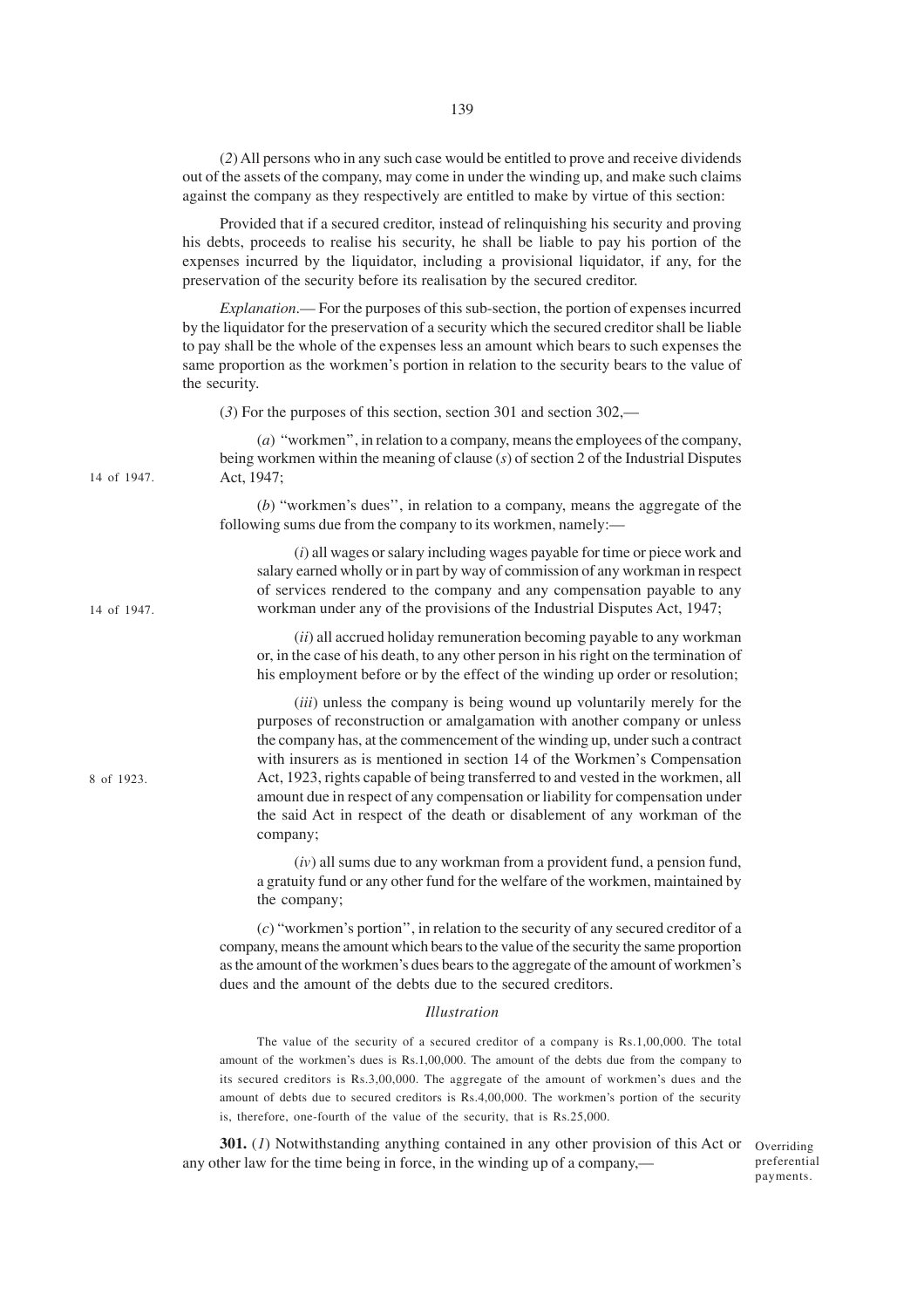(*2*) All persons who in any such case would be entitled to prove and receive dividends out of the assets of the company, may come in under the winding up, and make such claims against the company as they respectively are entitled to make by virtue of this section:

Provided that if a secured creditor, instead of relinquishing his security and proving his debts, proceeds to realise his security, he shall be liable to pay his portion of the expenses incurred by the liquidator, including a provisional liquidator, if any, for the preservation of the security before its realisation by the secured creditor.

*Explanation*.— For the purposes of this sub-section, the portion of expenses incurred by the liquidator for the preservation of a security which the secured creditor shall be liable to pay shall be the whole of the expenses less an amount which bears to such expenses the same proportion as the workmen's portion in relation to the security bears to the value of the security.

(*3*) For the purposes of this section, section 301 and section 302,—

(*a*) "workmen", in relation to a company, means the employees of the company, being workmen within the meaning of clause (*s*) of section 2 of the Industrial Disputes Act, 1947; 14 of 1947.

(*b*) "workmen's dues", in relation to a company, means the aggregate of the following sums due from the company to its workmen, namely:—

(*i*) all wages or salary including wages payable for time or piece work and salary earned wholly or in part by way of commission of any workman in respect of services rendered to the company and any compensation payable to any workman under any of the provisions of the Industrial Disputes Act, 1947; 14 of 1947.

(*ii*) all accrued holiday remuneration becoming payable to any workman or, in the case of his death, to any other person in his right on the termination of his employment before or by the effect of the winding up order or resolution;

(*iii*) unless the company is being wound up voluntarily merely for the purposes of reconstruction or amalgamation with another company or unless the company has, at the commencement of the winding up, under such a contract with insurers as is mentioned in section 14 of the Workmen's Compensation Act, 1923, rights capable of being transferred to and vested in the workmen, all amount due in respect of any compensation or liability for compensation under the said Act in respect of the death or disablement of any workman of the company; 8 of 1923.

(*iv*) all sums due to any workman from a provident fund, a pension fund, a gratuity fund or any other fund for the welfare of the workmen, maintained by the company;

(*c*) "workmen's portion", in relation to the security of any secured creditor of a company, means the amount which bears to the value of the security the same proportion as the amount of the workmen's dues bears to the aggregate of the amount of workmen's dues and the amount of the debts due to the secured creditors.

*Illustration*

The value of the security of a secured creditor of a company is Rs.1,00,000. The total amount of the workmen's dues is Rs.1,00,000. The amount of the debts due from the company to its secured creditors is Rs.3,00,000. The aggregate of the amount of workmen's dues and the amount of debts due to secured creditors is Rs.4,00,000. The workmen's portion of the security is, therefore, one-fourth of the value of the security, that is Rs.25,000.

Overriding preferential payments.

**301.** (*1*) Notwithstanding anything contained in any other provision of this Act or any other law for the time being in force, in the winding up of a company,—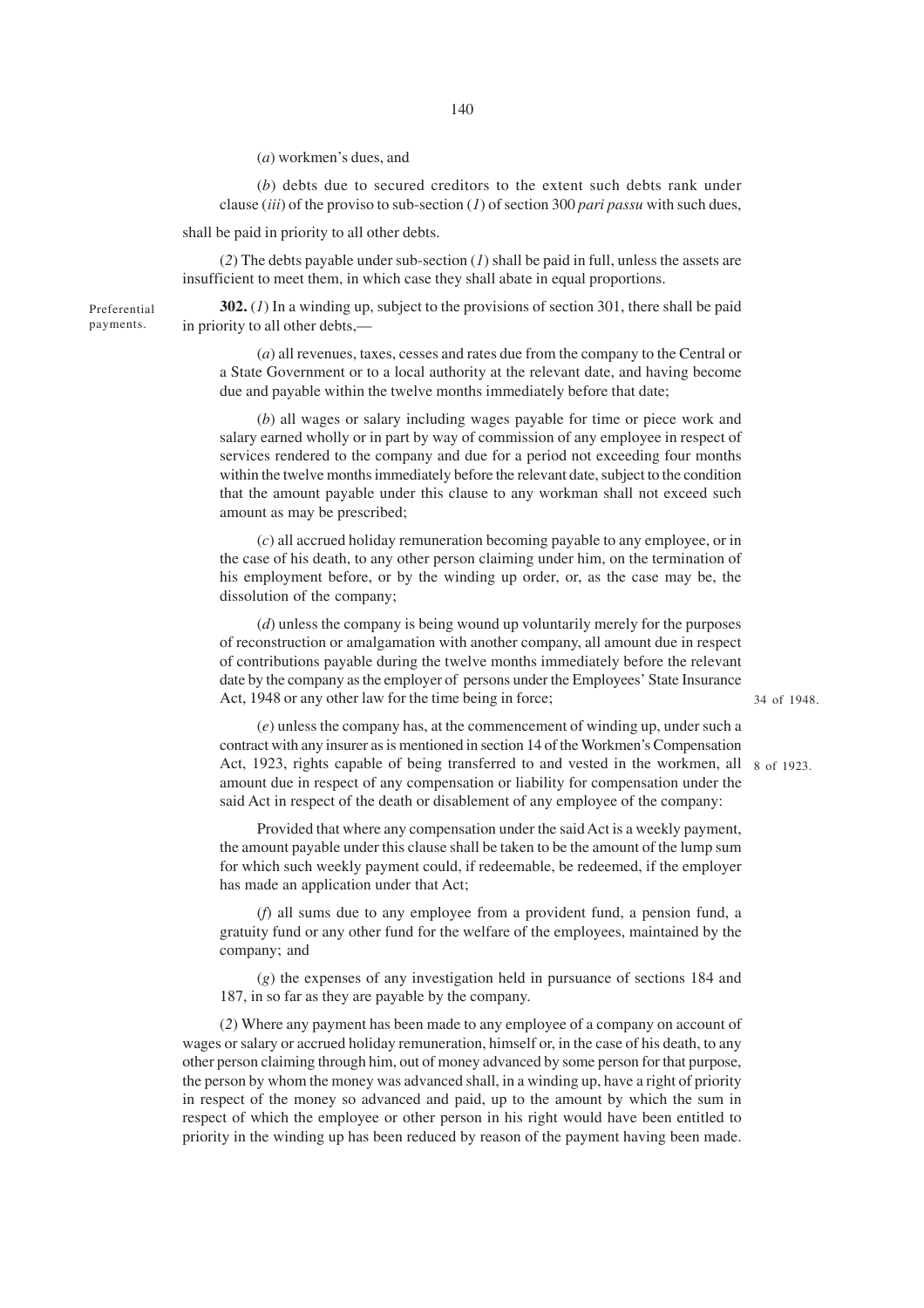(*a*) workmen's dues, and

(*b*) debts due to secured creditors to the extent such debts rank under clause (*iii*) of the proviso to sub-section (*1*) of section 300 *pari passu* with such dues,

shall be paid in priority to all other debts.

(*2*) The debts payable under sub-section (*1*) shall be paid in full, unless the assets are insufficient to meet them, in which case they shall abate in equal proportions.

Preferential payments.

**302.** (*1*) In a winding up, subject to the provisions of section 301, there shall be paid in priority to all other debts,—

(*a*) all revenues, taxes, cesses and rates due from the company to the Central or a State Government or to a local authority at the relevant date, and having become due and payable within the twelve months immediately before that date;

(*b*) all wages or salary including wages payable for time or piece work and salary earned wholly or in part by way of commission of any employee in respect of services rendered to the company and due for a period not exceeding four months within the twelve months immediately before the relevant date, subject to the condition that the amount payable under this clause to any workman shall not exceed such amount as may be prescribed;

(*c*) all accrued holiday remuneration becoming payable to any employee, or in the case of his death, to any other person claiming under him, on the termination of his employment before, or by the winding up order, or, as the case may be, the dissolution of the company;

(*d*) unless the company is being wound up voluntarily merely for the purposes of reconstruction or amalgamation with another company, all amount due in respect of contributions payable during the twelve months immediately before the relevant date by the company as the employer of persons under the Employees' State Insurance Act, 1948 or any other law for the time being in force;

34 of 1948.

(*e*) unless the company has, at the commencement of winding up, under such a contract with any insurer as is mentioned in section 14 of the Workmen's Compensation Act, 1923, rights capable of being transferred to and vested in the workmen, all amount due in respect of any compensation or liability for compensation under the said Act in respect of the death or disablement of any employee of the company:

8 of 1923.

Provided that where any compensation under the said Act is a weekly payment, the amount payable under this clause shall be taken to be the amount of the lump sum for which such weekly payment could, if redeemable, be redeemed, if the employer has made an application under that Act;

(*f*) all sums due to any employee from a provident fund, a pension fund, a gratuity fund or any other fund for the welfare of the employees, maintained by the company; and

(*g*) the expenses of any investigation held in pursuance of sections 184 and 187, in so far as they are payable by the company.

(*2*) Where any payment has been made to any employee of a company on account of wages or salary or accrued holiday remuneration, himself or, in the case of his death, to any other person claiming through him, out of money advanced by some person for that purpose, the person by whom the money was advanced shall, in a winding up, have a right of priority in respect of the money so advanced and paid, up to the amount by which the sum in respect of which the employee or other person in his right would have been entitled to priority in the winding up has been reduced by reason of the payment having been made.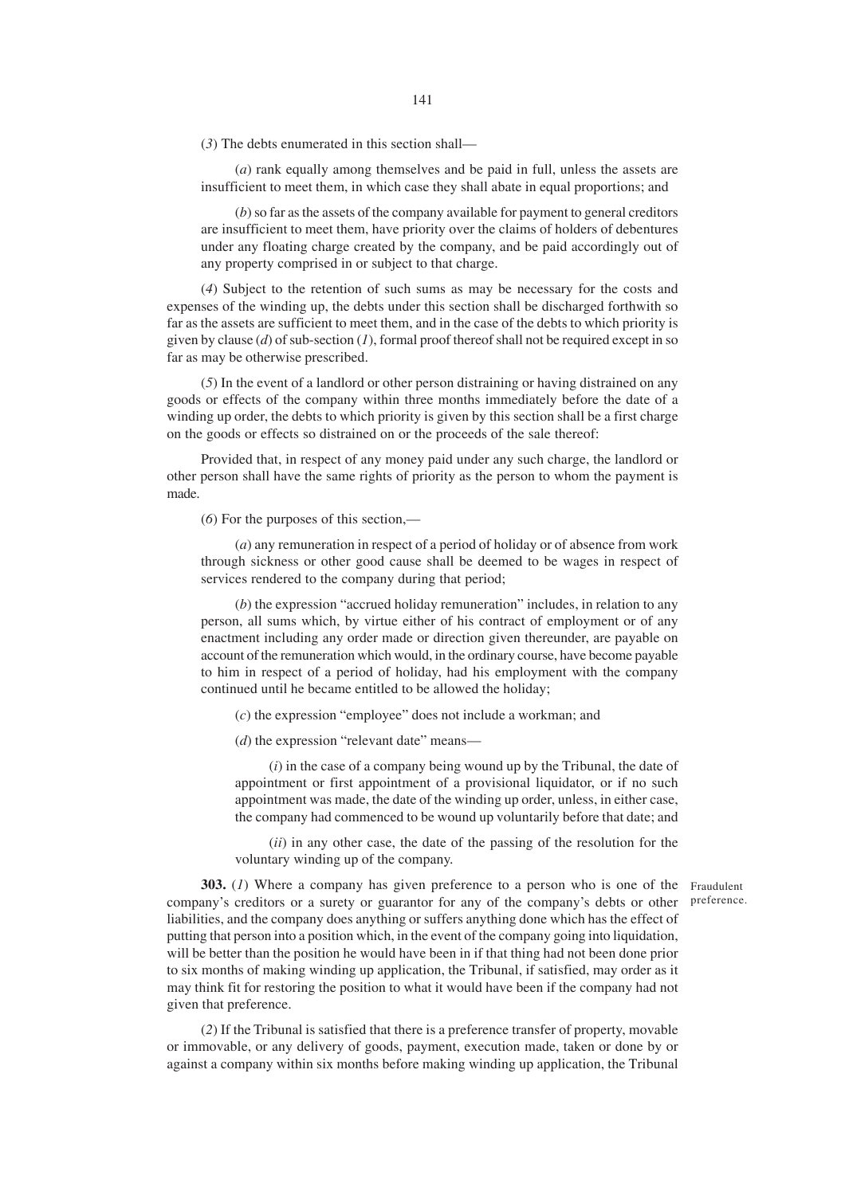(*3*) The debts enumerated in this section shall—

(*a*) rank equally among themselves and be paid in full, unless the assets are insufficient to meet them, in which case they shall abate in equal proportions; and

(*b*) so far as the assets of the company available for payment to general creditors are insufficient to meet them, have priority over the claims of holders of debentures under any floating charge created by the company, and be paid accordingly out of any property comprised in or subject to that charge.

(*4*) Subject to the retention of such sums as may be necessary for the costs and expenses of the winding up, the debts under this section shall be discharged forthwith so far as the assets are sufficient to meet them, and in the case of the debts to which priority is given by clause (*d*) of sub-section (*1*), formal proof thereof shall not be required except in so far as may be otherwise prescribed.

(*5*) In the event of a landlord or other person distraining or having distrained on any goods or effects of the company within three months immediately before the date of a winding up order, the debts to which priority is given by this section shall be a first charge on the goods or effects so distrained on or the proceeds of the sale thereof:

Provided that, in respect of any money paid under any such charge, the landlord or other person shall have the same rights of priority as the person to whom the payment is made.

(*6*) For the purposes of this section,—

(*a*) any remuneration in respect of a period of holiday or of absence from work through sickness or other good cause shall be deemed to be wages in respect of services rendered to the company during that period;

(*b*) the expression "accrued holiday remuneration" includes, in relation to any person, all sums which, by virtue either of his contract of employment or of any enactment including any order made or direction given thereunder, are payable on account of the remuneration which would, in the ordinary course, have become payable to him in respect of a period of holiday, had his employment with the company continued until he became entitled to be allowed the holiday;

(*c*) the expression "employee" does not include a workman; and

(*d*) the expression "relevant date" means—

(*i*) in the case of a company being wound up by the Tribunal, the date of appointment or first appointment of a provisional liquidator, or if no such appointment was made, the date of the winding up order, unless, in either case, the company had commenced to be wound up voluntarily before that date; and

(*ii*) in any other case, the date of the passing of the resolution for the voluntary winding up of the company.

Fraudulent preference.

**303.** (*1*) Where a company has given preference to a person who is one of the company's creditors or a surety or guarantor for any of the company's debts or other liabilities, and the company does anything or suffers anything done which has the effect of putting that person into a position which, in the event of the company going into liquidation, will be better than the position he would have been in if that thing had not been done prior to six months of making winding up application, the Tribunal, if satisfied, may order as it may think fit for restoring the position to what it would have been if the company had not given that preference.

(*2*) If the Tribunal is satisfied that there is a preference transfer of property, movable or immovable, or any delivery of goods, payment, execution made, taken or done by or against a company within six months before making winding up application, the Tribunal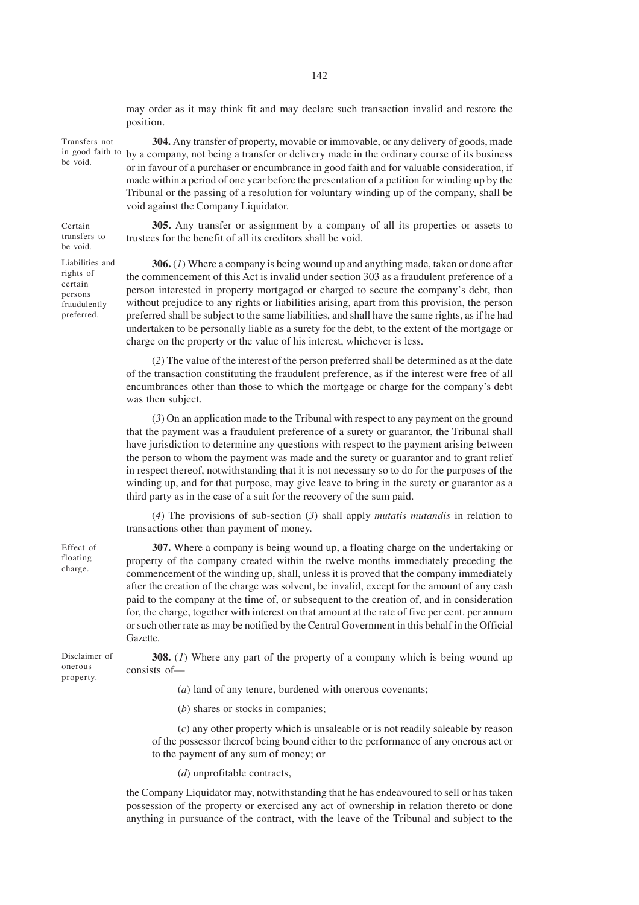may order as it may think fit and may declare such transaction invalid and restore the position.

Transfers not in good faith to be void.

**304.** Any transfer of property, movable or immovable, or any delivery of goods, made by a company, not being a transfer or delivery made in the ordinary course of its business or in favour of a purchaser or encumbrance in good faith and for valuable consideration, if made within a period of one year before the presentation of a petition for winding up by the Tribunal or the passing of a resolution for voluntary winding up of the company, shall be void against the Company Liquidator.

Certain transfers to be void.

**305.** Any transfer or assignment by a company of all its properties or assets to trustees for the benefit of all its creditors shall be void.

Liabilities and rights of certain persons fraudulently preferred.

**306.** (*1*) Where a company is being wound up and anything made, taken or done after the commencement of this Act is invalid under section 303 as a fraudulent preference of a person interested in property mortgaged or charged to secure the company's debt, then without prejudice to any rights or liabilities arising, apart from this provision, the person preferred shall be subject to the same liabilities, and shall have the same rights, as if he had undertaken to be personally liable as a surety for the debt, to the extent of the mortgage or charge on the property or the value of his interest, whichever is less.

(*2*) The value of the interest of the person preferred shall be determined as at the date of the transaction constituting the fraudulent preference, as if the interest were free of all encumbrances other than those to which the mortgage or charge for the company's debt was then subject.

(*3*) On an application made to the Tribunal with respect to any payment on the ground that the payment was a fraudulent preference of a surety or guarantor, the Tribunal shall have jurisdiction to determine any questions with respect to the payment arising between the person to whom the payment was made and the surety or guarantor and to grant relief in respect thereof, notwithstanding that it is not necessary so to do for the purposes of the winding up, and for that purpose, may give leave to bring in the surety or guarantor as a third party as in the case of a suit for the recovery of the sum paid.

(*4*) The provisions of sub-section (*3*) shall apply *mutatis mutandis* in relation to transactions other than payment of money.

Effect of floating charge.

**307.** Where a company is being wound up, a floating charge on the undertaking or property of the company created within the twelve months immediately preceding the commencement of the winding up, shall, unless it is proved that the company immediately after the creation of the charge was solvent, be invalid, except for the amount of any cash paid to the company at the time of, or subsequent to the creation of, and in consideration for, the charge, together with interest on that amount at the rate of five per cent. per annum or such other rate as may be notified by the Central Government in this behalf in the Official Gazette.

Disclaimer of onerous property.

**308.** (*1*) Where any part of the property of a company which is being wound up consists of—

(*a*) land of any tenure, burdened with onerous covenants;

(*b*) shares or stocks in companies;

(*c*) any other property which is unsaleable or is not readily saleable by reason of the possessor thereof being bound either to the performance of any onerous act or to the payment of any sum of money; or

(*d*) unprofitable contracts,

the Company Liquidator may, notwithstanding that he has endeavoured to sell or has taken possession of the property or exercised any act of ownership in relation thereto or done anything in pursuance of the contract, with the leave of the Tribunal and subject to the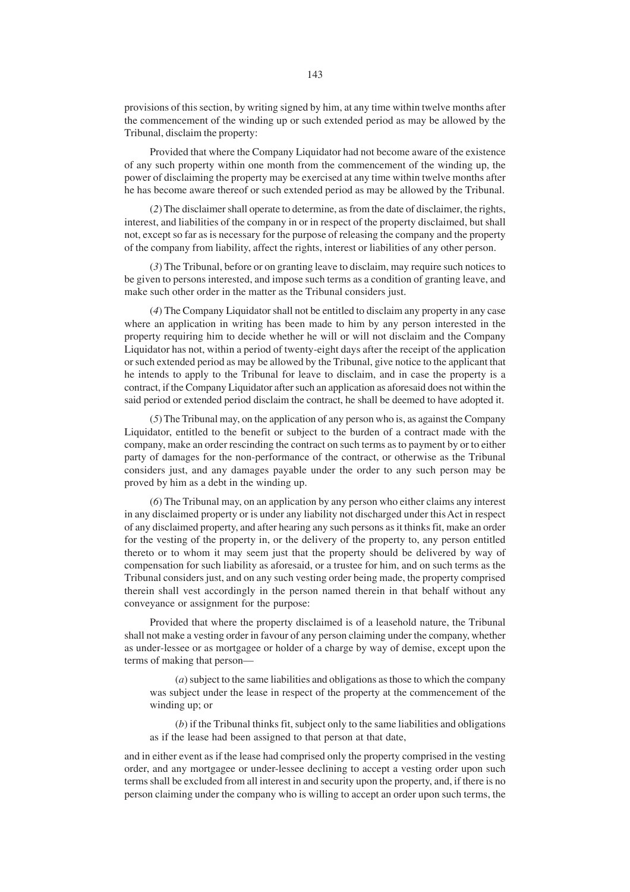provisions of this section, by writing signed by him, at any time within twelve months after the commencement of the winding up or such extended period as may be allowed by the Tribunal, disclaim the property:

Provided that where the Company Liquidator had not become aware of the existence of any such property within one month from the commencement of the winding up, the power of disclaiming the property may be exercised at any time within twelve months after he has become aware thereof or such extended period as may be allowed by the Tribunal.

(*2*) The disclaimer shall operate to determine, as from the date of disclaimer, the rights, interest, and liabilities of the company in or in respect of the property disclaimed, but shall not, except so far as is necessary for the purpose of releasing the company and the property of the company from liability, affect the rights, interest or liabilities of any other person.

(*3*) The Tribunal, before or on granting leave to disclaim, may require such notices to be given to persons interested, and impose such terms as a condition of granting leave, and make such other order in the matter as the Tribunal considers just.

(*4*) The Company Liquidator shall not be entitled to disclaim any property in any case where an application in writing has been made to him by any person interested in the property requiring him to decide whether he will or will not disclaim and the Company Liquidator has not, within a period of twenty-eight days after the receipt of the application or such extended period as may be allowed by the Tribunal, give notice to the applicant that he intends to apply to the Tribunal for leave to disclaim, and in case the property is a contract, if the Company Liquidator after such an application as aforesaid does not within the said period or extended period disclaim the contract, he shall be deemed to have adopted it.

(*5*) The Tribunal may, on the application of any person who is, as against the Company Liquidator, entitled to the benefit or subject to the burden of a contract made with the company, make an order rescinding the contract on such terms as to payment by or to either party of damages for the non-performance of the contract, or otherwise as the Tribunal considers just, and any damages payable under the order to any such person may be proved by him as a debt in the winding up.

(*6*) The Tribunal may, on an application by any person who either claims any interest in any disclaimed property or is under any liability not discharged under this Act in respect of any disclaimed property, and after hearing any such persons as it thinks fit, make an order for the vesting of the property in, or the delivery of the property to, any person entitled thereto or to whom it may seem just that the property should be delivered by way of compensation for such liability as aforesaid, or a trustee for him, and on such terms as the Tribunal considers just, and on any such vesting order being made, the property comprised therein shall vest accordingly in the person named therein in that behalf without any conveyance or assignment for the purpose:

Provided that where the property disclaimed is of a leasehold nature, the Tribunal shall not make a vesting order in favour of any person claiming under the company, whether as under-lessee or as mortgagee or holder of a charge by way of demise, except upon the terms of making that person—

(*a*) subject to the same liabilities and obligations as those to which the company was subject under the lease in respect of the property at the commencement of the winding up; or

(*b*) if the Tribunal thinks fit, subject only to the same liabilities and obligations as if the lease had been assigned to that person at that date,

and in either event as if the lease had comprised only the property comprised in the vesting order, and any mortgagee or under-lessee declining to accept a vesting order upon such terms shall be excluded from all interest in and security upon the property, and, if there is no person claiming under the company who is willing to accept an order upon such terms, the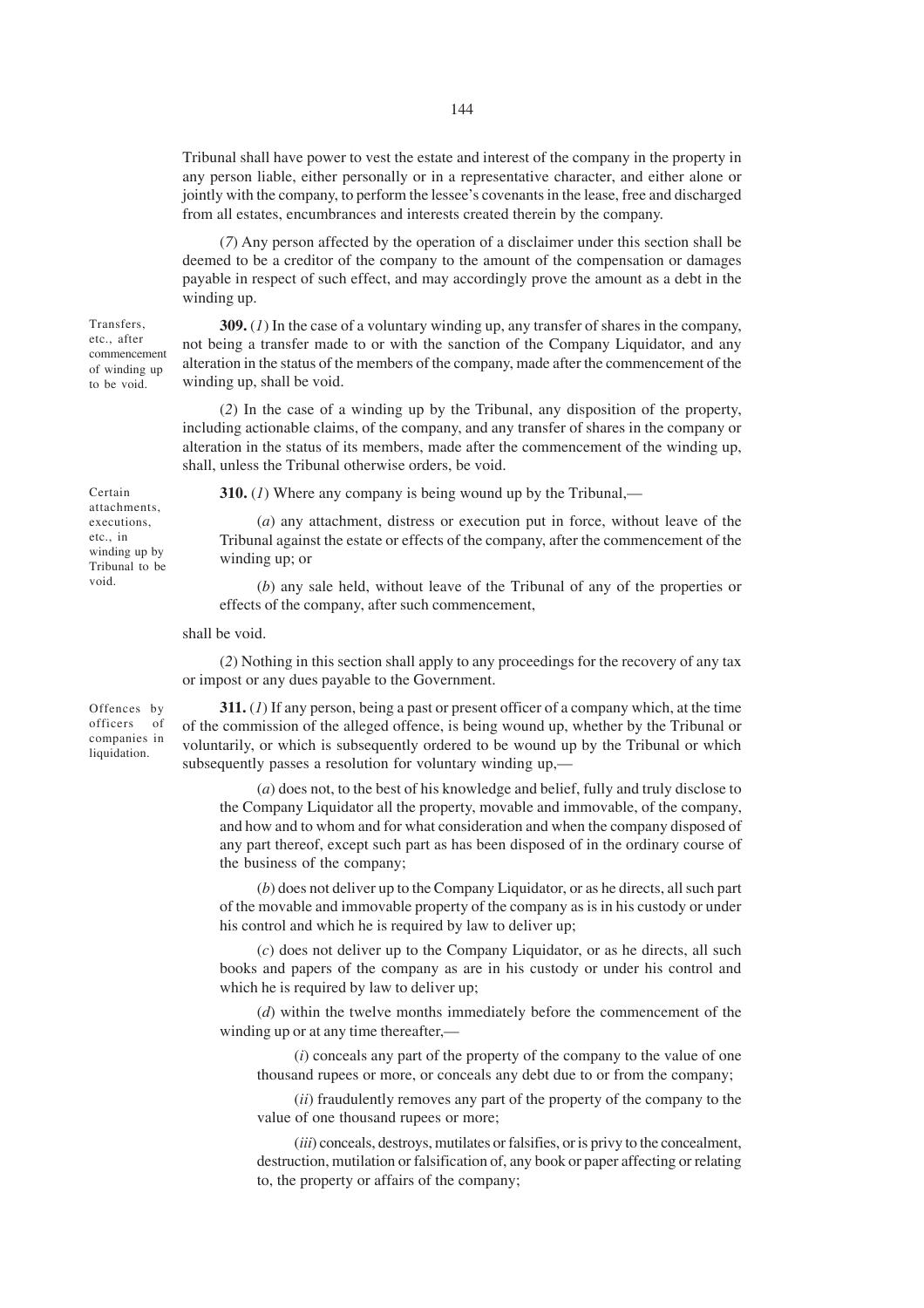Tribunal shall have power to vest the estate and interest of the company in the property in any person liable, either personally or in a representative character, and either alone or jointly with the company, to perform the lessee's covenants in the lease, free and discharged from all estates, encumbrances and interests created therein by the company.

(*7*) Any person affected by the operation of a disclaimer under this section shall be deemed to be a creditor of the company to the amount of the compensation or damages payable in respect of such effect, and may accordingly prove the amount as a debt in the winding up.

Transfers, etc., after commencement of winding up to be void.

**309.** (*1*) In the case of a voluntary winding up, any transfer of shares in the company, not being a transfer made to or with the sanction of the Company Liquidator, and any alteration in the status of the members of the company, made after the commencement of the winding up, shall be void.

(*2*) In the case of a winding up by the Tribunal, any disposition of the property, including actionable claims, of the company, and any transfer of shares in the company or alteration in the status of its members, made after the commencement of the winding up, shall, unless the Tribunal otherwise orders, be void.

Certain attachments, executions, etc., in winding up by Tribunal to be void.

**310.** (*1*) Where any company is being wound up by the Tribunal,—

(*a*) any attachment, distress or execution put in force, without leave of the Tribunal against the estate or effects of the company, after the commencement of the winding up; or

(*b*) any sale held, without leave of the Tribunal of any of the properties or effects of the company, after such commencement,

shall be void.

(*2*) Nothing in this section shall apply to any proceedings for the recovery of any tax or impost or any dues payable to the Government.

Offences by officers of companies in liquidation.

**311.** (*1*) If any person, being a past or present officer of a company which, at the time of the commission of the alleged offence, is being wound up, whether by the Tribunal or voluntarily, or which is subsequently ordered to be wound up by the Tribunal or which subsequently passes a resolution for voluntary winding up,—

(*a*) does not, to the best of his knowledge and belief, fully and truly disclose to the Company Liquidator all the property, movable and immovable, of the company, and how and to whom and for what consideration and when the company disposed of any part thereof, except such part as has been disposed of in the ordinary course of the business of the company;

(*b*) does not deliver up to the Company Liquidator, or as he directs, all such part of the movable and immovable property of the company as is in his custody or under his control and which he is required by law to deliver up;

(*c*) does not deliver up to the Company Liquidator, or as he directs, all such books and papers of the company as are in his custody or under his control and which he is required by law to deliver up;

(*d*) within the twelve months immediately before the commencement of the winding up or at any time thereafter,—

(*i*) conceals any part of the property of the company to the value of one thousand rupees or more, or conceals any debt due to or from the company;

(*ii*) fraudulently removes any part of the property of the company to the value of one thousand rupees or more;

(*iii*) conceals, destroys, mutilates or falsifies, or is privy to the concealment, destruction, mutilation or falsification of, any book or paper affecting or relating to, the property or affairs of the company;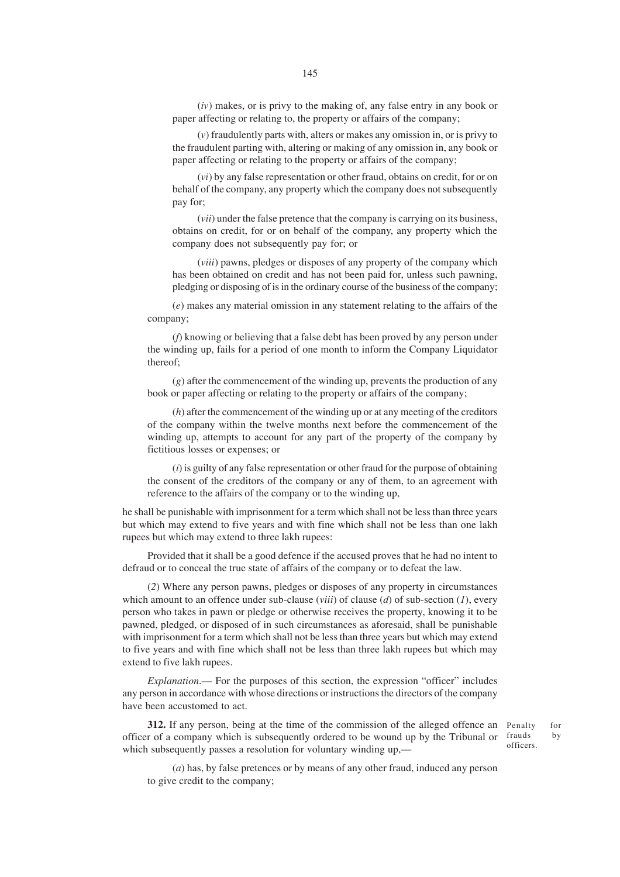(*iv*) makes, or is privy to the making of, any false entry in any book or paper affecting or relating to, the property or affairs of the company;

(*v*) fraudulently parts with, alters or makes any omission in, or is privy to the fraudulent parting with, altering or making of any omission in, any book or paper affecting or relating to the property or affairs of the company;

(*vi*) by any false representation or other fraud, obtains on credit, for or on behalf of the company, any property which the company does not subsequently pay for;

(*vii*) under the false pretence that the company is carrying on its business, obtains on credit, for or on behalf of the company, any property which the company does not subsequently pay for; or

(*viii*) pawns, pledges or disposes of any property of the company which has been obtained on credit and has not been paid for, unless such pawning, pledging or disposing of is in the ordinary course of the business of the company;

(*e*) makes any material omission in any statement relating to the affairs of the company;

(*f*) knowing or believing that a false debt has been proved by any person under the winding up, fails for a period of one month to inform the Company Liquidator thereof;

(*g*) after the commencement of the winding up, prevents the production of any book or paper affecting or relating to the property or affairs of the company;

(*h*) after the commencement of the winding up or at any meeting of the creditors of the company within the twelve months next before the commencement of the winding up, attempts to account for any part of the property of the company by fictitious losses or expenses; or

(*i*) is guilty of any false representation or other fraud for the purpose of obtaining the consent of the creditors of the company or any of them, to an agreement with reference to the affairs of the company or to the winding up,

he shall be punishable with imprisonment for a term which shall not be less than three years but which may extend to five years and with fine which shall not be less than one lakh rupees but which may extend to three lakh rupees:

Provided that it shall be a good defence if the accused proves that he had no intent to defraud or to conceal the true state of affairs of the company or to defeat the law.

(*2*) Where any person pawns, pledges or disposes of any property in circumstances which amount to an offence under sub-clause (*viii*) of clause (*d*) of sub-section (*1*), every person who takes in pawn or pledge or otherwise receives the property, knowing it to be pawned, pledged, or disposed of in such circumstances as aforesaid, shall be punishable with imprisonment for a term which shall not be less than three years but which may extend to five years and with fine which shall not be less than three lakh rupees but which may extend to five lakh rupees.

*Explanation*.— For the purposes of this section, the expression "officer" includes any person in accordance with whose directions or instructions the directors of the company have been accustomed to act.

Penalty for frauds by officers.

**312.** If any person, being at the time of the commission of the alleged offence an officer of a company which is subsequently ordered to be wound up by the Tribunal or which subsequently passes a resolution for voluntary winding up,—

(*a*) has, by false pretences or by means of any other fraud, induced any person to give credit to the company;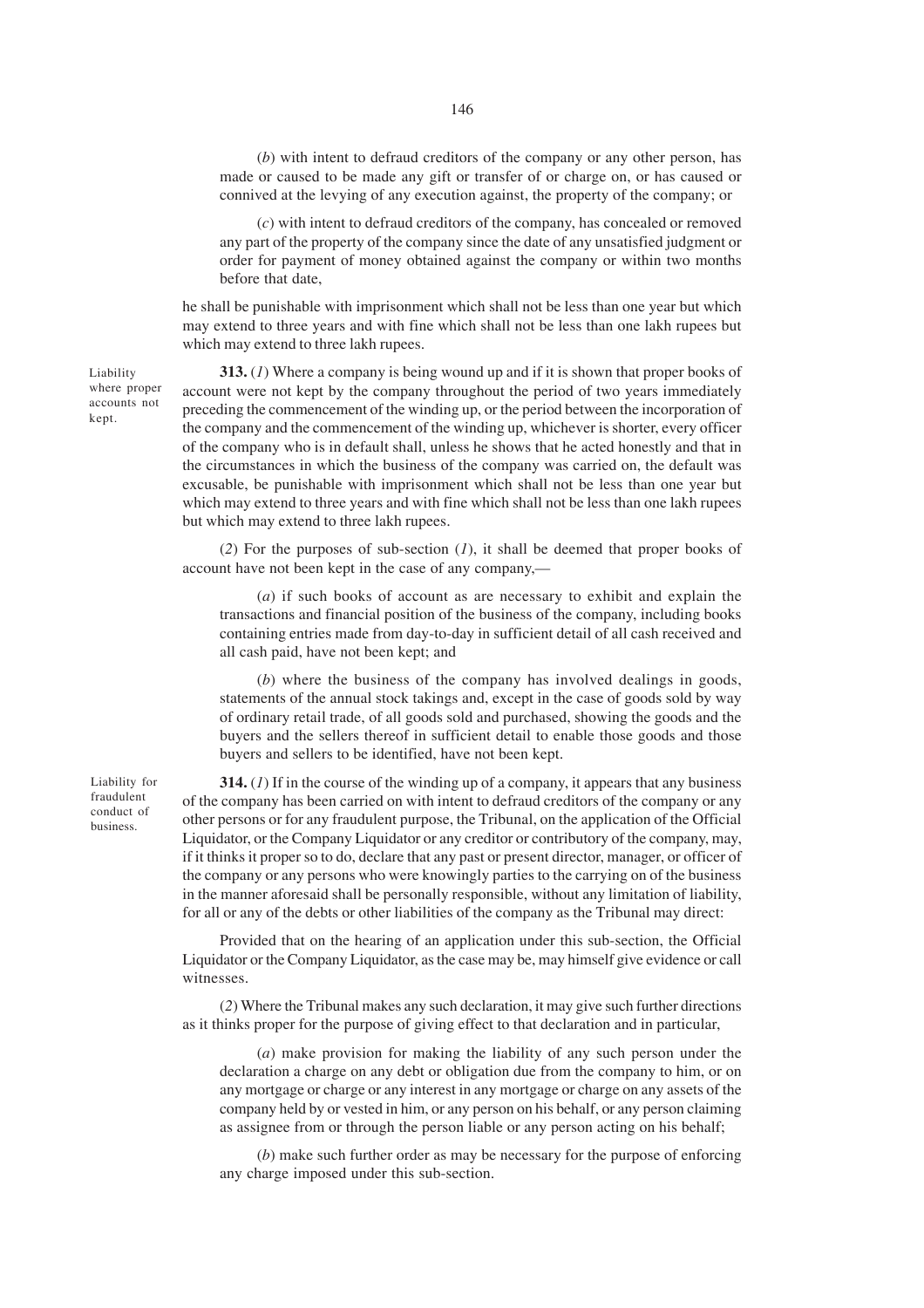(*b*) with intent to defraud creditors of the company or any other person, has made or caused to be made any gift or transfer of or charge on, or has caused or connived at the levying of any execution against, the property of the company; or

(*c*) with intent to defraud creditors of the company, has concealed or removed any part of the property of the company since the date of any unsatisfied judgment or order for payment of money obtained against the company or within two months before that date,

he shall be punishable with imprisonment which shall not be less than one year but which may extend to three years and with fine which shall not be less than one lakh rupees but which may extend to three lakh rupees.

Liability where proper accounts not kept.

**313.** (*1*) Where a company is being wound up and if it is shown that proper books of account were not kept by the company throughout the period of two years immediately preceding the commencement of the winding up, or the period between the incorporation of the company and the commencement of the winding up, whichever is shorter, every officer of the company who is in default shall, unless he shows that he acted honestly and that in the circumstances in which the business of the company was carried on, the default was excusable, be punishable with imprisonment which shall not be less than one year but which may extend to three years and with fine which shall not be less than one lakh rupees but which may extend to three lakh rupees.

(*2*) For the purposes of sub-section (*1*), it shall be deemed that proper books of account have not been kept in the case of any company,—

(*a*) if such books of account as are necessary to exhibit and explain the transactions and financial position of the business of the company, including books containing entries made from day-to-day in sufficient detail of all cash received and all cash paid, have not been kept; and

(*b*) where the business of the company has involved dealings in goods, statements of the annual stock takings and, except in the case of goods sold by way of ordinary retail trade, of all goods sold and purchased, showing the goods and the buyers and the sellers thereof in sufficient detail to enable those goods and those buyers and sellers to be identified, have not been kept.

Liability for fraudulent conduct of business.

**314.** (*1*) If in the course of the winding up of a company, it appears that any business of the company has been carried on with intent to defraud creditors of the company or any other persons or for any fraudulent purpose, the Tribunal, on the application of the Official Liquidator, or the Company Liquidator or any creditor or contributory of the company, may, if it thinks it proper so to do, declare that any past or present director, manager, or officer of the company or any persons who were knowingly parties to the carrying on of the business in the manner aforesaid shall be personally responsible, without any limitation of liability, for all or any of the debts or other liabilities of the company as the Tribunal may direct:

Provided that on the hearing of an application under this sub-section, the Official Liquidator or the Company Liquidator, as the case may be, may himself give evidence or call witnesses.

(*2*) Where the Tribunal makes any such declaration, it may give such further directions as it thinks proper for the purpose of giving effect to that declaration and in particular,

(*a*) make provision for making the liability of any such person under the declaration a charge on any debt or obligation due from the company to him, or on any mortgage or charge or any interest in any mortgage or charge on any assets of the company held by or vested in him, or any person on his behalf, or any person claiming as assignee from or through the person liable or any person acting on his behalf;

(*b*) make such further order as may be necessary for the purpose of enforcing any charge imposed under this sub-section.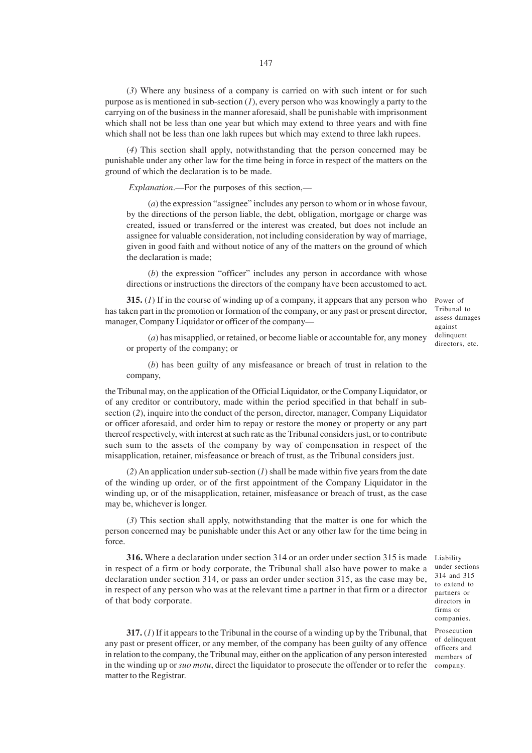(*3*) Where any business of a company is carried on with such intent or for such purpose as is mentioned in sub-section (*1*), every person who was knowingly a party to the carrying on of the business in the manner aforesaid, shall be punishable with imprisonment which shall not be less than one year but which may extend to three years and with fine which shall not be less than one lakh rupees but which may extend to three lakh rupees.

(*4*) This section shall apply, notwithstanding that the person concerned may be punishable under any other law for the time being in force in respect of the matters on the ground of which the declaration is to be made.

*Explanation*.—For the purposes of this section,—

(*a*) the expression "assignee" includes any person to whom or in whose favour, by the directions of the person liable, the debt, obligation, mortgage or charge was created, issued or transferred or the interest was created, but does not include an assignee for valuable consideration, not including consideration by way of marriage, given in good faith and without notice of any of the matters on the ground of which the declaration is made;

(*b*) the expression "officer" includes any person in accordance with whose directions or instructions the directors of the company have been accustomed to act.

*Power of Tribunal to assess damages against delinquent directors, etc.*

**315.** (*1*) If in the course of winding up of a company, it appears that any person who has taken part in the promotion or formation of the company, or any past or present director, manager, Company Liquidator or officer of the company—

(*a*) has misapplied, or retained, or become liable or accountable for, any money or property of the company; or

(*b*) has been guilty of any misfeasance or breach of trust in relation to the company,

the Tribunal may, on the application of the Official Liquidator, or the Company Liquidator, or of any creditor or contributory, made within the period specified in that behalf in sub-section (*2*), inquire into the conduct of the person, director, manager, Company Liquidator or officer aforesaid, and order him to repay or restore the money or property or any part thereof respectively, with interest at such rate as the Tribunal considers just, or to contribute such sum to the assets of the company by way of compensation in respect of the misapplication, retainer, misfeasance or breach of trust, as the Tribunal considers just.

(*2*) An application under sub-section (*1*) shall be made within five years from the date of the winding up order, or of the first appointment of the Company Liquidator in the winding up, or of the misapplication, retainer, misfeasance or breach of trust, as the case may be, whichever is longer.

(*3*) This section shall apply, notwithstanding that the matter is one for which the person concerned may be punishable under this Act or any other law for the time being in force.

*Liability under sections 314 and 315 to extend to partners or directors in firms or companies.*

**316.** Where a declaration under section 314 or an order under section 315 is made in respect of a firm or body corporate, the Tribunal shall also have power to make a declaration under section 314, or pass an order under section 315, as the case may be, in respect of any person who was at the relevant time a partner in that firm or a director of that body corporate.

*Prosecution of delinquent officers and members of company.*

**317.** (*1*) If it appears to the Tribunal in the course of a winding up by the Tribunal, that any past or present officer, or any member, of the company has been guilty of any offence in relation to the company, the Tribunal may, either on the application of any person interested in the winding up or *suo motu*, direct the liquidator to prosecute the offender or to refer the matter to the Registrar.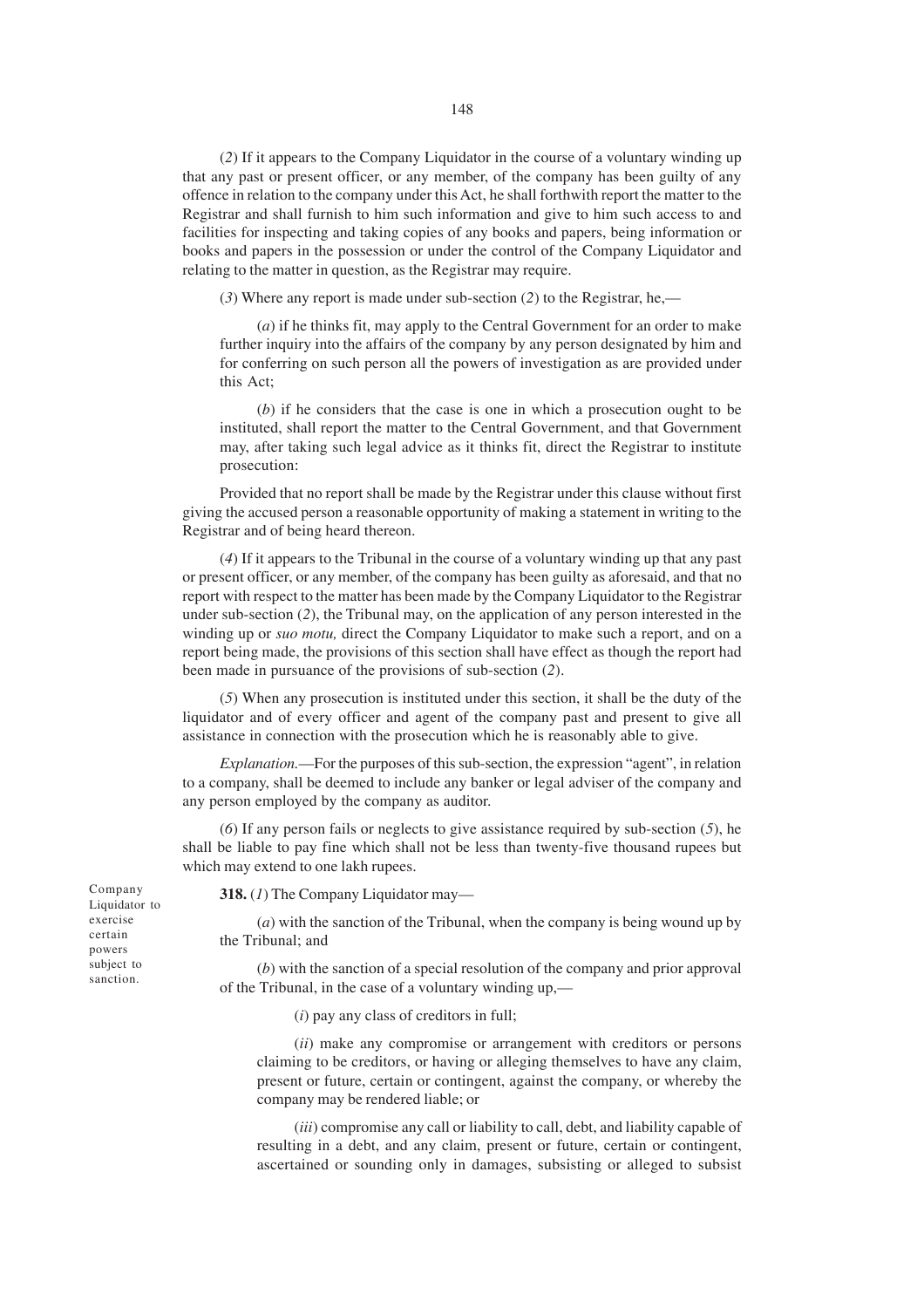(*2*) If it appears to the Company Liquidator in the course of a voluntary winding up that any past or present officer, or any member, of the company has been guilty of any offence in relation to the company under this Act, he shall forthwith report the matter to the Registrar and shall furnish to him such information and give to him such access to and facilities for inspecting and taking copies of any books and papers, being information or books and papers in the possession or under the control of the Company Liquidator and relating to the matter in question, as the Registrar may require.

(*3*) Where any report is made under sub-section (*2*) to the Registrar, he,—

(*a*) if he thinks fit, may apply to the Central Government for an order to make further inquiry into the affairs of the company by any person designated by him and for conferring on such person all the powers of investigation as are provided under this Act;

(*b*) if he considers that the case is one in which a prosecution ought to be instituted, shall report the matter to the Central Government, and that Government may, after taking such legal advice as it thinks fit, direct the Registrar to institute prosecution:

Provided that no report shall be made by the Registrar under this clause without first giving the accused person a reasonable opportunity of making a statement in writing to the Registrar and of being heard thereon.

(*4*) If it appears to the Tribunal in the course of a voluntary winding up that any past or present officer, or any member, of the company has been guilty as aforesaid, and that no report with respect to the matter has been made by the Company Liquidator to the Registrar under sub-section (*2*), the Tribunal may, on the application of any person interested in the winding up or *suo motu,* direct the Company Liquidator to make such a report, and on a report being made, the provisions of this section shall have effect as though the report had been made in pursuance of the provisions of sub-section (*2*).

(*5*) When any prosecution is instituted under this section, it shall be the duty of the liquidator and of every officer and agent of the company past and present to give all assistance in connection with the prosecution which he is reasonably able to give.

*Explanation.*—For the purposes of this sub-section, the expression "agent", in relation to a company, shall be deemed to include any banker or legal adviser of the company and any person employed by the company as auditor.

(*6*) If any person fails or neglects to give assistance required by sub-section (*5*), he shall be liable to pay fine which shall not be less than twenty-five thousand rupees but which may extend to one lakh rupees.

Company Liquidator to exercise certain powers subject to sanction.

**318.** (*1*) The Company Liquidator may—

(*a*) with the sanction of the Tribunal, when the company is being wound up by the Tribunal; and

(*b*) with the sanction of a special resolution of the company and prior approval of the Tribunal, in the case of a voluntary winding up,—

(*i*) pay any class of creditors in full;

(*ii*) make any compromise or arrangement with creditors or persons claiming to be creditors, or having or alleging themselves to have any claim, present or future, certain or contingent, against the company, or whereby the company may be rendered liable; or

(*iii*) compromise any call or liability to call, debt, and liability capable of resulting in a debt, and any claim, present or future, certain or contingent, ascertained or sounding only in damages, subsisting or alleged to subsist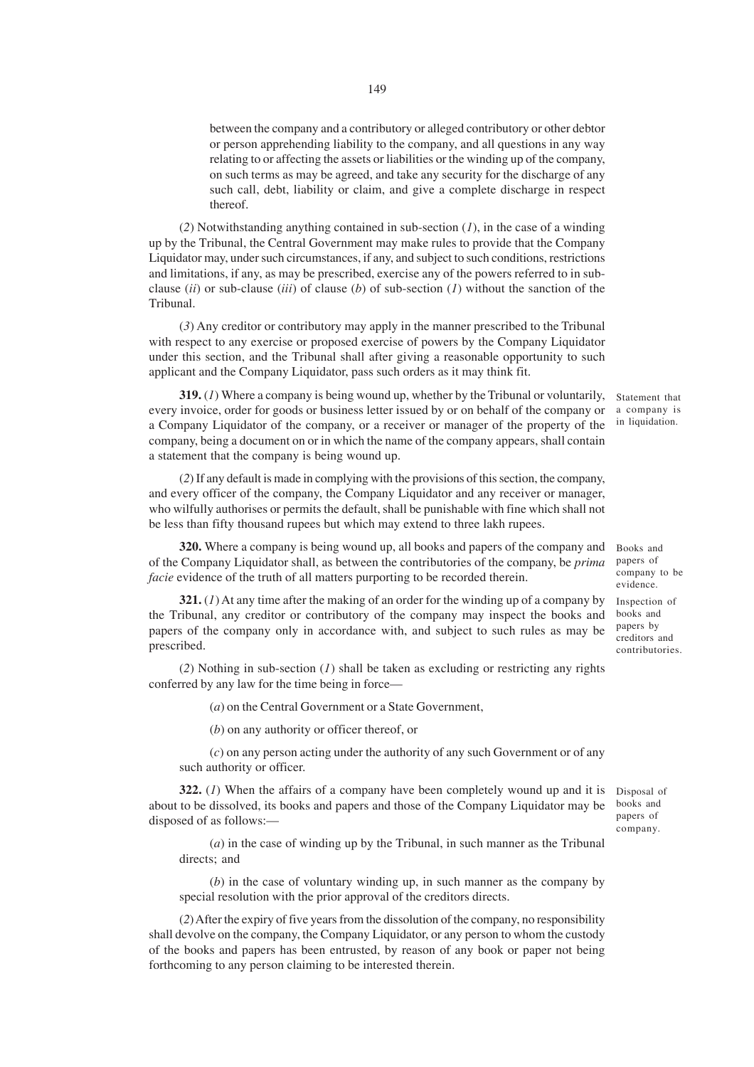between the company and a contributory or alleged contributory or other debtor or person apprehending liability to the company, and all questions in any way relating to or affecting the assets or liabilities or the winding up of the company, on such terms as may be agreed, and take any security for the discharge of any such call, debt, liability or claim, and give a complete discharge in respect thereof.

(*2*) Notwithstanding anything contained in sub-section (*1*), in the case of a winding up by the Tribunal, the Central Government may make rules to provide that the Company Liquidator may, under such circumstances, if any, and subject to such conditions, restrictions and limitations, if any, as may be prescribed, exercise any of the powers referred to in sub-clause (*ii*) or sub-clause (*iii*) of clause (*b*) of sub-section (*1*) without the sanction of the Tribunal.

(*3*) Any creditor or contributory may apply in the manner prescribed to the Tribunal with respect to any exercise or proposed exercise of powers by the Company Liquidator under this section, and the Tribunal shall after giving a reasonable opportunity to such applicant and the Company Liquidator, pass such orders as it may think fit.

Statement that a company is in liquidation.

**319.** (*1*) Where a company is being wound up, whether by the Tribunal or voluntarily, every invoice, order for goods or business letter issued by or on behalf of the company or a Company Liquidator of the company, or a receiver or manager of the property of the company, being a document on or in which the name of the company appears, shall contain a statement that the company is being wound up.

(*2*) If any default is made in complying with the provisions of this section, the company, and every officer of the company, the Company Liquidator and any receiver or manager, who wilfully authorises or permits the default, shall be punishable with fine which shall not be less than fifty thousand rupees but which may extend to three lakh rupees.

Books and papers of company to be evidence.

**320.** Where a company is being wound up, all books and papers of the company and of the Company Liquidator shall, as between the contributories of the company, be *prima facie* evidence of the truth of all matters purporting to be recorded therein.

Inspection of books and papers by creditors and contributories.

**321.** (*1*) At any time after the making of an order for the winding up of a company by the Tribunal, any creditor or contributory of the company may inspect the books and papers of the company only in accordance with, and subject to such rules as may be prescribed.

(*2*) Nothing in sub-section (*1*) shall be taken as excluding or restricting any rights conferred by any law for the time being in force—

(*a*) on the Central Government or a State Government,

(*b*) on any authority or officer thereof, or

(*c*) on any person acting under the authority of any such Government or of any such authority or officer.

Disposal of books and papers of company.

**322.** (*1*) When the affairs of a company have been completely wound up and it is about to be dissolved, its books and papers and those of the Company Liquidator may be disposed of as follows:—

(*a*) in the case of winding up by the Tribunal, in such manner as the Tribunal directs; and

(*b*) in the case of voluntary winding up, in such manner as the company by special resolution with the prior approval of the creditors directs.

(*2*) After the expiry of five years from the dissolution of the company, no responsibility shall devolve on the company, the Company Liquidator, or any person to whom the custody of the books and papers has been entrusted, by reason of any book or paper not being forthcoming to any person claiming to be interested therein.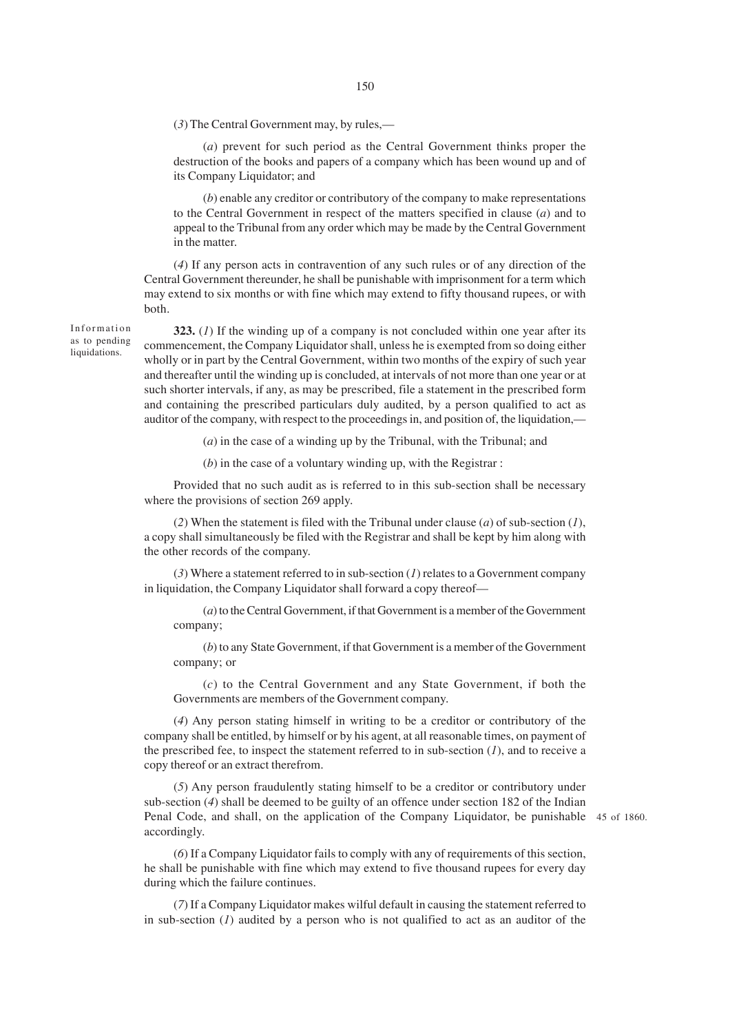(*3*) The Central Government may, by rules,—

(*a*) prevent for such period as the Central Government thinks proper the destruction of the books and papers of a company which has been wound up and of its Company Liquidator; and

(*b*) enable any creditor or contributory of the company to make representations to the Central Government in respect of the matters specified in clause (*a*) and to appeal to the Tribunal from any order which may be made by the Central Government in the matter.

(*4*) If any person acts in contravention of any such rules or of any direction of the Central Government thereunder, he shall be punishable with imprisonment for a term which may extend to six months or with fine which may extend to fifty thousand rupees, or with both.

Information as to pending liquidations.

**323.** (*1*) If the winding up of a company is not concluded within one year after its commencement, the Company Liquidator shall, unless he is exempted from so doing either wholly or in part by the Central Government, within two months of the expiry of such year and thereafter until the winding up is concluded, at intervals of not more than one year or at such shorter intervals, if any, as may be prescribed, file a statement in the prescribed form and containing the prescribed particulars duly audited, by a person qualified to act as auditor of the company, with respect to the proceedings in, and position of, the liquidation,—

(*a*) in the case of a winding up by the Tribunal, with the Tribunal; and

(*b*) in the case of a voluntary winding up, with the Registrar :

Provided that no such audit as is referred to in this sub-section shall be necessary where the provisions of section 269 apply.

(*2*) When the statement is filed with the Tribunal under clause (*a*) of sub-section (*1*), a copy shall simultaneously be filed with the Registrar and shall be kept by him along with the other records of the company.

(*3*) Where a statement referred to in sub-section (*1*) relates to a Government company in liquidation, the Company Liquidator shall forward a copy thereof—

(*a*) to the Central Government, if that Government is a member of the Government company;

(*b*) to any State Government, if that Government is a member of the Government company; or

(*c*) to the Central Government and any State Government, if both the Governments are members of the Government company.

(*4*) Any person stating himself in writing to be a creditor or contributory of the company shall be entitled, by himself or by his agent, at all reasonable times, on payment of the prescribed fee, to inspect the statement referred to in sub-section (*1*), and to receive a copy thereof or an extract therefrom.

(*5*) Any person fraudulently stating himself to be a creditor or contributory under sub-section (*4*) shall be deemed to be guilty of an offence under section 182 of the Indian Penal Code, and shall, on the application of the Company Liquidator, be punishable accordingly.

45 of 1860.

(*6*) If a Company Liquidator fails to comply with any of requirements of this section, he shall be punishable with fine which may extend to five thousand rupees for every day during which the failure continues.

(*7*) If a Company Liquidator makes wilful default in causing the statement referred to in sub-section (*1*) audited by a person who is not qualified to act as an auditor of the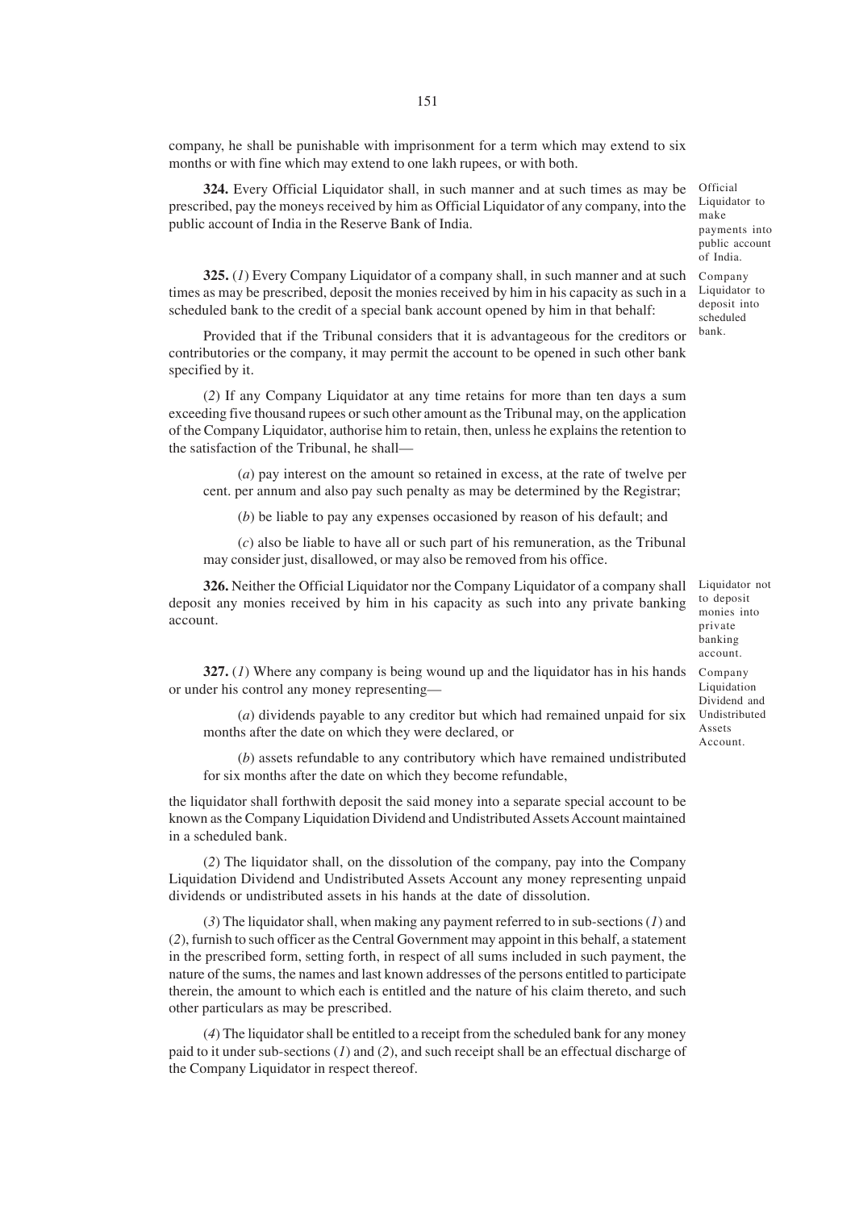company, he shall be punishable with imprisonment for a term which may extend to six months or with fine which may extend to one lakh rupees, or with both.

**324.** Every Official Liquidator shall, in such manner and at such times as may be prescribed, pay the moneys received by him as Official Liquidator of any company, into the public account of India in the Reserve Bank of India.

Official Liquidator to make payments into public account of India.

**325.** (*1*) Every Company Liquidator of a company shall, in such manner and at such times as may be prescribed, deposit the monies received by him in his capacity as such in a scheduled bank to the credit of a special bank account opened by him in that behalf:

Company Liquidator to deposit into scheduled bank.

Provided that if the Tribunal considers that it is advantageous for the creditors or contributories or the company, it may permit the account to be opened in such other bank specified by it.

(*2*) If any Company Liquidator at any time retains for more than ten days a sum exceeding five thousand rupees or such other amount as the Tribunal may, on the application of the Company Liquidator, authorise him to retain, then, unless he explains the retention to the satisfaction of the Tribunal, he shall—

(*a*) pay interest on the amount so retained in excess, at the rate of twelve per cent. per annum and also pay such penalty as may be determined by the Registrar;

(*b*) be liable to pay any expenses occasioned by reason of his default; and

(*c*) also be liable to have all or such part of his remuneration, as the Tribunal may consider just, disallowed, or may also be removed from his office.

**326.** Neither the Official Liquidator nor the Company Liquidator of a company shall deposit any monies received by him in his capacity as such into any private banking account.

Liquidator not to deposit monies into private banking account.

**327.** (*1*) Where any company is being wound up and the liquidator has in his hands or under his control any money representing—

Company Liquidation Dividend and Undistributed Assets Account.

(*a*) dividends payable to any creditor but which had remained unpaid for six months after the date on which they were declared, or

(*b*) assets refundable to any contributory which have remained undistributed for six months after the date on which they become refundable,

the liquidator shall forthwith deposit the said money into a separate special account to be known as the Company Liquidation Dividend and Undistributed Assets Account maintained in a scheduled bank.

(*2*) The liquidator shall, on the dissolution of the company, pay into the Company Liquidation Dividend and Undistributed Assets Account any money representing unpaid dividends or undistributed assets in his hands at the date of dissolution.

(*3*) The liquidator shall, when making any payment referred to in sub-sections (*1*) and (*2*), furnish to such officer as the Central Government may appoint in this behalf, a statement in the prescribed form, setting forth, in respect of all sums included in such payment, the nature of the sums, the names and last known addresses of the persons entitled to participate therein, the amount to which each is entitled and the nature of his claim thereto, and such other particulars as may be prescribed.

(*4*) The liquidator shall be entitled to a receipt from the scheduled bank for any money paid to it under sub-sections (*1*) and (*2*), and such receipt shall be an effectual discharge of the Company Liquidator in respect thereof.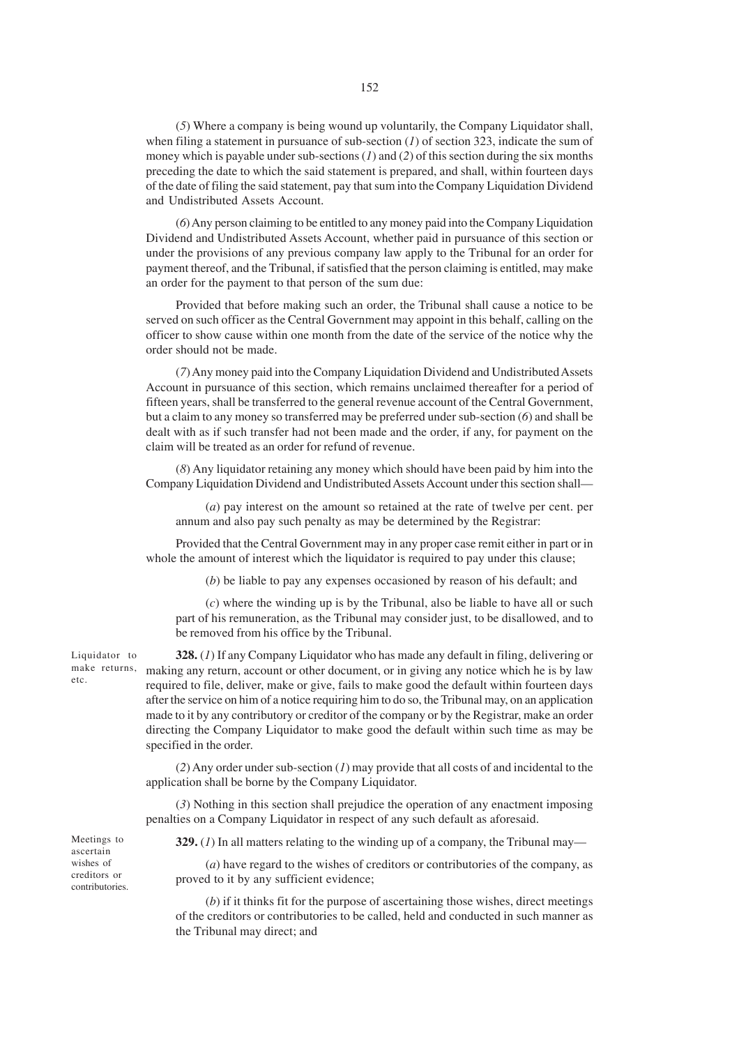(*5*) Where a company is being wound up voluntarily, the Company Liquidator shall, when filing a statement in pursuance of sub-section (*1*) of section 323, indicate the sum of money which is payable under sub-sections (*1*) and (*2*) of this section during the six months preceding the date to which the said statement is prepared, and shall, within fourteen days of the date of filing the said statement, pay that sum into the Company Liquidation Dividend and Undistributed Assets Account.

(*6*) Any person claiming to be entitled to any money paid into the Company Liquidation Dividend and Undistributed Assets Account, whether paid in pursuance of this section or under the provisions of any previous company law apply to the Tribunal for an order for payment thereof, and the Tribunal, if satisfied that the person claiming is entitled, may make an order for the payment to that person of the sum due:

Provided that before making such an order, the Tribunal shall cause a notice to be served on such officer as the Central Government may appoint in this behalf, calling on the officer to show cause within one month from the date of the service of the notice why the order should not be made.

(*7*) Any money paid into the Company Liquidation Dividend and Undistributed Assets Account in pursuance of this section, which remains unclaimed thereafter for a period of fifteen years, shall be transferred to the general revenue account of the Central Government, but a claim to any money so transferred may be preferred under sub-section (*6*) and shall be dealt with as if such transfer had not been made and the order, if any, for payment on the claim will be treated as an order for refund of revenue.

(*8*) Any liquidator retaining any money which should have been paid by him into the Company Liquidation Dividend and Undistributed Assets Account under this section shall—

(*a*) pay interest on the amount so retained at the rate of twelve per cent. per annum and also pay such penalty as may be determined by the Registrar:

Provided that the Central Government may in any proper case remit either in part or in whole the amount of interest which the liquidator is required to pay under this clause;

(*b*) be liable to pay any expenses occasioned by reason of his default; and

(*c*) where the winding up is by the Tribunal, also be liable to have all or such part of his remuneration, as the Tribunal may consider just, to be disallowed, and to be removed from his office by the Tribunal.

Liquidator to make returns, etc.

**328.** (*1*) If any Company Liquidator who has made any default in filing, delivering or making any return, account or other document, or in giving any notice which he is by law required to file, deliver, make or give, fails to make good the default within fourteen days after the service on him of a notice requiring him to do so, the Tribunal may, on an application made to it by any contributory or creditor of the company or by the Registrar, make an order directing the Company Liquidator to make good the default within such time as may be specified in the order.

(*2*) Any order under sub-section (*1*) may provide that all costs of and incidental to the application shall be borne by the Company Liquidator.

(*3*) Nothing in this section shall prejudice the operation of any enactment imposing penalties on a Company Liquidator in respect of any such default as aforesaid.

Meetings to ascertain wishes of creditors or contributories.

**329.** (*1*) In all matters relating to the winding up of a company, the Tribunal may—

(*a*) have regard to the wishes of creditors or contributories of the company, as proved to it by any sufficient evidence;

(*b*) if it thinks fit for the purpose of ascertaining those wishes, direct meetings of the creditors or contributories to be called, held and conducted in such manner as the Tribunal may direct; and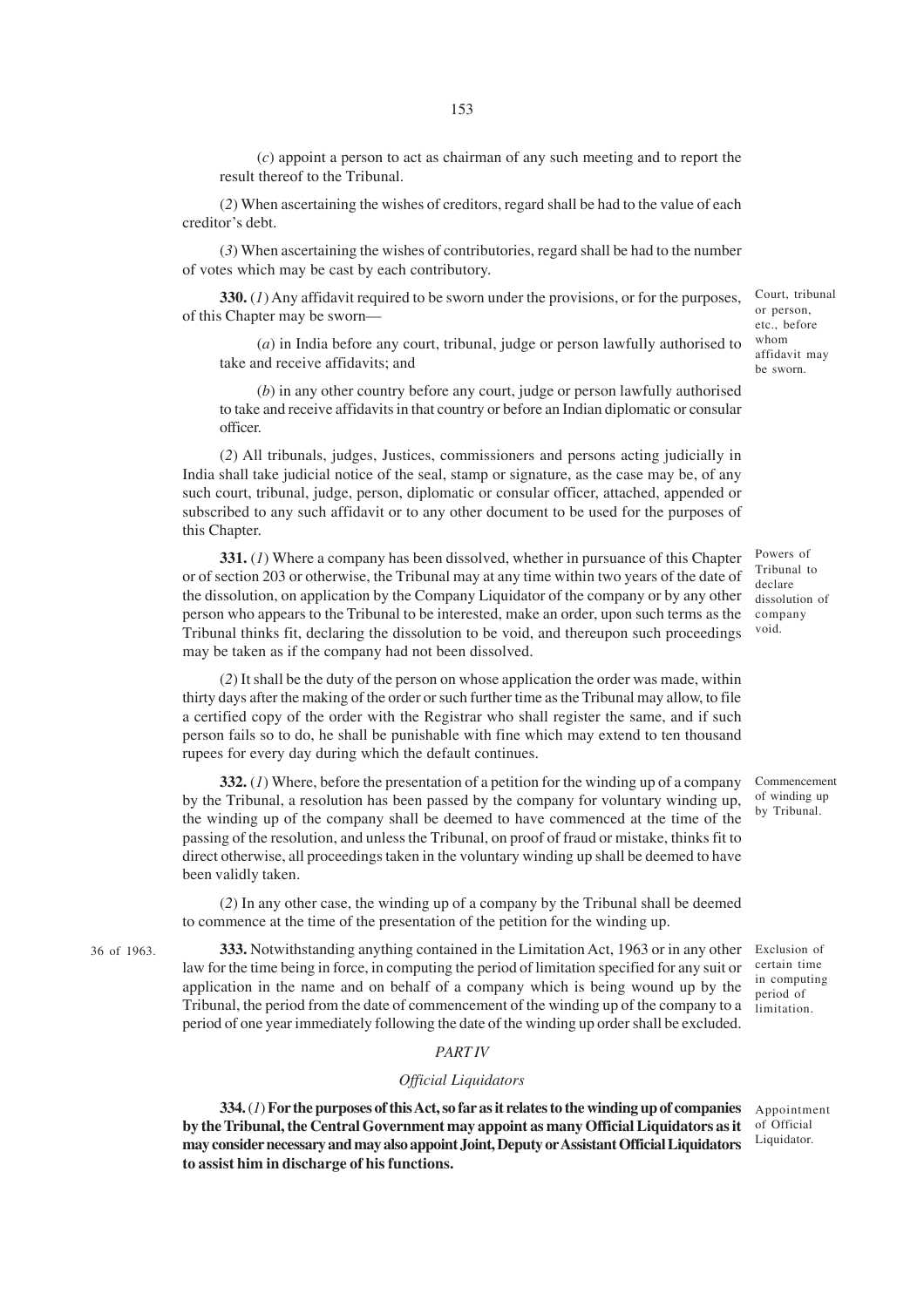(*c*) appoint a person to act as chairman of any such meeting and to report the result thereof to the Tribunal.

(*2*) When ascertaining the wishes of creditors, regard shall be had to the value of each creditor's debt.

(*3*) When ascertaining the wishes of contributories, regard shall be had to the number of votes which may be cast by each contributory.

Court, tribunal or person, etc., before whom affidavit may be sworn.

**330.** (*1*) Any affidavit required to be sworn under the provisions, or for the purposes, of this Chapter may be sworn—

(*a*) in India before any court, tribunal, judge or person lawfully authorised to take and receive affidavits; and

(*b*) in any other country before any court, judge or person lawfully authorised to take and receive affidavits in that country or before an Indian diplomatic or consular officer.

(*2*) All tribunals, judges, Justices, commissioners and persons acting judicially in India shall take judicial notice of the seal, stamp or signature, as the case may be, of any such court, tribunal, judge, person, diplomatic or consular officer, attached, appended or subscribed to any such affidavit or to any other document to be used for the purposes of this Chapter.

Powers of Tribunal to declare dissolution of company void.

**331.** (*1*) Where a company has been dissolved, whether in pursuance of this Chapter or of section 203 or otherwise, the Tribunal may at any time within two years of the date of the dissolution, on application by the Company Liquidator of the company or by any other person who appears to the Tribunal to be interested, make an order, upon such terms as the Tribunal thinks fit, declaring the dissolution to be void, and thereupon such proceedings may be taken as if the company had not been dissolved.

(*2*) It shall be the duty of the person on whose application the order was made, within thirty days after the making of the order or such further time as the Tribunal may allow, to file a certified copy of the order with the Registrar who shall register the same, and if such person fails so to do, he shall be punishable with fine which may extend to ten thousand rupees for every day during which the default continues.

Commencement of winding up by Tribunal.

**332.** (*1*) Where, before the presentation of a petition for the winding up of a company by the Tribunal, a resolution has been passed by the company for voluntary winding up, the winding up of the company shall be deemed to have commenced at the time of the passing of the resolution, and unless the Tribunal, on proof of fraud or mistake, thinks fit to direct otherwise, all proceedings taken in the voluntary winding up shall be deemed to have been validly taken.

(*2*) In any other case, the winding up of a company by the Tribunal shall be deemed to commence at the time of the presentation of the petition for the winding up.

36 of 1963.

Exclusion of certain time in computing period of limitation.

**333.** Notwithstanding anything contained in the Limitation Act, 1963 or in any other law for the time being in force, in computing the period of limitation specified for any suit or application in the name and on behalf of a company which is being wound up by the Tribunal, the period from the date of commencement of the winding up of the company to a period of one year immediately following the date of the winding up order shall be excluded.

## *PART IV*

### *Official Liquidators*

Appointment of Official Liquidator.

**334.** (*1*) **For the purposes of this Act, so far as it relates to the winding up of companies by the Tribunal, the Central Government may appoint as many Official Liquidators as it may consider necessary and may also appoint Joint, Deputy or Assistant Official Liquidators to assist him in discharge of his functions.**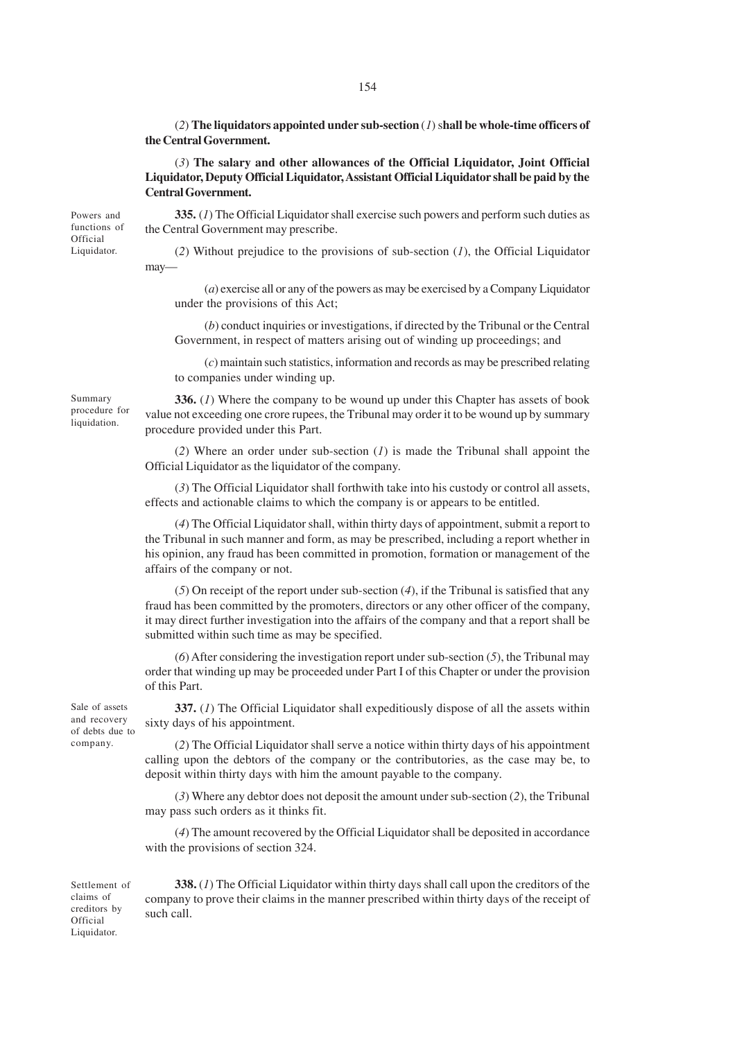(2) **The liquidators appointed under sub-section** (*1*) s**hall be whole-time officers of the Central Government.**

(3) **The salary and other allowances of the Official Liquidator, Joint Official Liquidator, Deputy Official Liquidator, Assistant Official Liquidator shall be paid by the Central Government.**

Powers and functions of Official Liquidator.

**335.** (*1*) The Official Liquidator shall exercise such powers and perform such duties as the Central Government may prescribe.

(*2*) Without prejudice to the provisions of sub-section (*1*), the Official Liquidator may—

(*a*) exercise all or any of the powers as may be exercised by a Company Liquidator under the provisions of this Act;

(*b*) conduct inquiries or investigations, if directed by the Tribunal or the Central Government, in respect of matters arising out of winding up proceedings; and

(*c*) maintain such statistics, information and records as may be prescribed relating to companies under winding up.

Summary procedure for liquidation.

**336.** (*1*) Where the company to be wound up under this Chapter has assets of book value not exceeding one crore rupees, the Tribunal may order it to be wound up by summary procedure provided under this Part.

(*2*) Where an order under sub-section (*1*) is made the Tribunal shall appoint the Official Liquidator as the liquidator of the company.

(*3*) The Official Liquidator shall forthwith take into his custody or control all assets, effects and actionable claims to which the company is or appears to be entitled.

(*4*) The Official Liquidator shall, within thirty days of appointment, submit a report to the Tribunal in such manner and form, as may be prescribed, including a report whether in his opinion, any fraud has been committed in promotion, formation or management of the affairs of the company or not.

(*5*) On receipt of the report under sub-section (*4*), if the Tribunal is satisfied that any fraud has been committed by the promoters, directors or any other officer of the company, it may direct further investigation into the affairs of the company and that a report shall be submitted within such time as may be specified.

(*6*) After considering the investigation report under sub-section (*5*), the Tribunal may order that winding up may be proceeded under Part I of this Chapter or under the provision of this Part.

Sale of assets and recovery of debts due to company.

**337.** (*1*) The Official Liquidator shall expeditiously dispose of all the assets within sixty days of his appointment.

(*2*) The Official Liquidator shall serve a notice within thirty days of his appointment calling upon the debtors of the company or the contributories, as the case may be, to deposit within thirty days with him the amount payable to the company.

(*3*) Where any debtor does not deposit the amount under sub-section (*2*), the Tribunal may pass such orders as it thinks fit.

(*4*) The amount recovered by the Official Liquidator shall be deposited in accordance with the provisions of section 324.

Settlement of claims of creditors by Official Liquidator.

**338.** (*1*) The Official Liquidator within thirty days shall call upon the creditors of the company to prove their claims in the manner prescribed within thirty days of the receipt of such call.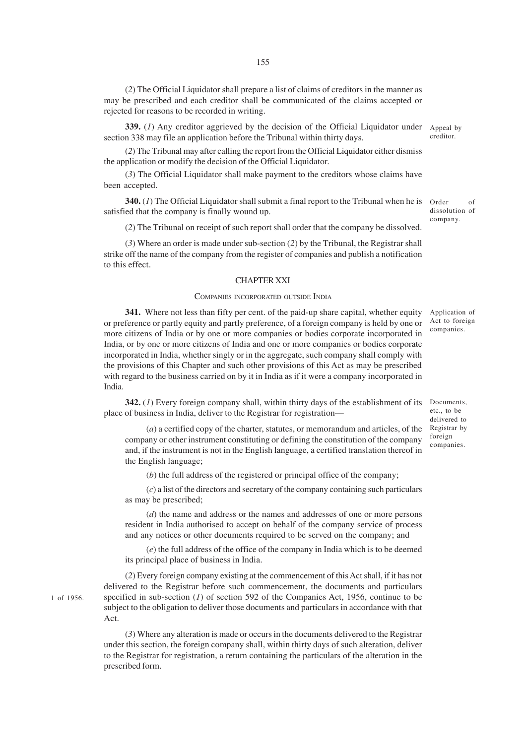(*2*) The Official Liquidator shall prepare a list of claims of creditors in the manner as may be prescribed and each creditor shall be communicated of the claims accepted or rejected for reasons to be recorded in writing.

Appeal by creditor.

**339.** (*1*) Any creditor aggrieved by the decision of the Official Liquidator under section 338 may file an application before the Tribunal within thirty days.

(*2*) The Tribunal may after calling the report from the Official Liquidator either dismiss the application or modify the decision of the Official Liquidator.

(*3*) The Official Liquidator shall make payment to the creditors whose claims have been accepted.

Order of dissolution of company.

**340.** (*1*) The Official Liquidator shall submit a final report to the Tribunal when he is satisfied that the company is finally wound up.

(*2*) The Tribunal on receipt of such report shall order that the company be dissolved.

(*3*) Where an order is made under sub-section (*2*) by the Tribunal, the Registrar shall strike off the name of the company from the register of companies and publish a notification to this effect.

## CHAPTER XXI

### COMPANIES INCORPORATED OUTSIDE INDIA

Application of Act to foreign companies.

**341.** Where not less than fifty per cent. of the paid-up share capital, whether equity or preference or partly equity and partly preference, of a foreign company is held by one or more citizens of India or by one or more companies or bodies corporate incorporated in India, or by one or more citizens of India and one or more companies or bodies corporate incorporated in India, whether singly or in the aggregate, such company shall comply with the provisions of this Chapter and such other provisions of this Act as may be prescribed with regard to the business carried on by it in India as if it were a company incorporated in India.

Documents, etc., to be delivered to Registrar by foreign companies.

**342.** (*1*) Every foreign company shall, within thirty days of the establishment of its place of business in India, deliver to the Registrar for registration—

(*a*) a certified copy of the charter, statutes, or memorandum and articles, of the company or other instrument constituting or defining the constitution of the company and, if the instrument is not in the English language, a certified translation thereof in the English language;

(*b*) the full address of the registered or principal office of the company;

(*c*) a list of the directors and secretary of the company containing such particulars as may be prescribed;

(*d*) the name and address or the names and addresses of one or more persons resident in India authorised to accept on behalf of the company service of process and any notices or other documents required to be served on the company; and

(*e*) the full address of the office of the company in India which is to be deemed its principal place of business in India.

1 of 1956.

(*2*) Every foreign company existing at the commencement of this Act shall, if it has not delivered to the Registrar before such commencement, the documents and particulars specified in sub-section (*1*) of section 592 of the Companies Act, 1956, continue to be subject to the obligation to deliver those documents and particulars in accordance with that Act.

(*3*) Where any alteration is made or occurs in the documents delivered to the Registrar under this section, the foreign company shall, within thirty days of such alteration, deliver to the Registrar for registration, a return containing the particulars of the alteration in the prescribed form.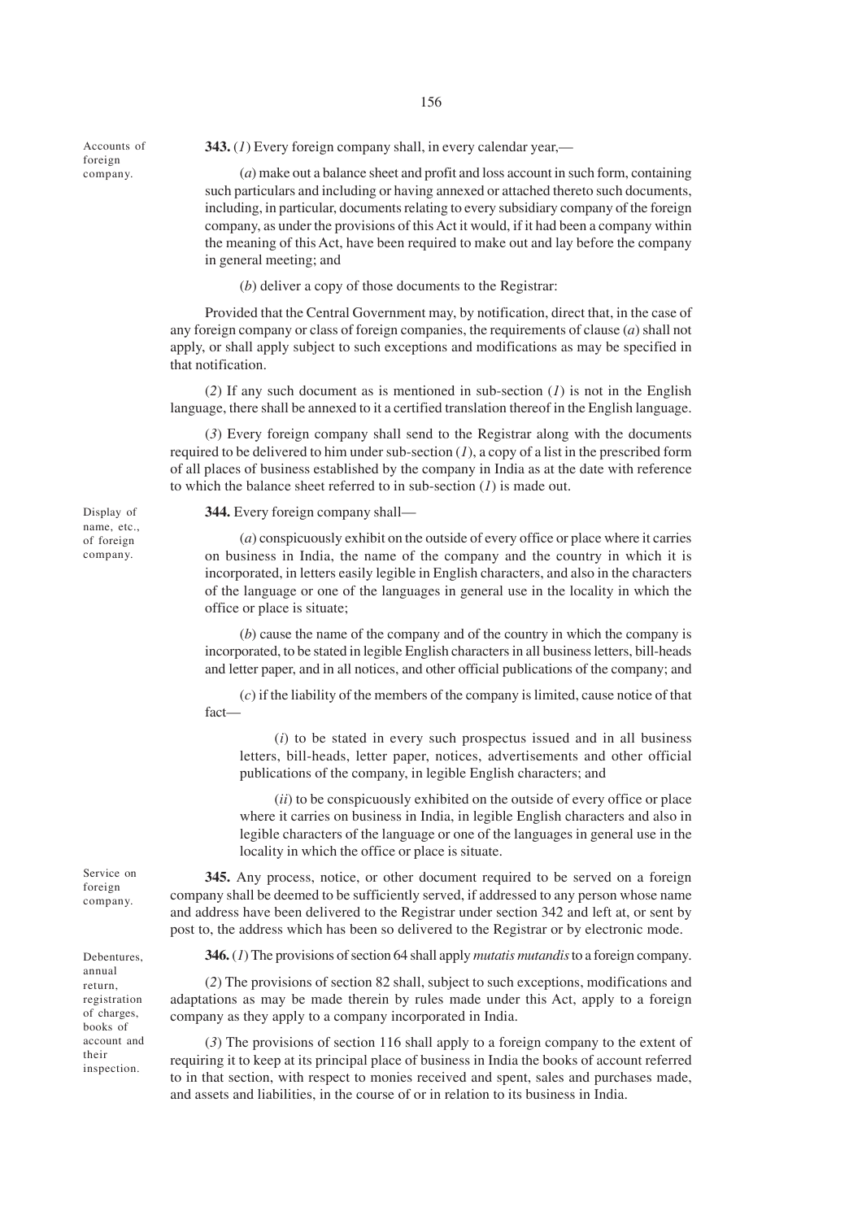Accounts of foreign company.

**343.** (*1*) Every foreign company shall, in every calendar year,—

(*a*) make out a balance sheet and profit and loss account in such form, containing such particulars and including or having annexed or attached thereto such documents, including, in particular, documents relating to every subsidiary company of the foreign company, as under the provisions of this Act it would, if it had been a company within the meaning of this Act, have been required to make out and lay before the company in general meeting; and

(*b*) deliver a copy of those documents to the Registrar:

Provided that the Central Government may, by notification, direct that, in the case of any foreign company or class of foreign companies, the requirements of clause (*a*) shall not apply, or shall apply subject to such exceptions and modifications as may be specified in that notification.

(*2*) If any such document as is mentioned in sub-section (*1*) is not in the English language, there shall be annexed to it a certified translation thereof in the English language.

(*3*) Every foreign company shall send to the Registrar along with the documents required to be delivered to him under sub-section (*1*), a copy of a list in the prescribed form of all places of business established by the company in India as at the date with reference to which the balance sheet referred to in sub-section (*1*) is made out.

Display of name, etc., of foreign company.

**344.** Every foreign company shall—

(*a*) conspicuously exhibit on the outside of every office or place where it carries on business in India, the name of the company and the country in which it is incorporated, in letters easily legible in English characters, and also in the characters of the language or one of the languages in general use in the locality in which the office or place is situate;

(*b*) cause the name of the company and of the country in which the company is incorporated, to be stated in legible English characters in all business letters, bill-heads and letter paper, and in all notices, and other official publications of the company; and

(*c*) if the liability of the members of the company is limited, cause notice of that fact—

(*i*) to be stated in every such prospectus issued and in all business letters, bill-heads, letter paper, notices, advertisements and other official publications of the company, in legible English characters; and

(*ii*) to be conspicuously exhibited on the outside of every office or place where it carries on business in India, in legible English characters and also in legible characters of the language or one of the languages in general use in the locality in which the office or place is situate.

Service on foreign company.

**345.** Any process, notice, or other document required to be served on a foreign company shall be deemed to be sufficiently served, if addressed to any person whose name and address have been delivered to the Registrar under section 342 and left at, or sent by post to, the address which has been so delivered to the Registrar or by electronic mode.

Debentures, annual return, registration of charges, books of account and their inspection.

**346.** (*1*) The provisions of section 64 shall apply *mutatis mutandis* to a foreign company.

(*2*) The provisions of section 82 shall, subject to such exceptions, modifications and adaptations as may be made therein by rules made under this Act, apply to a foreign company as they apply to a company incorporated in India.

(*3*) The provisions of section 116 shall apply to a foreign company to the extent of requiring it to keep at its principal place of business in India the books of account referred to in that section, with respect to monies received and spent, sales and purchases made, and assets and liabilities, in the course of or in relation to its business in India.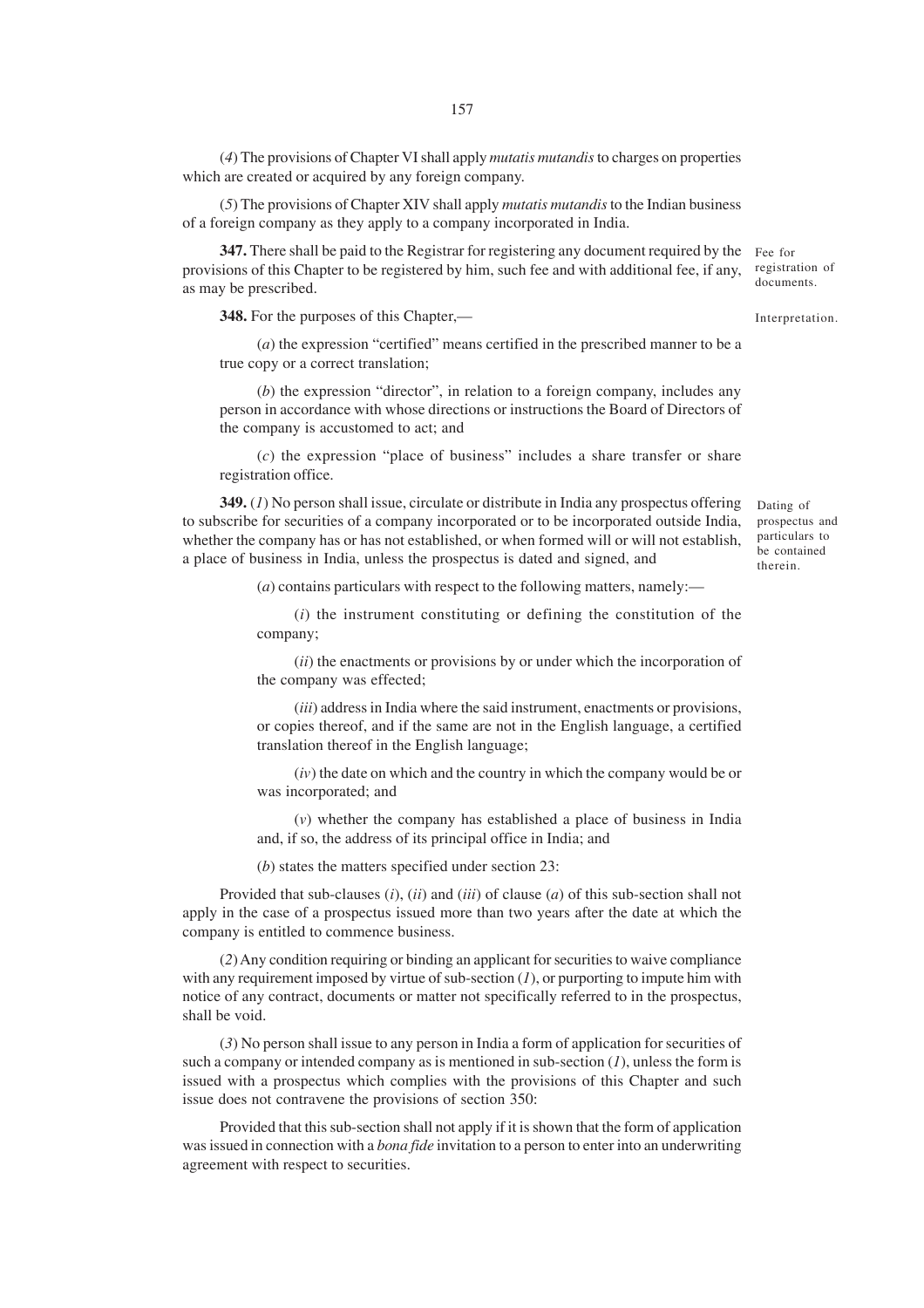(*4*) The provisions of Chapter VI shall apply *mutatis mutandis* to charges on properties which are created or acquired by any foreign company.

(*5*) The provisions of Chapter XIV shall apply *mutatis mutandis* to the Indian business of a foreign company as they apply to a company incorporated in India.

Fee for registration of documents.

**347.** There shall be paid to the Registrar for registering any document required by the provisions of this Chapter to be registered by him, such fee and with additional fee, if any, as may be prescribed.

Interpretation.

**348.** For the purposes of this Chapter,—

(*a*) the expression "certified" means certified in the prescribed manner to be a true copy or a correct translation;

(*b*) the expression "director", in relation to a foreign company, includes any person in accordance with whose directions or instructions the Board of Directors of the company is accustomed to act; and

(*c*) the expression "place of business" includes a share transfer or share registration office.

Dating of prospectus and particulars to be contained therein.

**349.** (*1*) No person shall issue, circulate or distribute in India any prospectus offering to subscribe for securities of a company incorporated or to be incorporated outside India, whether the company has or has not established, or when formed will or will not establish, a place of business in India, unless the prospectus is dated and signed, and

(*a*) contains particulars with respect to the following matters, namely:—

(*i*) the instrument constituting or defining the constitution of the company;

(*ii*) the enactments or provisions by or under which the incorporation of the company was effected;

(*iii*) address in India where the said instrument, enactments or provisions, or copies thereof, and if the same are not in the English language, a certified translation thereof in the English language;

(*iv*) the date on which and the country in which the company would be or was incorporated; and

(*v*) whether the company has established a place of business in India and, if so, the address of its principal office in India; and

(*b*) states the matters specified under section 23:

Provided that sub-clauses (*i*), (*ii*) and (*iii*) of clause (*a*) of this sub-section shall not apply in the case of a prospectus issued more than two years after the date at which the company is entitled to commence business.

(*2*) Any condition requiring or binding an applicant for securities to waive compliance with any requirement imposed by virtue of sub-section (*1*), or purporting to impute him with notice of any contract, documents or matter not specifically referred to in the prospectus, shall be void.

(*3*) No person shall issue to any person in India a form of application for securities of such a company or intended company as is mentioned in sub-section (*1*), unless the form is issued with a prospectus which complies with the provisions of this Chapter and such issue does not contravene the provisions of section 350:

Provided that this sub-section shall not apply if it is shown that the form of application was issued in connection with a *bona fide* invitation to a person to enter into an underwriting agreement with respect to securities.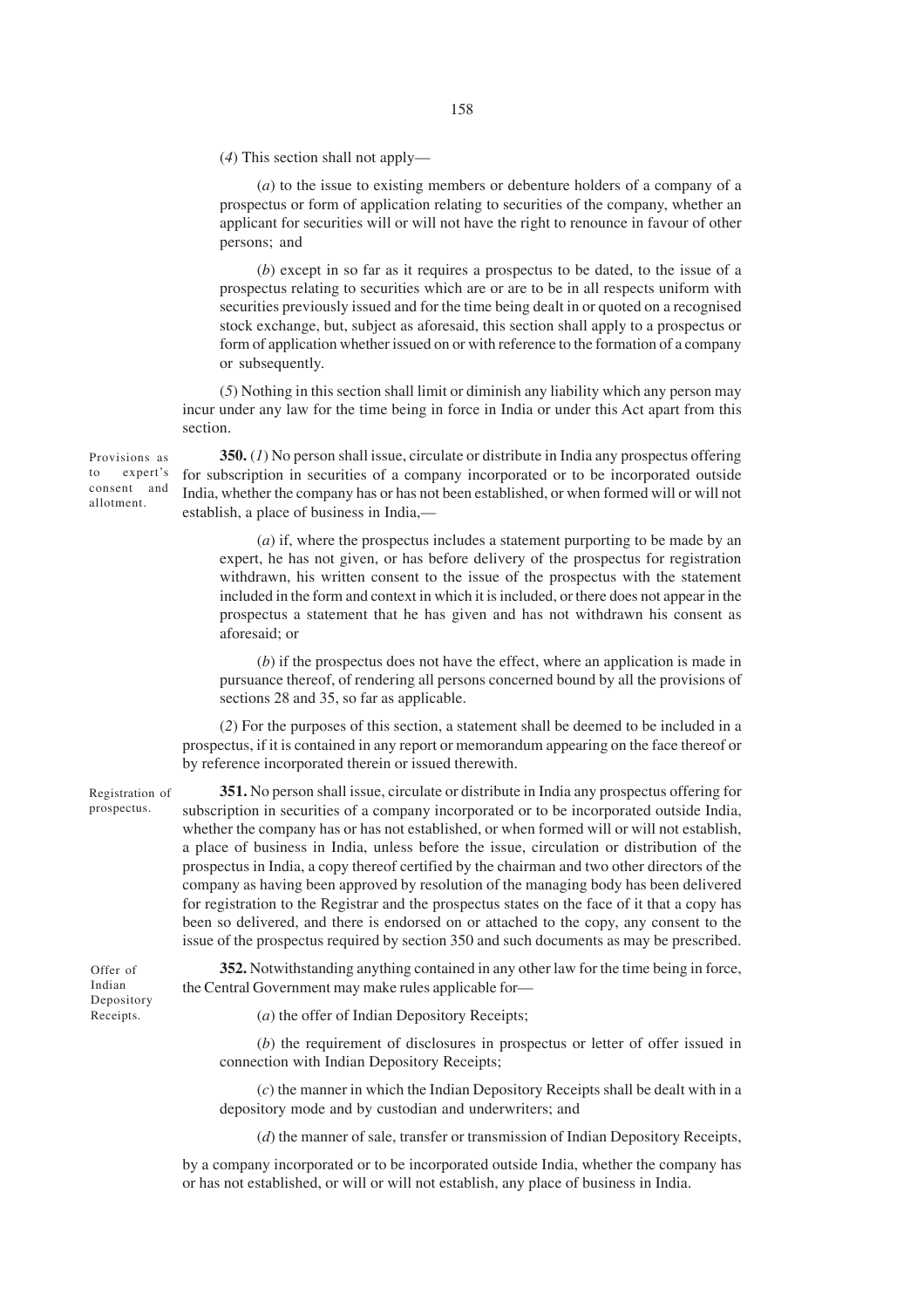(*4*) This section shall not apply—

(*a*) to the issue to existing members or debenture holders of a company of a prospectus or form of application relating to securities of the company, whether an applicant for securities will or will not have the right to renounce in favour of other persons; and

(*b*) except in so far as it requires a prospectus to be dated, to the issue of a prospectus relating to securities which are or are to be in all respects uniform with securities previously issued and for the time being dealt in or quoted on a recognised stock exchange, but, subject as aforesaid, this section shall apply to a prospectus or form of application whether issued on or with reference to the formation of a company or subsequently.

(*5*) Nothing in this section shall limit or diminish any liability which any person may incur under any law for the time being in force in India or under this Act apart from this section.

Provisions as to expert's consent and allotment.

**350.** (*1*) No person shall issue, circulate or distribute in India any prospectus offering for subscription in securities of a company incorporated or to be incorporated outside India, whether the company has or has not been established, or when formed will or will not establish, a place of business in India,—

(*a*) if, where the prospectus includes a statement purporting to be made by an expert, he has not given, or has before delivery of the prospectus for registration withdrawn, his written consent to the issue of the prospectus with the statement included in the form and context in which it is included, or there does not appear in the prospectus a statement that he has given and has not withdrawn his consent as aforesaid; or

(*b*) if the prospectus does not have the effect, where an application is made in pursuance thereof, of rendering all persons concerned bound by all the provisions of sections 28 and 35, so far as applicable.

(*2*) For the purposes of this section, a statement shall be deemed to be included in a prospectus, if it is contained in any report or memorandum appearing on the face thereof or by reference incorporated therein or issued therewith.

Registration of prospectus.

**351.** No person shall issue, circulate or distribute in India any prospectus offering for subscription in securities of a company incorporated or to be incorporated outside India, whether the company has or has not established, or when formed will or will not establish, a place of business in India, unless before the issue, circulation or distribution of the prospectus in India, a copy thereof certified by the chairman and two other directors of the company as having been approved by resolution of the managing body has been delivered for registration to the Registrar and the prospectus states on the face of it that a copy has been so delivered, and there is endorsed on or attached to the copy, any consent to the issue of the prospectus required by section 350 and such documents as may be prescribed.

Offer of Indian Depository Receipts.

**352.** Notwithstanding anything contained in any other law for the time being in force, the Central Government may make rules applicable for—

(*a*) the offer of Indian Depository Receipts;

(*b*) the requirement of disclosures in prospectus or letter of offer issued in connection with Indian Depository Receipts;

(*c*) the manner in which the Indian Depository Receipts shall be dealt with in a depository mode and by custodian and underwriters; and

(*d*) the manner of sale, transfer or transmission of Indian Depository Receipts,

by a company incorporated or to be incorporated outside India, whether the company has or has not established, or will or will not establish, any place of business in India.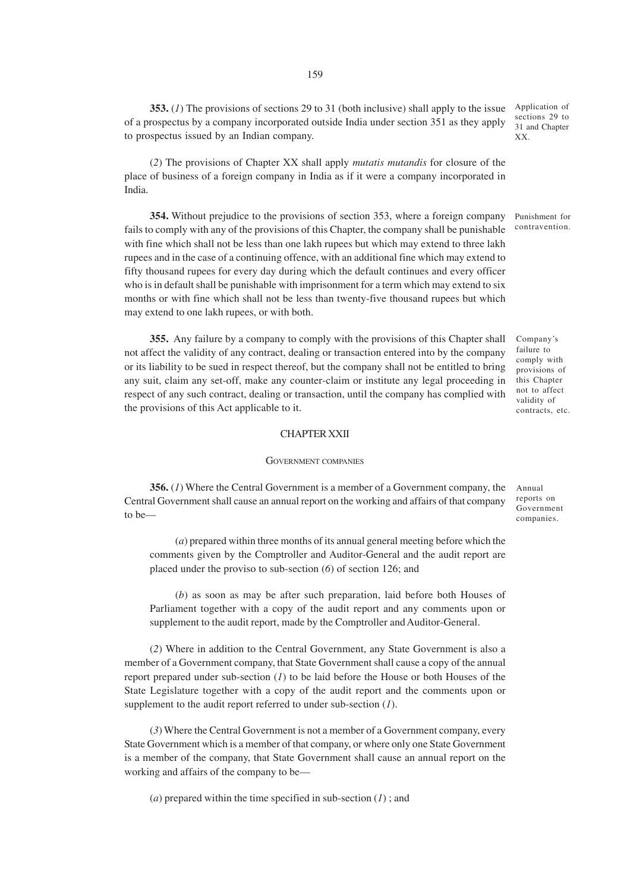**353.** (*1*) The provisions of sections 29 to 31 (both inclusive) shall apply to the issue of a prospectus by a company incorporated outside India under section 351 as they apply to prospectus issued by an Indian company.

Application of sections 29 to 31 and Chapter XX.

(*2*) The provisions of Chapter XX shall apply *mutatis mutandis* for closure of the place of business of a foreign company in India as if it were a company incorporated in India.

**354.** Without prejudice to the provisions of section 353, where a foreign company fails to comply with any of the provisions of this Chapter, the company shall be punishable with fine which shall not be less than one lakh rupees but which may extend to three lakh rupees and in the case of a continuing offence, with an additional fine which may extend to fifty thousand rupees for every day during which the default continues and every officer who is in default shall be punishable with imprisonment for a term which may extend to six months or with fine which shall not be less than twenty-five thousand rupees but which may extend to one lakh rupees, or with both.

Punishment for contravention.

**355.** Any failure by a company to comply with the provisions of this Chapter shall not affect the validity of any contract, dealing or transaction entered into by the company or its liability to be sued in respect thereof, but the company shall not be entitled to bring any suit, claim any set-off, make any counter-claim or institute any legal proceeding in respect of any such contract, dealing or transaction, until the company has complied with the provisions of this Act applicable to it.

Company's failure to comply with provisions of this Chapter not to affect validity of contracts, etc.

## CHAPTER XXII

### GOVERNMENT COMPANIES

**356.** (*1*) Where the Central Government is a member of a Government company, the Central Government shall cause an annual report on the working and affairs of that company to be—

Annual reports on Government companies.

(*a*) prepared within three months of its annual general meeting before which the comments given by the Comptroller and Auditor-General and the audit report are placed under the proviso to sub-section (*6*) of section 126; and

(*b*) as soon as may be after such preparation, laid before both Houses of Parliament together with a copy of the audit report and any comments upon or supplement to the audit report, made by the Comptroller and Auditor-General.

(*2*) Where in addition to the Central Government, any State Government is also a member of a Government company, that State Government shall cause a copy of the annual report prepared under sub-section (*1*) to be laid before the House or both Houses of the State Legislature together with a copy of the audit report and the comments upon or supplement to the audit report referred to under sub-section (*1*).

(*3*) Where the Central Government is not a member of a Government company, every State Government which is a member of that company, or where only one State Government is a member of the company, that State Government shall cause an annual report on the working and affairs of the company to be—

(*a*) prepared within the time specified in sub-section (*1*) ; and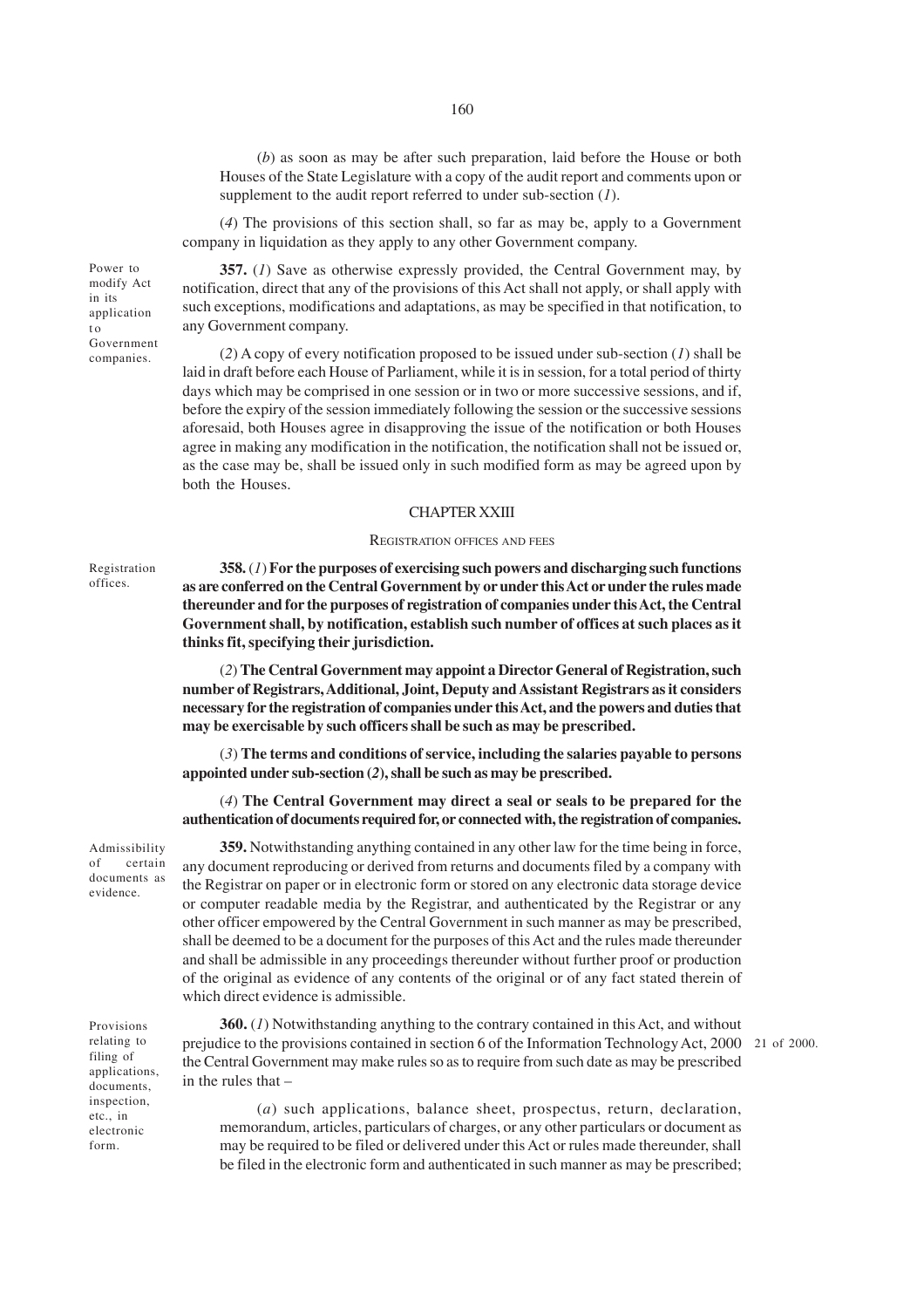(*b*) as soon as may be after such preparation, laid before the House or both Houses of the State Legislature with a copy of the audit report and comments upon or supplement to the audit report referred to under sub-section (*1*).

(*4*) The provisions of this section shall, so far as may be, apply to a Government company in liquidation as they apply to any other Government company.

Power to modify Act in its application to Government companies.

**357.** (*1*) Save as otherwise expressly provided, the Central Government may, by notification, direct that any of the provisions of this Act shall not apply, or shall apply with such exceptions, modifications and adaptations, as may be specified in that notification, to any Government company.

(*2*) A copy of every notification proposed to be issued under sub-section (*1*) shall be laid in draft before each House of Parliament, while it is in session, for a total period of thirty days which may be comprised in one session or in two or more successive sessions, and if, before the expiry of the session immediately following the session or the successive sessions aforesaid, both Houses agree in disapproving the issue of the notification or both Houses agree in making any modification in the notification, the notification shall not be issued or, as the case may be, shall be issued only in such modified form as may be agreed upon by both the Houses.

## CHAPTER XXIII

### REGISTRATION OFFICES AND FEES

Registration offices.

**358.** (*1*) **For the purposes of exercising such powers and discharging such functions as are conferred on the Central Government by or under this Act or under the rules made thereunder and for the purposes of registration of companies under this Act, the Central Government shall, by notification, establish such number of offices at such places as it thinks fit, specifying their jurisdiction.**

(*2*) **The Central Government may appoint a Director General of Registration, such number of Registrars, Additional, Joint, Deputy and Assistant Registrars as it considers necessary for the registration of companies under this Act, and the powers and duties that may be exercisable by such officers shall be such as may be prescribed.**

(*3*) **The terms and conditions of service, including the salaries payable to persons appointed under sub-section (*2*), shall be such as may be prescribed.**

(*4*) **The Central Government may direct a seal or seals to be prepared for the authentication of documents required for, or connected with, the registration of companies.**

Admissibility of certain documents as evidence.

**359.** Notwithstanding anything contained in any other law for the time being in force, any document reproducing or derived from returns and documents filed by a company with the Registrar on paper or in electronic form or stored on any electronic data storage device or computer readable media by the Registrar, and authenticated by the Registrar or any other officer empowered by the Central Government in such manner as may be prescribed, shall be deemed to be a document for the purposes of this Act and the rules made thereunder and shall be admissible in any proceedings thereunder without further proof or production of the original as evidence of any contents of the original or of any fact stated therein of which direct evidence is admissible.

Provisions relating to filing of applications, documents, inspection, etc., in electronic form.

**360.** (*1*) Notwithstanding anything to the contrary contained in this Act, and without prejudice to the provisions contained in section 6 of the Information Technology Act, 2000 the Central Government may make rules so as to require from such date as may be prescribed in the rules that –

21 of 2000.

(*a*) such applications, balance sheet, prospectus, return, declaration, memorandum, articles, particulars of charges, or any other particulars or document as may be required to be filed or delivered under this Act or rules made thereunder, shall be filed in the electronic form and authenticated in such manner as may be prescribed;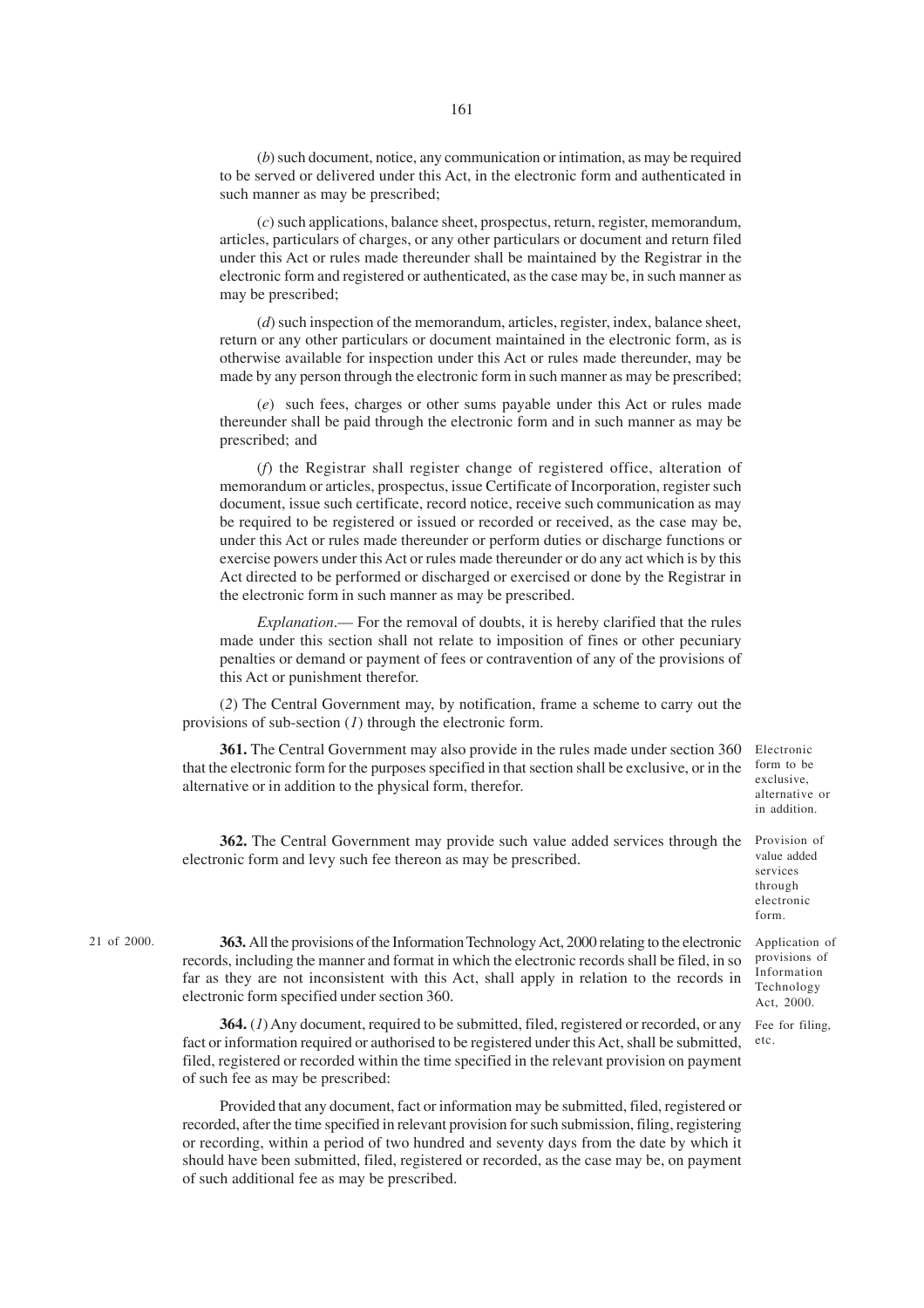(*b*) such document, notice, any communication or intimation, as may be required to be served or delivered under this Act, in the electronic form and authenticated in such manner as may be prescribed;

(*c*) such applications, balance sheet, prospectus, return, register, memorandum, articles, particulars of charges, or any other particulars or document and return filed under this Act or rules made thereunder shall be maintained by the Registrar in the electronic form and registered or authenticated, as the case may be, in such manner as may be prescribed;

(*d*) such inspection of the memorandum, articles, register, index, balance sheet, return or any other particulars or document maintained in the electronic form, as is otherwise available for inspection under this Act or rules made thereunder, may be made by any person through the electronic form in such manner as may be prescribed;

(*e*) such fees, charges or other sums payable under this Act or rules made thereunder shall be paid through the electronic form and in such manner as may be prescribed; and

(*f*) the Registrar shall register change of registered office, alteration of memorandum or articles, prospectus, issue Certificate of Incorporation, register such document, issue such certificate, record notice, receive such communication as may be required to be registered or issued or recorded or received, as the case may be, under this Act or rules made thereunder or perform duties or discharge functions or exercise powers under this Act or rules made thereunder or do any act which is by this Act directed to be performed or discharged or exercised or done by the Registrar in the electronic form in such manner as may be prescribed.

*Explanation*.— For the removal of doubts, it is hereby clarified that the rules made under this section shall not relate to imposition of fines or other pecuniary penalties or demand or payment of fees or contravention of any of the provisions of this Act or punishment therefor.

(*2*) The Central Government may, by notification, frame a scheme to carry out the provisions of sub-section (*1*) through the electronic form.

Electronic form to be exclusive, alternative or in addition.

**361.** The Central Government may also provide in the rules made under section 360 that the electronic form for the purposes specified in that section shall be exclusive, or in the alternative or in addition to the physical form, therefor.

Provision of value added services through electronic form.

**362.** The Central Government may provide such value added services through the electronic form and levy such fee thereon as may be prescribed.

Application of provisions of Information Technology Act, 2000.

21 of 2000.

**363.** All the provisions of the Information Technology Act, 2000 relating to the electronic records, including the manner and format in which the electronic records shall be filed, in so far as they are not inconsistent with this Act, shall apply in relation to the records in electronic form specified under section 360.

Fee for filing, etc.

**364.** (*1*) Any document, required to be submitted, filed, registered or recorded, or any fact or information required or authorised to be registered under this Act, shall be submitted, filed, registered or recorded within the time specified in the relevant provision on payment of such fee as may be prescribed:

Provided that any document, fact or information may be submitted, filed, registered or recorded, after the time specified in relevant provision for such submission, filing, registering or recording, within a period of two hundred and seventy days from the date by which it should have been submitted, filed, registered or recorded, as the case may be, on payment of such additional fee as may be prescribed.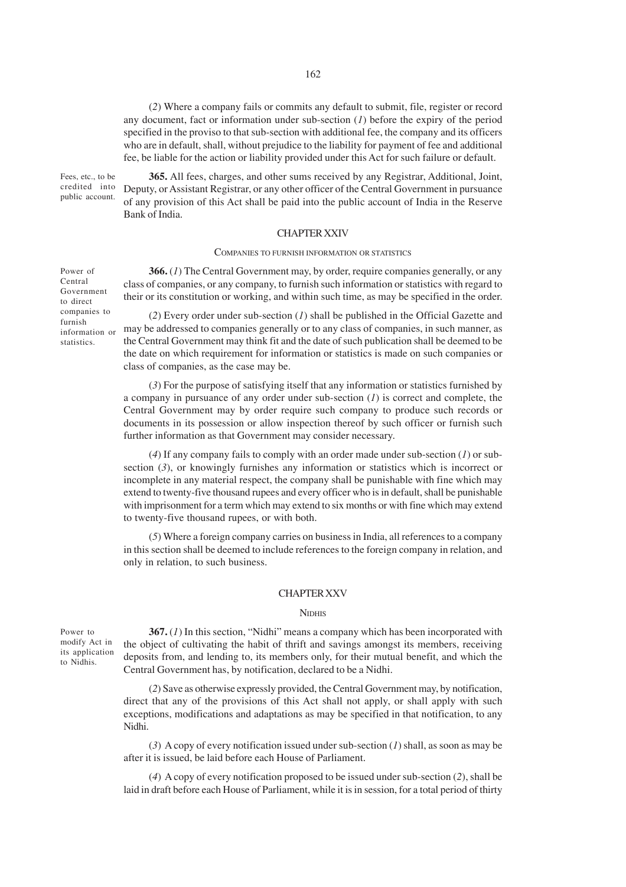(*2*) Where a company fails or commits any default to submit, file, register or record any document, fact or information under sub-section (*1*) before the expiry of the period specified in the proviso to that sub-section with additional fee, the company and its officers who are in default, shall, without prejudice to the liability for payment of fee and additional fee, be liable for the action or liability provided under this Act for such failure or default.

Fees, etc., to be credited into public account.

**365.** All fees, charges, and other sums received by any Registrar, Additional, Joint, Deputy, or Assistant Registrar, or any other officer of the Central Government in pursuance of any provision of this Act shall be paid into the public account of India in the Reserve Bank of India.

## CHAPTER XXIV

### COMPANIES TO FURNISH INFORMATION OR STATISTICS

Power of Central Government to direct companies to furnish information or statistics.

**366.** (*1*) The Central Government may, by order, require companies generally, or any class of companies, or any company, to furnish such information or statistics with regard to their or its constitution or working, and within such time, as may be specified in the order.

(*2*) Every order under sub-section (*1*) shall be published in the Official Gazette and may be addressed to companies generally or to any class of companies, in such manner, as the Central Government may think fit and the date of such publication shall be deemed to be the date on which requirement for information or statistics is made on such companies or class of companies, as the case may be.

(*3*) For the purpose of satisfying itself that any information or statistics furnished by a company in pursuance of any order under sub-section (*1*) is correct and complete, the Central Government may by order require such company to produce such records or documents in its possession or allow inspection thereof by such officer or furnish such further information as that Government may consider necessary.

(*4*) If any company fails to comply with an order made under sub-section (*1*) or sub-section (*3*), or knowingly furnishes any information or statistics which is incorrect or incomplete in any material respect, the company shall be punishable with fine which may extend to twenty-five thousand rupees and every officer who is in default, shall be punishable with imprisonment for a term which may extend to six months or with fine which may extend to twenty-five thousand rupees, or with both.

(*5*) Where a foreign company carries on business in India, all references to a company in this section shall be deemed to include references to the foreign company in relation, and only in relation, to such business.

## CHAPTER XXV

### NIDHIS

Power to modify Act in its application to Nidhis.

**367.** (*1*) In this section, "Nidhi" means a company which has been incorporated with the object of cultivating the habit of thrift and savings amongst its members, receiving deposits from, and lending to, its members only, for their mutual benefit, and which the Central Government has, by notification, declared to be a Nidhi.

(*2*) Save as otherwise expressly provided, the Central Government may, by notification, direct that any of the provisions of this Act shall not apply, or shall apply with such exceptions, modifications and adaptations as may be specified in that notification, to any Nidhi.

(*3*) A copy of every notification issued under sub-section (*1*) shall, as soon as may be after it is issued, be laid before each House of Parliament.

(*4*) A copy of every notification proposed to be issued under sub-section (*2*), shall be laid in draft before each House of Parliament, while it is in session, for a total period of thirty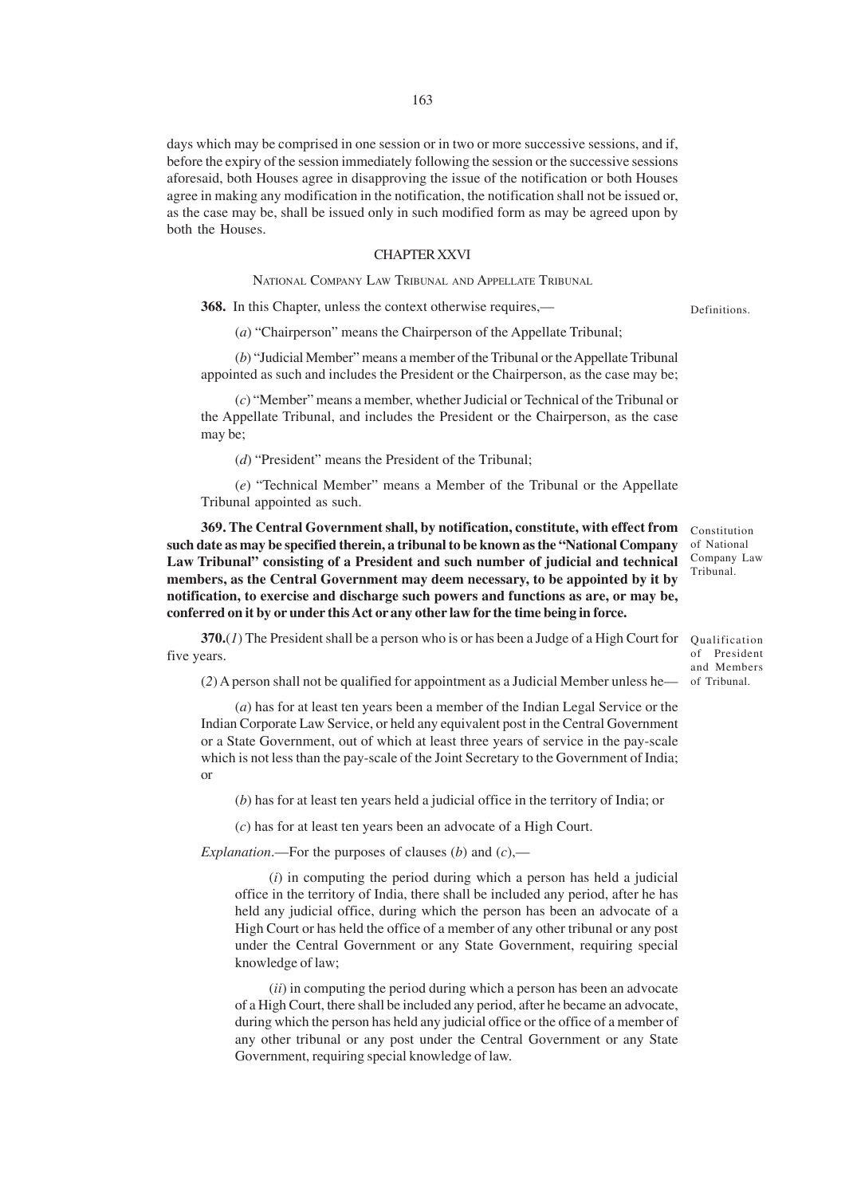days which may be comprised in one session or in two or more successive sessions, and if, before the expiry of the session immediately following the session or the successive sessions aforesaid, both Houses agree in disapproving the issue of the notification or both Houses agree in making any modification in the notification, the notification shall not be issued or, as the case may be, shall be issued only in such modified form as may be agreed upon by both the Houses.

## CHAPTER XXVI

### NATIONAL COMPANY LAW TRIBUNAL AND APPELLATE TRIBUNAL

Definitions.

**368.** In this Chapter, unless the context otherwise requires,—

(*a*) "Chairperson" means the Chairperson of the Appellate Tribunal;

(*b*) "Judicial Member" means a member of the Tribunal or the Appellate Tribunal appointed as such and includes the President or the Chairperson, as the case may be;

(*c*) "Member" means a member, whether Judicial or Technical of the Tribunal or the Appellate Tribunal, and includes the President or the Chairperson, as the case may be;

(*d*) "President" means the President of the Tribunal;

(*e*) "Technical Member" means a Member of the Tribunal or the Appellate Tribunal appointed as such.

Constitution of National Company Law Tribunal.

**369. The Central Government shall, by notification, constitute, with effect from such date as may be specified therein, a tribunal to be known as the "National Company Law Tribunal" consisting of a President and such number of judicial and technical members, as the Central Government may deem necessary, to be appointed by it by notification, to exercise and discharge such powers and functions as are, or may be, conferred on it by or under this Act or any other law for the time being in force.**

Qualification of President and Members of Tribunal.

**370.**(*1*) The President shall be a person who is or has been a Judge of a High Court for five years.

(*2*) A person shall not be qualified for appointment as a Judicial Member unless he—

(*a*) has for at least ten years been a member of the Indian Legal Service or the Indian Corporate Law Service, or held any equivalent post in the Central Government or a State Government, out of which at least three years of service in the pay-scale which is not less than the pay-scale of the Joint Secretary to the Government of India; or

(*b*) has for at least ten years held a judicial office in the territory of India; or

(*c*) has for at least ten years been an advocate of a High Court.

*Explanation*.—For the purposes of clauses (*b*) and (*c*),—

(*i*) in computing the period during which a person has held a judicial office in the territory of India, there shall be included any period, after he has held any judicial office, during which the person has been an advocate of a High Court or has held the office of a member of any other tribunal or any post under the Central Government or any State Government, requiring special knowledge of law;

(*ii*) in computing the period during which a person has been an advocate of a High Court, there shall be included any period, after he became an advocate, during which the person has held any judicial office or the office of a member of any other tribunal or any post under the Central Government or any State Government, requiring special knowledge of law.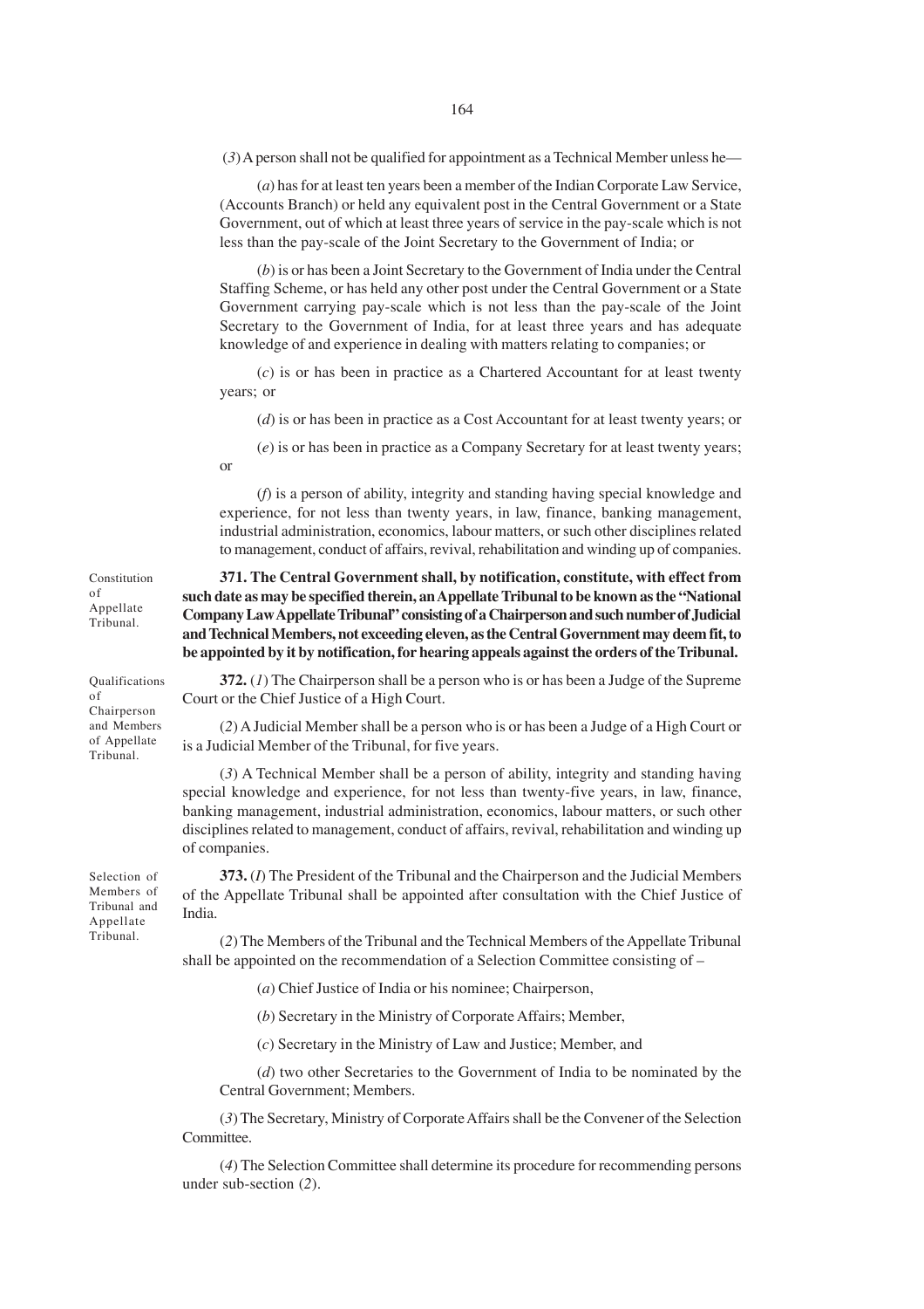(*3*) A person shall not be qualified for appointment as a Technical Member unless he—

(*a*) has for at least ten years been a member of the Indian Corporate Law Service, (Accounts Branch) or held any equivalent post in the Central Government or a State Government, out of which at least three years of service in the pay-scale which is not less than the pay-scale of the Joint Secretary to the Government of India; or

(*b*) is or has been a Joint Secretary to the Government of India under the Central Staffing Scheme, or has held any other post under the Central Government or a State Government carrying pay-scale which is not less than the pay-scale of the Joint Secretary to the Government of India, for at least three years and has adequate knowledge of and experience in dealing with matters relating to companies; or

(*c*) is or has been in practice as a Chartered Accountant for at least twenty years; or

(*d*) is or has been in practice as a Cost Accountant for at least twenty years; or

(*e*) is or has been in practice as a Company Secretary for at least twenty years; or

(*f*) is a person of ability, integrity and standing having special knowledge and experience, for not less than twenty years, in law, finance, banking management, industrial administration, economics, labour matters, or such other disciplines related to management, conduct of affairs, revival, rehabilitation and winding up of companies.

Constitution of Appellate Tribunal.

**371. The Central Government shall, by notification, constitute, with effect from such date as may be specified therein, an Appellate Tribunal to be known as the "National Company Law Appellate Tribunal" consisting of a Chairperson and such number of Judicial and Technical Members, not exceeding eleven, as the Central Government may deem fit, to be appointed by it by notification, for hearing appeals against the orders of the Tribunal.**

Qualifications of Chairperson and Members of Appellate Tribunal.

**372.** (*1*) The Chairperson shall be a person who is or has been a Judge of the Supreme Court or the Chief Justice of a High Court.

(*2*) A Judicial Member shall be a person who is or has been a Judge of a High Court or is a Judicial Member of the Tribunal, for five years.

(*3*) A Technical Member shall be a person of ability, integrity and standing having special knowledge and experience, for not less than twenty-five years, in law, finance, banking management, industrial administration, economics, labour matters, or such other disciplines related to management, conduct of affairs, revival, rehabilitation and winding up of companies.

Selection of Members of Tribunal and Appellate Tribunal.

**373.** (*1*) The President of the Tribunal and the Chairperson and the Judicial Members of the Appellate Tribunal shall be appointed after consultation with the Chief Justice of India.

(*2*) The Members of the Tribunal and the Technical Members of the Appellate Tribunal shall be appointed on the recommendation of a Selection Committee consisting of –

(*a*) Chief Justice of India or his nominee; Chairperson,

(*b*) Secretary in the Ministry of Corporate Affairs; Member,

(*c*) Secretary in the Ministry of Law and Justice; Member, and

(*d*) two other Secretaries to the Government of India to be nominated by the Central Government; Members.

(*3*) The Secretary, Ministry of Corporate Affairs shall be the Convener of the Selection Committee.

(*4*) The Selection Committee shall determine its procedure for recommending persons under sub-section (*2*).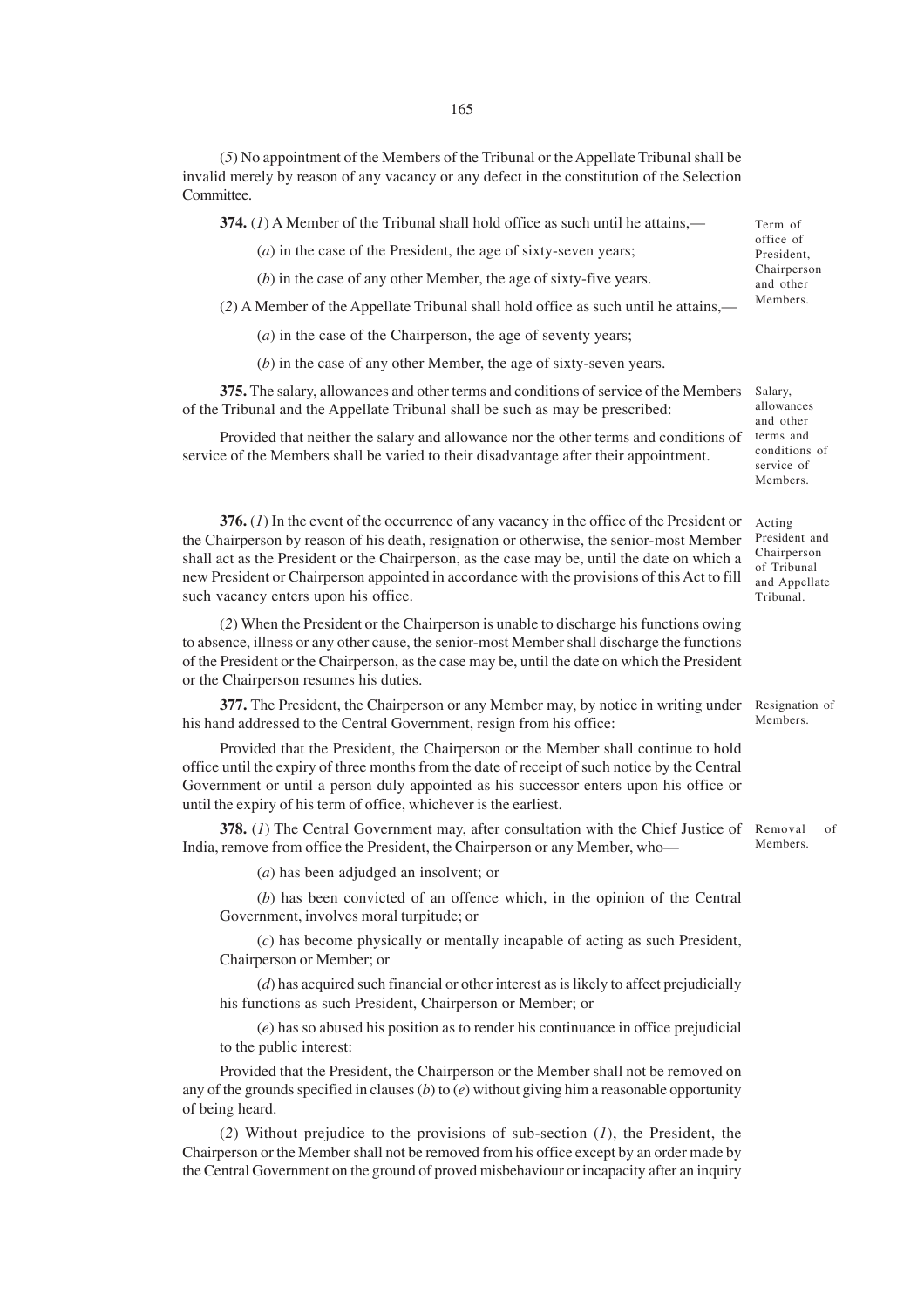(*5*) No appointment of the Members of the Tribunal or the Appellate Tribunal shall be invalid merely by reason of any vacancy or any defect in the constitution of the Selection Committee.

**374.** (*1*) A Member of the Tribunal shall hold office as such until he attains,—

*Term of office of President, Chairperson and other Members.*

(*a*) in the case of the President, the age of sixty-seven years;

(*b*) in the case of any other Member, the age of sixty-five years.

(*2*) A Member of the Appellate Tribunal shall hold office as such until he attains,—

(*a*) in the case of the Chairperson, the age of seventy years;

(*b*) in the case of any other Member, the age of sixty-seven years.

**375.** The salary, allowances and other terms and conditions of service of the Members of the Tribunal and the Appellate Tribunal shall be such as may be prescribed:

*Salary, allowances and other terms and conditions of service of Members.*

Provided that neither the salary and allowance nor the other terms and conditions of service of the Members shall be varied to their disadvantage after their appointment.

**376.** (*1*) In the event of the occurrence of any vacancy in the office of the President or the Chairperson by reason of his death, resignation or otherwise, the senior-most Member shall act as the President or the Chairperson, as the case may be, until the date on which a new President or Chairperson appointed in accordance with the provisions of this Act to fill such vacancy enters upon his office.

*Acting President and Chairperson of Tribunal and Appellate Tribunal.*

(*2*) When the President or the Chairperson is unable to discharge his functions owing to absence, illness or any other cause, the senior-most Member shall discharge the functions of the President or the Chairperson, as the case may be, until the date on which the President or the Chairperson resumes his duties.

**377.** The President, the Chairperson or any Member may, by notice in writing under his hand addressed to the Central Government, resign from his office:

*Resignation of Members.*

Provided that the President, the Chairperson or the Member shall continue to hold office until the expiry of three months from the date of receipt of such notice by the Central Government or until a person duly appointed as his successor enters upon his office or until the expiry of his term of office, whichever is the earliest.

**378.** (*1*) The Central Government may, after consultation with the Chief Justice of India, remove from office the President, the Chairperson or any Member, who—

*Removal of Members.*

(*a*) has been adjudged an insolvent; or

(*b*) has been convicted of an offence which, in the opinion of the Central Government, involves moral turpitude; or

(*c*) has become physically or mentally incapable of acting as such President, Chairperson or Member; or

(*d*) has acquired such financial or other interest as is likely to affect prejudicially his functions as such President, Chairperson or Member; or

(*e*) has so abused his position as to render his continuance in office prejudicial to the public interest:

Provided that the President, the Chairperson or the Member shall not be removed on any of the grounds specified in clauses (*b*) to (*e*) without giving him a reasonable opportunity of being heard.

(*2*) Without prejudice to the provisions of sub-section (*1*), the President, the Chairperson or the Member shall not be removed from his office except by an order made by the Central Government on the ground of proved misbehaviour or incapacity after an inquiry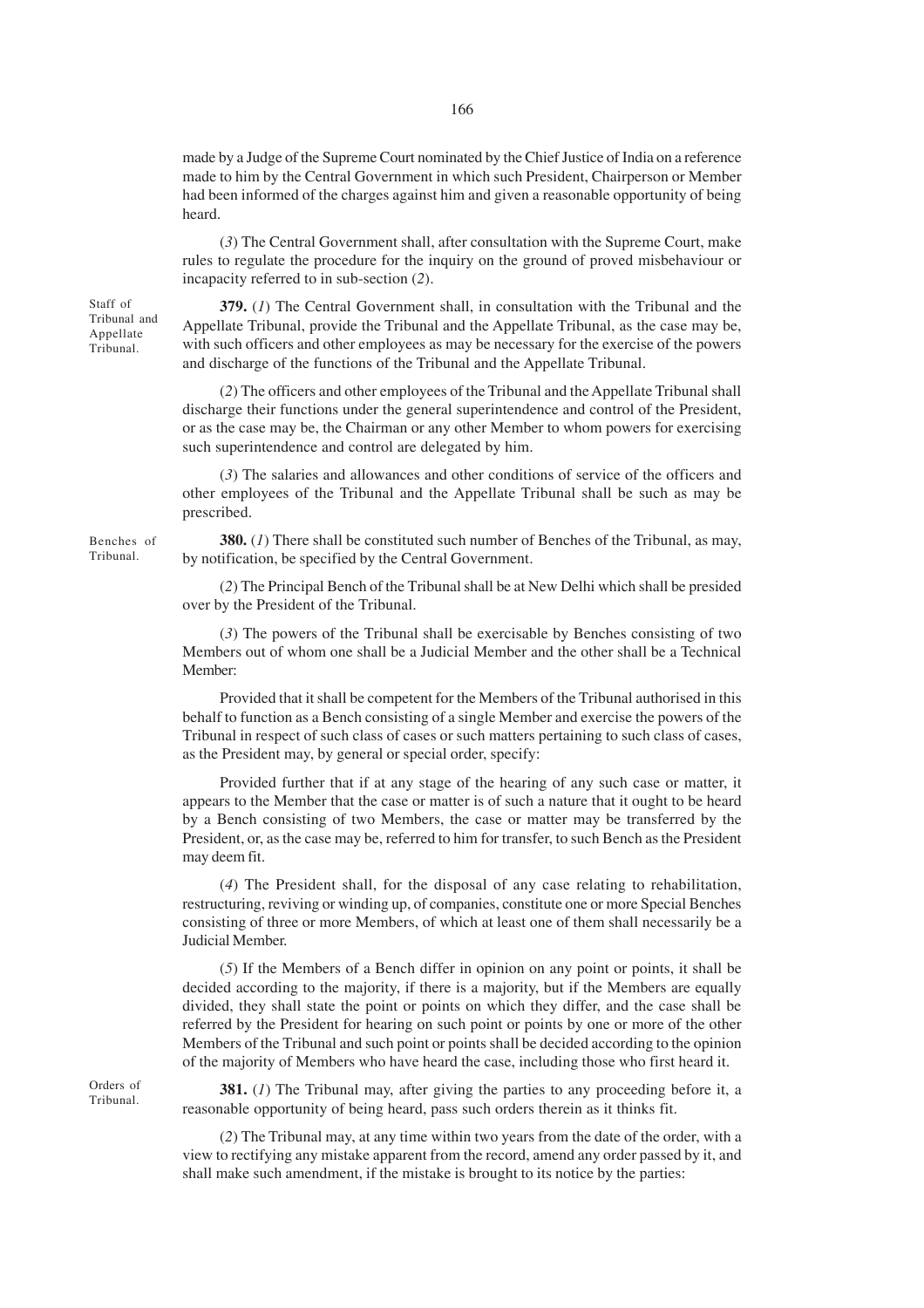made by a Judge of the Supreme Court nominated by the Chief Justice of India on a reference made to him by the Central Government in which such President, Chairperson or Member had been informed of the charges against him and given a reasonable opportunity of being heard.

(*3*) The Central Government shall, after consultation with the Supreme Court, make rules to regulate the procedure for the inquiry on the ground of proved misbehaviour or incapacity referred to in sub-section (*2*).

Staff of Tribunal and Appellate Tribunal.

**379.** (*1*) The Central Government shall, in consultation with the Tribunal and the Appellate Tribunal, provide the Tribunal and the Appellate Tribunal, as the case may be, with such officers and other employees as may be necessary for the exercise of the powers and discharge of the functions of the Tribunal and the Appellate Tribunal.

(*2*) The officers and other employees of the Tribunal and the Appellate Tribunal shall discharge their functions under the general superintendence and control of the President, or as the case may be, the Chairman or any other Member to whom powers for exercising such superintendence and control are delegated by him.

(*3*) The salaries and allowances and other conditions of service of the officers and other employees of the Tribunal and the Appellate Tribunal shall be such as may be prescribed.

Benches of Tribunal.

**380.** (*1*) There shall be constituted such number of Benches of the Tribunal, as may, by notification, be specified by the Central Government.

(*2*) The Principal Bench of the Tribunal shall be at New Delhi which shall be presided over by the President of the Tribunal.

(*3*) The powers of the Tribunal shall be exercisable by Benches consisting of two Members out of whom one shall be a Judicial Member and the other shall be a Technical Member:

Provided that it shall be competent for the Members of the Tribunal authorised in this behalf to function as a Bench consisting of a single Member and exercise the powers of the Tribunal in respect of such class of cases or such matters pertaining to such class of cases, as the President may, by general or special order, specify:

Provided further that if at any stage of the hearing of any such case or matter, it appears to the Member that the case or matter is of such a nature that it ought to be heard by a Bench consisting of two Members, the case or matter may be transferred by the President, or, as the case may be, referred to him for transfer, to such Bench as the President may deem fit.

(*4*) The President shall, for the disposal of any case relating to rehabilitation, restructuring, reviving or winding up, of companies, constitute one or more Special Benches consisting of three or more Members, of which at least one of them shall necessarily be a Judicial Member.

(*5*) If the Members of a Bench differ in opinion on any point or points, it shall be decided according to the majority, if there is a majority, but if the Members are equally divided, they shall state the point or points on which they differ, and the case shall be referred by the President for hearing on such point or points by one or more of the other Members of the Tribunal and such point or points shall be decided according to the opinion of the majority of Members who have heard the case, including those who first heard it.

Orders of Tribunal.

**381.** (*1*) The Tribunal may, after giving the parties to any proceeding before it, a reasonable opportunity of being heard, pass such orders therein as it thinks fit.

(*2*) The Tribunal may, at any time within two years from the date of the order, with a view to rectifying any mistake apparent from the record, amend any order passed by it, and shall make such amendment, if the mistake is brought to its notice by the parties: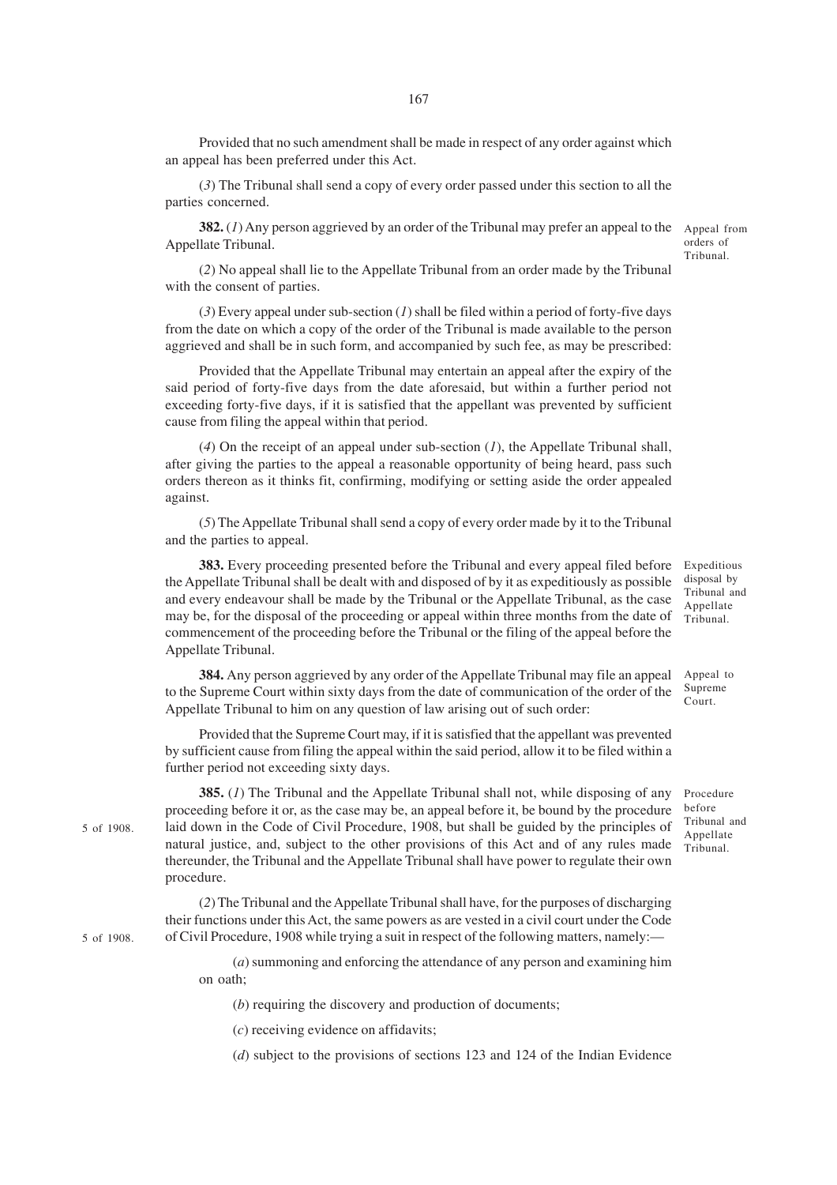Provided that no such amendment shall be made in respect of any order against which an appeal has been preferred under this Act.

(*3*) The Tribunal shall send a copy of every order passed under this section to all the parties concerned.

**382.** (*1*) Any person aggrieved by an order of the Tribunal may prefer an appeal to the Appellate Tribunal.

Appeal from orders of Tribunal.

(*2*) No appeal shall lie to the Appellate Tribunal from an order made by the Tribunal with the consent of parties.

(*3*) Every appeal under sub-section (*1*) shall be filed within a period of forty-five days from the date on which a copy of the order of the Tribunal is made available to the person aggrieved and shall be in such form, and accompanied by such fee, as may be prescribed:

Provided that the Appellate Tribunal may entertain an appeal after the expiry of the said period of forty-five days from the date aforesaid, but within a further period not exceeding forty-five days, if it is satisfied that the appellant was prevented by sufficient cause from filing the appeal within that period.

(*4*) On the receipt of an appeal under sub-section (*1*), the Appellate Tribunal shall, after giving the parties to the appeal a reasonable opportunity of being heard, pass such orders thereon as it thinks fit, confirming, modifying or setting aside the order appealed against.

(*5*) The Appellate Tribunal shall send a copy of every order made by it to the Tribunal and the parties to appeal.

**383.** Every proceeding presented before the Tribunal and every appeal filed before the Appellate Tribunal shall be dealt with and disposed of by it as expeditiously as possible and every endeavour shall be made by the Tribunal or the Appellate Tribunal, as the case may be, for the disposal of the proceeding or appeal within three months from the date of commencement of the proceeding before the Tribunal or the filing of the appeal before the Appellate Tribunal.

Expeditious disposal by Tribunal and Appellate Tribunal.

**384.** Any person aggrieved by any order of the Appellate Tribunal may file an appeal to the Supreme Court within sixty days from the date of communication of the order of the Appellate Tribunal to him on any question of law arising out of such order:

Appeal to Supreme Court.

Provided that the Supreme Court may, if it is satisfied that the appellant was prevented by sufficient cause from filing the appeal within the said period, allow it to be filed within a further period not exceeding sixty days.

**385.** (*1*) The Tribunal and the Appellate Tribunal shall not, while disposing of any proceeding before it or, as the case may be, an appeal before it, be bound by the procedure laid down in the Code of Civil Procedure, 1908, but shall be guided by the principles of natural justice, and, subject to the other provisions of this Act and of any rules made thereunder, the Tribunal and the Appellate Tribunal shall have power to regulate their own procedure.

Procedure before Tribunal and Appellate Tribunal.

5 of 1908.

(*2*) The Tribunal and the Appellate Tribunal shall have, for the purposes of discharging their functions under this Act, the same powers as are vested in a civil court under the Code of Civil Procedure, 1908 while trying a suit in respect of the following matters, namely:—

5 of 1908.

(*a*) summoning and enforcing the attendance of any person and examining him on oath;

(*b*) requiring the discovery and production of documents;

(*c*) receiving evidence on affidavits;

(*d*) subject to the provisions of sections 123 and 124 of the Indian Evidence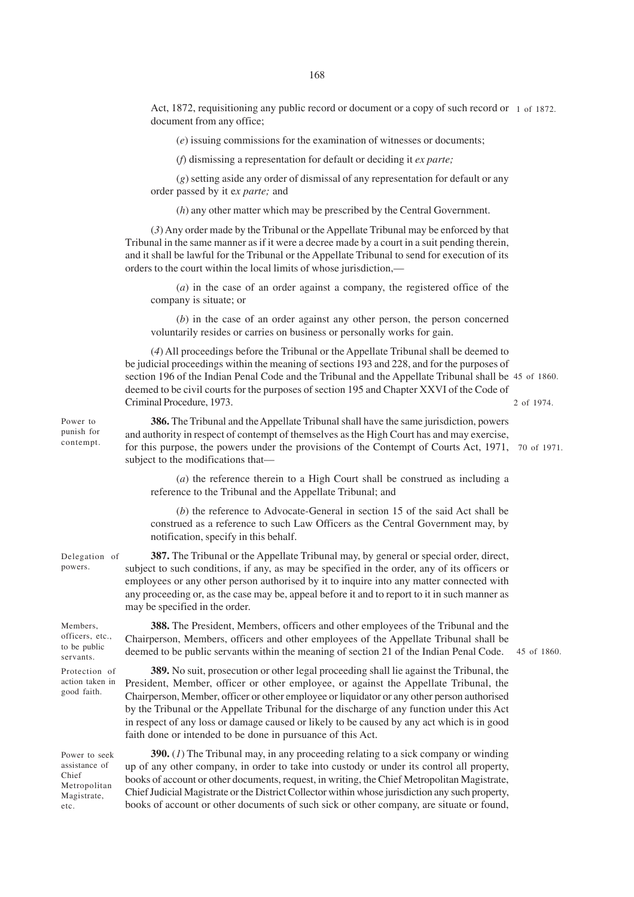Act, 1872, requisitioning any public record or document or a copy of such record or document from any office; 1 of 1872.

(*e*) issuing commissions for the examination of witnesses or documents;

(*f*) dismissing a representation for default or deciding it *ex parte;*

(*g*) setting aside any order of dismissal of any representation for default or any order passed by it e*x parte;* and

(*h*) any other matter which may be prescribed by the Central Government.

(*3*) Any order made by the Tribunal or the Appellate Tribunal may be enforced by that Tribunal in the same manner as if it were a decree made by a court in a suit pending therein, and it shall be lawful for the Tribunal or the Appellate Tribunal to send for execution of its orders to the court within the local limits of whose jurisdiction,—

(*a*) in the case of an order against a company, the registered office of the company is situate; or

(*b*) in the case of an order against any other person, the person concerned voluntarily resides or carries on business or personally works for gain.

(*4*) All proceedings before the Tribunal or the Appellate Tribunal shall be deemed to be judicial proceedings within the meaning of sections 193 and 228, and for the purposes of section 196 of the Indian Penal Code and the Tribunal and the Appellate Tribunal shall be deemed to be civil courts for the purposes of section 195 and Chapter XXVI of the Code of Criminal Procedure, 1973. 45 of 1860. 2 of 1974.

Power to punish for contempt.

**386.** The Tribunal and the Appellate Tribunal shall have the same jurisdiction, powers and authority in respect of contempt of themselves as the High Court has and may exercise, for this purpose, the powers under the provisions of the Contempt of Courts Act, 1971, subject to the modifications that— 70 of 1971.

(*a*) the reference therein to a High Court shall be construed as including a reference to the Tribunal and the Appellate Tribunal; and

(*b*) the reference to Advocate-General in section 15 of the said Act shall be construed as a reference to such Law Officers as the Central Government may, by notification, specify in this behalf.

Delegation of powers.

**387.** The Tribunal or the Appellate Tribunal may, by general or special order, direct, subject to such conditions, if any, as may be specified in the order, any of its officers or employees or any other person authorised by it to inquire into any matter connected with any proceeding or, as the case may be, appeal before it and to report to it in such manner as may be specified in the order.

Members, officers, etc., to be public servants.

**388.** The President, Members, officers and other employees of the Tribunal and the Chairperson, Members, officers and other employees of the Appellate Tribunal shall be deemed to be public servants within the meaning of section 21 of the Indian Penal Code. 45 of 1860.

Protection of action taken in good faith.

**389.** No suit, prosecution or other legal proceeding shall lie against the Tribunal, the President, Member, officer or other employee, or against the Appellate Tribunal, the Chairperson, Member, officer or other employee or liquidator or any other person authorised by the Tribunal or the Appellate Tribunal for the discharge of any function under this Act in respect of any loss or damage caused or likely to be caused by any act which is in good faith done or intended to be done in pursuance of this Act.

Power to seek assistance of Chief Metropolitan Magistrate, etc.

**390.** (*1*) The Tribunal may, in any proceeding relating to a sick company or winding up of any other company, in order to take into custody or under its control all property, books of account or other documents, request, in writing, the Chief Metropolitan Magistrate, Chief Judicial Magistrate or the District Collector within whose jurisdiction any such property, books of account or other documents of such sick or other company, are situate or found,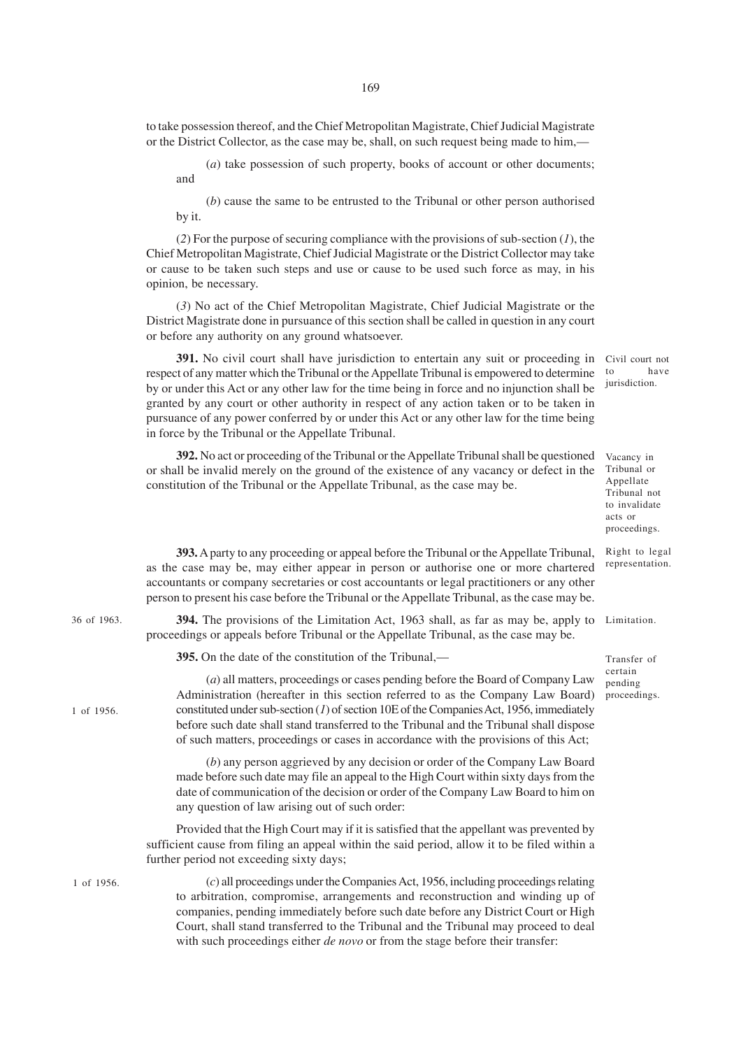to take possession thereof, and the Chief Metropolitan Magistrate, Chief Judicial Magistrate or the District Collector, as the case may be, shall, on such request being made to him,—

(*a*) take possession of such property, books of account or other documents; and

(*b*) cause the same to be entrusted to the Tribunal or other person authorised by it.

(*2*) For the purpose of securing compliance with the provisions of sub-section (*1*), the Chief Metropolitan Magistrate, Chief Judicial Magistrate or the District Collector may take or cause to be taken such steps and use or cause to be used such force as may, in his opinion, be necessary.

(*3*) No act of the Chief Metropolitan Magistrate, Chief Judicial Magistrate or the District Magistrate done in pursuance of this section shall be called in question in any court or before any authority on any ground whatsoever.

Civil court not to have jurisdiction.

**391.** No civil court shall have jurisdiction to entertain any suit or proceeding in respect of any matter which the Tribunal or the Appellate Tribunal is empowered to determine by or under this Act or any other law for the time being in force and no injunction shall be granted by any court or other authority in respect of any action taken or to be taken in pursuance of any power conferred by or under this Act or any other law for the time being in force by the Tribunal or the Appellate Tribunal.

Vacancy in Tribunal or Appellate Tribunal not to invalidate acts or proceedings.

**392.** No act or proceeding of the Tribunal or the Appellate Tribunal shall be questioned or shall be invalid merely on the ground of the existence of any vacancy or defect in the constitution of the Tribunal or the Appellate Tribunal, as the case may be.

Right to legal representation.

**393.** A party to any proceeding or appeal before the Tribunal or the Appellate Tribunal, as the case may be, may either appear in person or authorise one or more chartered accountants or company secretaries or cost accountants or legal practitioners or any other person to present his case before the Tribunal or the Appellate Tribunal, as the case may be.

Limitation.

36 of 1963.

**394.** The provisions of the Limitation Act, 1963 shall, as far as may be, apply to proceedings or appeals before Tribunal or the Appellate Tribunal, as the case may be.

Transfer of certain pending proceedings.

**395.** On the date of the constitution of the Tribunal,—

1 of 1956.

(*a*) all matters, proceedings or cases pending before the Board of Company Law Administration (hereafter in this section referred to as the Company Law Board) constituted under sub-section (*1*) of section 10E of the Companies Act, 1956, immediately before such date shall stand transferred to the Tribunal and the Tribunal shall dispose of such matters, proceedings or cases in accordance with the provisions of this Act;

(*b*) any person aggrieved by any decision or order of the Company Law Board made before such date may file an appeal to the High Court within sixty days from the date of communication of the decision or order of the Company Law Board to him on any question of law arising out of such order:

Provided that the High Court may if it is satisfied that the appellant was prevented by sufficient cause from filing an appeal within the said period, allow it to be filed within a further period not exceeding sixty days;

1 of 1956.

(*c*) all proceedings under the Companies Act, 1956, including proceedings relating to arbitration, compromise, arrangements and reconstruction and winding up of companies, pending immediately before such date before any District Court or High Court, shall stand transferred to the Tribunal and the Tribunal may proceed to deal with such proceedings either *de novo* or from the stage before their transfer: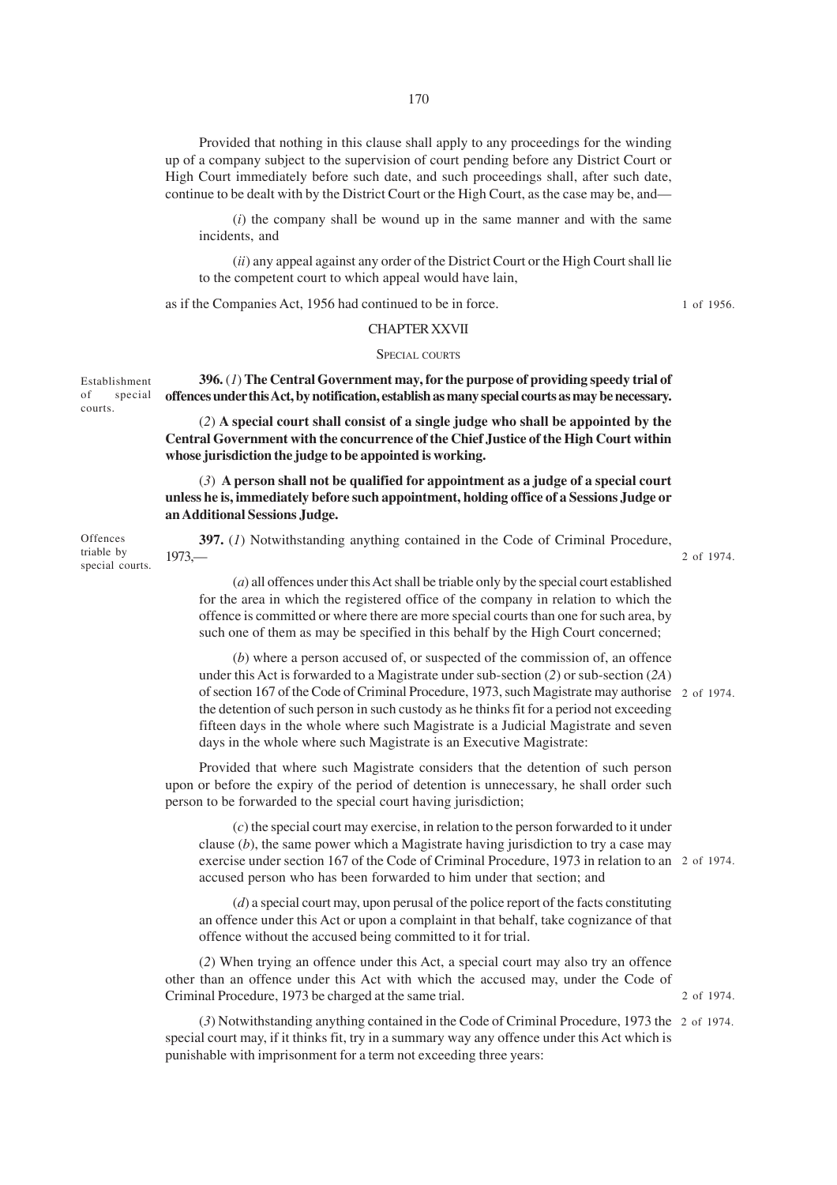Provided that nothing in this clause shall apply to any proceedings for the winding up of a company subject to the supervision of court pending before any District Court or High Court immediately before such date, and such proceedings shall, after such date, continue to be dealt with by the District Court or the High Court, as the case may be, and—

(*i*) the company shall be wound up in the same manner and with the same incidents, and

(*ii*) any appeal against any order of the District Court or the High Court shall lie to the competent court to which appeal would have lain,

as if the Companies Act, 1956 had continued to be in force. 1 of 1956.

## CHAPTER XXVII

### SPECIAL COURTS

Establishment of special courts.

**396.** (*1*) **The Central Government may, for the purpose of providing speedy trial of offences under this Act, by notification, establish as many special courts as may be necessary.**

(*2*) **A special court shall consist of a single judge who shall be appointed by the Central Government with the concurrence of the Chief Justice of the High Court within whose jurisdiction the judge to be appointed is working.**

(*3*) **A person shall not be qualified for appointment as a judge of a special court unless he is, immediately before such appointment, holding office of a Sessions Judge or an Additional Sessions Judge.**

Offences triable by special courts.

**397.** (*1*) Notwithstanding anything contained in the Code of Criminal Procedure, 1973,— 2 of 1974.

(*a*) all offences under this Act shall be triable only by the special court established for the area in which the registered office of the company in relation to which the offence is committed or where there are more special courts than one for such area, by such one of them as may be specified in this behalf by the High Court concerned;

(*b*) where a person accused of, or suspected of the commission of, an offence under this Act is forwarded to a Magistrate under sub-section (*2*) or sub-section (*2A*) of section 167 of the Code of Criminal Procedure, 1973, such Magistrate may authorise the detention of such person in such custody as he thinks fit for a period not exceeding fifteen days in the whole where such Magistrate is a Judicial Magistrate and seven days in the whole where such Magistrate is an Executive Magistrate: 2 of 1974.

Provided that where such Magistrate considers that the detention of such person upon or before the expiry of the period of detention is unnecessary, he shall order such person to be forwarded to the special court having jurisdiction;

(*c*) the special court may exercise, in relation to the person forwarded to it under clause (*b*), the same power which a Magistrate having jurisdiction to try a case may exercise under section 167 of the Code of Criminal Procedure, 1973 in relation to an accused person who has been forwarded to him under that section; and 2 of 1974.

(*d*) a special court may, upon perusal of the police report of the facts constituting an offence under this Act or upon a complaint in that behalf, take cognizance of that offence without the accused being committed to it for trial.

(*2*) When trying an offence under this Act, a special court may also try an offence other than an offence under this Act with which the accused may, under the Code of Criminal Procedure, 1973 be charged at the same trial. 2 of 1974.

(*3*) Notwithstanding anything contained in the Code of Criminal Procedure, 1973 the special court may, if it thinks fit, try in a summary way any offence under this Act which is punishable with imprisonment for a term not exceeding three years: 2 of 1974.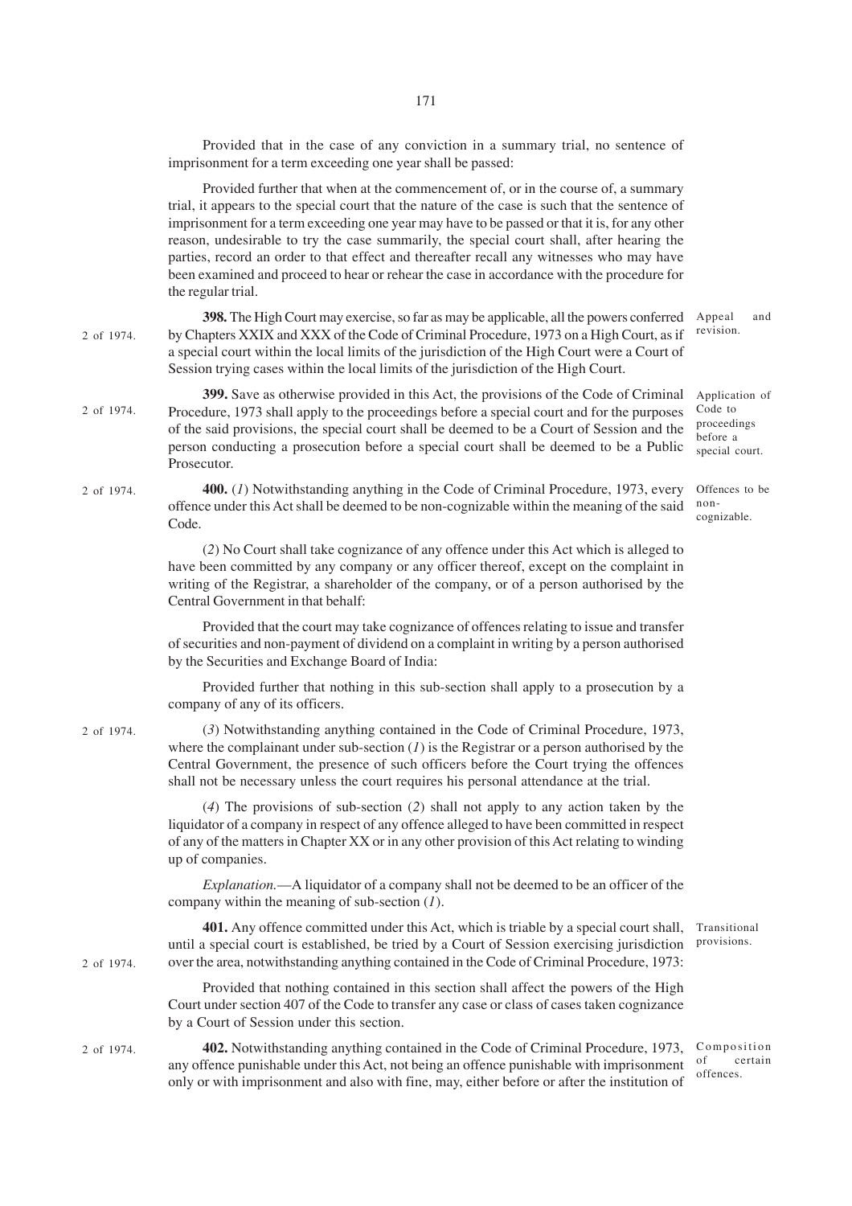Provided that in the case of any conviction in a summary trial, no sentence of imprisonment for a term exceeding one year shall be passed:

Provided further that when at the commencement of, or in the course of, a summary trial, it appears to the special court that the nature of the case is such that the sentence of imprisonment for a term exceeding one year may have to be passed or that it is, for any other reason, undesirable to try the case summarily, the special court shall, after hearing the parties, record an order to that effect and thereafter recall any witnesses who may have been examined and proceed to hear or rehear the case in accordance with the procedure for the regular trial.

*Appeal and revision.*

**398.** The High Court may exercise, so far as may be applicable, all the powers conferred by Chapters XXIX and XXX of the Code of Criminal Procedure, 1973 (2 of 1974) on a High Court, as if a special court within the local limits of the jurisdiction of the High Court were a Court of Session trying cases within the local limits of the jurisdiction of the High Court.

*Application of Code to proceedings before a special court.*

**399.** Save as otherwise provided in this Act, the provisions of the Code of Criminal Procedure, 1973 (2 of 1974) shall apply to the proceedings before a special court and for the purposes of the said provisions, the special court shall be deemed to be a Court of Session and the person conducting a prosecution before a special court shall be deemed to be a Public Prosecutor.

*Offences to be non-cognizable.*

**400.** (*1*) Notwithstanding anything in the Code of Criminal Procedure, 1973 (2 of 1974), every offence under this Act shall be deemed to be non-cognizable within the meaning of the said Code.

(*2*) No Court shall take cognizance of any offence under this Act which is alleged to have been committed by any company or any officer thereof, except on the complaint in writing of the Registrar, a shareholder of the company, or of a person authorised by the Central Government in that behalf:

Provided that the court may take cognizance of offences relating to issue and transfer of securities and non-payment of dividend on a complaint in writing by a person authorised by the Securities and Exchange Board of India:

Provided further that nothing in this sub-section shall apply to a prosecution by a company of any of its officers.

(*3*) Notwithstanding anything contained in the Code of Criminal Procedure, 1973 (2 of 1974), where the complainant under sub-section (*1*) is the Registrar or a person authorised by the Central Government, the presence of such officers before the Court trying the offences shall not be necessary unless the court requires his personal attendance at the trial.

(*4*) The provisions of sub-section (*2*) shall not apply to any action taken by the liquidator of a company in respect of any offence alleged to have been committed in respect of any of the matters in Chapter XX or in any other provision of this Act relating to winding up of companies.

*Explanation.*—A liquidator of a company shall not be deemed to be an officer of the company within the meaning of sub-section (*1*).

*Transitional provisions.*

**401.** Any offence committed under this Act, which is triable by a special court shall, until a special court is established, be tried by a Court of Session exercising jurisdiction over the area, notwithstanding anything contained in the Code of Criminal Procedure, 1973 (2 of 1974):

Provided that nothing contained in this section shall affect the powers of the High Court under section 407 of the Code to transfer any case or class of cases taken cognizance by a Court of Session under this section.

*Composition of certain offences.*

**402.** Notwithstanding anything contained in the Code of Criminal Procedure, 1973 (2 of 1974), any offence punishable under this Act, not being an offence punishable with imprisonment only or with imprisonment and also with fine, may, either before or after the institution of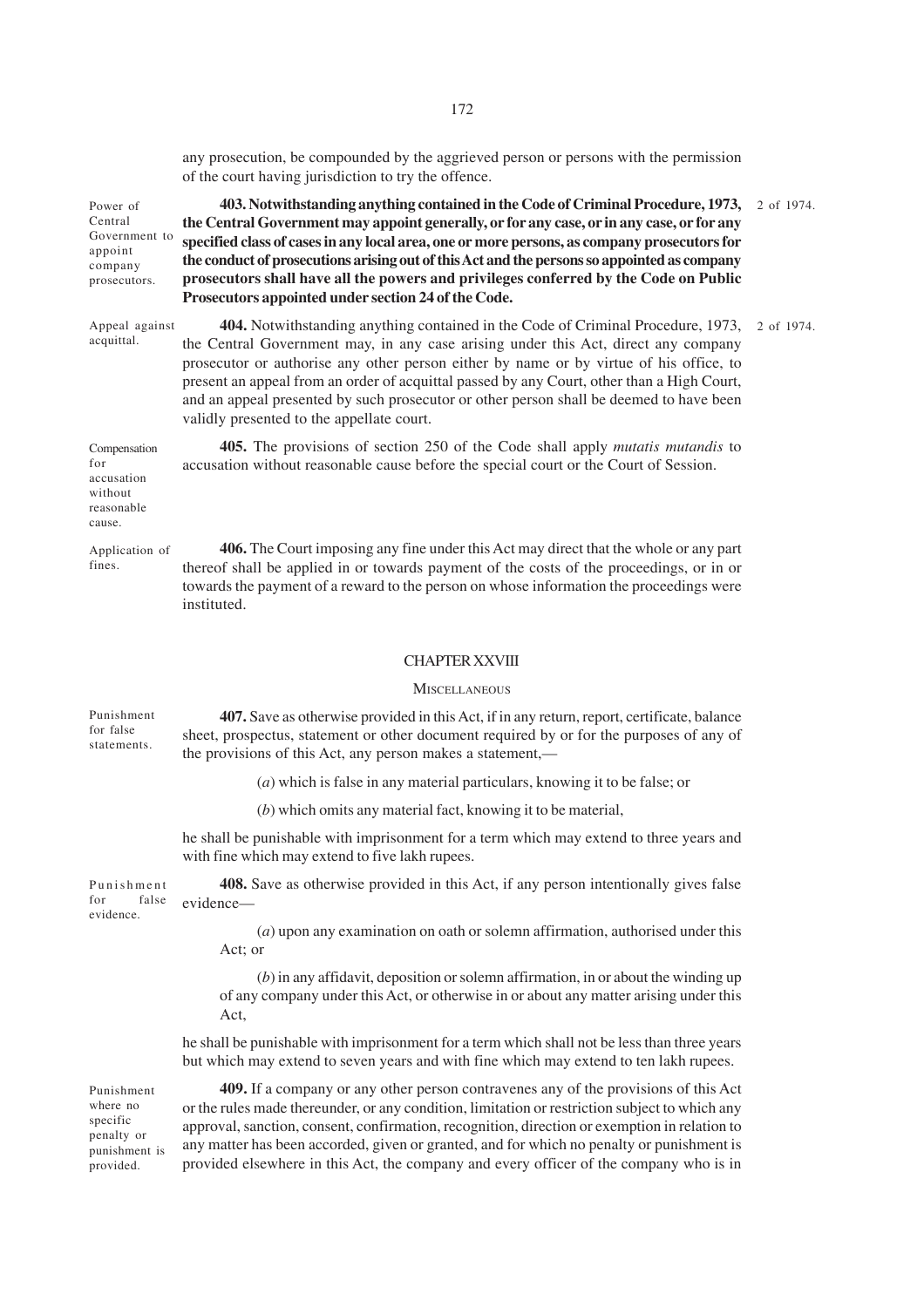any prosecution, be compounded by the aggrieved person or persons with the permission of the court having jurisdiction to try the offence.

Power of Central Government to appoint company prosecutors.

**403. Notwithstanding anything contained in the Code of Criminal Procedure, 1973, the Central Government may appoint generally, or for any case, or in any case, or for any specified class of cases in any local area, one or more persons, as company prosecutors for the conduct of prosecutions arising out of this Act and the persons so appointed as company prosecutors shall have all the powers and privileges conferred by the Code on Public Prosecutors appointed under section 24 of the Code.** 2 of 1974.

Appeal against acquittal.

**404.** Notwithstanding anything contained in the Code of Criminal Procedure, 1973, the Central Government may, in any case arising under this Act, direct any company prosecutor or authorise any other person either by name or by virtue of his office, to present an appeal from an order of acquittal passed by any Court, other than a High Court, and an appeal presented by such prosecutor or other person shall be deemed to have been validly presented to the appellate court. 2 of 1974.

Compensation for accusation without reasonable cause.

**405.** The provisions of section 250 of the Code shall apply *mutatis mutandis* to accusation without reasonable cause before the special court or the Court of Session.

Application of fines.

**406.** The Court imposing any fine under this Act may direct that the whole or any part thereof shall be applied in or towards payment of the costs of the proceedings, or in or towards the payment of a reward to the person on whose information the proceedings were instituted.

## CHAPTER XXVIII

### MISCELLANEOUS

Punishment for false statements.

**407.** Save as otherwise provided in this Act, if in any return, report, certificate, balance sheet, prospectus, statement or other document required by or for the purposes of any of the provisions of this Act, any person makes a statement,—

(*a*) which is false in any material particulars, knowing it to be false; or

(*b*) which omits any material fact, knowing it to be material,

he shall be punishable with imprisonment for a term which may extend to three years and with fine which may extend to five lakh rupees.

Punishment for false evidence.

**408.** Save as otherwise provided in this Act, if any person intentionally gives false evidence—

(*a*) upon any examination on oath or solemn affirmation, authorised under this Act; or

(*b*) in any affidavit, deposition or solemn affirmation, in or about the winding up of any company under this Act, or otherwise in or about any matter arising under this Act,

he shall be punishable with imprisonment for a term which shall not be less than three years but which may extend to seven years and with fine which may extend to ten lakh rupees.

Punishment where no specific penalty or punishment is provided.

**409.** If a company or any other person contravenes any of the provisions of this Act or the rules made thereunder, or any condition, limitation or restriction subject to which any approval, sanction, consent, confirmation, recognition, direction or exemption in relation to any matter has been accorded, given or granted, and for which no penalty or punishment is provided elsewhere in this Act, the company and every officer of the company who is in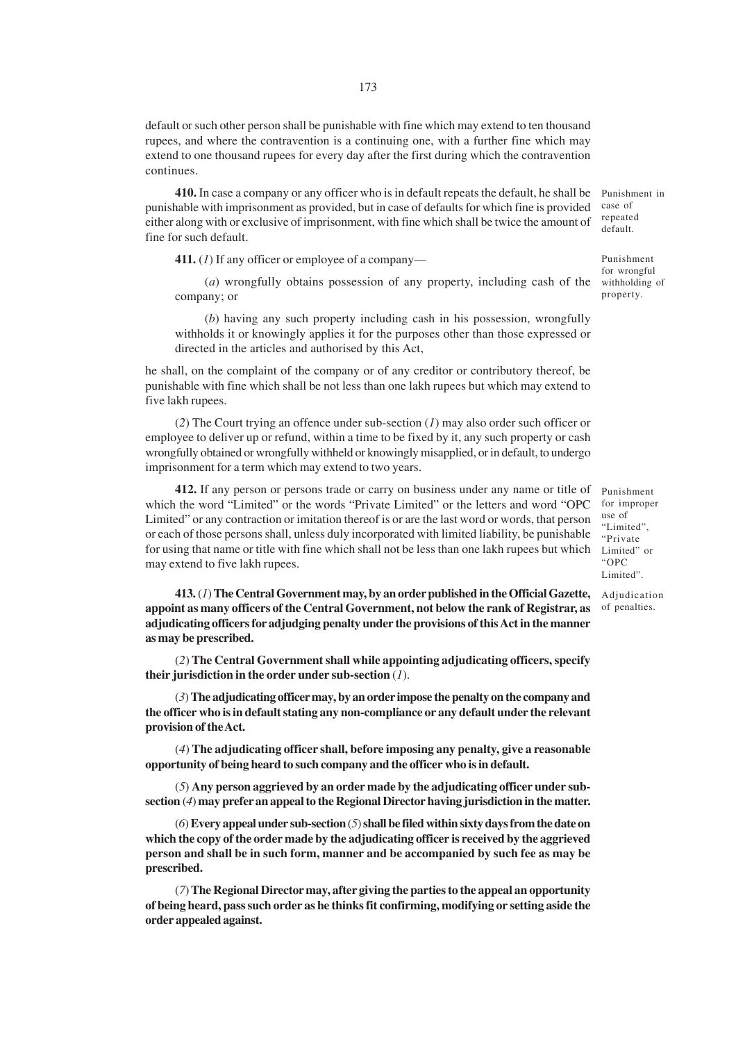default or such other person shall be punishable with fine which may extend to ten thousand rupees, and where the contravention is a continuing one, with a further fine which may extend to one thousand rupees for every day after the first during which the contravention continues.

**410.** In case a company or any officer who is in default repeats the default, he shall be punishable with imprisonment as provided, but in case of defaults for which fine is provided either along with or exclusive of imprisonment, with fine which shall be twice the amount of fine for such default.

Punishment in case of repeated default.

**411.** (*1*) If any officer or employee of a company—

Punishment for wrongful withholding of property.

(*a*) wrongfully obtains possession of any property, including cash of the company; or

(*b*) having any such property including cash in his possession, wrongfully withholds it or knowingly applies it for the purposes other than those expressed or directed in the articles and authorised by this Act,

he shall, on the complaint of the company or of any creditor or contributory thereof, be punishable with fine which shall be not less than one lakh rupees but which may extend to five lakh rupees.

(*2*) The Court trying an offence under sub-section (*1*) may also order such officer or employee to deliver up or refund, within a time to be fixed by it, any such property or cash wrongfully obtained or wrongfully withheld or knowingly misapplied, or in default, to undergo imprisonment for a term which may extend to two years.

**412.** If any person or persons trade or carry on business under any name or title of which the word "Limited" or the words "Private Limited" or the letters and word "OPC Limited" or any contraction or imitation thereof is or are the last word or words, that person or each of those persons shall, unless duly incorporated with limited liability, be punishable for using that name or title with fine which shall not be less than one lakh rupees but which may extend to five lakh rupees.

Punishment for improper use of "Limited", "Private Limited" or "OPC Limited".

**413.** (*1*) **The Central Government may, by an order published in the Official Gazette, appoint as many officers of the Central Government, not below the rank of Registrar, as adjudicating officers for adjudging penalty under the provisions of this Act in the manner as may be prescribed.**

Adjudication of penalties.

(*2*) **The Central Government shall while appointing adjudicating officers, specify their jurisdiction in the order under sub-section** (*1*).

(*3*) **The adjudicating officer may, by an order impose the penalty on the company and the officer who is in default stating any non-compliance or any default under the relevant provision of the Act.**

(*4*) **The adjudicating officer shall, before imposing any penalty, give a reasonable opportunity of being heard to such company and the officer who is in default.**

(*5*) **Any person aggrieved by an order made by the adjudicating officer under sub-section** (*4*) **may prefer an appeal to the Regional Director having jurisdiction in the matter.**

(*6*) **Every appeal under sub-section** (*5*) **shall be filed within sixty days from the date on which the copy of the order made by the adjudicating officer is received by the aggrieved person and shall be in such form, manner and be accompanied by such fee as may be prescribed.**

(*7*) **The Regional Director may, after giving the parties to the appeal an opportunity of being heard, pass such order as he thinks fit confirming, modifying or setting aside the order appealed against.**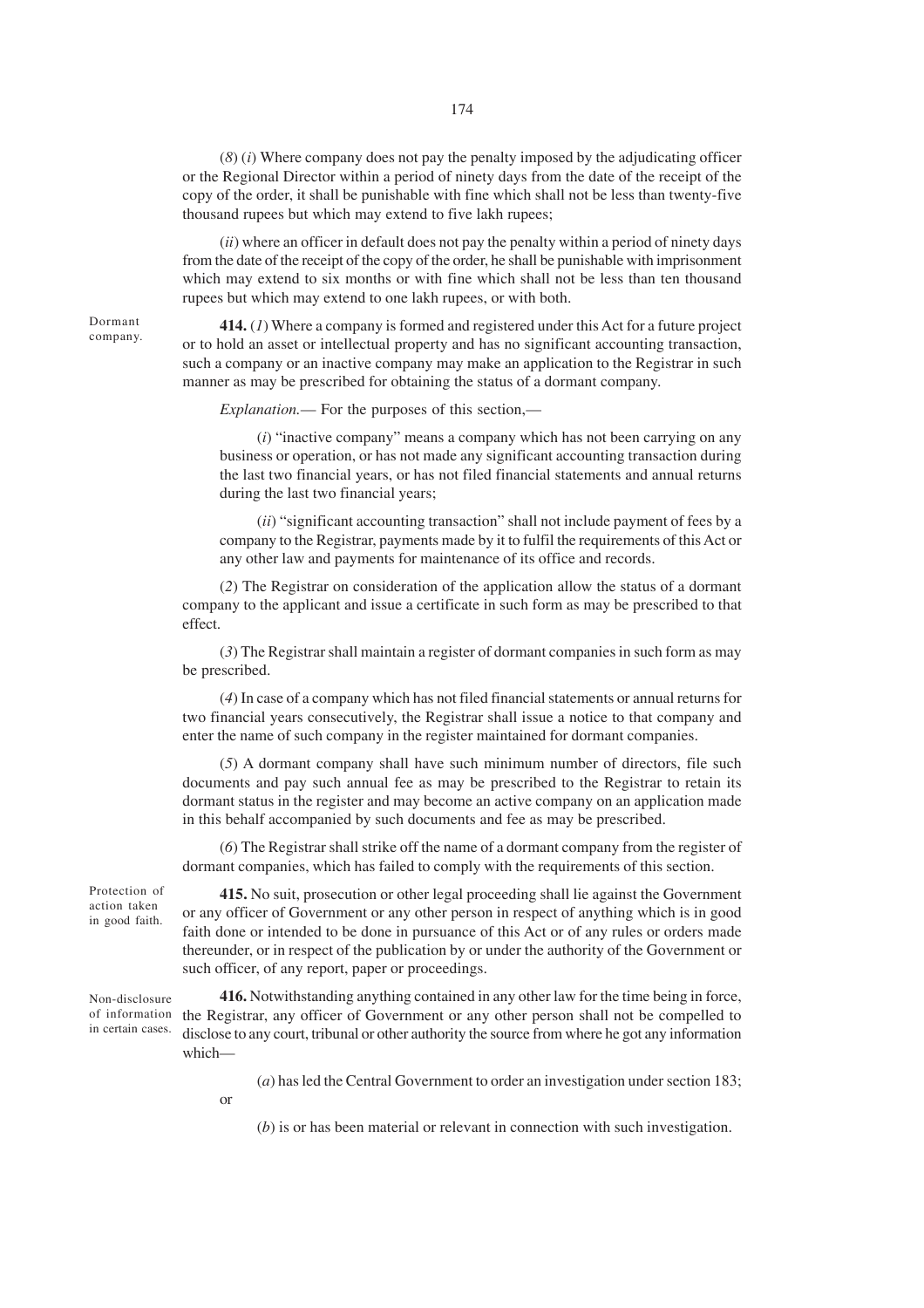(*8*) (*i*) Where company does not pay the penalty imposed by the adjudicating officer or the Regional Director within a period of ninety days from the date of the receipt of the copy of the order, it shall be punishable with fine which shall not be less than twenty-five thousand rupees but which may extend to five lakh rupees;

(*ii*) where an officer in default does not pay the penalty within a period of ninety days from the date of the receipt of the copy of the order, he shall be punishable with imprisonment which may extend to six months or with fine which shall not be less than ten thousand rupees but which may extend to one lakh rupees, or with both.

Dormant company.

**414.** (*1*) Where a company is formed and registered under this Act for a future project or to hold an asset or intellectual property and has no significant accounting transaction, such a company or an inactive company may make an application to the Registrar in such manner as may be prescribed for obtaining the status of a dormant company.

*Explanation.*— For the purposes of this section,—

(*i*) "inactive company" means a company which has not been carrying on any business or operation, or has not made any significant accounting transaction during the last two financial years, or has not filed financial statements and annual returns during the last two financial years;

(*ii*) "significant accounting transaction" shall not include payment of fees by a company to the Registrar, payments made by it to fulfil the requirements of this Act or any other law and payments for maintenance of its office and records.

(*2*) The Registrar on consideration of the application allow the status of a dormant company to the applicant and issue a certificate in such form as may be prescribed to that effect.

(*3*) The Registrar shall maintain a register of dormant companies in such form as may be prescribed.

(*4*) In case of a company which has not filed financial statements or annual returns for two financial years consecutively, the Registrar shall issue a notice to that company and enter the name of such company in the register maintained for dormant companies.

(*5*) A dormant company shall have such minimum number of directors, file such documents and pay such annual fee as may be prescribed to the Registrar to retain its dormant status in the register and may become an active company on an application made in this behalf accompanied by such documents and fee as may be prescribed.

(*6*) The Registrar shall strike off the name of a dormant company from the register of dormant companies, which has failed to comply with the requirements of this section.

Protection of action taken in good faith.

**415.** No suit, prosecution or other legal proceeding shall lie against the Government or any officer of Government or any other person in respect of anything which is in good faith done or intended to be done in pursuance of this Act or of any rules or orders made thereunder, or in respect of the publication by or under the authority of the Government or such officer, of any report, paper or proceedings.

Non-disclosure of information in certain cases.

**416.** Notwithstanding anything contained in any other law for the time being in force, the Registrar, any officer of Government or any other person shall not be compelled to disclose to any court, tribunal or other authority the source from where he got any information which—

(*a*) has led the Central Government to order an investigation under section 183; or

(*b*) is or has been material or relevant in connection with such investigation.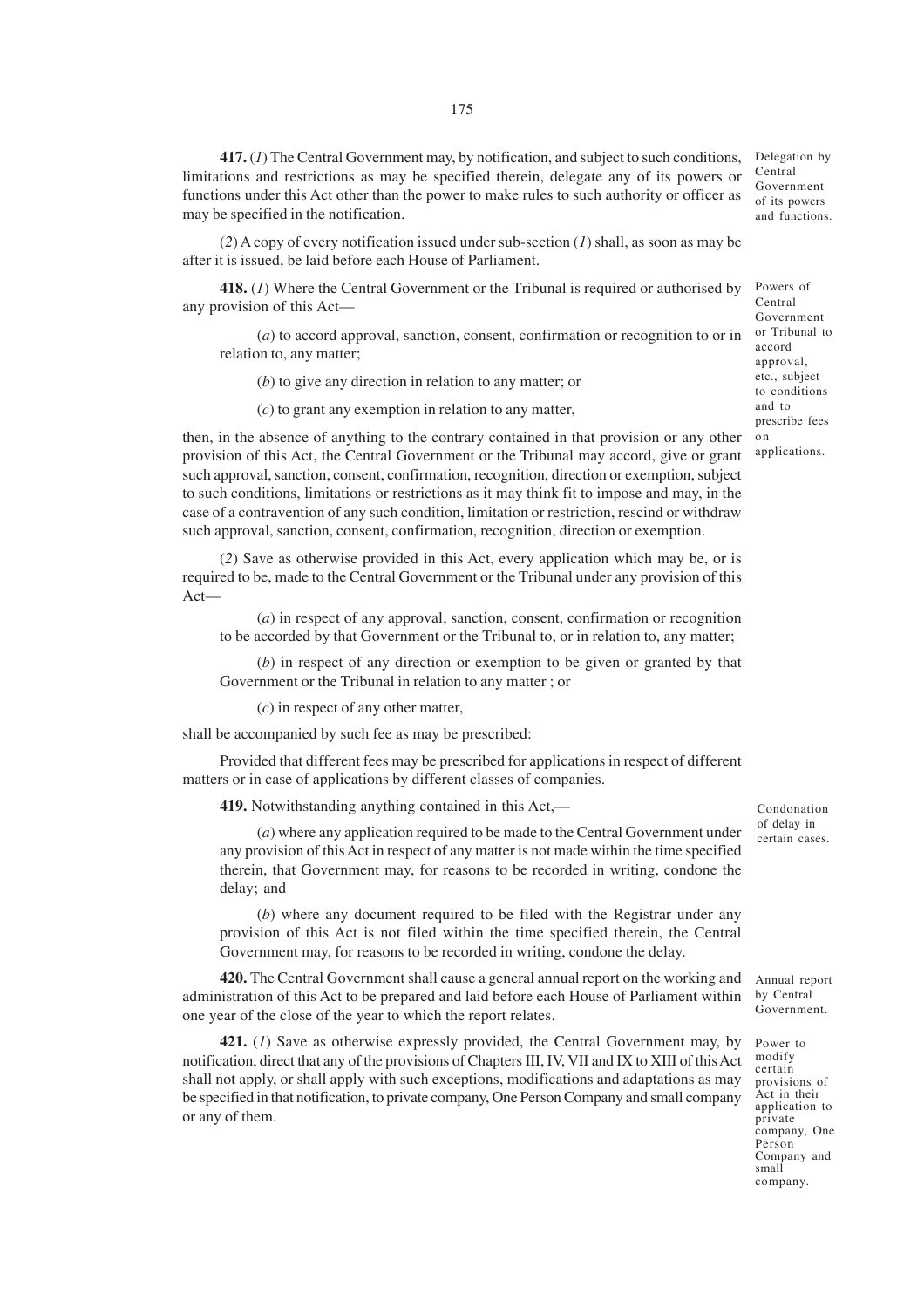**417.** (*1*) The Central Government may, by notification, and subject to such conditions, limitations and restrictions as may be specified therein, delegate any of its powers or functions under this Act other than the power to make rules to such authority or officer as may be specified in the notification.

*Delegation by Central Government of its powers and functions.*

(*2*) A copy of every notification issued under sub-section (*1*) shall, as soon as may be after it is issued, be laid before each House of Parliament.

**418.** (*1*) Where the Central Government or the Tribunal is required or authorised by any provision of this Act—

*Powers of Central Government or Tribunal to accord approval, etc., subject to conditions and to prescribe fees on applications.*

(*a*) to accord approval, sanction, consent, confirmation or recognition to or in relation to, any matter;

(*b*) to give any direction in relation to any matter; or

(*c*) to grant any exemption in relation to any matter,

then, in the absence of anything to the contrary contained in that provision or any other provision of this Act, the Central Government or the Tribunal may accord, give or grant such approval, sanction, consent, confirmation, recognition, direction or exemption, subject to such conditions, limitations or restrictions as it may think fit to impose and may, in the case of a contravention of any such condition, limitation or restriction, rescind or withdraw such approval, sanction, consent, confirmation, recognition, direction or exemption.

(*2*) Save as otherwise provided in this Act, every application which may be, or is required to be, made to the Central Government or the Tribunal under any provision of this Act—

(*a*) in respect of any approval, sanction, consent, confirmation or recognition to be accorded by that Government or the Tribunal to, or in relation to, any matter;

(*b*) in respect of any direction or exemption to be given or granted by that Government or the Tribunal in relation to any matter ; or

(*c*) in respect of any other matter,

shall be accompanied by such fee as may be prescribed:

Provided that different fees may be prescribed for applications in respect of different matters or in case of applications by different classes of companies.

**419.** Notwithstanding anything contained in this Act,—

*Condonation of delay in certain cases.*

(*a*) where any application required to be made to the Central Government under any provision of this Act in respect of any matter is not made within the time specified therein, that Government may, for reasons to be recorded in writing, condone the delay; and

(*b*) where any document required to be filed with the Registrar under any provision of this Act is not filed within the time specified therein, the Central Government may, for reasons to be recorded in writing, condone the delay.

**420.** The Central Government shall cause a general annual report on the working and administration of this Act to be prepared and laid before each House of Parliament within one year of the close of the year to which the report relates.

*Annual report by Central Government.*

**421.** (*1*) Save as otherwise expressly provided, the Central Government may, by notification, direct that any of the provisions of Chapters III, IV, VII and IX to XIII of this Act shall not apply, or shall apply with such exceptions, modifications and adaptations as may be specified in that notification, to private company, One Person Company and small company or any of them.

*Power to modify certain provisions of Act in their application to private company, One Person Company and small company.*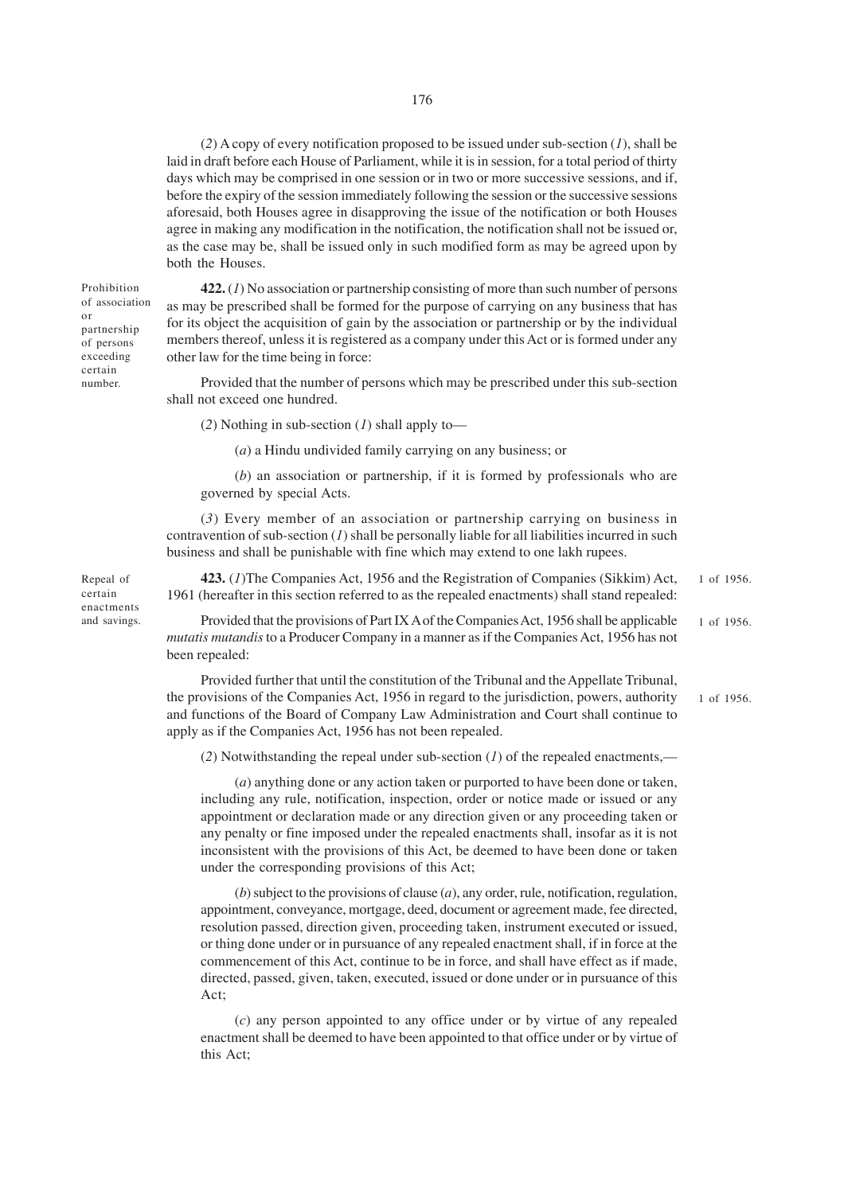(*2*) A copy of every notification proposed to be issued under sub-section (*1*), shall be laid in draft before each House of Parliament, while it is in session, for a total period of thirty days which may be comprised in one session or in two or more successive sessions, and if, before the expiry of the session immediately following the session or the successive sessions aforesaid, both Houses agree in disapproving the issue of the notification or both Houses agree in making any modification in the notification, the notification shall not be issued or, as the case may be, shall be issued only in such modified form as may be agreed upon by both the Houses.

Prohibition of association or partnership of persons exceeding certain number.

**422.** (*1*) No association or partnership consisting of more than such number of persons as may be prescribed shall be formed for the purpose of carrying on any business that has for its object the acquisition of gain by the association or partnership or by the individual members thereof, unless it is registered as a company under this Act or is formed under any other law for the time being in force:

Provided that the number of persons which may be prescribed under this sub-section shall not exceed one hundred.

(*2*) Nothing in sub-section (*1*) shall apply to—

(*a*) a Hindu undivided family carrying on any business; or

(*b*) an association or partnership, if it is formed by professionals who are governed by special Acts.

(*3*) Every member of an association or partnership carrying on business in contravention of sub-section (*1*) shall be personally liable for all liabilities incurred in such business and shall be punishable with fine which may extend to one lakh rupees.

Repeal of certain enactments and savings.

**423.** (*1*)The Companies Act, 1956 and the Registration of Companies (Sikkim) Act, 1961 (hereafter in this section referred to as the repealed enactments) shall stand repealed:

1 of 1956.

Provided that the provisions of Part IX A of the Companies Act, 1956 shall be applicable *mutatis mutandis* to a Producer Company in a manner as if the Companies Act, 1956 has not been repealed:

1 of 1956.

Provided further that until the constitution of the Tribunal and the Appellate Tribunal, the provisions of the Companies Act, 1956 in regard to the jurisdiction, powers, authority and functions of the Board of Company Law Administration and Court shall continue to apply as if the Companies Act, 1956 has not been repealed.

1 of 1956.

(*2*) Notwithstanding the repeal under sub-section (*1*) of the repealed enactments,—

(*a*) anything done or any action taken or purported to have been done or taken, including any rule, notification, inspection, order or notice made or issued or any appointment or declaration made or any direction given or any proceeding taken or any penalty or fine imposed under the repealed enactments shall, insofar as it is not inconsistent with the provisions of this Act, be deemed to have been done or taken under the corresponding provisions of this Act;

(*b*) subject to the provisions of clause (*a*), any order, rule, notification, regulation, appointment, conveyance, mortgage, deed, document or agreement made, fee directed, resolution passed, direction given, proceeding taken, instrument executed or issued, or thing done under or in pursuance of any repealed enactment shall, if in force at the commencement of this Act, continue to be in force, and shall have effect as if made, directed, passed, given, taken, executed, issued or done under or in pursuance of this Act;

(*c*) any person appointed to any office under or by virtue of any repealed enactment shall be deemed to have been appointed to that office under or by virtue of this Act;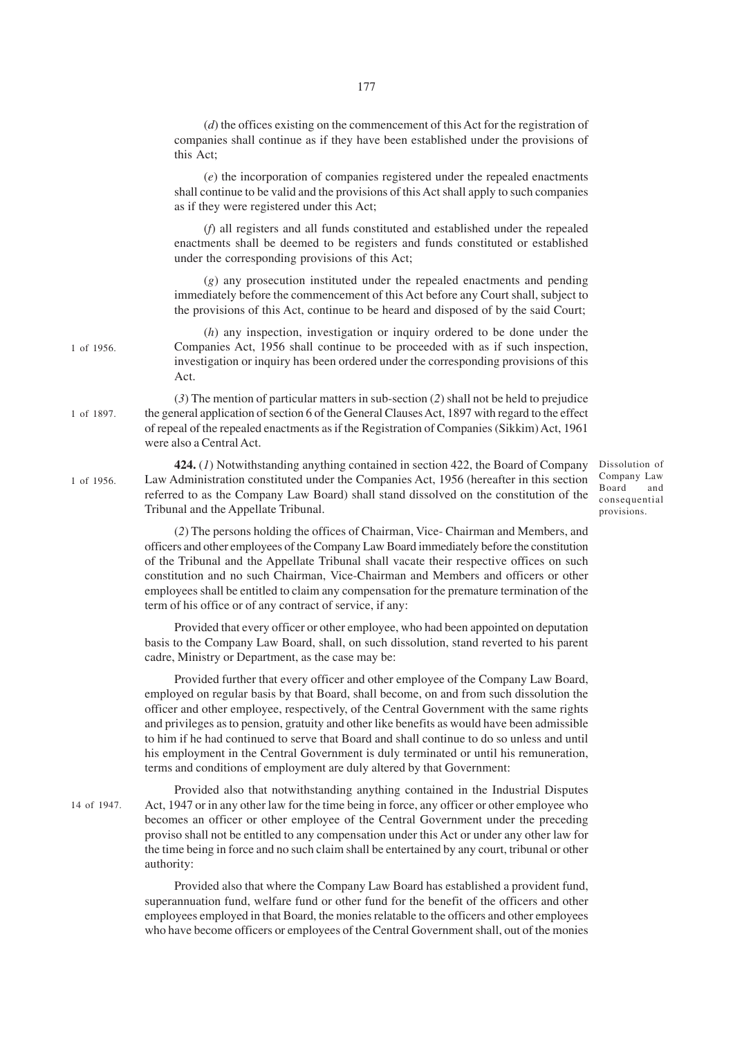(*d*) the offices existing on the commencement of this Act for the registration of companies shall continue as if they have been established under the provisions of this Act;

(*e*) the incorporation of companies registered under the repealed enactments shall continue to be valid and the provisions of this Act shall apply to such companies as if they were registered under this Act;

(*f*) all registers and all funds constituted and established under the repealed enactments shall be deemed to be registers and funds constituted or established under the corresponding provisions of this Act;

(*g*) any prosecution instituted under the repealed enactments and pending immediately before the commencement of this Act before any Court shall, subject to the provisions of this Act, continue to be heard and disposed of by the said Court;

(*h*) any inspection, investigation or inquiry ordered to be done under the Companies Act, 1956 shall continue to be proceeded with as if such inspection, investigation or inquiry has been ordered under the corresponding provisions of this Act.

1 of 1956.

(*3*) The mention of particular matters in sub-section (*2*) shall not be held to prejudice the general application of section 6 of the General Clauses Act, 1897 with regard to the effect of repeal of the repealed enactments as if the Registration of Companies (Sikkim) Act, 1961 were also a Central Act.

1 of 1897.

Dissolution of Company Law Board and consequential provisions.

**424.** (*1*) Notwithstanding anything contained in section 422, the Board of Company Law Administration constituted under the Companies Act, 1956 (hereafter in this section referred to as the Company Law Board) shall stand dissolved on the constitution of the Tribunal and the Appellate Tribunal.

1 of 1956.

(*2*) The persons holding the offices of Chairman, Vice- Chairman and Members, and officers and other employees of the Company Law Board immediately before the constitution of the Tribunal and the Appellate Tribunal shall vacate their respective offices on such constitution and no such Chairman, Vice-Chairman and Members and officers or other employees shall be entitled to claim any compensation for the premature termination of the term of his office or of any contract of service, if any:

Provided that every officer or other employee, who had been appointed on deputation basis to the Company Law Board, shall, on such dissolution, stand reverted to his parent cadre, Ministry or Department, as the case may be:

Provided further that every officer and other employee of the Company Law Board, employed on regular basis by that Board, shall become, on and from such dissolution the officer and other employee, respectively, of the Central Government with the same rights and privileges as to pension, gratuity and other like benefits as would have been admissible to him if he had continued to serve that Board and shall continue to do so unless and until his employment in the Central Government is duly terminated or until his remuneration, terms and conditions of employment are duly altered by that Government:

Provided also that notwithstanding anything contained in the Industrial Disputes Act, 1947 or in any other law for the time being in force, any officer or other employee who becomes an officer or other employee of the Central Government under the preceding proviso shall not be entitled to any compensation under this Act or under any other law for the time being in force and no such claim shall be entertained by any court, tribunal or other authority:

14 of 1947.

Provided also that where the Company Law Board has established a provident fund, superannuation fund, welfare fund or other fund for the benefit of the officers and other employees employed in that Board, the monies relatable to the officers and other employees who have become officers or employees of the Central Government shall, out of the monies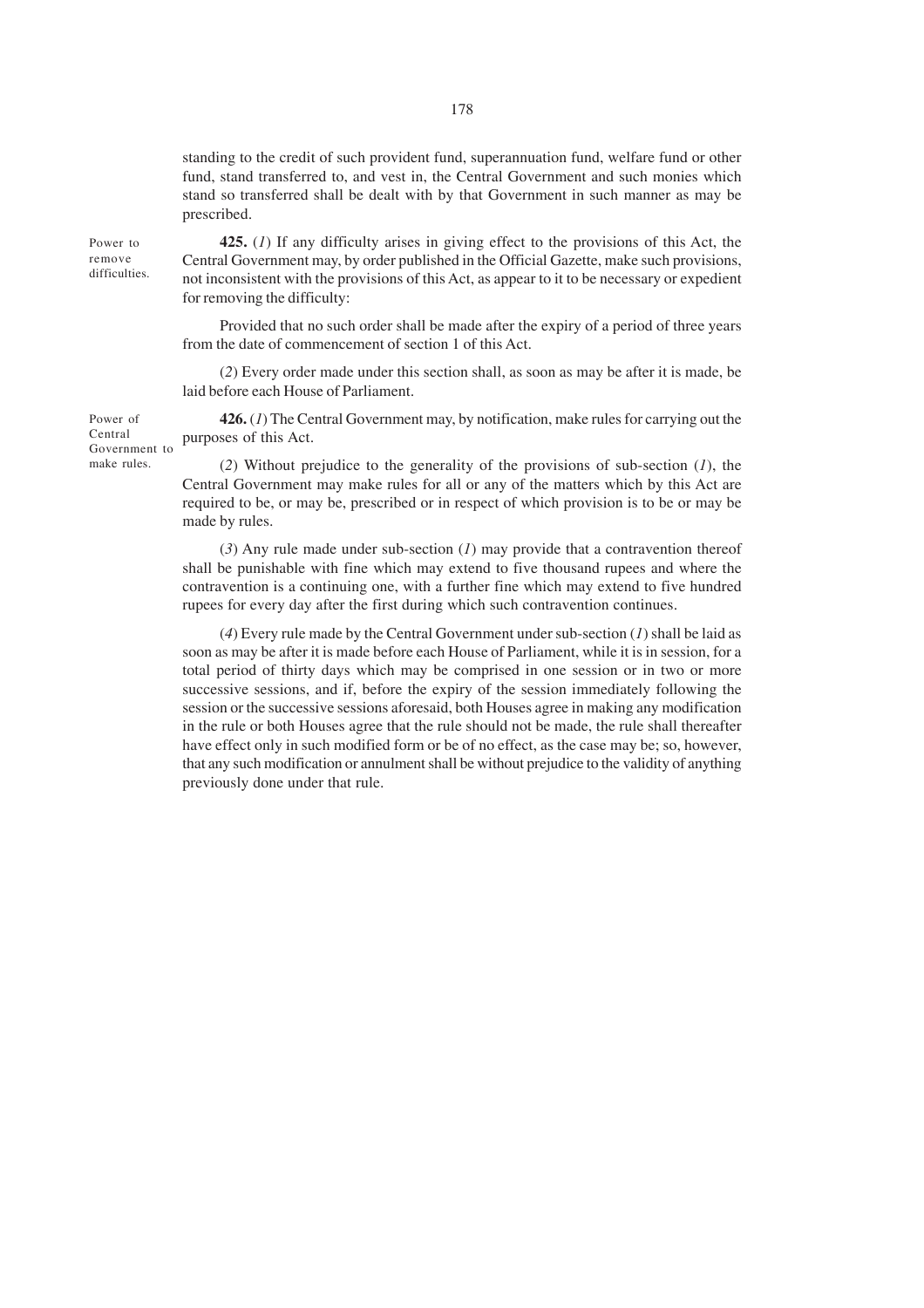standing to the credit of such provident fund, superannuation fund, welfare fund or other fund, stand transferred to, and vest in, the Central Government and such monies which stand so transferred shall be dealt with by that Government in such manner as may be prescribed.

Power to remove difficulties.

**425.** (*1*) If any difficulty arises in giving effect to the provisions of this Act, the Central Government may, by order published in the Official Gazette, make such provisions, not inconsistent with the provisions of this Act, as appear to it to be necessary or expedient for removing the difficulty:

Provided that no such order shall be made after the expiry of a period of three years from the date of commencement of section 1 of this Act.

(*2*) Every order made under this section shall, as soon as may be after it is made, be laid before each House of Parliament.

Power of Central Government to make rules.

**426.** (*1*) The Central Government may, by notification, make rules for carrying out the purposes of this Act.

(*2*) Without prejudice to the generality of the provisions of sub-section (*1*), the Central Government may make rules for all or any of the matters which by this Act are required to be, or may be, prescribed or in respect of which provision is to be or may be made by rules.

(*3*) Any rule made under sub-section (*1*) may provide that a contravention thereof shall be punishable with fine which may extend to five thousand rupees and where the contravention is a continuing one, with a further fine which may extend to five hundred rupees for every day after the first during which such contravention continues.

(*4*) Every rule made by the Central Government under sub-section (*1*) shall be laid as soon as may be after it is made before each House of Parliament, while it is in session, for a total period of thirty days which may be comprised in one session or in two or more successive sessions, and if, before the expiry of the session immediately following the session or the successive sessions aforesaid, both Houses agree in making any modification in the rule or both Houses agree that the rule should not be made, the rule shall thereafter have effect only in such modified form or be of no effect, as the case may be; so, however, that any such modification or annulment shall be without prejudice to the validity of anything previously done under that rule.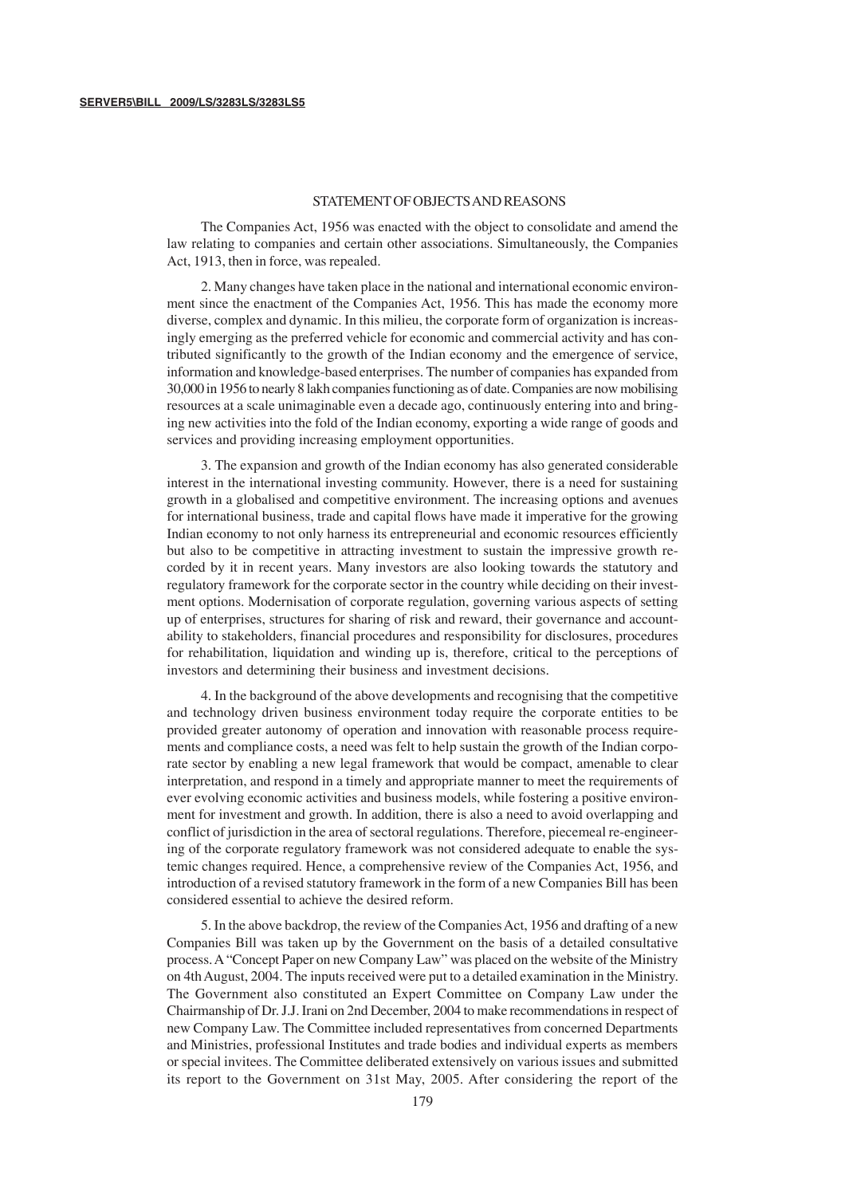## STATEMENT OF OBJECTS AND REASONS

The Companies Act, 1956 was enacted with the object to consolidate and amend the law relating to companies and certain other associations. Simultaneously, the Companies Act, 1913, then in force, was repealed.

2. Many changes have taken place in the national and international economic environment since the enactment of the Companies Act, 1956. This has made the economy more diverse, complex and dynamic. In this milieu, the corporate form of organization is increasingly emerging as the preferred vehicle for economic and commercial activity and has contributed significantly to the growth of the Indian economy and the emergence of service, information and knowledge-based enterprises. The number of companies has expanded from 30,000 in 1956 to nearly 8 lakh companies functioning as of date. Companies are now mobilising resources at a scale unimaginable even a decade ago, continuously entering into and bringing new activities into the fold of the Indian economy, exporting a wide range of goods and services and providing increasing employment opportunities.

3. The expansion and growth of the Indian economy has also generated considerable interest in the international investing community. However, there is a need for sustaining growth in a globalised and competitive environment. The increasing options and avenues for international business, trade and capital flows have made it imperative for the growing Indian economy to not only harness its entrepreneurial and economic resources efficiently but also to be competitive in attracting investment to sustain the impressive growth recorded by it in recent years. Many investors are also looking towards the statutory and regulatory framework for the corporate sector in the country while deciding on their investment options. Modernisation of corporate regulation, governing various aspects of setting up of enterprises, structures for sharing of risk and reward, their governance and accountability to stakeholders, financial procedures and responsibility for disclosures, procedures for rehabilitation, liquidation and winding up is, therefore, critical to the perceptions of investors and determining their business and investment decisions.

4. In the background of the above developments and recognising that the competitive and technology driven business environment today require the corporate entities to be provided greater autonomy of operation and innovation with reasonable process requirements and compliance costs, a need was felt to help sustain the growth of the Indian corporate sector by enabling a new legal framework that would be compact, amenable to clear interpretation, and respond in a timely and appropriate manner to meet the requirements of ever evolving economic activities and business models, while fostering a positive environment for investment and growth. In addition, there is also a need to avoid overlapping and conflict of jurisdiction in the area of sectoral regulations. Therefore, piecemeal re-engineering of the corporate regulatory framework was not considered adequate to enable the systemic changes required. Hence, a comprehensive review of the Companies Act, 1956, and introduction of a revised statutory framework in the form of a new Companies Bill has been considered essential to achieve the desired reform.

5. In the above backdrop, the review of the Companies Act, 1956 and drafting of a new Companies Bill was taken up by the Government on the basis of a detailed consultative process. A "Concept Paper on new Company Law" was placed on the website of the Ministry on 4th August, 2004. The inputs received were put to a detailed examination in the Ministry. The Government also constituted an Expert Committee on Company Law under the Chairmanship of Dr. J.J. Irani on 2nd December, 2004 to make recommendations in respect of new Company Law. The Committee included representatives from concerned Departments and Ministries, professional Institutes and trade bodies and individual experts as members or special invitees. The Committee deliberated extensively on various issues and submitted its report to the Government on 31st May, 2005. After considering the report of the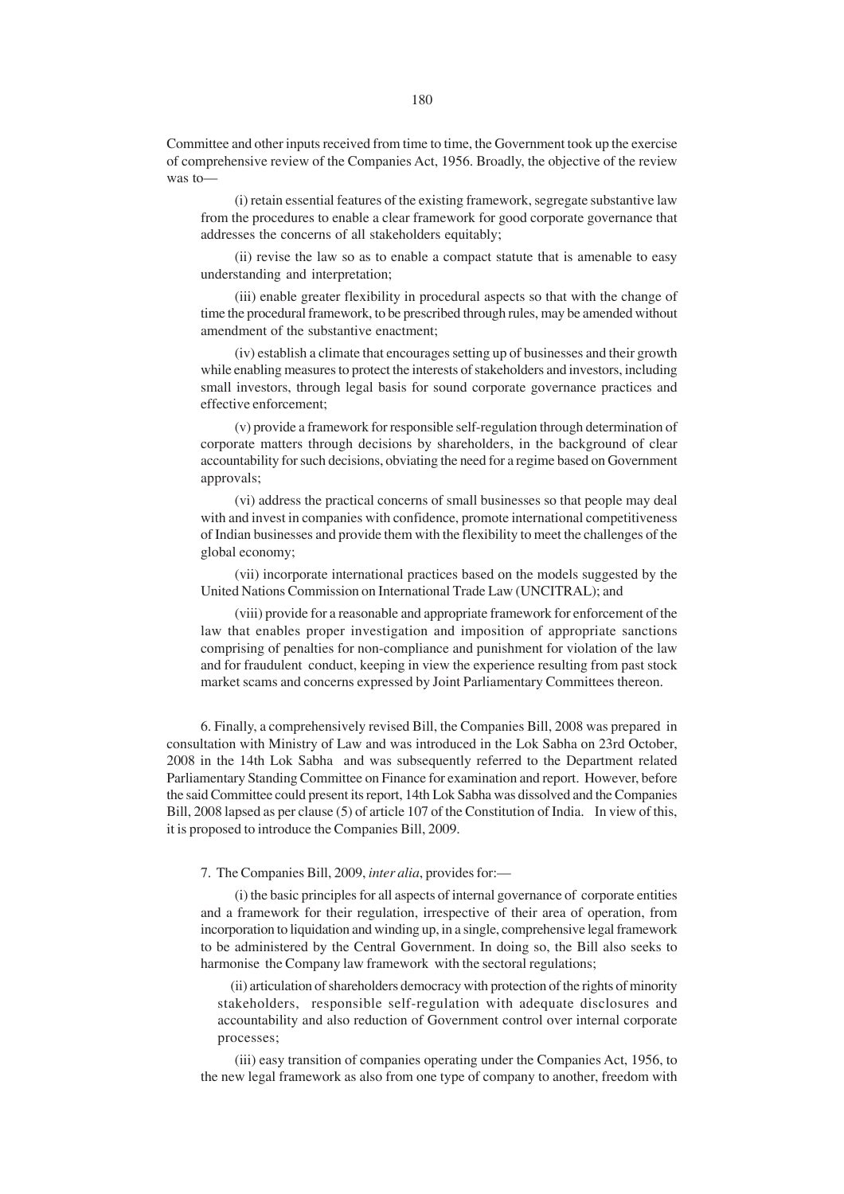Committee and other inputs received from time to time, the Government took up the exercise of comprehensive review of the Companies Act, 1956. Broadly, the objective of the review was to—

(i) retain essential features of the existing framework, segregate substantive law from the procedures to enable a clear framework for good corporate governance that addresses the concerns of all stakeholders equitably;

(ii) revise the law so as to enable a compact statute that is amenable to easy understanding and interpretation;

(iii) enable greater flexibility in procedural aspects so that with the change of time the procedural framework, to be prescribed through rules, may be amended without amendment of the substantive enactment;

(iv) establish a climate that encourages setting up of businesses and their growth while enabling measures to protect the interests of stakeholders and investors, including small investors, through legal basis for sound corporate governance practices and effective enforcement;

(v) provide a framework for responsible self-regulation through determination of corporate matters through decisions by shareholders, in the background of clear accountability for such decisions, obviating the need for a regime based on Government approvals;

(vi) address the practical concerns of small businesses so that people may deal with and invest in companies with confidence, promote international competitiveness of Indian businesses and provide them with the flexibility to meet the challenges of the global economy;

(vii) incorporate international practices based on the models suggested by the United Nations Commission on International Trade Law (UNCITRAL); and

(viii) provide for a reasonable and appropriate framework for enforcement of the law that enables proper investigation and imposition of appropriate sanctions comprising of penalties for non-compliance and punishment for violation of the law and for fraudulent conduct, keeping in view the experience resulting from past stock market scams and concerns expressed by Joint Parliamentary Committees thereon.

6. Finally, a comprehensively revised Bill, the Companies Bill, 2008 was prepared in consultation with Ministry of Law and was introduced in the Lok Sabha on 23rd October, 2008 in the 14th Lok Sabha and was subsequently referred to the Department related Parliamentary Standing Committee on Finance for examination and report. However, before the said Committee could present its report, 14th Lok Sabha was dissolved and the Companies Bill, 2008 lapsed as per clause (5) of article 107 of the Constitution of India. In view of this, it is proposed to introduce the Companies Bill, 2009.

7. The Companies Bill, 2009, *inter alia*, provides for:—

(i) the basic principles for all aspects of internal governance of corporate entities and a framework for their regulation, irrespective of their area of operation, from incorporation to liquidation and winding up, in a single, comprehensive legal framework to be administered by the Central Government. In doing so, the Bill also seeks to harmonise the Company law framework with the sectoral regulations;

(ii) articulation of shareholders democracy with protection of the rights of minority stakeholders, responsible self-regulation with adequate disclosures and accountability and also reduction of Government control over internal corporate processes;

(iii) easy transition of companies operating under the Companies Act, 1956, to the new legal framework as also from one type of company to another, freedom with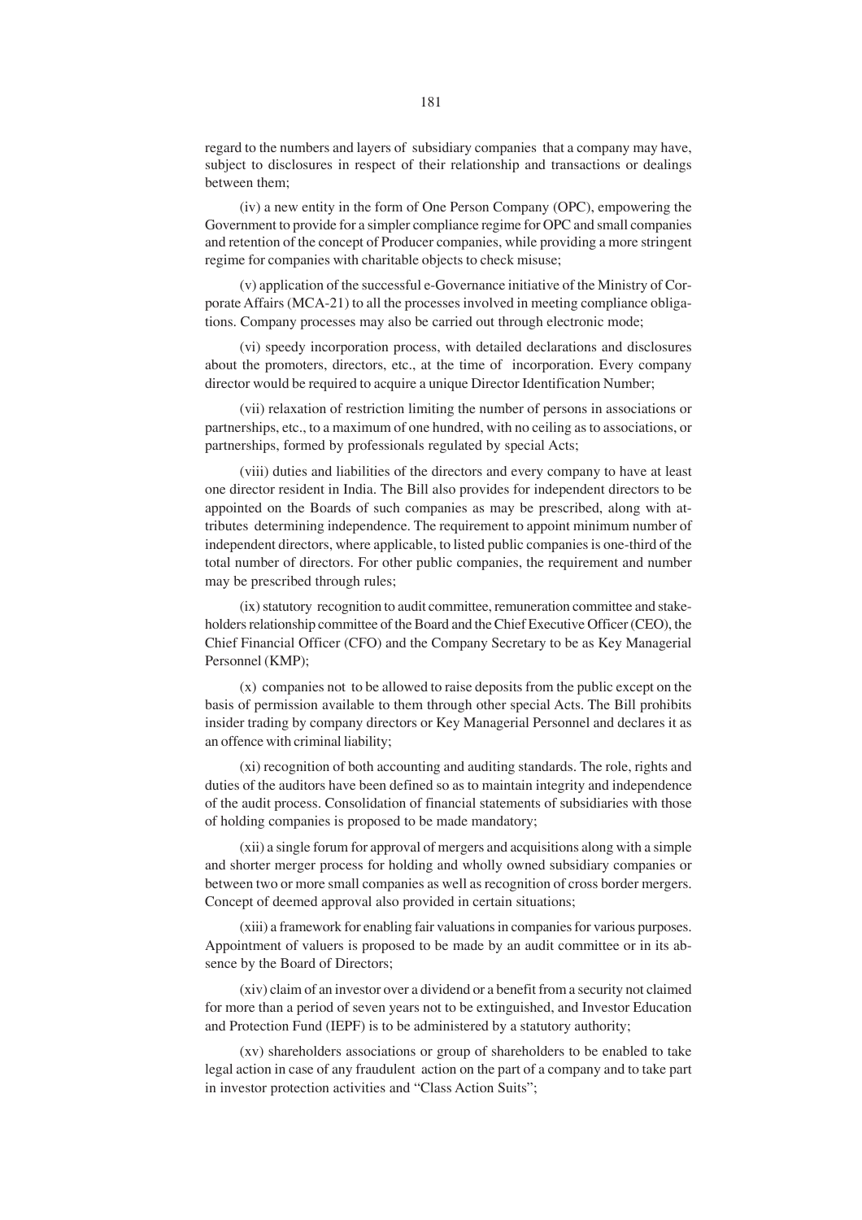regard to the numbers and layers of subsidiary companies that a company may have, subject to disclosures in respect of their relationship and transactions or dealings between them;

(iv) a new entity in the form of One Person Company (OPC), empowering the Government to provide for a simpler compliance regime for OPC and small companies and retention of the concept of Producer companies, while providing a more stringent regime for companies with charitable objects to check misuse;

(v) application of the successful e-Governance initiative of the Ministry of Corporate Affairs (MCA-21) to all the processes involved in meeting compliance obligations. Company processes may also be carried out through electronic mode;

(vi) speedy incorporation process, with detailed declarations and disclosures about the promoters, directors, etc., at the time of incorporation. Every company director would be required to acquire a unique Director Identification Number;

(vii) relaxation of restriction limiting the number of persons in associations or partnerships, etc., to a maximum of one hundred, with no ceiling as to associations, or partnerships, formed by professionals regulated by special Acts;

(viii) duties and liabilities of the directors and every company to have at least one director resident in India. The Bill also provides for independent directors to be appointed on the Boards of such companies as may be prescribed, along with attributes determining independence. The requirement to appoint minimum number of independent directors, where applicable, to listed public companies is one-third of the total number of directors. For other public companies, the requirement and number may be prescribed through rules;

(ix) statutory recognition to audit committee, remuneration committee and stakeholders relationship committee of the Board and the Chief Executive Officer (CEO), the Chief Financial Officer (CFO) and the Company Secretary to be as Key Managerial Personnel (KMP);

(x) companies not to be allowed to raise deposits from the public except on the basis of permission available to them through other special Acts. The Bill prohibits insider trading by company directors or Key Managerial Personnel and declares it as an offence with criminal liability;

(xi) recognition of both accounting and auditing standards. The role, rights and duties of the auditors have been defined so as to maintain integrity and independence of the audit process. Consolidation of financial statements of subsidiaries with those of holding companies is proposed to be made mandatory;

(xii) a single forum for approval of mergers and acquisitions along with a simple and shorter merger process for holding and wholly owned subsidiary companies or between two or more small companies as well as recognition of cross border mergers. Concept of deemed approval also provided in certain situations;

(xiii) a framework for enabling fair valuations in companies for various purposes. Appointment of valuers is proposed to be made by an audit committee or in its absence by the Board of Directors;

(xiv) claim of an investor over a dividend or a benefit from a security not claimed for more than a period of seven years not to be extinguished, and Investor Education and Protection Fund (IEPF) is to be administered by a statutory authority;

(xv) shareholders associations or group of shareholders to be enabled to take legal action in case of any fraudulent action on the part of a company and to take part in investor protection activities and "Class Action Suits";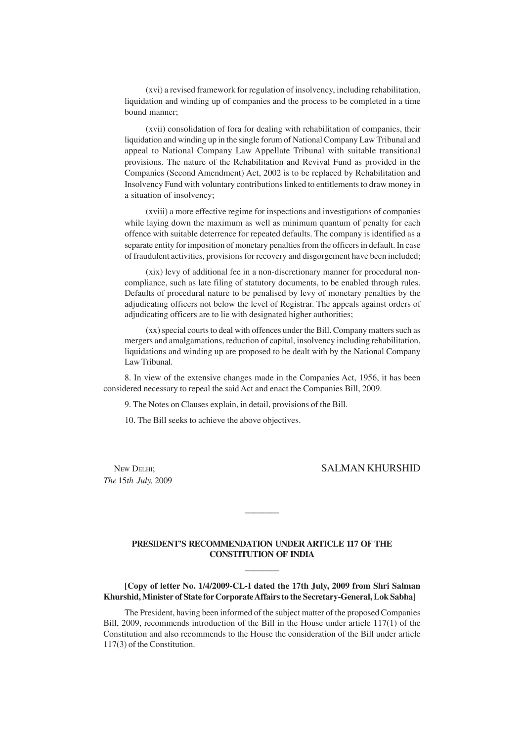(xvi) a revised framework for regulation of insolvency, including rehabilitation, liquidation and winding up of companies and the process to be completed in a time bound manner;

(xvii) consolidation of fora for dealing with rehabilitation of companies, their liquidation and winding up in the single forum of National Company Law Tribunal and appeal to National Company Law Appellate Tribunal with suitable transitional provisions. The nature of the Rehabilitation and Revival Fund as provided in the Companies (Second Amendment) Act, 2002 is to be replaced by Rehabilitation and Insolvency Fund with voluntary contributions linked to entitlements to draw money in a situation of insolvency;

(xviii) a more effective regime for inspections and investigations of companies while laying down the maximum as well as minimum quantum of penalty for each offence with suitable deterrence for repeated defaults. The company is identified as a separate entity for imposition of monetary penalties from the officers in default. In case of fraudulent activities, provisions for recovery and disgorgement have been included;

(xix) levy of additional fee in a non-discretionary manner for procedural non-compliance, such as late filing of statutory documents, to be enabled through rules. Defaults of procedural nature to be penalised by levy of monetary penalties by the adjudicating officers not below the level of Registrar. The appeals against orders of adjudicating officers are to lie with designated higher authorities;

(xx) special courts to deal with offences under the Bill. Company matters such as mergers and amalgamations, reduction of capital, insolvency including rehabilitation, liquidations and winding up are proposed to be dealt with by the National Company Law Tribunal.

8. In view of the extensive changes made in the Companies Act, 1956, it has been considered necessary to repeal the said Act and enact the Companies Bill, 2009.

9. The Notes on Clauses explain, in detail, provisions of the Bill.

10. The Bill seeks to achieve the above objectives.

NEW DELHI;
*The* 15*th July,* 2009

SALMAN KHURSHID

---

**PRESIDENT'S RECOMMENDATION UNDER ARTICLE 117 OF THE CONSTITUTION OF INDIA**

---

**[Copy of letter No. 1/4/2009-CL-I dated the 17th July, 2009 from Shri Salman Khurshid, Minister of State for Corporate Affairs to the Secretary-General, Lok Sabha]**

The President, having been informed of the subject matter of the proposed Companies Bill, 2009, recommends introduction of the Bill in the House under article 117(1) of the Constitution and also recommends to the House the consideration of the Bill under article 117(3) of the Constitution.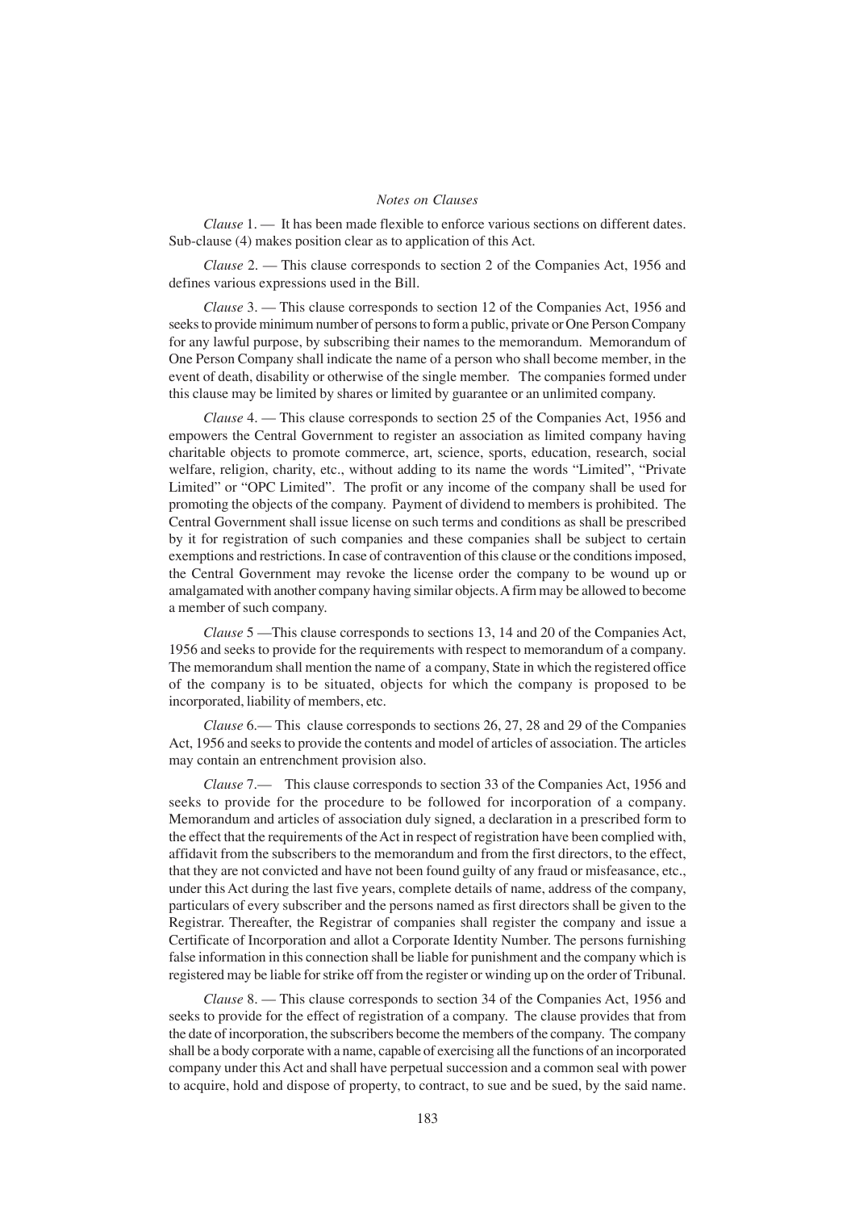*Notes on Clauses*

*Clause* 1. — It has been made flexible to enforce various sections on different dates. Sub-clause (4) makes position clear as to application of this Act.

*Clause* 2. — This clause corresponds to section 2 of the Companies Act, 1956 and defines various expressions used in the Bill.

*Clause* 3. — This clause corresponds to section 12 of the Companies Act, 1956 and seeks to provide minimum number of persons to form a public, private or One Person Company for any lawful purpose, by subscribing their names to the memorandum. Memorandum of One Person Company shall indicate the name of a person who shall become member, in the event of death, disability or otherwise of the single member. The companies formed under this clause may be limited by shares or limited by guarantee or an unlimited company.

*Clause* 4. — This clause corresponds to section 25 of the Companies Act, 1956 and empowers the Central Government to register an association as limited company having charitable objects to promote commerce, art, science, sports, education, research, social welfare, religion, charity, etc., without adding to its name the words "Limited", "Private Limited" or "OPC Limited". The profit or any income of the company shall be used for promoting the objects of the company. Payment of dividend to members is prohibited. The Central Government shall issue license on such terms and conditions as shall be prescribed by it for registration of such companies and these companies shall be subject to certain exemptions and restrictions. In case of contravention of this clause or the conditions imposed, the Central Government may revoke the license order the company to be wound up or amalgamated with another company having similar objects. A firm may be allowed to become a member of such company.

*Clause* 5 —This clause corresponds to sections 13, 14 and 20 of the Companies Act, 1956 and seeks to provide for the requirements with respect to memorandum of a company. The memorandum shall mention the name of a company, State in which the registered office of the company is to be situated, objects for which the company is proposed to be incorporated, liability of members, etc.

*Clause* 6.— This clause corresponds to sections 26, 27, 28 and 29 of the Companies Act, 1956 and seeks to provide the contents and model of articles of association. The articles may contain an entrenchment provision also.

*Clause* 7.— This clause corresponds to section 33 of the Companies Act, 1956 and seeks to provide for the procedure to be followed for incorporation of a company. Memorandum and articles of association duly signed, a declaration in a prescribed form to the effect that the requirements of the Act in respect of registration have been complied with, affidavit from the subscribers to the memorandum and from the first directors, to the effect, that they are not convicted and have not been found guilty of any fraud or misfeasance, etc., under this Act during the last five years, complete details of name, address of the company, particulars of every subscriber and the persons named as first directors shall be given to the Registrar. Thereafter, the Registrar of companies shall register the company and issue a Certificate of Incorporation and allot a Corporate Identity Number. The persons furnishing false information in this connection shall be liable for punishment and the company which is registered may be liable for strike off from the register or winding up on the order of Tribunal.

*Clause* 8. — This clause corresponds to section 34 of the Companies Act, 1956 and seeks to provide for the effect of registration of a company. The clause provides that from the date of incorporation, the subscribers become the members of the company. The company shall be a body corporate with a name, capable of exercising all the functions of an incorporated company under this Act and shall have perpetual succession and a common seal with power to acquire, hold and dispose of property, to contract, to sue and be sued, by the said name.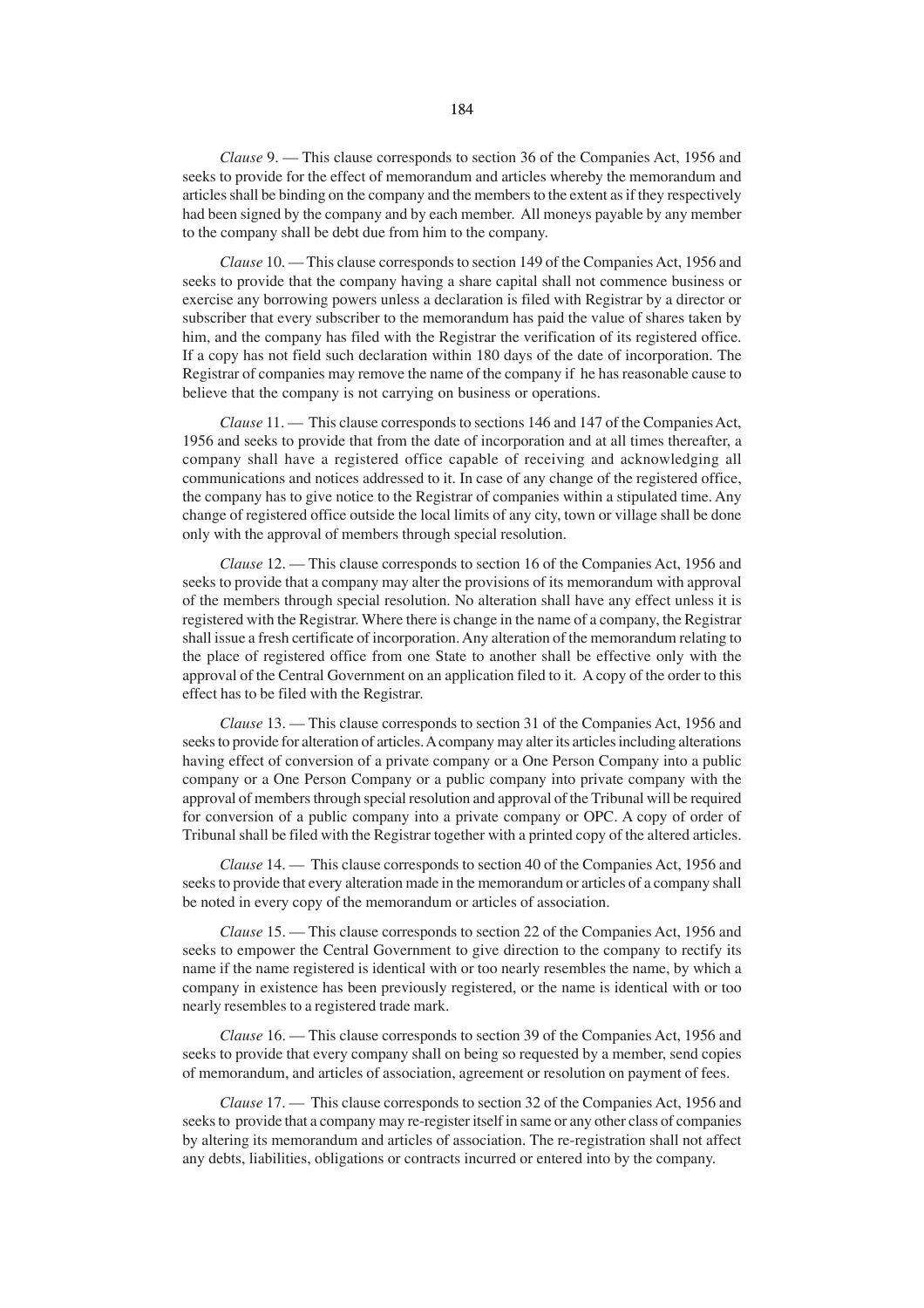*Clause* 9. — This clause corresponds to section 36 of the Companies Act, 1956 and seeks to provide for the effect of memorandum and articles whereby the memorandum and articles shall be binding on the company and the members to the extent as if they respectively had been signed by the company and by each member. All moneys payable by any member to the company shall be debt due from him to the company.

*Clause* 10. — This clause corresponds to section 149 of the Companies Act, 1956 and seeks to provide that the company having a share capital shall not commence business or exercise any borrowing powers unless a declaration is filed with Registrar by a director or subscriber that every subscriber to the memorandum has paid the value of shares taken by him, and the company has filed with the Registrar the verification of its registered office. If a copy has not field such declaration within 180 days of the date of incorporation. The Registrar of companies may remove the name of the company if he has reasonable cause to believe that the company is not carrying on business or operations.

*Clause* 11. — This clause corresponds to sections 146 and 147 of the Companies Act, 1956 and seeks to provide that from the date of incorporation and at all times thereafter, a company shall have a registered office capable of receiving and acknowledging all communications and notices addressed to it. In case of any change of the registered office, the company has to give notice to the Registrar of companies within a stipulated time. Any change of registered office outside the local limits of any city, town or village shall be done only with the approval of members through special resolution.

*Clause* 12. — This clause corresponds to section 16 of the Companies Act, 1956 and seeks to provide that a company may alter the provisions of its memorandum with approval of the members through special resolution. No alteration shall have any effect unless it is registered with the Registrar. Where there is change in the name of a company, the Registrar shall issue a fresh certificate of incorporation. Any alteration of the memorandum relating to the place of registered office from one State to another shall be effective only with the approval of the Central Government on an application filed to it. A copy of the order to this effect has to be filed with the Registrar.

*Clause* 13. — This clause corresponds to section 31 of the Companies Act, 1956 and seeks to provide for alteration of articles. A company may alter its articles including alterations having effect of conversion of a private company or a One Person Company into a public company or a One Person Company or a public company into private company with the approval of members through special resolution and approval of the Tribunal will be required for conversion of a public company into a private company or OPC. A copy of order of Tribunal shall be filed with the Registrar together with a printed copy of the altered articles.

*Clause* 14. — This clause corresponds to section 40 of the Companies Act, 1956 and seeks to provide that every alteration made in the memorandum or articles of a company shall be noted in every copy of the memorandum or articles of association.

*Clause* 15. — This clause corresponds to section 22 of the Companies Act, 1956 and seeks to empower the Central Government to give direction to the company to rectify its name if the name registered is identical with or too nearly resembles the name, by which a company in existence has been previously registered, or the name is identical with or too nearly resembles to a registered trade mark.

*Clause* 16. — This clause corresponds to section 39 of the Companies Act, 1956 and seeks to provide that every company shall on being so requested by a member, send copies of memorandum, and articles of association, agreement or resolution on payment of fees.

*Clause* 17. — This clause corresponds to section 32 of the Companies Act, 1956 and seeks to provide that a company may re-register itself in same or any other class of companies by altering its memorandum and articles of association. The re-registration shall not affect any debts, liabilities, obligations or contracts incurred or entered into by the company.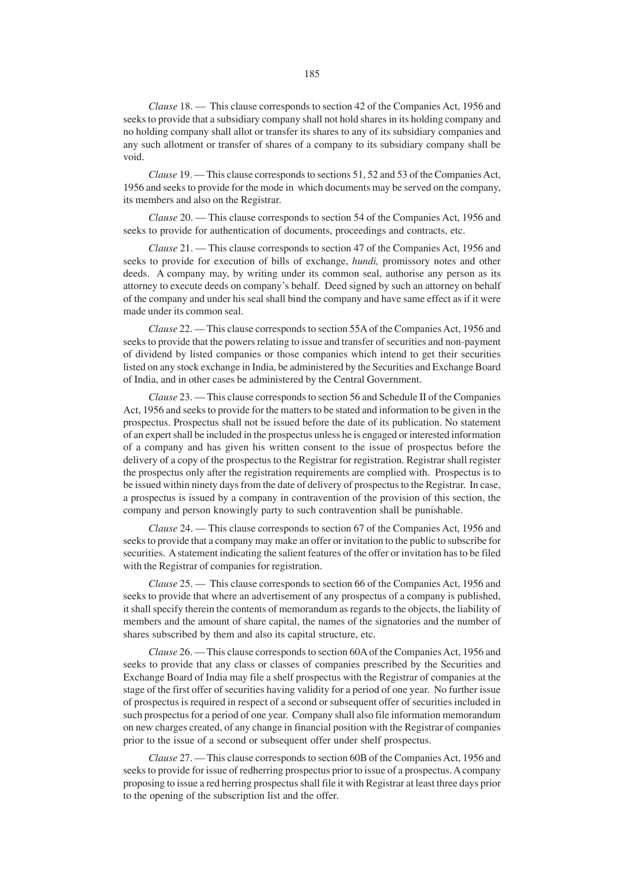*Clause* 18. — This clause corresponds to section 42 of the Companies Act, 1956 and seeks to provide that a subsidiary company shall not hold shares in its holding company and no holding company shall allot or transfer its shares to any of its subsidiary companies and any such allotment or transfer of shares of a company to its subsidiary company shall be void.

*Clause* 19. — This clause corresponds to sections 51, 52 and 53 of the Companies Act, 1956 and seeks to provide for the mode in which documents may be served on the company, its members and also on the Registrar.

*Clause* 20. — This clause corresponds to section 54 of the Companies Act, 1956 and seeks to provide for authentication of documents, proceedings and contracts, etc.

*Clause* 21. — This clause corresponds to section 47 of the Companies Act, 1956 and seeks to provide for execution of bills of exchange, *hundi,* promissory notes and other deeds. A company may, by writing under its common seal, authorise any person as its attorney to execute deeds on company's behalf. Deed signed by such an attorney on behalf of the company and under his seal shall bind the company and have same effect as if it were made under its common seal.

*Clause* 22. — This clause corresponds to section 55A of the Companies Act, 1956 and seeks to provide that the powers relating to issue and transfer of securities and non-payment of dividend by listed companies or those companies which intend to get their securities listed on any stock exchange in India, be administered by the Securities and Exchange Board of India, and in other cases be administered by the Central Government.

*Clause* 23. — This clause corresponds to section 56 and Schedule II of the Companies Act, 1956 and seeks to provide for the matters to be stated and information to be given in the prospectus. Prospectus shall not be issued before the date of its publication. No statement of an expert shall be included in the prospectus unless he is engaged or interested information of a company and has given his written consent to the issue of prospectus before the delivery of a copy of the prospectus to the Registrar for registration. Registrar shall register the prospectus only after the registration requirements are complied with. Prospectus is to be issued within ninety days from the date of delivery of prospectus to the Registrar. In case, a prospectus is issued by a company in contravention of the provision of this section, the company and person knowingly party to such contravention shall be punishable.

*Clause* 24. — This clause corresponds to section 67 of the Companies Act, 1956 and seeks to provide that a company may make an offer or invitation to the public to subscribe for securities. A statement indicating the salient features of the offer or invitation has to be filed with the Registrar of companies for registration.

*Clause* 25. — This clause corresponds to section 66 of the Companies Act, 1956 and seeks to provide that where an advertisement of any prospectus of a company is published, it shall specify therein the contents of memorandum as regards to the objects, the liability of members and the amount of share capital, the names of the signatories and the number of shares subscribed by them and also its capital structure, etc.

*Clause* 26. — This clause corresponds to section 60A of the Companies Act, 1956 and seeks to provide that any class or classes of companies prescribed by the Securities and Exchange Board of India may file a shelf prospectus with the Registrar of companies at the stage of the first offer of securities having validity for a period of one year. No further issue of prospectus is required in respect of a second or subsequent offer of securities included in such prospectus for a period of one year. Company shall also file information memorandum on new charges created, of any change in financial position with the Registrar of companies prior to the issue of a second or subsequent offer under shelf prospectus.

*Clause* 27. — This clause corresponds to section 60B of the Companies Act, 1956 and seeks to provide for issue of redherring prospectus prior to issue of a prospectus. A company proposing to issue a red herring prospectus shall file it with Registrar at least three days prior to the opening of the subscription list and the offer.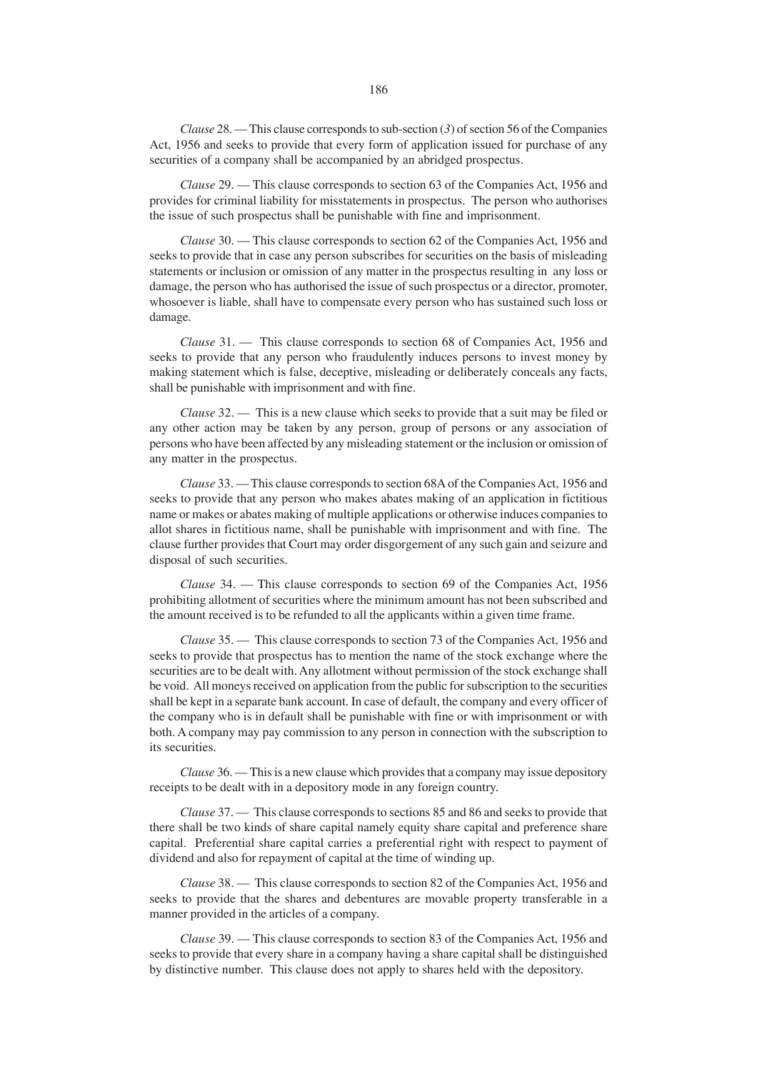*Clause* 28. — This clause corresponds to sub-section (*3*) of section 56 of the Companies Act, 1956 and seeks to provide that every form of application issued for purchase of any securities of a company shall be accompanied by an abridged prospectus.

*Clause* 29. — This clause corresponds to section 63 of the Companies Act, 1956 and provides for criminal liability for misstatements in prospectus. The person who authorises the issue of such prospectus shall be punishable with fine and imprisonment.

*Clause* 30. — This clause corresponds to section 62 of the Companies Act, 1956 and seeks to provide that in case any person subscribes for securities on the basis of misleading statements or inclusion or omission of any matter in the prospectus resulting in any loss or damage, the person who has authorised the issue of such prospectus or a director, promoter, whosoever is liable, shall have to compensate every person who has sustained such loss or damage.

*Clause* 31. — This clause corresponds to section 68 of Companies Act, 1956 and seeks to provide that any person who fraudulently induces persons to invest money by making statement which is false, deceptive, misleading or deliberately conceals any facts, shall be punishable with imprisonment and with fine.

*Clause* 32. — This is a new clause which seeks to provide that a suit may be filed or any other action may be taken by any person, group of persons or any association of persons who have been affected by any misleading statement or the inclusion or omission of any matter in the prospectus.

*Clause* 33. — This clause corresponds to section 68A of the Companies Act, 1956 and seeks to provide that any person who makes abates making of an application in fictitious name or makes or abates making of multiple applications or otherwise induces companies to allot shares in fictitious name, shall be punishable with imprisonment and with fine. The clause further provides that Court may order disgorgement of any such gain and seizure and disposal of such securities.

*Clause* 34. — This clause corresponds to section 69 of the Companies Act, 1956 prohibiting allotment of securities where the minimum amount has not been subscribed and the amount received is to be refunded to all the applicants within a given time frame.

*Clause* 35. — This clause corresponds to section 73 of the Companies Act, 1956 and seeks to provide that prospectus has to mention the name of the stock exchange where the securities are to be dealt with. Any allotment without permission of the stock exchange shall be void. All moneys received on application from the public for subscription to the securities shall be kept in a separate bank account. In case of default, the company and every officer of the company who is in default shall be punishable with fine or with imprisonment or with both. A company may pay commission to any person in connection with the subscription to its securities.

*Clause* 36. — This is a new clause which provides that a company may issue depository receipts to be dealt with in a depository mode in any foreign country.

*Clause* 37. — This clause corresponds to sections 85 and 86 and seeks to provide that there shall be two kinds of share capital namely equity share capital and preference share capital. Preferential share capital carries a preferential right with respect to payment of dividend and also for repayment of capital at the time of winding up.

*Clause* 38. — This clause corresponds to section 82 of the Companies Act, 1956 and seeks to provide that the shares and debentures are movable property transferable in a manner provided in the articles of a company.

*Clause* 39. — This clause corresponds to section 83 of the Companies Act, 1956 and seeks to provide that every share in a company having a share capital shall be distinguished by distinctive number. This clause does not apply to shares held with the depository.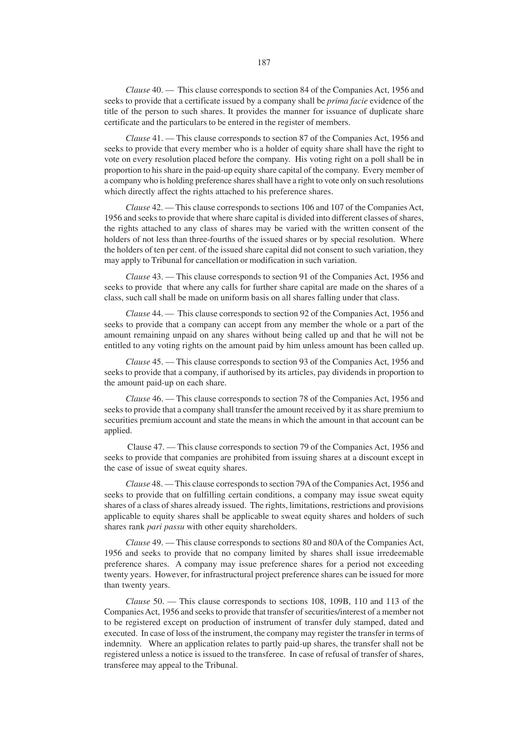*Clause* 40. — This clause corresponds to section 84 of the Companies Act, 1956 and seeks to provide that a certificate issued by a company shall be *prima facie* evidence of the title of the person to such shares. It provides the manner for issuance of duplicate share certificate and the particulars to be entered in the register of members.

*Clause* 41. — This clause corresponds to section 87 of the Companies Act, 1956 and seeks to provide that every member who is a holder of equity share shall have the right to vote on every resolution placed before the company. His voting right on a poll shall be in proportion to his share in the paid-up equity share capital of the company. Every member of a company who is holding preference shares shall have a right to vote only on such resolutions which directly affect the rights attached to his preference shares.

*Clause* 42. — This clause corresponds to sections 106 and 107 of the Companies Act, 1956 and seeks to provide that where share capital is divided into different classes of shares, the rights attached to any class of shares may be varied with the written consent of the holders of not less than three-fourths of the issued shares or by special resolution. Where the holders of ten per cent. of the issued share capital did not consent to such variation, they may apply to Tribunal for cancellation or modification in such variation.

*Clause* 43. — This clause corresponds to section 91 of the Companies Act, 1956 and seeks to provide that where any calls for further share capital are made on the shares of a class, such call shall be made on uniform basis on all shares falling under that class.

*Clause* 44. — This clause corresponds to section 92 of the Companies Act, 1956 and seeks to provide that a company can accept from any member the whole or a part of the amount remaining unpaid on any shares without being called up and that he will not be entitled to any voting rights on the amount paid by him unless amount has been called up.

*Clause* 45. — This clause corresponds to section 93 of the Companies Act, 1956 and seeks to provide that a company, if authorised by its articles, pay dividends in proportion to the amount paid-up on each share.

*Clause* 46. — This clause corresponds to section 78 of the Companies Act, 1956 and seeks to provide that a company shall transfer the amount received by it as share premium to securities premium account and state the means in which the amount in that account can be applied.

Clause 47. — This clause corresponds to section 79 of the Companies Act, 1956 and seeks to provide that companies are prohibited from issuing shares at a discount except in the case of issue of sweat equity shares.

*Clause* 48. — This clause corresponds to section 79A of the Companies Act, 1956 and seeks to provide that on fulfilling certain conditions, a company may issue sweat equity shares of a class of shares already issued. The rights, limitations, restrictions and provisions applicable to equity shares shall be applicable to sweat equity shares and holders of such shares rank *pari passu* with other equity shareholders.

*Clause* 49. — This clause corresponds to sections 80 and 80A of the Companies Act, 1956 and seeks to provide that no company limited by shares shall issue irredeemable preference shares. A company may issue preference shares for a period not exceeding twenty years. However, for infrastructural project preference shares can be issued for more than twenty years.

*Clause* 50. — This clause corresponds to sections 108, 109B, 110 and 113 of the Companies Act, 1956 and seeks to provide that transfer of securities/interest of a member not to be registered except on production of instrument of transfer duly stamped, dated and executed. In case of loss of the instrument, the company may register the transfer in terms of indemnity. Where an application relates to partly paid-up shares, the transfer shall not be registered unless a notice is issued to the transferee. In case of refusal of transfer of shares, transferee may appeal to the Tribunal.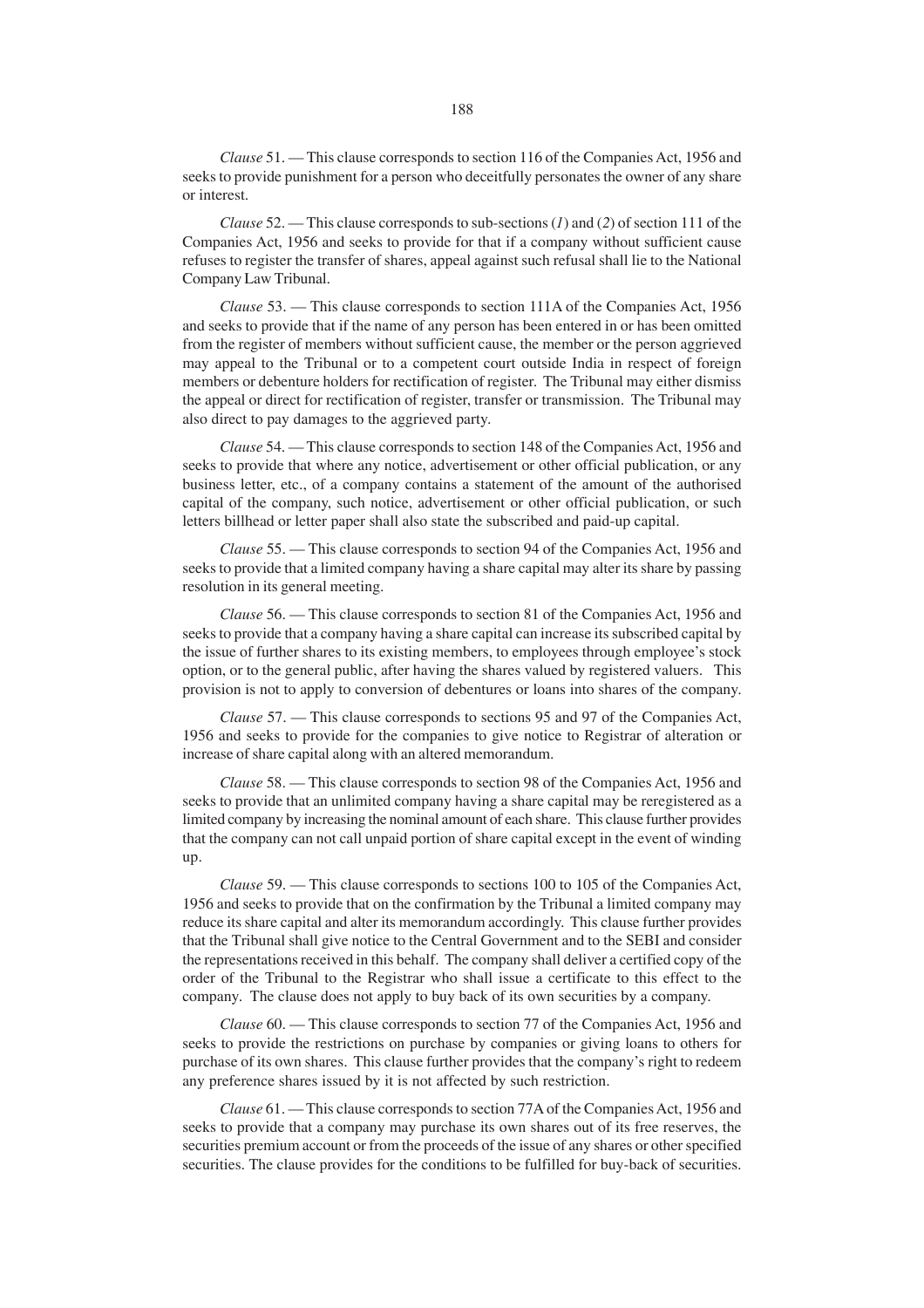*Clause* 51. — This clause corresponds to section 116 of the Companies Act, 1956 and seeks to provide punishment for a person who deceitfully personates the owner of any share or interest.

*Clause* 52. — This clause corresponds to sub-sections (*1*) and (*2*) of section 111 of the Companies Act, 1956 and seeks to provide for that if a company without sufficient cause refuses to register the transfer of shares, appeal against such refusal shall lie to the National Company Law Tribunal.

*Clause* 53. — This clause corresponds to section 111A of the Companies Act, 1956 and seeks to provide that if the name of any person has been entered in or has been omitted from the register of members without sufficient cause, the member or the person aggrieved may appeal to the Tribunal or to a competent court outside India in respect of foreign members or debenture holders for rectification of register. The Tribunal may either dismiss the appeal or direct for rectification of register, transfer or transmission. The Tribunal may also direct to pay damages to the aggrieved party.

*Clause* 54. — This clause corresponds to section 148 of the Companies Act, 1956 and seeks to provide that where any notice, advertisement or other official publication, or any business letter, etc., of a company contains a statement of the amount of the authorised capital of the company, such notice, advertisement or other official publication, or such letters billhead or letter paper shall also state the subscribed and paid-up capital.

*Clause* 55. — This clause corresponds to section 94 of the Companies Act, 1956 and seeks to provide that a limited company having a share capital may alter its share by passing resolution in its general meeting.

*Clause* 56. — This clause corresponds to section 81 of the Companies Act, 1956 and seeks to provide that a company having a share capital can increase its subscribed capital by the issue of further shares to its existing members, to employees through employee's stock option, or to the general public, after having the shares valued by registered valuers. This provision is not to apply to conversion of debentures or loans into shares of the company.

*Clause* 57. — This clause corresponds to sections 95 and 97 of the Companies Act, 1956 and seeks to provide for the companies to give notice to Registrar of alteration or increase of share capital along with an altered memorandum.

*Clause* 58. — This clause corresponds to section 98 of the Companies Act, 1956 and seeks to provide that an unlimited company having a share capital may be reregistered as a limited company by increasing the nominal amount of each share. This clause further provides that the company can not call unpaid portion of share capital except in the event of winding up.

*Clause* 59. — This clause corresponds to sections 100 to 105 of the Companies Act, 1956 and seeks to provide that on the confirmation by the Tribunal a limited company may reduce its share capital and alter its memorandum accordingly. This clause further provides that the Tribunal shall give notice to the Central Government and to the SEBI and consider the representations received in this behalf. The company shall deliver a certified copy of the order of the Tribunal to the Registrar who shall issue a certificate to this effect to the company. The clause does not apply to buy back of its own securities by a company.

*Clause* 60. — This clause corresponds to section 77 of the Companies Act, 1956 and seeks to provide the restrictions on purchase by companies or giving loans to others for purchase of its own shares. This clause further provides that the company's right to redeem any preference shares issued by it is not affected by such restriction.

*Clause* 61. — This clause corresponds to section 77A of the Companies Act, 1956 and seeks to provide that a company may purchase its own shares out of its free reserves, the securities premium account or from the proceeds of the issue of any shares or other specified securities. The clause provides for the conditions to be fulfilled for buy-back of securities.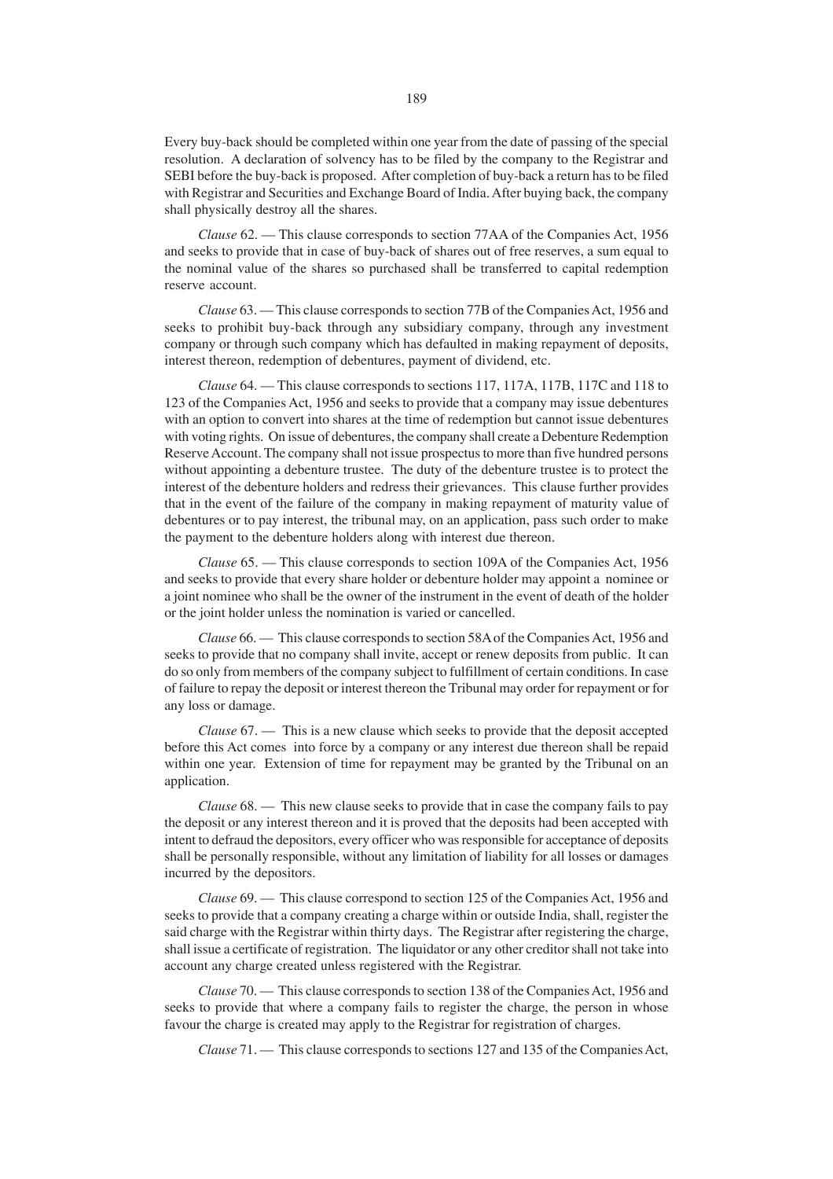Every buy-back should be completed within one year from the date of passing of the special resolution. A declaration of solvency has to be filed by the company to the Registrar and SEBI before the buy-back is proposed. After completion of buy-back a return has to be filed with Registrar and Securities and Exchange Board of India. After buying back, the company shall physically destroy all the shares.

*Clause* 62. — This clause corresponds to section 77AA of the Companies Act, 1956 and seeks to provide that in case of buy-back of shares out of free reserves, a sum equal to the nominal value of the shares so purchased shall be transferred to capital redemption reserve account.

*Clause* 63. — This clause corresponds to section 77B of the Companies Act, 1956 and seeks to prohibit buy-back through any subsidiary company, through any investment company or through such company which has defaulted in making repayment of deposits, interest thereon, redemption of debentures, payment of dividend, etc.

*Clause* 64. — This clause corresponds to sections 117, 117A, 117B, 117C and 118 to 123 of the Companies Act, 1956 and seeks to provide that a company may issue debentures with an option to convert into shares at the time of redemption but cannot issue debentures with voting rights. On issue of debentures, the company shall create a Debenture Redemption Reserve Account. The company shall not issue prospectus to more than five hundred persons without appointing a debenture trustee. The duty of the debenture trustee is to protect the interest of the debenture holders and redress their grievances. This clause further provides that in the event of the failure of the company in making repayment of maturity value of debentures or to pay interest, the tribunal may, on an application, pass such order to make the payment to the debenture holders along with interest due thereon.

*Clause* 65. — This clause corresponds to section 109A of the Companies Act, 1956 and seeks to provide that every share holder or debenture holder may appoint a nominee or a joint nominee who shall be the owner of the instrument in the event of death of the holder or the joint holder unless the nomination is varied or cancelled.

*Clause* 66. — This clause corresponds to section 58A of the Companies Act, 1956 and seeks to provide that no company shall invite, accept or renew deposits from public. It can do so only from members of the company subject to fulfillment of certain conditions. In case of failure to repay the deposit or interest thereon the Tribunal may order for repayment or for any loss or damage.

*Clause* 67. — This is a new clause which seeks to provide that the deposit accepted before this Act comes into force by a company or any interest due thereon shall be repaid within one year. Extension of time for repayment may be granted by the Tribunal on an application.

*Clause* 68. — This new clause seeks to provide that in case the company fails to pay the deposit or any interest thereon and it is proved that the deposits had been accepted with intent to defraud the depositors, every officer who was responsible for acceptance of deposits shall be personally responsible, without any limitation of liability for all losses or damages incurred by the depositors.

*Clause* 69. — This clause correspond to section 125 of the Companies Act, 1956 and seeks to provide that a company creating a charge within or outside India, shall, register the said charge with the Registrar within thirty days. The Registrar after registering the charge, shall issue a certificate of registration. The liquidator or any other creditor shall not take into account any charge created unless registered with the Registrar.

*Clause* 70. — This clause corresponds to section 138 of the Companies Act, 1956 and seeks to provide that where a company fails to register the charge, the person in whose favour the charge is created may apply to the Registrar for registration of charges.

*Clause* 71. — This clause corresponds to sections 127 and 135 of the Companies Act,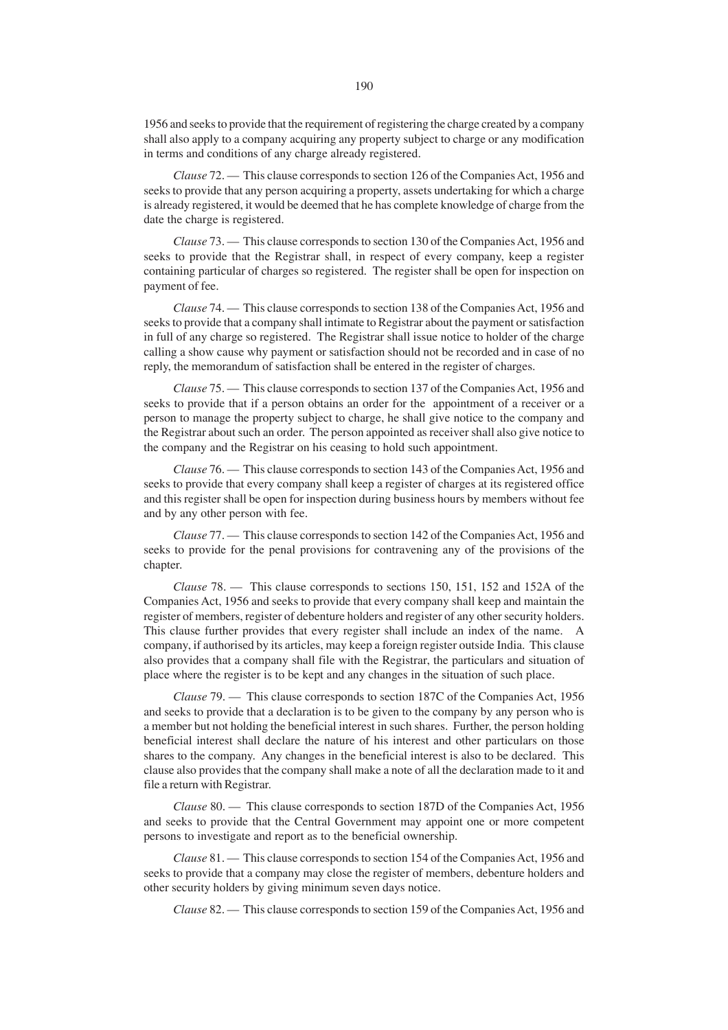1956 and seeks to provide that the requirement of registering the charge created by a company shall also apply to a company acquiring any property subject to charge or any modification in terms and conditions of any charge already registered.

*Clause* 72. — This clause corresponds to section 126 of the Companies Act, 1956 and seeks to provide that any person acquiring a property, assets undertaking for which a charge is already registered, it would be deemed that he has complete knowledge of charge from the date the charge is registered.

*Clause* 73. — This clause corresponds to section 130 of the Companies Act, 1956 and seeks to provide that the Registrar shall, in respect of every company, keep a register containing particular of charges so registered. The register shall be open for inspection on payment of fee.

*Clause* 74. — This clause corresponds to section 138 of the Companies Act, 1956 and seeks to provide that a company shall intimate to Registrar about the payment or satisfaction in full of any charge so registered. The Registrar shall issue notice to holder of the charge calling a show cause why payment or satisfaction should not be recorded and in case of no reply, the memorandum of satisfaction shall be entered in the register of charges.

*Clause* 75. — This clause corresponds to section 137 of the Companies Act, 1956 and seeks to provide that if a person obtains an order for the appointment of a receiver or a person to manage the property subject to charge, he shall give notice to the company and the Registrar about such an order. The person appointed as receiver shall also give notice to the company and the Registrar on his ceasing to hold such appointment.

*Clause* 76. — This clause corresponds to section 143 of the Companies Act, 1956 and seeks to provide that every company shall keep a register of charges at its registered office and this register shall be open for inspection during business hours by members without fee and by any other person with fee.

*Clause* 77. — This clause corresponds to section 142 of the Companies Act, 1956 and seeks to provide for the penal provisions for contravening any of the provisions of the chapter.

*Clause* 78. — This clause corresponds to sections 150, 151, 152 and 152A of the Companies Act, 1956 and seeks to provide that every company shall keep and maintain the register of members, register of debenture holders and register of any other security holders. This clause further provides that every register shall include an index of the name. A company, if authorised by its articles, may keep a foreign register outside India. This clause also provides that a company shall file with the Registrar, the particulars and situation of place where the register is to be kept and any changes in the situation of such place.

*Clause* 79. — This clause corresponds to section 187C of the Companies Act, 1956 and seeks to provide that a declaration is to be given to the company by any person who is a member but not holding the beneficial interest in such shares. Further, the person holding beneficial interest shall declare the nature of his interest and other particulars on those shares to the company. Any changes in the beneficial interest is also to be declared. This clause also provides that the company shall make a note of all the declaration made to it and file a return with Registrar.

*Clause* 80. — This clause corresponds to section 187D of the Companies Act, 1956 and seeks to provide that the Central Government may appoint one or more competent persons to investigate and report as to the beneficial ownership.

*Clause* 81. — This clause corresponds to section 154 of the Companies Act, 1956 and seeks to provide that a company may close the register of members, debenture holders and other security holders by giving minimum seven days notice.

*Clause* 82. — This clause corresponds to section 159 of the Companies Act, 1956 and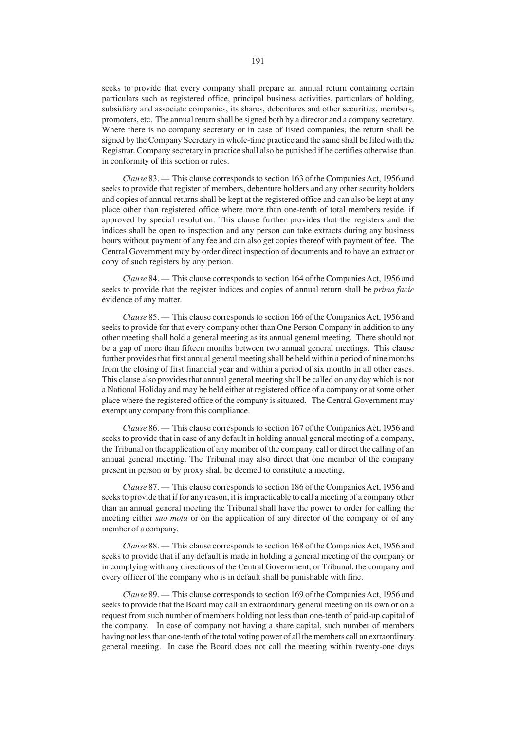seeks to provide that every company shall prepare an annual return containing certain particulars such as registered office, principal business activities, particulars of holding, subsidiary and associate companies, its shares, debentures and other securities, members, promoters, etc. The annual return shall be signed both by a director and a company secretary. Where there is no company secretary or in case of listed companies, the return shall be signed by the Company Secretary in whole-time practice and the same shall be filed with the Registrar. Company secretary in practice shall also be punished if he certifies otherwise than in conformity of this section or rules.

*Clause* 83. — This clause corresponds to section 163 of the Companies Act, 1956 and seeks to provide that register of members, debenture holders and any other security holders and copies of annual returns shall be kept at the registered office and can also be kept at any place other than registered office where more than one-tenth of total members reside, if approved by special resolution. This clause further provides that the registers and the indices shall be open to inspection and any person can take extracts during any business hours without payment of any fee and can also get copies thereof with payment of fee. The Central Government may by order direct inspection of documents and to have an extract or copy of such registers by any person.

*Clause* 84. — This clause corresponds to section 164 of the Companies Act, 1956 and seeks to provide that the register indices and copies of annual return shall be *prima facie* evidence of any matter.

*Clause* 85. — This clause corresponds to section 166 of the Companies Act, 1956 and seeks to provide for that every company other than One Person Company in addition to any other meeting shall hold a general meeting as its annual general meeting. There should not be a gap of more than fifteen months between two annual general meetings. This clause further provides that first annual general meeting shall be held within a period of nine months from the closing of first financial year and within a period of six months in all other cases. This clause also provides that annual general meeting shall be called on any day which is not a National Holiday and may be held either at registered office of a company or at some other place where the registered office of the company is situated. The Central Government may exempt any company from this compliance.

*Clause* 86. — This clause corresponds to section 167 of the Companies Act, 1956 and seeks to provide that in case of any default in holding annual general meeting of a company, the Tribunal on the application of any member of the company, call or direct the calling of an annual general meeting. The Tribunal may also direct that one member of the company present in person or by proxy shall be deemed to constitute a meeting.

*Clause* 87. — This clause corresponds to section 186 of the Companies Act, 1956 and seeks to provide that if for any reason, it is impracticable to call a meeting of a company other than an annual general meeting the Tribunal shall have the power to order for calling the meeting either *suo motu* or on the application of any director of the company or of any member of a company.

*Clause* 88. — This clause corresponds to section 168 of the Companies Act, 1956 and seeks to provide that if any default is made in holding a general meeting of the company or in complying with any directions of the Central Government, or Tribunal, the company and every officer of the company who is in default shall be punishable with fine.

*Clause* 89. — This clause corresponds to section 169 of the Companies Act, 1956 and seeks to provide that the Board may call an extraordinary general meeting on its own or on a request from such number of members holding not less than one-tenth of paid-up capital of the company. In case of company not having a share capital, such number of members having not less than one-tenth of the total voting power of all the members call an extraordinary general meeting. In case the Board does not call the meeting within twenty-one days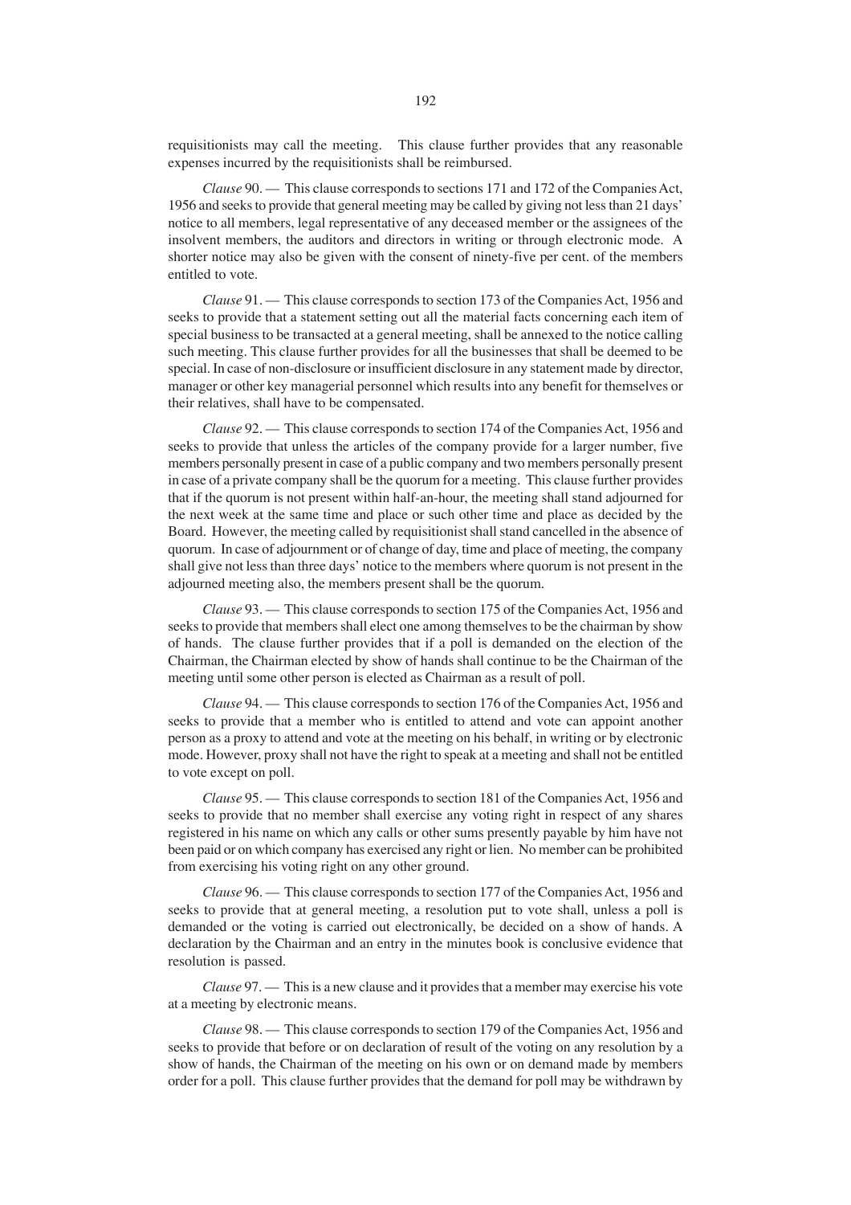requisitionists may call the meeting. This clause further provides that any reasonable expenses incurred by the requisitionists shall be reimbursed.

*Clause* 90. — This clause corresponds to sections 171 and 172 of the Companies Act, 1956 and seeks to provide that general meeting may be called by giving not less than 21 days' notice to all members, legal representative of any deceased member or the assignees of the insolvent members, the auditors and directors in writing or through electronic mode. A shorter notice may also be given with the consent of ninety-five per cent. of the members entitled to vote.

*Clause* 91. — This clause corresponds to section 173 of the Companies Act, 1956 and seeks to provide that a statement setting out all the material facts concerning each item of special business to be transacted at a general meeting, shall be annexed to the notice calling such meeting. This clause further provides for all the businesses that shall be deemed to be special. In case of non-disclosure or insufficient disclosure in any statement made by director, manager or other key managerial personnel which results into any benefit for themselves or their relatives, shall have to be compensated.

*Clause* 92. — This clause corresponds to section 174 of the Companies Act, 1956 and seeks to provide that unless the articles of the company provide for a larger number, five members personally present in case of a public company and two members personally present in case of a private company shall be the quorum for a meeting. This clause further provides that if the quorum is not present within half-an-hour, the meeting shall stand adjourned for the next week at the same time and place or such other time and place as decided by the Board. However, the meeting called by requisitionist shall stand cancelled in the absence of quorum. In case of adjournment or of change of day, time and place of meeting, the company shall give not less than three days' notice to the members where quorum is not present in the adjourned meeting also, the members present shall be the quorum.

*Clause* 93. — This clause corresponds to section 175 of the Companies Act, 1956 and seeks to provide that members shall elect one among themselves to be the chairman by show of hands. The clause further provides that if a poll is demanded on the election of the Chairman, the Chairman elected by show of hands shall continue to be the Chairman of the meeting until some other person is elected as Chairman as a result of poll.

*Clause* 94. — This clause corresponds to section 176 of the Companies Act, 1956 and seeks to provide that a member who is entitled to attend and vote can appoint another person as a proxy to attend and vote at the meeting on his behalf, in writing or by electronic mode. However, proxy shall not have the right to speak at a meeting and shall not be entitled to vote except on poll.

*Clause* 95. — This clause corresponds to section 181 of the Companies Act, 1956 and seeks to provide that no member shall exercise any voting right in respect of any shares registered in his name on which any calls or other sums presently payable by him have not been paid or on which company has exercised any right or lien. No member can be prohibited from exercising his voting right on any other ground.

*Clause* 96. — This clause corresponds to section 177 of the Companies Act, 1956 and seeks to provide that at general meeting, a resolution put to vote shall, unless a poll is demanded or the voting is carried out electronically, be decided on a show of hands. A declaration by the Chairman and an entry in the minutes book is conclusive evidence that resolution is passed.

*Clause* 97. — This is a new clause and it provides that a member may exercise his vote at a meeting by electronic means.

*Clause* 98. — This clause corresponds to section 179 of the Companies Act, 1956 and seeks to provide that before or on declaration of result of the voting on any resolution by a show of hands, the Chairman of the meeting on his own or on demand made by members order for a poll. This clause further provides that the demand for poll may be withdrawn by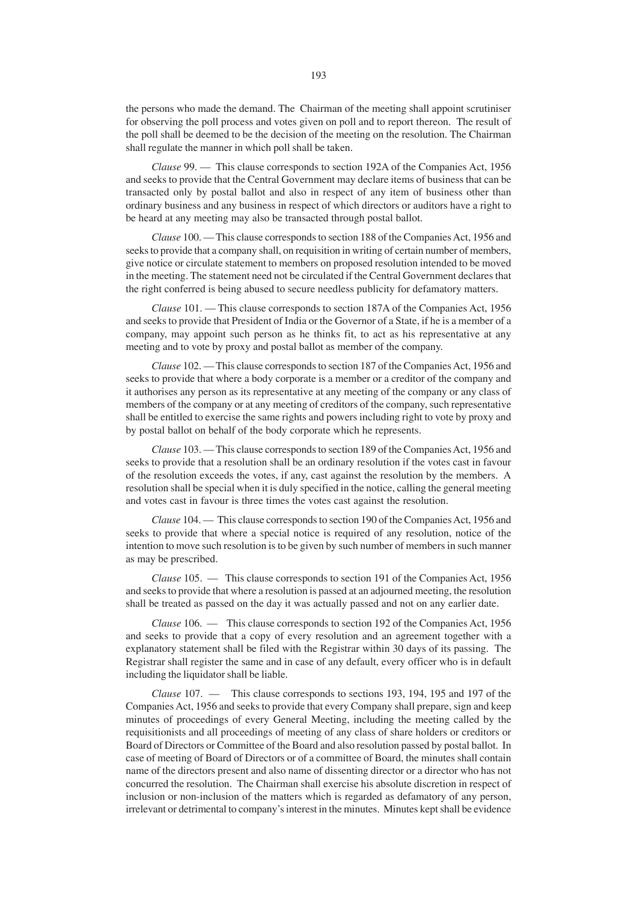the persons who made the demand. The Chairman of the meeting shall appoint scrutiniser for observing the poll process and votes given on poll and to report thereon. The result of the poll shall be deemed to be the decision of the meeting on the resolution. The Chairman shall regulate the manner in which poll shall be taken.

*Clause* 99. — This clause corresponds to section 192A of the Companies Act, 1956 and seeks to provide that the Central Government may declare items of business that can be transacted only by postal ballot and also in respect of any item of business other than ordinary business and any business in respect of which directors or auditors have a right to be heard at any meeting may also be transacted through postal ballot.

*Clause* 100. — This clause corresponds to section 188 of the Companies Act, 1956 and seeks to provide that a company shall, on requisition in writing of certain number of members, give notice or circulate statement to members on proposed resolution intended to be moved in the meeting. The statement need not be circulated if the Central Government declares that the right conferred is being abused to secure needless publicity for defamatory matters.

*Clause* 101. — This clause corresponds to section 187A of the Companies Act, 1956 and seeks to provide that President of India or the Governor of a State, if he is a member of a company, may appoint such person as he thinks fit, to act as his representative at any meeting and to vote by proxy and postal ballot as member of the company.

*Clause* 102. — This clause corresponds to section 187 of the Companies Act, 1956 and seeks to provide that where a body corporate is a member or a creditor of the company and it authorises any person as its representative at any meeting of the company or any class of members of the company or at any meeting of creditors of the company, such representative shall be entitled to exercise the same rights and powers including right to vote by proxy and by postal ballot on behalf of the body corporate which he represents.

*Clause* 103. — This clause corresponds to section 189 of the Companies Act, 1956 and seeks to provide that a resolution shall be an ordinary resolution if the votes cast in favour of the resolution exceeds the votes, if any, cast against the resolution by the members. A resolution shall be special when it is duly specified in the notice, calling the general meeting and votes cast in favour is three times the votes cast against the resolution.

*Clause* 104. — This clause corresponds to section 190 of the Companies Act, 1956 and seeks to provide that where a special notice is required of any resolution, notice of the intention to move such resolution is to be given by such number of members in such manner as may be prescribed.

*Clause* 105. — This clause corresponds to section 191 of the Companies Act, 1956 and seeks to provide that where a resolution is passed at an adjourned meeting, the resolution shall be treated as passed on the day it was actually passed and not on any earlier date.

*Clause* 106. — This clause corresponds to section 192 of the Companies Act, 1956 and seeks to provide that a copy of every resolution and an agreement together with a explanatory statement shall be filed with the Registrar within 30 days of its passing. The Registrar shall register the same and in case of any default, every officer who is in default including the liquidator shall be liable.

*Clause* 107. — This clause corresponds to sections 193, 194, 195 and 197 of the Companies Act, 1956 and seeks to provide that every Company shall prepare, sign and keep minutes of proceedings of every General Meeting, including the meeting called by the requisitionists and all proceedings of meeting of any class of share holders or creditors or Board of Directors or Committee of the Board and also resolution passed by postal ballot. In case of meeting of Board of Directors or of a committee of Board, the minutes shall contain name of the directors present and also name of dissenting director or a director who has not concurred the resolution. The Chairman shall exercise his absolute discretion in respect of inclusion or non-inclusion of the matters which is regarded as defamatory of any person, irrelevant or detrimental to company's interest in the minutes. Minutes kept shall be evidence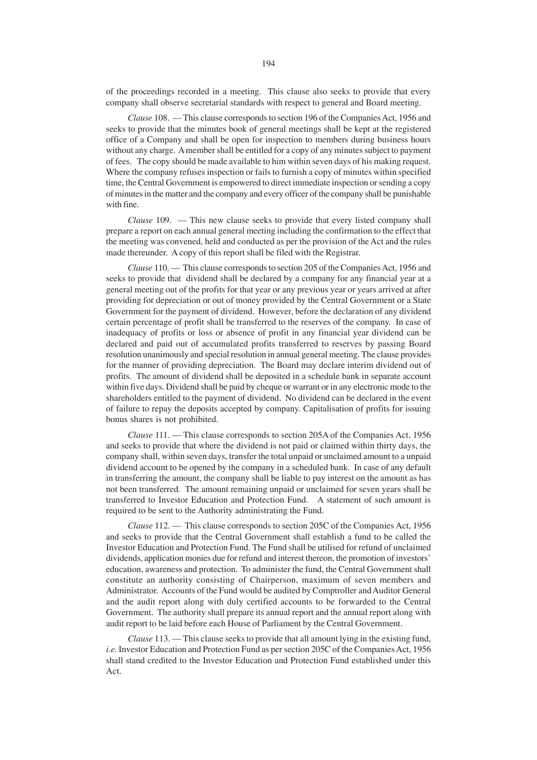of the proceedings recorded in a meeting. This clause also seeks to provide that every company shall observe secretarial standards with respect to general and Board meeting.

*Clause* 108. — This clause corresponds to section 196 of the Companies Act, 1956 and seeks to provide that the minutes book of general meetings shall be kept at the registered office of a Company and shall be open for inspection to members during business hours without any charge. A member shall be entitled for a copy of any minutes subject to payment of fees. The copy should be made available to him within seven days of his making request. Where the company refuses inspection or fails to furnish a copy of minutes within specified time, the Central Government is empowered to direct immediate inspection or sending a copy of minutes in the matter and the company and every officer of the company shall be punishable with fine.

*Clause* 109. — This new clause seeks to provide that every listed company shall prepare a report on each annual general meeting including the confirmation to the effect that the meeting was convened, held and conducted as per the provision of the Act and the rules made thereunder. A copy of this report shall be filed with the Registrar.

*Clause* 110. — This clause corresponds to section 205 of the Companies Act, 1956 and seeks to provide that dividend shall be declared by a company for any financial year at a general meeting out of the profits for that year or any previous year or years arrived at after providing for depreciation or out of money provided by the Central Government or a State Government for the payment of dividend. However, before the declaration of any dividend certain percentage of profit shall be transferred to the reserves of the company. In case of inadequacy of profits or loss or absence of profit in any financial year dividend can be declared and paid out of accumulated profits transferred to reserves by passing Board resolution unanimously and special resolution in annual general meeting. The clause provides for the manner of providing depreciation. The Board may declare interim dividend out of profits. The amount of dividend shall be deposited in a schedule bank in separate account within five days. Dividend shall be paid by cheque or warrant or in any electronic mode to the shareholders entitled to the payment of dividend. No dividend can be declared in the event of failure to repay the deposits accepted by company. Capitalisation of profits for issuing bonus shares is not prohibited.

*Clause* 111. — This clause corresponds to section 205A of the Companies Act, 1956 and seeks to provide that where the dividend is not paid or claimed within thirty days, the company shall, within seven days, transfer the total unpaid or unclaimed amount to a unpaid dividend account to be opened by the company in a scheduled bank. In case of any default in transferring the amount, the company shall be liable to pay interest on the amount as has not been transferred. The amount remaining unpaid or unclaimed for seven years shall be transferred to Investor Education and Protection Fund. A statement of such amount is required to be sent to the Authority administrating the Fund.

*Clause* 112. — This clause corresponds to section 205C of the Companies Act, 1956 and seeks to provide that the Central Government shall establish a fund to be called the Investor Education and Protection Fund. The Fund shall be utilised for refund of unclaimed dividends, application monies due for refund and interest thereon, the promotion of investors' education, awareness and protection. To administer the fund, the Central Government shall constitute an authority consisting of Chairperson, maximum of seven members and Administrator. Accounts of the Fund would be audited by Comptroller and Auditor General and the audit report along with duly certified accounts to be forwarded to the Central Government. The authority shall prepare its annual report and the annual report along with audit report to be laid before each House of Parliament by the Central Government.

*Clause* 113. — This clause seeks to provide that all amount lying in the existing fund, *i.e.* Investor Education and Protection Fund as per section 205C of the Companies Act, 1956 shall stand credited to the Investor Education and Protection Fund established under this Act.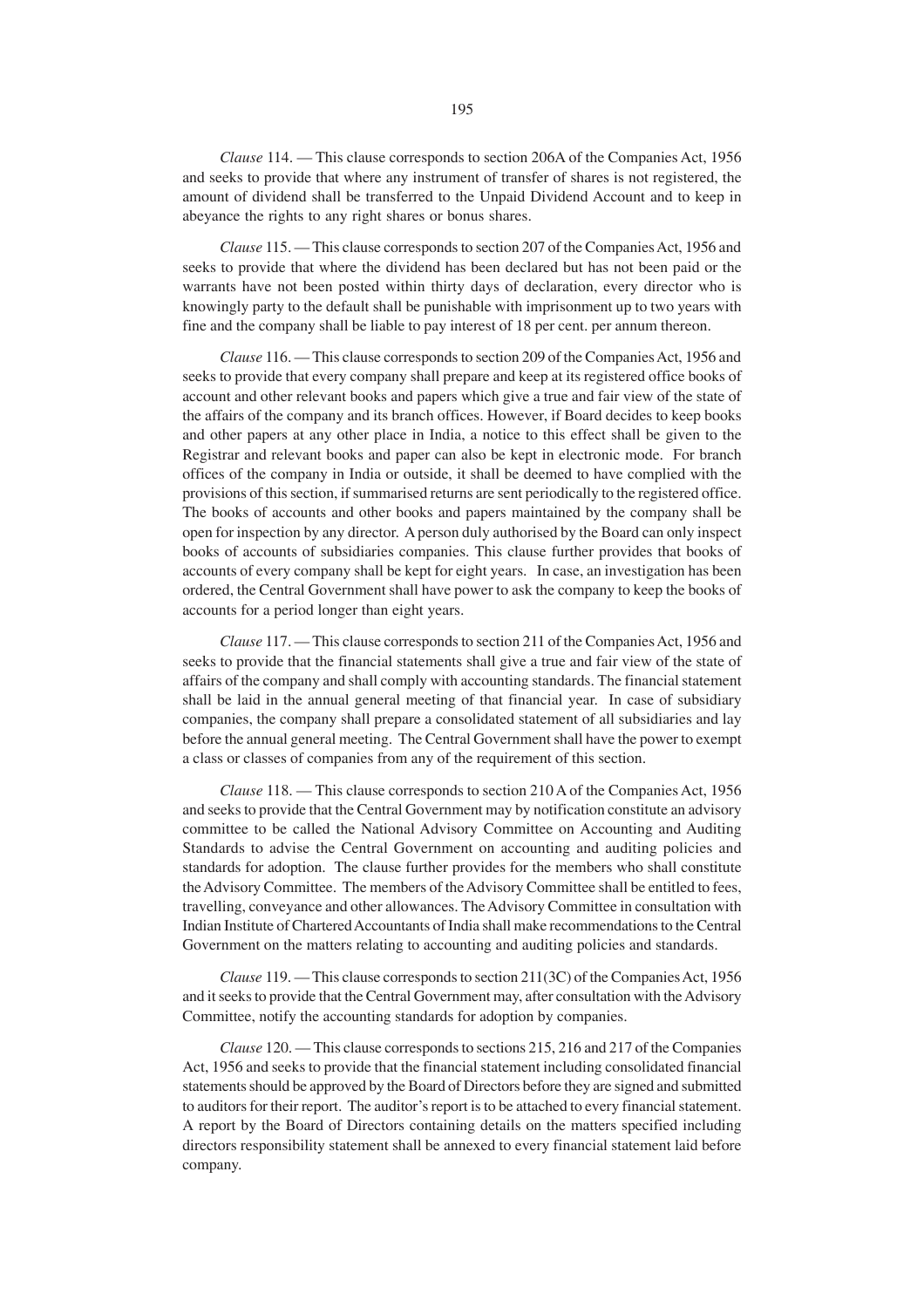*Clause* 114. — This clause corresponds to section 206A of the Companies Act, 1956 and seeks to provide that where any instrument of transfer of shares is not registered, the amount of dividend shall be transferred to the Unpaid Dividend Account and to keep in abeyance the rights to any right shares or bonus shares.

*Clause* 115. — This clause corresponds to section 207 of the Companies Act, 1956 and seeks to provide that where the dividend has been declared but has not been paid or the warrants have not been posted within thirty days of declaration, every director who is knowingly party to the default shall be punishable with imprisonment up to two years with fine and the company shall be liable to pay interest of 18 per cent. per annum thereon.

*Clause* 116. — This clause corresponds to section 209 of the Companies Act, 1956 and seeks to provide that every company shall prepare and keep at its registered office books of account and other relevant books and papers which give a true and fair view of the state of the affairs of the company and its branch offices. However, if Board decides to keep books and other papers at any other place in India, a notice to this effect shall be given to the Registrar and relevant books and paper can also be kept in electronic mode. For branch offices of the company in India or outside, it shall be deemed to have complied with the provisions of this section, if summarised returns are sent periodically to the registered office. The books of accounts and other books and papers maintained by the company shall be open for inspection by any director. A person duly authorised by the Board can only inspect books of accounts of subsidiaries companies. This clause further provides that books of accounts of every company shall be kept for eight years. In case, an investigation has been ordered, the Central Government shall have power to ask the company to keep the books of accounts for a period longer than eight years.

*Clause* 117. — This clause corresponds to section 211 of the Companies Act, 1956 and seeks to provide that the financial statements shall give a true and fair view of the state of affairs of the company and shall comply with accounting standards. The financial statement shall be laid in the annual general meeting of that financial year. In case of subsidiary companies, the company shall prepare a consolidated statement of all subsidiaries and lay before the annual general meeting. The Central Government shall have the power to exempt a class or classes of companies from any of the requirement of this section.

*Clause* 118. — This clause corresponds to section 210 A of the Companies Act, 1956 and seeks to provide that the Central Government may by notification constitute an advisory committee to be called the National Advisory Committee on Accounting and Auditing Standards to advise the Central Government on accounting and auditing policies and standards for adoption. The clause further provides for the members who shall constitute the Advisory Committee. The members of the Advisory Committee shall be entitled to fees, travelling, conveyance and other allowances. The Advisory Committee in consultation with Indian Institute of Chartered Accountants of India shall make recommendations to the Central Government on the matters relating to accounting and auditing policies and standards.

*Clause* 119. — This clause corresponds to section 211(3C) of the Companies Act, 1956 and it seeks to provide that the Central Government may, after consultation with the Advisory Committee, notify the accounting standards for adoption by companies.

*Clause* 120. — This clause corresponds to sections 215, 216 and 217 of the Companies Act, 1956 and seeks to provide that the financial statement including consolidated financial statements should be approved by the Board of Directors before they are signed and submitted to auditors for their report. The auditor's report is to be attached to every financial statement. A report by the Board of Directors containing details on the matters specified including directors responsibility statement shall be annexed to every financial statement laid before company.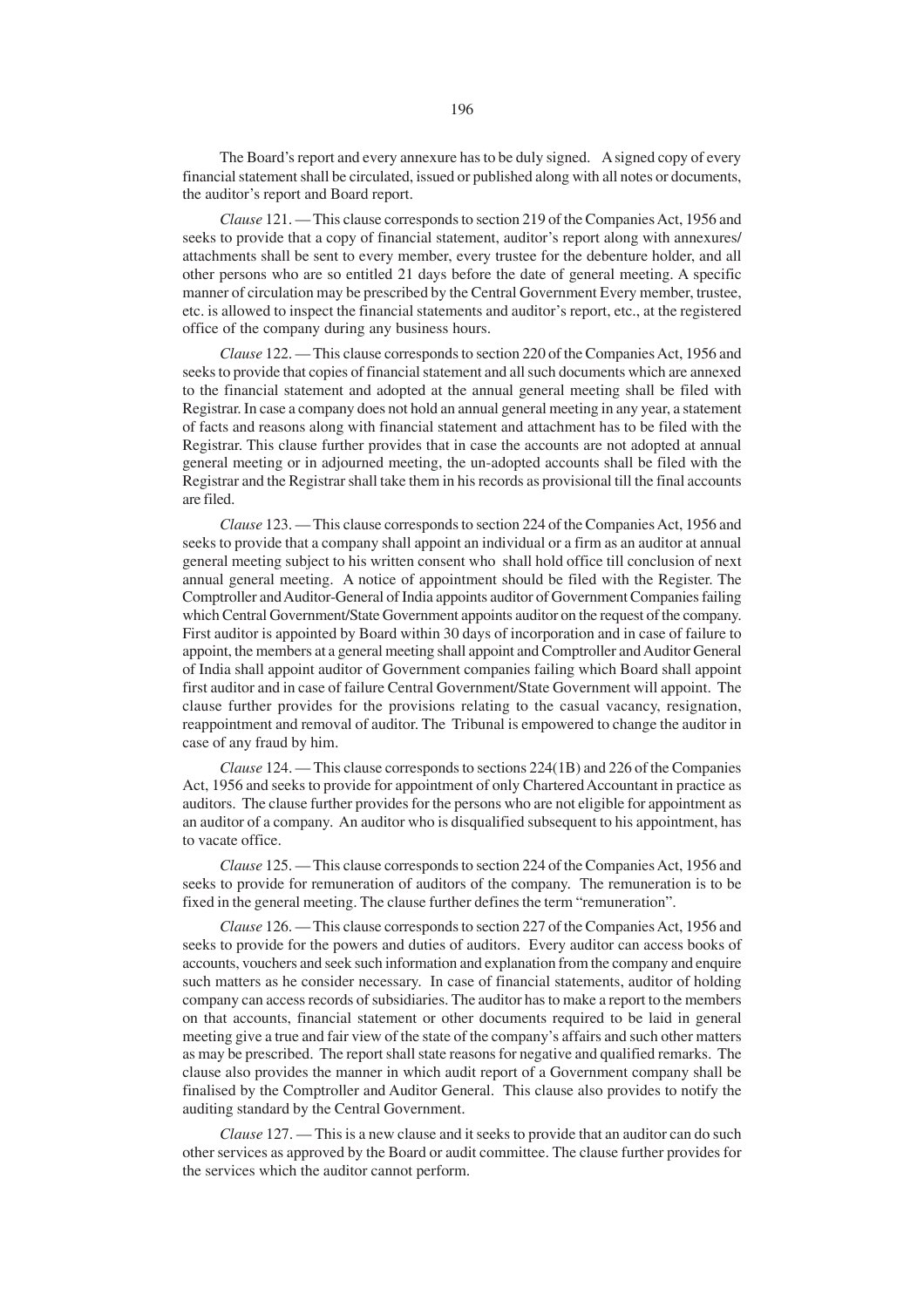The Board's report and every annexure has to be duly signed. A signed copy of every financial statement shall be circulated, issued or published along with all notes or documents, the auditor's report and Board report.

*Clause* 121. — This clause corresponds to section 219 of the Companies Act, 1956 and seeks to provide that a copy of financial statement, auditor's report along with annexures/ attachments shall be sent to every member, every trustee for the debenture holder, and all other persons who are so entitled 21 days before the date of general meeting. A specific manner of circulation may be prescribed by the Central Government Every member, trustee, etc. is allowed to inspect the financial statements and auditor's report, etc., at the registered office of the company during any business hours.

*Clause* 122. — This clause corresponds to section 220 of the Companies Act, 1956 and seeks to provide that copies of financial statement and all such documents which are annexed to the financial statement and adopted at the annual general meeting shall be filed with Registrar. In case a company does not hold an annual general meeting in any year, a statement of facts and reasons along with financial statement and attachment has to be filed with the Registrar. This clause further provides that in case the accounts are not adopted at annual general meeting or in adjourned meeting, the un-adopted accounts shall be filed with the Registrar and the Registrar shall take them in his records as provisional till the final accounts are filed.

*Clause* 123. — This clause corresponds to section 224 of the Companies Act, 1956 and seeks to provide that a company shall appoint an individual or a firm as an auditor at annual general meeting subject to his written consent who shall hold office till conclusion of next annual general meeting. A notice of appointment should be filed with the Register. The Comptroller and Auditor-General of India appoints auditor of Government Companies failing which Central Government/State Government appoints auditor on the request of the company. First auditor is appointed by Board within 30 days of incorporation and in case of failure to appoint, the members at a general meeting shall appoint and Comptroller and Auditor General of India shall appoint auditor of Government companies failing which Board shall appoint first auditor and in case of failure Central Government/State Government will appoint. The clause further provides for the provisions relating to the casual vacancy, resignation, reappointment and removal of auditor. The Tribunal is empowered to change the auditor in case of any fraud by him.

*Clause* 124. — This clause corresponds to sections 224(1B) and 226 of the Companies Act, 1956 and seeks to provide for appointment of only Chartered Accountant in practice as auditors. The clause further provides for the persons who are not eligible for appointment as an auditor of a company. An auditor who is disqualified subsequent to his appointment, has to vacate office.

*Clause* 125. — This clause corresponds to section 224 of the Companies Act, 1956 and seeks to provide for remuneration of auditors of the company. The remuneration is to be fixed in the general meeting. The clause further defines the term "remuneration".

*Clause* 126. — This clause corresponds to section 227 of the Companies Act, 1956 and seeks to provide for the powers and duties of auditors. Every auditor can access books of accounts, vouchers and seek such information and explanation from the company and enquire such matters as he consider necessary. In case of financial statements, auditor of holding company can access records of subsidiaries. The auditor has to make a report to the members on that accounts, financial statement or other documents required to be laid in general meeting give a true and fair view of the state of the company's affairs and such other matters as may be prescribed. The report shall state reasons for negative and qualified remarks. The clause also provides the manner in which audit report of a Government company shall be finalised by the Comptroller and Auditor General. This clause also provides to notify the auditing standard by the Central Government.

*Clause* 127. — This is a new clause and it seeks to provide that an auditor can do such other services as approved by the Board or audit committee. The clause further provides for the services which the auditor cannot perform.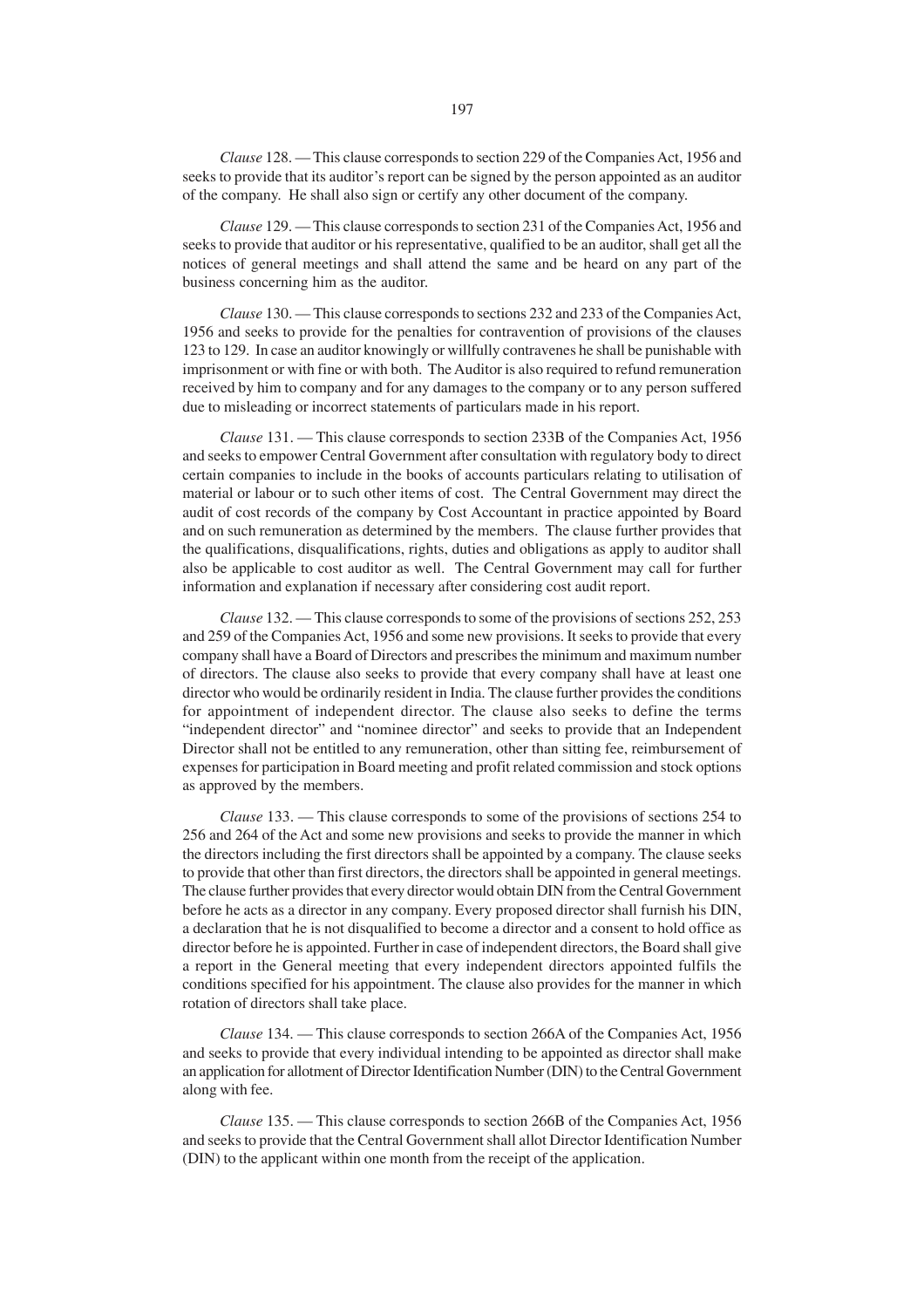*Clause* 128. — This clause corresponds to section 229 of the Companies Act, 1956 and seeks to provide that its auditor's report can be signed by the person appointed as an auditor of the company. He shall also sign or certify any other document of the company.

*Clause* 129. — This clause corresponds to section 231 of the Companies Act, 1956 and seeks to provide that auditor or his representative, qualified to be an auditor, shall get all the notices of general meetings and shall attend the same and be heard on any part of the business concerning him as the auditor.

*Clause* 130. — This clause corresponds to sections 232 and 233 of the Companies Act, 1956 and seeks to provide for the penalties for contravention of provisions of the clauses 123 to 129. In case an auditor knowingly or willfully contravenes he shall be punishable with imprisonment or with fine or with both. The Auditor is also required to refund remuneration received by him to company and for any damages to the company or to any person suffered due to misleading or incorrect statements of particulars made in his report.

*Clause* 131. — This clause corresponds to section 233B of the Companies Act, 1956 and seeks to empower Central Government after consultation with regulatory body to direct certain companies to include in the books of accounts particulars relating to utilisation of material or labour or to such other items of cost. The Central Government may direct the audit of cost records of the company by Cost Accountant in practice appointed by Board and on such remuneration as determined by the members. The clause further provides that the qualifications, disqualifications, rights, duties and obligations as apply to auditor shall also be applicable to cost auditor as well. The Central Government may call for further information and explanation if necessary after considering cost audit report.

*Clause* 132. — This clause corresponds to some of the provisions of sections 252, 253 and 259 of the Companies Act, 1956 and some new provisions. It seeks to provide that every company shall have a Board of Directors and prescribes the minimum and maximum number of directors. The clause also seeks to provide that every company shall have at least one director who would be ordinarily resident in India. The clause further provides the conditions for appointment of independent director. The clause also seeks to define the terms "independent director" and "nominee director" and seeks to provide that an Independent Director shall not be entitled to any remuneration, other than sitting fee, reimbursement of expenses for participation in Board meeting and profit related commission and stock options as approved by the members.

*Clause* 133. — This clause corresponds to some of the provisions of sections 254 to 256 and 264 of the Act and some new provisions and seeks to provide the manner in which the directors including the first directors shall be appointed by a company. The clause seeks to provide that other than first directors, the directors shall be appointed in general meetings. The clause further provides that every director would obtain DIN from the Central Government before he acts as a director in any company. Every proposed director shall furnish his DIN, a declaration that he is not disqualified to become a director and a consent to hold office as director before he is appointed. Further in case of independent directors, the Board shall give a report in the General meeting that every independent directors appointed fulfils the conditions specified for his appointment. The clause also provides for the manner in which rotation of directors shall take place.

*Clause* 134. — This clause corresponds to section 266A of the Companies Act, 1956 and seeks to provide that every individual intending to be appointed as director shall make an application for allotment of Director Identification Number (DIN) to the Central Government along with fee.

*Clause* 135. — This clause corresponds to section 266B of the Companies Act, 1956 and seeks to provide that the Central Government shall allot Director Identification Number (DIN) to the applicant within one month from the receipt of the application.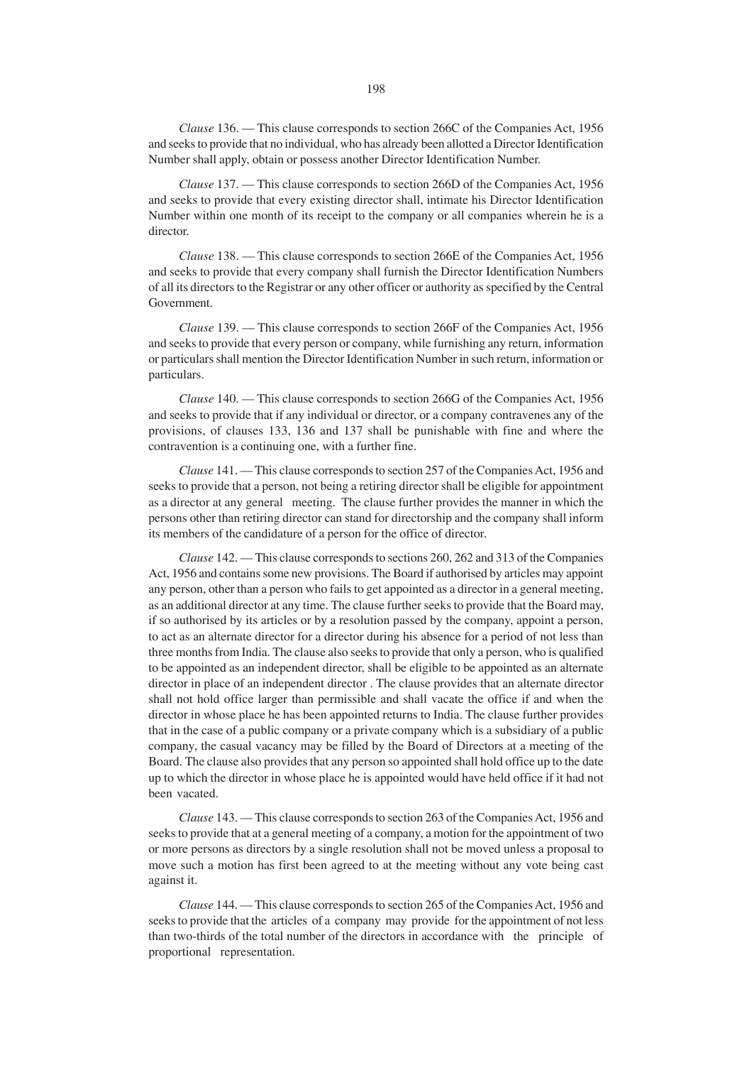*Clause* 136. — This clause corresponds to section 266C of the Companies Act, 1956 and seeks to provide that no individual, who has already been allotted a Director Identification Number shall apply, obtain or possess another Director Identification Number.

*Clause* 137. — This clause corresponds to section 266D of the Companies Act, 1956 and seeks to provide that every existing director shall, intimate his Director Identification Number within one month of its receipt to the company or all companies wherein he is a director.

*Clause* 138. — This clause corresponds to section 266E of the Companies Act, 1956 and seeks to provide that every company shall furnish the Director Identification Numbers of all its directors to the Registrar or any other officer or authority as specified by the Central Government.

*Clause* 139. — This clause corresponds to section 266F of the Companies Act, 1956 and seeks to provide that every person or company, while furnishing any return, information or particulars shall mention the Director Identification Number in such return, information or particulars.

*Clause* 140. — This clause corresponds to section 266G of the Companies Act, 1956 and seeks to provide that if any individual or director, or a company contravenes any of the provisions, of clauses 133, 136 and 137 shall be punishable with fine and where the contravention is a continuing one, with a further fine.

*Clause* 141. — This clause corresponds to section 257 of the Companies Act, 1956 and seeks to provide that a person, not being a retiring director shall be eligible for appointment as a director at any general meeting. The clause further provides the manner in which the persons other than retiring director can stand for directorship and the company shall inform its members of the candidature of a person for the office of director.

*Clause* 142. — This clause corresponds to sections 260, 262 and 313 of the Companies Act, 1956 and contains some new provisions. The Board if authorised by articles may appoint any person, other than a person who fails to get appointed as a director in a general meeting, as an additional director at any time. The clause further seeks to provide that the Board may, if so authorised by its articles or by a resolution passed by the company, appoint a person, to act as an alternate director for a director during his absence for a period of not less than three months from India. The clause also seeks to provide that only a person, who is qualified to be appointed as an independent director, shall be eligible to be appointed as an alternate director in place of an independent director . The clause provides that an alternate director shall not hold office larger than permissible and shall vacate the office if and when the director in whose place he has been appointed returns to India. The clause further provides that in the case of a public company or a private company which is a subsidiary of a public company, the casual vacancy may be filled by the Board of Directors at a meeting of the Board. The clause also provides that any person so appointed shall hold office up to the date up to which the director in whose place he is appointed would have held office if it had not been vacated.

*Clause* 143. — This clause corresponds to section 263 of the Companies Act, 1956 and seeks to provide that at a general meeting of a company, a motion for the appointment of two or more persons as directors by a single resolution shall not be moved unless a proposal to move such a motion has first been agreed to at the meeting without any vote being cast against it.

*Clause* 144. — This clause corresponds to section 265 of the Companies Act, 1956 and seeks to provide that the articles of a company may provide for the appointment of not less than two-thirds of the total number of the directors in accordance with the principle of proportional representation.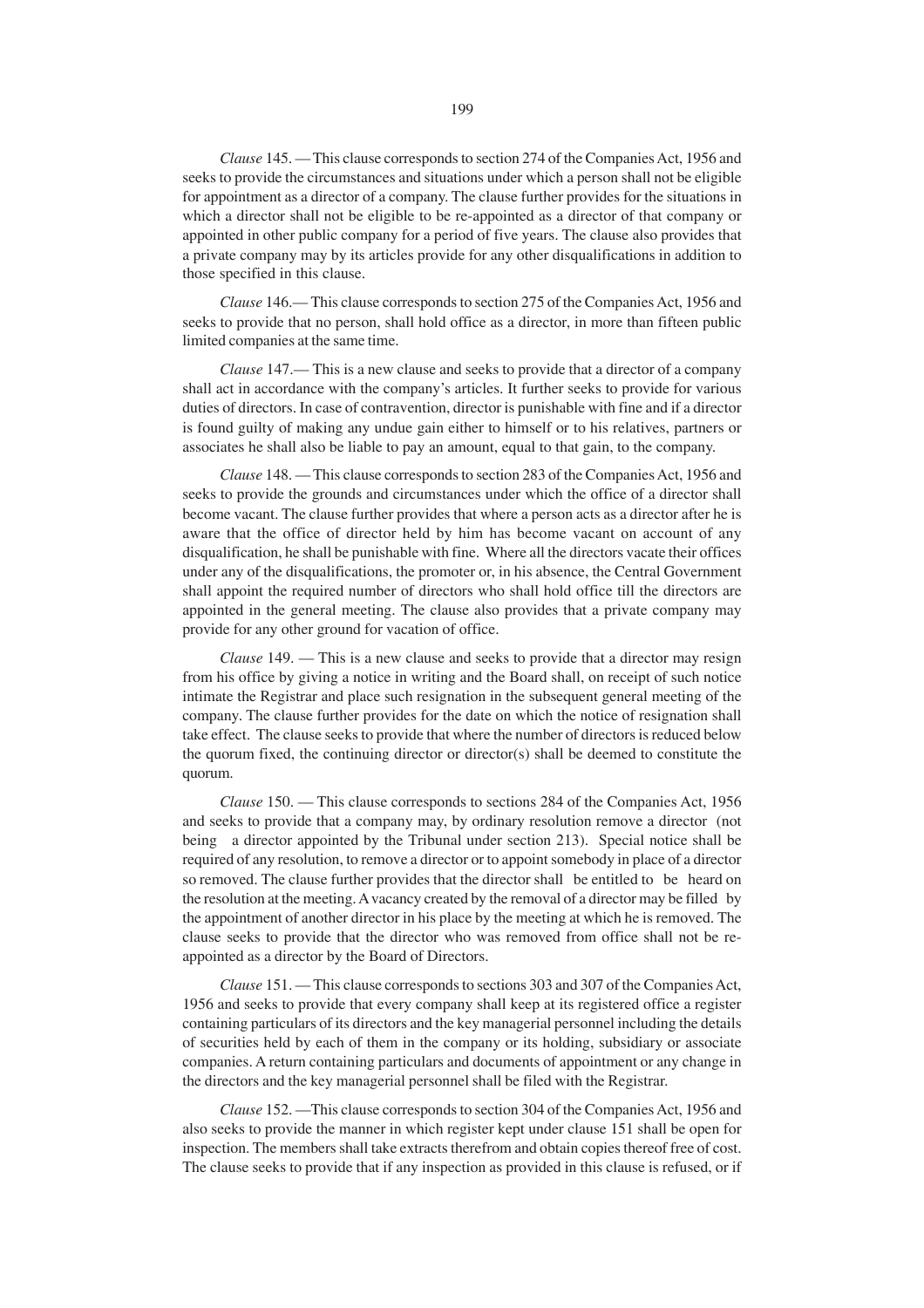*Clause* 145. — This clause corresponds to section 274 of the Companies Act, 1956 and seeks to provide the circumstances and situations under which a person shall not be eligible for appointment as a director of a company. The clause further provides for the situations in which a director shall not be eligible to be re-appointed as a director of that company or appointed in other public company for a period of five years. The clause also provides that a private company may by its articles provide for any other disqualifications in addition to those specified in this clause.

*Clause* 146.— This clause corresponds to section 275 of the Companies Act, 1956 and seeks to provide that no person, shall hold office as a director, in more than fifteen public limited companies at the same time.

*Clause* 147.— This is a new clause and seeks to provide that a director of a company shall act in accordance with the company's articles. It further seeks to provide for various duties of directors. In case of contravention, director is punishable with fine and if a director is found guilty of making any undue gain either to himself or to his relatives, partners or associates he shall also be liable to pay an amount, equal to that gain, to the company.

*Clause* 148. — This clause corresponds to section 283 of the Companies Act, 1956 and seeks to provide the grounds and circumstances under which the office of a director shall become vacant. The clause further provides that where a person acts as a director after he is aware that the office of director held by him has become vacant on account of any disqualification, he shall be punishable with fine. Where all the directors vacate their offices under any of the disqualifications, the promoter or, in his absence, the Central Government shall appoint the required number of directors who shall hold office till the directors are appointed in the general meeting. The clause also provides that a private company may provide for any other ground for vacation of office.

*Clause* 149. — This is a new clause and seeks to provide that a director may resign from his office by giving a notice in writing and the Board shall, on receipt of such notice intimate the Registrar and place such resignation in the subsequent general meeting of the company. The clause further provides for the date on which the notice of resignation shall take effect. The clause seeks to provide that where the number of directors is reduced below the quorum fixed, the continuing director or director(s) shall be deemed to constitute the quorum.

*Clause* 150. — This clause corresponds to sections 284 of the Companies Act, 1956 and seeks to provide that a company may, by ordinary resolution remove a director (not being a director appointed by the Tribunal under section 213). Special notice shall be required of any resolution, to remove a director or to appoint somebody in place of a director so removed. The clause further provides that the director shall be entitled to be heard on the resolution at the meeting. A vacancy created by the removal of a director may be filled by the appointment of another director in his place by the meeting at which he is removed. The clause seeks to provide that the director who was removed from office shall not be re-appointed as a director by the Board of Directors.

*Clause* 151. — This clause corresponds to sections 303 and 307 of the Companies Act, 1956 and seeks to provide that every company shall keep at its registered office a register containing particulars of its directors and the key managerial personnel including the details of securities held by each of them in the company or its holding, subsidiary or associate companies. A return containing particulars and documents of appointment or any change in the directors and the key managerial personnel shall be filed with the Registrar.

*Clause* 152. —This clause corresponds to section 304 of the Companies Act, 1956 and also seeks to provide the manner in which register kept under clause 151 shall be open for inspection. The members shall take extracts therefrom and obtain copies thereof free of cost. The clause seeks to provide that if any inspection as provided in this clause is refused, or if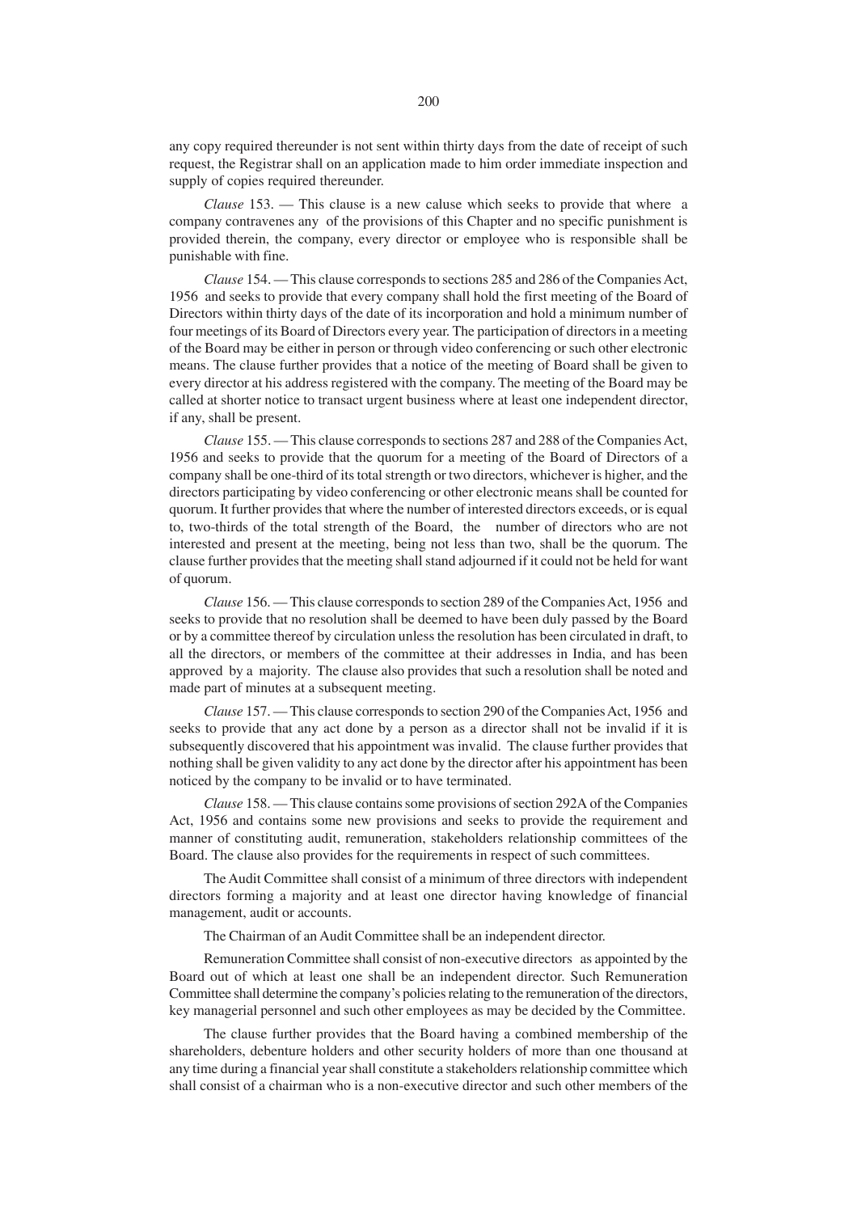any copy required thereunder is not sent within thirty days from the date of receipt of such request, the Registrar shall on an application made to him order immediate inspection and supply of copies required thereunder.

*Clause* 153. — This clause is a new caluse which seeks to provide that where a company contravenes any of the provisions of this Chapter and no specific punishment is provided therein, the company, every director or employee who is responsible shall be punishable with fine.

*Clause* 154. — This clause corresponds to sections 285 and 286 of the Companies Act, 1956 and seeks to provide that every company shall hold the first meeting of the Board of Directors within thirty days of the date of its incorporation and hold a minimum number of four meetings of its Board of Directors every year. The participation of directors in a meeting of the Board may be either in person or through video conferencing or such other electronic means. The clause further provides that a notice of the meeting of Board shall be given to every director at his address registered with the company. The meeting of the Board may be called at shorter notice to transact urgent business where at least one independent director, if any, shall be present.

*Clause* 155. — This clause corresponds to sections 287 and 288 of the Companies Act, 1956 and seeks to provide that the quorum for a meeting of the Board of Directors of a company shall be one-third of its total strength or two directors, whichever is higher, and the directors participating by video conferencing or other electronic means shall be counted for quorum. It further provides that where the number of interested directors exceeds, or is equal to, two-thirds of the total strength of the Board, the number of directors who are not interested and present at the meeting, being not less than two, shall be the quorum. The clause further provides that the meeting shall stand adjourned if it could not be held for want of quorum.

*Clause* 156. — This clause corresponds to section 289 of the Companies Act, 1956 and seeks to provide that no resolution shall be deemed to have been duly passed by the Board or by a committee thereof by circulation unless the resolution has been circulated in draft, to all the directors, or members of the committee at their addresses in India, and has been approved by a majority. The clause also provides that such a resolution shall be noted and made part of minutes at a subsequent meeting.

*Clause* 157. — This clause corresponds to section 290 of the Companies Act, 1956 and seeks to provide that any act done by a person as a director shall not be invalid if it is subsequently discovered that his appointment was invalid. The clause further provides that nothing shall be given validity to any act done by the director after his appointment has been noticed by the company to be invalid or to have terminated.

*Clause* 158. — This clause contains some provisions of section 292A of the Companies Act, 1956 and contains some new provisions and seeks to provide the requirement and manner of constituting audit, remuneration, stakeholders relationship committees of the Board. The clause also provides for the requirements in respect of such committees.

The Audit Committee shall consist of a minimum of three directors with independent directors forming a majority and at least one director having knowledge of financial management, audit or accounts.

The Chairman of an Audit Committee shall be an independent director.

Remuneration Committee shall consist of non-executive directors as appointed by the Board out of which at least one shall be an independent director. Such Remuneration Committee shall determine the company's policies relating to the remuneration of the directors, key managerial personnel and such other employees as may be decided by the Committee.

The clause further provides that the Board having a combined membership of the shareholders, debenture holders and other security holders of more than one thousand at any time during a financial year shall constitute a stakeholders relationship committee which shall consist of a chairman who is a non-executive director and such other members of the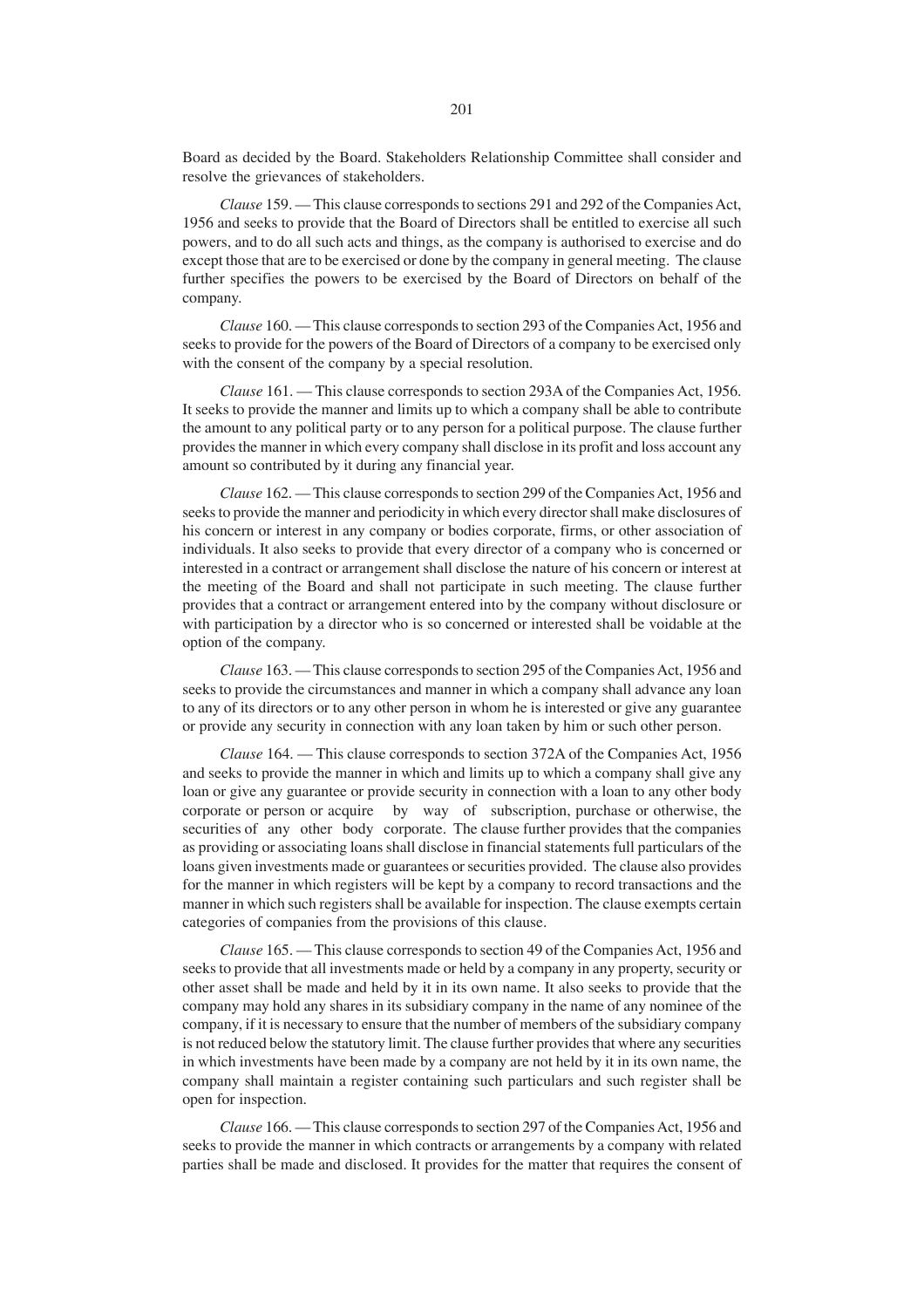Board as decided by the Board. Stakeholders Relationship Committee shall consider and resolve the grievances of stakeholders.

*Clause* 159. — This clause corresponds to sections 291 and 292 of the Companies Act, 1956 and seeks to provide that the Board of Directors shall be entitled to exercise all such powers, and to do all such acts and things, as the company is authorised to exercise and do except those that are to be exercised or done by the company in general meeting. The clause further specifies the powers to be exercised by the Board of Directors on behalf of the company.

*Clause* 160. — This clause corresponds to section 293 of the Companies Act, 1956 and seeks to provide for the powers of the Board of Directors of a company to be exercised only with the consent of the company by a special resolution.

*Clause* 161. — This clause corresponds to section 293A of the Companies Act, 1956. It seeks to provide the manner and limits up to which a company shall be able to contribute the amount to any political party or to any person for a political purpose. The clause further provides the manner in which every company shall disclose in its profit and loss account any amount so contributed by it during any financial year.

*Clause* 162. — This clause corresponds to section 299 of the Companies Act, 1956 and seeks to provide the manner and periodicity in which every director shall make disclosures of his concern or interest in any company or bodies corporate, firms, or other association of individuals. It also seeks to provide that every director of a company who is concerned or interested in a contract or arrangement shall disclose the nature of his concern or interest at the meeting of the Board and shall not participate in such meeting. The clause further provides that a contract or arrangement entered into by the company without disclosure or with participation by a director who is so concerned or interested shall be voidable at the option of the company.

*Clause* 163. — This clause corresponds to section 295 of the Companies Act, 1956 and seeks to provide the circumstances and manner in which a company shall advance any loan to any of its directors or to any other person in whom he is interested or give any guarantee or provide any security in connection with any loan taken by him or such other person.

*Clause* 164. — This clause corresponds to section 372A of the Companies Act, 1956 and seeks to provide the manner in which and limits up to which a company shall give any loan or give any guarantee or provide security in connection with a loan to any other body corporate or person or acquire by way of subscription, purchase or otherwise, the securities of any other body corporate. The clause further provides that the companies as providing or associating loans shall disclose in financial statements full particulars of the loans given investments made or guarantees or securities provided. The clause also provides for the manner in which registers will be kept by a company to record transactions and the manner in which such registers shall be available for inspection. The clause exempts certain categories of companies from the provisions of this clause.

*Clause* 165. — This clause corresponds to section 49 of the Companies Act, 1956 and seeks to provide that all investments made or held by a company in any property, security or other asset shall be made and held by it in its own name. It also seeks to provide that the company may hold any shares in its subsidiary company in the name of any nominee of the company, if it is necessary to ensure that the number of members of the subsidiary company is not reduced below the statutory limit. The clause further provides that where any securities in which investments have been made by a company are not held by it in its own name, the company shall maintain a register containing such particulars and such register shall be open for inspection.

*Clause* 166. — This clause corresponds to section 297 of the Companies Act, 1956 and seeks to provide the manner in which contracts or arrangements by a company with related parties shall be made and disclosed. It provides for the matter that requires the consent of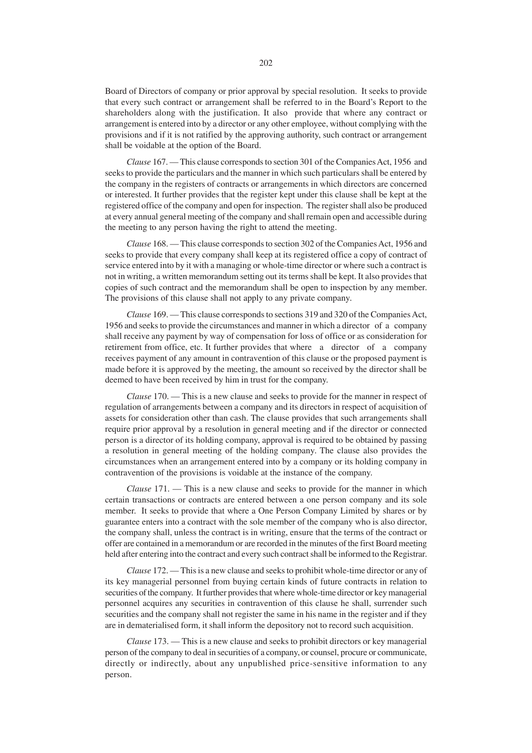Board of Directors of company or prior approval by special resolution. It seeks to provide that every such contract or arrangement shall be referred to in the Board's Report to the shareholders along with the justification. It also provide that where any contract or arrangement is entered into by a director or any other employee, without complying with the provisions and if it is not ratified by the approving authority, such contract or arrangement shall be voidable at the option of the Board.

*Clause* 167. — This clause corresponds to section 301 of the Companies Act, 1956 and seeks to provide the particulars and the manner in which such particulars shall be entered by the company in the registers of contracts or arrangements in which directors are concerned or interested. It further provides that the register kept under this clause shall be kept at the registered office of the company and open for inspection. The register shall also be produced at every annual general meeting of the company and shall remain open and accessible during the meeting to any person having the right to attend the meeting.

*Clause* 168. — This clause corresponds to section 302 of the Companies Act, 1956 and seeks to provide that every company shall keep at its registered office a copy of contract of service entered into by it with a managing or whole-time director or where such a contract is not in writing, a written memorandum setting out its terms shall be kept. It also provides that copies of such contract and the memorandum shall be open to inspection by any member. The provisions of this clause shall not apply to any private company.

*Clause* 169. — This clause corresponds to sections 319 and 320 of the Companies Act, 1956 and seeks to provide the circumstances and manner in which a director of a company shall receive any payment by way of compensation for loss of office or as consideration for retirement from office, etc. It further provides that where a director of a company receives payment of any amount in contravention of this clause or the proposed payment is made before it is approved by the meeting, the amount so received by the director shall be deemed to have been received by him in trust for the company.

*Clause* 170. — This is a new clause and seeks to provide for the manner in respect of regulation of arrangements between a company and its directors in respect of acquisition of assets for consideration other than cash. The clause provides that such arrangements shall require prior approval by a resolution in general meeting and if the director or connected person is a director of its holding company, approval is required to be obtained by passing a resolution in general meeting of the holding company. The clause also provides the circumstances when an arrangement entered into by a company or its holding company in contravention of the provisions is voidable at the instance of the company.

*Clause* 171. — This is a new clause and seeks to provide for the manner in which certain transactions or contracts are entered between a one person company and its sole member. It seeks to provide that where a One Person Company Limited by shares or by guarantee enters into a contract with the sole member of the company who is also director, the company shall, unless the contract is in writing, ensure that the terms of the contract or offer are contained in a memorandum or are recorded in the minutes of the first Board meeting held after entering into the contract and every such contract shall be informed to the Registrar.

*Clause* 172. — This is a new clause and seeks to prohibit whole-time director or any of its key managerial personnel from buying certain kinds of future contracts in relation to securities of the company. It further provides that where whole-time director or key managerial personnel acquires any securities in contravention of this clause he shall, surrender such securities and the company shall not register the same in his name in the register and if they are in dematerialised form, it shall inform the depository not to record such acquisition.

*Clause* 173. — This is a new clause and seeks to prohibit directors or key managerial person of the company to deal in securities of a company, or counsel, procure or communicate, directly or indirectly, about any unpublished price-sensitive information to any person.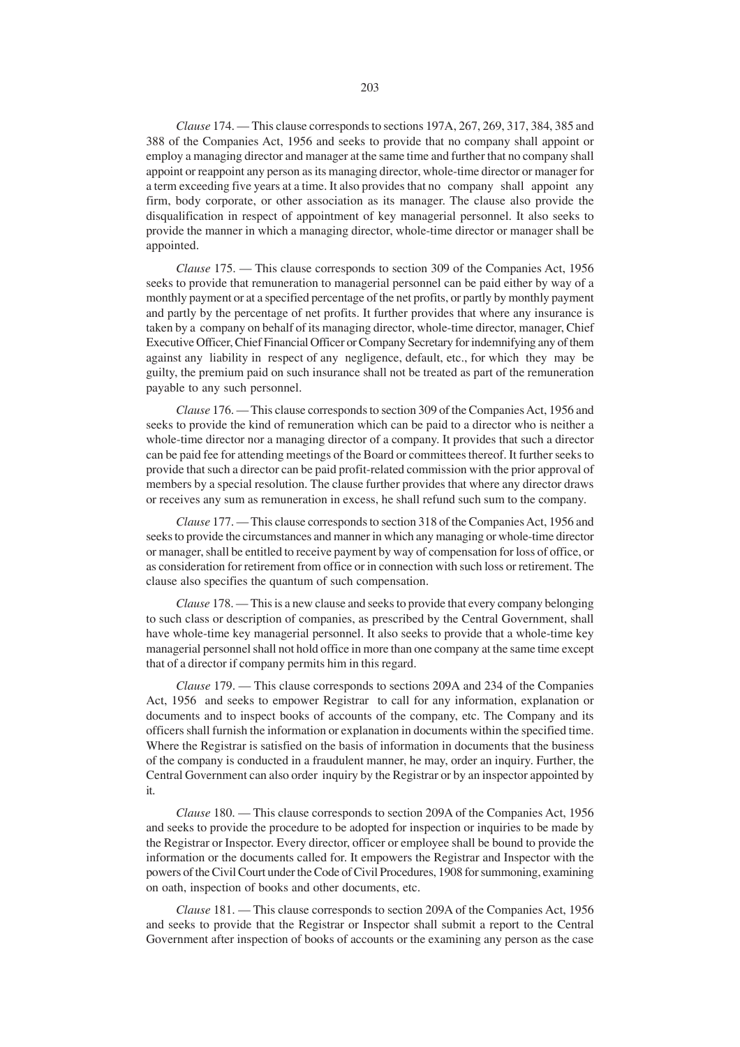*Clause* 174. — This clause corresponds to sections 197A, 267, 269, 317, 384, 385 and 388 of the Companies Act, 1956 and seeks to provide that no company shall appoint or employ a managing director and manager at the same time and further that no company shall appoint or reappoint any person as its managing director, whole-time director or manager for a term exceeding five years at a time. It also provides that no company shall appoint any firm, body corporate, or other association as its manager. The clause also provide the disqualification in respect of appointment of key managerial personnel. It also seeks to provide the manner in which a managing director, whole-time director or manager shall be appointed.

*Clause* 175. — This clause corresponds to section 309 of the Companies Act, 1956 seeks to provide that remuneration to managerial personnel can be paid either by way of a monthly payment or at a specified percentage of the net profits, or partly by monthly payment and partly by the percentage of net profits. It further provides that where any insurance is taken by a company on behalf of its managing director, whole-time director, manager, Chief Executive Officer, Chief Financial Officer or Company Secretary for indemnifying any of them against any liability in respect of any negligence, default, etc., for which they may be guilty, the premium paid on such insurance shall not be treated as part of the remuneration payable to any such personnel.

*Clause* 176. — This clause corresponds to section 309 of the Companies Act, 1956 and seeks to provide the kind of remuneration which can be paid to a director who is neither a whole-time director nor a managing director of a company. It provides that such a director can be paid fee for attending meetings of the Board or committees thereof. It further seeks to provide that such a director can be paid profit-related commission with the prior approval of members by a special resolution. The clause further provides that where any director draws or receives any sum as remuneration in excess, he shall refund such sum to the company.

*Clause* 177. — This clause corresponds to section 318 of the Companies Act, 1956 and seeks to provide the circumstances and manner in which any managing or whole-time director or manager, shall be entitled to receive payment by way of compensation for loss of office, or as consideration for retirement from office or in connection with such loss or retirement. The clause also specifies the quantum of such compensation.

*Clause* 178. — This is a new clause and seeks to provide that every company belonging to such class or description of companies, as prescribed by the Central Government, shall have whole-time key managerial personnel. It also seeks to provide that a whole-time key managerial personnel shall not hold office in more than one company at the same time except that of a director if company permits him in this regard.

*Clause* 179. — This clause corresponds to sections 209A and 234 of the Companies Act, 1956 and seeks to empower Registrar to call for any information, explanation or documents and to inspect books of accounts of the company, etc. The Company and its officers shall furnish the information or explanation in documents within the specified time. Where the Registrar is satisfied on the basis of information in documents that the business of the company is conducted in a fraudulent manner, he may, order an inquiry. Further, the Central Government can also order inquiry by the Registrar or by an inspector appointed by it.

*Clause* 180. — This clause corresponds to section 209A of the Companies Act, 1956 and seeks to provide the procedure to be adopted for inspection or inquiries to be made by the Registrar or Inspector. Every director, officer or employee shall be bound to provide the information or the documents called for. It empowers the Registrar and Inspector with the powers of the Civil Court under the Code of Civil Procedures, 1908 for summoning, examining on oath, inspection of books and other documents, etc.

*Clause* 181. — This clause corresponds to section 209A of the Companies Act, 1956 and seeks to provide that the Registrar or Inspector shall submit a report to the Central Government after inspection of books of accounts or the examining any person as the case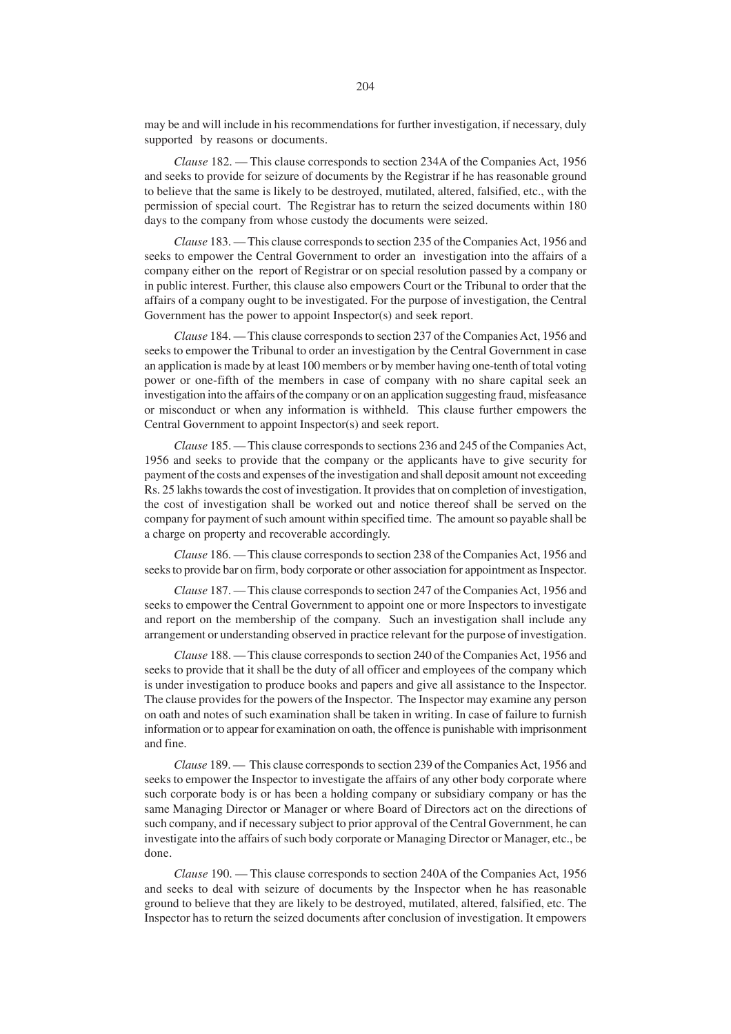may be and will include in his recommendations for further investigation, if necessary, duly supported by reasons or documents.

*Clause* 182. — This clause corresponds to section 234A of the Companies Act, 1956 and seeks to provide for seizure of documents by the Registrar if he has reasonable ground to believe that the same is likely to be destroyed, mutilated, altered, falsified, etc., with the permission of special court. The Registrar has to return the seized documents within 180 days to the company from whose custody the documents were seized.

*Clause* 183. — This clause corresponds to section 235 of the Companies Act, 1956 and seeks to empower the Central Government to order an investigation into the affairs of a company either on the report of Registrar or on special resolution passed by a company or in public interest. Further, this clause also empowers Court or the Tribunal to order that the affairs of a company ought to be investigated. For the purpose of investigation, the Central Government has the power to appoint Inspector(s) and seek report.

*Clause* 184. — This clause corresponds to section 237 of the Companies Act, 1956 and seeks to empower the Tribunal to order an investigation by the Central Government in case an application is made by at least 100 members or by member having one-tenth of total voting power or one-fifth of the members in case of company with no share capital seek an investigation into the affairs of the company or on an application suggesting fraud, misfeasance or misconduct or when any information is withheld. This clause further empowers the Central Government to appoint Inspector(s) and seek report.

*Clause* 185. — This clause corresponds to sections 236 and 245 of the Companies Act, 1956 and seeks to provide that the company or the applicants have to give security for payment of the costs and expenses of the investigation and shall deposit amount not exceeding Rs. 25 lakhs towards the cost of investigation. It provides that on completion of investigation, the cost of investigation shall be worked out and notice thereof shall be served on the company for payment of such amount within specified time. The amount so payable shall be a charge on property and recoverable accordingly.

*Clause* 186. — This clause corresponds to section 238 of the Companies Act, 1956 and seeks to provide bar on firm, body corporate or other association for appointment as Inspector.

*Clause* 187. — This clause corresponds to section 247 of the Companies Act, 1956 and seeks to empower the Central Government to appoint one or more Inspectors to investigate and report on the membership of the company. Such an investigation shall include any arrangement or understanding observed in practice relevant for the purpose of investigation.

*Clause* 188. — This clause corresponds to section 240 of the Companies Act, 1956 and seeks to provide that it shall be the duty of all officer and employees of the company which is under investigation to produce books and papers and give all assistance to the Inspector. The clause provides for the powers of the Inspector. The Inspector may examine any person on oath and notes of such examination shall be taken in writing. In case of failure to furnish information or to appear for examination on oath, the offence is punishable with imprisonment and fine.

*Clause* 189. — This clause corresponds to section 239 of the Companies Act, 1956 and seeks to empower the Inspector to investigate the affairs of any other body corporate where such corporate body is or has been a holding company or subsidiary company or has the same Managing Director or Manager or where Board of Directors act on the directions of such company, and if necessary subject to prior approval of the Central Government, he can investigate into the affairs of such body corporate or Managing Director or Manager, etc., be done.

*Clause* 190. — This clause corresponds to section 240A of the Companies Act, 1956 and seeks to deal with seizure of documents by the Inspector when he has reasonable ground to believe that they are likely to be destroyed, mutilated, altered, falsified, etc. The Inspector has to return the seized documents after conclusion of investigation. It empowers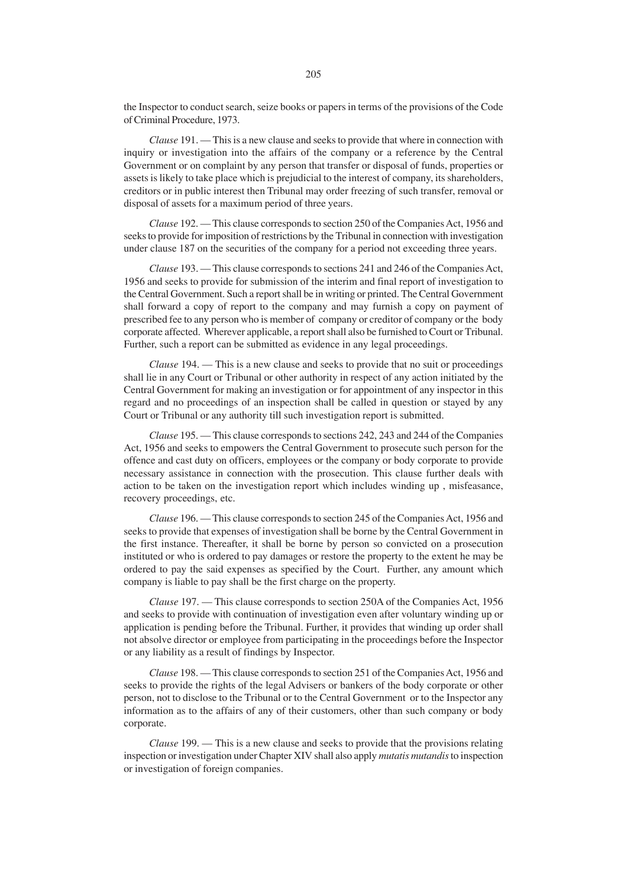the Inspector to conduct search, seize books or papers in terms of the provisions of the Code of Criminal Procedure, 1973.

*Clause* 191. — This is a new clause and seeks to provide that where in connection with inquiry or investigation into the affairs of the company or a reference by the Central Government or on complaint by any person that transfer or disposal of funds, properties or assets is likely to take place which is prejudicial to the interest of company, its shareholders, creditors or in public interest then Tribunal may order freezing of such transfer, removal or disposal of assets for a maximum period of three years.

*Clause* 192. — This clause corresponds to section 250 of the Companies Act, 1956 and seeks to provide for imposition of restrictions by the Tribunal in connection with investigation under clause 187 on the securities of the company for a period not exceeding three years.

*Clause* 193. — This clause corresponds to sections 241 and 246 of the Companies Act, 1956 and seeks to provide for submission of the interim and final report of investigation to the Central Government. Such a report shall be in writing or printed. The Central Government shall forward a copy of report to the company and may furnish a copy on payment of prescribed fee to any person who is member of company or creditor of company or the body corporate affected. Wherever applicable, a report shall also be furnished to Court or Tribunal. Further, such a report can be submitted as evidence in any legal proceedings.

*Clause* 194. — This is a new clause and seeks to provide that no suit or proceedings shall lie in any Court or Tribunal or other authority in respect of any action initiated by the Central Government for making an investigation or for appointment of any inspector in this regard and no proceedings of an inspection shall be called in question or stayed by any Court or Tribunal or any authority till such investigation report is submitted.

*Clause* 195. — This clause corresponds to sections 242, 243 and 244 of the Companies Act, 1956 and seeks to empowers the Central Government to prosecute such person for the offence and cast duty on officers, employees or the company or body corporate to provide necessary assistance in connection with the prosecution. This clause further deals with action to be taken on the investigation report which includes winding up , misfeasance, recovery proceedings, etc.

*Clause* 196. — This clause corresponds to section 245 of the Companies Act, 1956 and seeks to provide that expenses of investigation shall be borne by the Central Government in the first instance. Thereafter, it shall be borne by person so convicted on a prosecution instituted or who is ordered to pay damages or restore the property to the extent he may be ordered to pay the said expenses as specified by the Court. Further, any amount which company is liable to pay shall be the first charge on the property.

*Clause* 197. — This clause corresponds to section 250A of the Companies Act, 1956 and seeks to provide with continuation of investigation even after voluntary winding up or application is pending before the Tribunal. Further, it provides that winding up order shall not absolve director or employee from participating in the proceedings before the Inspector or any liability as a result of findings by Inspector.

*Clause* 198. — This clause corresponds to section 251 of the Companies Act, 1956 and seeks to provide the rights of the legal Advisers or bankers of the body corporate or other person, not to disclose to the Tribunal or to the Central Government or to the Inspector any information as to the affairs of any of their customers, other than such company or body corporate.

*Clause* 199. — This is a new clause and seeks to provide that the provisions relating inspection or investigation under Chapter XIV shall also apply *mutatis mutandis* to inspection or investigation of foreign companies.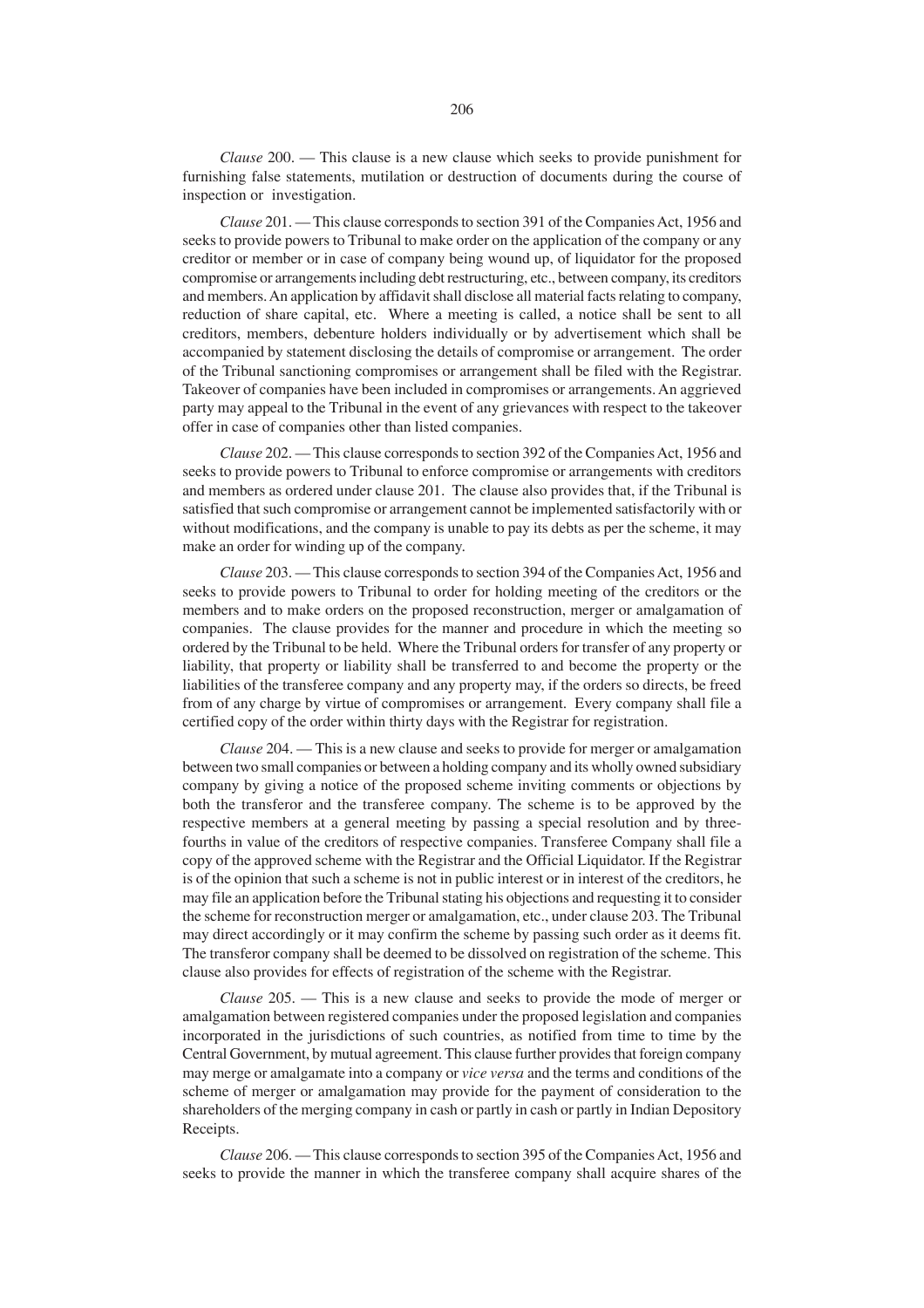*Clause* 200. — This clause is a new clause which seeks to provide punishment for furnishing false statements, mutilation or destruction of documents during the course of inspection or investigation.

*Clause* 201. — This clause corresponds to section 391 of the Companies Act, 1956 and seeks to provide powers to Tribunal to make order on the application of the company or any creditor or member or in case of company being wound up, of liquidator for the proposed compromise or arrangements including debt restructuring, etc., between company, its creditors and members. An application by affidavit shall disclose all material facts relating to company, reduction of share capital, etc. Where a meeting is called, a notice shall be sent to all creditors, members, debenture holders individually or by advertisement which shall be accompanied by statement disclosing the details of compromise or arrangement. The order of the Tribunal sanctioning compromises or arrangement shall be filed with the Registrar. Takeover of companies have been included in compromises or arrangements. An aggrieved party may appeal to the Tribunal in the event of any grievances with respect to the takeover offer in case of companies other than listed companies.

*Clause* 202. — This clause corresponds to section 392 of the Companies Act, 1956 and seeks to provide powers to Tribunal to enforce compromise or arrangements with creditors and members as ordered under clause 201. The clause also provides that, if the Tribunal is satisfied that such compromise or arrangement cannot be implemented satisfactorily with or without modifications, and the company is unable to pay its debts as per the scheme, it may make an order for winding up of the company.

*Clause* 203. — This clause corresponds to section 394 of the Companies Act, 1956 and seeks to provide powers to Tribunal to order for holding meeting of the creditors or the members and to make orders on the proposed reconstruction, merger or amalgamation of companies. The clause provides for the manner and procedure in which the meeting so ordered by the Tribunal to be held. Where the Tribunal orders for transfer of any property or liability, that property or liability shall be transferred to and become the property or the liabilities of the transferee company and any property may, if the orders so directs, be freed from of any charge by virtue of compromises or arrangement. Every company shall file a certified copy of the order within thirty days with the Registrar for registration.

*Clause* 204. — This is a new clause and seeks to provide for merger or amalgamation between two small companies or between a holding company and its wholly owned subsidiary company by giving a notice of the proposed scheme inviting comments or objections by both the transferor and the transferee company. The scheme is to be approved by the respective members at a general meeting by passing a special resolution and by three-fourths in value of the creditors of respective companies. Transferee Company shall file a copy of the approved scheme with the Registrar and the Official Liquidator. If the Registrar is of the opinion that such a scheme is not in public interest or in interest of the creditors, he may file an application before the Tribunal stating his objections and requesting it to consider the scheme for reconstruction merger or amalgamation, etc., under clause 203. The Tribunal may direct accordingly or it may confirm the scheme by passing such order as it deems fit. The transferor company shall be deemed to be dissolved on registration of the scheme. This clause also provides for effects of registration of the scheme with the Registrar.

*Clause* 205. — This is a new clause and seeks to provide the mode of merger or amalgamation between registered companies under the proposed legislation and companies incorporated in the jurisdictions of such countries, as notified from time to time by the Central Government, by mutual agreement. This clause further provides that foreign company may merge or amalgamate into a company or *vice versa* and the terms and conditions of the scheme of merger or amalgamation may provide for the payment of consideration to the shareholders of the merging company in cash or partly in cash or partly in Indian Depository Receipts.

*Clause* 206. — This clause corresponds to section 395 of the Companies Act, 1956 and seeks to provide the manner in which the transferee company shall acquire shares of the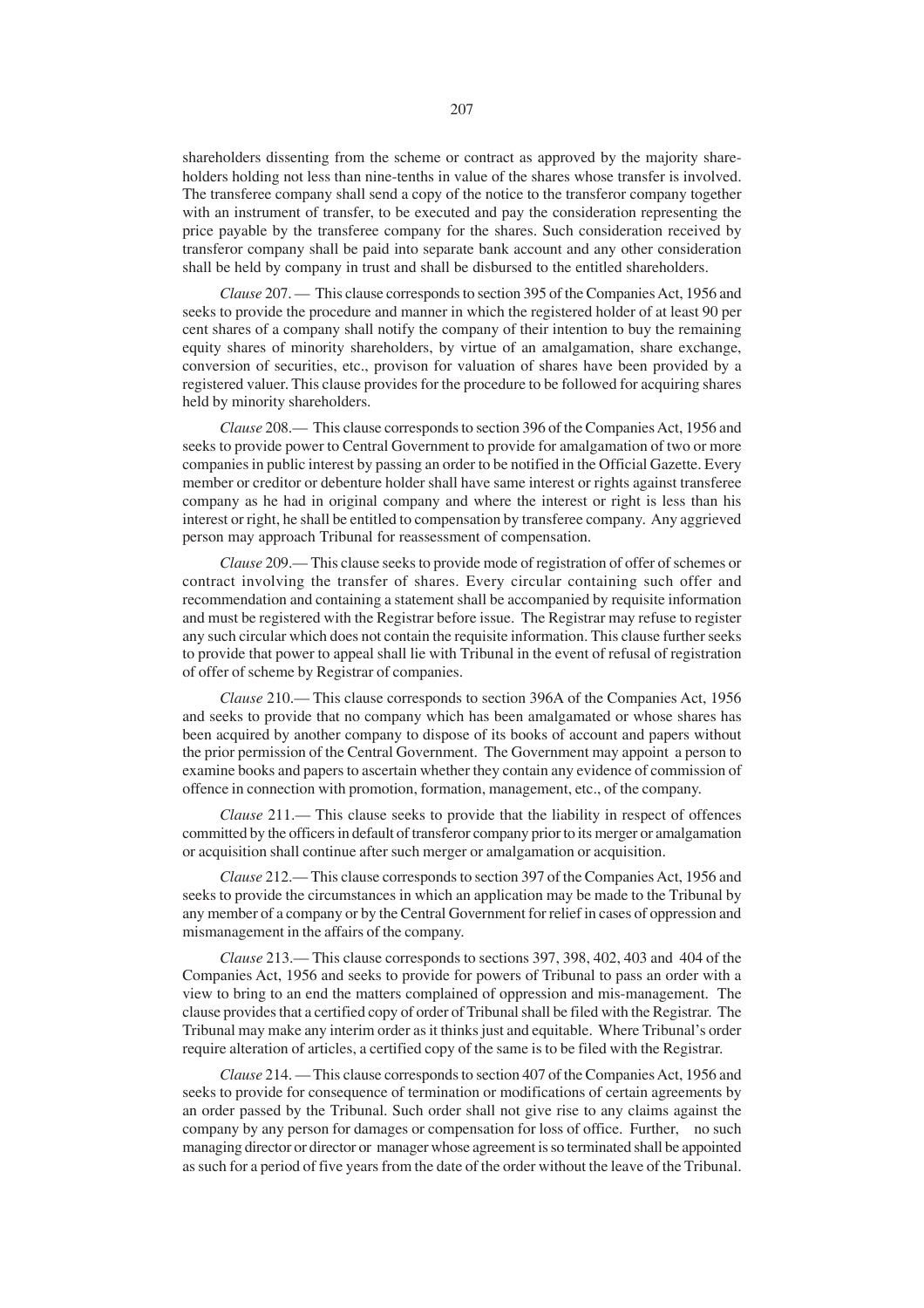shareholders dissenting from the scheme or contract as approved by the majority shareholders holding not less than nine-tenths in value of the shares whose transfer is involved. The transferee company shall send a copy of the notice to the transferor company together with an instrument of transfer, to be executed and pay the consideration representing the price payable by the transferee company for the shares. Such consideration received by transferor company shall be paid into separate bank account and any other consideration shall be held by company in trust and shall be disbursed to the entitled shareholders.

*Clause* 207. — This clause corresponds to section 395 of the Companies Act, 1956 and seeks to provide the procedure and manner in which the registered holder of at least 90 per cent shares of a company shall notify the company of their intention to buy the remaining equity shares of minority shareholders, by virtue of an amalgamation, share exchange, conversion of securities, etc., provison for valuation of shares have been provided by a registered valuer. This clause provides for the procedure to be followed for acquiring shares held by minority shareholders.

*Clause* 208.— This clause corresponds to section 396 of the Companies Act, 1956 and seeks to provide power to Central Government to provide for amalgamation of two or more companies in public interest by passing an order to be notified in the Official Gazette. Every member or creditor or debenture holder shall have same interest or rights against transferee company as he had in original company and where the interest or right is less than his interest or right, he shall be entitled to compensation by transferee company. Any aggrieved person may approach Tribunal for reassessment of compensation.

*Clause* 209.— This clause seeks to provide mode of registration of offer of schemes or contract involving the transfer of shares. Every circular containing such offer and recommendation and containing a statement shall be accompanied by requisite information and must be registered with the Registrar before issue. The Registrar may refuse to register any such circular which does not contain the requisite information. This clause further seeks to provide that power to appeal shall lie with Tribunal in the event of refusal of registration of offer of scheme by Registrar of companies.

*Clause* 210.— This clause corresponds to section 396A of the Companies Act, 1956 and seeks to provide that no company which has been amalgamated or whose shares has been acquired by another company to dispose of its books of account and papers without the prior permission of the Central Government. The Government may appoint a person to examine books and papers to ascertain whether they contain any evidence of commission of offence in connection with promotion, formation, management, etc., of the company.

*Clause* 211.— This clause seeks to provide that the liability in respect of offences committed by the officers in default of transferor company prior to its merger or amalgamation or acquisition shall continue after such merger or amalgamation or acquisition.

*Clause* 212.— This clause corresponds to section 397 of the Companies Act, 1956 and seeks to provide the circumstances in which an application may be made to the Tribunal by any member of a company or by the Central Government for relief in cases of oppression and mismanagement in the affairs of the company.

*Clause* 213.— This clause corresponds to sections 397, 398, 402, 403 and 404 of the Companies Act, 1956 and seeks to provide for powers of Tribunal to pass an order with a view to bring to an end the matters complained of oppression and mis-management. The clause provides that a certified copy of order of Tribunal shall be filed with the Registrar. The Tribunal may make any interim order as it thinks just and equitable. Where Tribunal's order require alteration of articles, a certified copy of the same is to be filed with the Registrar.

*Clause* 214. — This clause corresponds to section 407 of the Companies Act, 1956 and seeks to provide for consequence of termination or modifications of certain agreements by an order passed by the Tribunal. Such order shall not give rise to any claims against the company by any person for damages or compensation for loss of office. Further, no such managing director or director or manager whose agreement is so terminated shall be appointed as such for a period of five years from the date of the order without the leave of the Tribunal.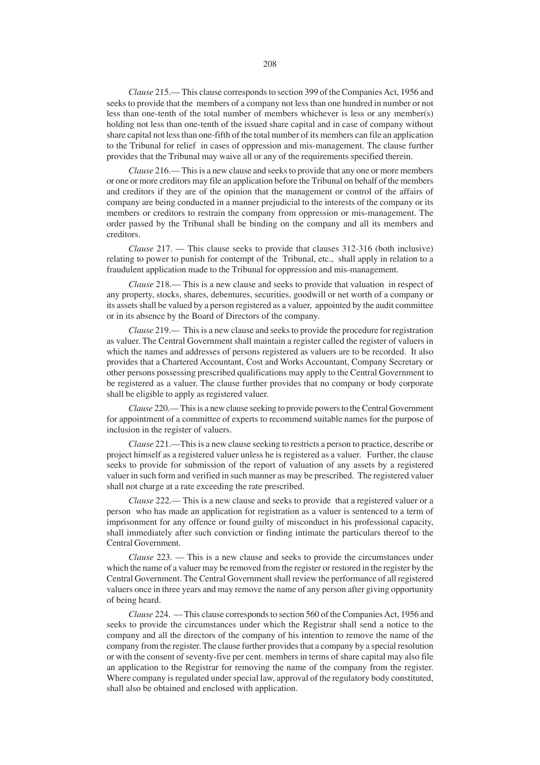*Clause* 215.— This clause corresponds to section 399 of the Companies Act, 1956 and seeks to provide that the members of a company not less than one hundred in number or not less than one-tenth of the total number of members whichever is less or any member(s) holding not less than one-tenth of the issued share capital and in case of company without share capital not less than one-fifth of the total number of its members can file an application to the Tribunal for relief in cases of oppression and mis-management. The clause further provides that the Tribunal may waive all or any of the requirements specified therein.

*Clause* 216.— This is a new clause and seeks to provide that any one or more members or one or more creditors may file an application before the Tribunal on behalf of the members and creditors if they are of the opinion that the management or control of the affairs of company are being conducted in a manner prejudicial to the interests of the company or its members or creditors to restrain the company from oppression or mis-management. The order passed by the Tribunal shall be binding on the company and all its members and creditors.

*Clause* 217. — This clause seeks to provide that clauses 312-316 (both inclusive) relating to power to punish for contempt of the Tribunal, etc., shall apply in relation to a fraudulent application made to the Tribunal for oppression and mis-management.

*Clause* 218.— This is a new clause and seeks to provide that valuation in respect of any property, stocks, shares, debentures, securities, goodwill or net worth of a company or its assets shall be valued by a person registered as a valuer, appointed by the audit committee or in its absence by the Board of Directors of the company.

*Clause* 219.— This is a new clause and seeks to provide the procedure for registration as valuer. The Central Government shall maintain a register called the register of valuers in which the names and addresses of persons registered as valuers are to be recorded. It also provides that a Chartered Accountant, Cost and Works Accountant, Company Secretary or other persons possessing prescribed qualifications may apply to the Central Government to be registered as a valuer. The clause further provides that no company or body corporate shall be eligible to apply as registered valuer.

*Clause* 220.— This is a new clause seeking to provide powers to the Central Government for appointment of a committee of experts to recommend suitable names for the purpose of inclusion in the register of valuers.

*Clause* 221.—This is a new clause seeking to restricts a person to practice, describe or project himself as a registered valuer unless he is registered as a valuer. Further, the clause seeks to provide for submission of the report of valuation of any assets by a registered valuer in such form and verified in such manner as may be prescribed. The registered valuer shall not charge at a rate exceeding the rate prescribed.

*Clause* 222.— This is a new clause and seeks to provide that a registered valuer or a person who has made an application for registration as a valuer is sentenced to a term of imprisonment for any offence or found guilty of misconduct in his professional capacity, shall immediately after such conviction or finding intimate the particulars thereof to the Central Government.

*Clause* 223. — This is a new clause and seeks to provide the circumstances under which the name of a valuer may be removed from the register or restored in the register by the Central Government. The Central Government shall review the performance of all registered valuers once in three years and may remove the name of any person after giving opportunity of being heard.

*Clause* 224. — This clause corresponds to section 560 of the Companies Act, 1956 and seeks to provide the circumstances under which the Registrar shall send a notice to the company and all the directors of the company of his intention to remove the name of the company from the register. The clause further provides that a company by a special resolution or with the consent of seventy-five per cent. members in terms of share capital may also file an application to the Registrar for removing the name of the company from the register. Where company is regulated under special law, approval of the regulatory body constituted, shall also be obtained and enclosed with application.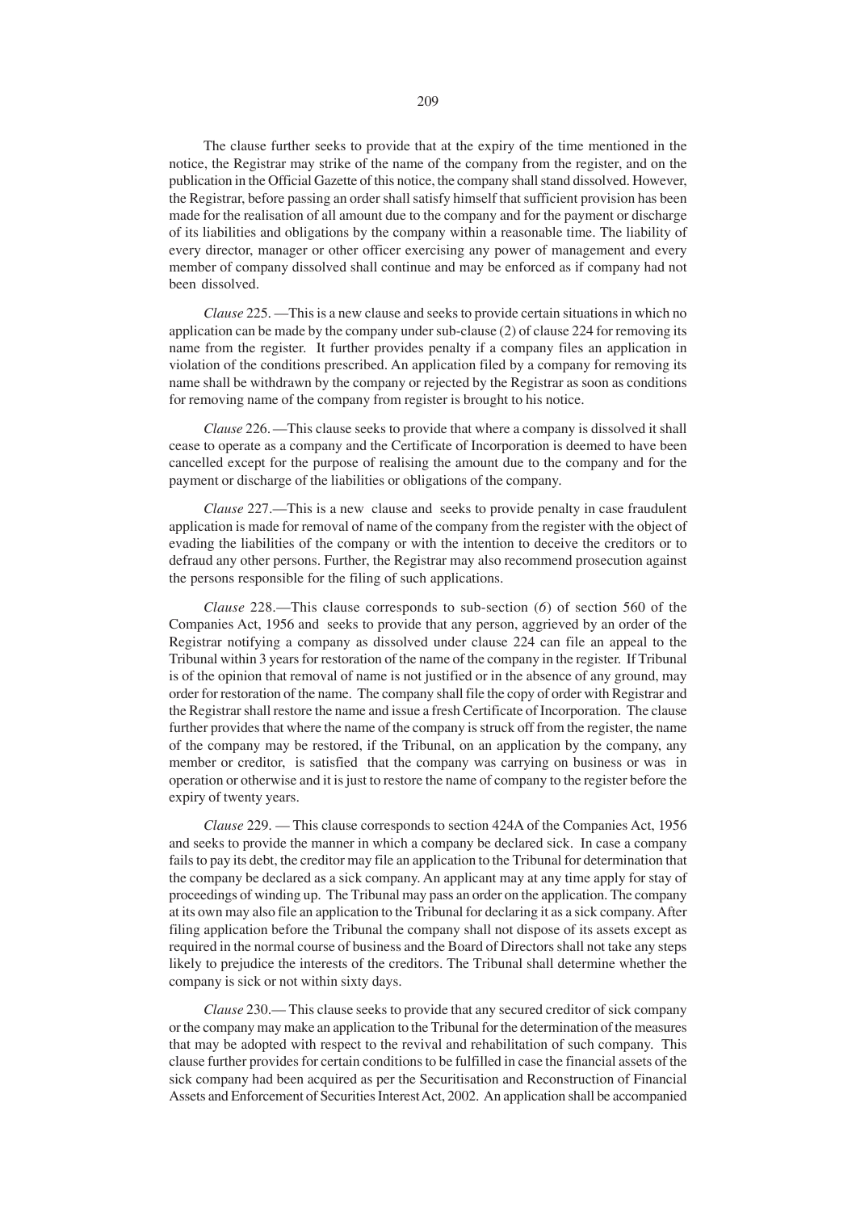The clause further seeks to provide that at the expiry of the time mentioned in the notice, the Registrar may strike of the name of the company from the register, and on the publication in the Official Gazette of this notice, the company shall stand dissolved. However, the Registrar, before passing an order shall satisfy himself that sufficient provision has been made for the realisation of all amount due to the company and for the payment or discharge of its liabilities and obligations by the company within a reasonable time. The liability of every director, manager or other officer exercising any power of management and every member of company dissolved shall continue and may be enforced as if company had not been dissolved.

*Clause* 225. —This is a new clause and seeks to provide certain situations in which no application can be made by the company under sub-clause (2) of clause 224 for removing its name from the register. It further provides penalty if a company files an application in violation of the conditions prescribed. An application filed by a company for removing its name shall be withdrawn by the company or rejected by the Registrar as soon as conditions for removing name of the company from register is brought to his notice.

*Clause* 226. —This clause seeks to provide that where a company is dissolved it shall cease to operate as a company and the Certificate of Incorporation is deemed to have been cancelled except for the purpose of realising the amount due to the company and for the payment or discharge of the liabilities or obligations of the company.

*Clause* 227.—This is a new clause and seeks to provide penalty in case fraudulent application is made for removal of name of the company from the register with the object of evading the liabilities of the company or with the intention to deceive the creditors or to defraud any other persons. Further, the Registrar may also recommend prosecution against the persons responsible for the filing of such applications.

*Clause* 228.—This clause corresponds to sub-section (*6*) of section 560 of the Companies Act, 1956 and seeks to provide that any person, aggrieved by an order of the Registrar notifying a company as dissolved under clause 224 can file an appeal to the Tribunal within 3 years for restoration of the name of the company in the register. If Tribunal is of the opinion that removal of name is not justified or in the absence of any ground, may order for restoration of the name. The company shall file the copy of order with Registrar and the Registrar shall restore the name and issue a fresh Certificate of Incorporation. The clause further provides that where the name of the company is struck off from the register, the name of the company may be restored, if the Tribunal, on an application by the company, any member or creditor, is satisfied that the company was carrying on business or was in operation or otherwise and it is just to restore the name of company to the register before the expiry of twenty years.

*Clause* 229. — This clause corresponds to section 424A of the Companies Act, 1956 and seeks to provide the manner in which a company be declared sick. In case a company fails to pay its debt, the creditor may file an application to the Tribunal for determination that the company be declared as a sick company. An applicant may at any time apply for stay of proceedings of winding up. The Tribunal may pass an order on the application. The company at its own may also file an application to the Tribunal for declaring it as a sick company. After filing application before the Tribunal the company shall not dispose of its assets except as required in the normal course of business and the Board of Directors shall not take any steps likely to prejudice the interests of the creditors. The Tribunal shall determine whether the company is sick or not within sixty days.

*Clause* 230.— This clause seeks to provide that any secured creditor of sick company or the company may make an application to the Tribunal for the determination of the measures that may be adopted with respect to the revival and rehabilitation of such company. This clause further provides for certain conditions to be fulfilled in case the financial assets of the sick company had been acquired as per the Securitisation and Reconstruction of Financial Assets and Enforcement of Securities Interest Act, 2002. An application shall be accompanied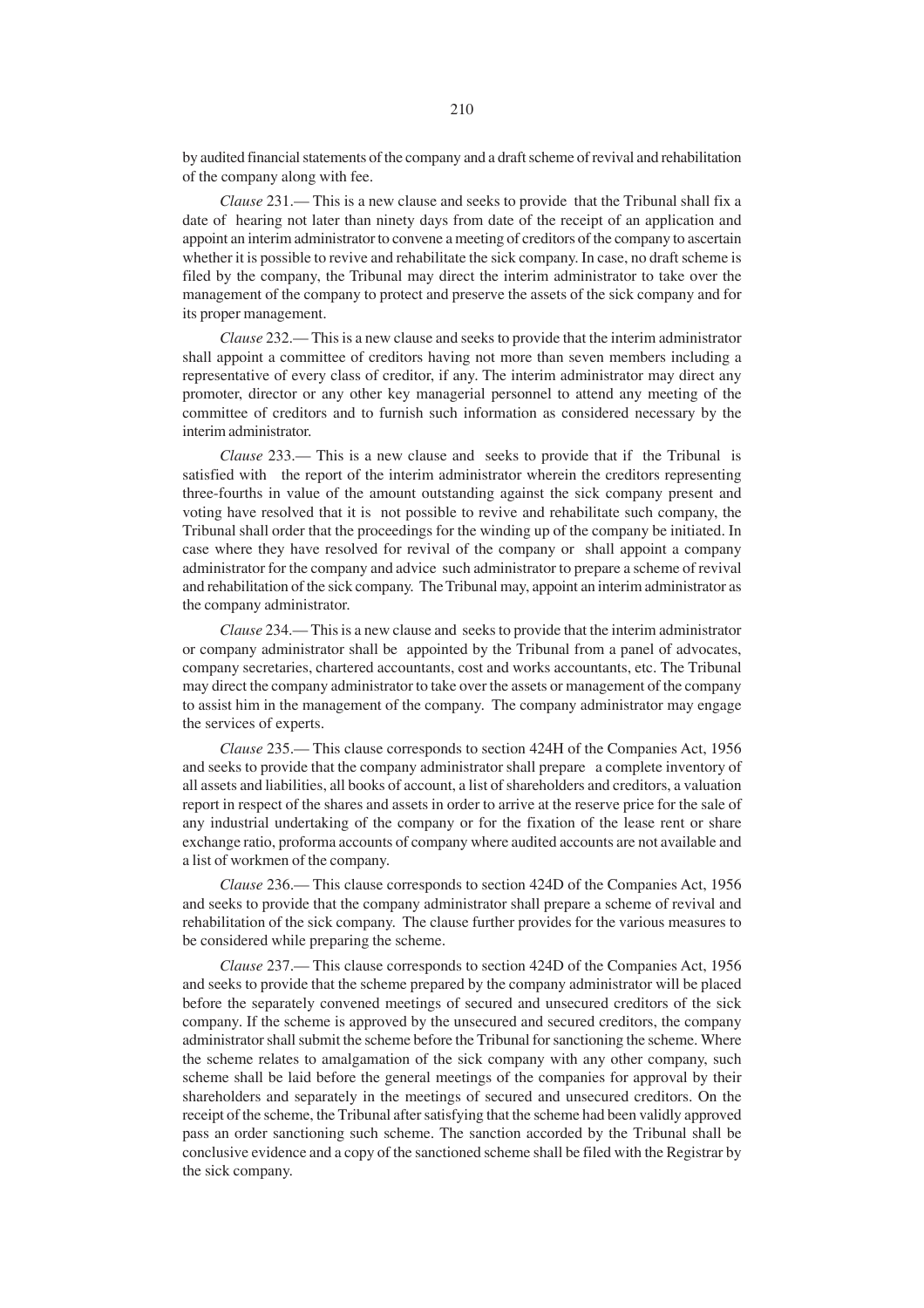by audited financial statements of the company and a draft scheme of revival and rehabilitation of the company along with fee.

*Clause* 231.— This is a new clause and seeks to provide that the Tribunal shall fix a date of hearing not later than ninety days from date of the receipt of an application and appoint an interim administrator to convene a meeting of creditors of the company to ascertain whether it is possible to revive and rehabilitate the sick company. In case, no draft scheme is filed by the company, the Tribunal may direct the interim administrator to take over the management of the company to protect and preserve the assets of the sick company and for its proper management.

*Clause* 232.— This is a new clause and seeks to provide that the interim administrator shall appoint a committee of creditors having not more than seven members including a representative of every class of creditor, if any. The interim administrator may direct any promoter, director or any other key managerial personnel to attend any meeting of the committee of creditors and to furnish such information as considered necessary by the interim administrator.

*Clause* 233.— This is a new clause and seeks to provide that if the Tribunal is satisfied with the report of the interim administrator wherein the creditors representing three-fourths in value of the amount outstanding against the sick company present and voting have resolved that it is not possible to revive and rehabilitate such company, the Tribunal shall order that the proceedings for the winding up of the company be initiated. In case where they have resolved for revival of the company or shall appoint a company administrator for the company and advice such administrator to prepare a scheme of revival and rehabilitation of the sick company. The Tribunal may, appoint an interim administrator as the company administrator.

*Clause* 234.— This is a new clause and seeks to provide that the interim administrator or company administrator shall be appointed by the Tribunal from a panel of advocates, company secretaries, chartered accountants, cost and works accountants, etc. The Tribunal may direct the company administrator to take over the assets or management of the company to assist him in the management of the company. The company administrator may engage the services of experts.

*Clause* 235.— This clause corresponds to section 424H of the Companies Act, 1956 and seeks to provide that the company administrator shall prepare a complete inventory of all assets and liabilities, all books of account, a list of shareholders and creditors, a valuation report in respect of the shares and assets in order to arrive at the reserve price for the sale of any industrial undertaking of the company or for the fixation of the lease rent or share exchange ratio, proforma accounts of company where audited accounts are not available and a list of workmen of the company.

*Clause* 236.— This clause corresponds to section 424D of the Companies Act, 1956 and seeks to provide that the company administrator shall prepare a scheme of revival and rehabilitation of the sick company. The clause further provides for the various measures to be considered while preparing the scheme.

*Clause* 237.— This clause corresponds to section 424D of the Companies Act, 1956 and seeks to provide that the scheme prepared by the company administrator will be placed before the separately convened meetings of secured and unsecured creditors of the sick company. If the scheme is approved by the unsecured and secured creditors, the company administrator shall submit the scheme before the Tribunal for sanctioning the scheme. Where the scheme relates to amalgamation of the sick company with any other company, such scheme shall be laid before the general meetings of the companies for approval by their shareholders and separately in the meetings of secured and unsecured creditors. On the receipt of the scheme, the Tribunal after satisfying that the scheme had been validly approved pass an order sanctioning such scheme. The sanction accorded by the Tribunal shall be conclusive evidence and a copy of the sanctioned scheme shall be filed with the Registrar by the sick company.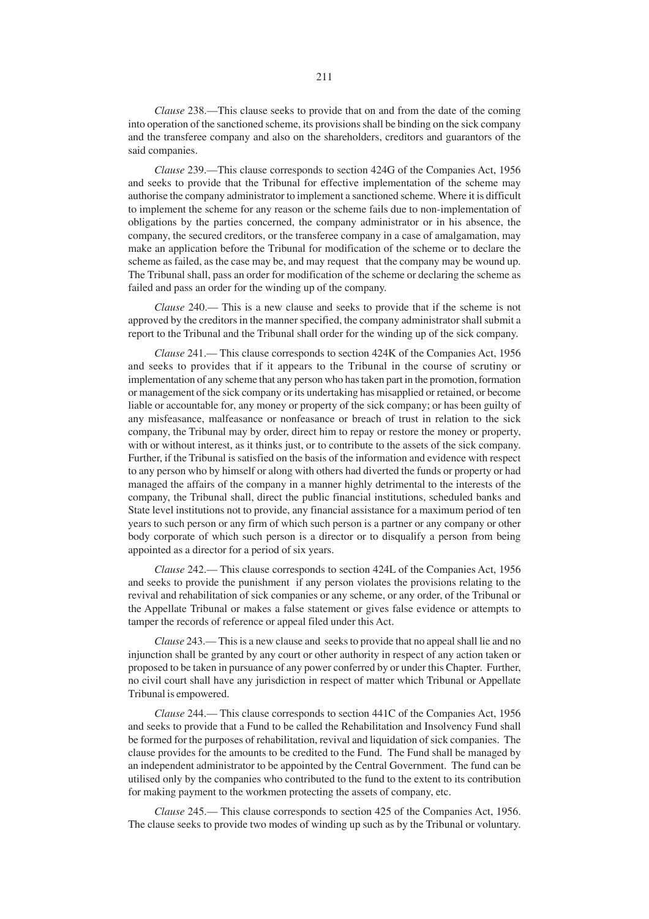*Clause* 238.—This clause seeks to provide that on and from the date of the coming into operation of the sanctioned scheme, its provisions shall be binding on the sick company and the transferee company and also on the shareholders, creditors and guarantors of the said companies.

*Clause* 239.—This clause corresponds to section 424G of the Companies Act, 1956 and seeks to provide that the Tribunal for effective implementation of the scheme may authorise the company administrator to implement a sanctioned scheme. Where it is difficult to implement the scheme for any reason or the scheme fails due to non-implementation of obligations by the parties concerned, the company administrator or in his absence, the company, the secured creditors, or the transferee company in a case of amalgamation, may make an application before the Tribunal for modification of the scheme or to declare the scheme as failed, as the case may be, and may request that the company may be wound up. The Tribunal shall, pass an order for modification of the scheme or declaring the scheme as failed and pass an order for the winding up of the company.

*Clause* 240.— This is a new clause and seeks to provide that if the scheme is not approved by the creditors in the manner specified, the company administrator shall submit a report to the Tribunal and the Tribunal shall order for the winding up of the sick company.

*Clause* 241.— This clause corresponds to section 424K of the Companies Act, 1956 and seeks to provides that if it appears to the Tribunal in the course of scrutiny or implementation of any scheme that any person who has taken part in the promotion, formation or management of the sick company or its undertaking has misapplied or retained, or become liable or accountable for, any money or property of the sick company; or has been guilty of any misfeasance, malfeasance or nonfeasance or breach of trust in relation to the sick company, the Tribunal may by order, direct him to repay or restore the money or property, with or without interest, as it thinks just, or to contribute to the assets of the sick company. Further, if the Tribunal is satisfied on the basis of the information and evidence with respect to any person who by himself or along with others had diverted the funds or property or had managed the affairs of the company in a manner highly detrimental to the interests of the company, the Tribunal shall, direct the public financial institutions, scheduled banks and State level institutions not to provide, any financial assistance for a maximum period of ten years to such person or any firm of which such person is a partner or any company or other body corporate of which such person is a director or to disqualify a person from being appointed as a director for a period of six years.

*Clause* 242.— This clause corresponds to section 424L of the Companies Act, 1956 and seeks to provide the punishment if any person violates the provisions relating to the revival and rehabilitation of sick companies or any scheme, or any order, of the Tribunal or the Appellate Tribunal or makes a false statement or gives false evidence or attempts to tamper the records of reference or appeal filed under this Act.

*Clause* 243.— This is a new clause and seeks to provide that no appeal shall lie and no injunction shall be granted by any court or other authority in respect of any action taken or proposed to be taken in pursuance of any power conferred by or under this Chapter. Further, no civil court shall have any jurisdiction in respect of matter which Tribunal or Appellate Tribunal is empowered.

*Clause* 244.— This clause corresponds to section 441C of the Companies Act, 1956 and seeks to provide that a Fund to be called the Rehabilitation and Insolvency Fund shall be formed for the purposes of rehabilitation, revival and liquidation of sick companies. The clause provides for the amounts to be credited to the Fund. The Fund shall be managed by an independent administrator to be appointed by the Central Government. The fund can be utilised only by the companies who contributed to the fund to the extent to its contribution for making payment to the workmen protecting the assets of company, etc.

*Clause* 245.— This clause corresponds to section 425 of the Companies Act, 1956. The clause seeks to provide two modes of winding up such as by the Tribunal or voluntary.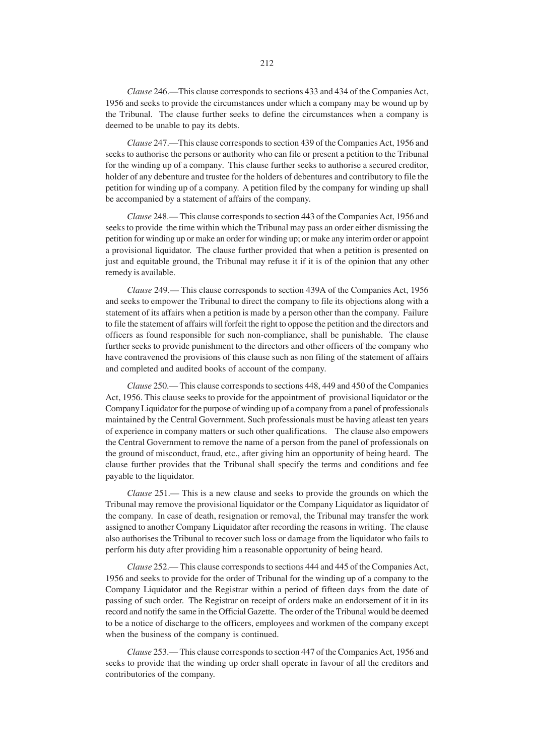*Clause* 246.—This clause corresponds to sections 433 and 434 of the Companies Act, 1956 and seeks to provide the circumstances under which a company may be wound up by the Tribunal. The clause further seeks to define the circumstances when a company is deemed to be unable to pay its debts.

*Clause* 247.—This clause corresponds to section 439 of the Companies Act, 1956 and seeks to authorise the persons or authority who can file or present a petition to the Tribunal for the winding up of a company. This clause further seeks to authorise a secured creditor, holder of any debenture and trustee for the holders of debentures and contributory to file the petition for winding up of a company. A petition filed by the company for winding up shall be accompanied by a statement of affairs of the company.

*Clause* 248.— This clause corresponds to section 443 of the Companies Act, 1956 and seeks to provide the time within which the Tribunal may pass an order either dismissing the petition for winding up or make an order for winding up; or make any interim order or appoint a provisional liquidator. The clause further provided that when a petition is presented on just and equitable ground, the Tribunal may refuse it if it is of the opinion that any other remedy is available.

*Clause* 249.— This clause corresponds to section 439A of the Companies Act, 1956 and seeks to empower the Tribunal to direct the company to file its objections along with a statement of its affairs when a petition is made by a person other than the company. Failure to file the statement of affairs will forfeit the right to oppose the petition and the directors and officers as found responsible for such non-compliance, shall be punishable. The clause further seeks to provide punishment to the directors and other officers of the company who have contravened the provisions of this clause such as non filing of the statement of affairs and completed and audited books of account of the company.

*Clause* 250.— This clause corresponds to sections 448, 449 and 450 of the Companies Act, 1956. This clause seeks to provide for the appointment of provisional liquidator or the Company Liquidator for the purpose of winding up of a company from a panel of professionals maintained by the Central Government. Such professionals must be having atleast ten years of experience in company matters or such other qualifications. The clause also empowers the Central Government to remove the name of a person from the panel of professionals on the ground of misconduct, fraud, etc., after giving him an opportunity of being heard. The clause further provides that the Tribunal shall specify the terms and conditions and fee payable to the liquidator.

*Clause* 251.— This is a new clause and seeks to provide the grounds on which the Tribunal may remove the provisional liquidator or the Company Liquidator as liquidator of the company. In case of death, resignation or removal, the Tribunal may transfer the work assigned to another Company Liquidator after recording the reasons in writing. The clause also authorises the Tribunal to recover such loss or damage from the liquidator who fails to perform his duty after providing him a reasonable opportunity of being heard.

*Clause* 252.— This clause corresponds to sections 444 and 445 of the Companies Act, 1956 and seeks to provide for the order of Tribunal for the winding up of a company to the Company Liquidator and the Registrar within a period of fifteen days from the date of passing of such order. The Registrar on receipt of orders make an endorsement of it in its record and notify the same in the Official Gazette. The order of the Tribunal would be deemed to be a notice of discharge to the officers, employees and workmen of the company except when the business of the company is continued.

*Clause* 253.— This clause corresponds to section 447 of the Companies Act, 1956 and seeks to provide that the winding up order shall operate in favour of all the creditors and contributories of the company.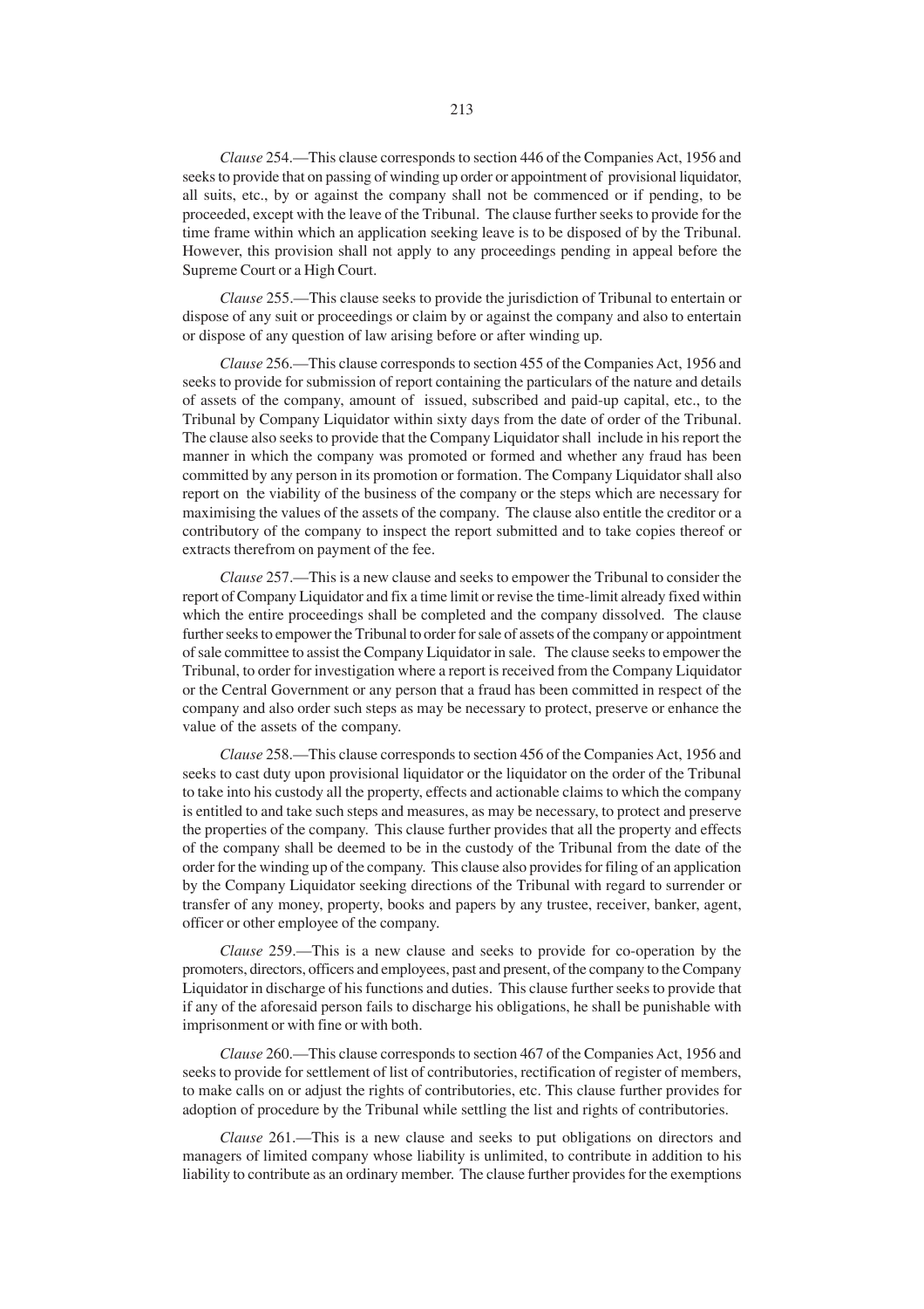*Clause* 254.—This clause corresponds to section 446 of the Companies Act, 1956 and seeks to provide that on passing of winding up order or appointment of provisional liquidator, all suits, etc., by or against the company shall not be commenced or if pending, to be proceeded, except with the leave of the Tribunal. The clause further seeks to provide for the time frame within which an application seeking leave is to be disposed of by the Tribunal. However, this provision shall not apply to any proceedings pending in appeal before the Supreme Court or a High Court.

*Clause* 255.—This clause seeks to provide the jurisdiction of Tribunal to entertain or dispose of any suit or proceedings or claim by or against the company and also to entertain or dispose of any question of law arising before or after winding up.

*Clause* 256.—This clause corresponds to section 455 of the Companies Act, 1956 and seeks to provide for submission of report containing the particulars of the nature and details of assets of the company, amount of issued, subscribed and paid-up capital, etc., to the Tribunal by Company Liquidator within sixty days from the date of order of the Tribunal. The clause also seeks to provide that the Company Liquidator shall include in his report the manner in which the company was promoted or formed and whether any fraud has been committed by any person in its promotion or formation. The Company Liquidator shall also report on the viability of the business of the company or the steps which are necessary for maximising the values of the assets of the company. The clause also entitle the creditor or a contributory of the company to inspect the report submitted and to take copies thereof or extracts therefrom on payment of the fee.

*Clause* 257.—This is a new clause and seeks to empower the Tribunal to consider the report of Company Liquidator and fix a time limit or revise the time-limit already fixed within which the entire proceedings shall be completed and the company dissolved. The clause further seeks to empower the Tribunal to order for sale of assets of the company or appointment of sale committee to assist the Company Liquidator in sale. The clause seeks to empower the Tribunal, to order for investigation where a report is received from the Company Liquidator or the Central Government or any person that a fraud has been committed in respect of the company and also order such steps as may be necessary to protect, preserve or enhance the value of the assets of the company.

*Clause* 258.—This clause corresponds to section 456 of the Companies Act, 1956 and seeks to cast duty upon provisional liquidator or the liquidator on the order of the Tribunal to take into his custody all the property, effects and actionable claims to which the company is entitled to and take such steps and measures, as may be necessary, to protect and preserve the properties of the company. This clause further provides that all the property and effects of the company shall be deemed to be in the custody of the Tribunal from the date of the order for the winding up of the company. This clause also provides for filing of an application by the Company Liquidator seeking directions of the Tribunal with regard to surrender or transfer of any money, property, books and papers by any trustee, receiver, banker, agent, officer or other employee of the company.

*Clause* 259.—This is a new clause and seeks to provide for co-operation by the promoters, directors, officers and employees, past and present, of the company to the Company Liquidator in discharge of his functions and duties. This clause further seeks to provide that if any of the aforesaid person fails to discharge his obligations, he shall be punishable with imprisonment or with fine or with both.

*Clause* 260.—This clause corresponds to section 467 of the Companies Act, 1956 and seeks to provide for settlement of list of contributories, rectification of register of members, to make calls on or adjust the rights of contributories, etc. This clause further provides for adoption of procedure by the Tribunal while settling the list and rights of contributories.

*Clause* 261.—This is a new clause and seeks to put obligations on directors and managers of limited company whose liability is unlimited, to contribute in addition to his liability to contribute as an ordinary member. The clause further provides for the exemptions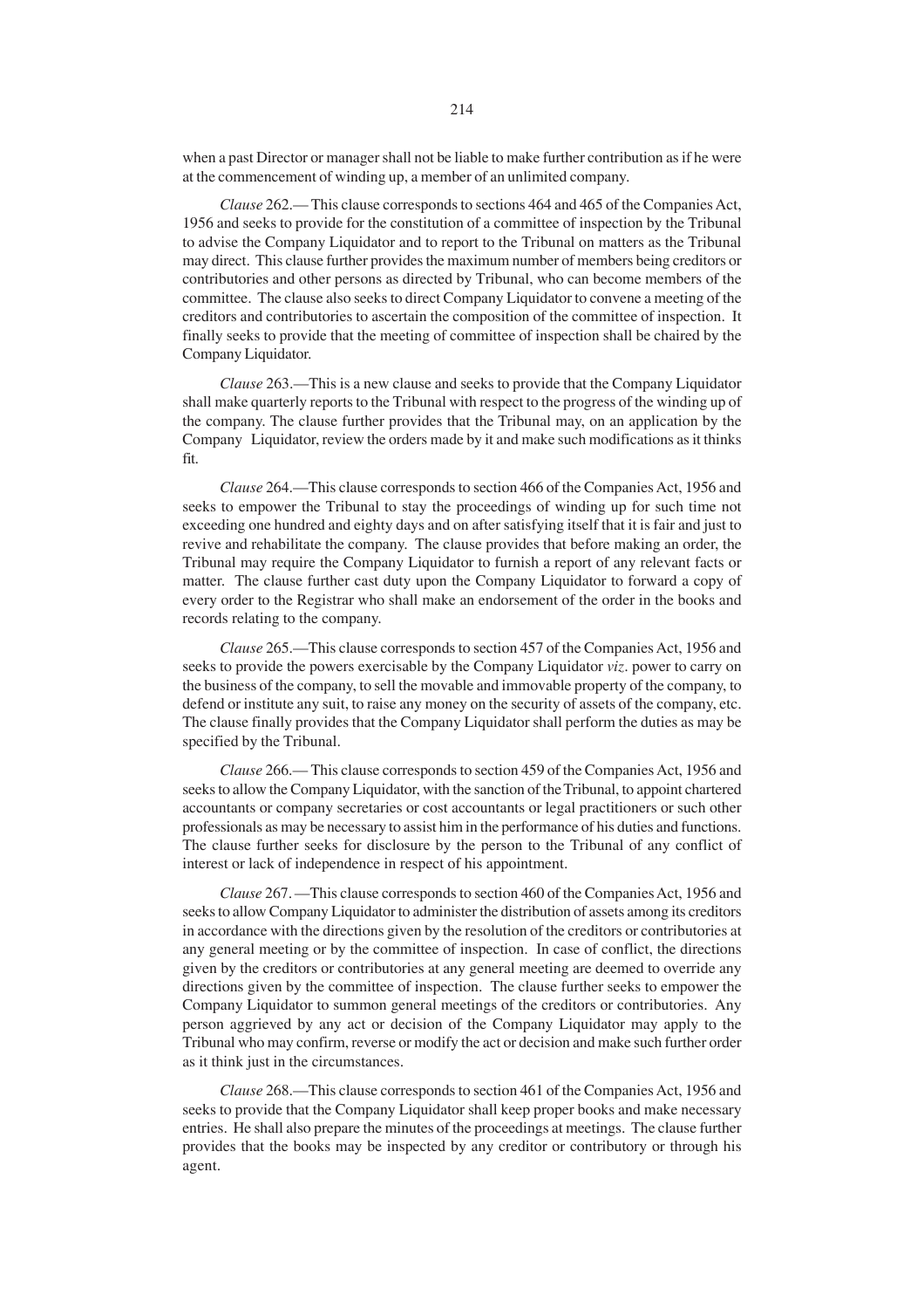when a past Director or manager shall not be liable to make further contribution as if he were at the commencement of winding up, a member of an unlimited company.

*Clause* 262.— This clause corresponds to sections 464 and 465 of the Companies Act, 1956 and seeks to provide for the constitution of a committee of inspection by the Tribunal to advise the Company Liquidator and to report to the Tribunal on matters as the Tribunal may direct. This clause further provides the maximum number of members being creditors or contributories and other persons as directed by Tribunal, who can become members of the committee. The clause also seeks to direct Company Liquidator to convene a meeting of the creditors and contributories to ascertain the composition of the committee of inspection. It finally seeks to provide that the meeting of committee of inspection shall be chaired by the Company Liquidator.

*Clause* 263.—This is a new clause and seeks to provide that the Company Liquidator shall make quarterly reports to the Tribunal with respect to the progress of the winding up of the company. The clause further provides that the Tribunal may, on an application by the Company Liquidator, review the orders made by it and make such modifications as it thinks fit.

*Clause* 264.—This clause corresponds to section 466 of the Companies Act, 1956 and seeks to empower the Tribunal to stay the proceedings of winding up for such time not exceeding one hundred and eighty days and on after satisfying itself that it is fair and just to revive and rehabilitate the company. The clause provides that before making an order, the Tribunal may require the Company Liquidator to furnish a report of any relevant facts or matter. The clause further cast duty upon the Company Liquidator to forward a copy of every order to the Registrar who shall make an endorsement of the order in the books and records relating to the company.

*Clause* 265.—This clause corresponds to section 457 of the Companies Act, 1956 and seeks to provide the powers exercisable by the Company Liquidator *viz*. power to carry on the business of the company, to sell the movable and immovable property of the company, to defend or institute any suit, to raise any money on the security of assets of the company, etc. The clause finally provides that the Company Liquidator shall perform the duties as may be specified by the Tribunal.

*Clause* 266.— This clause corresponds to section 459 of the Companies Act, 1956 and seeks to allow the Company Liquidator, with the sanction of the Tribunal, to appoint chartered accountants or company secretaries or cost accountants or legal practitioners or such other professionals as may be necessary to assist him in the performance of his duties and functions. The clause further seeks for disclosure by the person to the Tribunal of any conflict of interest or lack of independence in respect of his appointment.

*Clause* 267. —This clause corresponds to section 460 of the Companies Act, 1956 and seeks to allow Company Liquidator to administer the distribution of assets among its creditors in accordance with the directions given by the resolution of the creditors or contributories at any general meeting or by the committee of inspection. In case of conflict, the directions given by the creditors or contributories at any general meeting are deemed to override any directions given by the committee of inspection. The clause further seeks to empower the Company Liquidator to summon general meetings of the creditors or contributories. Any person aggrieved by any act or decision of the Company Liquidator may apply to the Tribunal who may confirm, reverse or modify the act or decision and make such further order as it think just in the circumstances.

*Clause* 268.—This clause corresponds to section 461 of the Companies Act, 1956 and seeks to provide that the Company Liquidator shall keep proper books and make necessary entries. He shall also prepare the minutes of the proceedings at meetings. The clause further provides that the books may be inspected by any creditor or contributory or through his agent.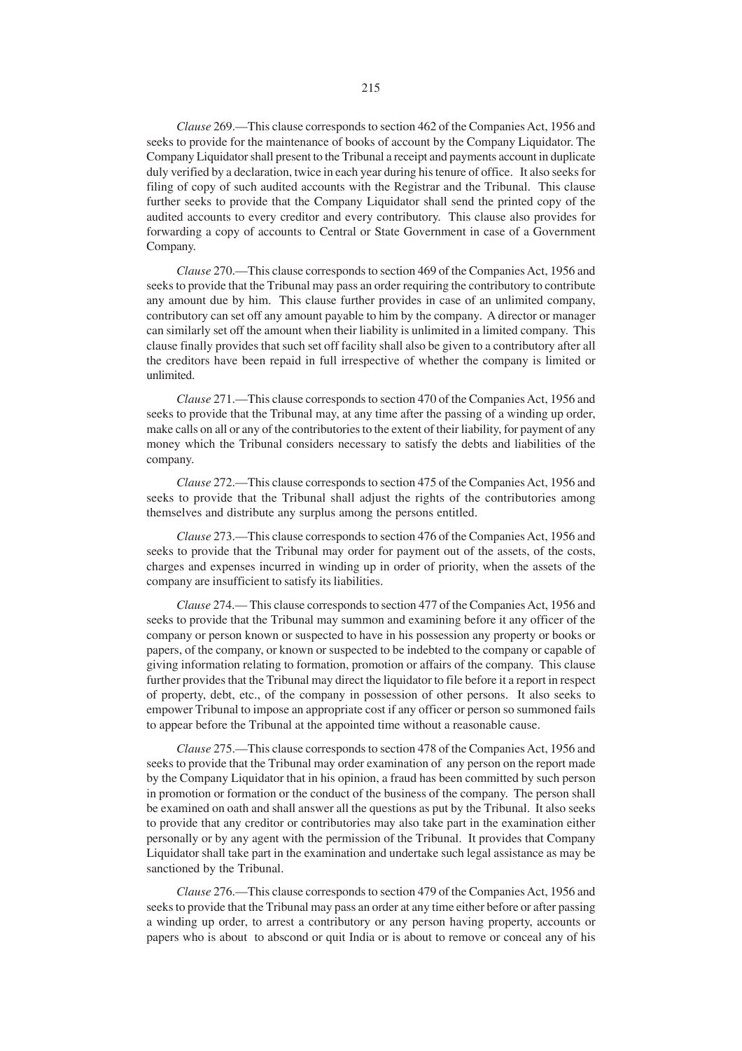*Clause* 269.—This clause corresponds to section 462 of the Companies Act, 1956 and seeks to provide for the maintenance of books of account by the Company Liquidator. The Company Liquidator shall present to the Tribunal a receipt and payments account in duplicate duly verified by a declaration, twice in each year during his tenure of office. It also seeks for filing of copy of such audited accounts with the Registrar and the Tribunal. This clause further seeks to provide that the Company Liquidator shall send the printed copy of the audited accounts to every creditor and every contributory. This clause also provides for forwarding a copy of accounts to Central or State Government in case of a Government Company.

*Clause* 270.—This clause corresponds to section 469 of the Companies Act, 1956 and seeks to provide that the Tribunal may pass an order requiring the contributory to contribute any amount due by him. This clause further provides in case of an unlimited company, contributory can set off any amount payable to him by the company. A director or manager can similarly set off the amount when their liability is unlimited in a limited company. This clause finally provides that such set off facility shall also be given to a contributory after all the creditors have been repaid in full irrespective of whether the company is limited or unlimited.

*Clause* 271.—This clause corresponds to section 470 of the Companies Act, 1956 and seeks to provide that the Tribunal may, at any time after the passing of a winding up order, make calls on all or any of the contributories to the extent of their liability, for payment of any money which the Tribunal considers necessary to satisfy the debts and liabilities of the company.

*Clause* 272.—This clause corresponds to section 475 of the Companies Act, 1956 and seeks to provide that the Tribunal shall adjust the rights of the contributories among themselves and distribute any surplus among the persons entitled.

*Clause* 273.—This clause corresponds to section 476 of the Companies Act, 1956 and seeks to provide that the Tribunal may order for payment out of the assets, of the costs, charges and expenses incurred in winding up in order of priority, when the assets of the company are insufficient to satisfy its liabilities.

*Clause* 274.— This clause corresponds to section 477 of the Companies Act, 1956 and seeks to provide that the Tribunal may summon and examining before it any officer of the company or person known or suspected to have in his possession any property or books or papers, of the company, or known or suspected to be indebted to the company or capable of giving information relating to formation, promotion or affairs of the company. This clause further provides that the Tribunal may direct the liquidator to file before it a report in respect of property, debt, etc., of the company in possession of other persons. It also seeks to empower Tribunal to impose an appropriate cost if any officer or person so summoned fails to appear before the Tribunal at the appointed time without a reasonable cause.

*Clause* 275.—This clause corresponds to section 478 of the Companies Act, 1956 and seeks to provide that the Tribunal may order examination of any person on the report made by the Company Liquidator that in his opinion, a fraud has been committed by such person in promotion or formation or the conduct of the business of the company. The person shall be examined on oath and shall answer all the questions as put by the Tribunal. It also seeks to provide that any creditor or contributories may also take part in the examination either personally or by any agent with the permission of the Tribunal. It provides that Company Liquidator shall take part in the examination and undertake such legal assistance as may be sanctioned by the Tribunal.

*Clause* 276.—This clause corresponds to section 479 of the Companies Act, 1956 and seeks to provide that the Tribunal may pass an order at any time either before or after passing a winding up order, to arrest a contributory or any person having property, accounts or papers who is about to abscond or quit India or is about to remove or conceal any of his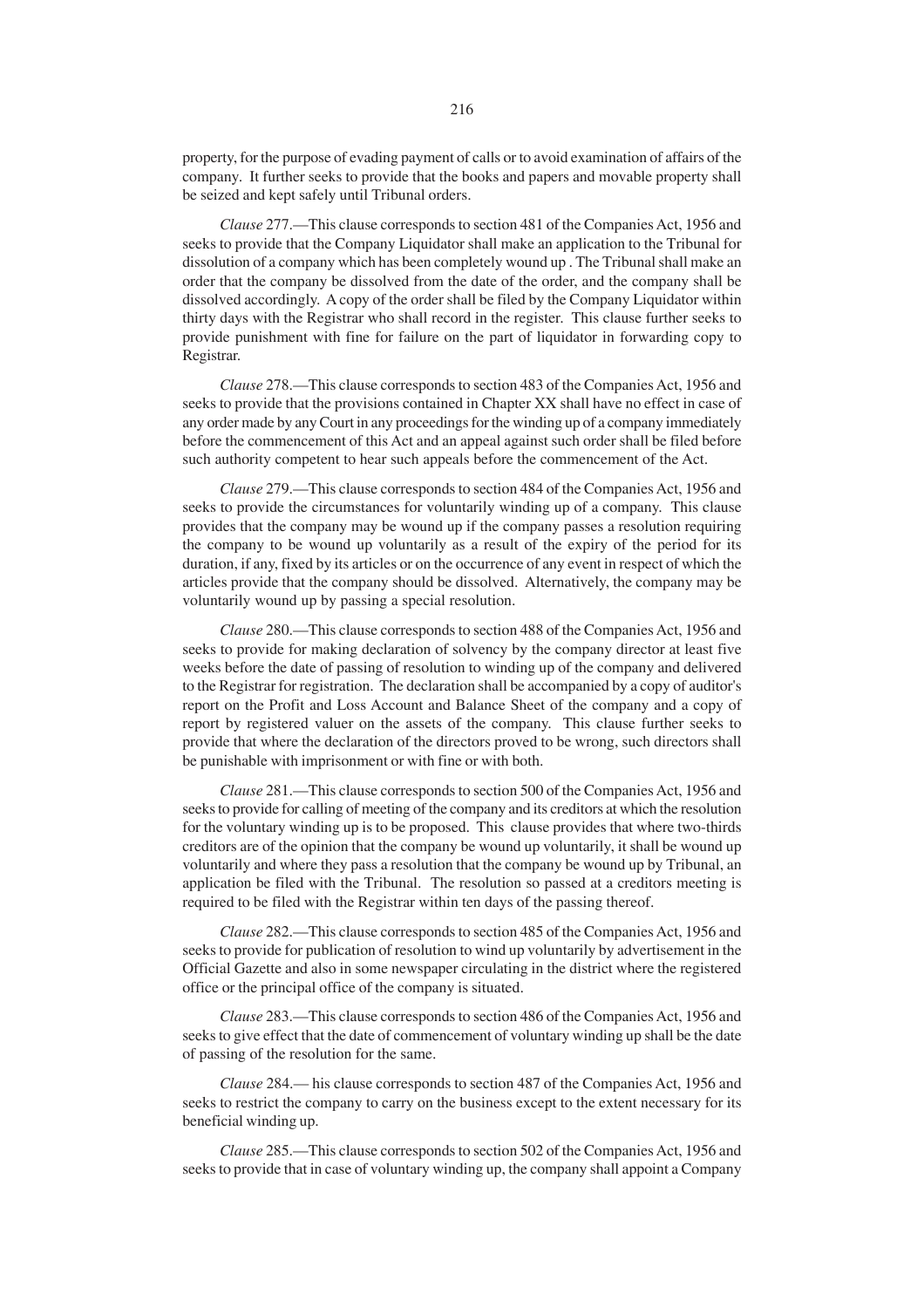property, for the purpose of evading payment of calls or to avoid examination of affairs of the company. It further seeks to provide that the books and papers and movable property shall be seized and kept safely until Tribunal orders.

*Clause* 277.—This clause corresponds to section 481 of the Companies Act, 1956 and seeks to provide that the Company Liquidator shall make an application to the Tribunal for dissolution of a company which has been completely wound up . The Tribunal shall make an order that the company be dissolved from the date of the order, and the company shall be dissolved accordingly. A copy of the order shall be filed by the Company Liquidator within thirty days with the Registrar who shall record in the register. This clause further seeks to provide punishment with fine for failure on the part of liquidator in forwarding copy to Registrar.

*Clause* 278.—This clause corresponds to section 483 of the Companies Act, 1956 and seeks to provide that the provisions contained in Chapter XX shall have no effect in case of any order made by any Court in any proceedings for the winding up of a company immediately before the commencement of this Act and an appeal against such order shall be filed before such authority competent to hear such appeals before the commencement of the Act.

*Clause* 279.—This clause corresponds to section 484 of the Companies Act, 1956 and seeks to provide the circumstances for voluntarily winding up of a company. This clause provides that the company may be wound up if the company passes a resolution requiring the company to be wound up voluntarily as a result of the expiry of the period for its duration, if any, fixed by its articles or on the occurrence of any event in respect of which the articles provide that the company should be dissolved. Alternatively, the company may be voluntarily wound up by passing a special resolution.

*Clause* 280.—This clause corresponds to section 488 of the Companies Act, 1956 and seeks to provide for making declaration of solvency by the company director at least five weeks before the date of passing of resolution to winding up of the company and delivered to the Registrar for registration. The declaration shall be accompanied by a copy of auditor's report on the Profit and Loss Account and Balance Sheet of the company and a copy of report by registered valuer on the assets of the company. This clause further seeks to provide that where the declaration of the directors proved to be wrong, such directors shall be punishable with imprisonment or with fine or with both.

*Clause* 281.—This clause corresponds to section 500 of the Companies Act, 1956 and seeks to provide for calling of meeting of the company and its creditors at which the resolution for the voluntary winding up is to be proposed. This clause provides that where two-thirds creditors are of the opinion that the company be wound up voluntarily, it shall be wound up voluntarily and where they pass a resolution that the company be wound up by Tribunal, an application be filed with the Tribunal. The resolution so passed at a creditors meeting is required to be filed with the Registrar within ten days of the passing thereof.

*Clause* 282.—This clause corresponds to section 485 of the Companies Act, 1956 and seeks to provide for publication of resolution to wind up voluntarily by advertisement in the Official Gazette and also in some newspaper circulating in the district where the registered office or the principal office of the company is situated.

*Clause* 283.—This clause corresponds to section 486 of the Companies Act, 1956 and seeks to give effect that the date of commencement of voluntary winding up shall be the date of passing of the resolution for the same.

*Clause* 284.— his clause corresponds to section 487 of the Companies Act, 1956 and seeks to restrict the company to carry on the business except to the extent necessary for its beneficial winding up.

*Clause* 285.—This clause corresponds to section 502 of the Companies Act, 1956 and seeks to provide that in case of voluntary winding up, the company shall appoint a Company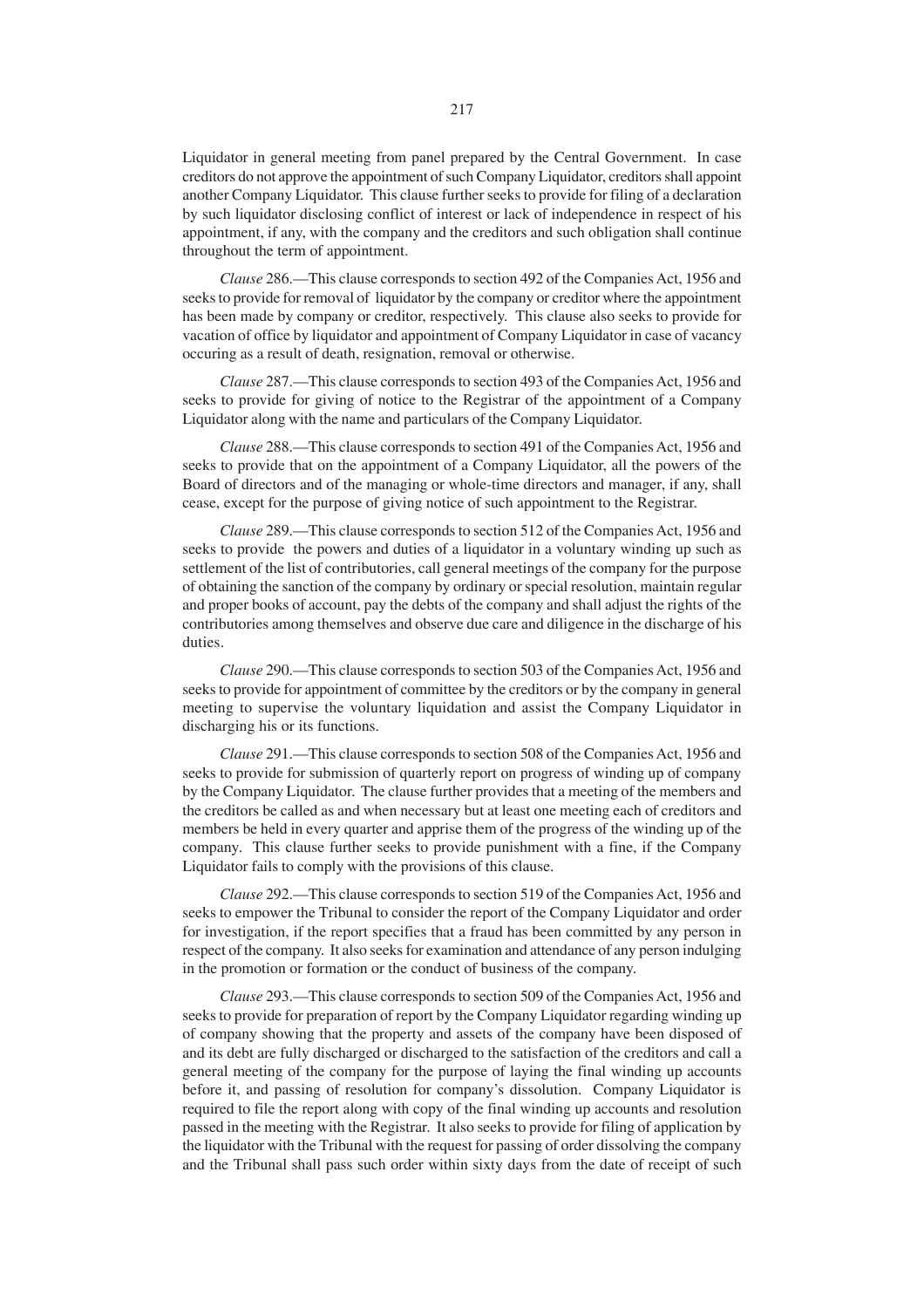Liquidator in general meeting from panel prepared by the Central Government. In case creditors do not approve the appointment of such Company Liquidator, creditors shall appoint another Company Liquidator. This clause further seeks to provide for filing of a declaration by such liquidator disclosing conflict of interest or lack of independence in respect of his appointment, if any, with the company and the creditors and such obligation shall continue throughout the term of appointment.

*Clause* 286.—This clause corresponds to section 492 of the Companies Act, 1956 and seeks to provide for removal of liquidator by the company or creditor where the appointment has been made by company or creditor, respectively. This clause also seeks to provide for vacation of office by liquidator and appointment of Company Liquidator in case of vacancy occuring as a result of death, resignation, removal or otherwise.

*Clause* 287.—This clause corresponds to section 493 of the Companies Act, 1956 and seeks to provide for giving of notice to the Registrar of the appointment of a Company Liquidator along with the name and particulars of the Company Liquidator.

*Clause* 288.—This clause corresponds to section 491 of the Companies Act, 1956 and seeks to provide that on the appointment of a Company Liquidator, all the powers of the Board of directors and of the managing or whole-time directors and manager, if any, shall cease, except for the purpose of giving notice of such appointment to the Registrar.

*Clause* 289.—This clause corresponds to section 512 of the Companies Act, 1956 and seeks to provide the powers and duties of a liquidator in a voluntary winding up such as settlement of the list of contributories, call general meetings of the company for the purpose of obtaining the sanction of the company by ordinary or special resolution, maintain regular and proper books of account, pay the debts of the company and shall adjust the rights of the contributories among themselves and observe due care and diligence in the discharge of his duties.

*Clause* 290.—This clause corresponds to section 503 of the Companies Act, 1956 and seeks to provide for appointment of committee by the creditors or by the company in general meeting to supervise the voluntary liquidation and assist the Company Liquidator in discharging his or its functions.

*Clause* 291.—This clause corresponds to section 508 of the Companies Act, 1956 and seeks to provide for submission of quarterly report on progress of winding up of company by the Company Liquidator. The clause further provides that a meeting of the members and the creditors be called as and when necessary but at least one meeting each of creditors and members be held in every quarter and apprise them of the progress of the winding up of the company. This clause further seeks to provide punishment with a fine, if the Company Liquidator fails to comply with the provisions of this clause.

*Clause* 292.—This clause corresponds to section 519 of the Companies Act, 1956 and seeks to empower the Tribunal to consider the report of the Company Liquidator and order for investigation, if the report specifies that a fraud has been committed by any person in respect of the company. It also seeks for examination and attendance of any person indulging in the promotion or formation or the conduct of business of the company.

*Clause* 293.—This clause corresponds to section 509 of the Companies Act, 1956 and seeks to provide for preparation of report by the Company Liquidator regarding winding up of company showing that the property and assets of the company have been disposed of and its debt are fully discharged or discharged to the satisfaction of the creditors and call a general meeting of the company for the purpose of laying the final winding up accounts before it, and passing of resolution for company's dissolution. Company Liquidator is required to file the report along with copy of the final winding up accounts and resolution passed in the meeting with the Registrar. It also seeks to provide for filing of application by the liquidator with the Tribunal with the request for passing of order dissolving the company and the Tribunal shall pass such order within sixty days from the date of receipt of such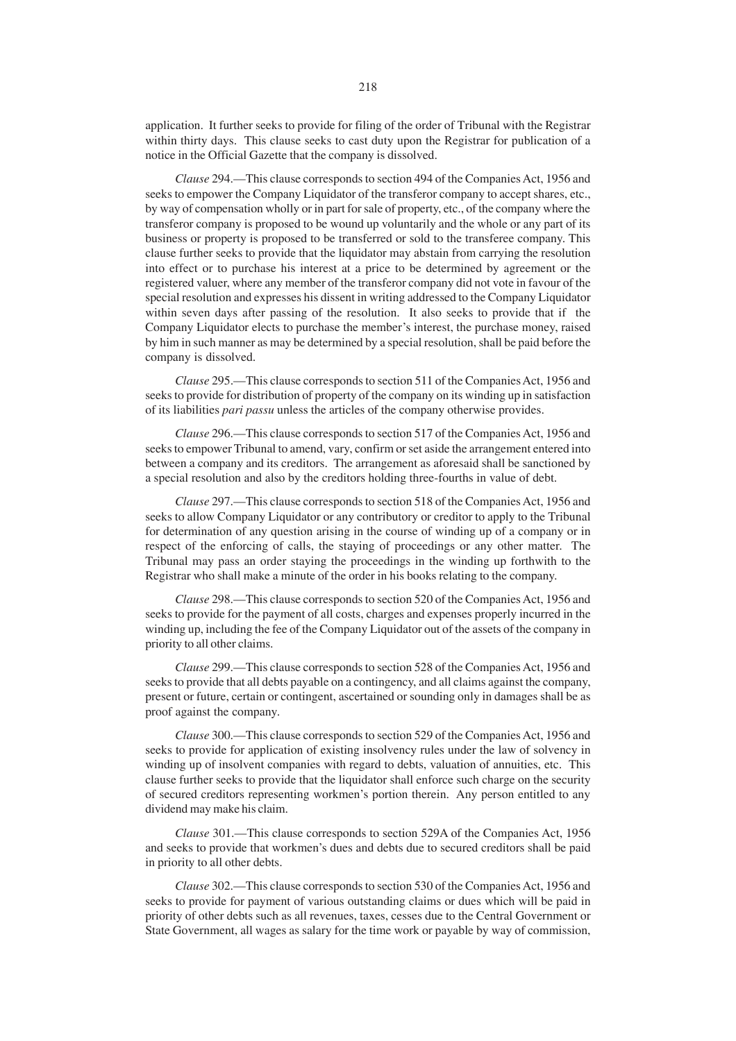application. It further seeks to provide for filing of the order of Tribunal with the Registrar within thirty days. This clause seeks to cast duty upon the Registrar for publication of a notice in the Official Gazette that the company is dissolved.

*Clause* 294.—This clause corresponds to section 494 of the Companies Act, 1956 and seeks to empower the Company Liquidator of the transferor company to accept shares, etc., by way of compensation wholly or in part for sale of property, etc., of the company where the transferor company is proposed to be wound up voluntarily and the whole or any part of its business or property is proposed to be transferred or sold to the transferee company. This clause further seeks to provide that the liquidator may abstain from carrying the resolution into effect or to purchase his interest at a price to be determined by agreement or the registered valuer, where any member of the transferor company did not vote in favour of the special resolution and expresses his dissent in writing addressed to the Company Liquidator within seven days after passing of the resolution. It also seeks to provide that if the Company Liquidator elects to purchase the member's interest, the purchase money, raised by him in such manner as may be determined by a special resolution, shall be paid before the company is dissolved.

*Clause* 295.—This clause corresponds to section 511 of the Companies Act, 1956 and seeks to provide for distribution of property of the company on its winding up in satisfaction of its liabilities *pari passu* unless the articles of the company otherwise provides.

*Clause* 296.—This clause corresponds to section 517 of the Companies Act, 1956 and seeks to empower Tribunal to amend, vary, confirm or set aside the arrangement entered into between a company and its creditors. The arrangement as aforesaid shall be sanctioned by a special resolution and also by the creditors holding three-fourths in value of debt.

*Clause* 297.—This clause corresponds to section 518 of the Companies Act, 1956 and seeks to allow Company Liquidator or any contributory or creditor to apply to the Tribunal for determination of any question arising in the course of winding up of a company or in respect of the enforcing of calls, the staying of proceedings or any other matter. The Tribunal may pass an order staying the proceedings in the winding up forthwith to the Registrar who shall make a minute of the order in his books relating to the company.

*Clause* 298.—This clause corresponds to section 520 of the Companies Act, 1956 and seeks to provide for the payment of all costs, charges and expenses properly incurred in the winding up, including the fee of the Company Liquidator out of the assets of the company in priority to all other claims.

*Clause* 299.—This clause corresponds to section 528 of the Companies Act, 1956 and seeks to provide that all debts payable on a contingency, and all claims against the company, present or future, certain or contingent, ascertained or sounding only in damages shall be as proof against the company.

*Clause* 300.—This clause corresponds to section 529 of the Companies Act, 1956 and seeks to provide for application of existing insolvency rules under the law of solvency in winding up of insolvent companies with regard to debts, valuation of annuities, etc. This clause further seeks to provide that the liquidator shall enforce such charge on the security of secured creditors representing workmen's portion therein. Any person entitled to any dividend may make his claim.

*Clause* 301.—This clause corresponds to section 529A of the Companies Act, 1956 and seeks to provide that workmen's dues and debts due to secured creditors shall be paid in priority to all other debts.

*Clause* 302.—This clause corresponds to section 530 of the Companies Act, 1956 and seeks to provide for payment of various outstanding claims or dues which will be paid in priority of other debts such as all revenues, taxes, cesses due to the Central Government or State Government, all wages as salary for the time work or payable by way of commission,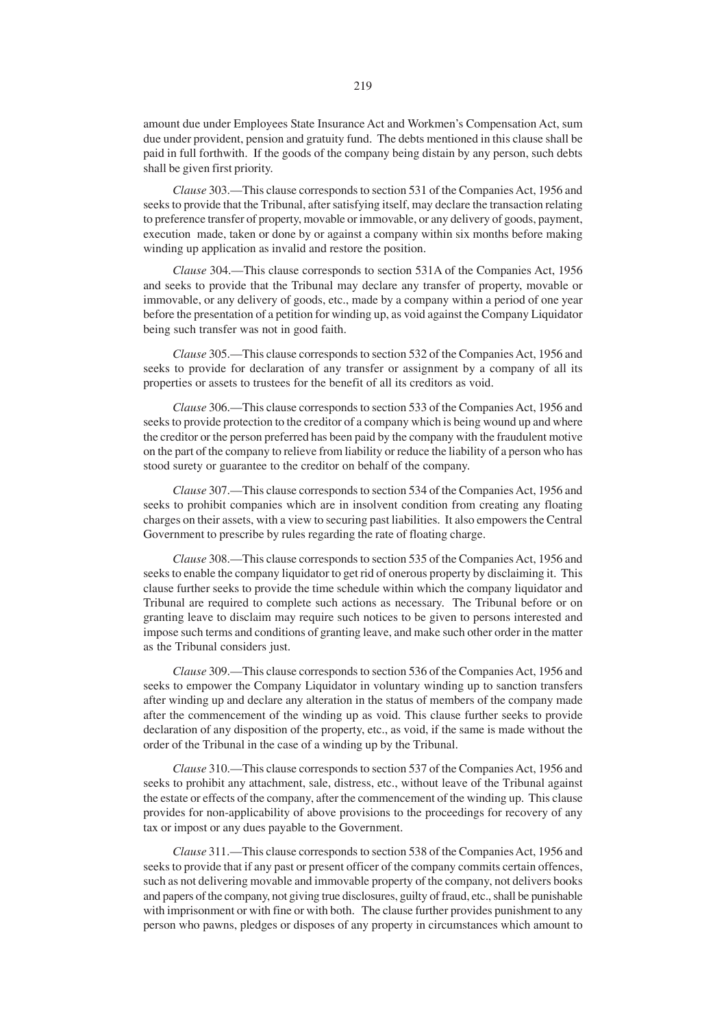amount due under Employees State Insurance Act and Workmen's Compensation Act, sum due under provident, pension and gratuity fund. The debts mentioned in this clause shall be paid in full forthwith. If the goods of the company being distain by any person, such debts shall be given first priority.

*Clause* 303.—This clause corresponds to section 531 of the Companies Act, 1956 and seeks to provide that the Tribunal, after satisfying itself, may declare the transaction relating to preference transfer of property, movable or immovable, or any delivery of goods, payment, execution made, taken or done by or against a company within six months before making winding up application as invalid and restore the position.

*Clause* 304.—This clause corresponds to section 531A of the Companies Act, 1956 and seeks to provide that the Tribunal may declare any transfer of property, movable or immovable, or any delivery of goods, etc., made by a company within a period of one year before the presentation of a petition for winding up, as void against the Company Liquidator being such transfer was not in good faith.

*Clause* 305.—This clause corresponds to section 532 of the Companies Act, 1956 and seeks to provide for declaration of any transfer or assignment by a company of all its properties or assets to trustees for the benefit of all its creditors as void.

*Clause* 306.—This clause corresponds to section 533 of the Companies Act, 1956 and seeks to provide protection to the creditor of a company which is being wound up and where the creditor or the person preferred has been paid by the company with the fraudulent motive on the part of the company to relieve from liability or reduce the liability of a person who has stood surety or guarantee to the creditor on behalf of the company.

*Clause* 307.—This clause corresponds to section 534 of the Companies Act, 1956 and seeks to prohibit companies which are in insolvent condition from creating any floating charges on their assets, with a view to securing past liabilities. It also empowers the Central Government to prescribe by rules regarding the rate of floating charge.

*Clause* 308.—This clause corresponds to section 535 of the Companies Act, 1956 and seeks to enable the company liquidator to get rid of onerous property by disclaiming it. This clause further seeks to provide the time schedule within which the company liquidator and Tribunal are required to complete such actions as necessary. The Tribunal before or on granting leave to disclaim may require such notices to be given to persons interested and impose such terms and conditions of granting leave, and make such other order in the matter as the Tribunal considers just.

*Clause* 309.—This clause corresponds to section 536 of the Companies Act, 1956 and seeks to empower the Company Liquidator in voluntary winding up to sanction transfers after winding up and declare any alteration in the status of members of the company made after the commencement of the winding up as void. This clause further seeks to provide declaration of any disposition of the property, etc., as void, if the same is made without the order of the Tribunal in the case of a winding up by the Tribunal.

*Clause* 310.—This clause corresponds to section 537 of the Companies Act, 1956 and seeks to prohibit any attachment, sale, distress, etc., without leave of the Tribunal against the estate or effects of the company, after the commencement of the winding up. This clause provides for non-applicability of above provisions to the proceedings for recovery of any tax or impost or any dues payable to the Government.

*Clause* 311.—This clause corresponds to section 538 of the Companies Act, 1956 and seeks to provide that if any past or present officer of the company commits certain offences, such as not delivering movable and immovable property of the company, not delivers books and papers of the company, not giving true disclosures, guilty of fraud, etc., shall be punishable with imprisonment or with fine or with both. The clause further provides punishment to any person who pawns, pledges or disposes of any property in circumstances which amount to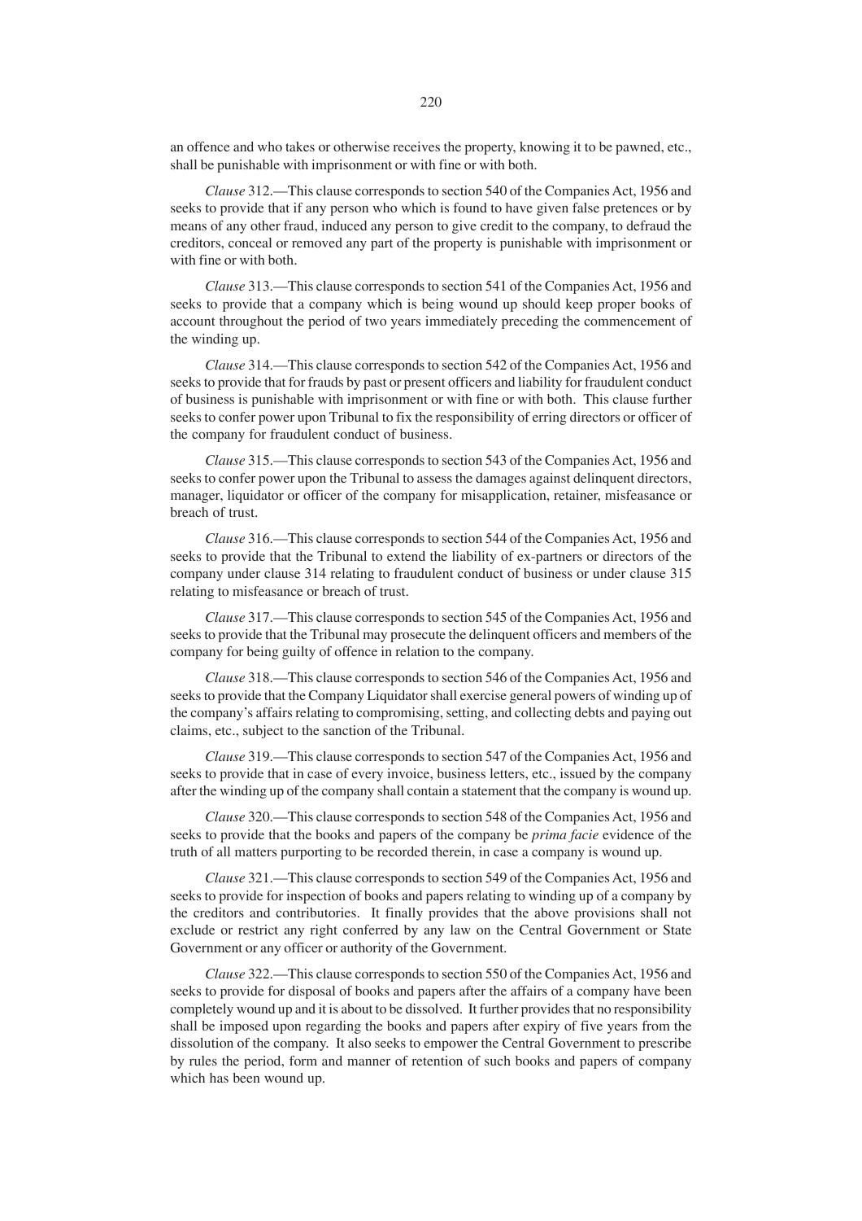an offence and who takes or otherwise receives the property, knowing it to be pawned, etc., shall be punishable with imprisonment or with fine or with both.

*Clause* 312.—This clause corresponds to section 540 of the Companies Act, 1956 and seeks to provide that if any person who which is found to have given false pretences or by means of any other fraud, induced any person to give credit to the company, to defraud the creditors, conceal or removed any part of the property is punishable with imprisonment or with fine or with both.

*Clause* 313.—This clause corresponds to section 541 of the Companies Act, 1956 and seeks to provide that a company which is being wound up should keep proper books of account throughout the period of two years immediately preceding the commencement of the winding up.

*Clause* 314.—This clause corresponds to section 542 of the Companies Act, 1956 and seeks to provide that for frauds by past or present officers and liability for fraudulent conduct of business is punishable with imprisonment or with fine or with both. This clause further seeks to confer power upon Tribunal to fix the responsibility of erring directors or officer of the company for fraudulent conduct of business.

*Clause* 315.—This clause corresponds to section 543 of the Companies Act, 1956 and seeks to confer power upon the Tribunal to assess the damages against delinquent directors, manager, liquidator or officer of the company for misapplication, retainer, misfeasance or breach of trust.

*Clause* 316.—This clause corresponds to section 544 of the Companies Act, 1956 and seeks to provide that the Tribunal to extend the liability of ex-partners or directors of the company under clause 314 relating to fraudulent conduct of business or under clause 315 relating to misfeasance or breach of trust.

*Clause* 317.—This clause corresponds to section 545 of the Companies Act, 1956 and seeks to provide that the Tribunal may prosecute the delinquent officers and members of the company for being guilty of offence in relation to the company.

*Clause* 318.—This clause corresponds to section 546 of the Companies Act, 1956 and seeks to provide that the Company Liquidator shall exercise general powers of winding up of the company's affairs relating to compromising, setting, and collecting debts and paying out claims, etc., subject to the sanction of the Tribunal.

*Clause* 319.—This clause corresponds to section 547 of the Companies Act, 1956 and seeks to provide that in case of every invoice, business letters, etc., issued by the company after the winding up of the company shall contain a statement that the company is wound up.

*Clause* 320.—This clause corresponds to section 548 of the Companies Act, 1956 and seeks to provide that the books and papers of the company be *prima facie* evidence of the truth of all matters purporting to be recorded therein, in case a company is wound up.

*Clause* 321.—This clause corresponds to section 549 of the Companies Act, 1956 and seeks to provide for inspection of books and papers relating to winding up of a company by the creditors and contributories. It finally provides that the above provisions shall not exclude or restrict any right conferred by any law on the Central Government or State Government or any officer or authority of the Government.

*Clause* 322.—This clause corresponds to section 550 of the Companies Act, 1956 and seeks to provide for disposal of books and papers after the affairs of a company have been completely wound up and it is about to be dissolved. It further provides that no responsibility shall be imposed upon regarding the books and papers after expiry of five years from the dissolution of the company. It also seeks to empower the Central Government to prescribe by rules the period, form and manner of retention of such books and papers of company which has been wound up.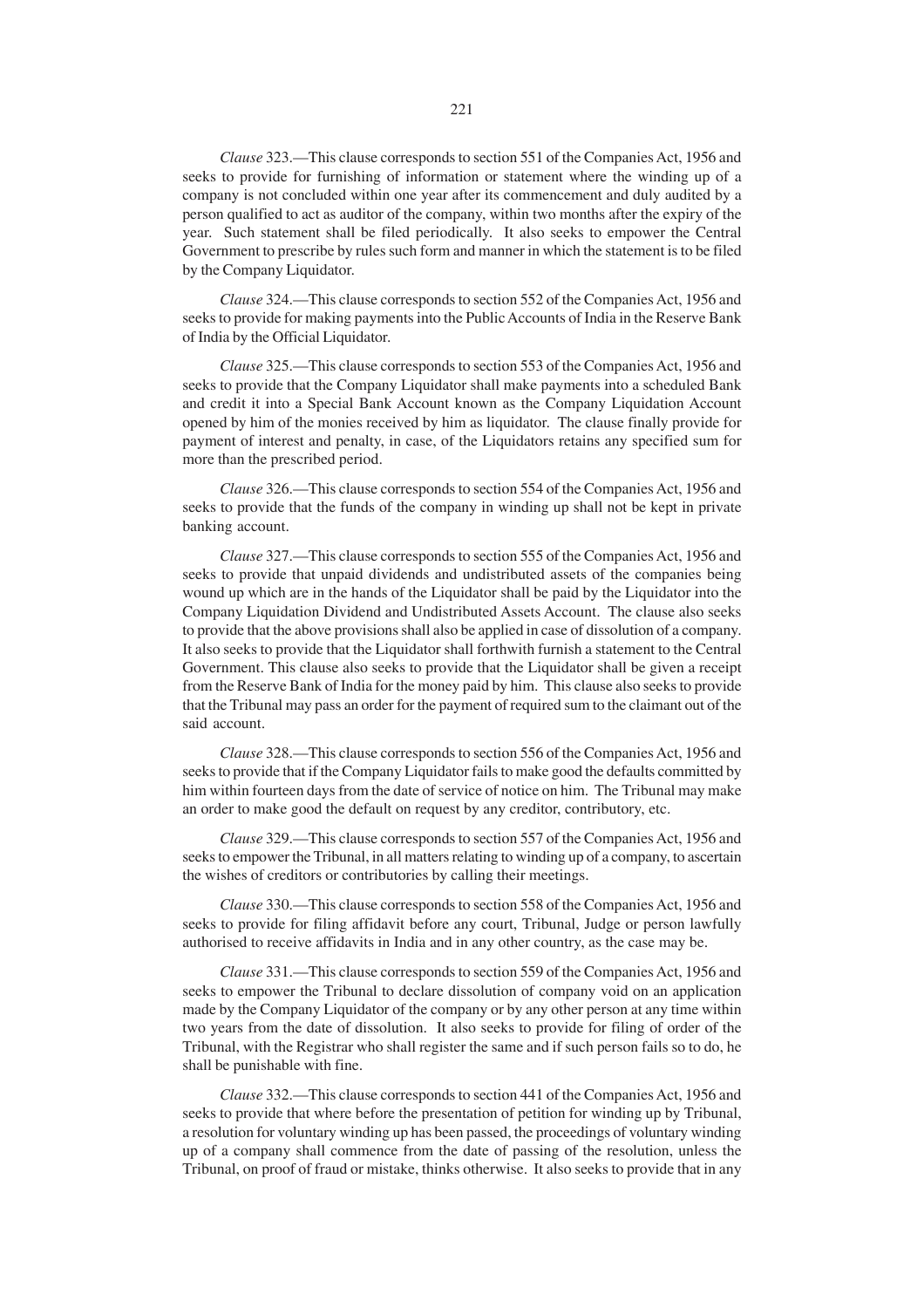*Clause* 323.—This clause corresponds to section 551 of the Companies Act, 1956 and seeks to provide for furnishing of information or statement where the winding up of a company is not concluded within one year after its commencement and duly audited by a person qualified to act as auditor of the company, within two months after the expiry of the year. Such statement shall be filed periodically. It also seeks to empower the Central Government to prescribe by rules such form and manner in which the statement is to be filed by the Company Liquidator.

*Clause* 324.—This clause corresponds to section 552 of the Companies Act, 1956 and seeks to provide for making payments into the Public Accounts of India in the Reserve Bank of India by the Official Liquidator.

*Clause* 325.—This clause corresponds to section 553 of the Companies Act, 1956 and seeks to provide that the Company Liquidator shall make payments into a scheduled Bank and credit it into a Special Bank Account known as the Company Liquidation Account opened by him of the monies received by him as liquidator. The clause finally provide for payment of interest and penalty, in case, of the Liquidators retains any specified sum for more than the prescribed period.

*Clause* 326.—This clause corresponds to section 554 of the Companies Act, 1956 and seeks to provide that the funds of the company in winding up shall not be kept in private banking account.

*Clause* 327.—This clause corresponds to section 555 of the Companies Act, 1956 and seeks to provide that unpaid dividends and undistributed assets of the companies being wound up which are in the hands of the Liquidator shall be paid by the Liquidator into the Company Liquidation Dividend and Undistributed Assets Account. The clause also seeks to provide that the above provisions shall also be applied in case of dissolution of a company. It also seeks to provide that the Liquidator shall forthwith furnish a statement to the Central Government. This clause also seeks to provide that the Liquidator shall be given a receipt from the Reserve Bank of India for the money paid by him. This clause also seeks to provide that the Tribunal may pass an order for the payment of required sum to the claimant out of the said account.

*Clause* 328.—This clause corresponds to section 556 of the Companies Act, 1956 and seeks to provide that if the Company Liquidator fails to make good the defaults committed by him within fourteen days from the date of service of notice on him. The Tribunal may make an order to make good the default on request by any creditor, contributory, etc.

*Clause* 329.—This clause corresponds to section 557 of the Companies Act, 1956 and seeks to empower the Tribunal, in all matters relating to winding up of a company, to ascertain the wishes of creditors or contributories by calling their meetings.

*Clause* 330.—This clause corresponds to section 558 of the Companies Act, 1956 and seeks to provide for filing affidavit before any court, Tribunal, Judge or person lawfully authorised to receive affidavits in India and in any other country, as the case may be.

*Clause* 331.—This clause corresponds to section 559 of the Companies Act, 1956 and seeks to empower the Tribunal to declare dissolution of company void on an application made by the Company Liquidator of the company or by any other person at any time within two years from the date of dissolution. It also seeks to provide for filing of order of the Tribunal, with the Registrar who shall register the same and if such person fails so to do, he shall be punishable with fine.

*Clause* 332.—This clause corresponds to section 441 of the Companies Act, 1956 and seeks to provide that where before the presentation of petition for winding up by Tribunal, a resolution for voluntary winding up has been passed, the proceedings of voluntary winding up of a company shall commence from the date of passing of the resolution, unless the Tribunal, on proof of fraud or mistake, thinks otherwise. It also seeks to provide that in any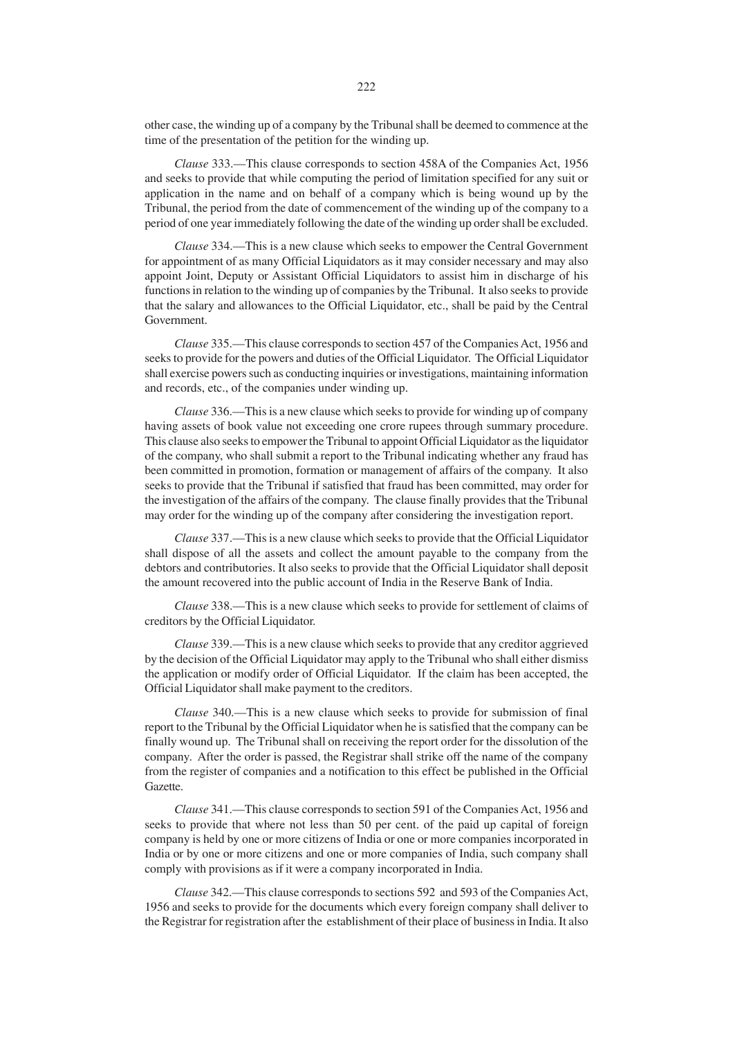other case, the winding up of a company by the Tribunal shall be deemed to commence at the time of the presentation of the petition for the winding up.

*Clause* 333.—This clause corresponds to section 458A of the Companies Act, 1956 and seeks to provide that while computing the period of limitation specified for any suit or application in the name and on behalf of a company which is being wound up by the Tribunal, the period from the date of commencement of the winding up of the company to a period of one year immediately following the date of the winding up order shall be excluded.

*Clause* 334.—This is a new clause which seeks to empower the Central Government for appointment of as many Official Liquidators as it may consider necessary and may also appoint Joint, Deputy or Assistant Official Liquidators to assist him in discharge of his functions in relation to the winding up of companies by the Tribunal. It also seeks to provide that the salary and allowances to the Official Liquidator, etc., shall be paid by the Central Government.

*Clause* 335.—This clause corresponds to section 457 of the Companies Act, 1956 and seeks to provide for the powers and duties of the Official Liquidator. The Official Liquidator shall exercise powers such as conducting inquiries or investigations, maintaining information and records, etc., of the companies under winding up.

*Clause* 336.—This is a new clause which seeks to provide for winding up of company having assets of book value not exceeding one crore rupees through summary procedure. This clause also seeks to empower the Tribunal to appoint Official Liquidator as the liquidator of the company, who shall submit a report to the Tribunal indicating whether any fraud has been committed in promotion, formation or management of affairs of the company. It also seeks to provide that the Tribunal if satisfied that fraud has been committed, may order for the investigation of the affairs of the company. The clause finally provides that the Tribunal may order for the winding up of the company after considering the investigation report.

*Clause* 337.—This is a new clause which seeks to provide that the Official Liquidator shall dispose of all the assets and collect the amount payable to the company from the debtors and contributories. It also seeks to provide that the Official Liquidator shall deposit the amount recovered into the public account of India in the Reserve Bank of India.

*Clause* 338.—This is a new clause which seeks to provide for settlement of claims of creditors by the Official Liquidator.

*Clause* 339.—This is a new clause which seeks to provide that any creditor aggrieved by the decision of the Official Liquidator may apply to the Tribunal who shall either dismiss the application or modify order of Official Liquidator. If the claim has been accepted, the Official Liquidator shall make payment to the creditors.

*Clause* 340.—This is a new clause which seeks to provide for submission of final report to the Tribunal by the Official Liquidator when he is satisfied that the company can be finally wound up. The Tribunal shall on receiving the report order for the dissolution of the company. After the order is passed, the Registrar shall strike off the name of the company from the register of companies and a notification to this effect be published in the Official Gazette.

*Clause* 341.—This clause corresponds to section 591 of the Companies Act, 1956 and seeks to provide that where not less than 50 per cent. of the paid up capital of foreign company is held by one or more citizens of India or one or more companies incorporated in India or by one or more citizens and one or more companies of India, such company shall comply with provisions as if it were a company incorporated in India.

*Clause* 342.—This clause corresponds to sections 592 and 593 of the Companies Act, 1956 and seeks to provide for the documents which every foreign company shall deliver to the Registrar for registration after the establishment of their place of business in India. It also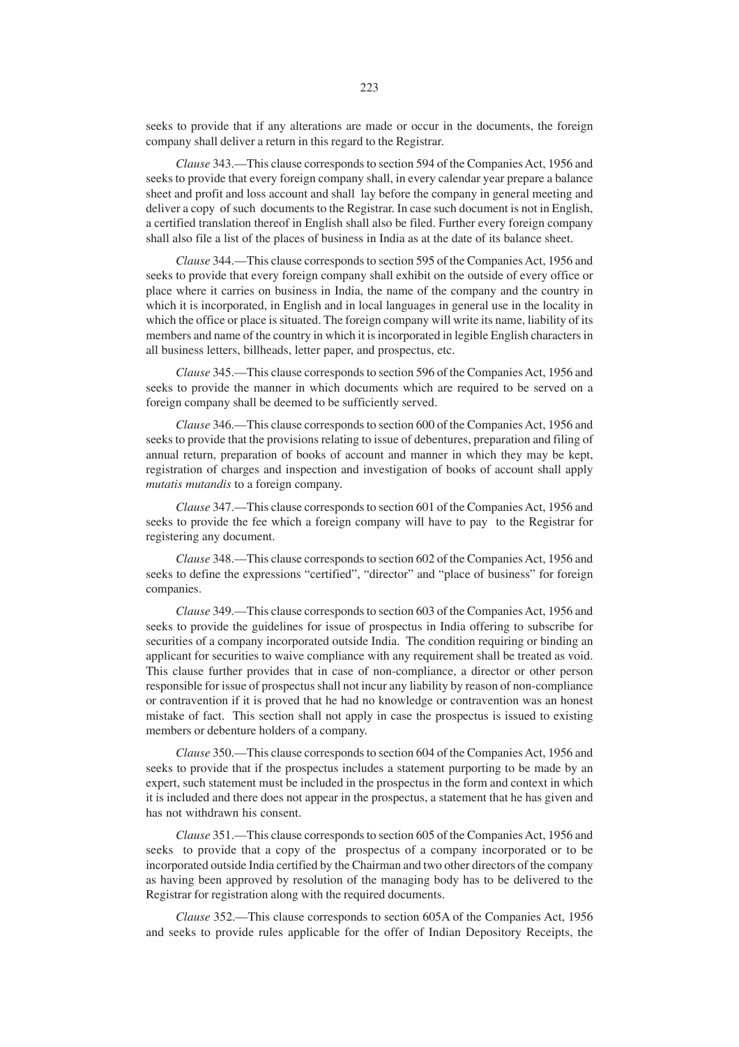seeks to provide that if any alterations are made or occur in the documents, the foreign company shall deliver a return in this regard to the Registrar.

*Clause* 343.—This clause corresponds to section 594 of the Companies Act, 1956 and seeks to provide that every foreign company shall, in every calendar year prepare a balance sheet and profit and loss account and shall lay before the company in general meeting and deliver a copy of such documents to the Registrar. In case such document is not in English, a certified translation thereof in English shall also be filed. Further every foreign company shall also file a list of the places of business in India as at the date of its balance sheet.

*Clause* 344.—This clause corresponds to section 595 of the Companies Act, 1956 and seeks to provide that every foreign company shall exhibit on the outside of every office or place where it carries on business in India, the name of the company and the country in which it is incorporated, in English and in local languages in general use in the locality in which the office or place is situated. The foreign company will write its name, liability of its members and name of the country in which it is incorporated in legible English characters in all business letters, billheads, letter paper, and prospectus, etc.

*Clause* 345.—This clause corresponds to section 596 of the Companies Act, 1956 and seeks to provide the manner in which documents which are required to be served on a foreign company shall be deemed to be sufficiently served.

*Clause* 346.—This clause corresponds to section 600 of the Companies Act, 1956 and seeks to provide that the provisions relating to issue of debentures, preparation and filing of annual return, preparation of books of account and manner in which they may be kept, registration of charges and inspection and investigation of books of account shall apply *mutatis mutandis* to a foreign company.

*Clause* 347.—This clause corresponds to section 601 of the Companies Act, 1956 and seeks to provide the fee which a foreign company will have to pay to the Registrar for registering any document.

*Clause* 348.—This clause corresponds to section 602 of the Companies Act, 1956 and seeks to define the expressions "certified", "director" and "place of business" for foreign companies.

*Clause* 349.—This clause corresponds to section 603 of the Companies Act, 1956 and seeks to provide the guidelines for issue of prospectus in India offering to subscribe for securities of a company incorporated outside India. The condition requiring or binding an applicant for securities to waive compliance with any requirement shall be treated as void. This clause further provides that in case of non-compliance, a director or other person responsible for issue of prospectus shall not incur any liability by reason of non-compliance or contravention if it is proved that he had no knowledge or contravention was an honest mistake of fact. This section shall not apply in case the prospectus is issued to existing members or debenture holders of a company.

*Clause* 350.—This clause corresponds to section 604 of the Companies Act, 1956 and seeks to provide that if the prospectus includes a statement purporting to be made by an expert, such statement must be included in the prospectus in the form and context in which it is included and there does not appear in the prospectus, a statement that he has given and has not withdrawn his consent.

*Clause* 351.—This clause corresponds to section 605 of the Companies Act, 1956 and seeks to provide that a copy of the prospectus of a company incorporated or to be incorporated outside India certified by the Chairman and two other directors of the company as having been approved by resolution of the managing body has to be delivered to the Registrar for registration along with the required documents.

*Clause* 352.—This clause corresponds to section 605A of the Companies Act, 1956 and seeks to provide rules applicable for the offer of Indian Depository Receipts, the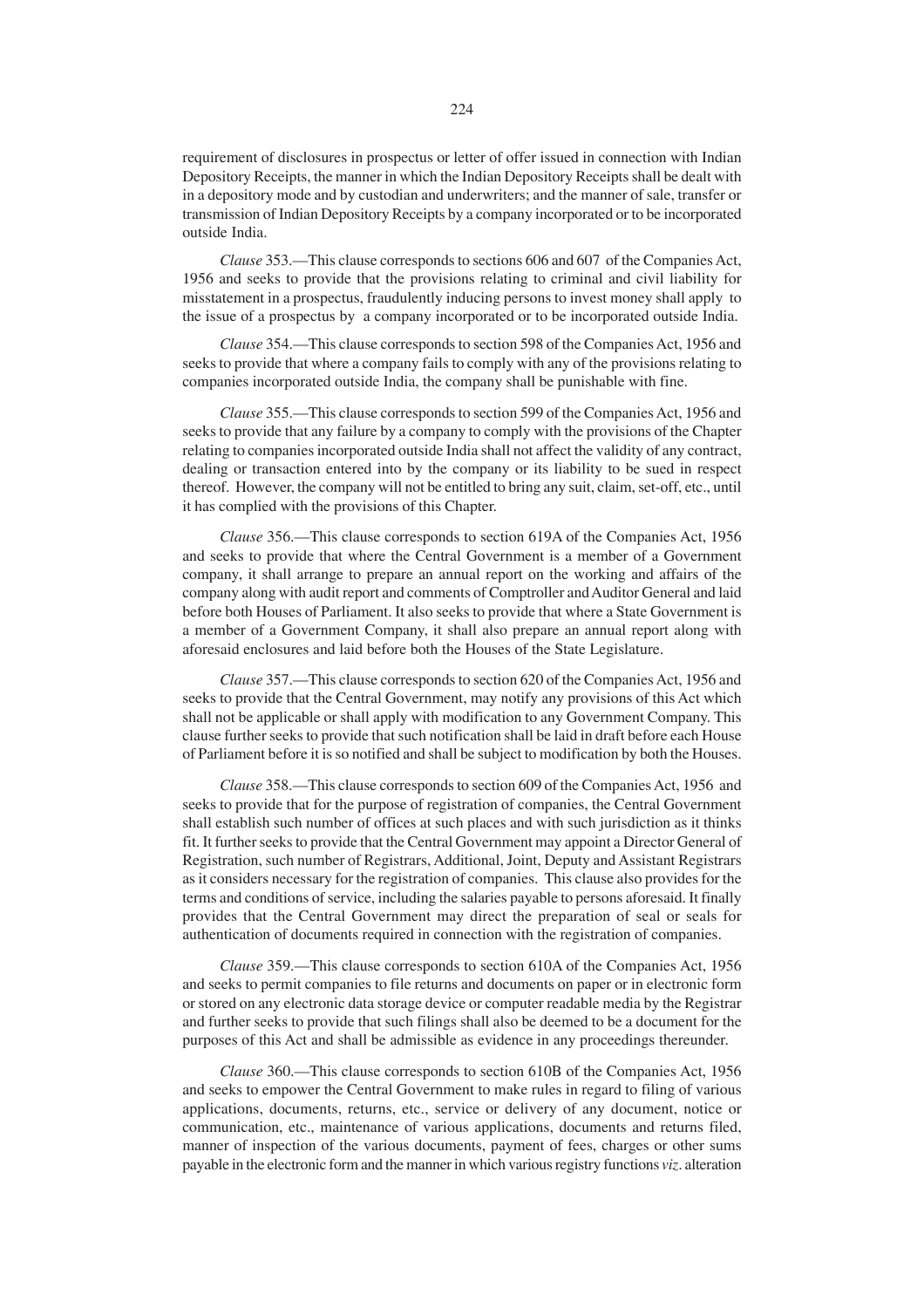requirement of disclosures in prospectus or letter of offer issued in connection with Indian Depository Receipts, the manner in which the Indian Depository Receipts shall be dealt with in a depository mode and by custodian and underwriters; and the manner of sale, transfer or transmission of Indian Depository Receipts by a company incorporated or to be incorporated outside India.

*Clause* 353.—This clause corresponds to sections 606 and 607 of the Companies Act, 1956 and seeks to provide that the provisions relating to criminal and civil liability for misstatement in a prospectus, fraudulently inducing persons to invest money shall apply to the issue of a prospectus by a company incorporated or to be incorporated outside India.

*Clause* 354.—This clause corresponds to section 598 of the Companies Act, 1956 and seeks to provide that where a company fails to comply with any of the provisions relating to companies incorporated outside India, the company shall be punishable with fine.

*Clause* 355.—This clause corresponds to section 599 of the Companies Act, 1956 and seeks to provide that any failure by a company to comply with the provisions of the Chapter relating to companies incorporated outside India shall not affect the validity of any contract, dealing or transaction entered into by the company or its liability to be sued in respect thereof. However, the company will not be entitled to bring any suit, claim, set-off, etc., until it has complied with the provisions of this Chapter.

*Clause* 356.—This clause corresponds to section 619A of the Companies Act, 1956 and seeks to provide that where the Central Government is a member of a Government company, it shall arrange to prepare an annual report on the working and affairs of the company along with audit report and comments of Comptroller and Auditor General and laid before both Houses of Parliament. It also seeks to provide that where a State Government is a member of a Government Company, it shall also prepare an annual report along with aforesaid enclosures and laid before both the Houses of the State Legislature.

*Clause* 357.—This clause corresponds to section 620 of the Companies Act, 1956 and seeks to provide that the Central Government, may notify any provisions of this Act which shall not be applicable or shall apply with modification to any Government Company. This clause further seeks to provide that such notification shall be laid in draft before each House of Parliament before it is so notified and shall be subject to modification by both the Houses.

*Clause* 358.—This clause corresponds to section 609 of the Companies Act, 1956 and seeks to provide that for the purpose of registration of companies, the Central Government shall establish such number of offices at such places and with such jurisdiction as it thinks fit. It further seeks to provide that the Central Government may appoint a Director General of Registration, such number of Registrars, Additional, Joint, Deputy and Assistant Registrars as it considers necessary for the registration of companies. This clause also provides for the terms and conditions of service, including the salaries payable to persons aforesaid. It finally provides that the Central Government may direct the preparation of seal or seals for authentication of documents required in connection with the registration of companies.

*Clause* 359.—This clause corresponds to section 610A of the Companies Act, 1956 and seeks to permit companies to file returns and documents on paper or in electronic form or stored on any electronic data storage device or computer readable media by the Registrar and further seeks to provide that such filings shall also be deemed to be a document for the purposes of this Act and shall be admissible as evidence in any proceedings thereunder.

*Clause* 360.—This clause corresponds to section 610B of the Companies Act, 1956 and seeks to empower the Central Government to make rules in regard to filing of various applications, documents, returns, etc., service or delivery of any document, notice or communication, etc., maintenance of various applications, documents and returns filed, manner of inspection of the various documents, payment of fees, charges or other sums payable in the electronic form and the manner in which various registry functions *viz*. alteration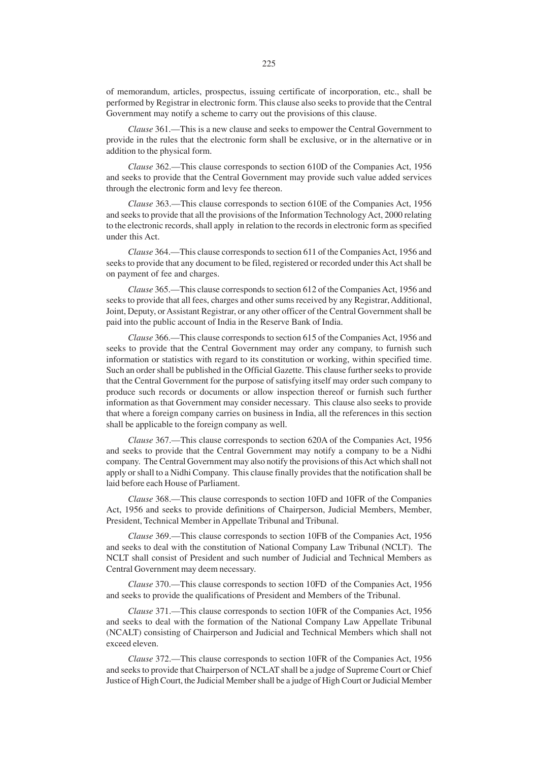of memorandum, articles, prospectus, issuing certificate of incorporation, etc., shall be performed by Registrar in electronic form. This clause also seeks to provide that the Central Government may notify a scheme to carry out the provisions of this clause.

*Clause* 361.—This is a new clause and seeks to empower the Central Government to provide in the rules that the electronic form shall be exclusive, or in the alternative or in addition to the physical form.

*Clause* 362.—This clause corresponds to section 610D of the Companies Act, 1956 and seeks to provide that the Central Government may provide such value added services through the electronic form and levy fee thereon.

*Clause* 363.—This clause corresponds to section 610E of the Companies Act, 1956 and seeks to provide that all the provisions of the Information Technology Act, 2000 relating to the electronic records, shall apply in relation to the records in electronic form as specified under this Act.

*Clause* 364.—This clause corresponds to section 611 of the Companies Act, 1956 and seeks to provide that any document to be filed, registered or recorded under this Act shall be on payment of fee and charges.

*Clause* 365.—This clause corresponds to section 612 of the Companies Act, 1956 and seeks to provide that all fees, charges and other sums received by any Registrar, Additional, Joint, Deputy, or Assistant Registrar, or any other officer of the Central Government shall be paid into the public account of India in the Reserve Bank of India.

*Clause* 366.—This clause corresponds to section 615 of the Companies Act, 1956 and seeks to provide that the Central Government may order any company, to furnish such information or statistics with regard to its constitution or working, within specified time. Such an order shall be published in the Official Gazette. This clause further seeks to provide that the Central Government for the purpose of satisfying itself may order such company to produce such records or documents or allow inspection thereof or furnish such further information as that Government may consider necessary. This clause also seeks to provide that where a foreign company carries on business in India, all the references in this section shall be applicable to the foreign company as well.

*Clause* 367.—This clause corresponds to section 620A of the Companies Act, 1956 and seeks to provide that the Central Government may notify a company to be a Nidhi company. The Central Government may also notify the provisions of this Act which shall not apply or shall to a Nidhi Company. This clause finally provides that the notification shall be laid before each House of Parliament.

*Clause* 368.—This clause corresponds to section 10FD and 10FR of the Companies Act, 1956 and seeks to provide definitions of Chairperson, Judicial Members, Member, President, Technical Member in Appellate Tribunal and Tribunal.

*Clause* 369.—This clause corresponds to section 10FB of the Companies Act, 1956 and seeks to deal with the constitution of National Company Law Tribunal (NCLT). The NCLT shall consist of President and such number of Judicial and Technical Members as Central Government may deem necessary.

*Clause* 370.—This clause corresponds to section 10FD of the Companies Act, 1956 and seeks to provide the qualifications of President and Members of the Tribunal.

*Clause* 371.—This clause corresponds to section 10FR of the Companies Act, 1956 and seeks to deal with the formation of the National Company Law Appellate Tribunal (NCALT) consisting of Chairperson and Judicial and Technical Members which shall not exceed eleven.

*Clause* 372.—This clause corresponds to section 10FR of the Companies Act, 1956 and seeks to provide that Chairperson of NCLAT shall be a judge of Supreme Court or Chief Justice of High Court, the Judicial Member shall be a judge of High Court or Judicial Member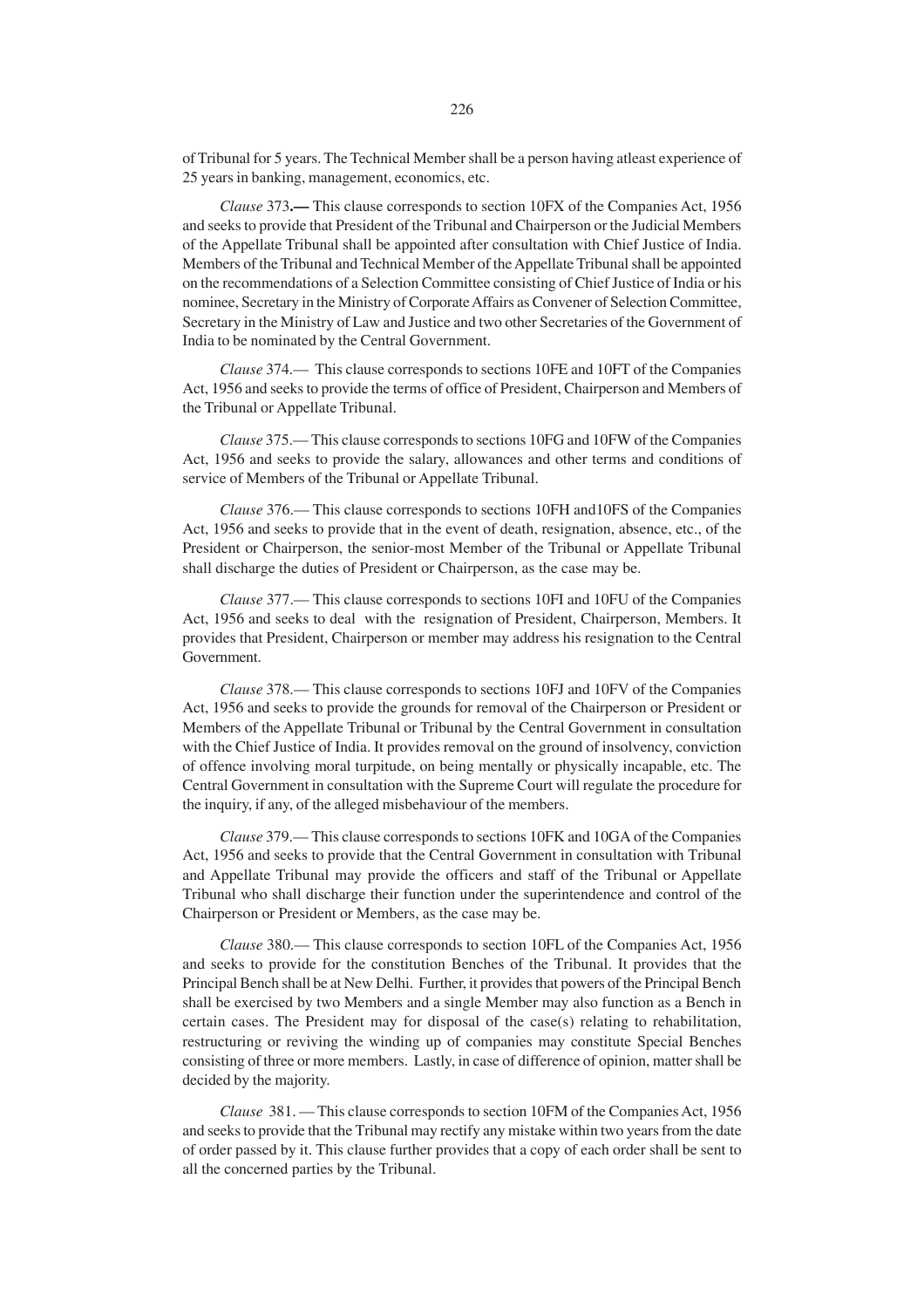of Tribunal for 5 years. The Technical Member shall be a person having atleast experience of 25 years in banking, management, economics, etc.

*Clause* 373**.—** This clause corresponds to section 10FX of the Companies Act, 1956 and seeks to provide that President of the Tribunal and Chairperson or the Judicial Members of the Appellate Tribunal shall be appointed after consultation with Chief Justice of India. Members of the Tribunal and Technical Member of the Appellate Tribunal shall be appointed on the recommendations of a Selection Committee consisting of Chief Justice of India or his nominee, Secretary in the Ministry of Corporate Affairs as Convener of Selection Committee, Secretary in the Ministry of Law and Justice and two other Secretaries of the Government of India to be nominated by the Central Government.

*Clause* 374.— This clause corresponds to sections 10FE and 10FT of the Companies Act, 1956 and seeks to provide the terms of office of President, Chairperson and Members of the Tribunal or Appellate Tribunal.

*Clause* 375.— This clause corresponds to sections 10FG and 10FW of the Companies Act, 1956 and seeks to provide the salary, allowances and other terms and conditions of service of Members of the Tribunal or Appellate Tribunal.

*Clause* 376.— This clause corresponds to sections 10FH and10FS of the Companies Act, 1956 and seeks to provide that in the event of death, resignation, absence, etc., of the President or Chairperson, the senior-most Member of the Tribunal or Appellate Tribunal shall discharge the duties of President or Chairperson, as the case may be.

*Clause* 377.— This clause corresponds to sections 10FI and 10FU of the Companies Act, 1956 and seeks to deal with the resignation of President, Chairperson, Members. It provides that President, Chairperson or member may address his resignation to the Central Government.

*Clause* 378.— This clause corresponds to sections 10FJ and 10FV of the Companies Act, 1956 and seeks to provide the grounds for removal of the Chairperson or President or Members of the Appellate Tribunal or Tribunal by the Central Government in consultation with the Chief Justice of India. It provides removal on the ground of insolvency, conviction of offence involving moral turpitude, on being mentally or physically incapable, etc. The Central Government in consultation with the Supreme Court will regulate the procedure for the inquiry, if any, of the alleged misbehaviour of the members.

*Clause* 379.— This clause corresponds to sections 10FK and 10GA of the Companies Act, 1956 and seeks to provide that the Central Government in consultation with Tribunal and Appellate Tribunal may provide the officers and staff of the Tribunal or Appellate Tribunal who shall discharge their function under the superintendence and control of the Chairperson or President or Members, as the case may be.

*Clause* 380.— This clause corresponds to section 10FL of the Companies Act, 1956 and seeks to provide for the constitution Benches of the Tribunal. It provides that the Principal Bench shall be at New Delhi. Further, it provides that powers of the Principal Bench shall be exercised by two Members and a single Member may also function as a Bench in certain cases. The President may for disposal of the case(s) relating to rehabilitation, restructuring or reviving the winding up of companies may constitute Special Benches consisting of three or more members. Lastly, in case of difference of opinion, matter shall be decided by the majority.

*Clause* 381. — This clause corresponds to section 10FM of the Companies Act, 1956 and seeks to provide that the Tribunal may rectify any mistake within two years from the date of order passed by it. This clause further provides that a copy of each order shall be sent to all the concerned parties by the Tribunal.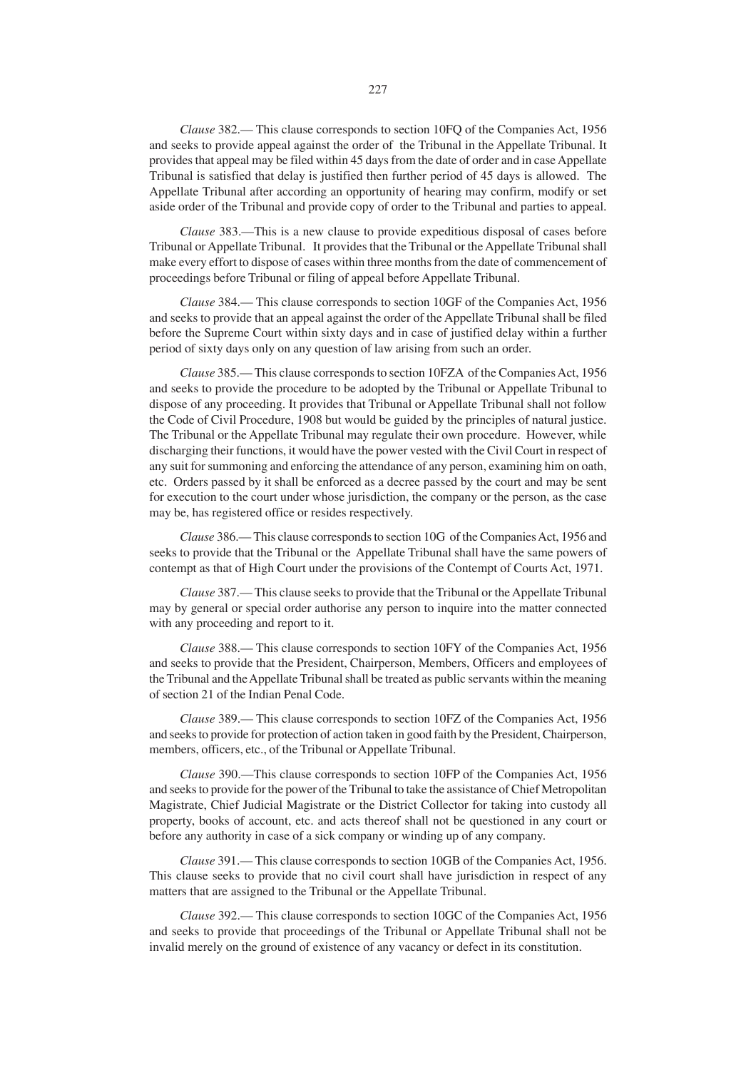*Clause* 382.— This clause corresponds to section 10FQ of the Companies Act, 1956 and seeks to provide appeal against the order of the Tribunal in the Appellate Tribunal. It provides that appeal may be filed within 45 days from the date of order and in case Appellate Tribunal is satisfied that delay is justified then further period of 45 days is allowed. The Appellate Tribunal after according an opportunity of hearing may confirm, modify or set aside order of the Tribunal and provide copy of order to the Tribunal and parties to appeal.

*Clause* 383.—This is a new clause to provide expeditious disposal of cases before Tribunal or Appellate Tribunal. It provides that the Tribunal or the Appellate Tribunal shall make every effort to dispose of cases within three months from the date of commencement of proceedings before Tribunal or filing of appeal before Appellate Tribunal.

*Clause* 384.— This clause corresponds to section 10GF of the Companies Act, 1956 and seeks to provide that an appeal against the order of the Appellate Tribunal shall be filed before the Supreme Court within sixty days and in case of justified delay within a further period of sixty days only on any question of law arising from such an order.

*Clause* 385.— This clause corresponds to section 10FZA of the Companies Act, 1956 and seeks to provide the procedure to be adopted by the Tribunal or Appellate Tribunal to dispose of any proceeding. It provides that Tribunal or Appellate Tribunal shall not follow the Code of Civil Procedure, 1908 but would be guided by the principles of natural justice. The Tribunal or the Appellate Tribunal may regulate their own procedure. However, while discharging their functions, it would have the power vested with the Civil Court in respect of any suit for summoning and enforcing the attendance of any person, examining him on oath, etc. Orders passed by it shall be enforced as a decree passed by the court and may be sent for execution to the court under whose jurisdiction, the company or the person, as the case may be, has registered office or resides respectively.

*Clause* 386.— This clause corresponds to section 10G of the Companies Act, 1956 and seeks to provide that the Tribunal or the Appellate Tribunal shall have the same powers of contempt as that of High Court under the provisions of the Contempt of Courts Act, 1971.

*Clause* 387.— This clause seeks to provide that the Tribunal or the Appellate Tribunal may by general or special order authorise any person to inquire into the matter connected with any proceeding and report to it.

*Clause* 388.— This clause corresponds to section 10FY of the Companies Act, 1956 and seeks to provide that the President, Chairperson, Members, Officers and employees of the Tribunal and the Appellate Tribunal shall be treated as public servants within the meaning of section 21 of the Indian Penal Code.

*Clause* 389.— This clause corresponds to section 10FZ of the Companies Act, 1956 and seeks to provide for protection of action taken in good faith by the President, Chairperson, members, officers, etc., of the Tribunal or Appellate Tribunal.

*Clause* 390.—This clause corresponds to section 10FP of the Companies Act, 1956 and seeks to provide for the power of the Tribunal to take the assistance of Chief Metropolitan Magistrate, Chief Judicial Magistrate or the District Collector for taking into custody all property, books of account, etc. and acts thereof shall not be questioned in any court or before any authority in case of a sick company or winding up of any company.

*Clause* 391.— This clause corresponds to section 10GB of the Companies Act, 1956. This clause seeks to provide that no civil court shall have jurisdiction in respect of any matters that are assigned to the Tribunal or the Appellate Tribunal.

*Clause* 392.— This clause corresponds to section 10GC of the Companies Act, 1956 and seeks to provide that proceedings of the Tribunal or Appellate Tribunal shall not be invalid merely on the ground of existence of any vacancy or defect in its constitution.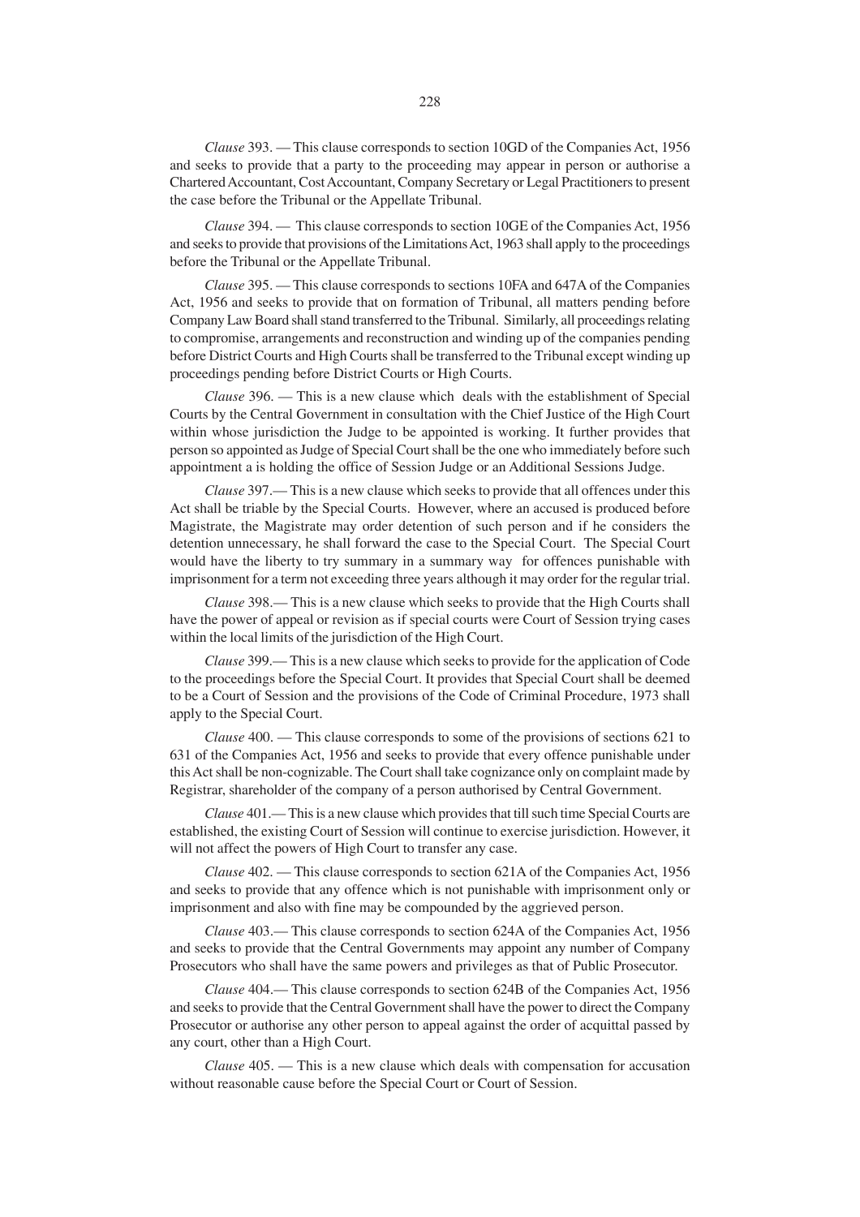*Clause* 393. — This clause corresponds to section 10GD of the Companies Act, 1956 and seeks to provide that a party to the proceeding may appear in person or authorise a Chartered Accountant, Cost Accountant, Company Secretary or Legal Practitioners to present the case before the Tribunal or the Appellate Tribunal.

*Clause* 394. — This clause corresponds to section 10GE of the Companies Act, 1956 and seeks to provide that provisions of the Limitations Act, 1963 shall apply to the proceedings before the Tribunal or the Appellate Tribunal.

*Clause* 395. — This clause corresponds to sections 10FA and 647A of the Companies Act, 1956 and seeks to provide that on formation of Tribunal, all matters pending before Company Law Board shall stand transferred to the Tribunal. Similarly, all proceedings relating to compromise, arrangements and reconstruction and winding up of the companies pending before District Courts and High Courts shall be transferred to the Tribunal except winding up proceedings pending before District Courts or High Courts.

*Clause* 396. — This is a new clause which deals with the establishment of Special Courts by the Central Government in consultation with the Chief Justice of the High Court within whose jurisdiction the Judge to be appointed is working. It further provides that person so appointed as Judge of Special Court shall be the one who immediately before such appointment a is holding the office of Session Judge or an Additional Sessions Judge.

*Clause* 397.— This is a new clause which seeks to provide that all offences under this Act shall be triable by the Special Courts. However, where an accused is produced before Magistrate, the Magistrate may order detention of such person and if he considers the detention unnecessary, he shall forward the case to the Special Court. The Special Court would have the liberty to try summary in a summary way for offences punishable with imprisonment for a term not exceeding three years although it may order for the regular trial.

*Clause* 398.— This is a new clause which seeks to provide that the High Courts shall have the power of appeal or revision as if special courts were Court of Session trying cases within the local limits of the jurisdiction of the High Court.

*Clause* 399.— This is a new clause which seeks to provide for the application of Code to the proceedings before the Special Court. It provides that Special Court shall be deemed to be a Court of Session and the provisions of the Code of Criminal Procedure, 1973 shall apply to the Special Court.

*Clause* 400. — This clause corresponds to some of the provisions of sections 621 to 631 of the Companies Act, 1956 and seeks to provide that every offence punishable under this Act shall be non-cognizable. The Court shall take cognizance only on complaint made by Registrar, shareholder of the company of a person authorised by Central Government.

*Clause* 401.— This is a new clause which provides that till such time Special Courts are established, the existing Court of Session will continue to exercise jurisdiction. However, it will not affect the powers of High Court to transfer any case.

*Clause* 402. — This clause corresponds to section 621A of the Companies Act, 1956 and seeks to provide that any offence which is not punishable with imprisonment only or imprisonment and also with fine may be compounded by the aggrieved person.

*Clause* 403.— This clause corresponds to section 624A of the Companies Act, 1956 and seeks to provide that the Central Governments may appoint any number of Company Prosecutors who shall have the same powers and privileges as that of Public Prosecutor.

*Clause* 404.— This clause corresponds to section 624B of the Companies Act, 1956 and seeks to provide that the Central Government shall have the power to direct the Company Prosecutor or authorise any other person to appeal against the order of acquittal passed by any court, other than a High Court.

*Clause* 405. — This is a new clause which deals with compensation for accusation without reasonable cause before the Special Court or Court of Session.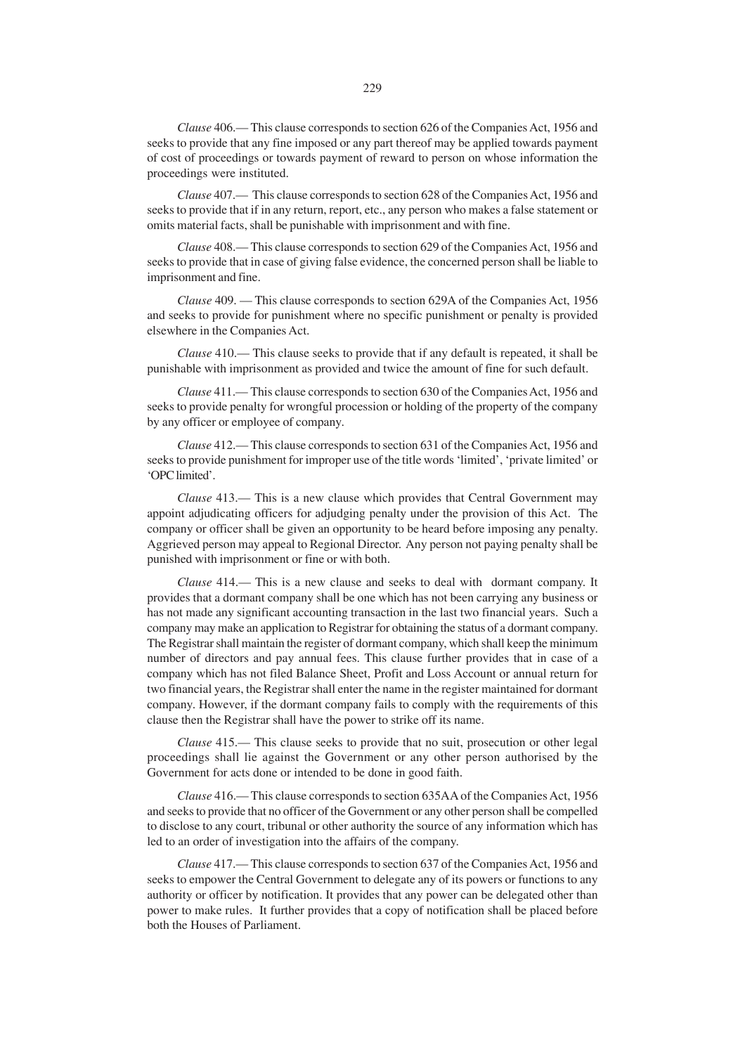*Clause* 406.— This clause corresponds to section 626 of the Companies Act, 1956 and seeks to provide that any fine imposed or any part thereof may be applied towards payment of cost of proceedings or towards payment of reward to person on whose information the proceedings were instituted.

*Clause* 407.— This clause corresponds to section 628 of the Companies Act, 1956 and seeks to provide that if in any return, report, etc., any person who makes a false statement or omits material facts, shall be punishable with imprisonment and with fine.

*Clause* 408.— This clause corresponds to section 629 of the Companies Act, 1956 and seeks to provide that in case of giving false evidence, the concerned person shall be liable to imprisonment and fine.

*Clause* 409. — This clause corresponds to section 629A of the Companies Act, 1956 and seeks to provide for punishment where no specific punishment or penalty is provided elsewhere in the Companies Act.

*Clause* 410.— This clause seeks to provide that if any default is repeated, it shall be punishable with imprisonment as provided and twice the amount of fine for such default.

*Clause* 411.— This clause corresponds to section 630 of the Companies Act, 1956 and seeks to provide penalty for wrongful procession or holding of the property of the company by any officer or employee of company.

*Clause* 412.— This clause corresponds to section 631 of the Companies Act, 1956 and seeks to provide punishment for improper use of the title words 'limited', 'private limited' or 'OPC limited'.

*Clause* 413.— This is a new clause which provides that Central Government may appoint adjudicating officers for adjudging penalty under the provision of this Act. The company or officer shall be given an opportunity to be heard before imposing any penalty. Aggrieved person may appeal to Regional Director. Any person not paying penalty shall be punished with imprisonment or fine or with both.

*Clause* 414.— This is a new clause and seeks to deal with dormant company. It provides that a dormant company shall be one which has not been carrying any business or has not made any significant accounting transaction in the last two financial years. Such a company may make an application to Registrar for obtaining the status of a dormant company. The Registrar shall maintain the register of dormant company, which shall keep the minimum number of directors and pay annual fees. This clause further provides that in case of a company which has not filed Balance Sheet, Profit and Loss Account or annual return for two financial years, the Registrar shall enter the name in the register maintained for dormant company. However, if the dormant company fails to comply with the requirements of this clause then the Registrar shall have the power to strike off its name.

*Clause* 415.— This clause seeks to provide that no suit, prosecution or other legal proceedings shall lie against the Government or any other person authorised by the Government for acts done or intended to be done in good faith.

*Clause* 416.— This clause corresponds to section 635AA of the Companies Act, 1956 and seeks to provide that no officer of the Government or any other person shall be compelled to disclose to any court, tribunal or other authority the source of any information which has led to an order of investigation into the affairs of the company.

*Clause* 417.— This clause corresponds to section 637 of the Companies Act, 1956 and seeks to empower the Central Government to delegate any of its powers or functions to any authority or officer by notification. It provides that any power can be delegated other than power to make rules. It further provides that a copy of notification shall be placed before both the Houses of Parliament.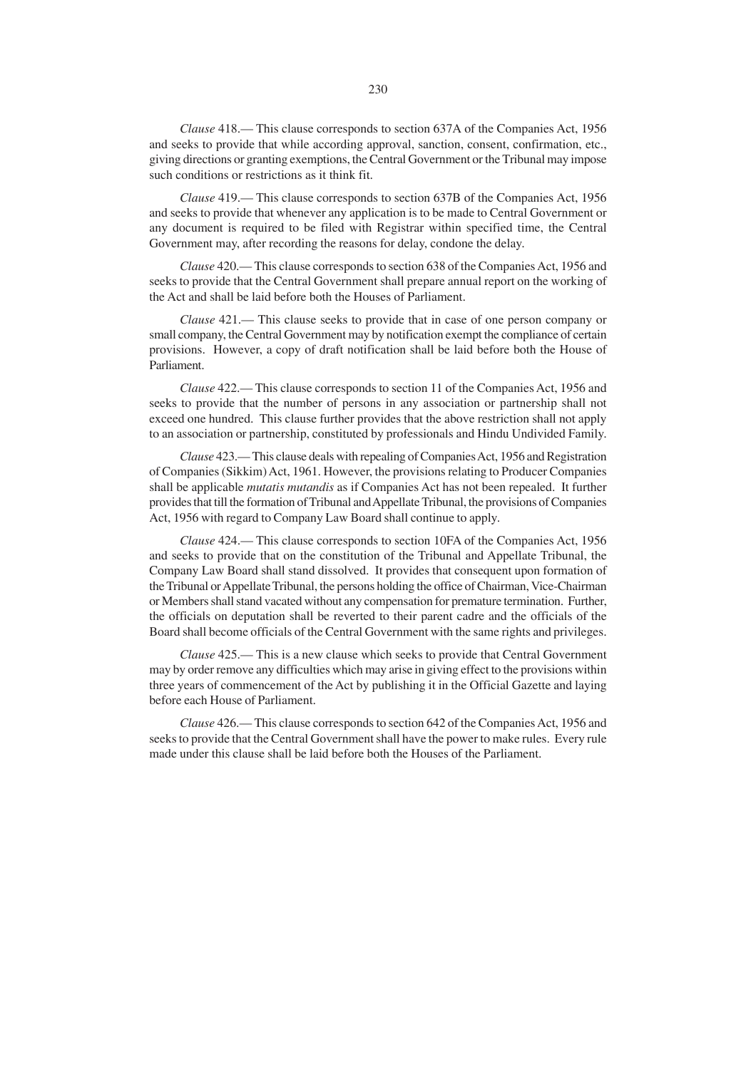*Clause* 418.— This clause corresponds to section 637A of the Companies Act, 1956 and seeks to provide that while according approval, sanction, consent, confirmation, etc., giving directions or granting exemptions, the Central Government or the Tribunal may impose such conditions or restrictions as it think fit.

*Clause* 419.— This clause corresponds to section 637B of the Companies Act, 1956 and seeks to provide that whenever any application is to be made to Central Government or any document is required to be filed with Registrar within specified time, the Central Government may, after recording the reasons for delay, condone the delay.

*Clause* 420.— This clause corresponds to section 638 of the Companies Act, 1956 and seeks to provide that the Central Government shall prepare annual report on the working of the Act and shall be laid before both the Houses of Parliament.

*Clause* 421.— This clause seeks to provide that in case of one person company or small company, the Central Government may by notification exempt the compliance of certain provisions. However, a copy of draft notification shall be laid before both the House of Parliament.

*Clause* 422.— This clause corresponds to section 11 of the Companies Act, 1956 and seeks to provide that the number of persons in any association or partnership shall not exceed one hundred. This clause further provides that the above restriction shall not apply to an association or partnership, constituted by professionals and Hindu Undivided Family.

*Clause* 423.— This clause deals with repealing of Companies Act, 1956 and Registration of Companies (Sikkim) Act, 1961. However, the provisions relating to Producer Companies shall be applicable *mutatis mutandis* as if Companies Act has not been repealed. It further provides that till the formation of Tribunal and Appellate Tribunal, the provisions of Companies Act, 1956 with regard to Company Law Board shall continue to apply.

*Clause* 424.— This clause corresponds to section 10FA of the Companies Act, 1956 and seeks to provide that on the constitution of the Tribunal and Appellate Tribunal, the Company Law Board shall stand dissolved. It provides that consequent upon formation of the Tribunal or Appellate Tribunal, the persons holding the office of Chairman, Vice-Chairman or Members shall stand vacated without any compensation for premature termination. Further, the officials on deputation shall be reverted to their parent cadre and the officials of the Board shall become officials of the Central Government with the same rights and privileges.

*Clause* 425.— This is a new clause which seeks to provide that Central Government may by order remove any difficulties which may arise in giving effect to the provisions within three years of commencement of the Act by publishing it in the Official Gazette and laying before each House of Parliament.

*Clause* 426.— This clause corresponds to section 642 of the Companies Act, 1956 and seeks to provide that the Central Government shall have the power to make rules. Every rule made under this clause shall be laid before both the Houses of the Parliament.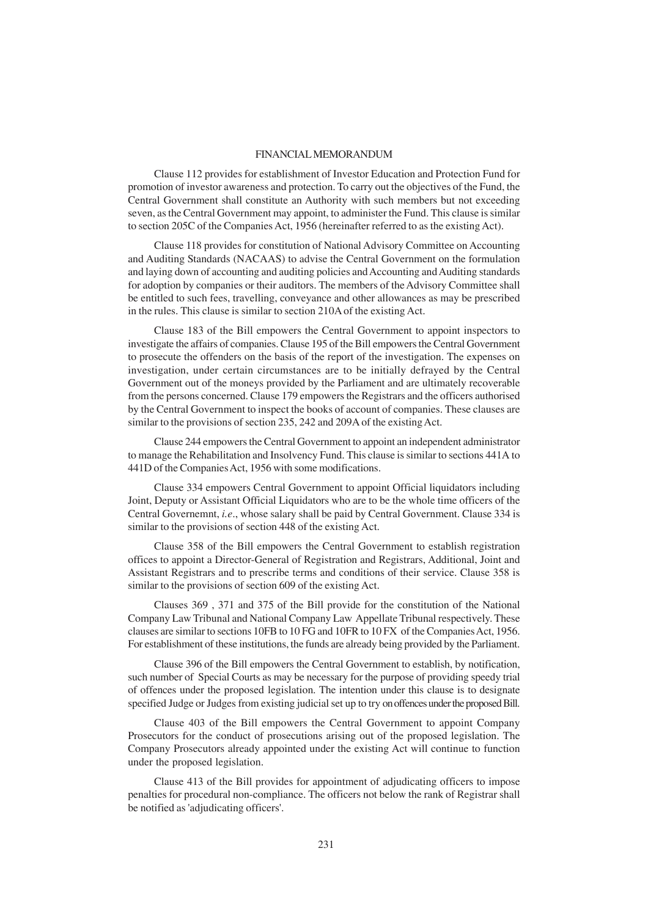# FINANCIAL MEMORANDUM

Clause 112 provides for establishment of Investor Education and Protection Fund for promotion of investor awareness and protection. To carry out the objectives of the Fund, the Central Government shall constitute an Authority with such members but not exceeding seven, as the Central Government may appoint, to administer the Fund. This clause is similar to section 205C of the Companies Act, 1956 (hereinafter referred to as the existing Act).

Clause 118 provides for constitution of National Advisory Committee on Accounting and Auditing Standards (NACAAS) to advise the Central Government on the formulation and laying down of accounting and auditing policies and Accounting and Auditing standards for adoption by companies or their auditors. The members of the Advisory Committee shall be entitled to such fees, travelling, conveyance and other allowances as may be prescribed in the rules. This clause is similar to section 210A of the existing Act.

Clause 183 of the Bill empowers the Central Government to appoint inspectors to investigate the affairs of companies. Clause 195 of the Bill empowers the Central Government to prosecute the offenders on the basis of the report of the investigation. The expenses on investigation, under certain circumstances are to be initially defrayed by the Central Government out of the moneys provided by the Parliament and are ultimately recoverable from the persons concerned. Clause 179 empowers the Registrars and the officers authorised by the Central Government to inspect the books of account of companies. These clauses are similar to the provisions of section 235, 242 and 209A of the existing Act.

Clause 244 empowers the Central Government to appoint an independent administrator to manage the Rehabilitation and Insolvency Fund. This clause is similar to sections 441A to 441D of the Companies Act, 1956 with some modifications.

Clause 334 empowers Central Government to appoint Official liquidators including Joint, Deputy or Assistant Official Liquidators who are to be the whole time officers of the Central Governemnt, *i.e*., whose salary shall be paid by Central Government. Clause 334 is similar to the provisions of section 448 of the existing Act.

Clause 358 of the Bill empowers the Central Government to establish registration offices to appoint a Director-General of Registration and Registrars, Additional, Joint and Assistant Registrars and to prescribe terms and conditions of their service. Clause 358 is similar to the provisions of section 609 of the existing Act.

Clauses 369 , 371 and 375 of the Bill provide for the constitution of the National Company Law Tribunal and National Company Law Appellate Tribunal respectively. These clauses are similar to sections 10FB to 10 FG and 10FR to 10 FX of the Companies Act, 1956. For establishment of these institutions, the funds are already being provided by the Parliament.

Clause 396 of the Bill empowers the Central Government to establish, by notification, such number of Special Courts as may be necessary for the purpose of providing speedy trial of offences under the proposed legislation. The intention under this clause is to designate specified Judge or Judges from existing judicial set up to try on offences under the proposed Bill.

Clause 403 of the Bill empowers the Central Government to appoint Company Prosecutors for the conduct of prosecutions arising out of the proposed legislation. The Company Prosecutors already appointed under the existing Act will continue to function under the proposed legislation.

Clause 413 of the Bill provides for appointment of adjudicating officers to impose penalties for procedural non-compliance. The officers not below the rank of Registrar shall be notified as 'adjudicating officers'.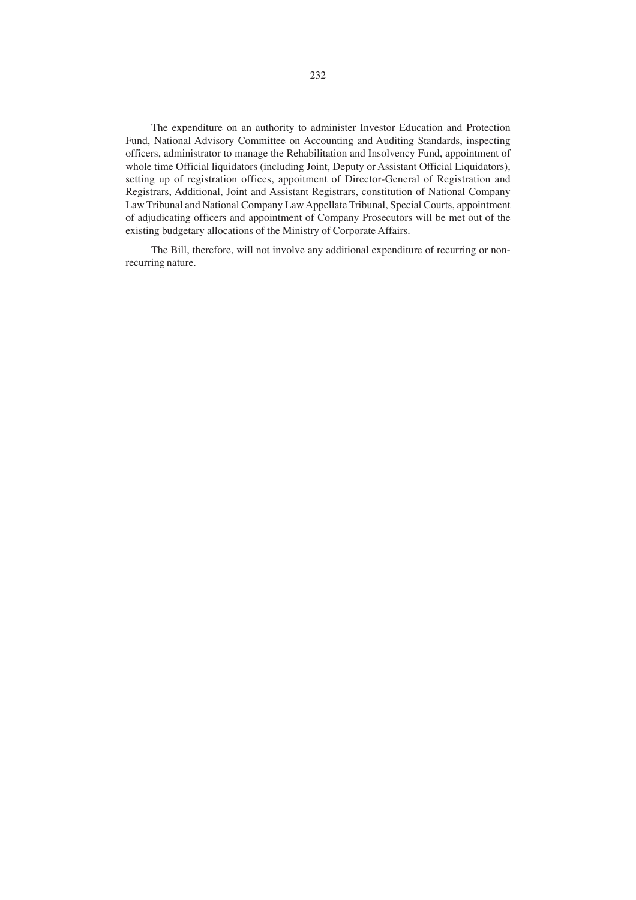The expenditure on an authority to administer Investor Education and Protection Fund, National Advisory Committee on Accounting and Auditing Standards, inspecting officers, administrator to manage the Rehabilitation and Insolvency Fund, appointment of whole time Official liquidators (including Joint, Deputy or Assistant Official Liquidators), setting up of registration offices, appoitment of Director-General of Registration and Registrars, Additional, Joint and Assistant Registrars, constitution of National Company Law Tribunal and National Company Law Appellate Tribunal, Special Courts, appointment of adjudicating officers and appointment of Company Prosecutors will be met out of the existing budgetary allocations of the Ministry of Corporate Affairs.

The Bill, therefore, will not involve any additional expenditure of recurring or non-recurring nature.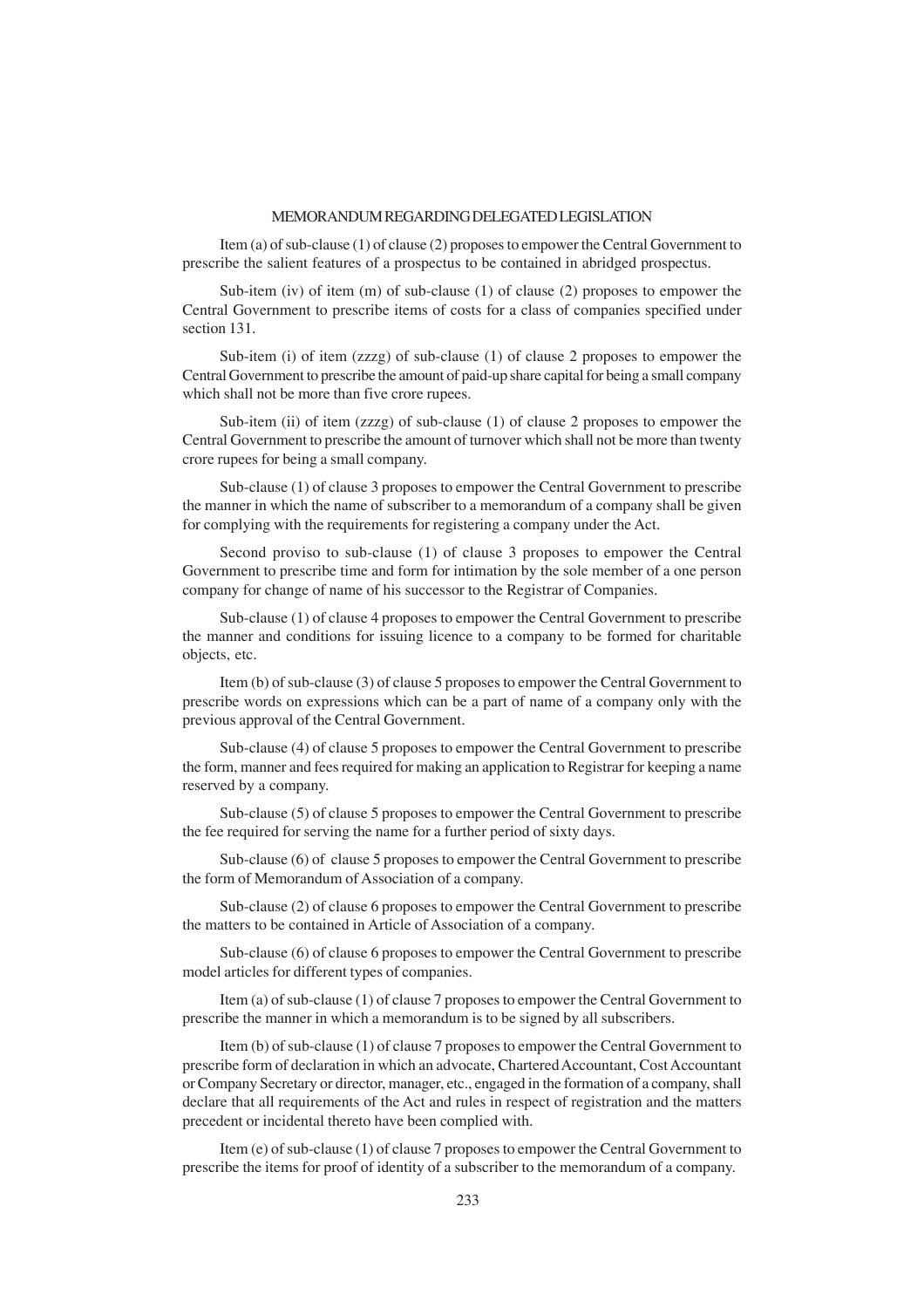## MEMORANDUM REGARDING DELEGATED LEGISLATION

Item (a) of sub-clause (1) of clause (2) proposes to empower the Central Government to prescribe the salient features of a prospectus to be contained in abridged prospectus.

Sub-item (iv) of item (m) of sub-clause (1) of clause (2) proposes to empower the Central Government to prescribe items of costs for a class of companies specified under section 131.

Sub-item (i) of item (zzzg) of sub-clause (1) of clause 2 proposes to empower the Central Government to prescribe the amount of paid-up share capital for being a small company which shall not be more than five crore rupees.

Sub-item (ii) of item (zzzg) of sub-clause (1) of clause 2 proposes to empower the Central Government to prescribe the amount of turnover which shall not be more than twenty crore rupees for being a small company.

Sub-clause (1) of clause 3 proposes to empower the Central Government to prescribe the manner in which the name of subscriber to a memorandum of a company shall be given for complying with the requirements for registering a company under the Act.

Second proviso to sub-clause (1) of clause 3 proposes to empower the Central Government to prescribe time and form for intimation by the sole member of a one person company for change of name of his successor to the Registrar of Companies.

Sub-clause (1) of clause 4 proposes to empower the Central Government to prescribe the manner and conditions for issuing licence to a company to be formed for charitable objects, etc.

Item (b) of sub-clause (3) of clause 5 proposes to empower the Central Government to prescribe words on expressions which can be a part of name of a company only with the previous approval of the Central Government.

Sub-clause (4) of clause 5 proposes to empower the Central Government to prescribe the form, manner and fees required for making an application to Registrar for keeping a name reserved by a company.

Sub-clause (5) of clause 5 proposes to empower the Central Government to prescribe the fee required for serving the name for a further period of sixty days.

Sub-clause (6) of clause 5 proposes to empower the Central Government to prescribe the form of Memorandum of Association of a company.

Sub-clause (2) of clause 6 proposes to empower the Central Government to prescribe the matters to be contained in Article of Association of a company.

Sub-clause (6) of clause 6 proposes to empower the Central Government to prescribe model articles for different types of companies.

Item (a) of sub-clause (1) of clause 7 proposes to empower the Central Government to prescribe the manner in which a memorandum is to be signed by all subscribers.

Item (b) of sub-clause (1) of clause 7 proposes to empower the Central Government to prescribe form of declaration in which an advocate, Chartered Accountant, Cost Accountant or Company Secretary or director, manager, etc., engaged in the formation of a company, shall declare that all requirements of the Act and rules in respect of registration and the matters precedent or incidental thereto have been complied with.

Item (e) of sub-clause (1) of clause 7 proposes to empower the Central Government to prescribe the items for proof of identity of a subscriber to the memorandum of a company.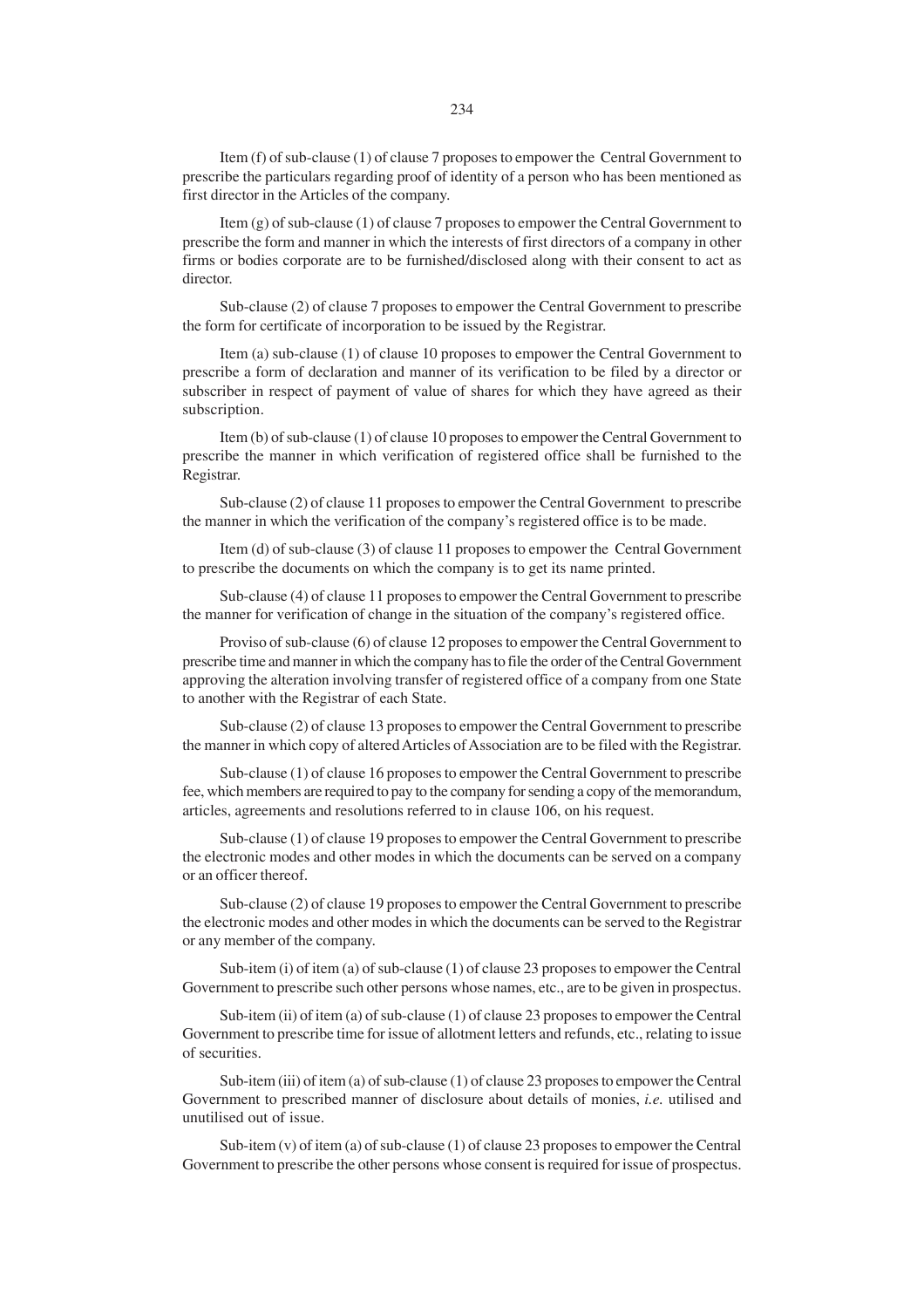Item (f) of sub-clause (1) of clause 7 proposes to empower the Central Government to prescribe the particulars regarding proof of identity of a person who has been mentioned as first director in the Articles of the company.

Item (g) of sub-clause (1) of clause 7 proposes to empower the Central Government to prescribe the form and manner in which the interests of first directors of a company in other firms or bodies corporate are to be furnished/disclosed along with their consent to act as director.

Sub-clause (2) of clause 7 proposes to empower the Central Government to prescribe the form for certificate of incorporation to be issued by the Registrar.

Item (a) sub-clause (1) of clause 10 proposes to empower the Central Government to prescribe a form of declaration and manner of its verification to be filed by a director or subscriber in respect of payment of value of shares for which they have agreed as their subscription.

Item (b) of sub-clause (1) of clause 10 proposes to empower the Central Government to prescribe the manner in which verification of registered office shall be furnished to the Registrar.

Sub-clause (2) of clause 11 proposes to empower the Central Government to prescribe the manner in which the verification of the company's registered office is to be made.

Item (d) of sub-clause (3) of clause 11 proposes to empower the Central Government to prescribe the documents on which the company is to get its name printed.

Sub-clause (4) of clause 11 proposes to empower the Central Government to prescribe the manner for verification of change in the situation of the company's registered office.

Proviso of sub-clause (6) of clause 12 proposes to empower the Central Government to prescribe time and manner in which the company has to file the order of the Central Government approving the alteration involving transfer of registered office of a company from one State to another with the Registrar of each State.

Sub-clause (2) of clause 13 proposes to empower the Central Government to prescribe the manner in which copy of altered Articles of Association are to be filed with the Registrar.

Sub-clause (1) of clause 16 proposes to empower the Central Government to prescribe fee, which members are required to pay to the company for sending a copy of the memorandum, articles, agreements and resolutions referred to in clause 106, on his request.

Sub-clause (1) of clause 19 proposes to empower the Central Government to prescribe the electronic modes and other modes in which the documents can be served on a company or an officer thereof.

Sub-clause (2) of clause 19 proposes to empower the Central Government to prescribe the electronic modes and other modes in which the documents can be served to the Registrar or any member of the company.

Sub-item (i) of item (a) of sub-clause (1) of clause 23 proposes to empower the Central Government to prescribe such other persons whose names, etc., are to be given in prospectus.

Sub-item (ii) of item (a) of sub-clause (1) of clause 23 proposes to empower the Central Government to prescribe time for issue of allotment letters and refunds, etc., relating to issue of securities.

Sub-item (iii) of item (a) of sub-clause (1) of clause 23 proposes to empower the Central Government to prescribed manner of disclosure about details of monies, *i.e.* utilised and unutilised out of issue.

Sub-item (v) of item (a) of sub-clause (1) of clause 23 proposes to empower the Central Government to prescribe the other persons whose consent is required for issue of prospectus.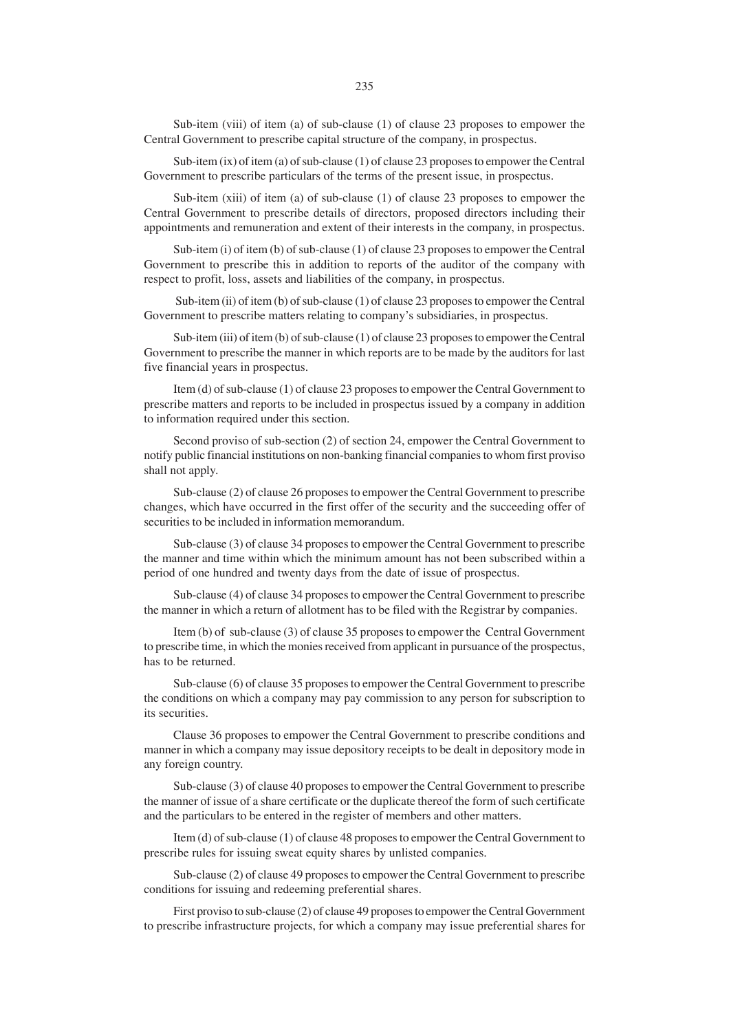Sub-item (viii) of item (a) of sub-clause (1) of clause 23 proposes to empower the Central Government to prescribe capital structure of the company, in prospectus.

Sub-item (ix) of item (a) of sub-clause (1) of clause 23 proposes to empower the Central Government to prescribe particulars of the terms of the present issue, in prospectus.

Sub-item (xiii) of item (a) of sub-clause (1) of clause 23 proposes to empower the Central Government to prescribe details of directors, proposed directors including their appointments and remuneration and extent of their interests in the company, in prospectus.

Sub-item (i) of item (b) of sub-clause (1) of clause 23 proposes to empower the Central Government to prescribe this in addition to reports of the auditor of the company with respect to profit, loss, assets and liabilities of the company, in prospectus.

Sub-item (ii) of item (b) of sub-clause (1) of clause 23 proposes to empower the Central Government to prescribe matters relating to company's subsidiaries, in prospectus.

Sub-item (iii) of item (b) of sub-clause (1) of clause 23 proposes to empower the Central Government to prescribe the manner in which reports are to be made by the auditors for last five financial years in prospectus.

Item (d) of sub-clause (1) of clause 23 proposes to empower the Central Government to prescribe matters and reports to be included in prospectus issued by a company in addition to information required under this section.

Second proviso of sub-section (2) of section 24, empower the Central Government to notify public financial institutions on non-banking financial companies to whom first proviso shall not apply.

Sub-clause (2) of clause 26 proposes to empower the Central Government to prescribe changes, which have occurred in the first offer of the security and the succeeding offer of securities to be included in information memorandum.

Sub-clause (3) of clause 34 proposes to empower the Central Government to prescribe the manner and time within which the minimum amount has not been subscribed within a period of one hundred and twenty days from the date of issue of prospectus.

Sub-clause (4) of clause 34 proposes to empower the Central Government to prescribe the manner in which a return of allotment has to be filed with the Registrar by companies.

Item (b) of sub-clause (3) of clause 35 proposes to empower the Central Government to prescribe time, in which the monies received from applicant in pursuance of the prospectus, has to be returned.

Sub-clause (6) of clause 35 proposes to empower the Central Government to prescribe the conditions on which a company may pay commission to any person for subscription to its securities.

Clause 36 proposes to empower the Central Government to prescribe conditions and manner in which a company may issue depository receipts to be dealt in depository mode in any foreign country.

Sub-clause (3) of clause 40 proposes to empower the Central Government to prescribe the manner of issue of a share certificate or the duplicate thereof the form of such certificate and the particulars to be entered in the register of members and other matters.

Item (d) of sub-clause (1) of clause 48 proposes to empower the Central Government to prescribe rules for issuing sweat equity shares by unlisted companies.

Sub-clause (2) of clause 49 proposes to empower the Central Government to prescribe conditions for issuing and redeeming preferential shares.

First proviso to sub-clause (2) of clause 49 proposes to empower the Central Government to prescribe infrastructure projects, for which a company may issue preferential shares for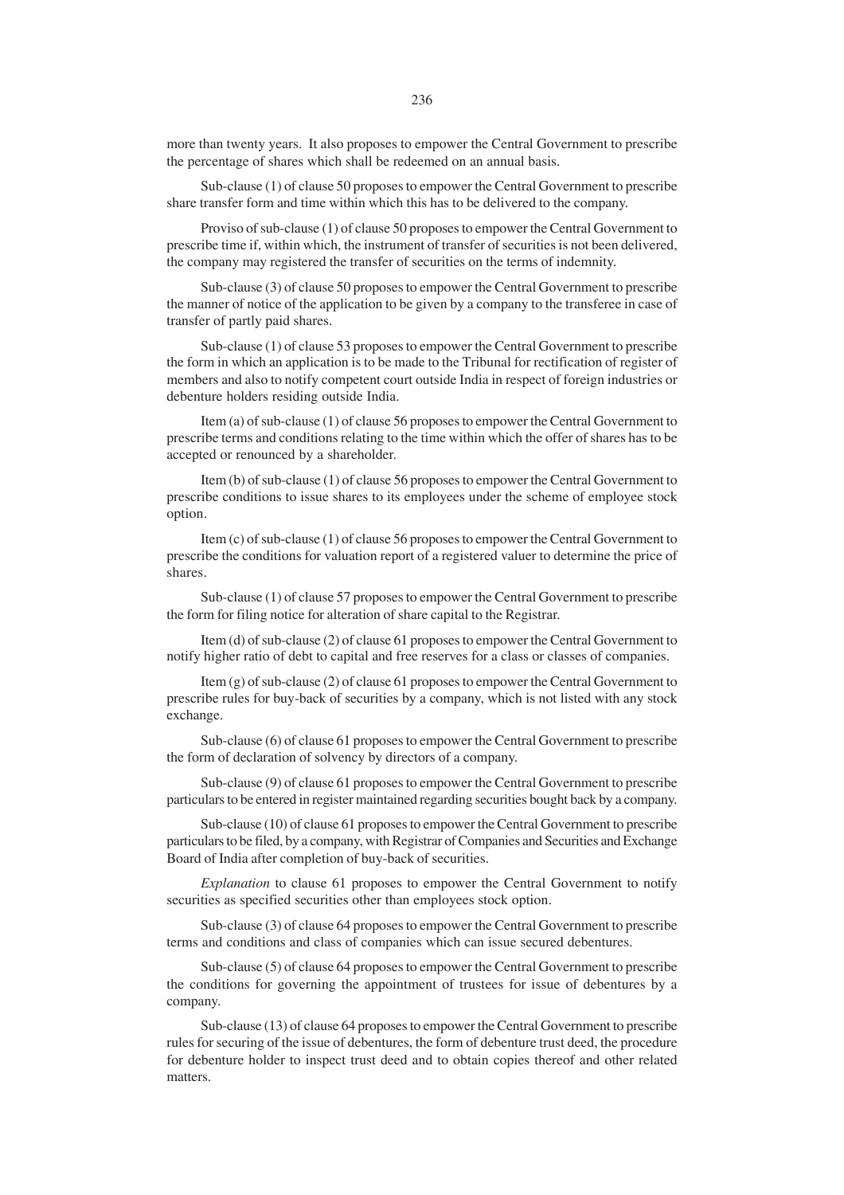more than twenty years. It also proposes to empower the Central Government to prescribe the percentage of shares which shall be redeemed on an annual basis.

Sub-clause (1) of clause 50 proposes to empower the Central Government to prescribe share transfer form and time within which this has to be delivered to the company.

Proviso of sub-clause (1) of clause 50 proposes to empower the Central Government to prescribe time if, within which, the instrument of transfer of securities is not been delivered, the company may registered the transfer of securities on the terms of indemnity.

Sub-clause (3) of clause 50 proposes to empower the Central Government to prescribe the manner of notice of the application to be given by a company to the transferee in case of transfer of partly paid shares.

Sub-clause (1) of clause 53 proposes to empower the Central Government to prescribe the form in which an application is to be made to the Tribunal for rectification of register of members and also to notify competent court outside India in respect of foreign industries or debenture holders residing outside India.

Item (a) of sub-clause (1) of clause 56 proposes to empower the Central Government to prescribe terms and conditions relating to the time within which the offer of shares has to be accepted or renounced by a shareholder.

Item (b) of sub-clause (1) of clause 56 proposes to empower the Central Government to prescribe conditions to issue shares to its employees under the scheme of employee stock option.

Item (c) of sub-clause (1) of clause 56 proposes to empower the Central Government to prescribe the conditions for valuation report of a registered valuer to determine the price of shares.

Sub-clause (1) of clause 57 proposes to empower the Central Government to prescribe the form for filing notice for alteration of share capital to the Registrar.

Item (d) of sub-clause (2) of clause 61 proposes to empower the Central Government to notify higher ratio of debt to capital and free reserves for a class or classes of companies.

Item (g) of sub-clause (2) of clause 61 proposes to empower the Central Government to prescribe rules for buy-back of securities by a company, which is not listed with any stock exchange.

Sub-clause (6) of clause 61 proposes to empower the Central Government to prescribe the form of declaration of solvency by directors of a company.

Sub-clause (9) of clause 61 proposes to empower the Central Government to prescribe particulars to be entered in register maintained regarding securities bought back by a company.

Sub-clause (10) of clause 61 proposes to empower the Central Government to prescribe particulars to be filed, by a company, with Registrar of Companies and Securities and Exchange Board of India after completion of buy-back of securities.

*Explanation* to clause 61 proposes to empower the Central Government to notify securities as specified securities other than employees stock option.

Sub-clause (3) of clause 64 proposes to empower the Central Government to prescribe terms and conditions and class of companies which can issue secured debentures.

Sub-clause (5) of clause 64 proposes to empower the Central Government to prescribe the conditions for governing the appointment of trustees for issue of debentures by a company.

Sub-clause (13) of clause 64 proposes to empower the Central Government to prescribe rules for securing of the issue of debentures, the form of debenture trust deed, the procedure for debenture holder to inspect trust deed and to obtain copies thereof and other related matters.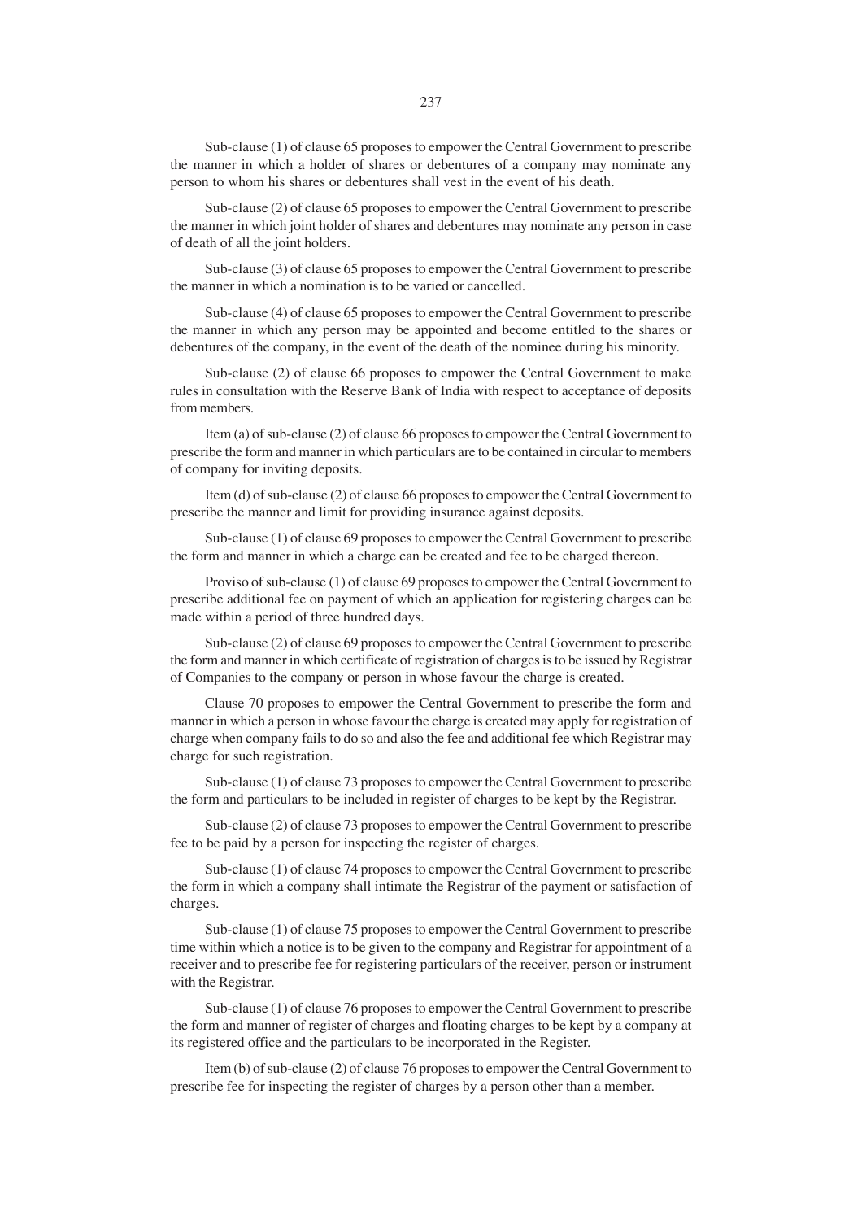Sub-clause (1) of clause 65 proposes to empower the Central Government to prescribe the manner in which a holder of shares or debentures of a company may nominate any person to whom his shares or debentures shall vest in the event of his death.

Sub-clause (2) of clause 65 proposes to empower the Central Government to prescribe the manner in which joint holder of shares and debentures may nominate any person in case of death of all the joint holders.

Sub-clause (3) of clause 65 proposes to empower the Central Government to prescribe the manner in which a nomination is to be varied or cancelled.

Sub-clause (4) of clause 65 proposes to empower the Central Government to prescribe the manner in which any person may be appointed and become entitled to the shares or debentures of the company, in the event of the death of the nominee during his minority.

Sub-clause (2) of clause 66 proposes to empower the Central Government to make rules in consultation with the Reserve Bank of India with respect to acceptance of deposits from members.

Item (a) of sub-clause (2) of clause 66 proposes to empower the Central Government to prescribe the form and manner in which particulars are to be contained in circular to members of company for inviting deposits.

Item (d) of sub-clause (2) of clause 66 proposes to empower the Central Government to prescribe the manner and limit for providing insurance against deposits.

Sub-clause (1) of clause 69 proposes to empower the Central Government to prescribe the form and manner in which a charge can be created and fee to be charged thereon.

Proviso of sub-clause (1) of clause 69 proposes to empower the Central Government to prescribe additional fee on payment of which an application for registering charges can be made within a period of three hundred days.

Sub-clause (2) of clause 69 proposes to empower the Central Government to prescribe the form and manner in which certificate of registration of charges is to be issued by Registrar of Companies to the company or person in whose favour the charge is created.

Clause 70 proposes to empower the Central Government to prescribe the form and manner in which a person in whose favour the charge is created may apply for registration of charge when company fails to do so and also the fee and additional fee which Registrar may charge for such registration.

Sub-clause (1) of clause 73 proposes to empower the Central Government to prescribe the form and particulars to be included in register of charges to be kept by the Registrar.

Sub-clause (2) of clause 73 proposes to empower the Central Government to prescribe fee to be paid by a person for inspecting the register of charges.

Sub-clause (1) of clause 74 proposes to empower the Central Government to prescribe the form in which a company shall intimate the Registrar of the payment or satisfaction of charges.

Sub-clause (1) of clause 75 proposes to empower the Central Government to prescribe time within which a notice is to be given to the company and Registrar for appointment of a receiver and to prescribe fee for registering particulars of the receiver, person or instrument with the Registrar.

Sub-clause (1) of clause 76 proposes to empower the Central Government to prescribe the form and manner of register of charges and floating charges to be kept by a company at its registered office and the particulars to be incorporated in the Register.

Item (b) of sub-clause (2) of clause 76 proposes to empower the Central Government to prescribe fee for inspecting the register of charges by a person other than a member.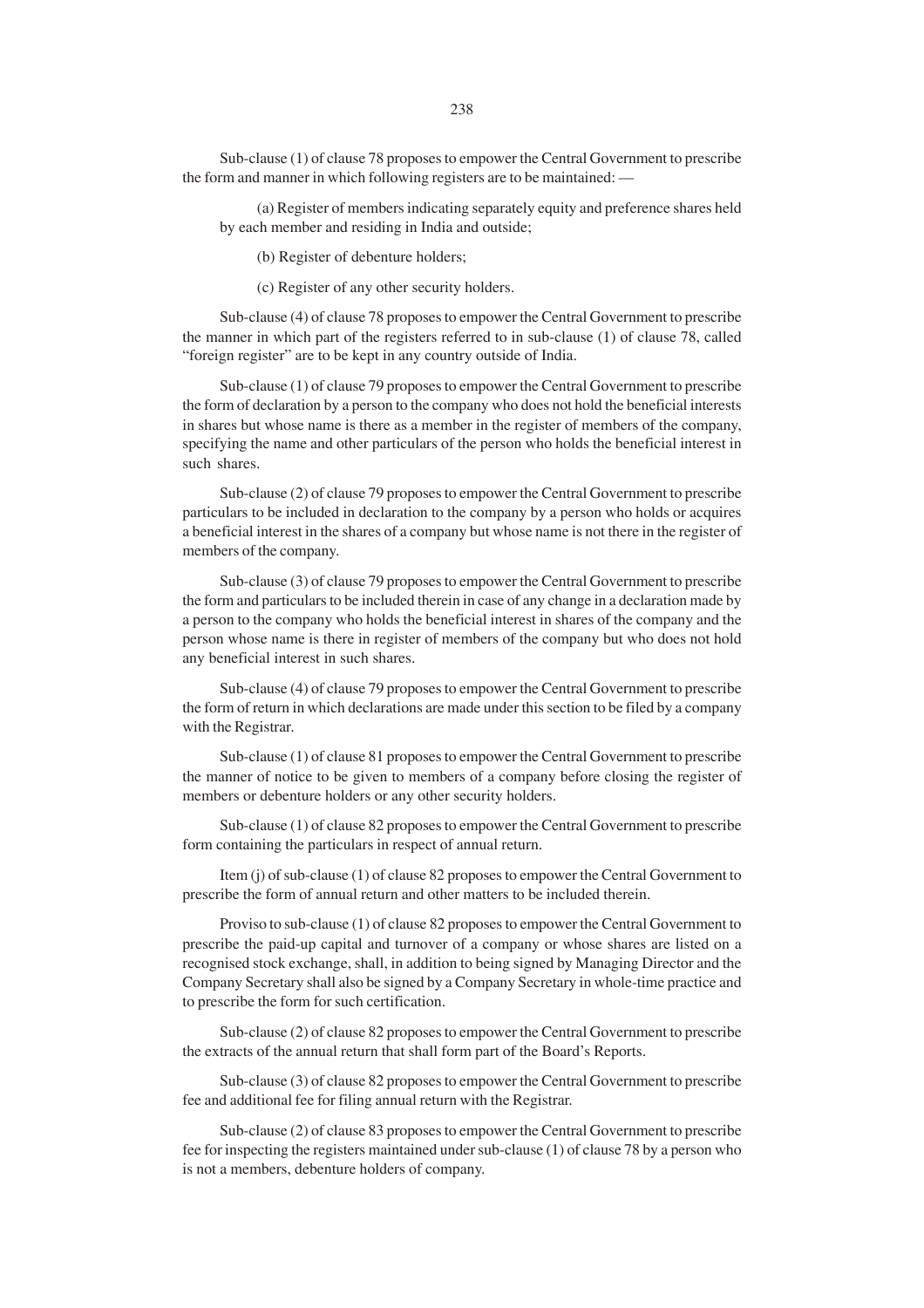Sub-clause (1) of clause 78 proposes to empower the Central Government to prescribe the form and manner in which following registers are to be maintained: —

(a) Register of members indicating separately equity and preference shares held by each member and residing in India and outside;

(b) Register of debenture holders;

(c) Register of any other security holders.

Sub-clause (4) of clause 78 proposes to empower the Central Government to prescribe the manner in which part of the registers referred to in sub-clause (1) of clause 78, called "foreign register" are to be kept in any country outside of India.

Sub-clause (1) of clause 79 proposes to empower the Central Government to prescribe the form of declaration by a person to the company who does not hold the beneficial interests in shares but whose name is there as a member in the register of members of the company, specifying the name and other particulars of the person who holds the beneficial interest in such shares.

Sub-clause (2) of clause 79 proposes to empower the Central Government to prescribe particulars to be included in declaration to the company by a person who holds or acquires a beneficial interest in the shares of a company but whose name is not there in the register of members of the company.

Sub-clause (3) of clause 79 proposes to empower the Central Government to prescribe the form and particulars to be included therein in case of any change in a declaration made by a person to the company who holds the beneficial interest in shares of the company and the person whose name is there in register of members of the company but who does not hold any beneficial interest in such shares.

Sub-clause (4) of clause 79 proposes to empower the Central Government to prescribe the form of return in which declarations are made under this section to be filed by a company with the Registrar.

Sub-clause (1) of clause 81 proposes to empower the Central Government to prescribe the manner of notice to be given to members of a company before closing the register of members or debenture holders or any other security holders.

Sub-clause (1) of clause 82 proposes to empower the Central Government to prescribe form containing the particulars in respect of annual return.

Item (j) of sub-clause (1) of clause 82 proposes to empower the Central Government to prescribe the form of annual return and other matters to be included therein.

Proviso to sub-clause (1) of clause 82 proposes to empower the Central Government to prescribe the paid-up capital and turnover of a company or whose shares are listed on a recognised stock exchange, shall, in addition to being signed by Managing Director and the Company Secretary shall also be signed by a Company Secretary in whole-time practice and to prescribe the form for such certification.

Sub-clause (2) of clause 82 proposes to empower the Central Government to prescribe the extracts of the annual return that shall form part of the Board's Reports.

Sub-clause (3) of clause 82 proposes to empower the Central Government to prescribe fee and additional fee for filing annual return with the Registrar.

Sub-clause (2) of clause 83 proposes to empower the Central Government to prescribe fee for inspecting the registers maintained under sub-clause (1) of clause 78 by a person who is not a members, debenture holders of company.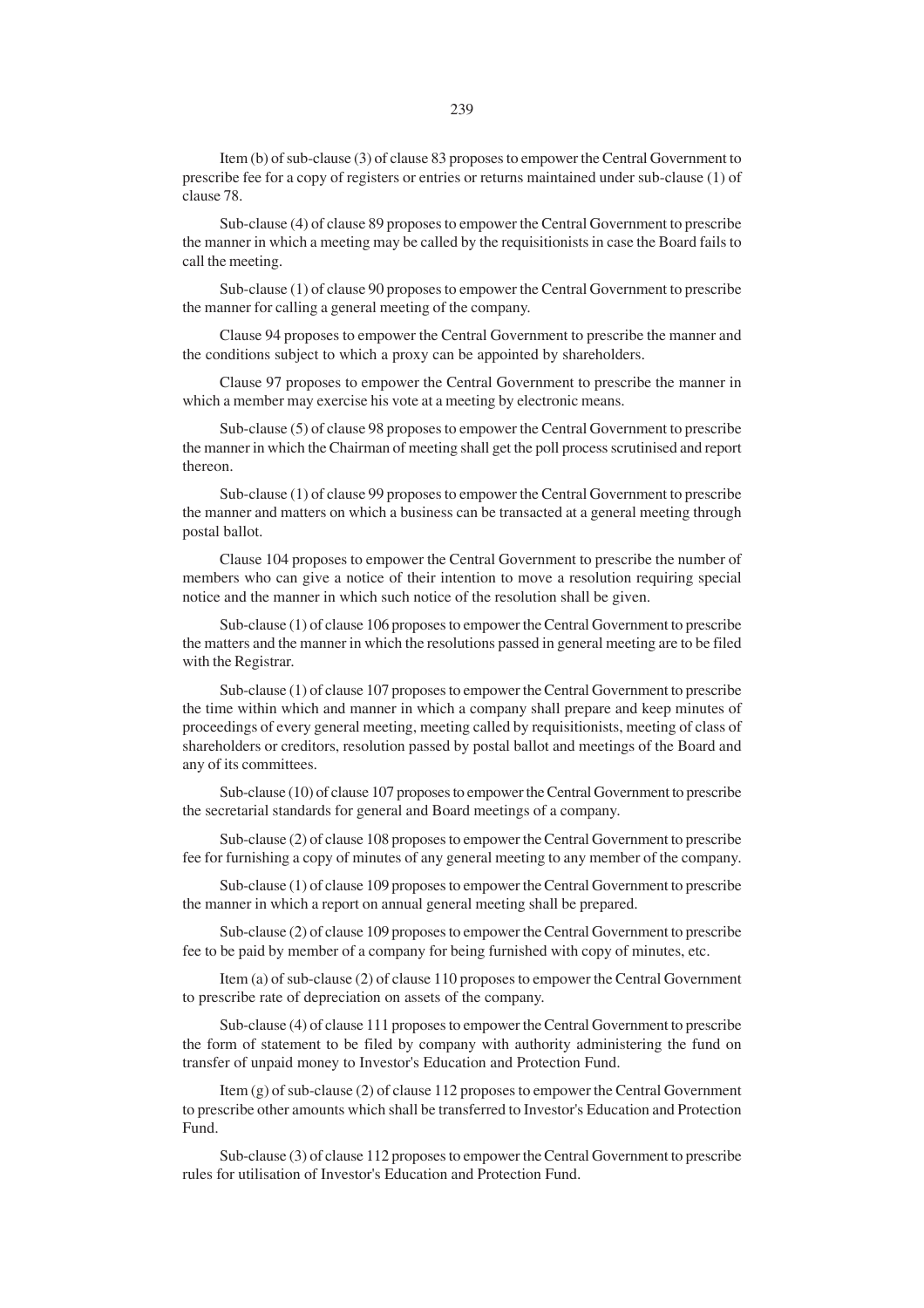Item (b) of sub-clause (3) of clause 83 proposes to empower the Central Government to prescribe fee for a copy of registers or entries or returns maintained under sub-clause (1) of clause 78.

Sub-clause (4) of clause 89 proposes to empower the Central Government to prescribe the manner in which a meeting may be called by the requisitionists in case the Board fails to call the meeting.

Sub-clause (1) of clause 90 proposes to empower the Central Government to prescribe the manner for calling a general meeting of the company.

Clause 94 proposes to empower the Central Government to prescribe the manner and the conditions subject to which a proxy can be appointed by shareholders.

Clause 97 proposes to empower the Central Government to prescribe the manner in which a member may exercise his vote at a meeting by electronic means.

Sub-clause (5) of clause 98 proposes to empower the Central Government to prescribe the manner in which the Chairman of meeting shall get the poll process scrutinised and report thereon.

Sub-clause (1) of clause 99 proposes to empower the Central Government to prescribe the manner and matters on which a business can be transacted at a general meeting through postal ballot.

Clause 104 proposes to empower the Central Government to prescribe the number of members who can give a notice of their intention to move a resolution requiring special notice and the manner in which such notice of the resolution shall be given.

Sub-clause (1) of clause 106 proposes to empower the Central Government to prescribe the matters and the manner in which the resolutions passed in general meeting are to be filed with the Registrar.

Sub-clause (1) of clause 107 proposes to empower the Central Government to prescribe the time within which and manner in which a company shall prepare and keep minutes of proceedings of every general meeting, meeting called by requisitionists, meeting of class of shareholders or creditors, resolution passed by postal ballot and meetings of the Board and any of its committees.

Sub-clause (10) of clause 107 proposes to empower the Central Government to prescribe the secretarial standards for general and Board meetings of a company.

Sub-clause (2) of clause 108 proposes to empower the Central Government to prescribe fee for furnishing a copy of minutes of any general meeting to any member of the company.

Sub-clause (1) of clause 109 proposes to empower the Central Government to prescribe the manner in which a report on annual general meeting shall be prepared.

Sub-clause (2) of clause 109 proposes to empower the Central Government to prescribe fee to be paid by member of a company for being furnished with copy of minutes, etc.

Item (a) of sub-clause (2) of clause 110 proposes to empower the Central Government to prescribe rate of depreciation on assets of the company.

Sub-clause (4) of clause 111 proposes to empower the Central Government to prescribe the form of statement to be filed by company with authority administering the fund on transfer of unpaid money to Investor's Education and Protection Fund.

Item (g) of sub-clause (2) of clause 112 proposes to empower the Central Government to prescribe other amounts which shall be transferred to Investor's Education and Protection Fund.

Sub-clause (3) of clause 112 proposes to empower the Central Government to prescribe rules for utilisation of Investor's Education and Protection Fund.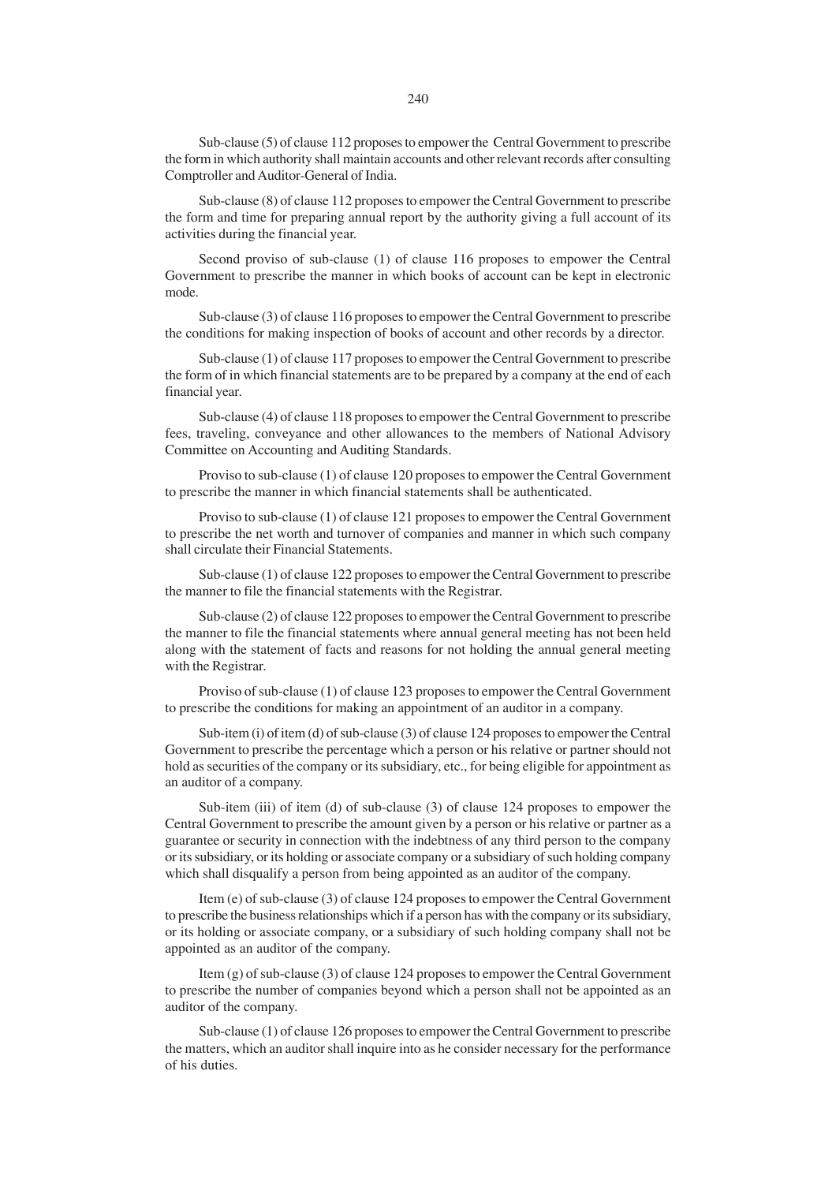Sub-clause (5) of clause 112 proposes to empower the Central Government to prescribe the form in which authority shall maintain accounts and other relevant records after consulting Comptroller and Auditor-General of India.

Sub-clause (8) of clause 112 proposes to empower the Central Government to prescribe the form and time for preparing annual report by the authority giving a full account of its activities during the financial year.

Second proviso of sub-clause (1) of clause 116 proposes to empower the Central Government to prescribe the manner in which books of account can be kept in electronic mode.

Sub-clause (3) of clause 116 proposes to empower the Central Government to prescribe the conditions for making inspection of books of account and other records by a director.

Sub-clause (1) of clause 117 proposes to empower the Central Government to prescribe the form of in which financial statements are to be prepared by a company at the end of each financial year.

Sub-clause (4) of clause 118 proposes to empower the Central Government to prescribe fees, traveling, conveyance and other allowances to the members of National Advisory Committee on Accounting and Auditing Standards.

Proviso to sub-clause (1) of clause 120 proposes to empower the Central Government to prescribe the manner in which financial statements shall be authenticated.

Proviso to sub-clause (1) of clause 121 proposes to empower the Central Government to prescribe the net worth and turnover of companies and manner in which such company shall circulate their Financial Statements.

Sub-clause (1) of clause 122 proposes to empower the Central Government to prescribe the manner to file the financial statements with the Registrar.

Sub-clause (2) of clause 122 proposes to empower the Central Government to prescribe the manner to file the financial statements where annual general meeting has not been held along with the statement of facts and reasons for not holding the annual general meeting with the Registrar.

Proviso of sub-clause (1) of clause 123 proposes to empower the Central Government to prescribe the conditions for making an appointment of an auditor in a company.

Sub-item (i) of item (d) of sub-clause (3) of clause 124 proposes to empower the Central Government to prescribe the percentage which a person or his relative or partner should not hold as securities of the company or its subsidiary, etc., for being eligible for appointment as an auditor of a company.

Sub-item (iii) of item (d) of sub-clause (3) of clause 124 proposes to empower the Central Government to prescribe the amount given by a person or his relative or partner as a guarantee or security in connection with the indebtness of any third person to the company or its subsidiary, or its holding or associate company or a subsidiary of such holding company which shall disqualify a person from being appointed as an auditor of the company.

Item (e) of sub-clause (3) of clause 124 proposes to empower the Central Government to prescribe the business relationships which if a person has with the company or its subsidiary, or its holding or associate company, or a subsidiary of such holding company shall not be appointed as an auditor of the company.

Item (g) of sub-clause (3) of clause 124 proposes to empower the Central Government to prescribe the number of companies beyond which a person shall not be appointed as an auditor of the company.

Sub-clause (1) of clause 126 proposes to empower the Central Government to prescribe the matters, which an auditor shall inquire into as he consider necessary for the performance of his duties.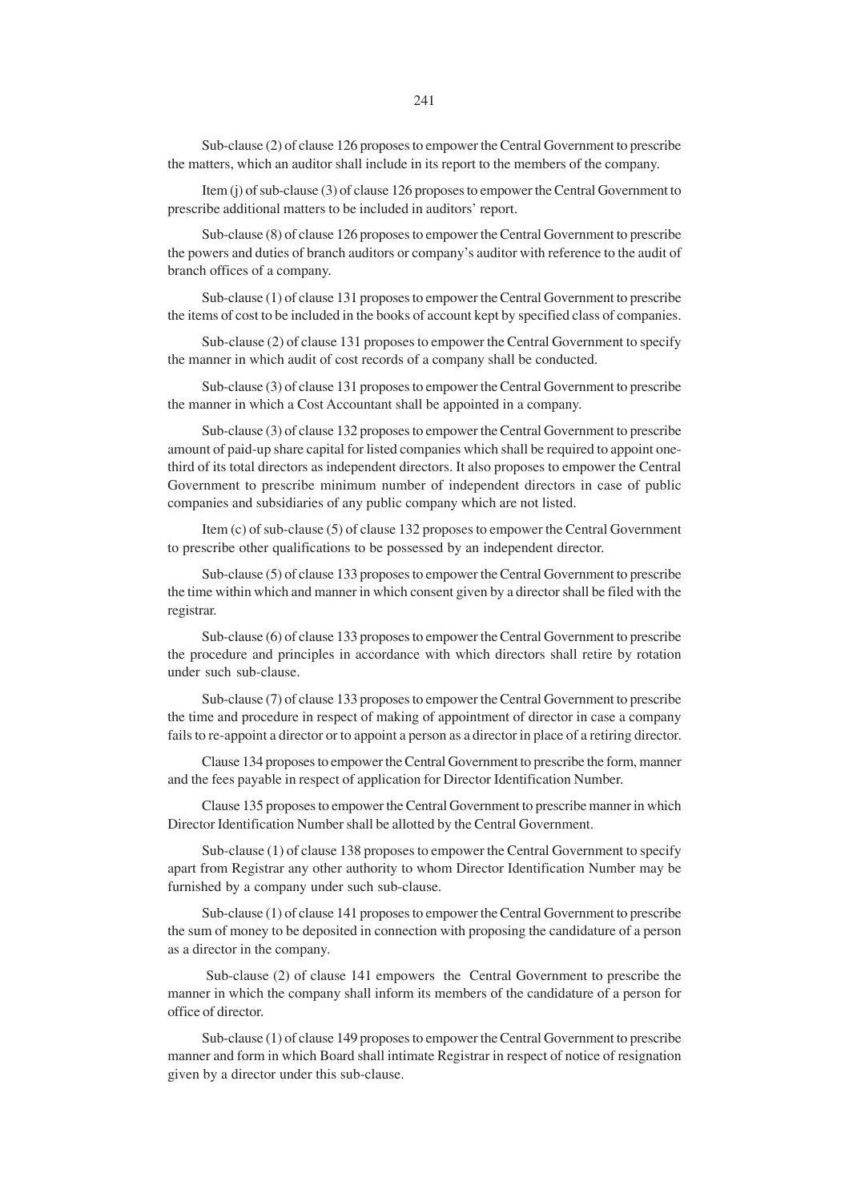Sub-clause (2) of clause 126 proposes to empower the Central Government to prescribe the matters, which an auditor shall include in its report to the members of the company.

Item (j) of sub-clause (3) of clause 126 proposes to empower the Central Government to prescribe additional matters to be included in auditors' report.

Sub-clause (8) of clause 126 proposes to empower the Central Government to prescribe the powers and duties of branch auditors or company's auditor with reference to the audit of branch offices of a company.

Sub-clause (1) of clause 131 proposes to empower the Central Government to prescribe the items of cost to be included in the books of account kept by specified class of companies.

Sub-clause (2) of clause 131 proposes to empower the Central Government to specify the manner in which audit of cost records of a company shall be conducted.

Sub-clause (3) of clause 131 proposes to empower the Central Government to prescribe the manner in which a Cost Accountant shall be appointed in a company.

Sub-clause (3) of clause 132 proposes to empower the Central Government to prescribe amount of paid-up share capital for listed companies which shall be required to appoint one-third of its total directors as independent directors. It also proposes to empower the Central Government to prescribe minimum number of independent directors in case of public companies and subsidiaries of any public company which are not listed.

Item (c) of sub-clause (5) of clause 132 proposes to empower the Central Government to prescribe other qualifications to be possessed by an independent director.

Sub-clause (5) of clause 133 proposes to empower the Central Government to prescribe the time within which and manner in which consent given by a director shall be filed with the registrar.

Sub-clause (6) of clause 133 proposes to empower the Central Government to prescribe the procedure and principles in accordance with which directors shall retire by rotation under such sub-clause.

Sub-clause (7) of clause 133 proposes to empower the Central Government to prescribe the time and procedure in respect of making of appointment of director in case a company fails to re-appoint a director or to appoint a person as a director in place of a retiring director.

Clause 134 proposes to empower the Central Government to prescribe the form, manner and the fees payable in respect of application for Director Identification Number.

Clause 135 proposes to empower the Central Government to prescribe manner in which Director Identification Number shall be allotted by the Central Government.

Sub-clause (1) of clause 138 proposes to empower the Central Government to specify apart from Registrar any other authority to whom Director Identification Number may be furnished by a company under such sub-clause.

Sub-clause (1) of clause 141 proposes to empower the Central Government to prescribe the sum of money to be deposited in connection with proposing the candidature of a person as a director in the company.

Sub-clause (2) of clause 141 empowers the Central Government to prescribe the manner in which the company shall inform its members of the candidature of a person for office of director.

Sub-clause (1) of clause 149 proposes to empower the Central Government to prescribe manner and form in which Board shall intimate Registrar in respect of notice of resignation given by a director under this sub-clause.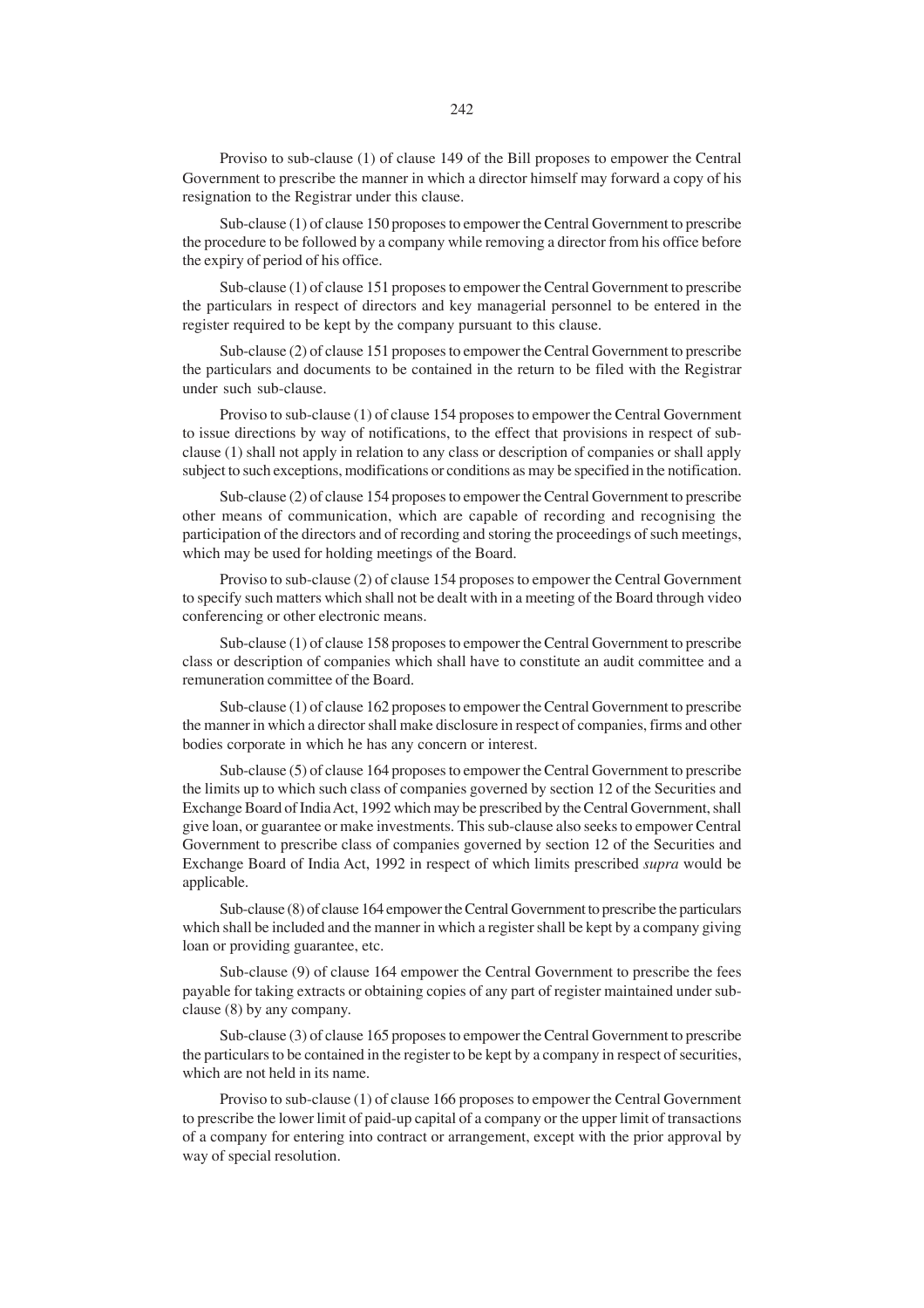Proviso to sub-clause (1) of clause 149 of the Bill proposes to empower the Central Government to prescribe the manner in which a director himself may forward a copy of his resignation to the Registrar under this clause.

Sub-clause (1) of clause 150 proposes to empower the Central Government to prescribe the procedure to be followed by a company while removing a director from his office before the expiry of period of his office.

Sub-clause (1) of clause 151 proposes to empower the Central Government to prescribe the particulars in respect of directors and key managerial personnel to be entered in the register required to be kept by the company pursuant to this clause.

Sub-clause (2) of clause 151 proposes to empower the Central Government to prescribe the particulars and documents to be contained in the return to be filed with the Registrar under such sub-clause.

Proviso to sub-clause (1) of clause 154 proposes to empower the Central Government to issue directions by way of notifications, to the effect that provisions in respect of sub-clause (1) shall not apply in relation to any class or description of companies or shall apply subject to such exceptions, modifications or conditions as may be specified in the notification.

Sub-clause (2) of clause 154 proposes to empower the Central Government to prescribe other means of communication, which are capable of recording and recognising the participation of the directors and of recording and storing the proceedings of such meetings, which may be used for holding meetings of the Board.

Proviso to sub-clause (2) of clause 154 proposes to empower the Central Government to specify such matters which shall not be dealt with in a meeting of the Board through video conferencing or other electronic means.

Sub-clause (1) of clause 158 proposes to empower the Central Government to prescribe class or description of companies which shall have to constitute an audit committee and a remuneration committee of the Board.

Sub-clause (1) of clause 162 proposes to empower the Central Government to prescribe the manner in which a director shall make disclosure in respect of companies, firms and other bodies corporate in which he has any concern or interest.

Sub-clause (5) of clause 164 proposes to empower the Central Government to prescribe the limits up to which such class of companies governed by section 12 of the Securities and Exchange Board of India Act, 1992 which may be prescribed by the Central Government, shall give loan, or guarantee or make investments. This sub-clause also seeks to empower Central Government to prescribe class of companies governed by section 12 of the Securities and Exchange Board of India Act, 1992 in respect of which limits prescribed *supra* would be applicable.

Sub-clause (8) of clause 164 empower the Central Government to prescribe the particulars which shall be included and the manner in which a register shall be kept by a company giving loan or providing guarantee, etc.

Sub-clause (9) of clause 164 empower the Central Government to prescribe the fees payable for taking extracts or obtaining copies of any part of register maintained under sub-clause (8) by any company.

Sub-clause (3) of clause 165 proposes to empower the Central Government to prescribe the particulars to be contained in the register to be kept by a company in respect of securities, which are not held in its name.

Proviso to sub-clause (1) of clause 166 proposes to empower the Central Government to prescribe the lower limit of paid-up capital of a company or the upper limit of transactions of a company for entering into contract or arrangement, except with the prior approval by way of special resolution.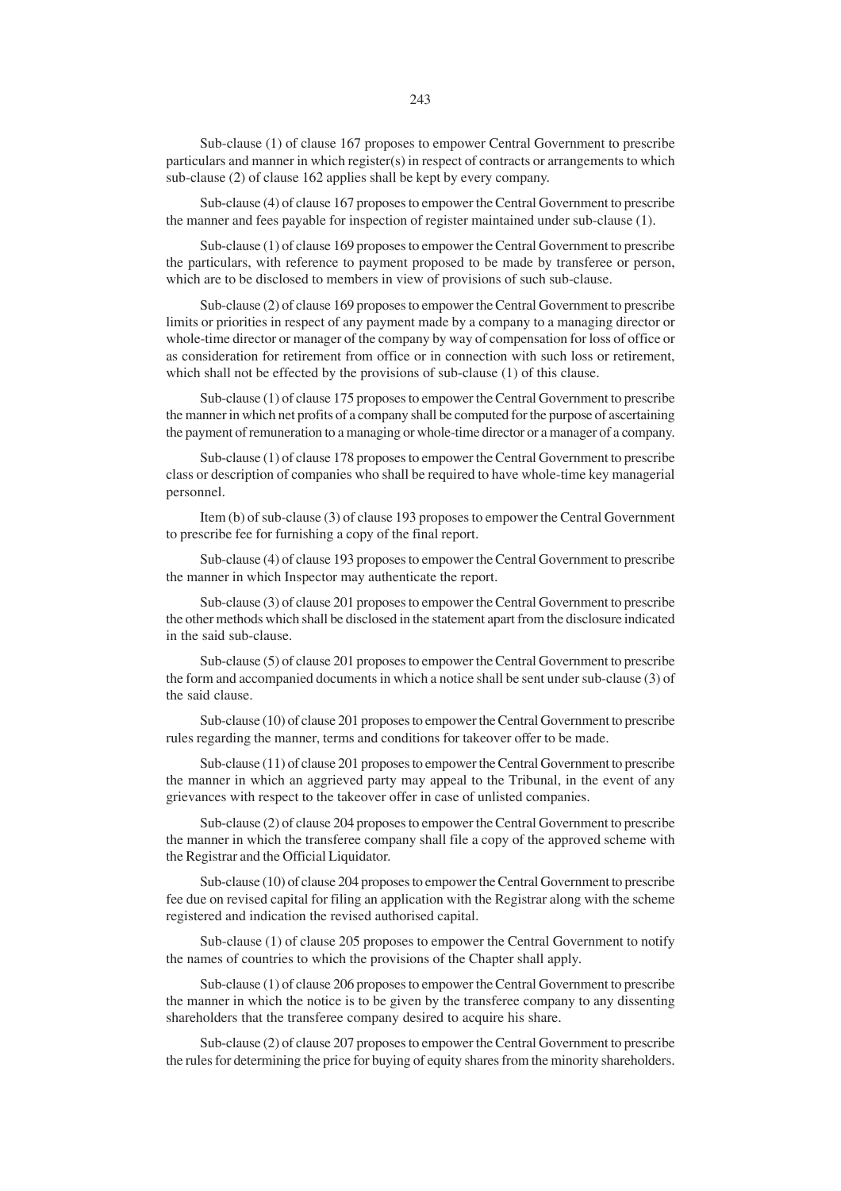Sub-clause (1) of clause 167 proposes to empower Central Government to prescribe particulars and manner in which register(s) in respect of contracts or arrangements to which sub-clause (2) of clause 162 applies shall be kept by every company.

Sub-clause (4) of clause 167 proposes to empower the Central Government to prescribe the manner and fees payable for inspection of register maintained under sub-clause (1).

Sub-clause (1) of clause 169 proposes to empower the Central Government to prescribe the particulars, with reference to payment proposed to be made by transferee or person, which are to be disclosed to members in view of provisions of such sub-clause.

Sub-clause (2) of clause 169 proposes to empower the Central Government to prescribe limits or priorities in respect of any payment made by a company to a managing director or whole-time director or manager of the company by way of compensation for loss of office or as consideration for retirement from office or in connection with such loss or retirement, which shall not be effected by the provisions of sub-clause (1) of this clause.

Sub-clause (1) of clause 175 proposes to empower the Central Government to prescribe the manner in which net profits of a company shall be computed for the purpose of ascertaining the payment of remuneration to a managing or whole-time director or a manager of a company.

Sub-clause (1) of clause 178 proposes to empower the Central Government to prescribe class or description of companies who shall be required to have whole-time key managerial personnel.

Item (b) of sub-clause (3) of clause 193 proposes to empower the Central Government to prescribe fee for furnishing a copy of the final report.

Sub-clause (4) of clause 193 proposes to empower the Central Government to prescribe the manner in which Inspector may authenticate the report.

Sub-clause (3) of clause 201 proposes to empower the Central Government to prescribe the other methods which shall be disclosed in the statement apart from the disclosure indicated in the said sub-clause.

Sub-clause (5) of clause 201 proposes to empower the Central Government to prescribe the form and accompanied documents in which a notice shall be sent under sub-clause (3) of the said clause.

Sub-clause (10) of clause 201 proposes to empower the Central Government to prescribe rules regarding the manner, terms and conditions for takeover offer to be made.

Sub-clause (11) of clause 201 proposes to empower the Central Government to prescribe the manner in which an aggrieved party may appeal to the Tribunal, in the event of any grievances with respect to the takeover offer in case of unlisted companies.

Sub-clause (2) of clause 204 proposes to empower the Central Government to prescribe the manner in which the transferee company shall file a copy of the approved scheme with the Registrar and the Official Liquidator.

Sub-clause (10) of clause 204 proposes to empower the Central Government to prescribe fee due on revised capital for filing an application with the Registrar along with the scheme registered and indication the revised authorised capital.

Sub-clause (1) of clause 205 proposes to empower the Central Government to notify the names of countries to which the provisions of the Chapter shall apply.

Sub-clause (1) of clause 206 proposes to empower the Central Government to prescribe the manner in which the notice is to be given by the transferee company to any dissenting shareholders that the transferee company desired to acquire his share.

Sub-clause (2) of clause 207 proposes to empower the Central Government to prescribe the rules for determining the price for buying of equity shares from the minority shareholders.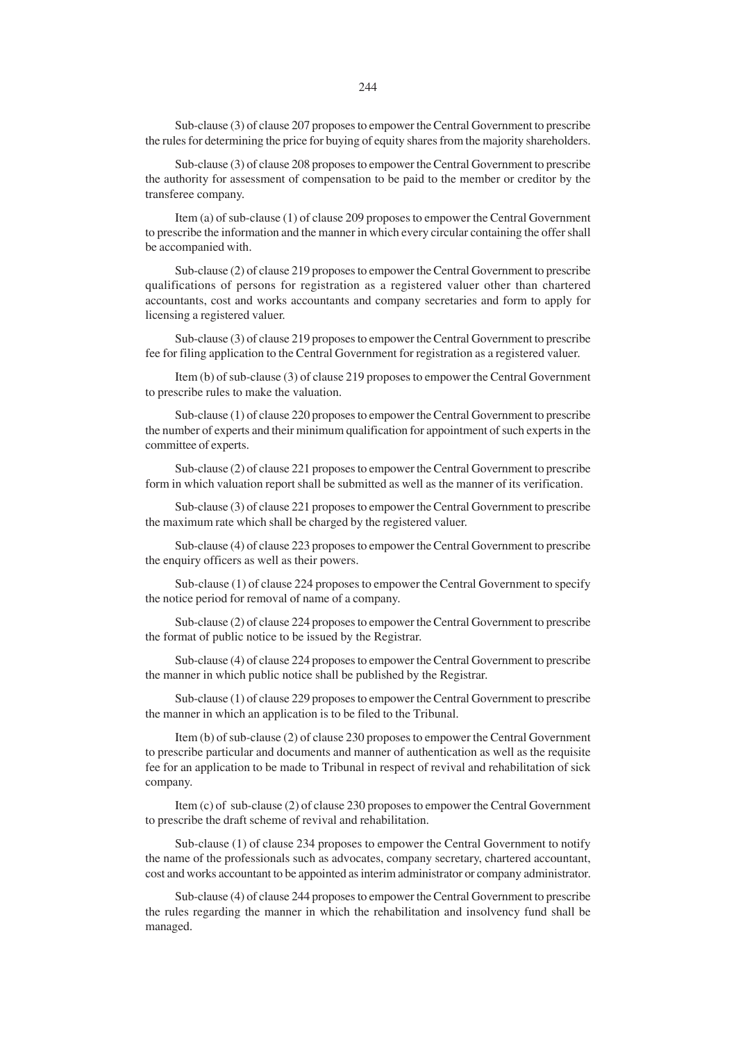Sub-clause (3) of clause 207 proposes to empower the Central Government to prescribe the rules for determining the price for buying of equity shares from the majority shareholders.

Sub-clause (3) of clause 208 proposes to empower the Central Government to prescribe the authority for assessment of compensation to be paid to the member or creditor by the transferee company.

Item (a) of sub-clause (1) of clause 209 proposes to empower the Central Government to prescribe the information and the manner in which every circular containing the offer shall be accompanied with.

Sub-clause (2) of clause 219 proposes to empower the Central Government to prescribe qualifications of persons for registration as a registered valuer other than chartered accountants, cost and works accountants and company secretaries and form to apply for licensing a registered valuer.

Sub-clause (3) of clause 219 proposes to empower the Central Government to prescribe fee for filing application to the Central Government for registration as a registered valuer.

Item (b) of sub-clause (3) of clause 219 proposes to empower the Central Government to prescribe rules to make the valuation.

Sub-clause (1) of clause 220 proposes to empower the Central Government to prescribe the number of experts and their minimum qualification for appointment of such experts in the committee of experts.

Sub-clause (2) of clause 221 proposes to empower the Central Government to prescribe form in which valuation report shall be submitted as well as the manner of its verification.

Sub-clause (3) of clause 221 proposes to empower the Central Government to prescribe the maximum rate which shall be charged by the registered valuer.

Sub-clause (4) of clause 223 proposes to empower the Central Government to prescribe the enquiry officers as well as their powers.

Sub-clause (1) of clause 224 proposes to empower the Central Government to specify the notice period for removal of name of a company.

Sub-clause (2) of clause 224 proposes to empower the Central Government to prescribe the format of public notice to be issued by the Registrar.

Sub-clause (4) of clause 224 proposes to empower the Central Government to prescribe the manner in which public notice shall be published by the Registrar.

Sub-clause (1) of clause 229 proposes to empower the Central Government to prescribe the manner in which an application is to be filed to the Tribunal.

Item (b) of sub-clause (2) of clause 230 proposes to empower the Central Government to prescribe particular and documents and manner of authentication as well as the requisite fee for an application to be made to Tribunal in respect of revival and rehabilitation of sick company.

Item (c) of sub-clause (2) of clause 230 proposes to empower the Central Government to prescribe the draft scheme of revival and rehabilitation.

Sub-clause (1) of clause 234 proposes to empower the Central Government to notify the name of the professionals such as advocates, company secretary, chartered accountant, cost and works accountant to be appointed as interim administrator or company administrator.

Sub-clause (4) of clause 244 proposes to empower the Central Government to prescribe the rules regarding the manner in which the rehabilitation and insolvency fund shall be managed.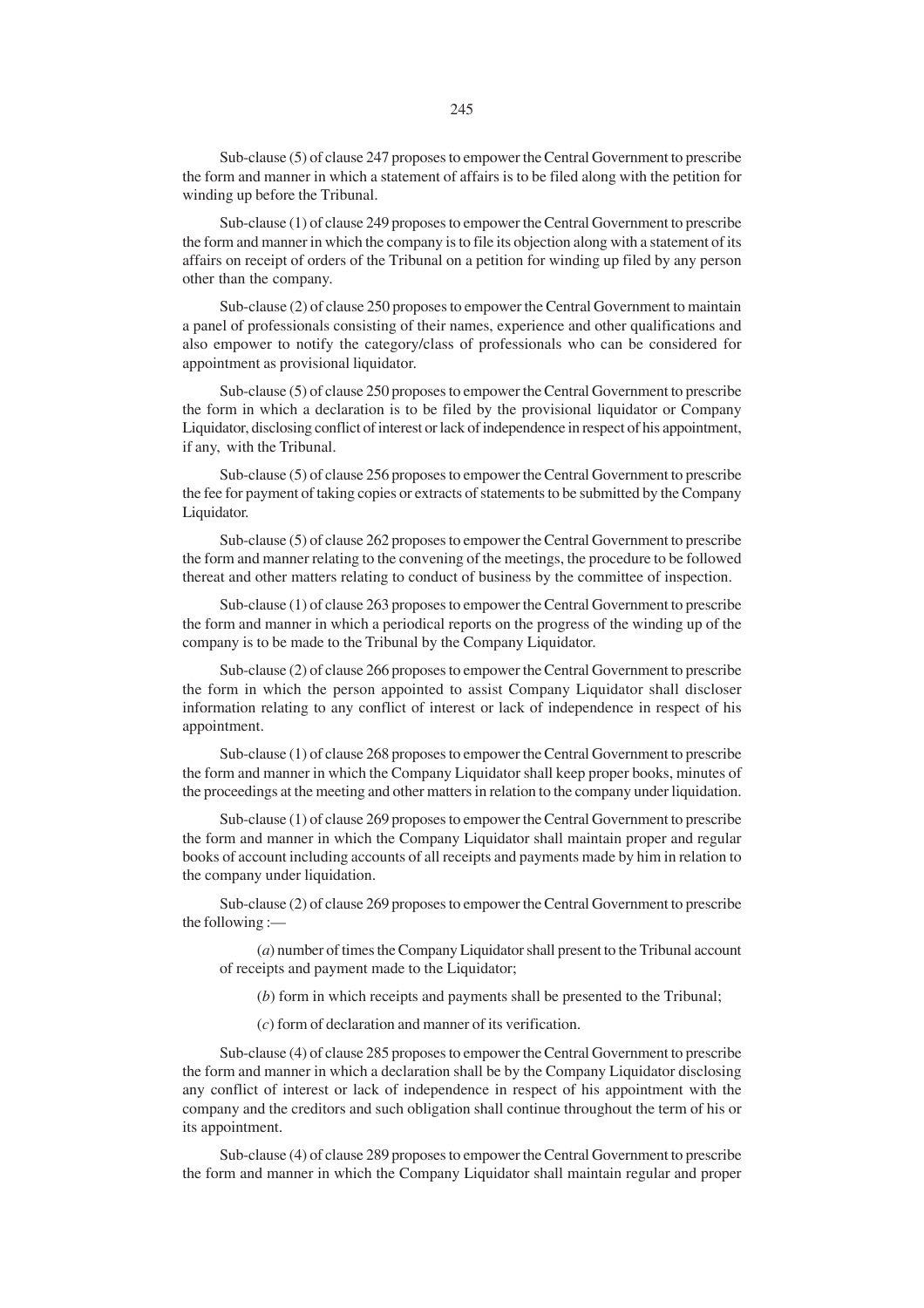Sub-clause (5) of clause 247 proposes to empower the Central Government to prescribe the form and manner in which a statement of affairs is to be filed along with the petition for winding up before the Tribunal.

Sub-clause (1) of clause 249 proposes to empower the Central Government to prescribe the form and manner in which the company is to file its objection along with a statement of its affairs on receipt of orders of the Tribunal on a petition for winding up filed by any person other than the company.

Sub-clause (2) of clause 250 proposes to empower the Central Government to maintain a panel of professionals consisting of their names, experience and other qualifications and also empower to notify the category/class of professionals who can be considered for appointment as provisional liquidator.

Sub-clause (5) of clause 250 proposes to empower the Central Government to prescribe the form in which a declaration is to be filed by the provisional liquidator or Company Liquidator, disclosing conflict of interest or lack of independence in respect of his appointment, if any, with the Tribunal.

Sub-clause (5) of clause 256 proposes to empower the Central Government to prescribe the fee for payment of taking copies or extracts of statements to be submitted by the Company Liquidator.

Sub-clause (5) of clause 262 proposes to empower the Central Government to prescribe the form and manner relating to the convening of the meetings, the procedure to be followed thereat and other matters relating to conduct of business by the committee of inspection.

Sub-clause (1) of clause 263 proposes to empower the Central Government to prescribe the form and manner in which a periodical reports on the progress of the winding up of the company is to be made to the Tribunal by the Company Liquidator.

Sub-clause (2) of clause 266 proposes to empower the Central Government to prescribe the form in which the person appointed to assist Company Liquidator shall discloser information relating to any conflict of interest or lack of independence in respect of his appointment.

Sub-clause (1) of clause 268 proposes to empower the Central Government to prescribe the form and manner in which the Company Liquidator shall keep proper books, minutes of the proceedings at the meeting and other matters in relation to the company under liquidation.

Sub-clause (1) of clause 269 proposes to empower the Central Government to prescribe the form and manner in which the Company Liquidator shall maintain proper and regular books of account including accounts of all receipts and payments made by him in relation to the company under liquidation.

Sub-clause (2) of clause 269 proposes to empower the Central Government to prescribe the following :—

(*a*) number of times the Company Liquidator shall present to the Tribunal account of receipts and payment made to the Liquidator;

(*b*) form in which receipts and payments shall be presented to the Tribunal;

(*c*) form of declaration and manner of its verification.

Sub-clause (4) of clause 285 proposes to empower the Central Government to prescribe the form and manner in which a declaration shall be by the Company Liquidator disclosing any conflict of interest or lack of independence in respect of his appointment with the company and the creditors and such obligation shall continue throughout the term of his or its appointment.

Sub-clause (4) of clause 289 proposes to empower the Central Government to prescribe the form and manner in which the Company Liquidator shall maintain regular and proper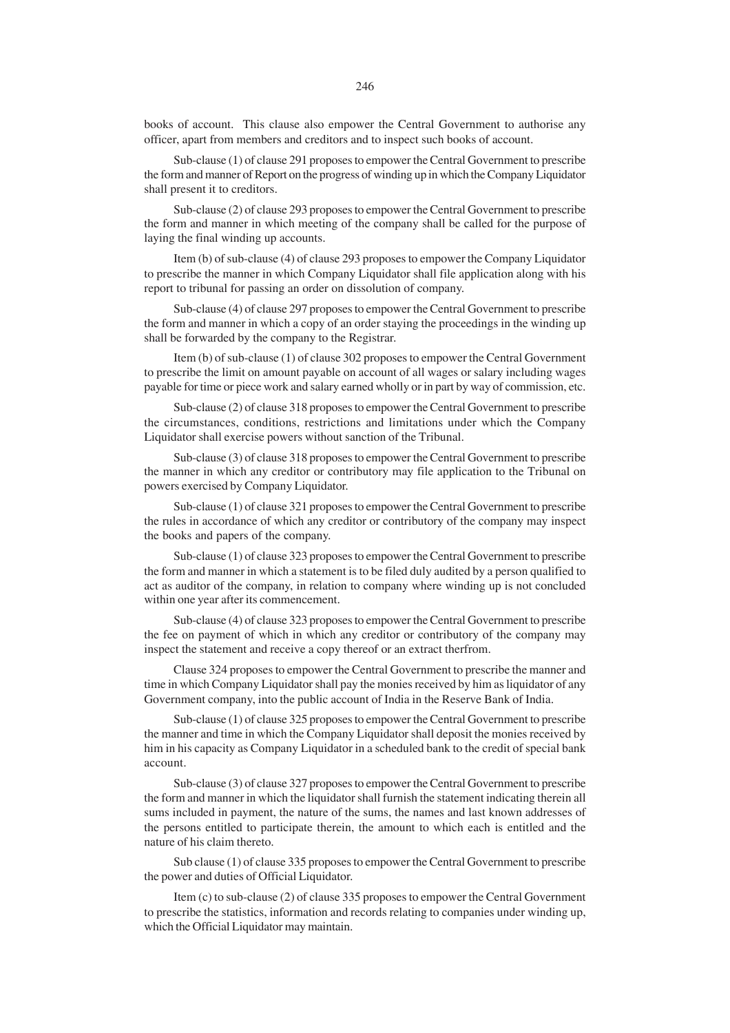books of account. This clause also empower the Central Government to authorise any officer, apart from members and creditors and to inspect such books of account.

Sub-clause (1) of clause 291 proposes to empower the Central Government to prescribe the form and manner of Report on the progress of winding up in which the Company Liquidator shall present it to creditors.

Sub-clause (2) of clause 293 proposes to empower the Central Government to prescribe the form and manner in which meeting of the company shall be called for the purpose of laying the final winding up accounts.

Item (b) of sub-clause (4) of clause 293 proposes to empower the Company Liquidator to prescribe the manner in which Company Liquidator shall file application along with his report to tribunal for passing an order on dissolution of company.

Sub-clause (4) of clause 297 proposes to empower the Central Government to prescribe the form and manner in which a copy of an order staying the proceedings in the winding up shall be forwarded by the company to the Registrar.

Item (b) of sub-clause (1) of clause 302 proposes to empower the Central Government to prescribe the limit on amount payable on account of all wages or salary including wages payable for time or piece work and salary earned wholly or in part by way of commission, etc.

Sub-clause (2) of clause 318 proposes to empower the Central Government to prescribe the circumstances, conditions, restrictions and limitations under which the Company Liquidator shall exercise powers without sanction of the Tribunal.

Sub-clause (3) of clause 318 proposes to empower the Central Government to prescribe the manner in which any creditor or contributory may file application to the Tribunal on powers exercised by Company Liquidator.

Sub-clause (1) of clause 321 proposes to empower the Central Government to prescribe the rules in accordance of which any creditor or contributory of the company may inspect the books and papers of the company.

Sub-clause (1) of clause 323 proposes to empower the Central Government to prescribe the form and manner in which a statement is to be filed duly audited by a person qualified to act as auditor of the company, in relation to company where winding up is not concluded within one year after its commencement.

Sub-clause (4) of clause 323 proposes to empower the Central Government to prescribe the fee on payment of which in which any creditor or contributory of the company may inspect the statement and receive a copy thereof or an extract therfrom.

Clause 324 proposes to empower the Central Government to prescribe the manner and time in which Company Liquidator shall pay the monies received by him as liquidator of any Government company, into the public account of India in the Reserve Bank of India.

Sub-clause (1) of clause 325 proposes to empower the Central Government to prescribe the manner and time in which the Company Liquidator shall deposit the monies received by him in his capacity as Company Liquidator in a scheduled bank to the credit of special bank account.

Sub-clause (3) of clause 327 proposes to empower the Central Government to prescribe the form and manner in which the liquidator shall furnish the statement indicating therein all sums included in payment, the nature of the sums, the names and last known addresses of the persons entitled to participate therein, the amount to which each is entitled and the nature of his claim thereto.

Sub clause (1) of clause 335 proposes to empower the Central Government to prescribe the power and duties of Official Liquidator.

Item (c) to sub-clause (2) of clause 335 proposes to empower the Central Government to prescribe the statistics, information and records relating to companies under winding up, which the Official Liquidator may maintain.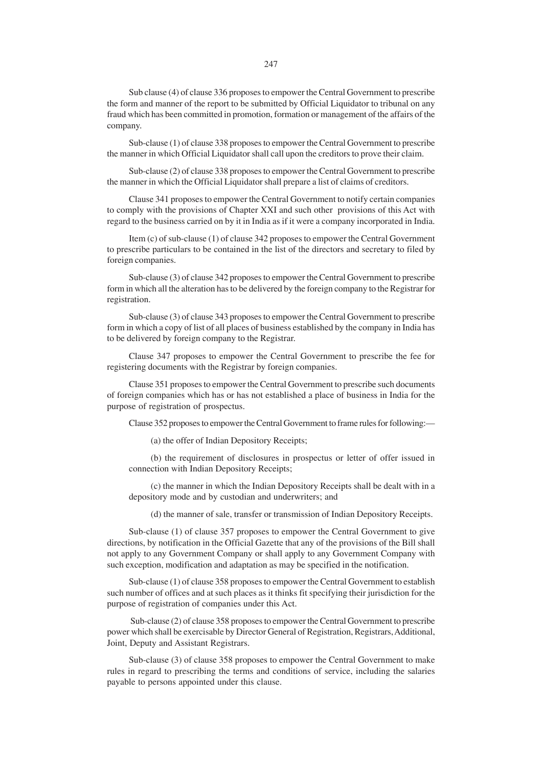Sub clause (4) of clause 336 proposes to empower the Central Government to prescribe the form and manner of the report to be submitted by Official Liquidator to tribunal on any fraud which has been committed in promotion, formation or management of the affairs of the company.

Sub-clause (1) of clause 338 proposes to empower the Central Government to prescribe the manner in which Official Liquidator shall call upon the creditors to prove their claim.

Sub-clause (2) of clause 338 proposes to empower the Central Government to prescribe the manner in which the Official Liquidator shall prepare a list of claims of creditors.

Clause 341 proposes to empower the Central Government to notify certain companies to comply with the provisions of Chapter XXI and such other provisions of this Act with regard to the business carried on by it in India as if it were a company incorporated in India.

Item (c) of sub-clause (1) of clause 342 proposes to empower the Central Government to prescribe particulars to be contained in the list of the directors and secretary to filed by foreign companies.

Sub-clause (3) of clause 342 proposes to empower the Central Government to prescribe form in which all the alteration has to be delivered by the foreign company to the Registrar for registration.

Sub-clause (3) of clause 343 proposes to empower the Central Government to prescribe form in which a copy of list of all places of business established by the company in India has to be delivered by foreign company to the Registrar.

Clause 347 proposes to empower the Central Government to prescribe the fee for registering documents with the Registrar by foreign companies.

Clause 351 proposes to empower the Central Government to prescribe such documents of foreign companies which has or has not established a place of business in India for the purpose of registration of prospectus.

Clause 352 proposes to empower the Central Government to frame rules for following:—

(a) the offer of Indian Depository Receipts;

(b) the requirement of disclosures in prospectus or letter of offer issued in connection with Indian Depository Receipts;

(c) the manner in which the Indian Depository Receipts shall be dealt with in a depository mode and by custodian and underwriters; and

(d) the manner of sale, transfer or transmission of Indian Depository Receipts.

Sub-clause (1) of clause 357 proposes to empower the Central Government to give directions, by notification in the Official Gazette that any of the provisions of the Bill shall not apply to any Government Company or shall apply to any Government Company with such exception, modification and adaptation as may be specified in the notification.

Sub-clause (1) of clause 358 proposes to empower the Central Government to establish such number of offices and at such places as it thinks fit specifying their jurisdiction for the purpose of registration of companies under this Act.

Sub-clause (2) of clause 358 proposes to empower the Central Government to prescribe power which shall be exercisable by Director General of Registration, Registrars, Additional, Joint, Deputy and Assistant Registrars.

Sub-clause (3) of clause 358 proposes to empower the Central Government to make rules in regard to prescribing the terms and conditions of service, including the salaries payable to persons appointed under this clause.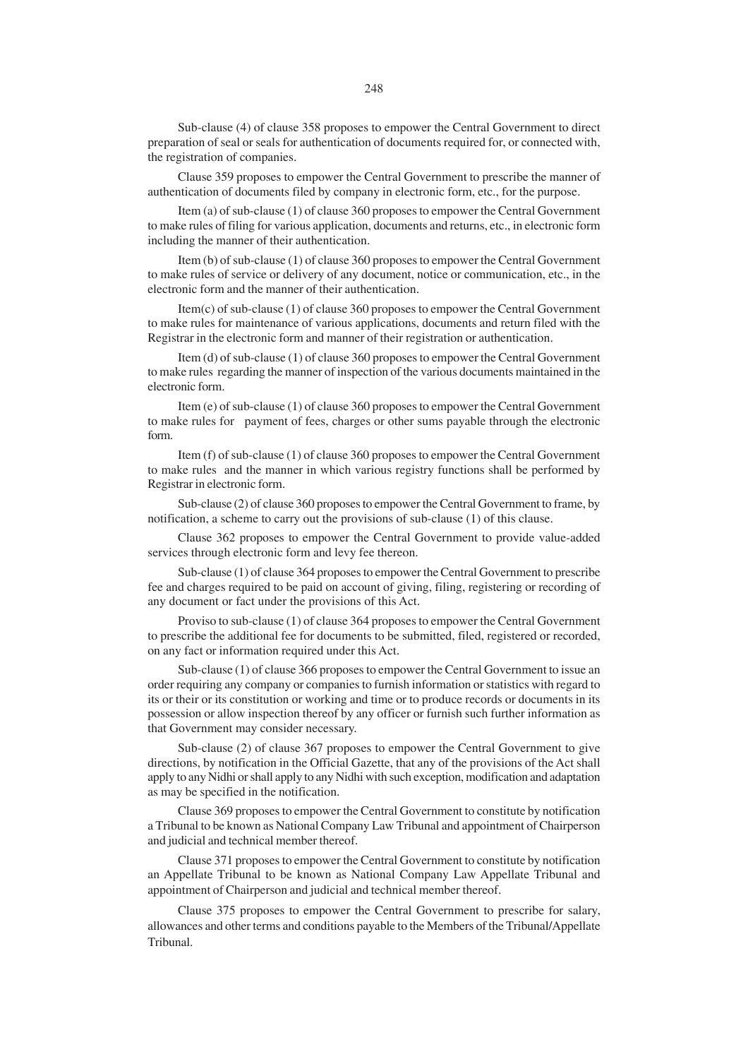Sub-clause (4) of clause 358 proposes to empower the Central Government to direct preparation of seal or seals for authentication of documents required for, or connected with, the registration of companies.

Clause 359 proposes to empower the Central Government to prescribe the manner of authentication of documents filed by company in electronic form, etc., for the purpose.

Item (a) of sub-clause (1) of clause 360 proposes to empower the Central Government to make rules of filing for various application, documents and returns, etc., in electronic form including the manner of their authentication.

Item (b) of sub-clause (1) of clause 360 proposes to empower the Central Government to make rules of service or delivery of any document, notice or communication, etc., in the electronic form and the manner of their authentication.

Item(c) of sub-clause (1) of clause 360 proposes to empower the Central Government to make rules for maintenance of various applications, documents and return filed with the Registrar in the electronic form and manner of their registration or authentication.

Item (d) of sub-clause (1) of clause 360 proposes to empower the Central Government to make rules regarding the manner of inspection of the various documents maintained in the electronic form.

Item (e) of sub-clause (1) of clause 360 proposes to empower the Central Government to make rules for payment of fees, charges or other sums payable through the electronic form.

Item (f) of sub-clause (1) of clause 360 proposes to empower the Central Government to make rules and the manner in which various registry functions shall be performed by Registrar in electronic form.

Sub-clause (2) of clause 360 proposes to empower the Central Government to frame, by notification, a scheme to carry out the provisions of sub-clause (1) of this clause.

Clause 362 proposes to empower the Central Government to provide value-added services through electronic form and levy fee thereon.

Sub-clause (1) of clause 364 proposes to empower the Central Government to prescribe fee and charges required to be paid on account of giving, filing, registering or recording of any document or fact under the provisions of this Act.

Proviso to sub-clause (1) of clause 364 proposes to empower the Central Government to prescribe the additional fee for documents to be submitted, filed, registered or recorded, on any fact or information required under this Act.

Sub-clause (1) of clause 366 proposes to empower the Central Government to issue an order requiring any company or companies to furnish information or statistics with regard to its or their or its constitution or working and time or to produce records or documents in its possession or allow inspection thereof by any officer or furnish such further information as that Government may consider necessary.

Sub-clause (2) of clause 367 proposes to empower the Central Government to give directions, by notification in the Official Gazette, that any of the provisions of the Act shall apply to any Nidhi or shall apply to any Nidhi with such exception, modification and adaptation as may be specified in the notification.

Clause 369 proposes to empower the Central Government to constitute by notification a Tribunal to be known as National Company Law Tribunal and appointment of Chairperson and judicial and technical member thereof.

Clause 371 proposes to empower the Central Government to constitute by notification an Appellate Tribunal to be known as National Company Law Appellate Tribunal and appointment of Chairperson and judicial and technical member thereof.

Clause 375 proposes to empower the Central Government to prescribe for salary, allowances and other terms and conditions payable to the Members of the Tribunal/Appellate Tribunal.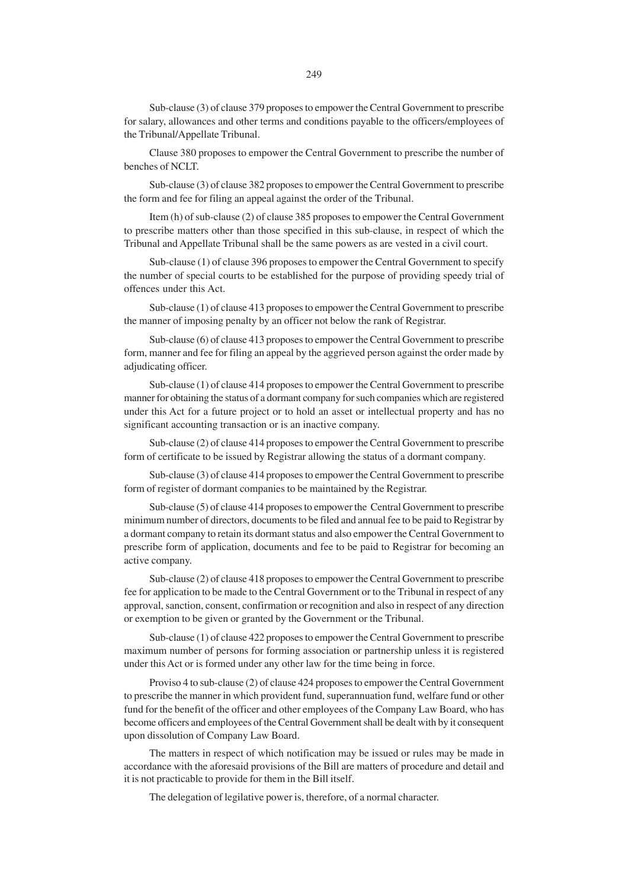Sub-clause (3) of clause 379 proposes to empower the Central Government to prescribe for salary, allowances and other terms and conditions payable to the officers/employees of the Tribunal/Appellate Tribunal.

Clause 380 proposes to empower the Central Government to prescribe the number of benches of NCLT.

Sub-clause (3) of clause 382 proposes to empower the Central Government to prescribe the form and fee for filing an appeal against the order of the Tribunal.

Item (h) of sub-clause (2) of clause 385 proposes to empower the Central Government to prescribe matters other than those specified in this sub-clause, in respect of which the Tribunal and Appellate Tribunal shall be the same powers as are vested in a civil court.

Sub-clause (1) of clause 396 proposes to empower the Central Government to specify the number of special courts to be established for the purpose of providing speedy trial of offences under this Act.

Sub-clause (1) of clause 413 proposes to empower the Central Government to prescribe the manner of imposing penalty by an officer not below the rank of Registrar.

Sub-clause (6) of clause 413 proposes to empower the Central Government to prescribe form, manner and fee for filing an appeal by the aggrieved person against the order made by adjudicating officer.

Sub-clause (1) of clause 414 proposes to empower the Central Government to prescribe manner for obtaining the status of a dormant company for such companies which are registered under this Act for a future project or to hold an asset or intellectual property and has no significant accounting transaction or is an inactive company.

Sub-clause (2) of clause 414 proposes to empower the Central Government to prescribe form of certificate to be issued by Registrar allowing the status of a dormant company.

Sub-clause (3) of clause 414 proposes to empower the Central Government to prescribe form of register of dormant companies to be maintained by the Registrar.

Sub-clause (5) of clause 414 proposes to empower the Central Government to prescribe minimum number of directors, documents to be filed and annual fee to be paid to Registrar by a dormant company to retain its dormant status and also empower the Central Government to prescribe form of application, documents and fee to be paid to Registrar for becoming an active company.

Sub-clause (2) of clause 418 proposes to empower the Central Government to prescribe fee for application to be made to the Central Government or to the Tribunal in respect of any approval, sanction, consent, confirmation or recognition and also in respect of any direction or exemption to be given or granted by the Government or the Tribunal.

Sub-clause (1) of clause 422 proposes to empower the Central Government to prescribe maximum number of persons for forming association or partnership unless it is registered under this Act or is formed under any other law for the time being in force.

Proviso 4 to sub-clause (2) of clause 424 proposes to empower the Central Government to prescribe the manner in which provident fund, superannuation fund, welfare fund or other fund for the benefit of the officer and other employees of the Company Law Board, who has become officers and employees of the Central Government shall be dealt with by it consequent upon dissolution of Company Law Board.

The matters in respect of which notification may be issued or rules may be made in accordance with the aforesaid provisions of the Bill are matters of procedure and detail and it is not practicable to provide for them in the Bill itself.

The delegation of legilative power is, therefore, of a normal character.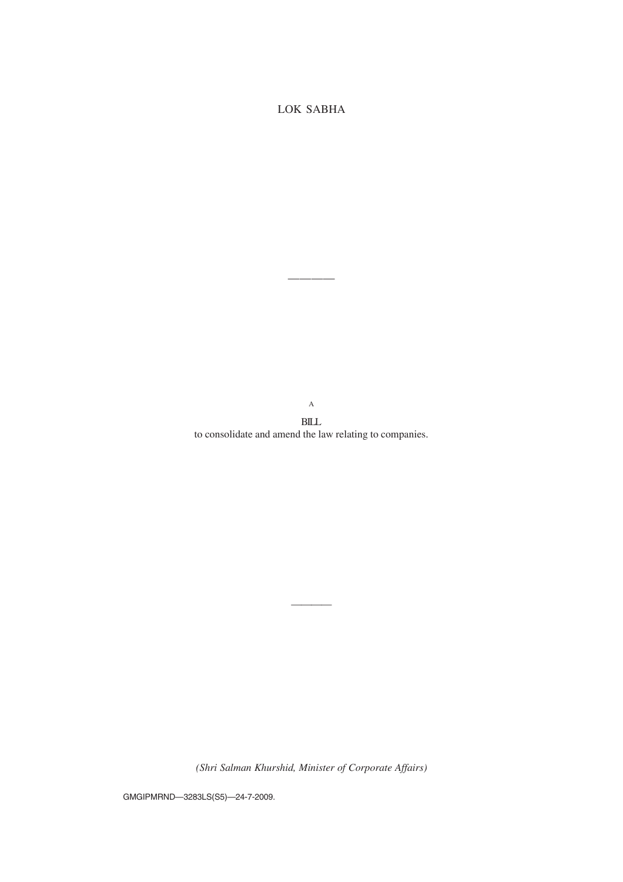LOK SABHA

————

A

BILL

to consolidate and amend the law relating to companies.

————

*(Shri Salman Khurshid, Minister of Corporate Affairs)*

GMGIPMRND—3283LS(S5)—24-7-2009.